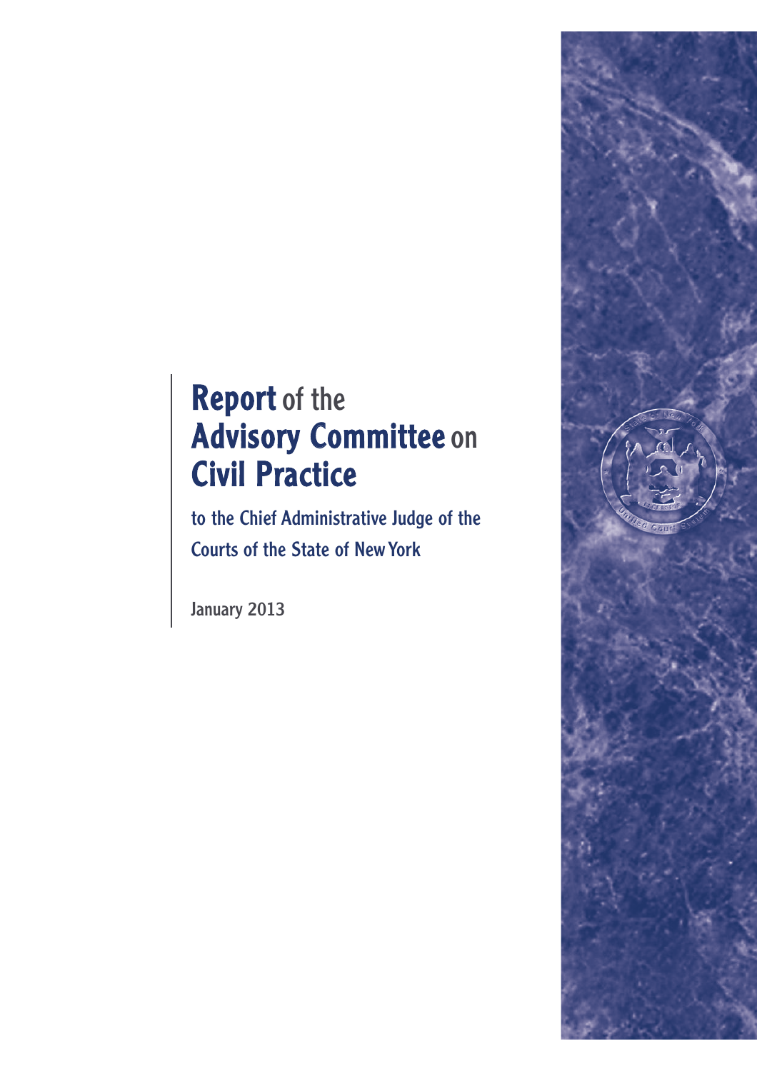# Report of the Advisory Committee on Civil Practice

to the Chief Administrative Judge of the Courts of the State of New York

January 2013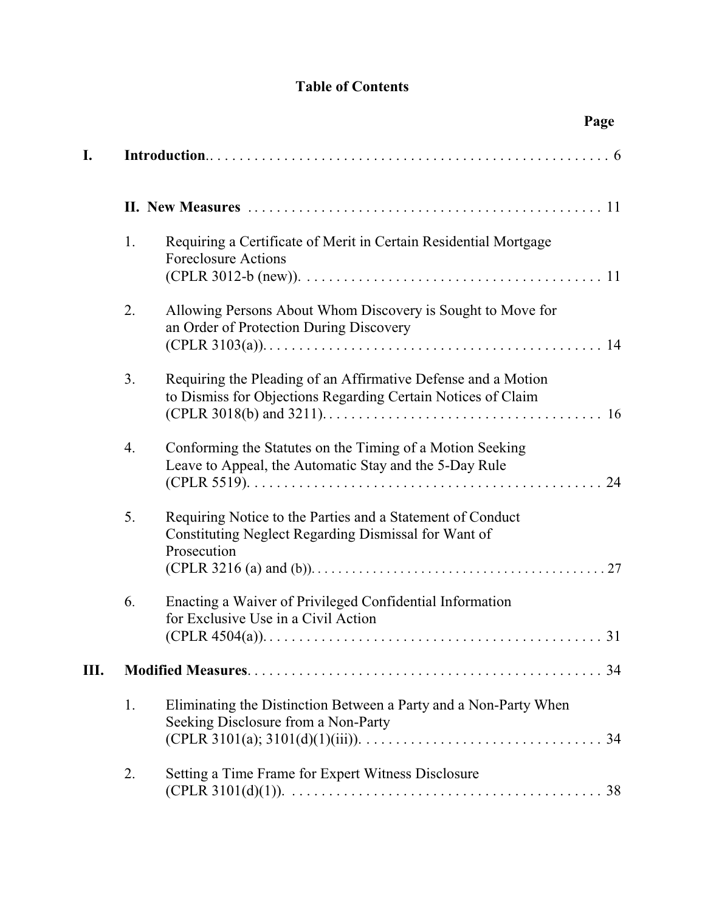# Table of Contents

**Page**

**I. Introduction**.. . . . . . . . . . . . . . . . . . . . . . . . . . . . . . . . . . . . . . . . . . . . . . . . . . . . . 6

**II. New Measures** . . . . . . . . . . . . . . . . . . . . . . . . . . . . . . . . . . . . . . . . . . . . . . . . . 11

1. Requiring a Certificate of Merit in Certain Residential Mortgage Foreclosure Actions (CPLR 3012-b (new)). . . . . . . . . . . . . . . . . . . . . . . . . . . . . . . . . . . . . . . . . 11

2. Allowing Persons About Whom Discovery is Sought to Move for an Order of Protection During Discovery (CPLR 3103(a)). . . . . . . . . . . . . . . . . . . . . . . . . . . . . . . . . . . . . . . . . . . . . . . 14

3. Requiring the Pleading of an Affirmative Defense and a Motion to Dismiss for Objections Regarding Certain Notices of Claim (CPLR 3018(b) and 3211). . . . . . . . . . . . . . . . . . . . . . . . . . . . . . . . . . . . . . . 16

4. Conforming the Statutes on the Timing of a Motion Seeking Leave to Appeal, the Automatic Stay and the 5-Day Rule (CPLR 5519). . . . . . . . . . . . . . . . . . . . . . . . . . . . . . . . . . . . . . . . . . . . . . . . . 24

5. Requiring Notice to the Parties and a Statement of Conduct Constituting Neglect Regarding Dismissal for Want of Prosecution (CPLR 3216 (a) and (b)). . . . . . . . . . . . . . . . . . . . . . . . . . . . . . . . . . . . . . . . . . . 27

6. Enacting a Waiver of Privileged Confidential Information for Exclusive Use in a Civil Action (CPLR 4504(a)). . . . . . . . . . . . . . . . . . . . . . . . . . . . . . . . . . . . . . . . . . . . . . . 31

**III. Modified Measures**. . . . . . . . . . . . . . . . . . . . . . . . . . . . . . . . . . . . . . . . . . . . . . . . . 34

1. Eliminating the Distinction Between a Party and a Non-Party When Seeking Disclosure from a Non-Party (CPLR 3101(a); 3101(d)(1)(iii)). . . . . . . . . . . . . . . . . . . . . . . . . . . . . . . . . . 34

2. Setting a Time Frame for Expert Witness Disclosure (CPLR 3101(d)(1)). . . . . . . . . . . . . . . . . . . . . . . . . . . . . . . . . . . . . . . . . . . 38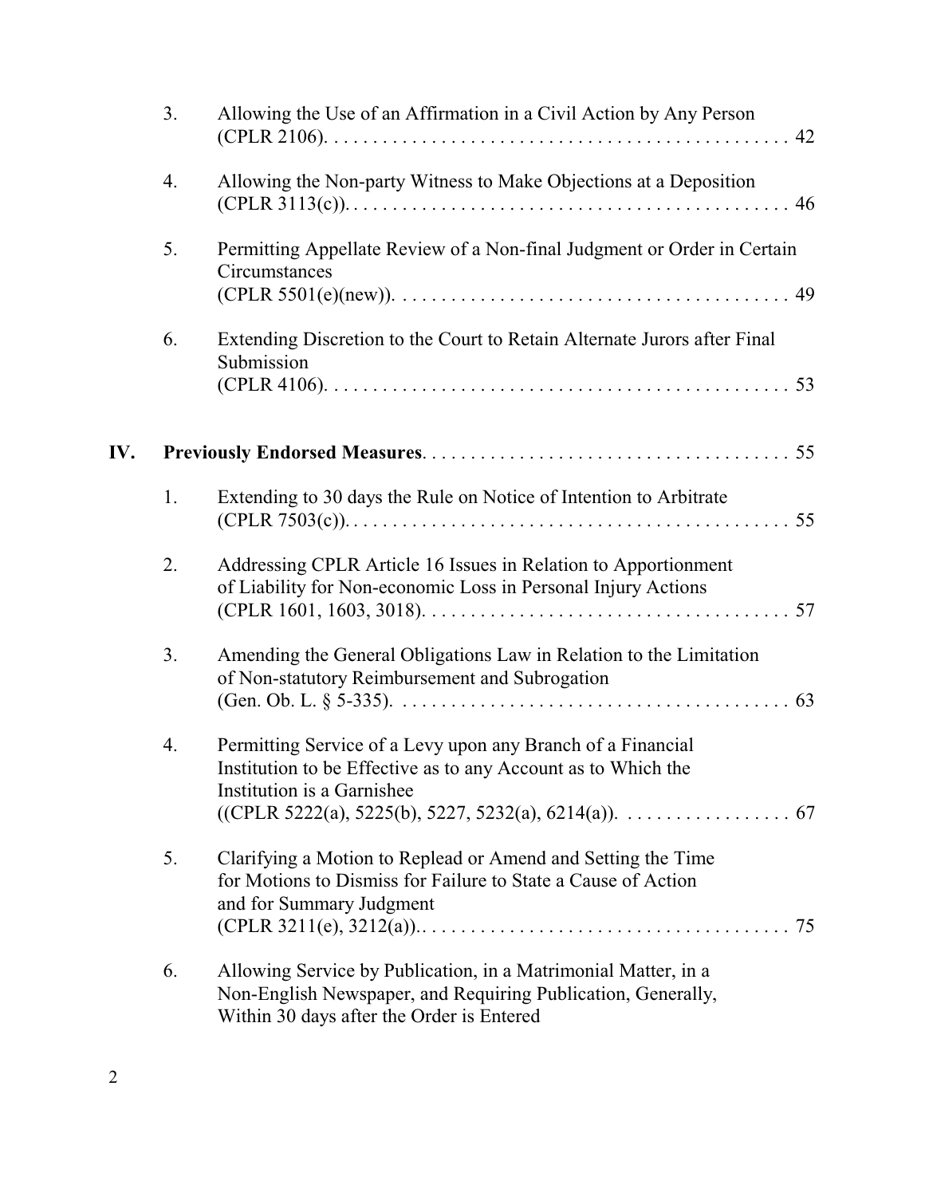3. Allowing the Use of an Affirmation in a Civil Action by Any Person (CPLR 2106). . . . . . . . . . . . . . . . . . . . . . . . . . . . . . . . . . . . . . . . . . . . . . . . 42

4. Allowing the Non-party Witness to Make Objections at a Deposition (CPLR 3113(c)). . . . . . . . . . . . . . . . . . . . . . . . . . . . . . . . . . . . . . . . . . . . . . 46

5. Permitting Appellate Review of a Non-final Judgment or Order in Certain Circumstances (CPLR 5501(e)(new)). . . . . . . . . . . . . . . . . . . . . . . . . . . . . . . . . . . . . . . . 49

6. Extending Discretion to the Court to Retain Alternate Jurors after Final Submission (CPLR 4106). . . . . . . . . . . . . . . . . . . . . . . . . . . . . . . . . . . . . . . . . . . . . . . . 53

**IV. Previously Endorsed Measures**. . . . . . . . . . . . . . . . . . . . . . . . . . . . . . . . . . . . . . 55

1. Extending to 30 days the Rule on Notice of Intention to Arbitrate (CPLR 7503(c)). . . . . . . . . . . . . . . . . . . . . . . . . . . . . . . . . . . . . . . . . . . . . . 55

2. Addressing CPLR Article 16 Issues in Relation to Apportionment of Liability for Non-economic Loss in Personal Injury Actions (CPLR 1601, 1603, 3018). . . . . . . . . . . . . . . . . . . . . . . . . . . . . . . . . . . . . . 57

3. Amending the General Obligations Law in Relation to the Limitation of Non-statutory Reimbursement and Subrogation (Gen. Ob. L. § 5-335). . . . . . . . . . . . . . . . . . . . . . . . . . . . . . . . . . . . . . . . 63

4. Permitting Service of a Levy upon any Branch of a Financial Institution to be Effective as to any Account as to Which the Institution is a Garnishee ((CPLR 5222(a), 5225(b), 5227, 5232(a), 6214(a)). . . . . . . . . . . . . . . . . 67

5. Clarifying a Motion to Replead or Amend and Setting the Time for Motions to Dismiss for Failure to State a Cause of Action and for Summary Judgment (CPLR 3211(e), 3212(a)).. . . . . . . . . . . . . . . . . . . . . . . . . . . . . . . . . . . . . 75

6. Allowing Service by Publication, in a Matrimonial Matter, in a Non-English Newspaper, and Requiring Publication, Generally, Within 30 days after the Order is Entered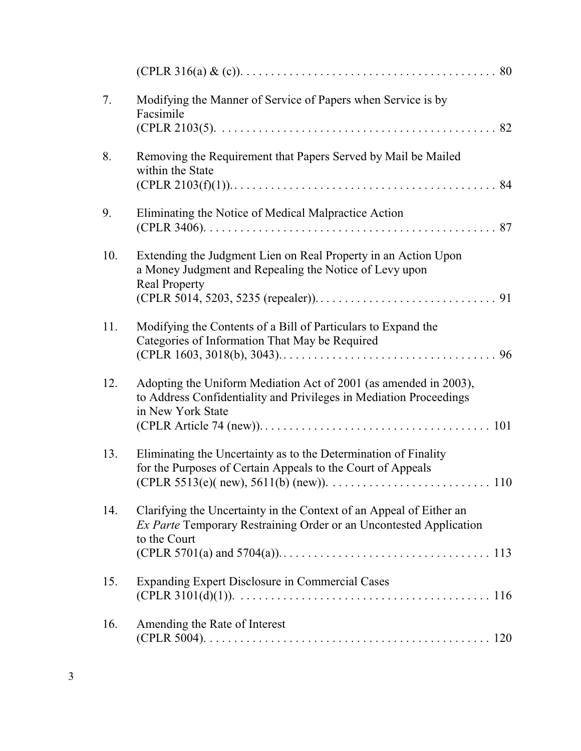(CPLR 316(a) & (c)). . . . . . . . . . . . . . . . . . . . . . . . . . . . . . . . . . . . . . . . . 80

7. Modifying the Manner of Service of Papers when Service is by Facsimile
(CPLR 2103(5). . . . . . . . . . . . . . . . . . . . . . . . . . . . . . . . . . . . . . . . . . . . . 82

8. Removing the Requirement that Papers Served by Mail be Mailed within the State
(CPLR 2103(f)(1)). . . . . . . . . . . . . . . . . . . . . . . . . . . . . . . . . . . . . . . . . . . 84

9. Eliminating the Notice of Medical Malpractice Action
(CPLR 3406). . . . . . . . . . . . . . . . . . . . . . . . . . . . . . . . . . . . . . . . . . . . . . . 87

10. Extending the Judgment Lien on Real Property in an Action Upon a Money Judgment and Repealing the Notice of Levy upon Real Property
(CPLR 5014, 5203, 5235 (repealer)). . . . . . . . . . . . . . . . . . . . . . . . . . . . . . 91

11. Modifying the Contents of a Bill of Particulars to Expand the Categories of Information That May be Required
(CPLR 1603, 3018(b), 3043). . . . . . . . . . . . . . . . . . . . . . . . . . . . . . . . . . . . 96

12. Adopting the Uniform Mediation Act of 2001 (as amended in 2003), to Address Confidentiality and Privileges in Mediation Proceedings in New York State
(CPLR Article 74 (new)). . . . . . . . . . . . . . . . . . . . . . . . . . . . . . . . . . . . . 101

13. Eliminating the Uncertainty as to the Determination of Finality for the Purposes of Certain Appeals to the Court of Appeals
(CPLR 5513(e)( new), 5611(b) (new)). . . . . . . . . . . . . . . . . . . . . . . . . . . 110

14. Clarifying the Uncertainty in the Context of an Appeal of Either an *Ex Parte* Temporary Restraining Order or an Uncontested Application to the Court
(CPLR 5701(a) and 5704(a)). . . . . . . . . . . . . . . . . . . . . . . . . . . . . . . . . . 113

15. Expanding Expert Disclosure in Commercial Cases
(CPLR 3101(d)(1)). . . . . . . . . . . . . . . . . . . . . . . . . . . . . . . . . . . . . . . . . . 116

16. Amending the Rate of Interest
(CPLR 5004). . . . . . . . . . . . . . . . . . . . . . . . . . . . . . . . . . . . . . . . . . . . . . . 120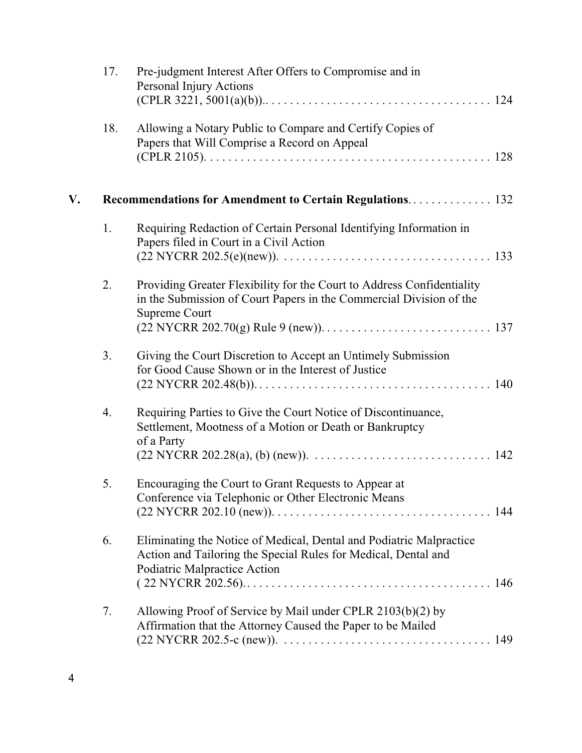17. Pre-judgment Interest After Offers to Compromise and in Personal Injury Actions (CPLR 3221, 5001(a)(b)). . . . . . . . . . . . . . . . . . . . . . . . . . . . . . . . . . . . 124

18. Allowing a Notary Public to Compare and Certify Copies of Papers that Will Comprise a Record on Appeal (CPLR 2105). . . . . . . . . . . . . . . . . . . . . . . . . . . . . . . . . . . . . . . . . . . . . 128

**V. Recommendations for Amendment to Certain Regulations**. . . . . . . . . . . . . . 132

1. Requiring Redaction of Certain Personal Identifying Information in Papers filed in Court in a Civil Action (22 NYCRR 202.5(e)(new)). . . . . . . . . . . . . . . . . . . . . . . . . . . . . . . . . . . 133

2. Providing Greater Flexibility for the Court to Address Confidentiality in the Submission of Court Papers in the Commercial Division of the Supreme Court (22 NYCRR 202.70(g) Rule 9 (new)). . . . . . . . . . . . . . . . . . . . . . . . . . . . 137

3. Giving the Court Discretion to Accept an Untimely Submission for Good Cause Shown or in the Interest of Justice (22 NYCRR 202.48(b)). . . . . . . . . . . . . . . . . . . . . . . . . . . . . . . . . . . . . . 140

4. Requiring Parties to Give the Court Notice of Discontinuance, Settlement, Mootness of a Motion or Death or Bankruptcy of a Party (22 NYCRR 202.28(a), (b) (new)). . . . . . . . . . . . . . . . . . . . . . . . . . . . . 142

5. Encouraging the Court to Grant Requests to Appear at Conference via Telephonic or Other Electronic Means (22 NYCRR 202.10 (new)). . . . . . . . . . . . . . . . . . . . . . . . . . . . . . . . . . . 144

6. Eliminating the Notice of Medical, Dental and Podiatric Malpractice Action and Tailoring the Special Rules for Medical, Dental and Podiatric Malpractice Action ( 22 NYCRR 202.56).. . . . . . . . . . . . . . . . . . . . . . . . . . . . . . . . . . . . . . . 146

7. Allowing Proof of Service by Mail under CPLR 2103(b)(2) by Affirmation that the Attorney Caused the Paper to be Mailed (22 NYCRR 202.5-c (new)). . . . . . . . . . . . . . . . . . . . . . . . . . . . . . . . . . 149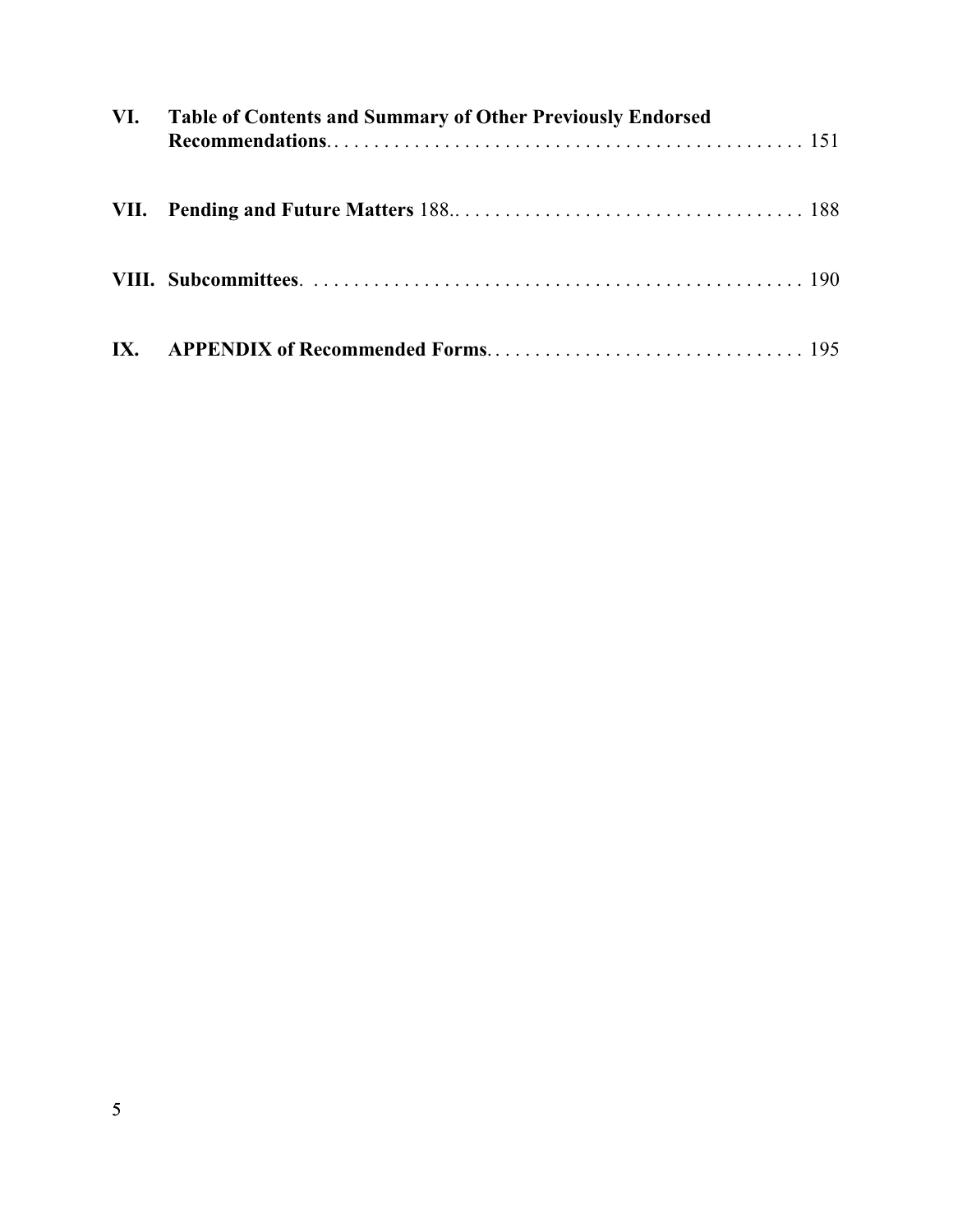**VI. Table of Contents and Summary of Other Previously Endorsed Recommendations**. . . . . . . . . . . . . . . . . . . . . . . . . . . . . . . . . . . . . . . . . . . . . . . 151

**VII. Pending and Future Matters** 188.. . . . . . . . . . . . . . . . . . . . . . . . . . . . . . . . . . 188

**VIII. Subcommittees**. . . . . . . . . . . . . . . . . . . . . . . . . . . . . . . . . . . . . . . . . . . . . . . . . 190

**IX. APPENDIX of Recommended Forms**. . . . . . . . . . . . . . . . . . . . . . . . . . . . . . . . 195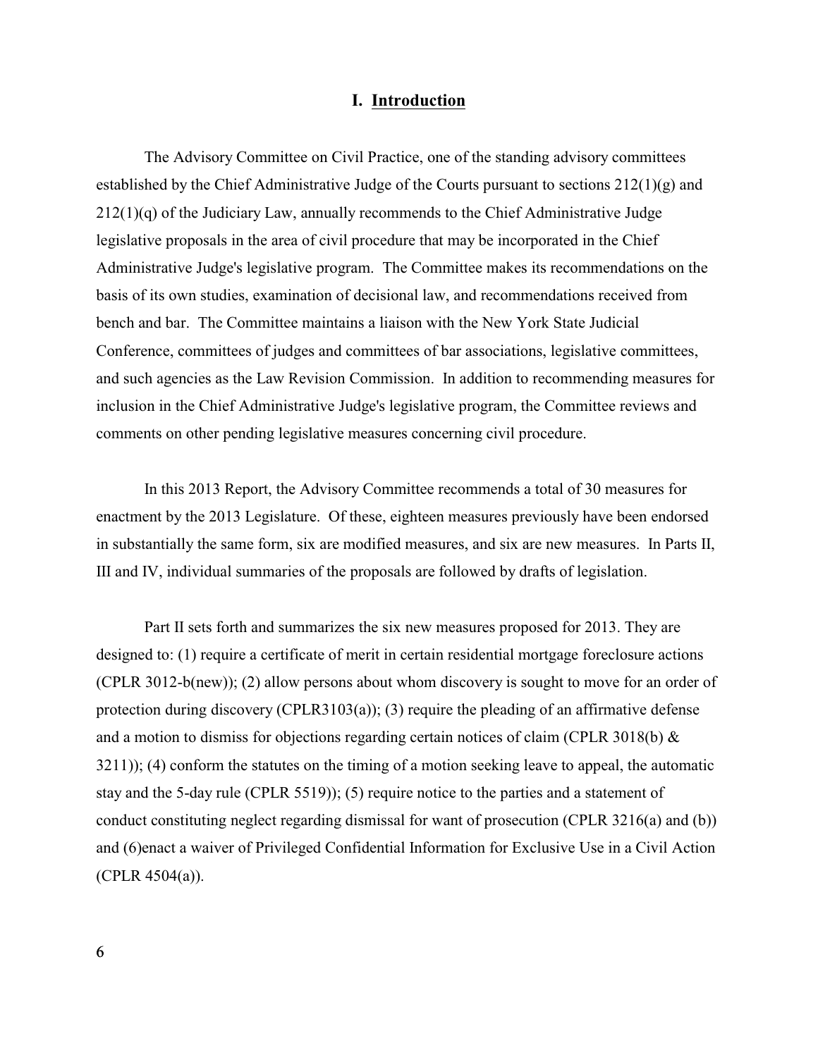# I. Introduction

The Advisory Committee on Civil Practice, one of the standing advisory committees established by the Chief Administrative Judge of the Courts pursuant to sections 212(1)(g) and 212(1)(q) of the Judiciary Law, annually recommends to the Chief Administrative Judge legislative proposals in the area of civil procedure that may be incorporated in the Chief Administrative Judge's legislative program. The Committee makes its recommendations on the basis of its own studies, examination of decisional law, and recommendations received from bench and bar. The Committee maintains a liaison with the New York State Judicial Conference, committees of judges and committees of bar associations, legislative committees, and such agencies as the Law Revision Commission. In addition to recommending measures for inclusion in the Chief Administrative Judge's legislative program, the Committee reviews and comments on other pending legislative measures concerning civil procedure.

In this 2013 Report, the Advisory Committee recommends a total of 30 measures for enactment by the 2013 Legislature. Of these, eighteen measures previously have been endorsed in substantially the same form, six are modified measures, and six are new measures. In Parts II, III and IV, individual summaries of the proposals are followed by drafts of legislation.

Part II sets forth and summarizes the six new measures proposed for 2013. They are designed to: (1) require a certificate of merit in certain residential mortgage foreclosure actions (CPLR 3012-b(new)); (2) allow persons about whom discovery is sought to move for an order of protection during discovery (CPLR3103(a)); (3) require the pleading of an affirmative defense and a motion to dismiss for objections regarding certain notices of claim (CPLR 3018(b) & 3211)); (4) conform the statutes on the timing of a motion seeking leave to appeal, the automatic stay and the 5-day rule (CPLR 5519)); (5) require notice to the parties and a statement of conduct constituting neglect regarding dismissal for want of prosecution (CPLR 3216(a) and (b)) and (6)enact a waiver of Privileged Confidential Information for Exclusive Use in a Civil Action (CPLR 4504(a)).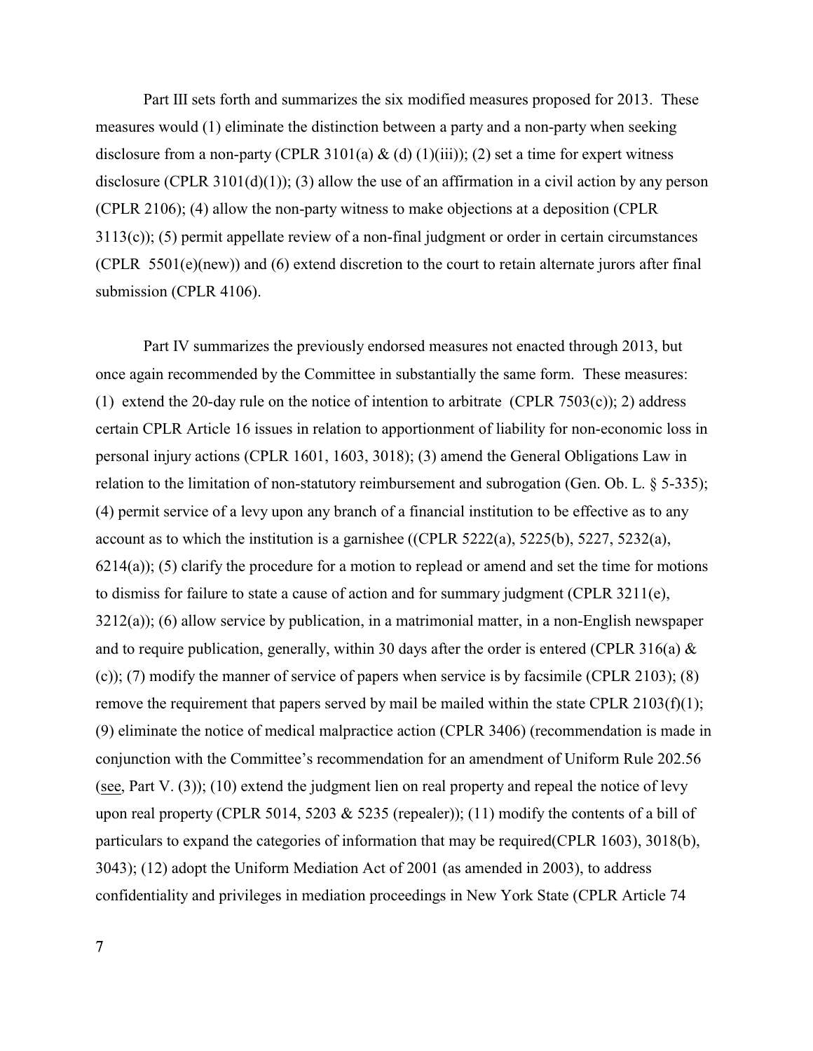Part III sets forth and summarizes the six modified measures proposed for 2013. These measures would (1) eliminate the distinction between a party and a non-party when seeking disclosure from a non-party (CPLR 3101(a) & (d) (1)(iii)); (2) set a time for expert witness disclosure (CPLR 3101(d)(1)); (3) allow the use of an affirmation in a civil action by any person (CPLR 2106); (4) allow the non-party witness to make objections at a deposition (CPLR 3113(c)); (5) permit appellate review of a non-final judgment or order in certain circumstances (CPLR 5501(e)(new)) and (6) extend discretion to the court to retain alternate jurors after final submission (CPLR 4106).

Part IV summarizes the previously endorsed measures not enacted through 2013, but once again recommended by the Committee in substantially the same form. These measures: (1) extend the 20-day rule on the notice of intention to arbitrate (CPLR 7503(c)); 2) address certain CPLR Article 16 issues in relation to apportionment of liability for non-economic loss in personal injury actions (CPLR 1601, 1603, 3018); (3) amend the General Obligations Law in relation to the limitation of non-statutory reimbursement and subrogation (Gen. Ob. L. § 5-335); (4) permit service of a levy upon any branch of a financial institution to be effective as to any account as to which the institution is a garnishee ((CPLR 5222(a), 5225(b), 5227, 5232(a), 6214(a)); (5) clarify the procedure for a motion to replead or amend and set the time for motions to dismiss for failure to state a cause of action and for summary judgment (CPLR 3211(e), 3212(a)); (6) allow service by publication, in a matrimonial matter, in a non-English newspaper and to require publication, generally, within 30 days after the order is entered (CPLR 316(a) & (c)); (7) modify the manner of service of papers when service is by facsimile (CPLR 2103); (8) remove the requirement that papers served by mail be mailed within the state CPLR 2103(f)(1); (9) eliminate the notice of medical malpractice action (CPLR 3406) (recommendation is made in conjunction with the Committee's recommendation for an amendment of Uniform Rule 202.56 (see, Part V. (3)); (10) extend the judgment lien on real property and repeal the notice of levy upon real property (CPLR 5014, 5203 & 5235 (repealer)); (11) modify the contents of a bill of particulars to expand the categories of information that may be required(CPLR 1603), 3018(b), 3043); (12) adopt the Uniform Mediation Act of 2001 (as amended in 2003), to address confidentiality and privileges in mediation proceedings in New York State (CPLR Article 74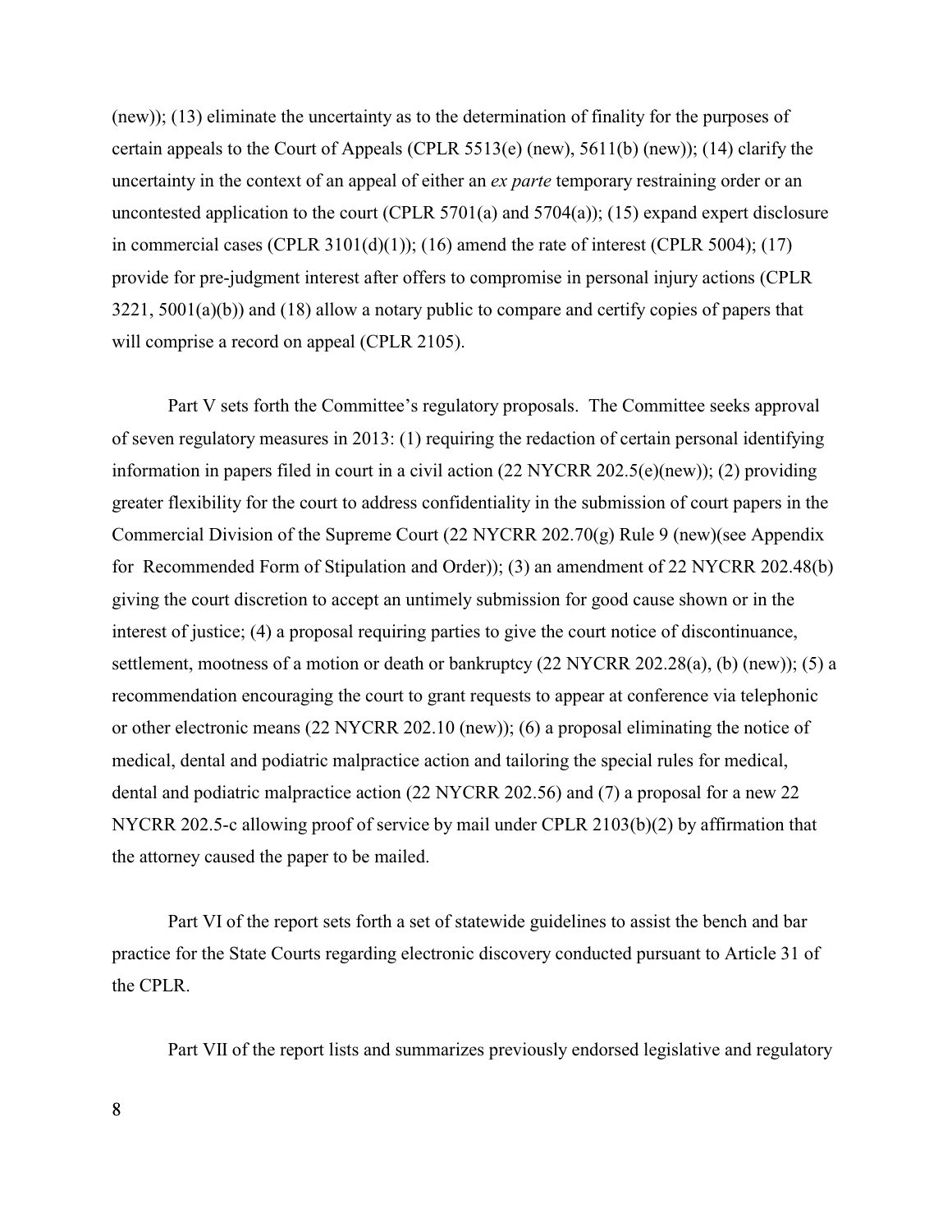(new)); (13) eliminate the uncertainty as to the determination of finality for the purposes of certain appeals to the Court of Appeals (CPLR 5513(e) (new), 5611(b) (new)); (14) clarify the uncertainty in the context of an appeal of either an *ex parte* temporary restraining order or an uncontested application to the court (CPLR 5701(a) and 5704(a)); (15) expand expert disclosure in commercial cases (CPLR 3101(d)(1)); (16) amend the rate of interest (CPLR 5004); (17) provide for pre-judgment interest after offers to compromise in personal injury actions (CPLR 3221, 5001(a)(b)) and (18) allow a notary public to compare and certify copies of papers that will comprise a record on appeal (CPLR 2105).

Part V sets forth the Committee's regulatory proposals. The Committee seeks approval of seven regulatory measures in 2013: (1) requiring the redaction of certain personal identifying information in papers filed in court in a civil action (22 NYCRR 202.5(e)(new)); (2) providing greater flexibility for the court to address confidentiality in the submission of court papers in the Commercial Division of the Supreme Court (22 NYCRR 202.70(g) Rule 9 (new)(see Appendix for Recommended Form of Stipulation and Order)); (3) an amendment of 22 NYCRR 202.48(b) giving the court discretion to accept an untimely submission for good cause shown or in the interest of justice; (4) a proposal requiring parties to give the court notice of discontinuance, settlement, mootness of a motion or death or bankruptcy (22 NYCRR 202.28(a), (b) (new)); (5) a recommendation encouraging the court to grant requests to appear at conference via telephonic or other electronic means (22 NYCRR 202.10 (new)); (6) a proposal eliminating the notice of medical, dental and podiatric malpractice action and tailoring the special rules for medical, dental and podiatric malpractice action (22 NYCRR 202.56) and (7) a proposal for a new 22 NYCRR 202.5-c allowing proof of service by mail under CPLR 2103(b)(2) by affirmation that the attorney caused the paper to be mailed.

Part VI of the report sets forth a set of statewide guidelines to assist the bench and bar practice for the State Courts regarding electronic discovery conducted pursuant to Article 31 of the CPLR.

Part VII of the report lists and summarizes previously endorsed legislative and regulatory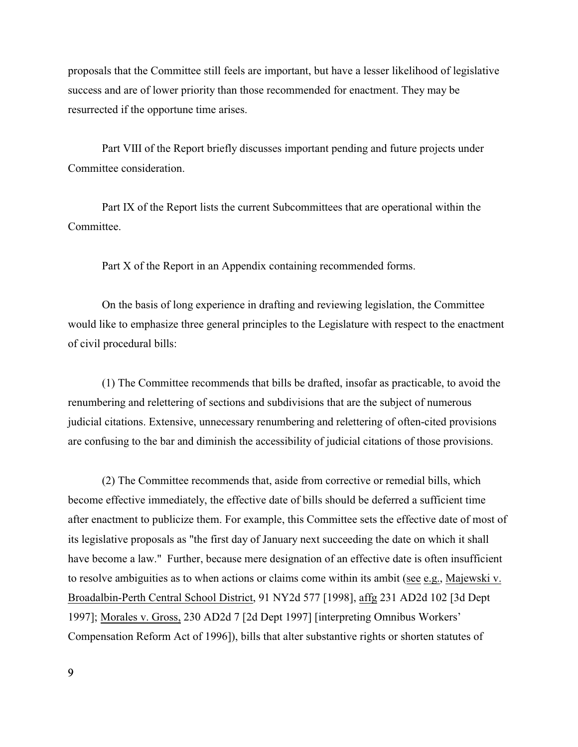proposals that the Committee still feels are important, but have a lesser likelihood of legislative success and are of lower priority than those recommended for enactment. They may be resurrected if the opportune time arises.

Part VIII of the Report briefly discusses important pending and future projects under Committee consideration.

Part IX of the Report lists the current Subcommittees that are operational within the Committee.

Part X of the Report in an Appendix containing recommended forms.

On the basis of long experience in drafting and reviewing legislation, the Committee would like to emphasize three general principles to the Legislature with respect to the enactment of civil procedural bills:

(1) The Committee recommends that bills be drafted, insofar as practicable, to avoid the renumbering and relettering of sections and subdivisions that are the subject of numerous judicial citations. Extensive, unnecessary renumbering and relettering of often-cited provisions are confusing to the bar and diminish the accessibility of judicial citations of those provisions.

(2) The Committee recommends that, aside from corrective or remedial bills, which become effective immediately, the effective date of bills should be deferred a sufficient time after enactment to publicize them. For example, this Committee sets the effective date of most of its legislative proposals as "the first day of January next succeeding the date on which it shall have become a law." Further, because mere designation of an effective date is often insufficient to resolve ambiguities as to when actions or claims come within its ambit (see e.g., Majewski v. Broadalbin-Perth Central School District, 91 NY2d 577 [1998], affg 231 AD2d 102 [3d Dept 1997]; Morales v. Gross, 230 AD2d 7 [2d Dept 1997] [interpreting Omnibus Workers' Compensation Reform Act of 1996]), bills that alter substantive rights or shorten statutes of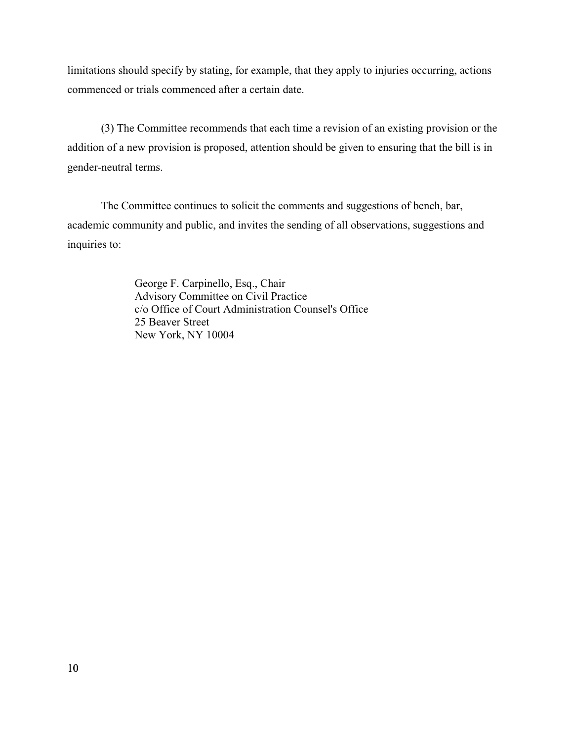limitations should specify by stating, for example, that they apply to injuries occurring, actions commenced or trials commenced after a certain date.

(3) The Committee recommends that each time a revision of an existing provision or the addition of a new provision is proposed, attention should be given to ensuring that the bill is in gender-neutral terms.

The Committee continues to solicit the comments and suggestions of bench, bar, academic community and public, and invites the sending of all observations, suggestions and inquiries to:

George F. Carpinello, Esq., Chair  
Advisory Committee on Civil Practice  
c/o Office of Court Administration Counsel's Office  
25 Beaver Street  
New York, NY 10004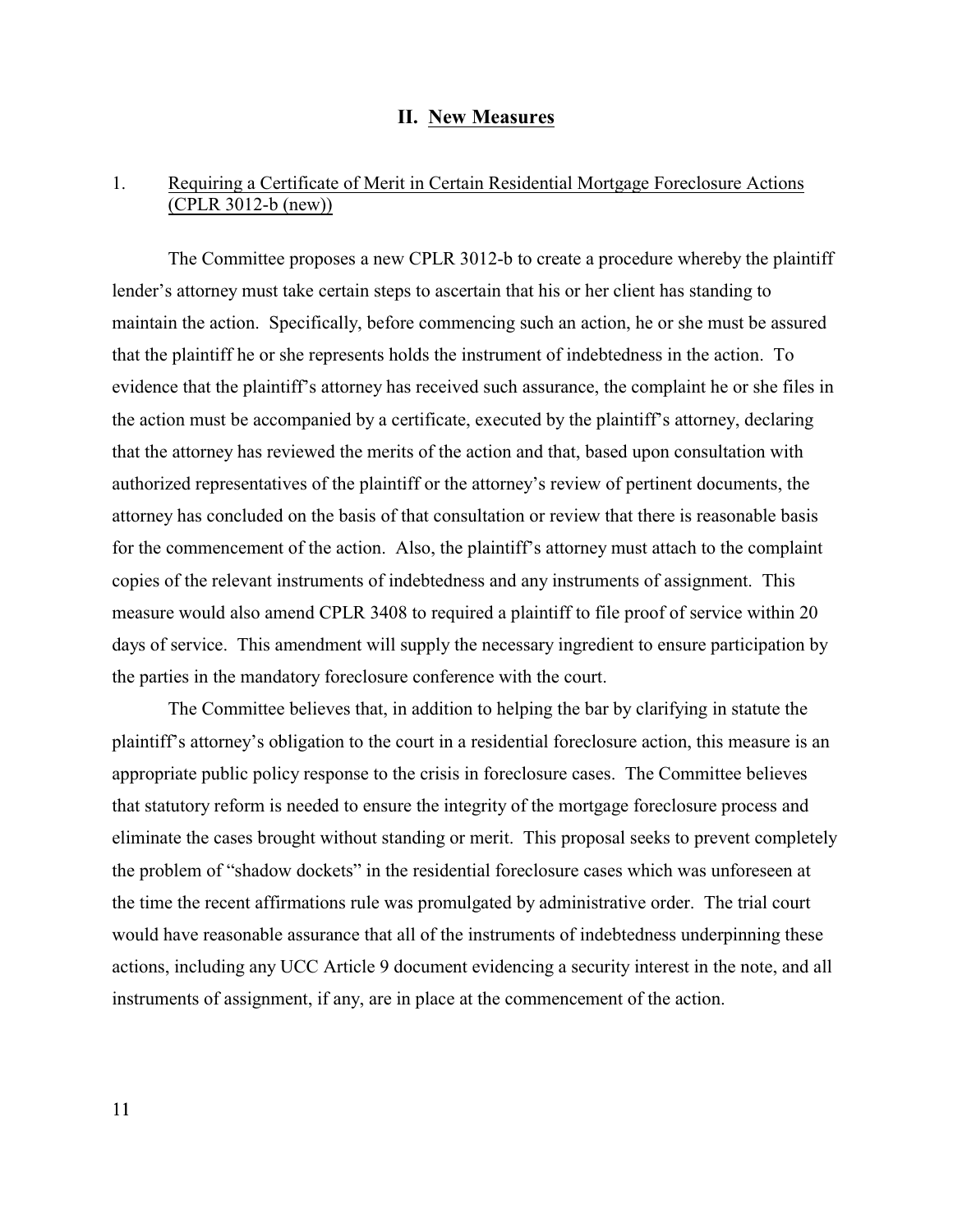## II. New Measures

### 1. Requiring a Certificate of Merit in Certain Residential Mortgage Foreclosure Actions (CPLR 3012-b (new))

The Committee proposes a new CPLR 3012-b to create a procedure whereby the plaintiff lender's attorney must take certain steps to ascertain that his or her client has standing to maintain the action. Specifically, before commencing such an action, he or she must be assured that the plaintiff he or she represents holds the instrument of indebtedness in the action. To evidence that the plaintiff's attorney has received such assurance, the complaint he or she files in the action must be accompanied by a certificate, executed by the plaintiff's attorney, declaring that the attorney has reviewed the merits of the action and that, based upon consultation with authorized representatives of the plaintiff or the attorney's review of pertinent documents, the attorney has concluded on the basis of that consultation or review that there is reasonable basis for the commencement of the action. Also, the plaintiff's attorney must attach to the complaint copies of the relevant instruments of indebtedness and any instruments of assignment. This measure would also amend CPLR 3408 to required a plaintiff to file proof of service within 20 days of service. This amendment will supply the necessary ingredient to ensure participation by the parties in the mandatory foreclosure conference with the court.

The Committee believes that, in addition to helping the bar by clarifying in statute the plaintiff's attorney's obligation to the court in a residential foreclosure action, this measure is an appropriate public policy response to the crisis in foreclosure cases. The Committee believes that statutory reform is needed to ensure the integrity of the mortgage foreclosure process and eliminate the cases brought without standing or merit. This proposal seeks to prevent completely the problem of "shadow dockets" in the residential foreclosure cases which was unforeseen at the time the recent affirmations rule was promulgated by administrative order. The trial court would have reasonable assurance that all of the instruments of indebtedness underpinning these actions, including any UCC Article 9 document evidencing a security interest in the note, and all instruments of assignment, if any, are in place at the commencement of the action.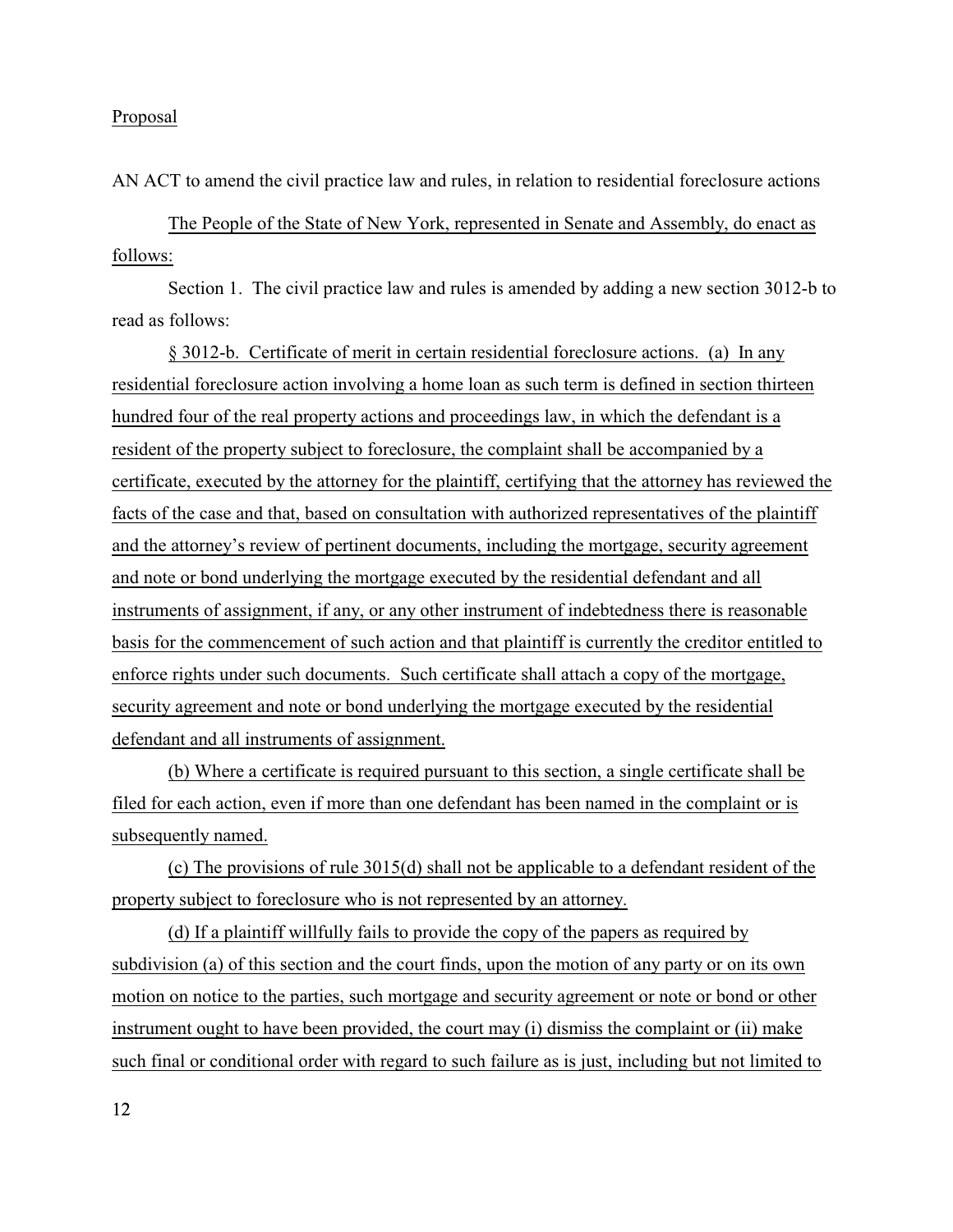Proposal

AN ACT to amend the civil practice law and rules, in relation to residential foreclosure actions

The People of the State of New York, represented in Senate and Assembly, do enact as follows:

Section 1. The civil practice law and rules is amended by adding a new section 3012-b to read as follows:

§ 3012-b. Certificate of merit in certain residential foreclosure actions. (a) In any residential foreclosure action involving a home loan as such term is defined in section thirteen hundred four of the real property actions and proceedings law, in which the defendant is a resident of the property subject to foreclosure, the complaint shall be accompanied by a certificate, executed by the attorney for the plaintiff, certifying that the attorney has reviewed the facts of the case and that, based on consultation with authorized representatives of the plaintiff and the attorney's review of pertinent documents, including the mortgage, security agreement and note or bond underlying the mortgage executed by the residential defendant and all instruments of assignment, if any, or any other instrument of indebtedness there is reasonable basis for the commencement of such action and that plaintiff is currently the creditor entitled to enforce rights under such documents. Such certificate shall attach a copy of the mortgage, security agreement and note or bond underlying the mortgage executed by the residential defendant and all instruments of assignment.

(b) Where a certificate is required pursuant to this section, a single certificate shall be filed for each action, even if more than one defendant has been named in the complaint or is subsequently named.

(c) The provisions of rule 3015(d) shall not be applicable to a defendant resident of the property subject to foreclosure who is not represented by an attorney.

(d) If a plaintiff willfully fails to provide the copy of the papers as required by subdivision (a) of this section and the court finds, upon the motion of any party or on its own motion on notice to the parties, such mortgage and security agreement or note or bond or other instrument ought to have been provided, the court may (i) dismiss the complaint or (ii) make such final or conditional order with regard to such failure as is just, including but not limited to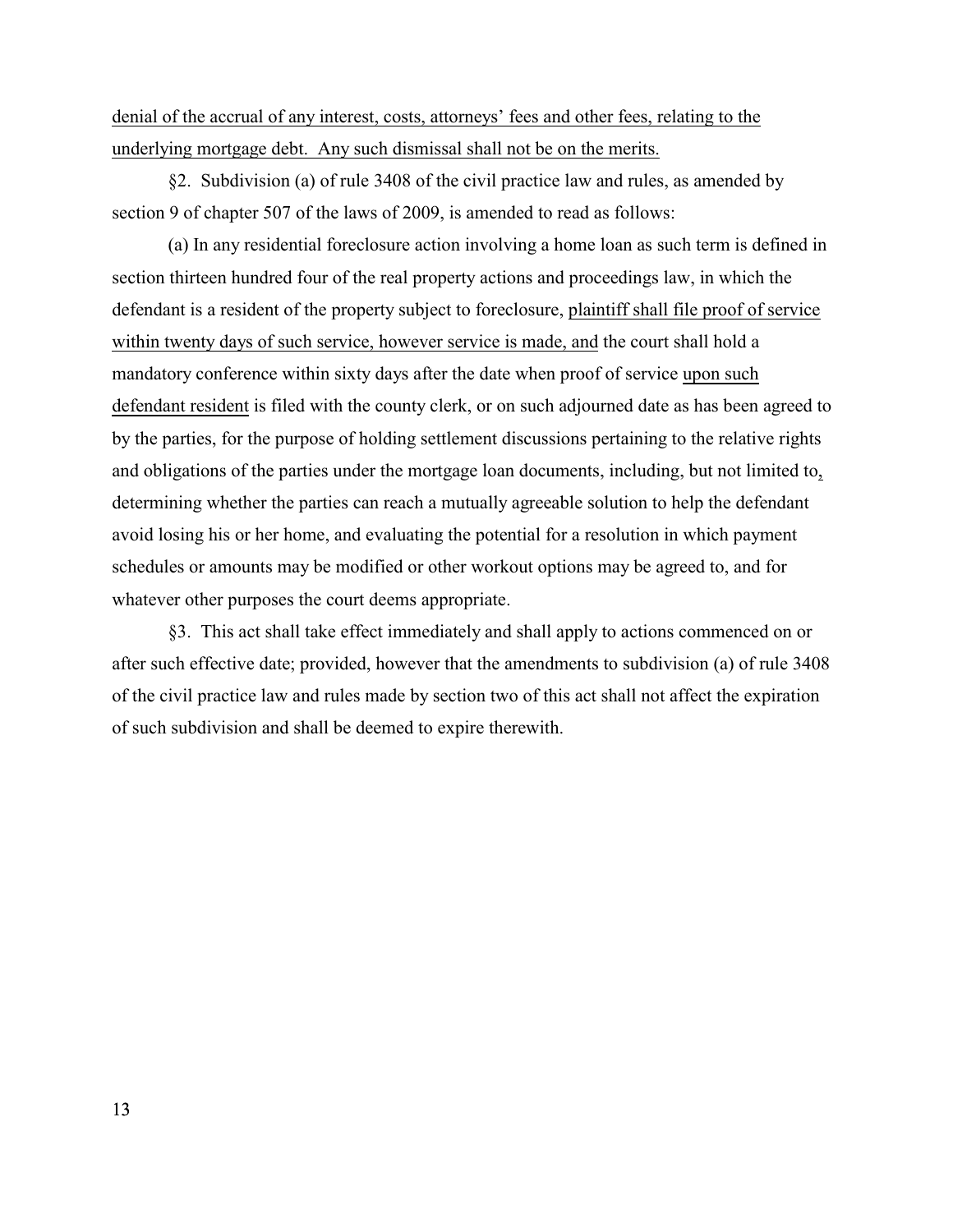<u>denial of the accrual of any interest, costs, attorneys' fees and other fees, relating to the underlying mortgage debt. Any such dismissal shall not be on the merits.</u>

§2. Subdivision (a) of rule 3408 of the civil practice law and rules, as amended by section 9 of chapter 507 of the laws of 2009, is amended to read as follows:

(a) In any residential foreclosure action involving a home loan as such term is defined in section thirteen hundred four of the real property actions and proceedings law, in which the defendant is a resident of the property subject to foreclosure, <u>plaintiff shall file proof of service within twenty days of such service, however service is made, and</u> the court shall hold a mandatory conference within sixty days after the date when proof of service <u>upon such defendant resident</u> is filed with the county clerk, or on such adjourned date as has been agreed to by the parties, for the purpose of holding settlement discussions pertaining to the relative rights and obligations of the parties under the mortgage loan documents, including, but not limited to<u>,</u> determining whether the parties can reach a mutually agreeable solution to help the defendant avoid losing his or her home, and evaluating the potential for a resolution in which payment schedules or amounts may be modified or other workout options may be agreed to, and for whatever other purposes the court deems appropriate.

§3. This act shall take effect immediately and shall apply to actions commenced on or after such effective date; provided, however that the amendments to subdivision (a) of rule 3408 of the civil practice law and rules made by section two of this act shall not affect the expiration of such subdivision and shall be deemed to expire therewith.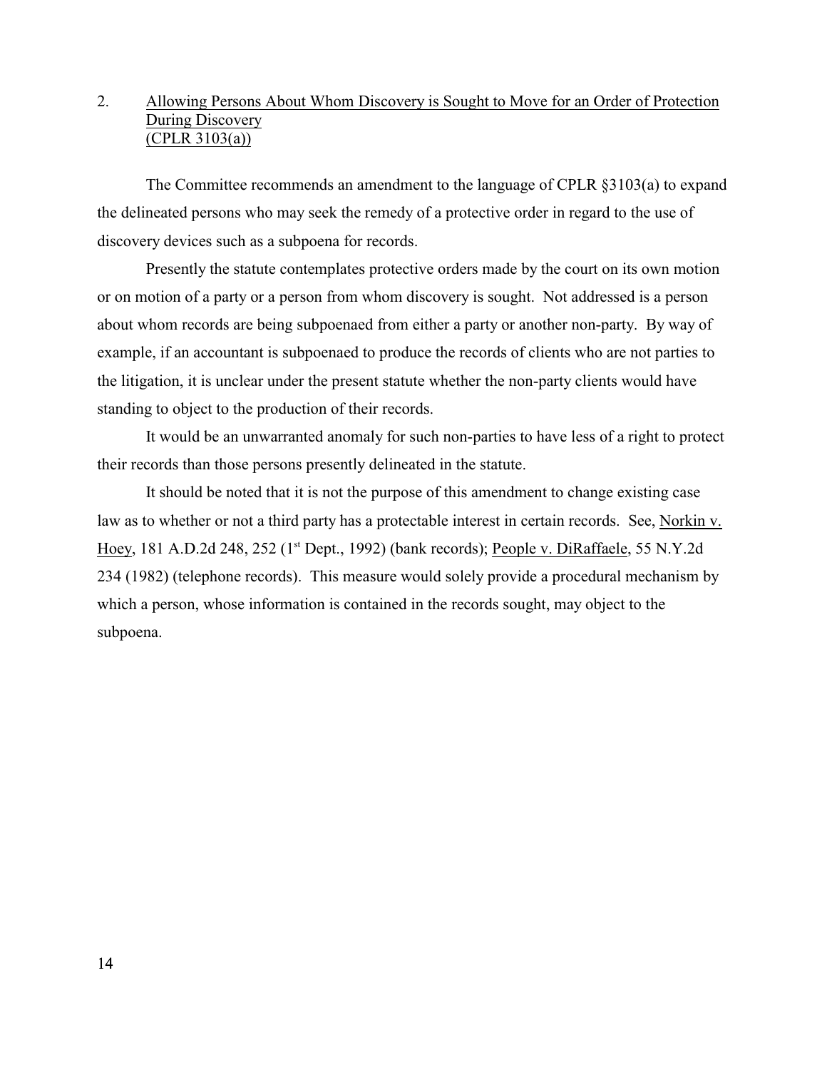## 2. Allowing Persons About Whom Discovery is Sought to Move for an Order of Protection During Discovery (CPLR 3103(a))

The Committee recommends an amendment to the language of CPLR §3103(a) to expand the delineated persons who may seek the remedy of a protective order in regard to the use of discovery devices such as a subpoena for records.

Presently the statute contemplates protective orders made by the court on its own motion or on motion of a party or a person from whom discovery is sought. Not addressed is a person about whom records are being subpoenaed from either a party or another non-party. By way of example, if an accountant is subpoenaed to produce the records of clients who are not parties to the litigation, it is unclear under the present statute whether the non-party clients would have standing to object to the production of their records.

It would be an unwarranted anomaly for such non-parties to have less of a right to protect their records than those persons presently delineated in the statute.

It should be noted that it is not the purpose of this amendment to change existing case law as to whether or not a third party has a protectable interest in certain records. See, Norkin v. Hoey, 181 A.D.2d 248, 252 (1st Dept., 1992) (bank records); People v. DiRaffaele, 55 N.Y.2d 234 (1982) (telephone records). This measure would solely provide a procedural mechanism by which a person, whose information is contained in the records sought, may object to the subpoena.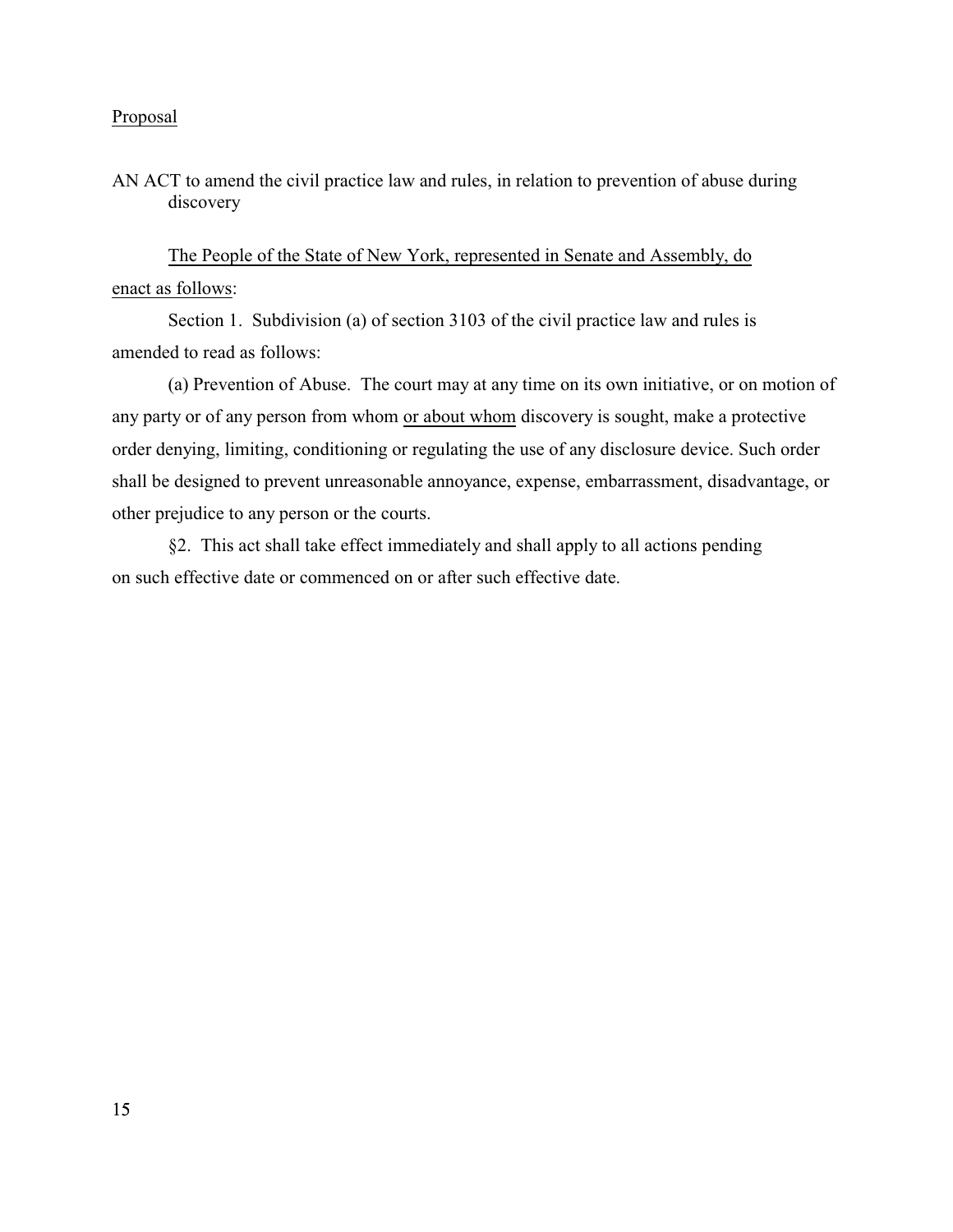<u>Proposal</u>

AN ACT to amend the civil practice law and rules, in relation to prevention of abuse during discovery

<u>The People of the State of New York, represented in Senate and Assembly, do enact as follows</u>:

Section 1. Subdivision (a) of section 3103 of the civil practice law and rules is amended to read as follows:

(a) Prevention of Abuse. The court may at any time on its own initiative, or on motion of any party or of any person from whom <u>or about whom</u> discovery is sought, make a protective order denying, limiting, conditioning or regulating the use of any disclosure device. Such order shall be designed to prevent unreasonable annoyance, expense, embarrassment, disadvantage, or other prejudice to any person or the courts.

§2. This act shall take effect immediately and shall apply to all actions pending on such effective date or commenced on or after such effective date.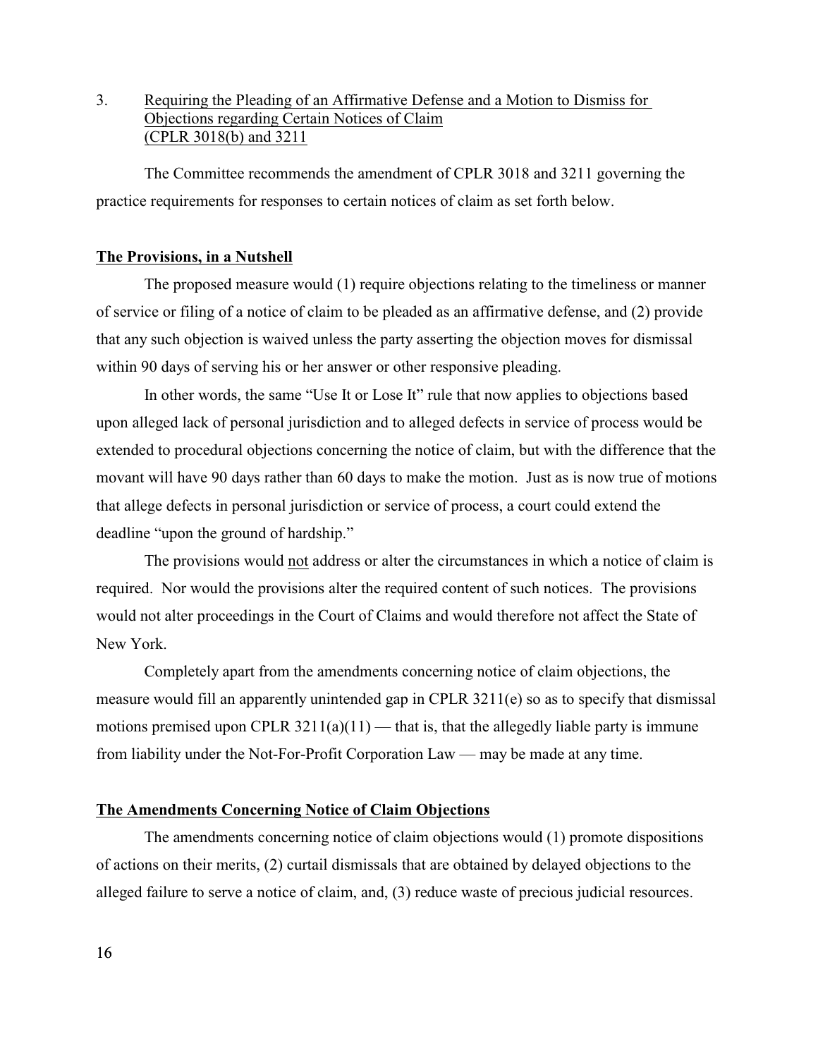3. Requiring the Pleading of an Affirmative Defense and a Motion to Dismiss for Objections regarding Certain Notices of Claim (CPLR 3018(b) and 3211

The Committee recommends the amendment of CPLR 3018 and 3211 governing the practice requirements for responses to certain notices of claim as set forth below.

**The Provisions, in a Nutshell**

The proposed measure would (1) require objections relating to the timeliness or manner of service or filing of a notice of claim to be pleaded as an affirmative defense, and (2) provide that any such objection is waived unless the party asserting the objection moves for dismissal within 90 days of serving his or her answer or other responsive pleading.

In other words, the same "Use It or Lose It" rule that now applies to objections based upon alleged lack of personal jurisdiction and to alleged defects in service of process would be extended to procedural objections concerning the notice of claim, but with the difference that the movant will have 90 days rather than 60 days to make the motion. Just as is now true of motions that allege defects in personal jurisdiction or service of process, a court could extend the deadline "upon the ground of hardship."

The provisions would not address or alter the circumstances in which a notice of claim is required. Nor would the provisions alter the required content of such notices. The provisions would not alter proceedings in the Court of Claims and would therefore not affect the State of New York.

Completely apart from the amendments concerning notice of claim objections, the measure would fill an apparently unintended gap in CPLR 3211(e) so as to specify that dismissal motions premised upon CPLR 3211(a)(11) — that is, that the allegedly liable party is immune from liability under the Not-For-Profit Corporation Law — may be made at any time.

**The Amendments Concerning Notice of Claim Objections**

The amendments concerning notice of claim objections would (1) promote dispositions of actions on their merits, (2) curtail dismissals that are obtained by delayed objections to the alleged failure to serve a notice of claim, and, (3) reduce waste of precious judicial resources.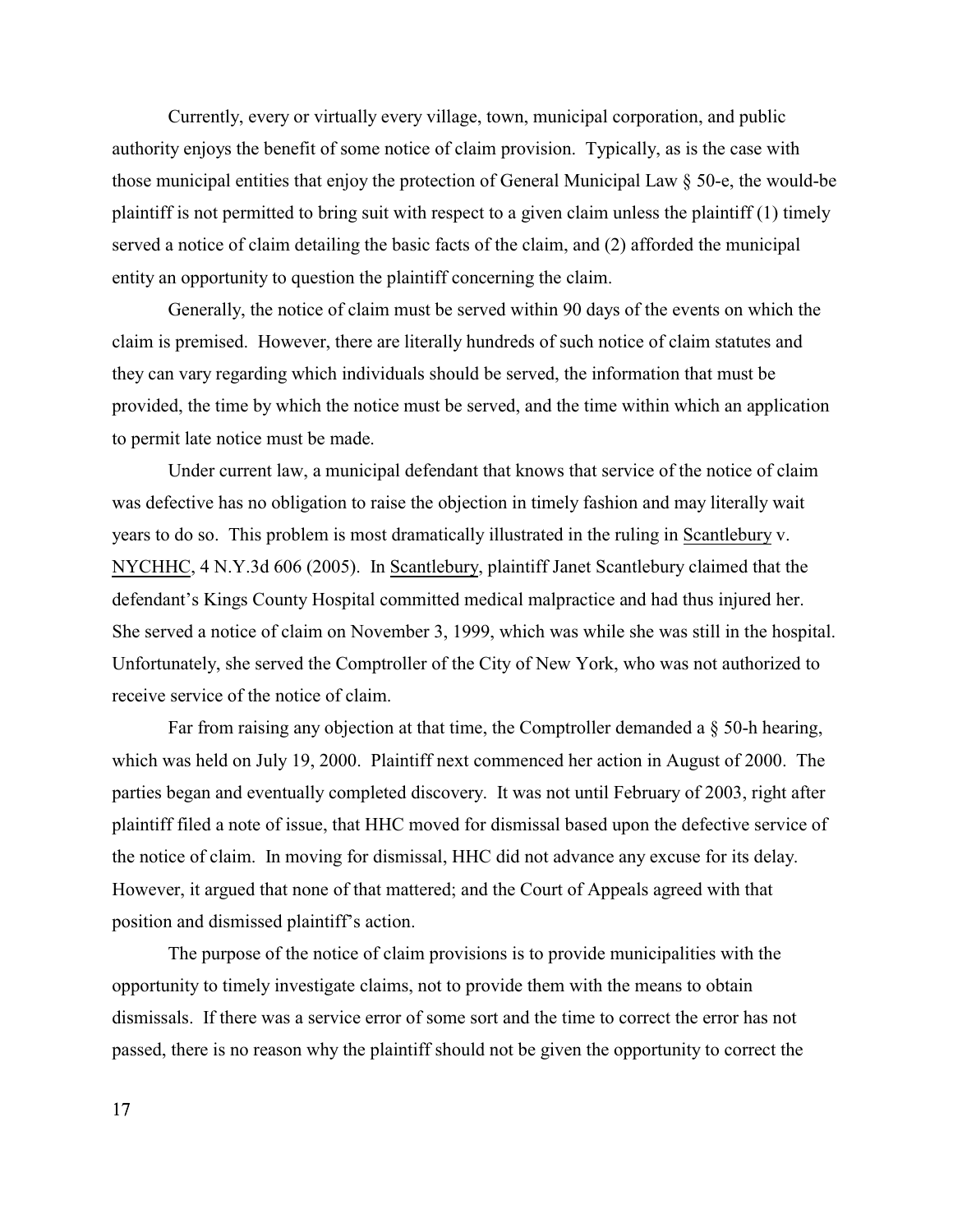Currently, every or virtually every village, town, municipal corporation, and public authority enjoys the benefit of some notice of claim provision. Typically, as is the case with those municipal entities that enjoy the protection of General Municipal Law § 50-e, the would-be plaintiff is not permitted to bring suit with respect to a given claim unless the plaintiff (1) timely served a notice of claim detailing the basic facts of the claim, and (2) afforded the municipal entity an opportunity to question the plaintiff concerning the claim.

Generally, the notice of claim must be served within 90 days of the events on which the claim is premised. However, there are literally hundreds of such notice of claim statutes and they can vary regarding which individuals should be served, the information that must be provided, the time by which the notice must be served, and the time within which an application to permit late notice must be made.

Under current law, a municipal defendant that knows that service of the notice of claim was defective has no obligation to raise the objection in timely fashion and may literally wait years to do so. This problem is most dramatically illustrated in the ruling in Scantlebury v. NYCHHC, 4 N.Y.3d 606 (2005). In Scantlebury, plaintiff Janet Scantlebury claimed that the defendant's Kings County Hospital committed medical malpractice and had thus injured her. She served a notice of claim on November 3, 1999, which was while she was still in the hospital. Unfortunately, she served the Comptroller of the City of New York, who was not authorized to receive service of the notice of claim.

Far from raising any objection at that time, the Comptroller demanded a § 50-h hearing, which was held on July 19, 2000. Plaintiff next commenced her action in August of 2000. The parties began and eventually completed discovery. It was not until February of 2003, right after plaintiff filed a note of issue, that HHC moved for dismissal based upon the defective service of the notice of claim. In moving for dismissal, HHC did not advance any excuse for its delay. However, it argued that none of that mattered; and the Court of Appeals agreed with that position and dismissed plaintiff's action.

The purpose of the notice of claim provisions is to provide municipalities with the opportunity to timely investigate claims, not to provide them with the means to obtain dismissals. If there was a service error of some sort and the time to correct the error has not passed, there is no reason why the plaintiff should not be given the opportunity to correct the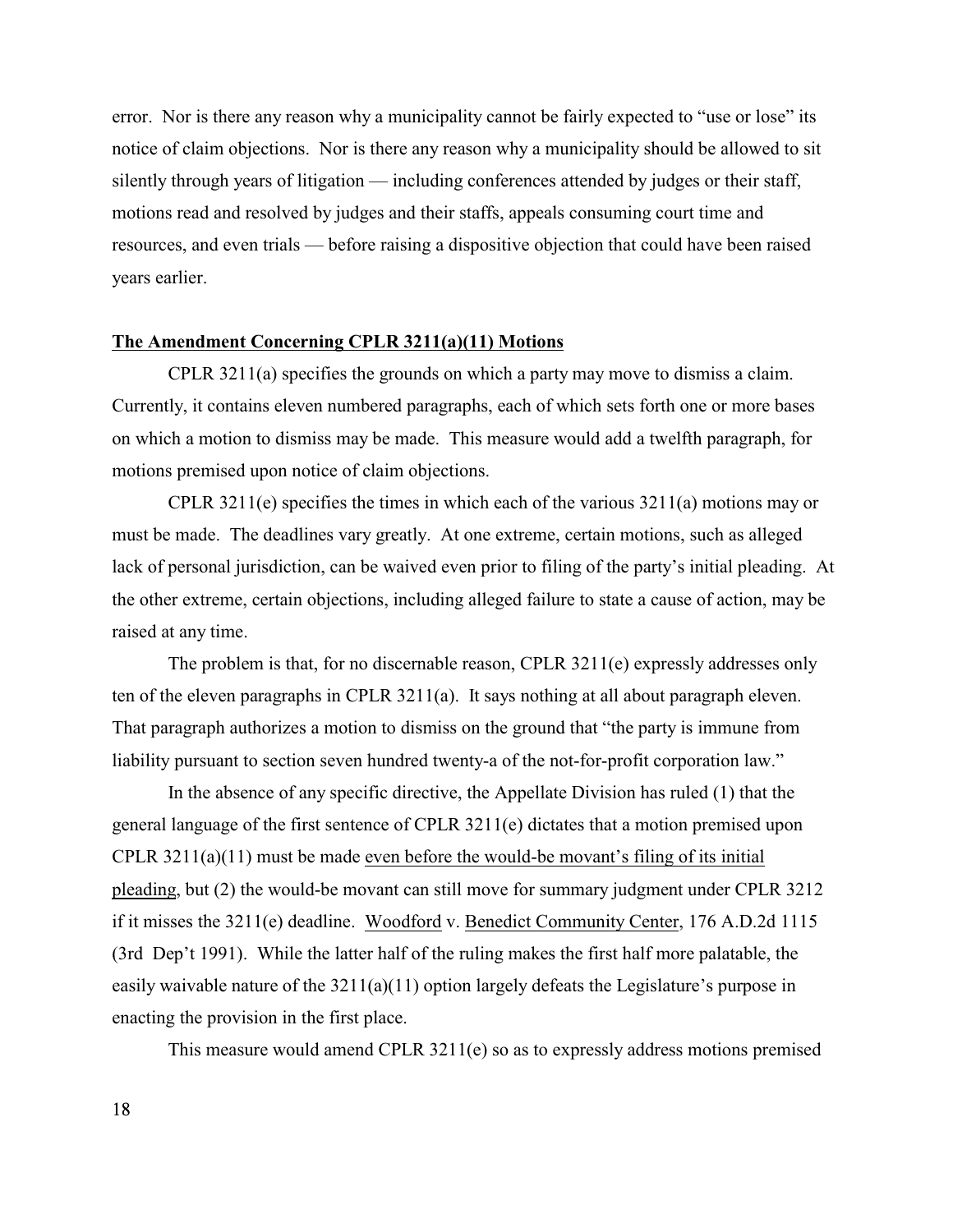error. Nor is there any reason why a municipality cannot be fairly expected to "use or lose" its notice of claim objections. Nor is there any reason why a municipality should be allowed to sit silently through years of litigation — including conferences attended by judges or their staff, motions read and resolved by judges and their staffs, appeals consuming court time and resources, and even trials — before raising a dispositive objection that could have been raised years earlier.

**The Amendment Concerning CPLR 3211(a)(11) Motions**

CPLR 3211(a) specifies the grounds on which a party may move to dismiss a claim. Currently, it contains eleven numbered paragraphs, each of which sets forth one or more bases on which a motion to dismiss may be made. This measure would add a twelfth paragraph, for motions premised upon notice of claim objections.

CPLR 3211(e) specifies the times in which each of the various 3211(a) motions may or must be made. The deadlines vary greatly. At one extreme, certain motions, such as alleged lack of personal jurisdiction, can be waived even prior to filing of the party's initial pleading. At the other extreme, certain objections, including alleged failure to state a cause of action, may be raised at any time.

The problem is that, for no discernable reason, CPLR 3211(e) expressly addresses only ten of the eleven paragraphs in CPLR 3211(a). It says nothing at all about paragraph eleven. That paragraph authorizes a motion to dismiss on the ground that "the party is immune from liability pursuant to section seven hundred twenty-a of the not-for-profit corporation law."

In the absence of any specific directive, the Appellate Division has ruled (1) that the general language of the first sentence of CPLR 3211(e) dictates that a motion premised upon CPLR 3211(a)(11) must be made even before the would-be movant's filing of its initial pleading, but (2) the would-be movant can still move for summary judgment under CPLR 3212 if it misses the 3211(e) deadline. Woodford v. Benedict Community Center, 176 A.D.2d 1115 (3rd Dep't 1991). While the latter half of the ruling makes the first half more palatable, the easily waivable nature of the 3211(a)(11) option largely defeats the Legislature's purpose in enacting the provision in the first place.

This measure would amend CPLR 3211(e) so as to expressly address motions premised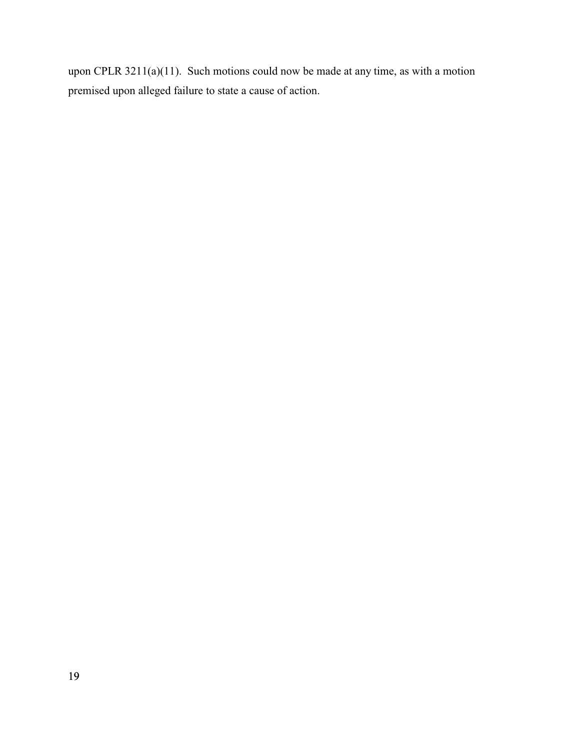upon CPLR 3211(a)(11). Such motions could now be made at any time, as with a motion premised upon alleged failure to state a cause of action.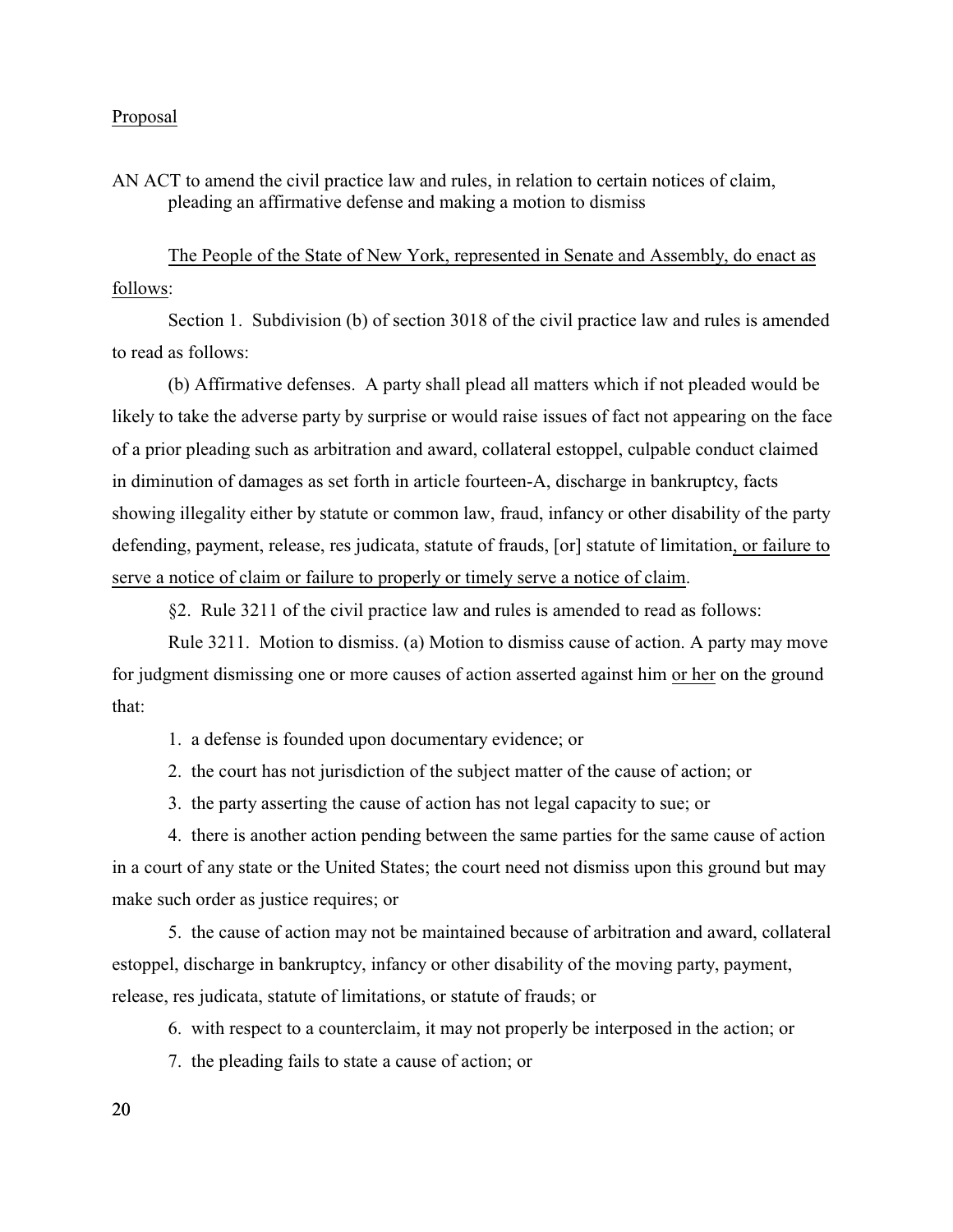Proposal

AN ACT to amend the civil practice law and rules, in relation to certain notices of claim, pleading an affirmative defense and making a motion to dismiss

The People of the State of New York, represented in Senate and Assembly, do enact as follows:

Section 1. Subdivision (b) of section 3018 of the civil practice law and rules is amended to read as follows:

(b) Affirmative defenses. A party shall plead all matters which if not pleaded would be likely to take the adverse party by surprise or would raise issues of fact not appearing on the face of a prior pleading such as arbitration and award, collateral estoppel, culpable conduct claimed in diminution of damages as set forth in article fourteen-A, discharge in bankruptcy, facts showing illegality either by statute or common law, fraud, infancy or other disability of the party defending, payment, release, res judicata, statute of frauds, [or] statute of limitation, or failure to serve a notice of claim or failure to properly or timely serve a notice of claim.

§2. Rule 3211 of the civil practice law and rules is amended to read as follows:

Rule 3211. Motion to dismiss. (a) Motion to dismiss cause of action. A party may move for judgment dismissing one or more causes of action asserted against him or her on the ground that:

1. a defense is founded upon documentary evidence; or

2. the court has not jurisdiction of the subject matter of the cause of action; or

3. the party asserting the cause of action has not legal capacity to sue; or

4. there is another action pending between the same parties for the same cause of action in a court of any state or the United States; the court need not dismiss upon this ground but may make such order as justice requires; or

5. the cause of action may not be maintained because of arbitration and award, collateral estoppel, discharge in bankruptcy, infancy or other disability of the moving party, payment, release, res judicata, statute of limitations, or statute of frauds; or

6. with respect to a counterclaim, it may not properly be interposed in the action; or

7. the pleading fails to state a cause of action; or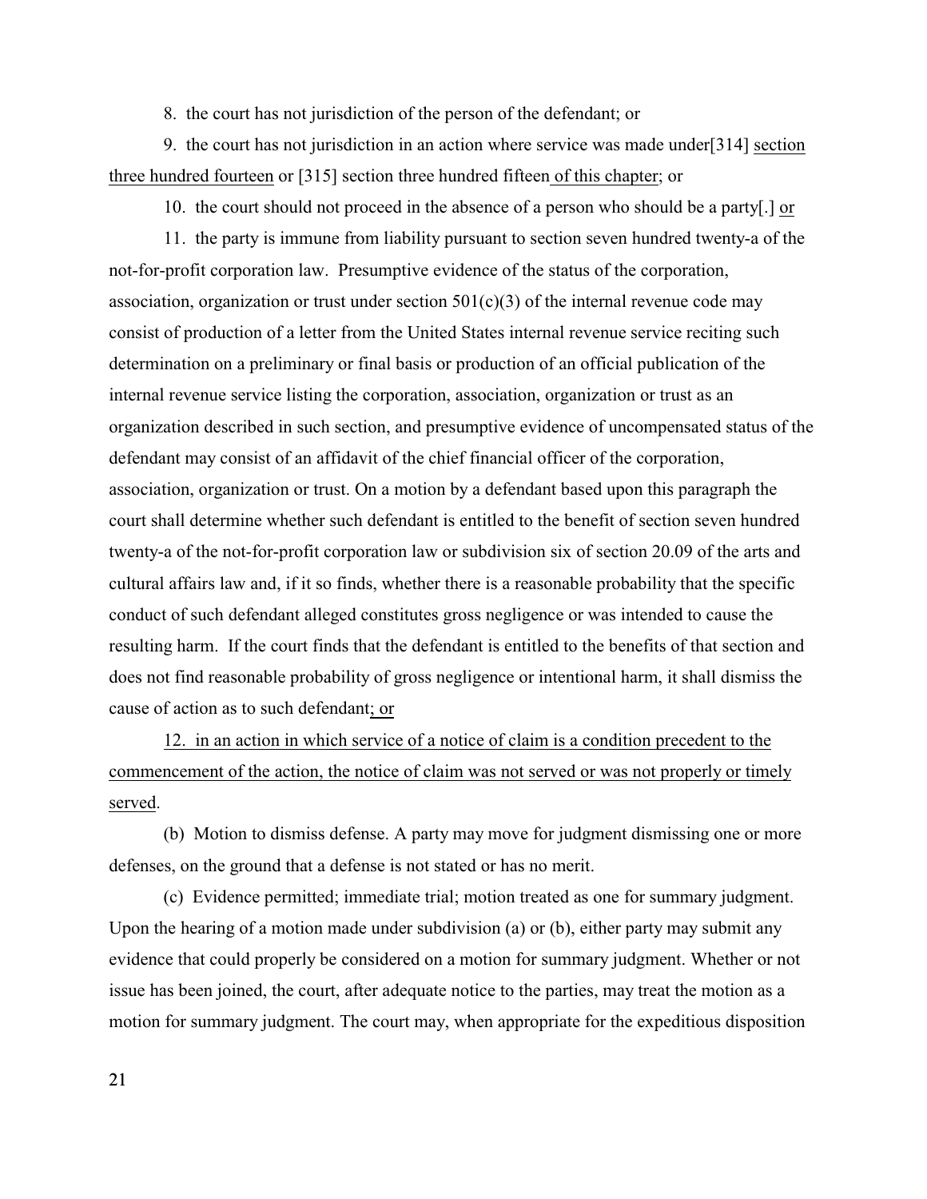8. the court has not jurisdiction of the person of the defendant; or

9. the court has not jurisdiction in an action where service was made under[314] section three hundred fourteen or [315] section three hundred fifteen of this chapter; or

10. the court should not proceed in the absence of a person who should be a party[.] or

11. the party is immune from liability pursuant to section seven hundred twenty-a of the not-for-profit corporation law. Presumptive evidence of the status of the corporation, association, organization or trust under section 501(c)(3) of the internal revenue code may consist of production of a letter from the United States internal revenue service reciting such determination on a preliminary or final basis or production of an official publication of the internal revenue service listing the corporation, association, organization or trust as an organization described in such section, and presumptive evidence of uncompensated status of the defendant may consist of an affidavit of the chief financial officer of the corporation, association, organization or trust. On a motion by a defendant based upon this paragraph the court shall determine whether such defendant is entitled to the benefit of section seven hundred twenty-a of the not-for-profit corporation law or subdivision six of section 20.09 of the arts and cultural affairs law and, if it so finds, whether there is a reasonable probability that the specific conduct of such defendant alleged constitutes gross negligence or was intended to cause the resulting harm. If the court finds that the defendant is entitled to the benefits of that section and does not find reasonable probability of gross negligence or intentional harm, it shall dismiss the cause of action as to such defendant; or

12. in an action in which service of a notice of claim is a condition precedent to the commencement of the action, the notice of claim was not served or was not properly or timely served.

(b) Motion to dismiss defense. A party may move for judgment dismissing one or more defenses, on the ground that a defense is not stated or has no merit.

(c) Evidence permitted; immediate trial; motion treated as one for summary judgment. Upon the hearing of a motion made under subdivision (a) or (b), either party may submit any evidence that could properly be considered on a motion for summary judgment. Whether or not issue has been joined, the court, after adequate notice to the parties, may treat the motion as a motion for summary judgment. The court may, when appropriate for the expeditious disposition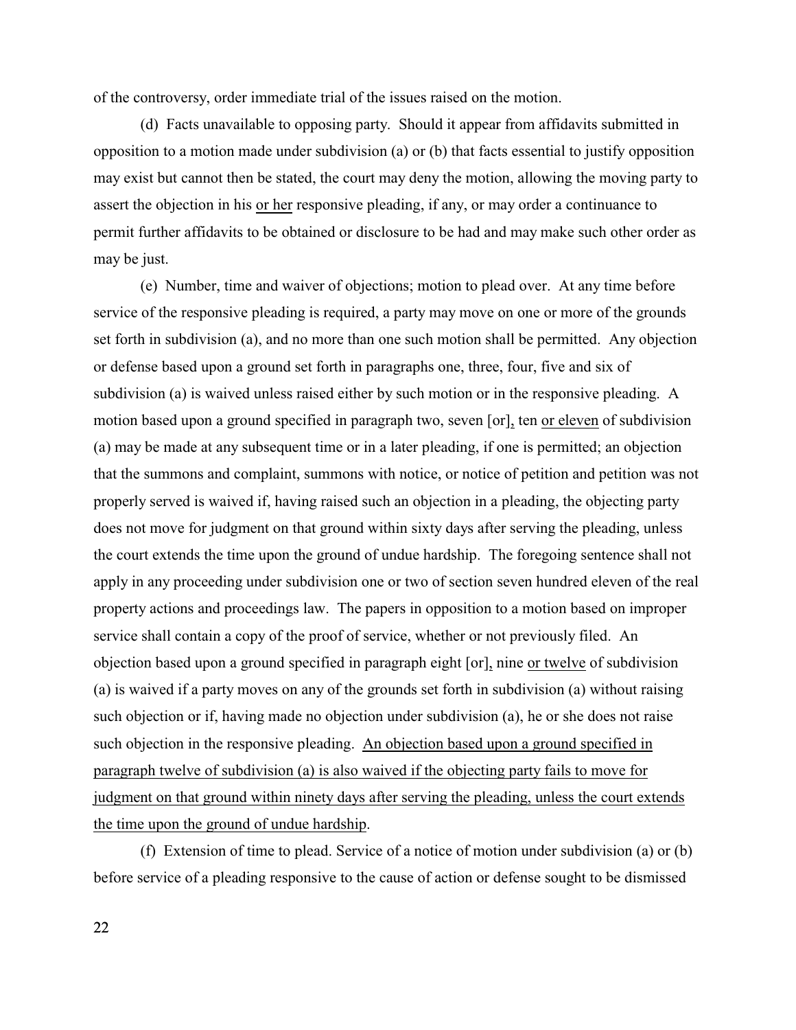of the controversy, order immediate trial of the issues raised on the motion.

(d) Facts unavailable to opposing party. Should it appear from affidavits submitted in opposition to a motion made under subdivision (a) or (b) that facts essential to justify opposition may exist but cannot then be stated, the court may deny the motion, allowing the moving party to assert the objection in his <u>or her</u> responsive pleading, if any, or may order a continuance to permit further affidavits to be obtained or disclosure to be had and may make such other order as may be just.

(e) Number, time and waiver of objections; motion to plead over. At any time before service of the responsive pleading is required, a party may move on one or more of the grounds set forth in subdivision (a), and no more than one such motion shall be permitted. Any objection or defense based upon a ground set forth in paragraphs one, three, four, five and six of subdivision (a) is waived unless raised either by such motion or in the responsive pleading. A motion based upon a ground specified in paragraph two, seven [or]<u>,</u> ten <u>or eleven</u> of subdivision (a) may be made at any subsequent time or in a later pleading, if one is permitted; an objection that the summons and complaint, summons with notice, or notice of petition and petition was not properly served is waived if, having raised such an objection in a pleading, the objecting party does not move for judgment on that ground within sixty days after serving the pleading, unless the court extends the time upon the ground of undue hardship. The foregoing sentence shall not apply in any proceeding under subdivision one or two of section seven hundred eleven of the real property actions and proceedings law. The papers in opposition to a motion based on improper service shall contain a copy of the proof of service, whether or not previously filed. An objection based upon a ground specified in paragraph eight [or]<u>,</u> nine <u>or twelve</u> of subdivision (a) is waived if a party moves on any of the grounds set forth in subdivision (a) without raising such objection or if, having made no objection under subdivision (a), he or she does not raise such objection in the responsive pleading. <u>An objection based upon a ground specified in paragraph twelve of subdivision (a) is also waived if the objecting party fails to move for judgment on that ground within ninety days after serving the pleading, unless the court extends the time upon the ground of undue hardship</u>.

(f) Extension of time to plead. Service of a notice of motion under subdivision (a) or (b) before service of a pleading responsive to the cause of action or defense sought to be dismissed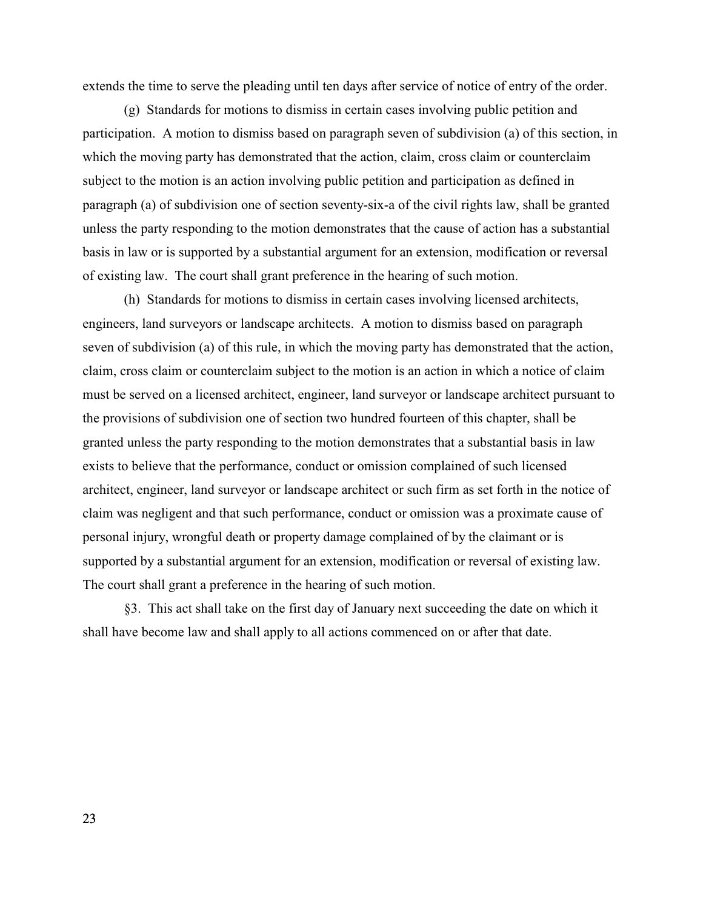extends the time to serve the pleading until ten days after service of notice of entry of the order.

(g) Standards for motions to dismiss in certain cases involving public petition and participation. A motion to dismiss based on paragraph seven of subdivision (a) of this section, in which the moving party has demonstrated that the action, claim, cross claim or counterclaim subject to the motion is an action involving public petition and participation as defined in paragraph (a) of subdivision one of section seventy-six-a of the civil rights law, shall be granted unless the party responding to the motion demonstrates that the cause of action has a substantial basis in law or is supported by a substantial argument for an extension, modification or reversal of existing law. The court shall grant preference in the hearing of such motion.

(h) Standards for motions to dismiss in certain cases involving licensed architects, engineers, land surveyors or landscape architects. A motion to dismiss based on paragraph seven of subdivision (a) of this rule, in which the moving party has demonstrated that the action, claim, cross claim or counterclaim subject to the motion is an action in which a notice of claim must be served on a licensed architect, engineer, land surveyor or landscape architect pursuant to the provisions of subdivision one of section two hundred fourteen of this chapter, shall be granted unless the party responding to the motion demonstrates that a substantial basis in law exists to believe that the performance, conduct or omission complained of such licensed architect, engineer, land surveyor or landscape architect or such firm as set forth in the notice of claim was negligent and that such performance, conduct or omission was a proximate cause of personal injury, wrongful death or property damage complained of by the claimant or is supported by a substantial argument for an extension, modification or reversal of existing law. The court shall grant a preference in the hearing of such motion.

§3. This act shall take on the first day of January next succeeding the date on which it shall have become law and shall apply to all actions commenced on or after that date.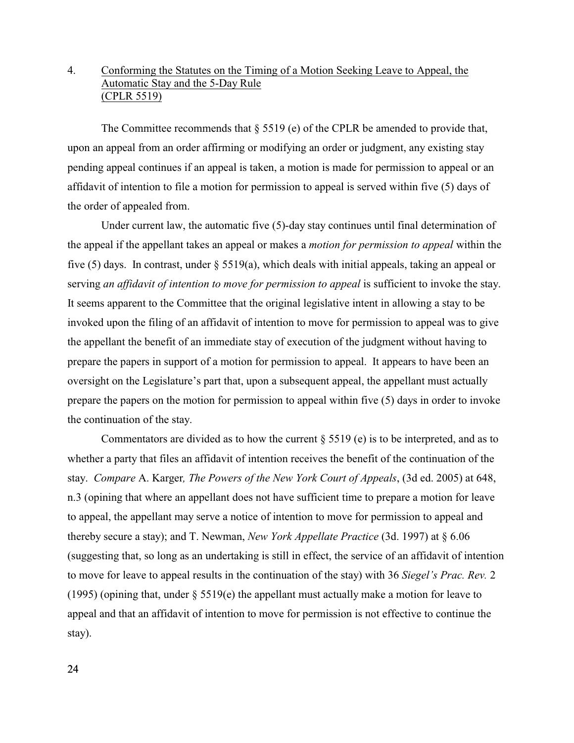4. Conforming the Statutes on the Timing of a Motion Seeking Leave to Appeal, the Automatic Stay and the 5-Day Rule (CPLR 5519)

The Committee recommends that § 5519 (e) of the CPLR be amended to provide that, upon an appeal from an order affirming or modifying an order or judgment, any existing stay pending appeal continues if an appeal is taken, a motion is made for permission to appeal or an affidavit of intention to file a motion for permission to appeal is served within five (5) days of the order of appealed from.

Under current law, the automatic five (5)-day stay continues until final determination of the appeal if the appellant takes an appeal or makes a *motion for permission to appeal* within the five (5) days. In contrast, under § 5519(a), which deals with initial appeals, taking an appeal or serving *an affidavit of intention to move for permission to appeal* is sufficient to invoke the stay. It seems apparent to the Committee that the original legislative intent in allowing a stay to be invoked upon the filing of an affidavit of intention to move for permission to appeal was to give the appellant the benefit of an immediate stay of execution of the judgment without having to prepare the papers in support of a motion for permission to appeal. It appears to have been an oversight on the Legislature's part that, upon a subsequent appeal, the appellant must actually prepare the papers on the motion for permission to appeal within five (5) days in order to invoke the continuation of the stay.

Commentators are divided as to how the current § 5519 (e) is to be interpreted, and as to whether a party that files an affidavit of intention receives the benefit of the continuation of the stay. *Compare* A. Karger*, The Powers of the New York Court of Appeals*, (3d ed. 2005) at 648, n.3 (opining that where an appellant does not have sufficient time to prepare a motion for leave to appeal, the appellant may serve a notice of intention to move for permission to appeal and thereby secure a stay); and T. Newman, *New York Appellate Practice* (3d. 1997) at § 6.06 (suggesting that, so long as an undertaking is still in effect, the service of an affidavit of intention to move for leave to appeal results in the continuation of the stay) with 36 *Siegel's Prac. Rev.* 2 (1995) (opining that, under § 5519(e) the appellant must actually make a motion for leave to appeal and that an affidavit of intention to move for permission is not effective to continue the stay).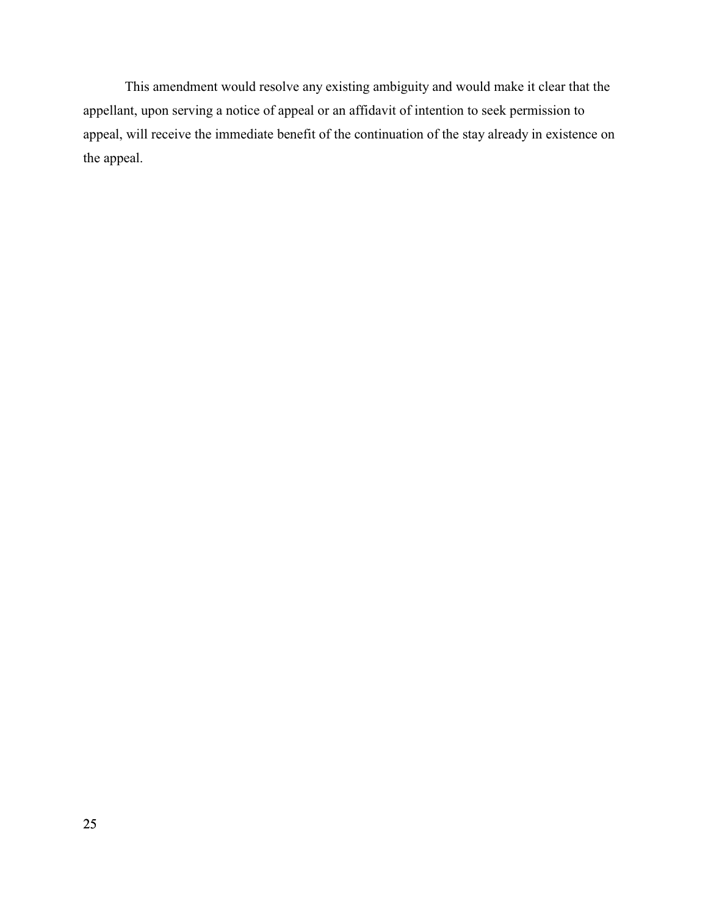This amendment would resolve any existing ambiguity and would make it clear that the appellant, upon serving a notice of appeal or an affidavit of intention to seek permission to appeal, will receive the immediate benefit of the continuation of the stay already in existence on the appeal.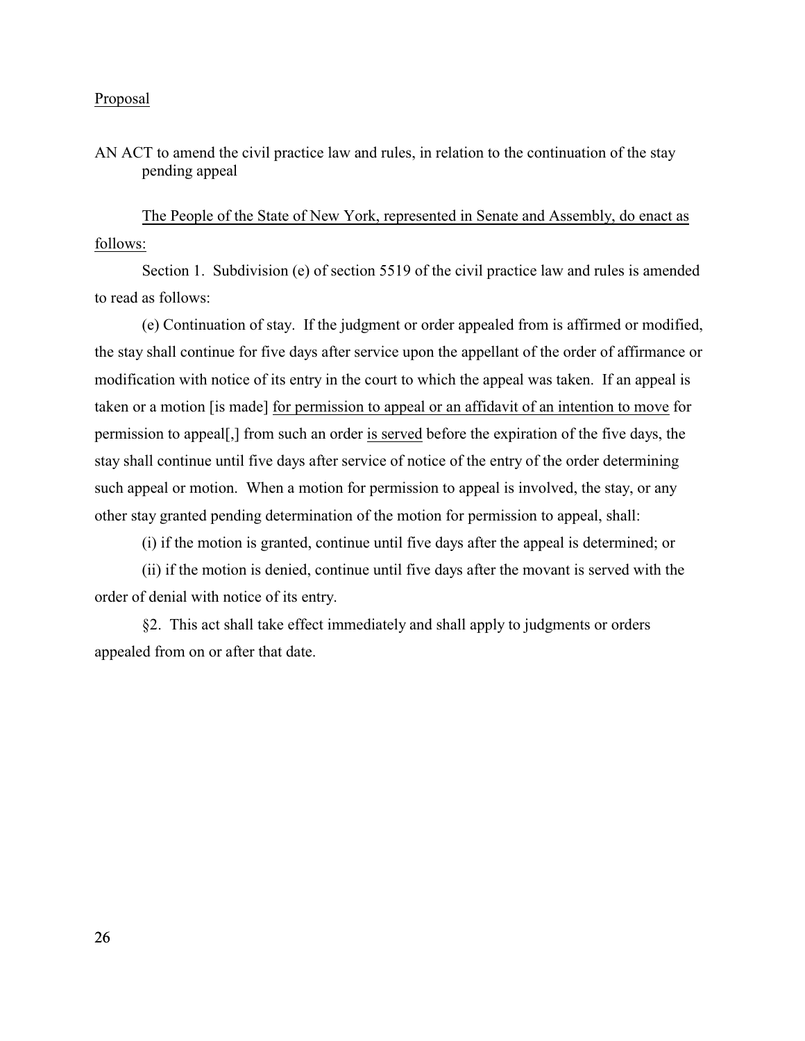Proposal

AN ACT to amend the civil practice law and rules, in relation to the continuation of the stay pending appeal

The People of the State of New York, represented in Senate and Assembly, do enact as follows:

Section 1. Subdivision (e) of section 5519 of the civil practice law and rules is amended to read as follows:

(e) Continuation of stay. If the judgment or order appealed from is affirmed or modified, the stay shall continue for five days after service upon the appellant of the order of affirmance or modification with notice of its entry in the court to which the appeal was taken. If an appeal is taken or a motion [is made] for permission to appeal or an affidavit of an intention to move for permission to appeal[,] from such an order is served before the expiration of the five days, the stay shall continue until five days after service of notice of the entry of the order determining such appeal or motion. When a motion for permission to appeal is involved, the stay, or any other stay granted pending determination of the motion for permission to appeal, shall:

(i) if the motion is granted, continue until five days after the appeal is determined; or

(ii) if the motion is denied, continue until five days after the movant is served with the order of denial with notice of its entry.

§2. This act shall take effect immediately and shall apply to judgments or orders appealed from on or after that date.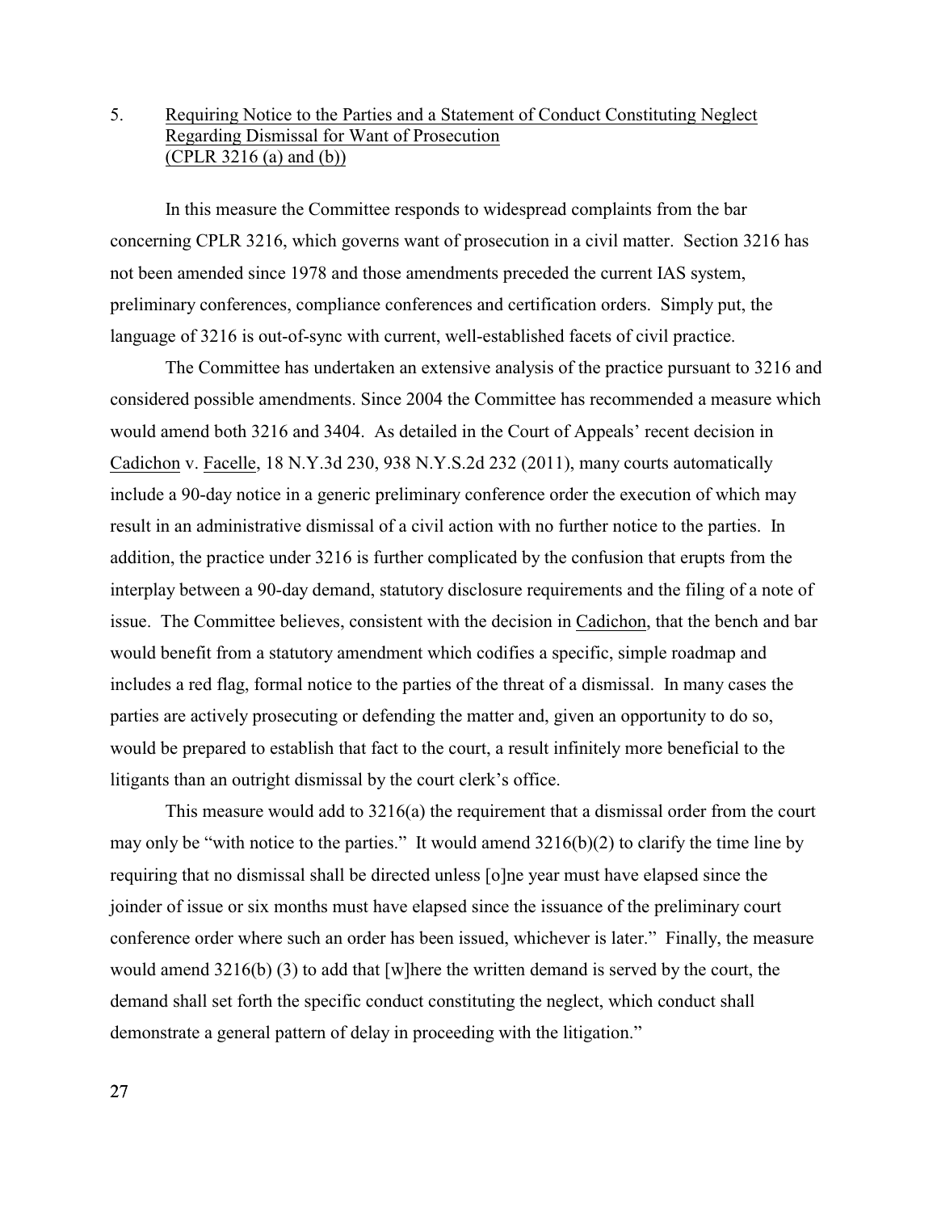5. <u>Requiring Notice to the Parties and a Statement of Conduct Constituting Neglect Regarding Dismissal for Want of Prosecution</u>
<u>(CPLR 3216 (a) and (b))</u>

In this measure the Committee responds to widespread complaints from the bar concerning CPLR 3216, which governs want of prosecution in a civil matter. Section 3216 has not been amended since 1978 and those amendments preceded the current IAS system, preliminary conferences, compliance conferences and certification orders. Simply put, the language of 3216 is out-of-sync with current, well-established facets of civil practice.

The Committee has undertaken an extensive analysis of the practice pursuant to 3216 and considered possible amendments. Since 2004 the Committee has recommended a measure which would amend both 3216 and 3404. As detailed in the Court of Appeals' recent decision in <u>Cadichon</u> v. <u>Facelle</u>, 18 N.Y.3d 230, 938 N.Y.S.2d 232 (2011), many courts automatically include a 90-day notice in a generic preliminary conference order the execution of which may result in an administrative dismissal of a civil action with no further notice to the parties. In addition, the practice under 3216 is further complicated by the confusion that erupts from the interplay between a 90-day demand, statutory disclosure requirements and the filing of a note of issue. The Committee believes, consistent with the decision in <u>Cadichon</u>, that the bench and bar would benefit from a statutory amendment which codifies a specific, simple roadmap and includes a red flag, formal notice to the parties of the threat of a dismissal. In many cases the parties are actively prosecuting or defending the matter and, given an opportunity to do so, would be prepared to establish that fact to the court, a result infinitely more beneficial to the litigants than an outright dismissal by the court clerk's office.

This measure would add to 3216(a) the requirement that a dismissal order from the court may only be "with notice to the parties." It would amend 3216(b)(2) to clarify the time line by requiring that no dismissal shall be directed unless [o]ne year must have elapsed since the joinder of issue or six months must have elapsed since the issuance of the preliminary court conference order where such an order has been issued, whichever is later." Finally, the measure would amend 3216(b) (3) to add that [w]here the written demand is served by the court, the demand shall set forth the specific conduct constituting the neglect, which conduct shall demonstrate a general pattern of delay in proceeding with the litigation."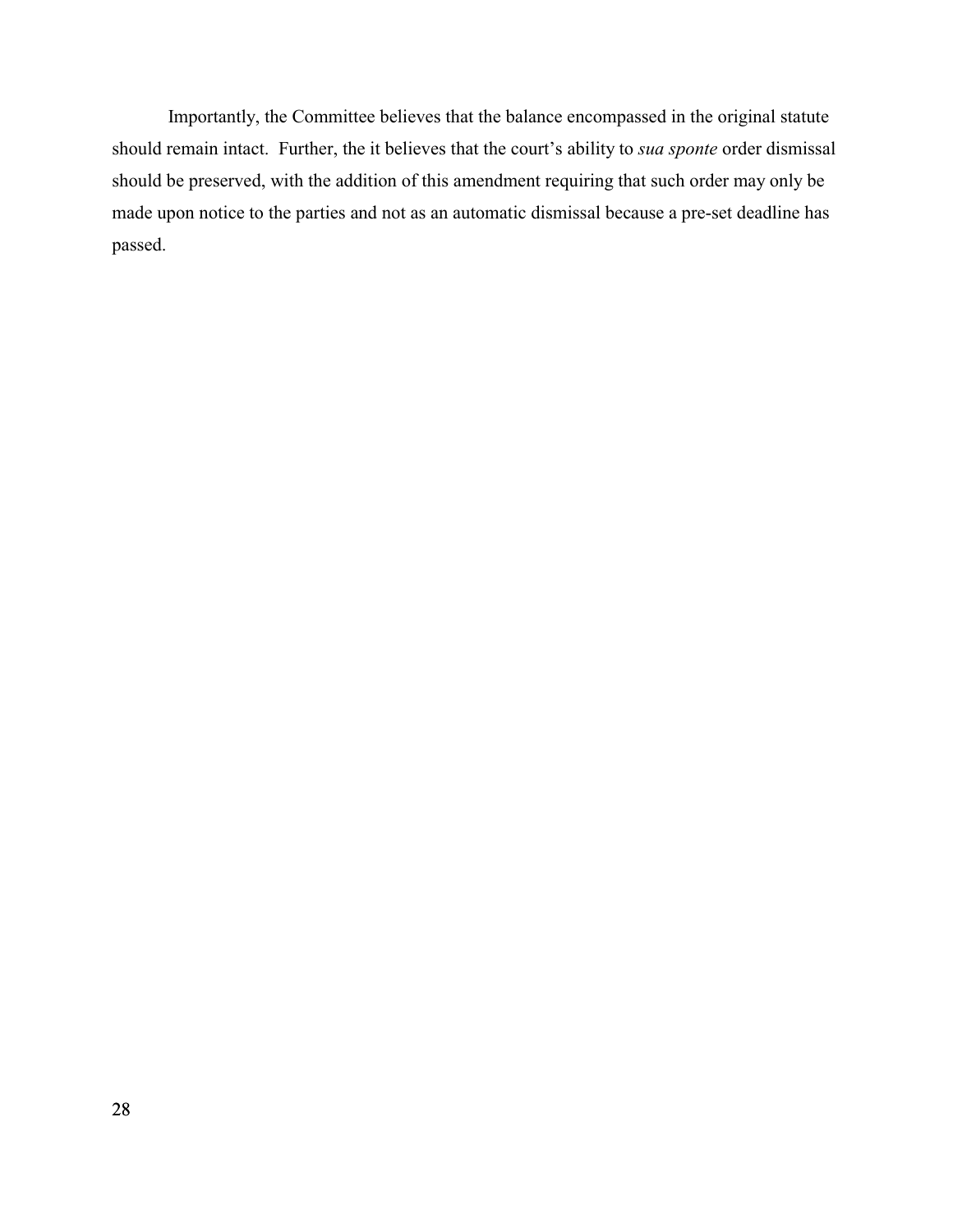Importantly, the Committee believes that the balance encompassed in the original statute should remain intact. Further, the it believes that the court's ability to *sua sponte* order dismissal should be preserved, with the addition of this amendment requiring that such order may only be made upon notice to the parties and not as an automatic dismissal because a pre-set deadline has passed.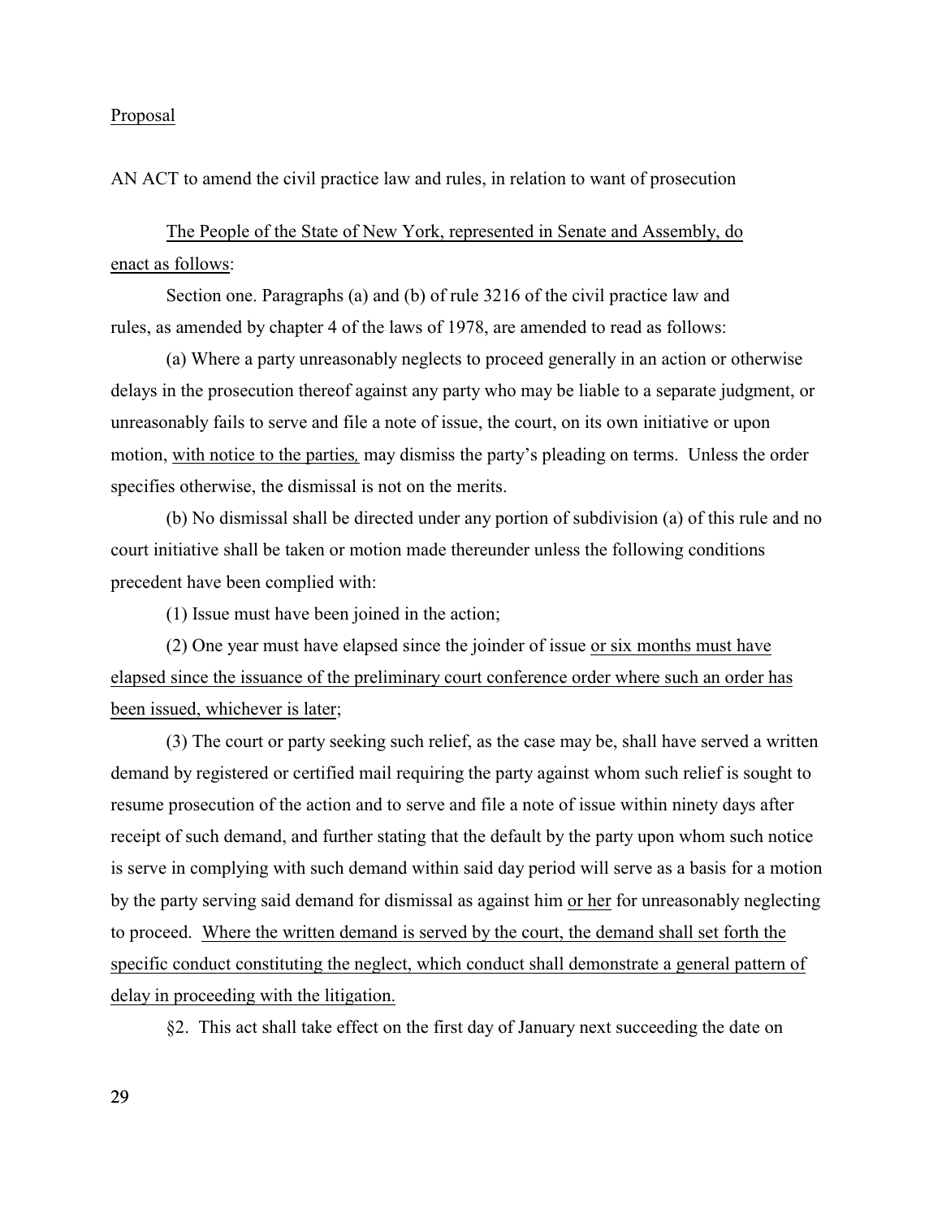Proposal

AN ACT to amend the civil practice law and rules, in relation to want of prosecution

The People of the State of New York, represented in Senate and Assembly, do enact as follows:

Section one. Paragraphs (a) and (b) of rule 3216 of the civil practice law and rules, as amended by chapter 4 of the laws of 1978, are amended to read as follows:

(a) Where a party unreasonably neglects to proceed generally in an action or otherwise delays in the prosecution thereof against any party who may be liable to a separate judgment, or unreasonably fails to serve and file a note of issue, the court, on its own initiative or upon motion, <u>with notice to the parties,</u> may dismiss the party's pleading on terms. Unless the order specifies otherwise, the dismissal is not on the merits.

(b) No dismissal shall be directed under any portion of subdivision (a) of this rule and no court initiative shall be taken or motion made thereunder unless the following conditions precedent have been complied with:

(1) Issue must have been joined in the action;

(2) One year must have elapsed since the joinder of issue <u>or six months must have elapsed since the issuance of the preliminary court conference order where such an order has been issued, whichever is later</u>;

(3) The court or party seeking such relief, as the case may be, shall have served a written demand by registered or certified mail requiring the party against whom such relief is sought to resume prosecution of the action and to serve and file a note of issue within ninety days after receipt of such demand, and further stating that the default by the party upon whom such notice is serve in complying with such demand within said day period will serve as a basis for a motion by the party serving said demand for dismissal as against him <u>or her</u> for unreasonably neglecting to proceed. <u>Where the written demand is served by the court, the demand shall set forth the specific conduct constituting the neglect, which conduct shall demonstrate a general pattern of delay in proceeding with the litigation.</u>

§2. This act shall take effect on the first day of January next succeeding the date on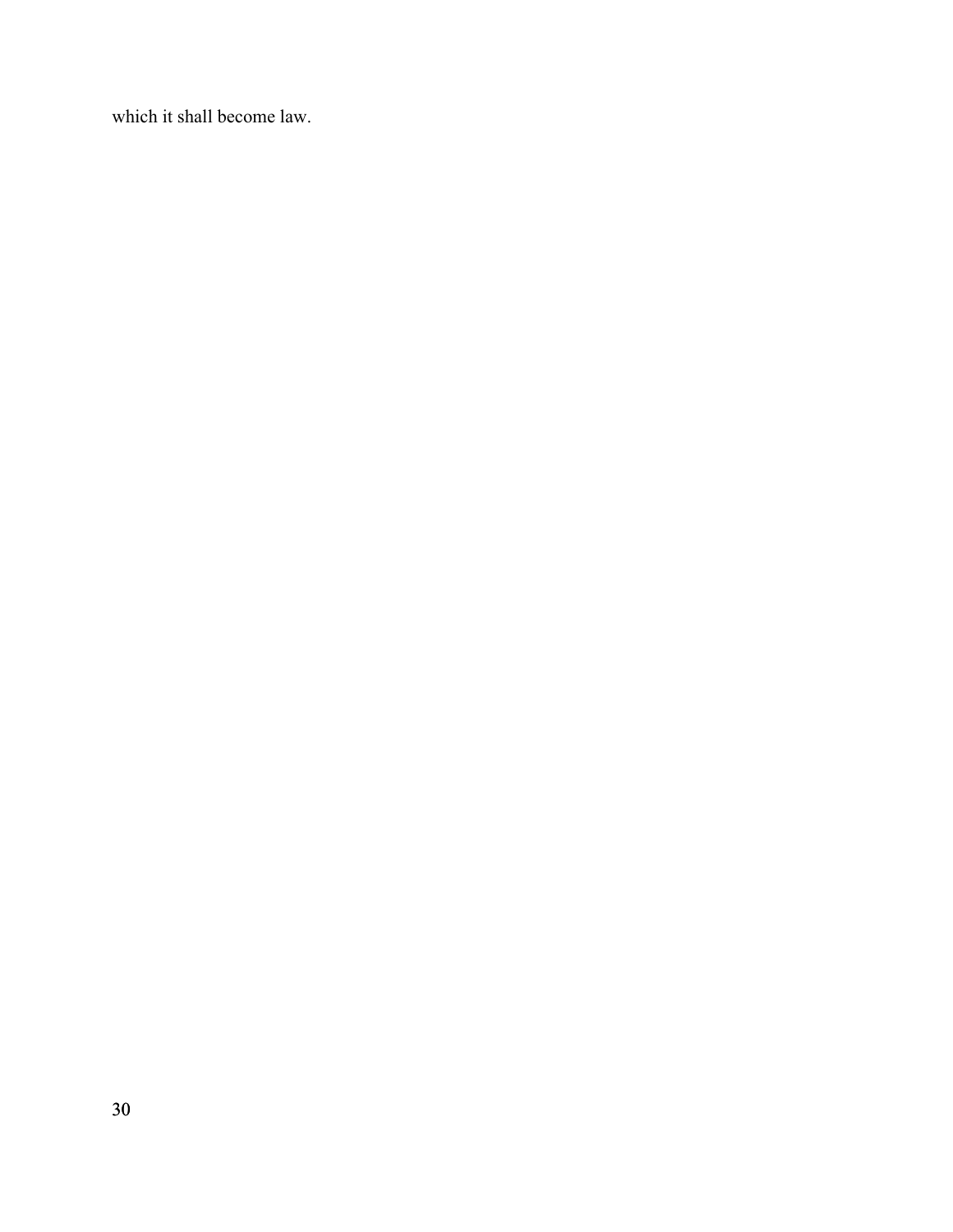which it shall become law.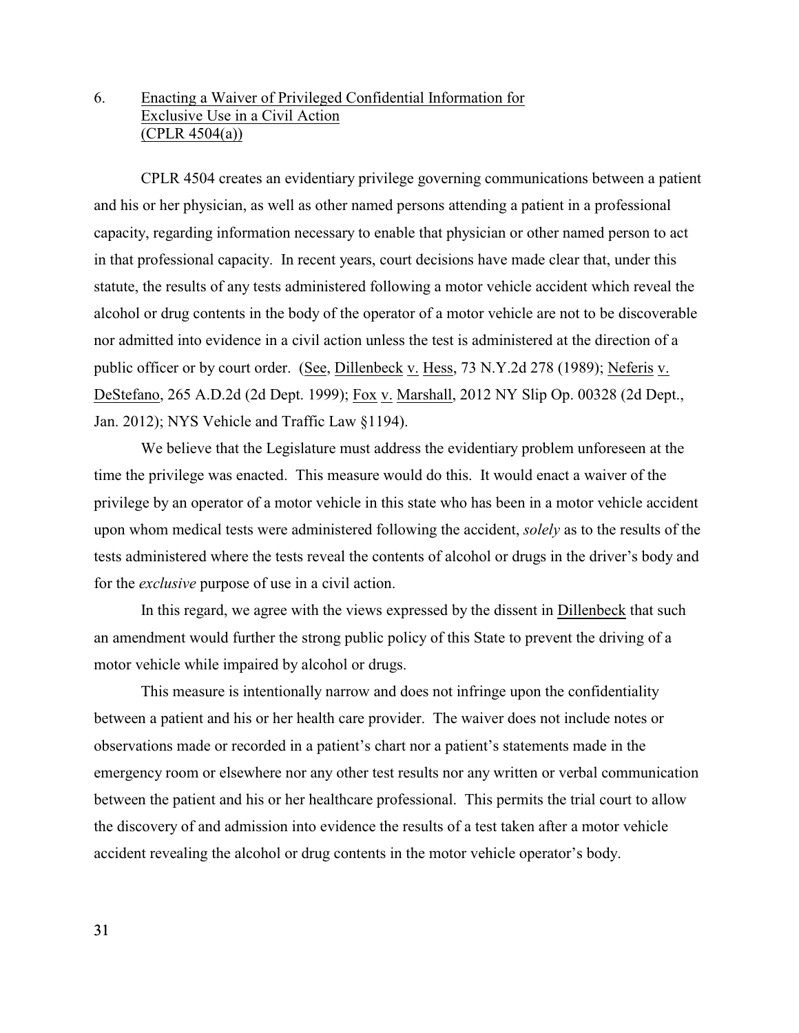## 6. Enacting a Waiver of Privileged Confidential Information for Exclusive Use in a Civil Action (CPLR 4504(a))

CPLR 4504 creates an evidentiary privilege governing communications between a patient and his or her physician, as well as other named persons attending a patient in a professional capacity, regarding information necessary to enable that physician or other named person to act in that professional capacity. In recent years, court decisions have made clear that, under this statute, the results of any tests administered following a motor vehicle accident which reveal the alcohol or drug contents in the body of the operator of a motor vehicle are not to be discoverable nor admitted into evidence in a civil action unless the test is administered at the direction of a public officer or by court order. (See, Dillenbeck v. Hess, 73 N.Y.2d 278 (1989); Neferis v. DeStefano, 265 A.D.2d (2d Dept. 1999); Fox v. Marshall, 2012 NY Slip Op. 00328 (2d Dept., Jan. 2012); NYS Vehicle and Traffic Law §1194).

We believe that the Legislature must address the evidentiary problem unforeseen at the time the privilege was enacted. This measure would do this. It would enact a waiver of the privilege by an operator of a motor vehicle in this state who has been in a motor vehicle accident upon whom medical tests were administered following the accident, *solely* as to the results of the tests administered where the tests reveal the contents of alcohol or drugs in the driver's body and for the *exclusive* purpose of use in a civil action.

In this regard, we agree with the views expressed by the dissent in Dillenbeck that such an amendment would further the strong public policy of this State to prevent the driving of a motor vehicle while impaired by alcohol or drugs.

This measure is intentionally narrow and does not infringe upon the confidentiality between a patient and his or her health care provider. The waiver does not include notes or observations made or recorded in a patient's chart nor a patient's statements made in the emergency room or elsewhere nor any other test results nor any written or verbal communication between the patient and his or her healthcare professional. This permits the trial court to allow the discovery of and admission into evidence the results of a test taken after a motor vehicle accident revealing the alcohol or drug contents in the motor vehicle operator's body.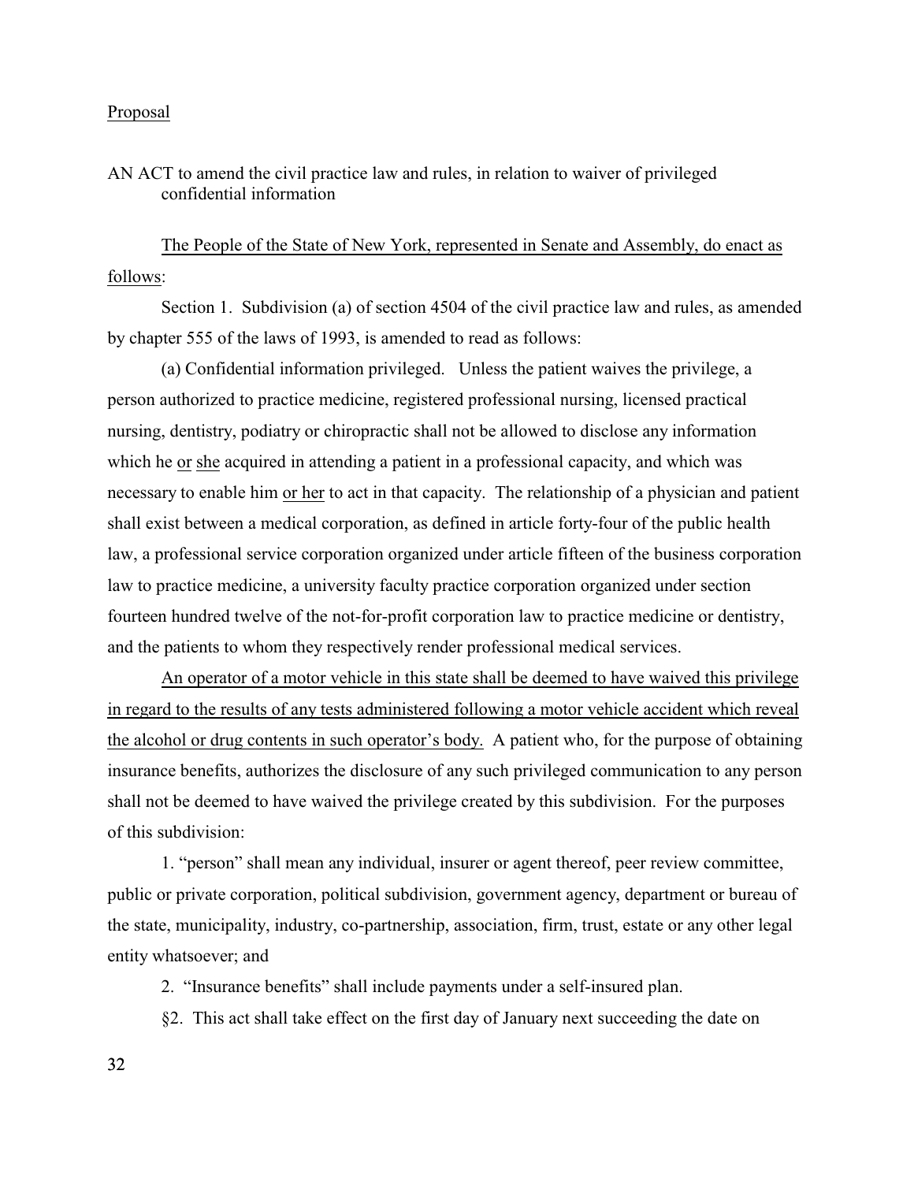Proposal

AN ACT to amend the civil practice law and rules, in relation to waiver of privileged confidential information

The People of the State of New York, represented in Senate and Assembly, do enact as follows:

Section 1. Subdivision (a) of section 4504 of the civil practice law and rules, as amended by chapter 555 of the laws of 1993, is amended to read as follows:

(a) Confidential information privileged. Unless the patient waives the privilege, a person authorized to practice medicine, registered professional nursing, licensed practical nursing, dentistry, podiatry or chiropractic shall not be allowed to disclose any information which he or she acquired in attending a patient in a professional capacity, and which was necessary to enable him or her to act in that capacity. The relationship of a physician and patient shall exist between a medical corporation, as defined in article forty-four of the public health law, a professional service corporation organized under article fifteen of the business corporation law to practice medicine, a university faculty practice corporation organized under section fourteen hundred twelve of the not-for-profit corporation law to practice medicine or dentistry, and the patients to whom they respectively render professional medical services.

An operator of a motor vehicle in this state shall be deemed to have waived this privilege in regard to the results of any tests administered following a motor vehicle accident which reveal the alcohol or drug contents in such operator's body. A patient who, for the purpose of obtaining insurance benefits, authorizes the disclosure of any such privileged communication to any person shall not be deemed to have waived the privilege created by this subdivision. For the purposes of this subdivision:

1. "person" shall mean any individual, insurer or agent thereof, peer review committee, public or private corporation, political subdivision, government agency, department or bureau of the state, municipality, industry, co-partnership, association, firm, trust, estate or any other legal entity whatsoever; and

2. "Insurance benefits" shall include payments under a self-insured plan.

§2. This act shall take effect on the first day of January next succeeding the date on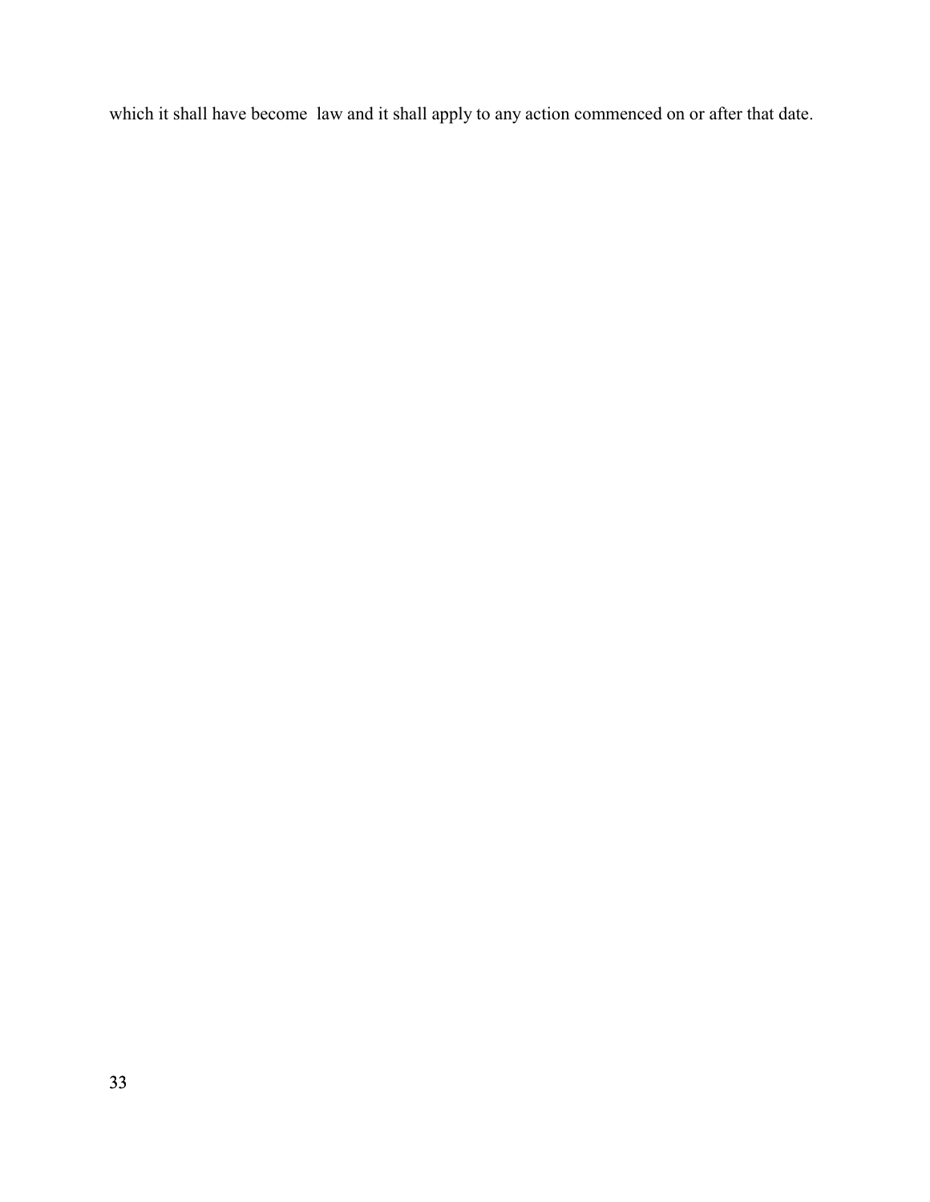which it shall have become law and it shall apply to any action commenced on or after that date.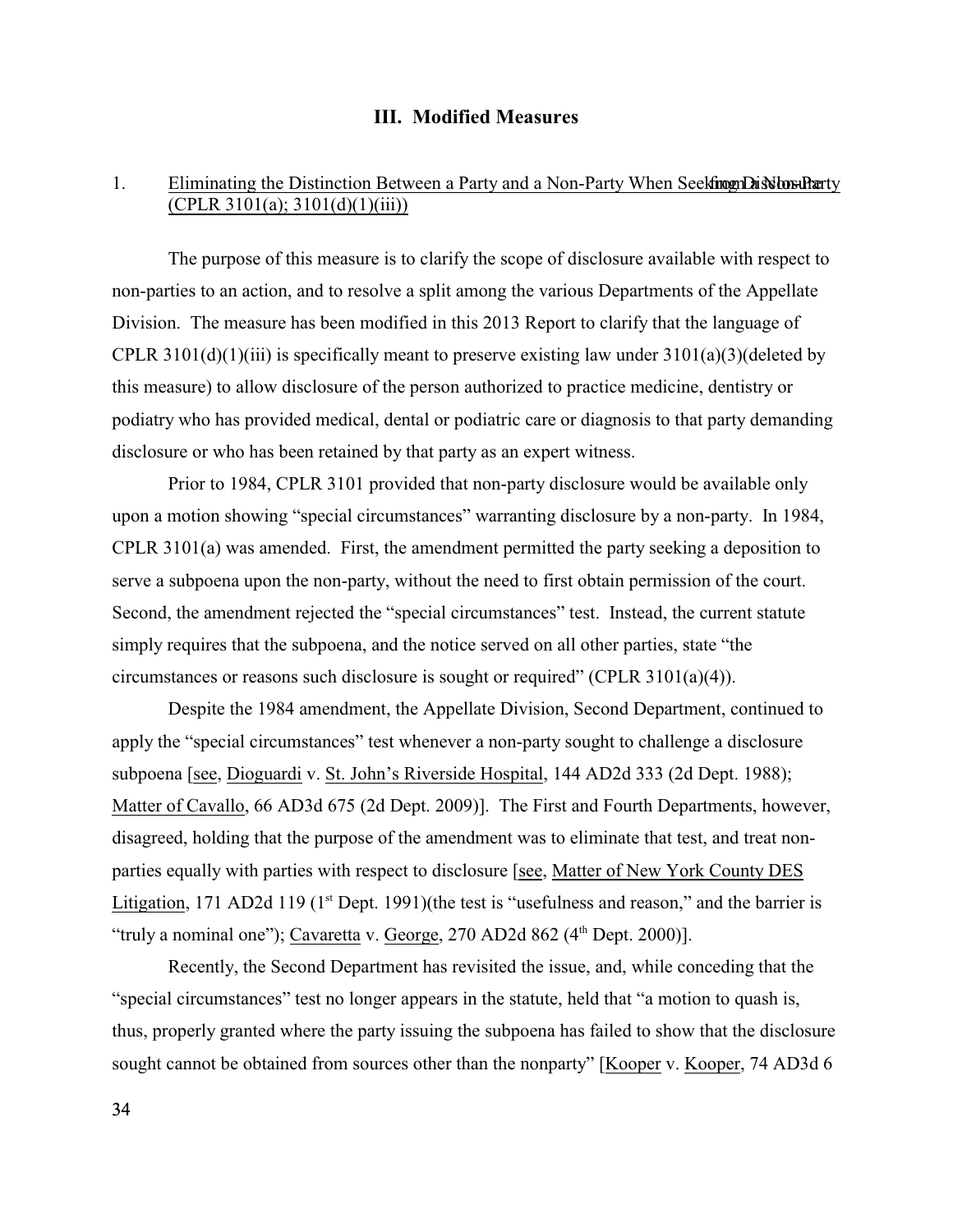## III. Modified Measures

1. Eliminating the Distinction Between a Party and a Non-Party When Seeking Disclosure from a Non-Party (CPLR 3101(a); 3101(d)(1)(iii))

The purpose of this measure is to clarify the scope of disclosure available with respect to non-parties to an action, and to resolve a split among the various Departments of the Appellate Division. The measure has been modified in this 2013 Report to clarify that the language of CPLR 3101(d)(1)(iii) is specifically meant to preserve existing law under 3101(a)(3)(deleted by this measure) to allow disclosure of the person authorized to practice medicine, dentistry or podiatry who has provided medical, dental or podiatric care or diagnosis to that party demanding disclosure or who has been retained by that party as an expert witness.

Prior to 1984, CPLR 3101 provided that non-party disclosure would be available only upon a motion showing "special circumstances" warranting disclosure by a non-party. In 1984, CPLR 3101(a) was amended. First, the amendment permitted the party seeking a deposition to serve a subpoena upon the non-party, without the need to first obtain permission of the court. Second, the amendment rejected the "special circumstances" test. Instead, the current statute simply requires that the subpoena, and the notice served on all other parties, state "the circumstances or reasons such disclosure is sought or required" (CPLR 3101(a)(4)).

Despite the 1984 amendment, the Appellate Division, Second Department, continued to apply the "special circumstances" test whenever a non-party sought to challenge a disclosure subpoena [see, Dioguardi v. St. John's Riverside Hospital, 144 AD2d 333 (2d Dept. 1988); Matter of Cavallo, 66 AD3d 675 (2d Dept. 2009)]. The First and Fourth Departments, however, disagreed, holding that the purpose of the amendment was to eliminate that test, and treat non-parties equally with parties with respect to disclosure [see, Matter of New York County DES Litigation, 171 AD2d 119 (1st Dept. 1991)(the test is "usefulness and reason," and the barrier is "truly a nominal one"); Cavaretta v. George, 270 AD2d 862 (4th Dept. 2000)].

Recently, the Second Department has revisited the issue, and, while conceding that the "special circumstances" test no longer appears in the statute, held that "a motion to quash is, thus, properly granted where the party issuing the subpoena has failed to show that the disclosure sought cannot be obtained from sources other than the nonparty" [Kooper v. Kooper, 74 AD3d 6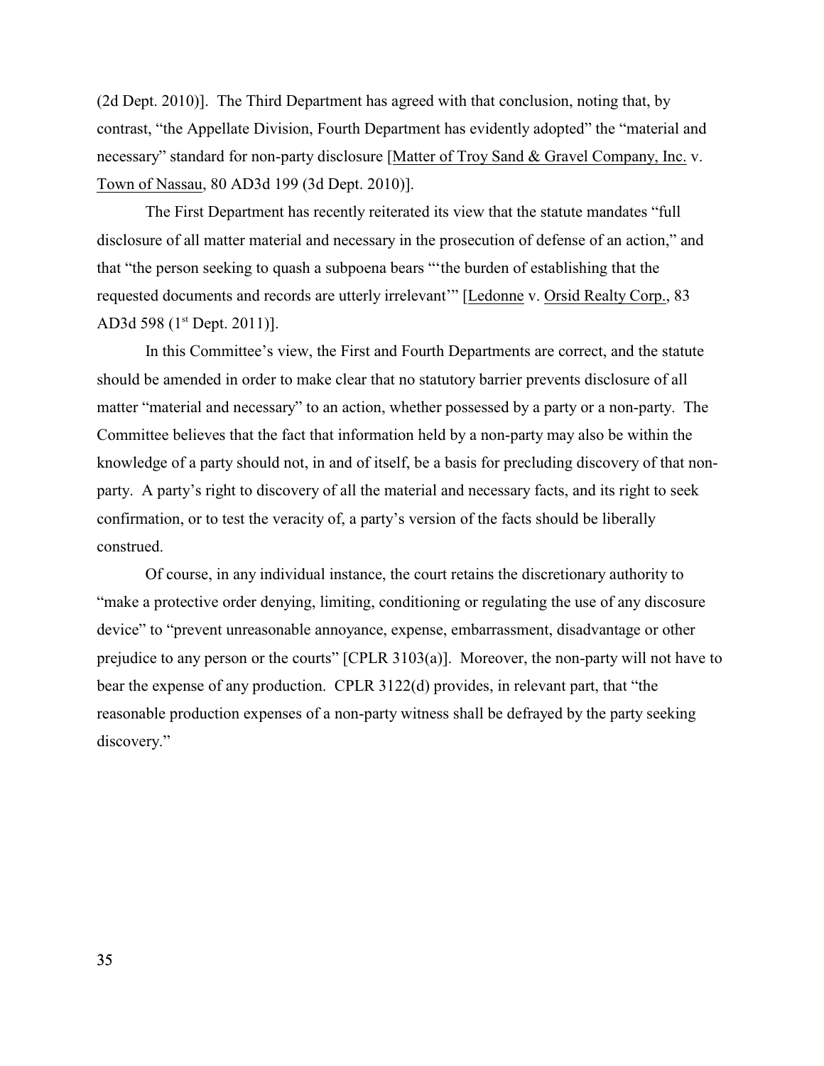(2d Dept. 2010)]. The Third Department has agreed with that conclusion, noting that, by contrast, "the Appellate Division, Fourth Department has evidently adopted" the "material and necessary" standard for non-party disclosure [Matter of Troy Sand & Gravel Company, Inc. v. Town of Nassau, 80 AD3d 199 (3d Dept. 2010)].

The First Department has recently reiterated its view that the statute mandates "full disclosure of all matter material and necessary in the prosecution of defense of an action," and that "the person seeking to quash a subpoena bears "'the burden of establishing that the requested documents and records are utterly irrelevant'" [Ledonne v. Orsid Realty Corp., 83 AD3d 598 (1st Dept. 2011)].

In this Committee's view, the First and Fourth Departments are correct, and the statute should be amended in order to make clear that no statutory barrier prevents disclosure of all matter "material and necessary" to an action, whether possessed by a party or a non-party. The Committee believes that the fact that information held by a non-party may also be within the knowledge of a party should not, in and of itself, be a basis for precluding discovery of that non-party. A party's right to discovery of all the material and necessary facts, and its right to seek confirmation, or to test the veracity of, a party's version of the facts should be liberally construed.

Of course, in any individual instance, the court retains the discretionary authority to "make a protective order denying, limiting, conditioning or regulating the use of any discosure device" to "prevent unreasonable annoyance, expense, embarrassment, disadvantage or other prejudice to any person or the courts" [CPLR 3103(a)]. Moreover, the non-party will not have to bear the expense of any production. CPLR 3122(d) provides, in relevant part, that "the reasonable production expenses of a non-party witness shall be defrayed by the party seeking discovery."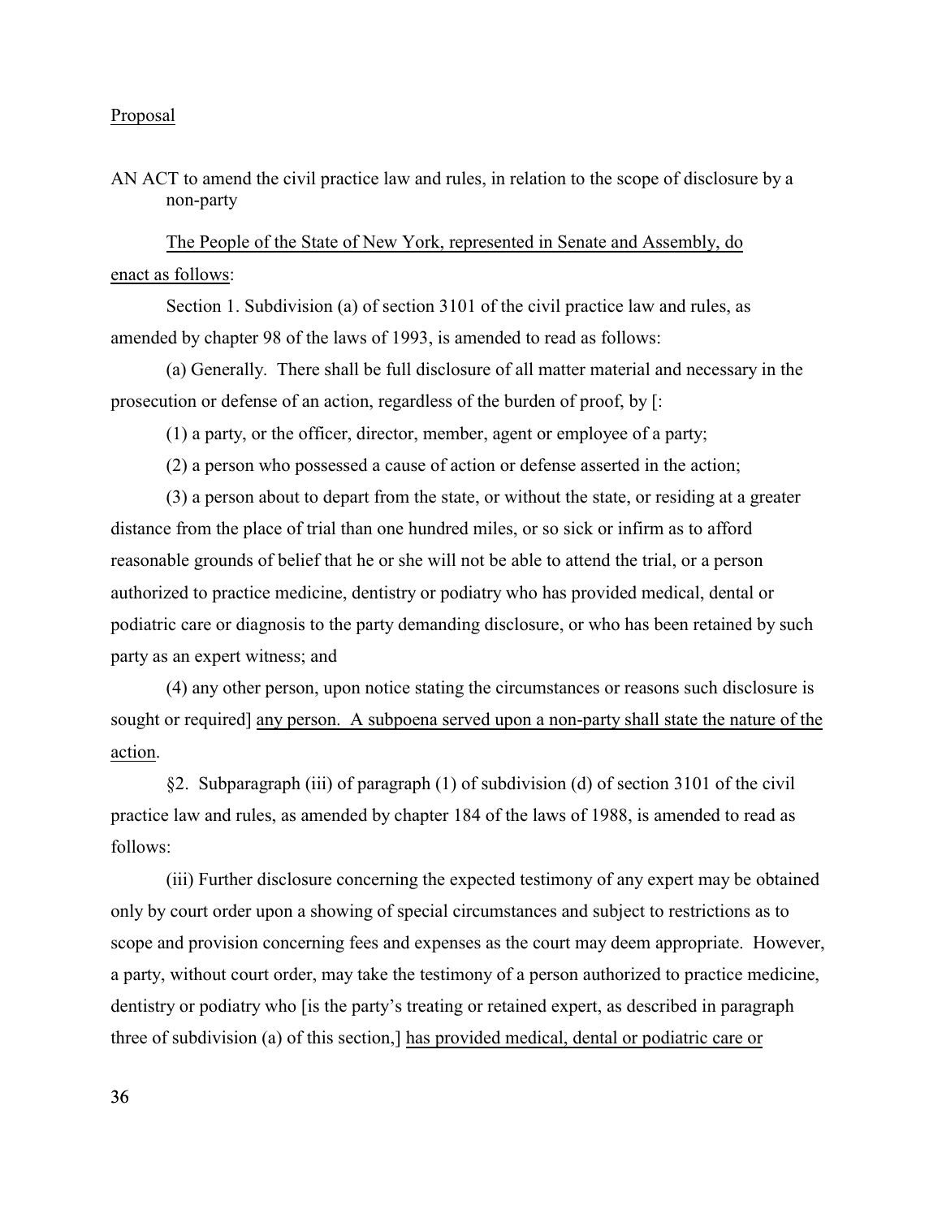Proposal

AN ACT to amend the civil practice law and rules, in relation to the scope of disclosure by a non-party

The People of the State of New York, represented in Senate and Assembly, do enact as follows:

Section 1. Subdivision (a) of section 3101 of the civil practice law and rules, as amended by chapter 98 of the laws of 1993, is amended to read as follows:

(a) Generally. There shall be full disclosure of all matter material and necessary in the prosecution or defense of an action, regardless of the burden of proof, by [:

(1) a party, or the officer, director, member, agent or employee of a party;

(2) a person who possessed a cause of action or defense asserted in the action;

(3) a person about to depart from the state, or without the state, or residing at a greater distance from the place of trial than one hundred miles, or so sick or infirm as to afford reasonable grounds of belief that he or she will not be able to attend the trial, or a person authorized to practice medicine, dentistry or podiatry who has provided medical, dental or podiatric care or diagnosis to the party demanding disclosure, or who has been retained by such party as an expert witness; and

(4) any other person, upon notice stating the circumstances or reasons such disclosure is sought or required] any person. A subpoena served upon a non-party shall state the nature of the action.

§2. Subparagraph (iii) of paragraph (1) of subdivision (d) of section 3101 of the civil practice law and rules, as amended by chapter 184 of the laws of 1988, is amended to read as follows:

(iii) Further disclosure concerning the expected testimony of any expert may be obtained only by court order upon a showing of special circumstances and subject to restrictions as to scope and provision concerning fees and expenses as the court may deem appropriate. However, a party, without court order, may take the testimony of a person authorized to practice medicine, dentistry or podiatry who [is the party's treating or retained expert, as described in paragraph three of subdivision (a) of this section,] has provided medical, dental or podiatric care or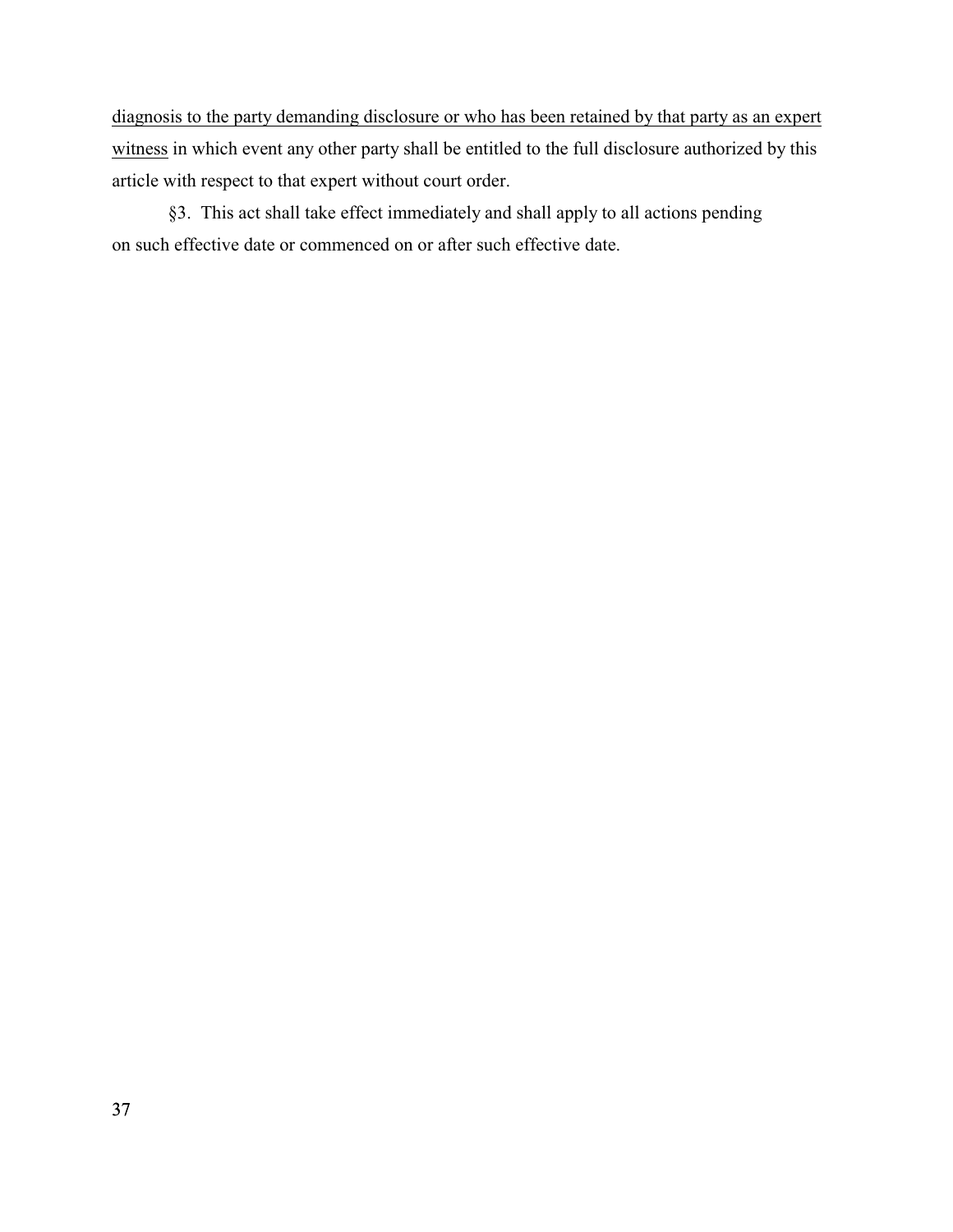<u>diagnosis to the party demanding disclosure or who has been retained by that party as an expert witness</u> in which event any other party shall be entitled to the full disclosure authorized by this article with respect to that expert without court order.

§3. This act shall take effect immediately and shall apply to all actions pending on such effective date or commenced on or after such effective date.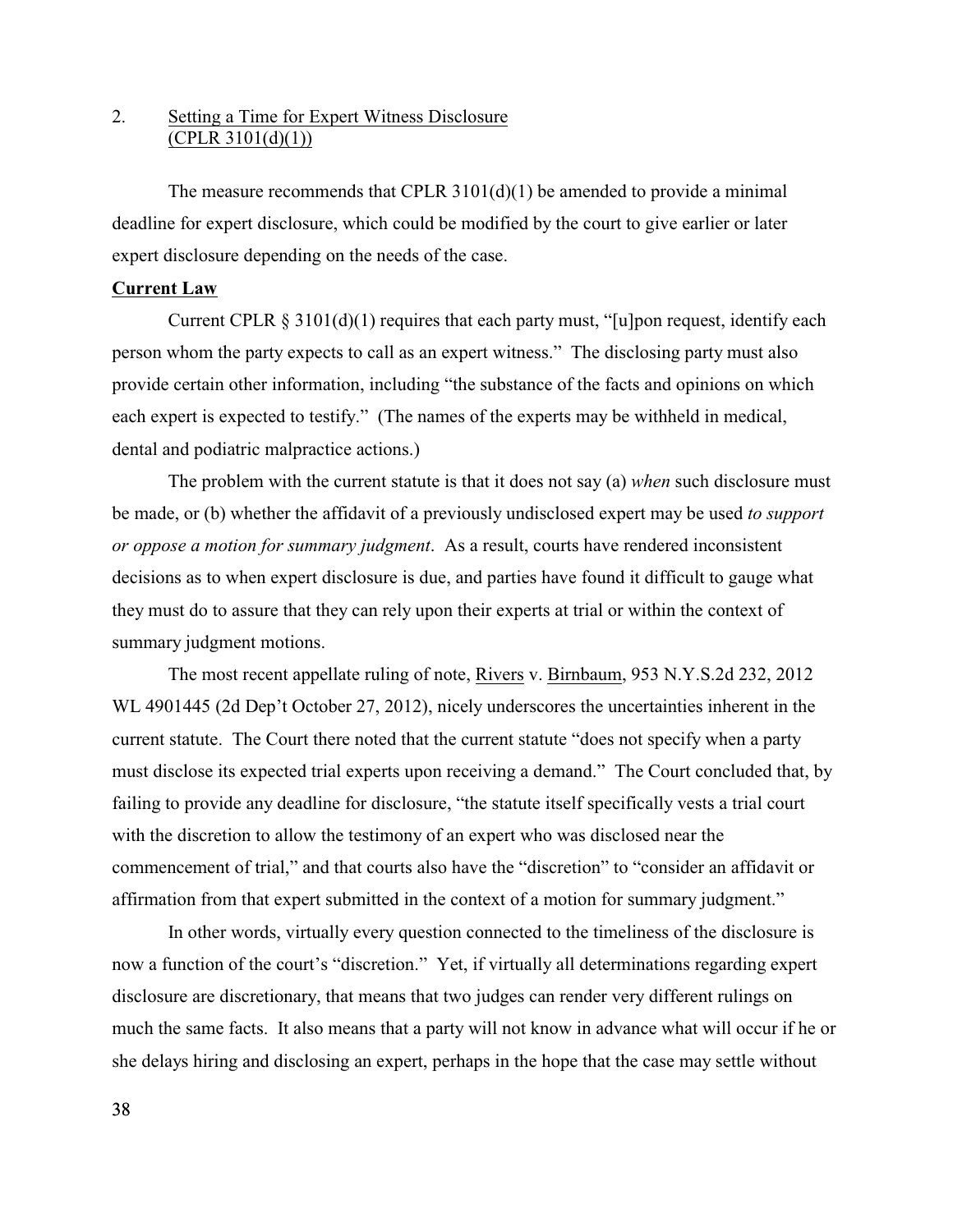## 2. Setting a Time for Expert Witness Disclosure (CPLR 3101(d)(1))

The measure recommends that CPLR 3101(d)(1) be amended to provide a minimal deadline for expert disclosure, which could be modified by the court to give earlier or later expert disclosure depending on the needs of the case.

**Current Law**

Current CPLR § 3101(d)(1) requires that each party must, "[u]pon request, identify each person whom the party expects to call as an expert witness." The disclosing party must also provide certain other information, including "the substance of the facts and opinions on which each expert is expected to testify." (The names of the experts may be withheld in medical, dental and podiatric malpractice actions.)

The problem with the current statute is that it does not say (a) *when* such disclosure must be made, or (b) whether the affidavit of a previously undisclosed expert may be used *to support or oppose a motion for summary judgment*. As a result, courts have rendered inconsistent decisions as to when expert disclosure is due, and parties have found it difficult to gauge what they must do to assure that they can rely upon their experts at trial or within the context of summary judgment motions.

The most recent appellate ruling of note, Rivers v. Birnbaum, 953 N.Y.S.2d 232, 2012 WL 4901445 (2d Dep't October 27, 2012), nicely underscores the uncertainties inherent in the current statute. The Court there noted that the current statute "does not specify when a party must disclose its expected trial experts upon receiving a demand." The Court concluded that, by failing to provide any deadline for disclosure, "the statute itself specifically vests a trial court with the discretion to allow the testimony of an expert who was disclosed near the commencement of trial," and that courts also have the "discretion" to "consider an affidavit or affirmation from that expert submitted in the context of a motion for summary judgment."

In other words, virtually every question connected to the timeliness of the disclosure is now a function of the court's "discretion." Yet, if virtually all determinations regarding expert disclosure are discretionary, that means that two judges can render very different rulings on much the same facts. It also means that a party will not know in advance what will occur if he or she delays hiring and disclosing an expert, perhaps in the hope that the case may settle without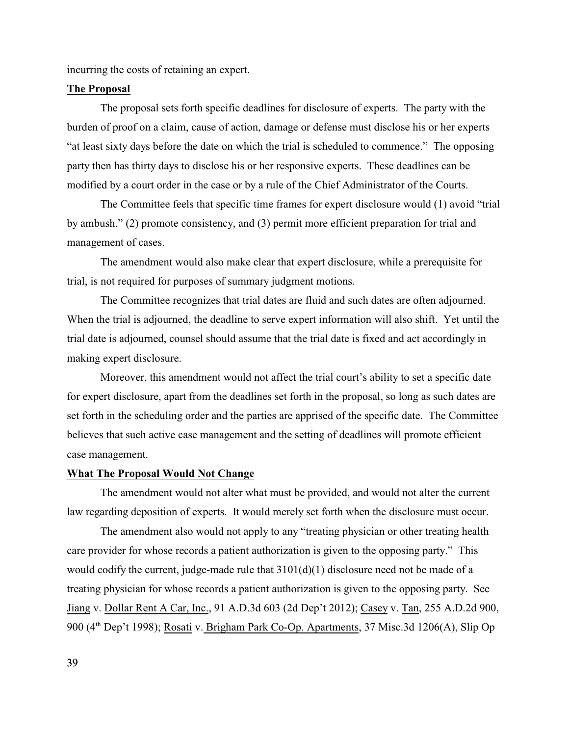incurring the costs of retaining an expert.

**The Proposal**

The proposal sets forth specific deadlines for disclosure of experts. The party with the burden of proof on a claim, cause of action, damage or defense must disclose his or her experts "at least sixty days before the date on which the trial is scheduled to commence." The opposing party then has thirty days to disclose his or her responsive experts. These deadlines can be modified by a court order in the case or by a rule of the Chief Administrator of the Courts.

The Committee feels that specific time frames for expert disclosure would (1) avoid "trial by ambush," (2) promote consistency, and (3) permit more efficient preparation for trial and management of cases.

The amendment would also make clear that expert disclosure, while a prerequisite for trial, is not required for purposes of summary judgment motions.

The Committee recognizes that trial dates are fluid and such dates are often adjourned. When the trial is adjourned, the deadline to serve expert information will also shift. Yet until the trial date is adjourned, counsel should assume that the trial date is fixed and act accordingly in making expert disclosure.

Moreover, this amendment would not affect the trial court's ability to set a specific date for expert disclosure, apart from the deadlines set forth in the proposal, so long as such dates are set forth in the scheduling order and the parties are apprised of the specific date. The Committee believes that such active case management and the setting of deadlines will promote efficient case management.

**What The Proposal Would Not Change**

The amendment would not alter what must be provided, and would not alter the current law regarding deposition of experts. It would merely set forth when the disclosure must occur.

The amendment also would not apply to any "treating physician or other treating health care provider for whose records a patient authorization is given to the opposing party." This would codify the current, judge-made rule that 3101(d)(1) disclosure need not be made of a treating physician for whose records a patient authorization is given to the opposing party. See Jiang v. Dollar Rent A Car, Inc., 91 A.D.3d 603 (2d Dep't 2012); Casey v. Tan, 255 A.D.2d 900, 900 (4th Dep't 1998); Rosati v. Brigham Park Co-Op. Apartments, 37 Misc.3d 1206(A), Slip Op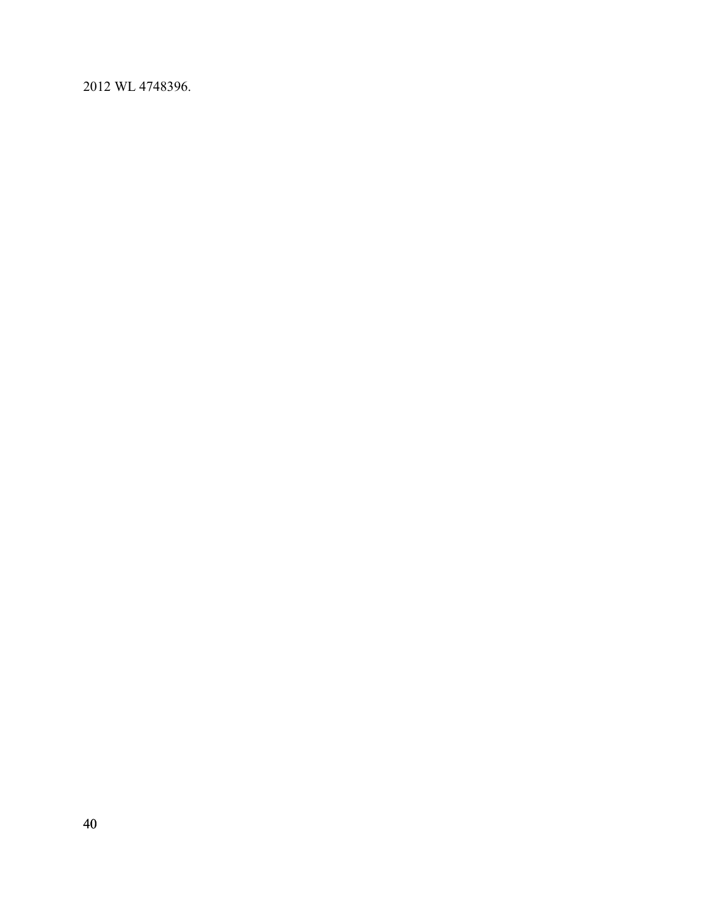2012 WL 4748396.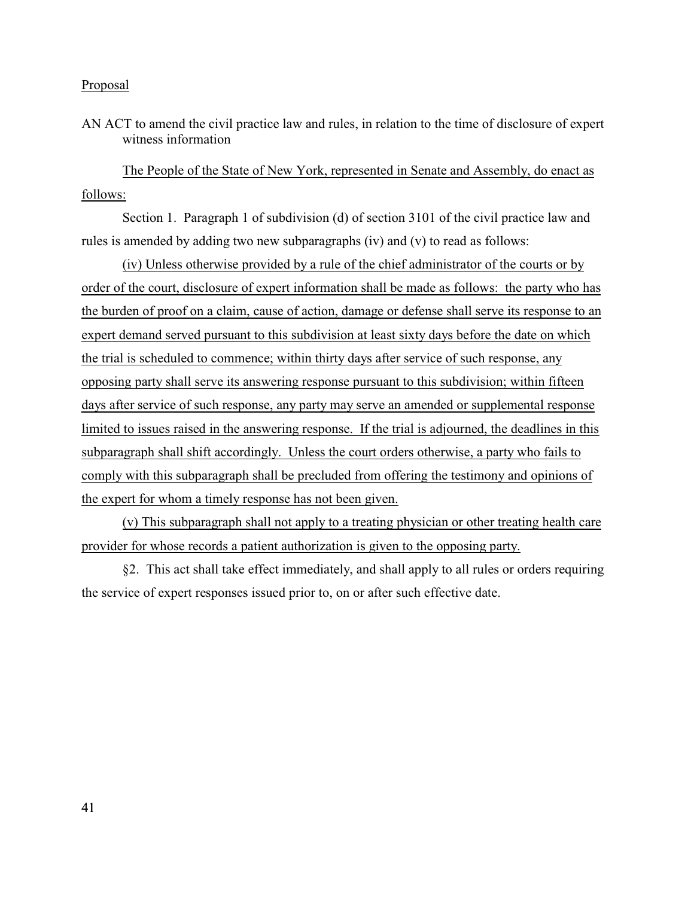Proposal

AN ACT to amend the civil practice law and rules, in relation to the time of disclosure of expert witness information

The People of the State of New York, represented in Senate and Assembly, do enact as follows:

Section 1. Paragraph 1 of subdivision (d) of section 3101 of the civil practice law and rules is amended by adding two new subparagraphs (iv) and (v) to read as follows:

(iv) Unless otherwise provided by a rule of the chief administrator of the courts or by order of the court, disclosure of expert information shall be made as follows: the party who has the burden of proof on a claim, cause of action, damage or defense shall serve its response to an expert demand served pursuant to this subdivision at least sixty days before the date on which the trial is scheduled to commence; within thirty days after service of such response, any opposing party shall serve its answering response pursuant to this subdivision; within fifteen days after service of such response, any party may serve an amended or supplemental response limited to issues raised in the answering response. If the trial is adjourned, the deadlines in this subparagraph shall shift accordingly. Unless the court orders otherwise, a party who fails to comply with this subparagraph shall be precluded from offering the testimony and opinions of the expert for whom a timely response has not been given.

(v) This subparagraph shall not apply to a treating physician or other treating health care provider for whose records a patient authorization is given to the opposing party.

§2. This act shall take effect immediately, and shall apply to all rules or orders requiring the service of expert responses issued prior to, on or after such effective date.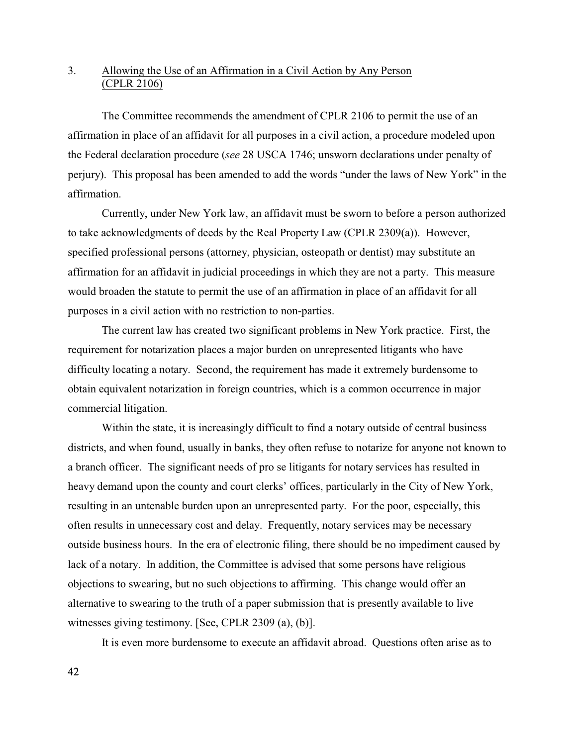3. Allowing the Use of an Affirmation in a Civil Action by Any Person (CPLR 2106)

The Committee recommends the amendment of CPLR 2106 to permit the use of an affirmation in place of an affidavit for all purposes in a civil action, a procedure modeled upon the Federal declaration procedure (*see* 28 USCA 1746; unsworn declarations under penalty of perjury). This proposal has been amended to add the words "under the laws of New York" in the affirmation.

Currently, under New York law, an affidavit must be sworn to before a person authorized to take acknowledgments of deeds by the Real Property Law (CPLR 2309(a)). However, specified professional persons (attorney, physician, osteopath or dentist) may substitute an affirmation for an affidavit in judicial proceedings in which they are not a party. This measure would broaden the statute to permit the use of an affirmation in place of an affidavit for all purposes in a civil action with no restriction to non-parties.

The current law has created two significant problems in New York practice. First, the requirement for notarization places a major burden on unrepresented litigants who have difficulty locating a notary. Second, the requirement has made it extremely burdensome to obtain equivalent notarization in foreign countries, which is a common occurrence in major commercial litigation.

Within the state, it is increasingly difficult to find a notary outside of central business districts, and when found, usually in banks, they often refuse to notarize for anyone not known to a branch officer. The significant needs of pro se litigants for notary services has resulted in heavy demand upon the county and court clerks' offices, particularly in the City of New York, resulting in an untenable burden upon an unrepresented party. For the poor, especially, this often results in unnecessary cost and delay. Frequently, notary services may be necessary outside business hours. In the era of electronic filing, there should be no impediment caused by lack of a notary. In addition, the Committee is advised that some persons have religious objections to swearing, but no such objections to affirming. This change would offer an alternative to swearing to the truth of a paper submission that is presently available to live witnesses giving testimony. [See, CPLR 2309 (a), (b)].

It is even more burdensome to execute an affidavit abroad. Questions often arise as to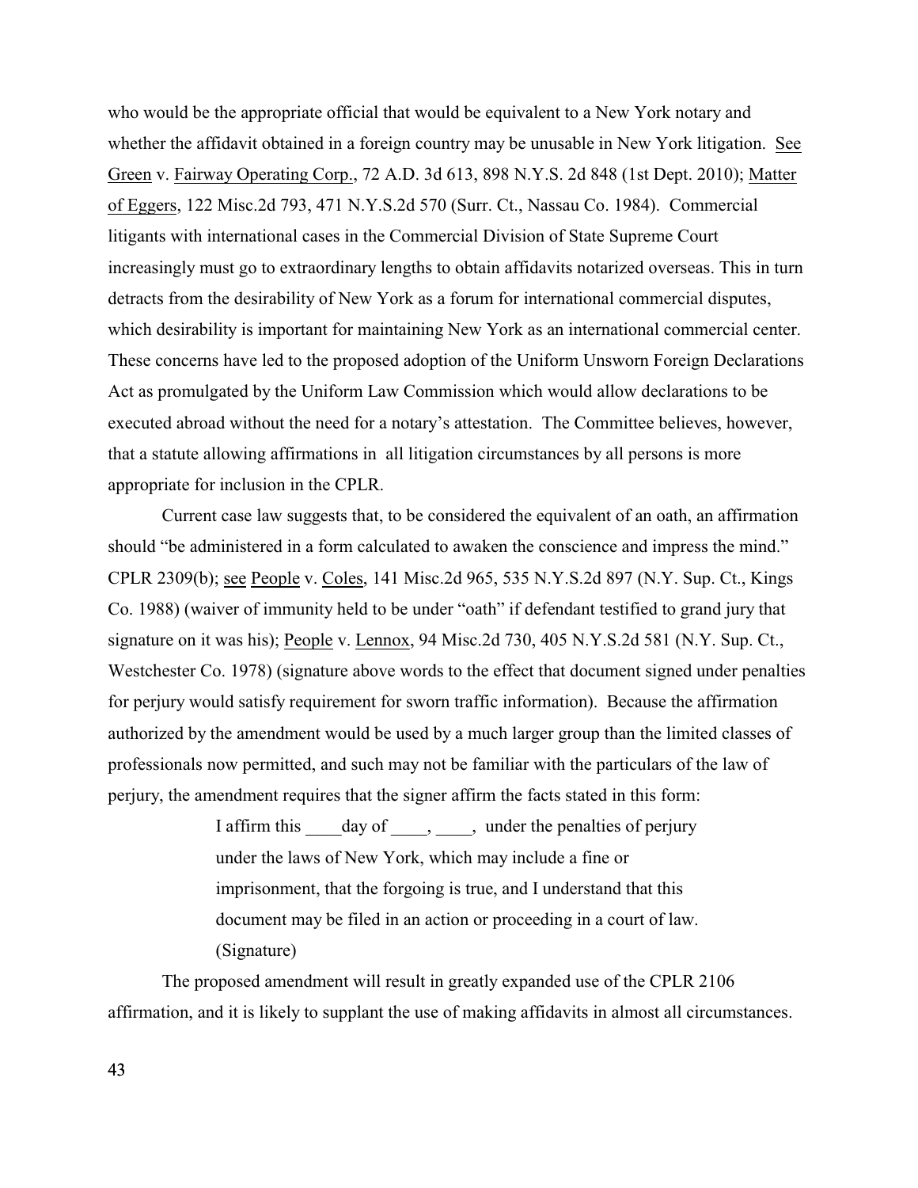who would be the appropriate official that would be equivalent to a New York notary and whether the affidavit obtained in a foreign country may be unusable in New York litigation. See Green v. Fairway Operating Corp., 72 A.D. 3d 613, 898 N.Y.S. 2d 848 (1st Dept. 2010); Matter of Eggers, 122 Misc.2d 793, 471 N.Y.S.2d 570 (Surr. Ct., Nassau Co. 1984). Commercial litigants with international cases in the Commercial Division of State Supreme Court increasingly must go to extraordinary lengths to obtain affidavits notarized overseas. This in turn detracts from the desirability of New York as a forum for international commercial disputes, which desirability is important for maintaining New York as an international commercial center. These concerns have led to the proposed adoption of the Uniform Unsworn Foreign Declarations Act as promulgated by the Uniform Law Commission which would allow declarations to be executed abroad without the need for a notary's attestation. The Committee believes, however, that a statute allowing affirmations in all litigation circumstances by all persons is more appropriate for inclusion in the CPLR.

Current case law suggests that, to be considered the equivalent of an oath, an affirmation should "be administered in a form calculated to awaken the conscience and impress the mind." CPLR 2309(b); see People v. Coles, 141 Misc.2d 965, 535 N.Y.S.2d 897 (N.Y. Sup. Ct., Kings Co. 1988) (waiver of immunity held to be under "oath" if defendant testified to grand jury that signature on it was his); People v. Lennox, 94 Misc.2d 730, 405 N.Y.S.2d 581 (N.Y. Sup. Ct., Westchester Co. 1978) (signature above words to the effect that document signed under penalties for perjury would satisfy requirement for sworn traffic information). Because the affirmation authorized by the amendment would be used by a much larger group than the limited classes of professionals now permitted, and such may not be familiar with the particulars of the law of perjury, the amendment requires that the signer affirm the facts stated in this form:

> I affirm this ____day of ____, ____, under the penalties of perjury under the laws of New York, which may include a fine or imprisonment, that the forgoing is true, and I understand that this document may be filed in an action or proceeding in a court of law.
> (Signature)

The proposed amendment will result in greatly expanded use of the CPLR 2106 affirmation, and it is likely to supplant the use of making affidavits in almost all circumstances.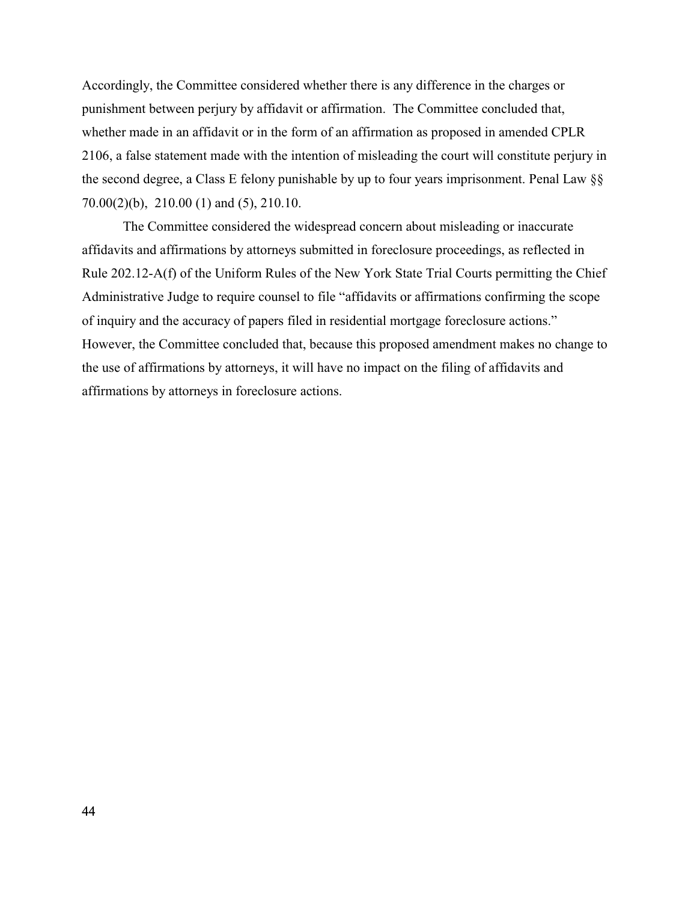Accordingly, the Committee considered whether there is any difference in the charges or punishment between perjury by affidavit or affirmation. The Committee concluded that, whether made in an affidavit or in the form of an affirmation as proposed in amended CPLR 2106, a false statement made with the intention of misleading the court will constitute perjury in the second degree, a Class E felony punishable by up to four years imprisonment. Penal Law §§ 70.00(2)(b), 210.00 (1) and (5), 210.10.

The Committee considered the widespread concern about misleading or inaccurate affidavits and affirmations by attorneys submitted in foreclosure proceedings, as reflected in Rule 202.12-A(f) of the Uniform Rules of the New York State Trial Courts permitting the Chief Administrative Judge to require counsel to file "affidavits or affirmations confirming the scope of inquiry and the accuracy of papers filed in residential mortgage foreclosure actions." However, the Committee concluded that, because this proposed amendment makes no change to the use of affirmations by attorneys, it will have no impact on the filing of affidavits and affirmations by attorneys in foreclosure actions.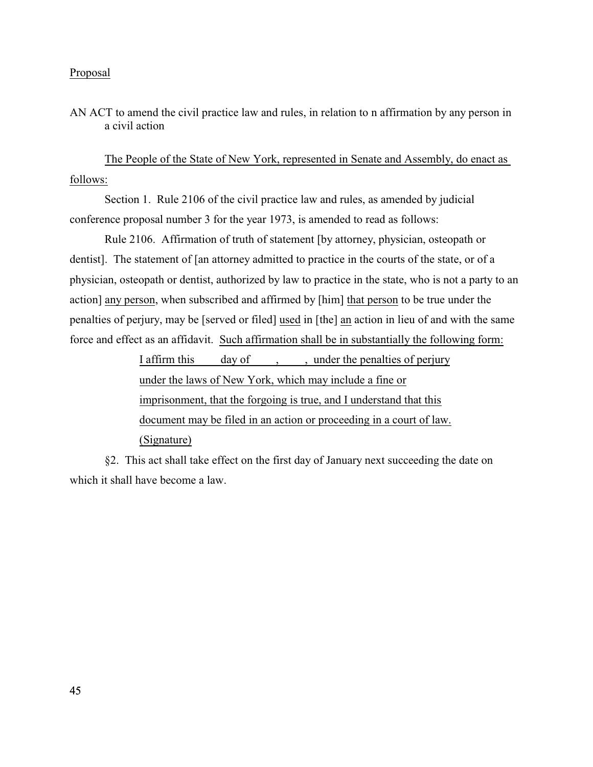Proposal

AN ACT to amend the civil practice law and rules, in relation to n affirmation by any person in a civil action

The People of the State of New York, represented in Senate and Assembly, do enact as follows:

Section 1. Rule 2106 of the civil practice law and rules, as amended by judicial conference proposal number 3 for the year 1973, is amended to read as follows:

Rule 2106. Affirmation of truth of statement [by attorney, physician, osteopath or dentist]. The statement of [an attorney admitted to practice in the courts of the state, or of a physician, osteopath or dentist, authorized by law to practice in the state, who is not a party to an action] any person, when subscribed and affirmed by [him] that person to be true under the penalties of perjury, may be [served or filed] used in [the] an action in lieu of and with the same force and effect as an affidavit. Such affirmation shall be in substantially the following form:

> I affirm this ____ day of ____, ____, under the penalties of perjury under the laws of New York, which may include a fine or imprisonment, that the forgoing is true, and I understand that this document may be filed in an action or proceeding in a court of law.
>
> (Signature)

§2. This act shall take effect on the first day of January next succeeding the date on which it shall have become a law.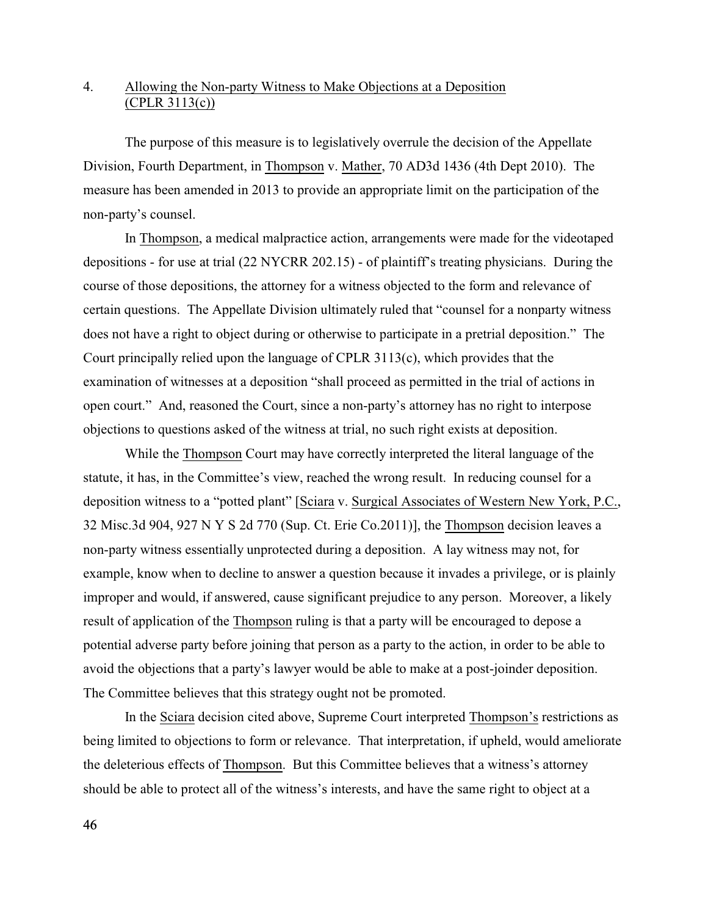4. Allowing the Non-party Witness to Make Objections at a Deposition (CPLR 3113(c))

The purpose of this measure is to legislatively overrule the decision of the Appellate Division, Fourth Department, in Thompson v. Mather, 70 AD3d 1436 (4th Dept 2010). The measure has been amended in 2013 to provide an appropriate limit on the participation of the non-party's counsel.

In Thompson, a medical malpractice action, arrangements were made for the videotaped depositions - for use at trial (22 NYCRR 202.15) - of plaintiff's treating physicians. During the course of those depositions, the attorney for a witness objected to the form and relevance of certain questions. The Appellate Division ultimately ruled that "counsel for a nonparty witness does not have a right to object during or otherwise to participate in a pretrial deposition." The Court principally relied upon the language of CPLR 3113(c), which provides that the examination of witnesses at a deposition "shall proceed as permitted in the trial of actions in open court." And, reasoned the Court, since a non-party's attorney has no right to interpose objections to questions asked of the witness at trial, no such right exists at deposition.

While the Thompson Court may have correctly interpreted the literal language of the statute, it has, in the Committee's view, reached the wrong result. In reducing counsel for a deposition witness to a "potted plant" [Sciara v. Surgical Associates of Western New York, P.C., 32 Misc.3d 904, 927 N Y S 2d 770 (Sup. Ct. Erie Co.2011)], the Thompson decision leaves a non-party witness essentially unprotected during a deposition. A lay witness may not, for example, know when to decline to answer a question because it invades a privilege, or is plainly improper and would, if answered, cause significant prejudice to any person. Moreover, a likely result of application of the Thompson ruling is that a party will be encouraged to depose a potential adverse party before joining that person as a party to the action, in order to be able to avoid the objections that a party's lawyer would be able to make at a post-joinder deposition. The Committee believes that this strategy ought not be promoted.

In the Sciara decision cited above, Supreme Court interpreted Thompson's restrictions as being limited to objections to form or relevance. That interpretation, if upheld, would ameliorate the deleterious effects of Thompson. But this Committee believes that a witness's attorney should be able to protect all of the witness's interests, and have the same right to object at a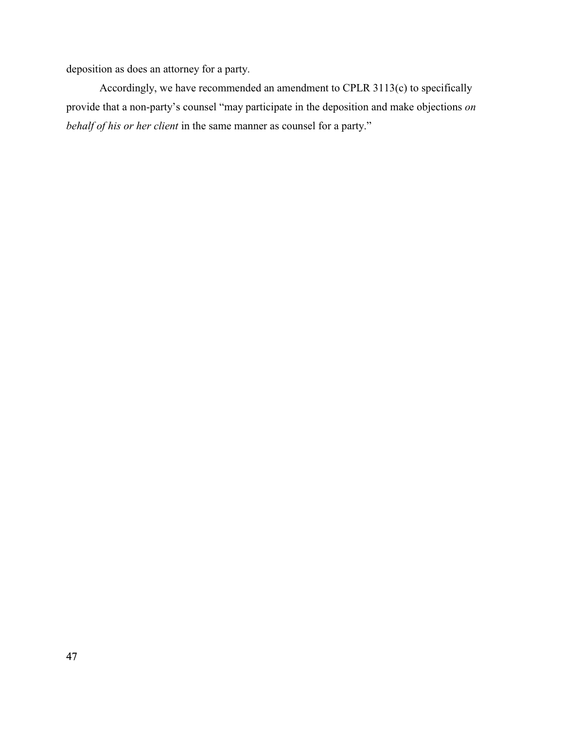deposition as does an attorney for a party.

Accordingly, we have recommended an amendment to CPLR 3113(c) to specifically provide that a non-party's counsel "may participate in the deposition and make objections *on behalf of his or her client* in the same manner as counsel for a party."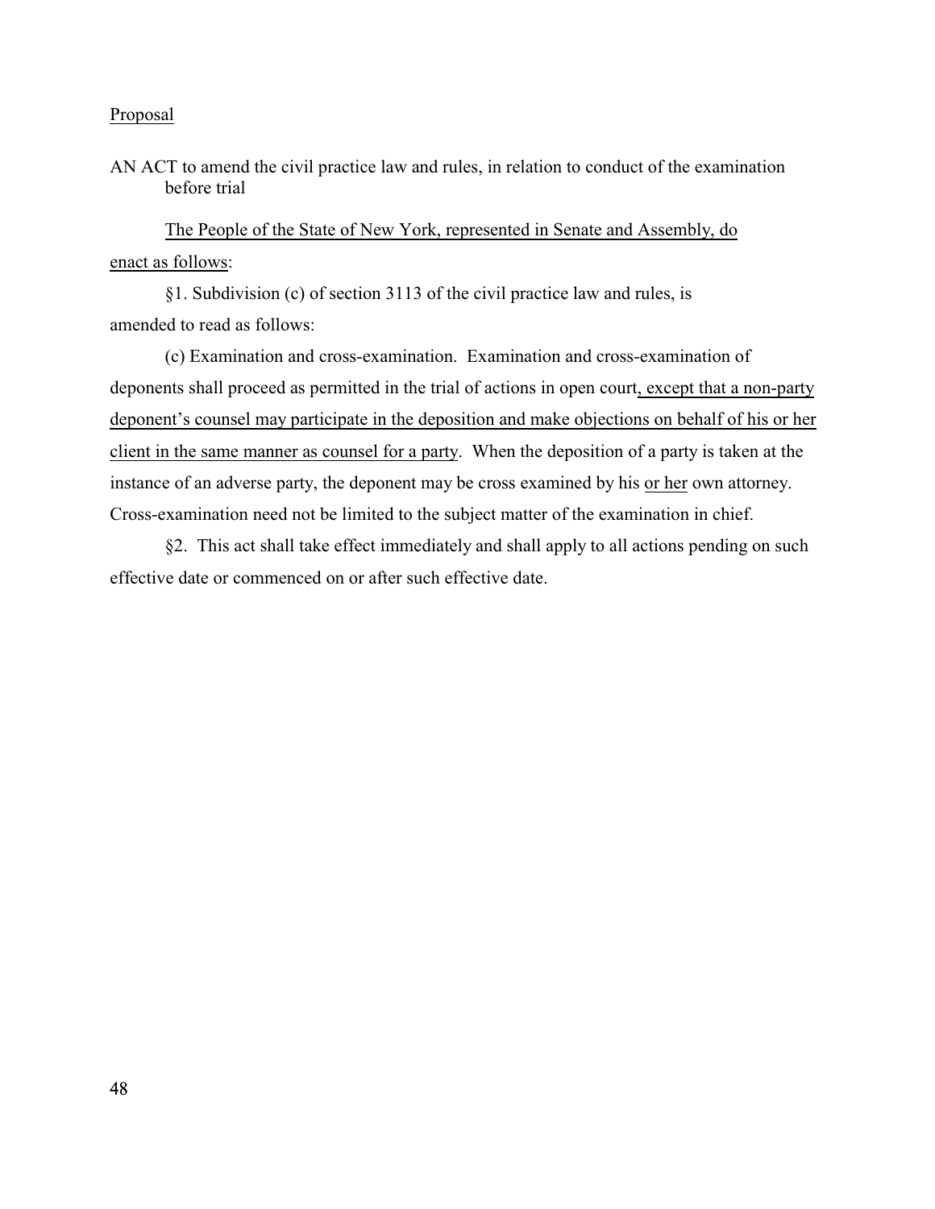Proposal

AN ACT to amend the civil practice law and rules, in relation to conduct of the examination before trial

The People of the State of New York, represented in Senate and Assembly, do enact as follows:

§1. Subdivision (c) of section 3113 of the civil practice law and rules, is amended to read as follows:

(c) Examination and cross-examination. Examination and cross-examination of deponents shall proceed as permitted in the trial of actions in open court, except that a non-party deponent's counsel may participate in the deposition and make objections on behalf of his or her client in the same manner as counsel for a party. When the deposition of a party is taken at the instance of an adverse party, the deponent may be cross examined by his or her own attorney. Cross-examination need not be limited to the subject matter of the examination in chief.

§2. This act shall take effect immediately and shall apply to all actions pending on such effective date or commenced on or after such effective date.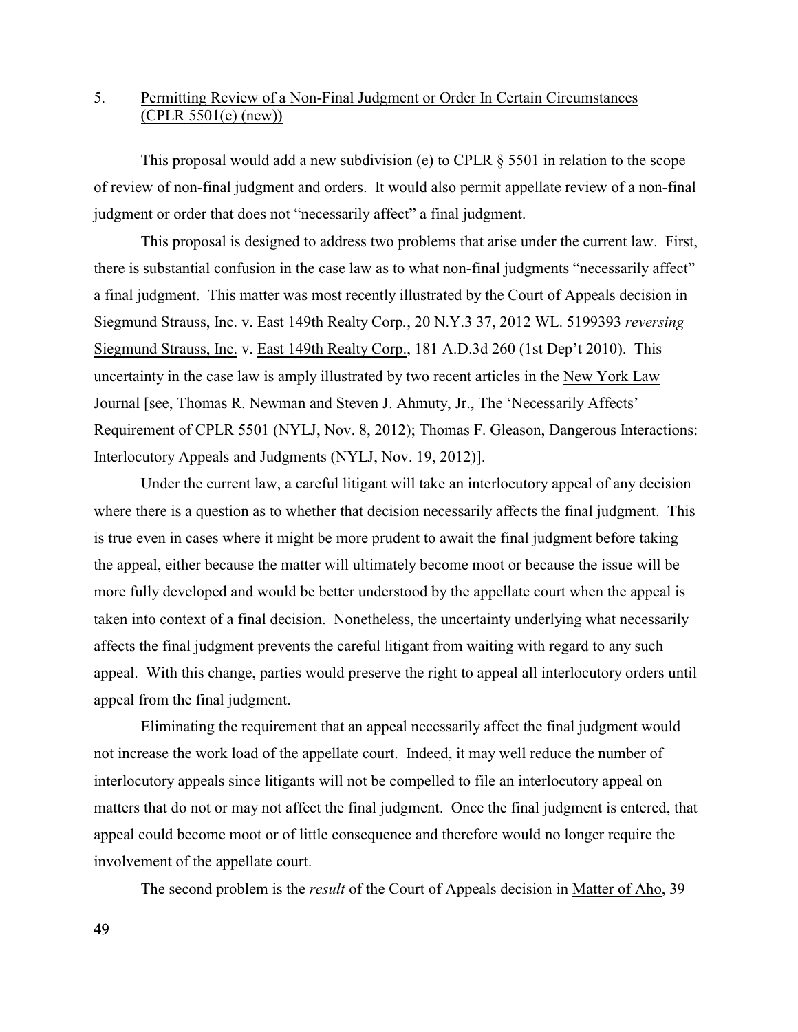5. <u>Permitting Review of a Non-Final Judgment or Order In Certain Circumstances (CPLR 5501(e) (new))</u>

This proposal would add a new subdivision (e) to CPLR § 5501 in relation to the scope of review of non-final judgment and orders. It would also permit appellate review of a non-final judgment or order that does not "necessarily affect" a final judgment.

This proposal is designed to address two problems that arise under the current law. First, there is substantial confusion in the case law as to what non-final judgments "necessarily affect" a final judgment. This matter was most recently illustrated by the Court of Appeals decision in <u>Siegmund Strauss, Inc.</u> v. <u>East 149th Realty Corp</u>., 20 N.Y.3 37, 2012 WL. 5199393 *reversing* <u>Siegmund Strauss, Inc.</u> v. <u>East 149th Realty Corp.</u>, 181 A.D.3d 260 (1st Dep't 2010). This uncertainty in the case law is amply illustrated by two recent articles in the <u>New York Law Journal</u> [<u>see</u>, Thomas R. Newman and Steven J. Ahmuty, Jr., The 'Necessarily Affects' Requirement of CPLR 5501 (NYLJ, Nov. 8, 2012); Thomas F. Gleason, Dangerous Interactions: Interlocutory Appeals and Judgments (NYLJ, Nov. 19, 2012)].

Under the current law, a careful litigant will take an interlocutory appeal of any decision where there is a question as to whether that decision necessarily affects the final judgment. This is true even in cases where it might be more prudent to await the final judgment before taking the appeal, either because the matter will ultimately become moot or because the issue will be more fully developed and would be better understood by the appellate court when the appeal is taken into context of a final decision. Nonetheless, the uncertainty underlying what necessarily affects the final judgment prevents the careful litigant from waiting with regard to any such appeal. With this change, parties would preserve the right to appeal all interlocutory orders until appeal from the final judgment.

Eliminating the requirement that an appeal necessarily affect the final judgment would not increase the work load of the appellate court. Indeed, it may well reduce the number of interlocutory appeals since litigants will not be compelled to file an interlocutory appeal on matters that do not or may not affect the final judgment. Once the final judgment is entered, that appeal could become moot or of little consequence and therefore would no longer require the involvement of the appellate court.

The second problem is the *result* of the Court of Appeals decision in <u>Matter of Aho</u>, 39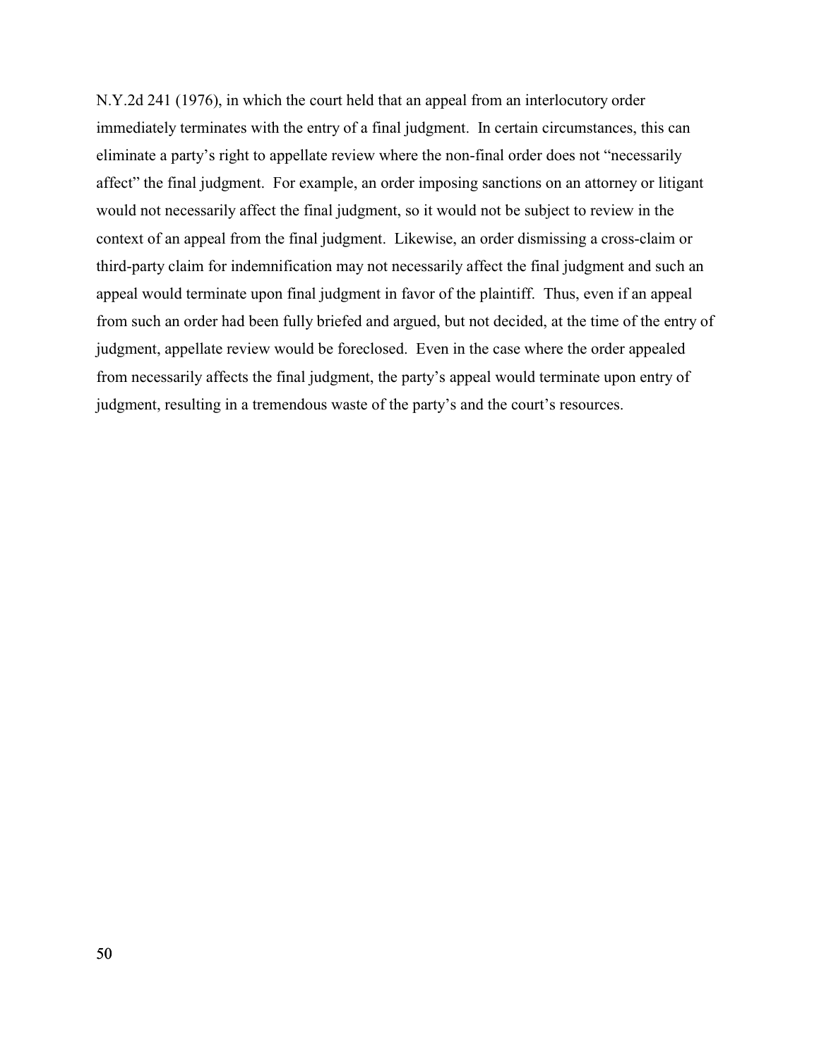N.Y.2d 241 (1976), in which the court held that an appeal from an interlocutory order immediately terminates with the entry of a final judgment. In certain circumstances, this can eliminate a party's right to appellate review where the non-final order does not "necessarily affect" the final judgment. For example, an order imposing sanctions on an attorney or litigant would not necessarily affect the final judgment, so it would not be subject to review in the context of an appeal from the final judgment. Likewise, an order dismissing a cross-claim or third-party claim for indemnification may not necessarily affect the final judgment and such an appeal would terminate upon final judgment in favor of the plaintiff. Thus, even if an appeal from such an order had been fully briefed and argued, but not decided, at the time of the entry of judgment, appellate review would be foreclosed. Even in the case where the order appealed from necessarily affects the final judgment, the party's appeal would terminate upon entry of judgment, resulting in a tremendous waste of the party's and the court's resources.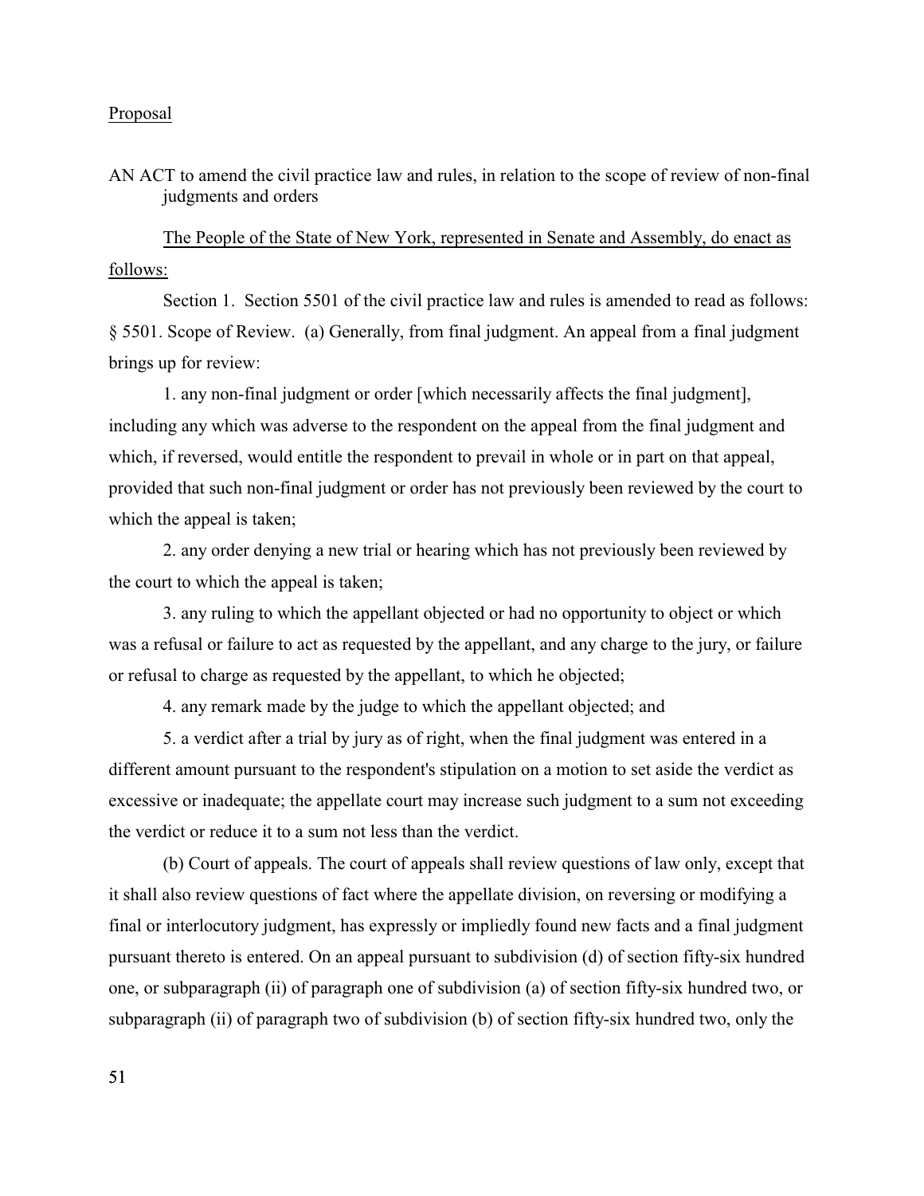Proposal

AN ACT to amend the civil practice law and rules, in relation to the scope of review of non-final judgments and orders

The People of the State of New York, represented in Senate and Assembly, do enact as follows:

Section 1. Section 5501 of the civil practice law and rules is amended to read as follows: § 5501. Scope of Review. (a) Generally, from final judgment. An appeal from a final judgment brings up for review:

1. any non-final judgment or order [which necessarily affects the final judgment], including any which was adverse to the respondent on the appeal from the final judgment and which, if reversed, would entitle the respondent to prevail in whole or in part on that appeal, provided that such non-final judgment or order has not previously been reviewed by the court to which the appeal is taken;

2. any order denying a new trial or hearing which has not previously been reviewed by the court to which the appeal is taken;

3. any ruling to which the appellant objected or had no opportunity to object or which was a refusal or failure to act as requested by the appellant, and any charge to the jury, or failure or refusal to charge as requested by the appellant, to which he objected;

4. any remark made by the judge to which the appellant objected; and

5. a verdict after a trial by jury as of right, when the final judgment was entered in a different amount pursuant to the respondent's stipulation on a motion to set aside the verdict as excessive or inadequate; the appellate court may increase such judgment to a sum not exceeding the verdict or reduce it to a sum not less than the verdict.

(b) Court of appeals. The court of appeals shall review questions of law only, except that it shall also review questions of fact where the appellate division, on reversing or modifying a final or interlocutory judgment, has expressly or impliedly found new facts and a final judgment pursuant thereto is entered. On an appeal pursuant to subdivision (d) of section fifty-six hundred one, or subparagraph (ii) of paragraph one of subdivision (a) of section fifty-six hundred two, or subparagraph (ii) of paragraph two of subdivision (b) of section fifty-six hundred two, only the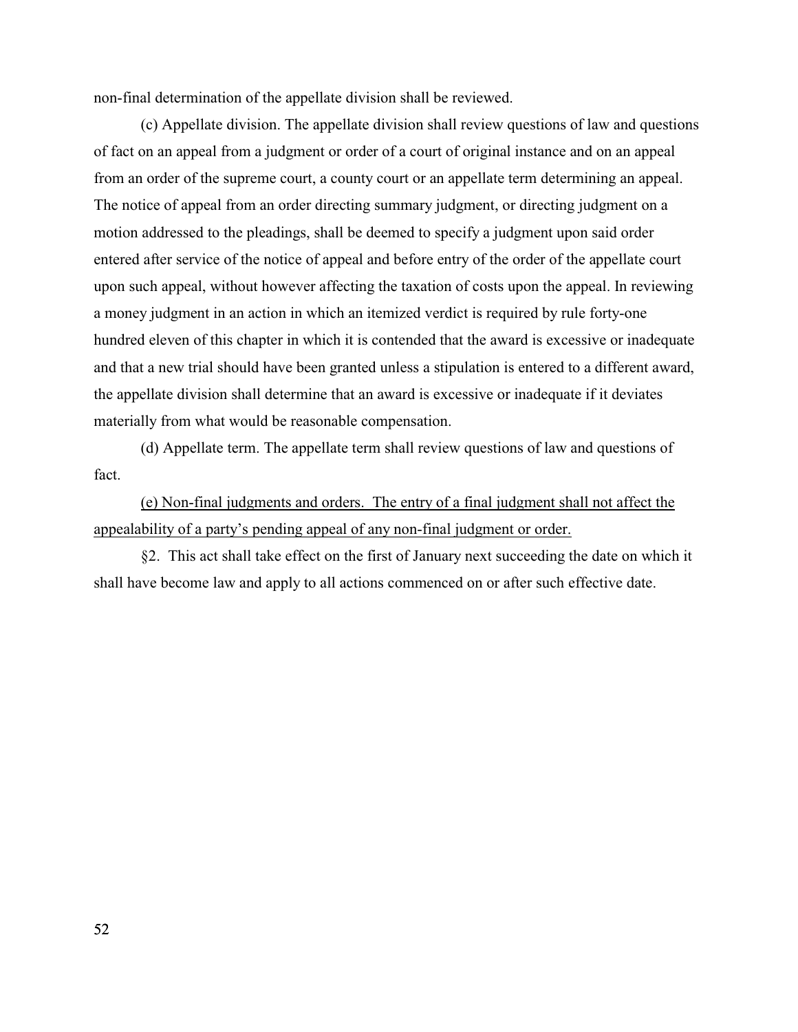non-final determination of the appellate division shall be reviewed.

(c) Appellate division. The appellate division shall review questions of law and questions of fact on an appeal from a judgment or order of a court of original instance and on an appeal from an order of the supreme court, a county court or an appellate term determining an appeal. The notice of appeal from an order directing summary judgment, or directing judgment on a motion addressed to the pleadings, shall be deemed to specify a judgment upon said order entered after service of the notice of appeal and before entry of the order of the appellate court upon such appeal, without however affecting the taxation of costs upon the appeal. In reviewing a money judgment in an action in which an itemized verdict is required by rule forty-one hundred eleven of this chapter in which it is contended that the award is excessive or inadequate and that a new trial should have been granted unless a stipulation is entered to a different award, the appellate division shall determine that an award is excessive or inadequate if it deviates materially from what would be reasonable compensation.

(d) Appellate term. The appellate term shall review questions of law and questions of fact.

<u>(e) Non-final judgments and orders. The entry of a final judgment shall not affect the appealability of a party's pending appeal of any non-final judgment or order.</u>

§2. This act shall take effect on the first of January next succeeding the date on which it shall have become law and apply to all actions commenced on or after such effective date.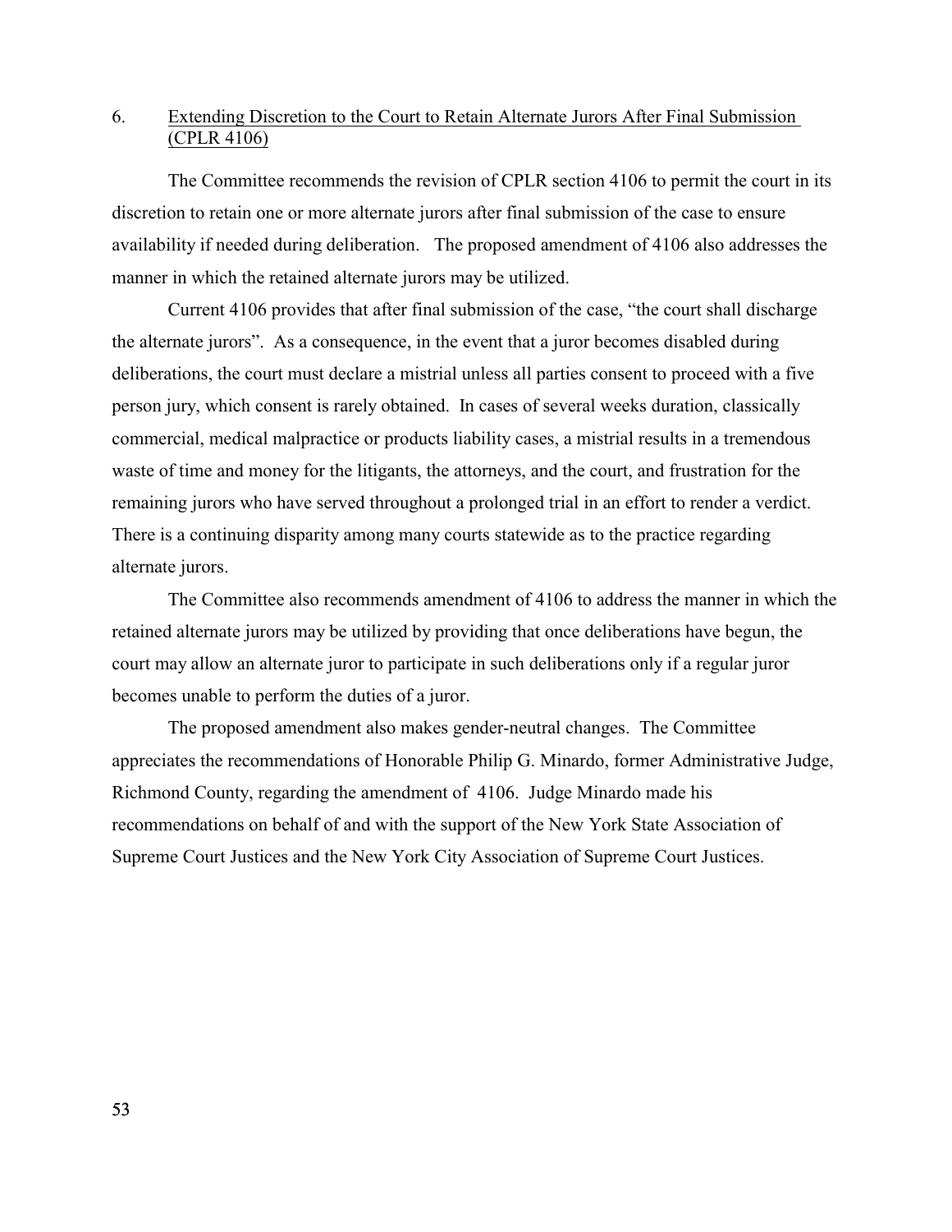6. <u>Extending Discretion to the Court to Retain Alternate Jurors After Final Submission (CPLR 4106)</u>

The Committee recommends the revision of CPLR section 4106 to permit the court in its discretion to retain one or more alternate jurors after final submission of the case to ensure availability if needed during deliberation. The proposed amendment of 4106 also addresses the manner in which the retained alternate jurors may be utilized.

Current 4106 provides that after final submission of the case, "the court shall discharge the alternate jurors". As a consequence, in the event that a juror becomes disabled during deliberations, the court must declare a mistrial unless all parties consent to proceed with a five person jury, which consent is rarely obtained. In cases of several weeks duration, classically commercial, medical malpractice or products liability cases, a mistrial results in a tremendous waste of time and money for the litigants, the attorneys, and the court, and frustration for the remaining jurors who have served throughout a prolonged trial in an effort to render a verdict. There is a continuing disparity among many courts statewide as to the practice regarding alternate jurors.

The Committee also recommends amendment of 4106 to address the manner in which the retained alternate jurors may be utilized by providing that once deliberations have begun, the court may allow an alternate juror to participate in such deliberations only if a regular juror becomes unable to perform the duties of a juror.

The proposed amendment also makes gender-neutral changes. The Committee appreciates the recommendations of Honorable Philip G. Minardo, former Administrative Judge, Richmond County, regarding the amendment of 4106. Judge Minardo made his recommendations on behalf of and with the support of the New York State Association of Supreme Court Justices and the New York City Association of Supreme Court Justices.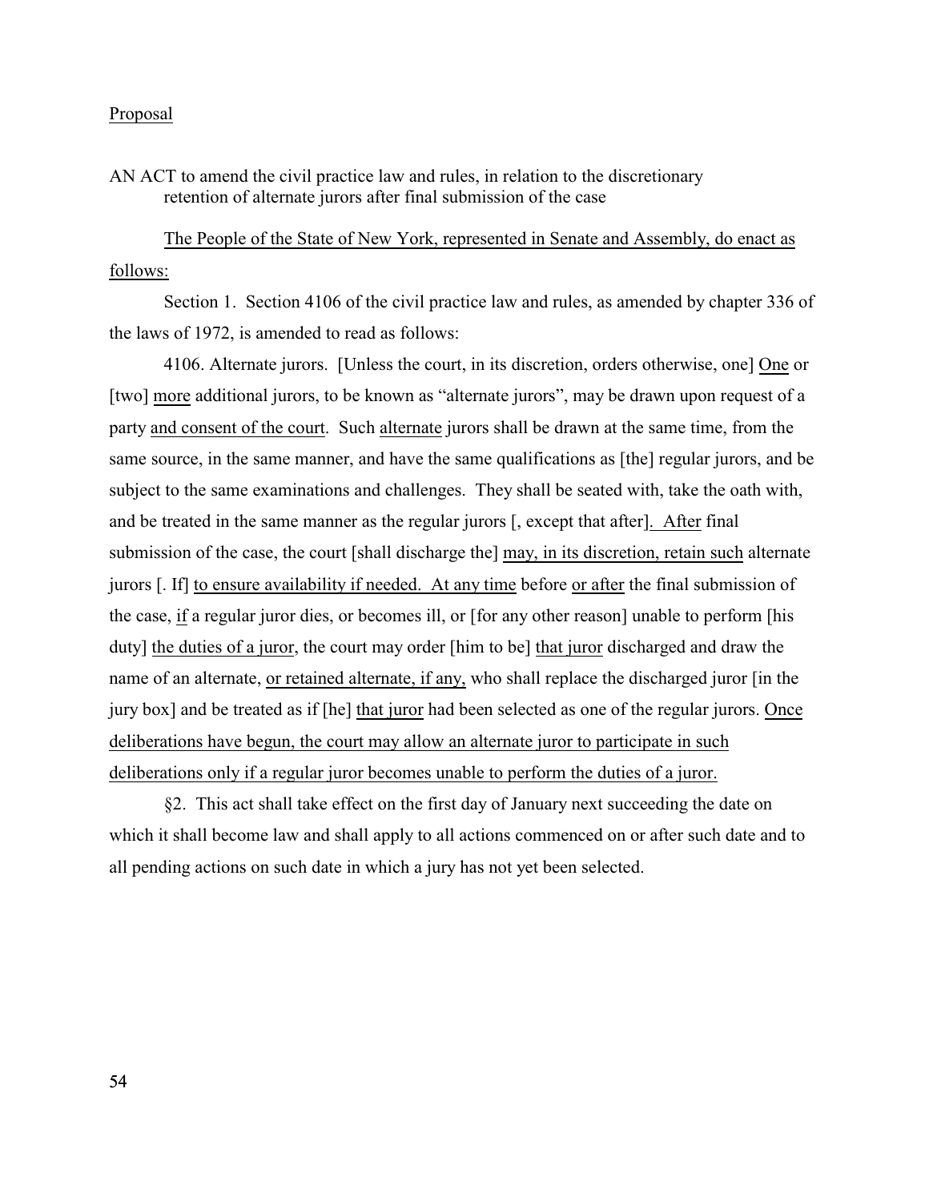Proposal

AN ACT to amend the civil practice law and rules, in relation to the discretionary retention of alternate jurors after final submission of the case

The People of the State of New York, represented in Senate and Assembly, do enact as follows:

Section 1. Section 4106 of the civil practice law and rules, as amended by chapter 336 of the laws of 1972, is amended to read as follows:

4106. Alternate jurors. [Unless the court, in its discretion, orders otherwise, one] One or [two] more additional jurors, to be known as "alternate jurors", may be drawn upon request of a party and consent of the court. Such alternate jurors shall be drawn at the same time, from the same source, in the same manner, and have the same qualifications as [the] regular jurors, and be subject to the same examinations and challenges. They shall be seated with, take the oath with, and be treated in the same manner as the regular jurors [, except that after]. After final submission of the case, the court [shall discharge the] may, in its discretion, retain such alternate jurors [. If] to ensure availability if needed. At any time before or after the final submission of the case, if a regular juror dies, or becomes ill, or [for any other reason] unable to perform [his duty] the duties of a juror, the court may order [him to be] that juror discharged and draw the name of an alternate, or retained alternate, if any, who shall replace the discharged juror [in the jury box] and be treated as if [he] that juror had been selected as one of the regular jurors. Once deliberations have begun, the court may allow an alternate juror to participate in such deliberations only if a regular juror becomes unable to perform the duties of a juror.

§2. This act shall take effect on the first day of January next succeeding the date on which it shall become law and shall apply to all actions commenced on or after such date and to all pending actions on such date in which a jury has not yet been selected.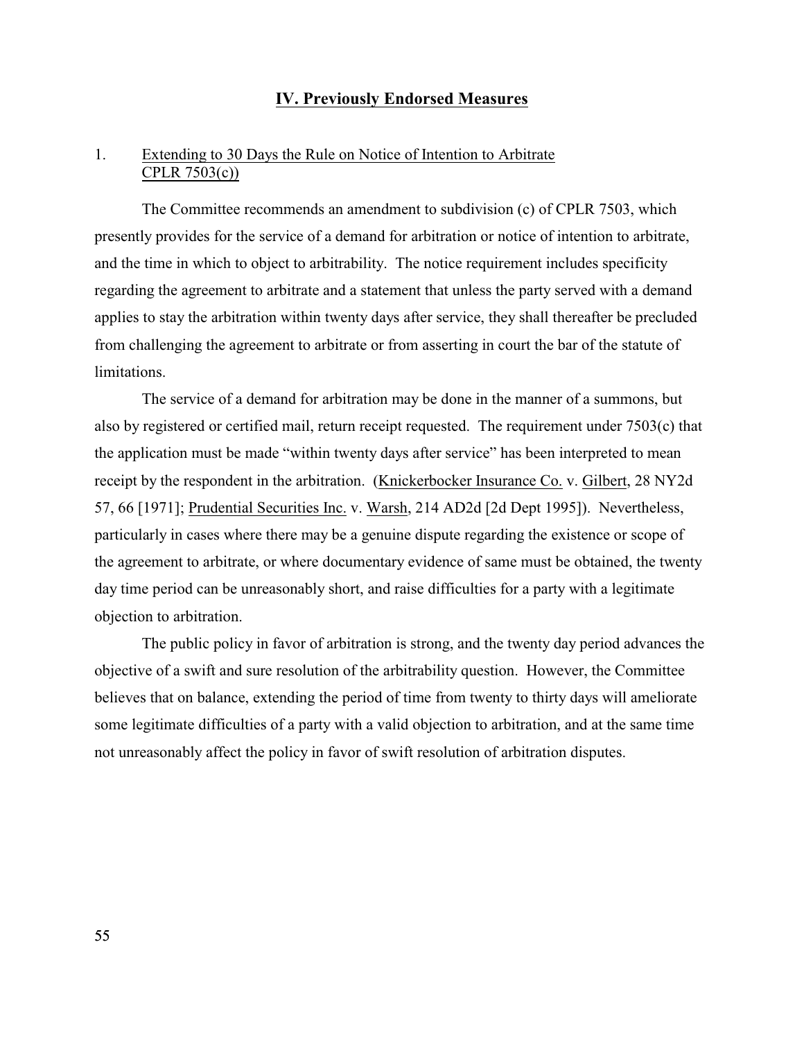## IV. Previously Endorsed Measures

1. Extending to 30 Days the Rule on Notice of Intention to Arbitrate CPLR 7503(c))

The Committee recommends an amendment to subdivision (c) of CPLR 7503, which presently provides for the service of a demand for arbitration or notice of intention to arbitrate, and the time in which to object to arbitrability. The notice requirement includes specificity regarding the agreement to arbitrate and a statement that unless the party served with a demand applies to stay the arbitration within twenty days after service, they shall thereafter be precluded from challenging the agreement to arbitrate or from asserting in court the bar of the statute of limitations.

The service of a demand for arbitration may be done in the manner of a summons, but also by registered or certified mail, return receipt requested. The requirement under 7503(c) that the application must be made "within twenty days after service" has been interpreted to mean receipt by the respondent in the arbitration. (Knickerbocker Insurance Co. v. Gilbert, 28 NY2d 57, 66 [1971]; Prudential Securities Inc. v. Warsh, 214 AD2d [2d Dept 1995]). Nevertheless, particularly in cases where there may be a genuine dispute regarding the existence or scope of the agreement to arbitrate, or where documentary evidence of same must be obtained, the twenty day time period can be unreasonably short, and raise difficulties for a party with a legitimate objection to arbitration.

The public policy in favor of arbitration is strong, and the twenty day period advances the objective of a swift and sure resolution of the arbitrability question. However, the Committee believes that on balance, extending the period of time from twenty to thirty days will ameliorate some legitimate difficulties of a party with a valid objection to arbitration, and at the same time not unreasonably affect the policy in favor of swift resolution of arbitration disputes.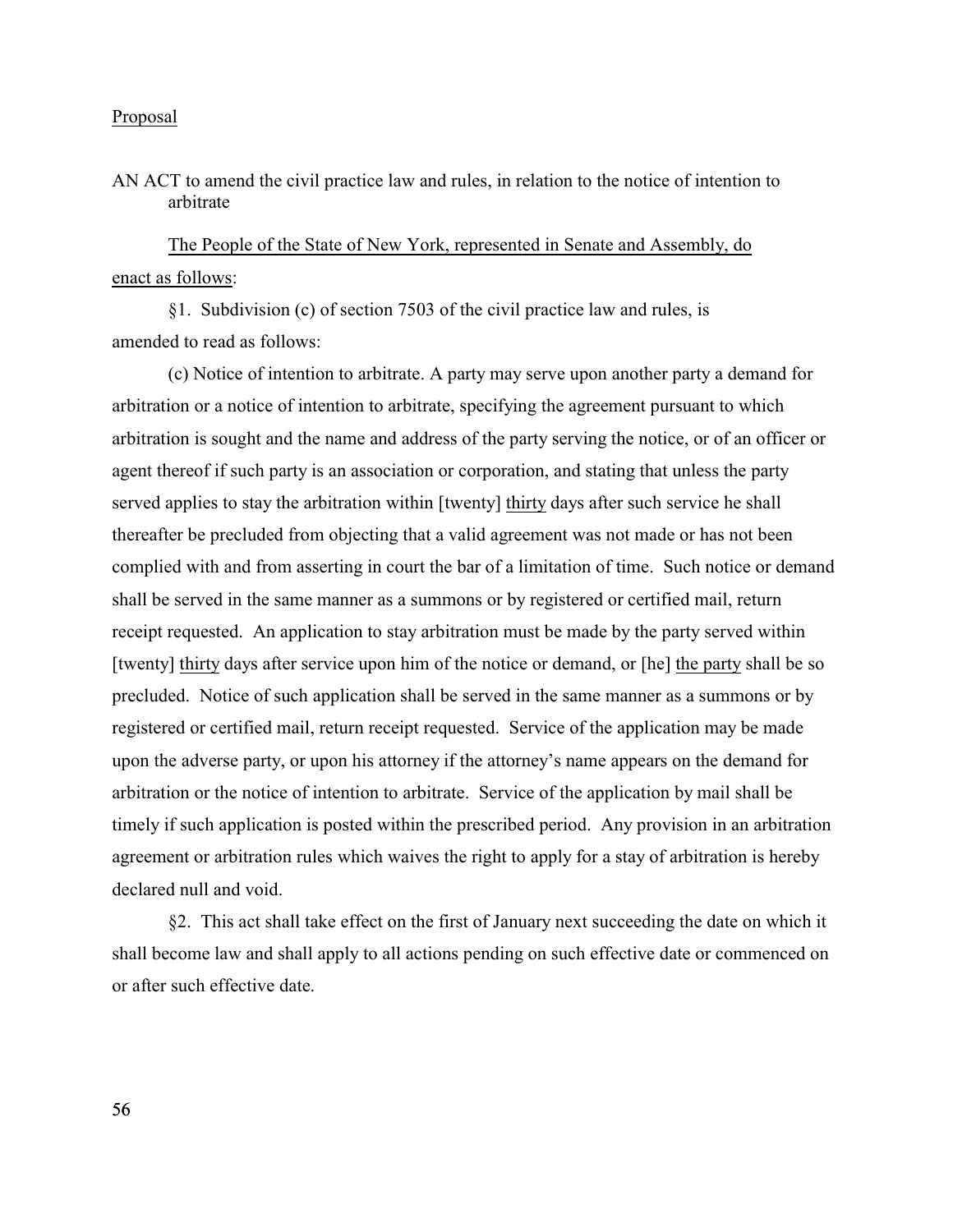Proposal

AN ACT to amend the civil practice law and rules, in relation to the notice of intention to arbitrate

The People of the State of New York, represented in Senate and Assembly, do enact as follows:

§1. Subdivision (c) of section 7503 of the civil practice law and rules, is amended to read as follows:

(c) Notice of intention to arbitrate. A party may serve upon another party a demand for arbitration or a notice of intention to arbitrate, specifying the agreement pursuant to which arbitration is sought and the name and address of the party serving the notice, or of an officer or agent thereof if such party is an association or corporation, and stating that unless the party served applies to stay the arbitration within [twenty] thirty days after such service he shall thereafter be precluded from objecting that a valid agreement was not made or has not been complied with and from asserting in court the bar of a limitation of time. Such notice or demand shall be served in the same manner as a summons or by registered or certified mail, return receipt requested. An application to stay arbitration must be made by the party served within [twenty] thirty days after service upon him of the notice or demand, or [he] the party shall be so precluded. Notice of such application shall be served in the same manner as a summons or by registered or certified mail, return receipt requested. Service of the application may be made upon the adverse party, or upon his attorney if the attorney's name appears on the demand for arbitration or the notice of intention to arbitrate. Service of the application by mail shall be timely if such application is posted within the prescribed period. Any provision in an arbitration agreement or arbitration rules which waives the right to apply for a stay of arbitration is hereby declared null and void.

§2. This act shall take effect on the first of January next succeeding the date on which it shall become law and shall apply to all actions pending on such effective date or commenced on or after such effective date.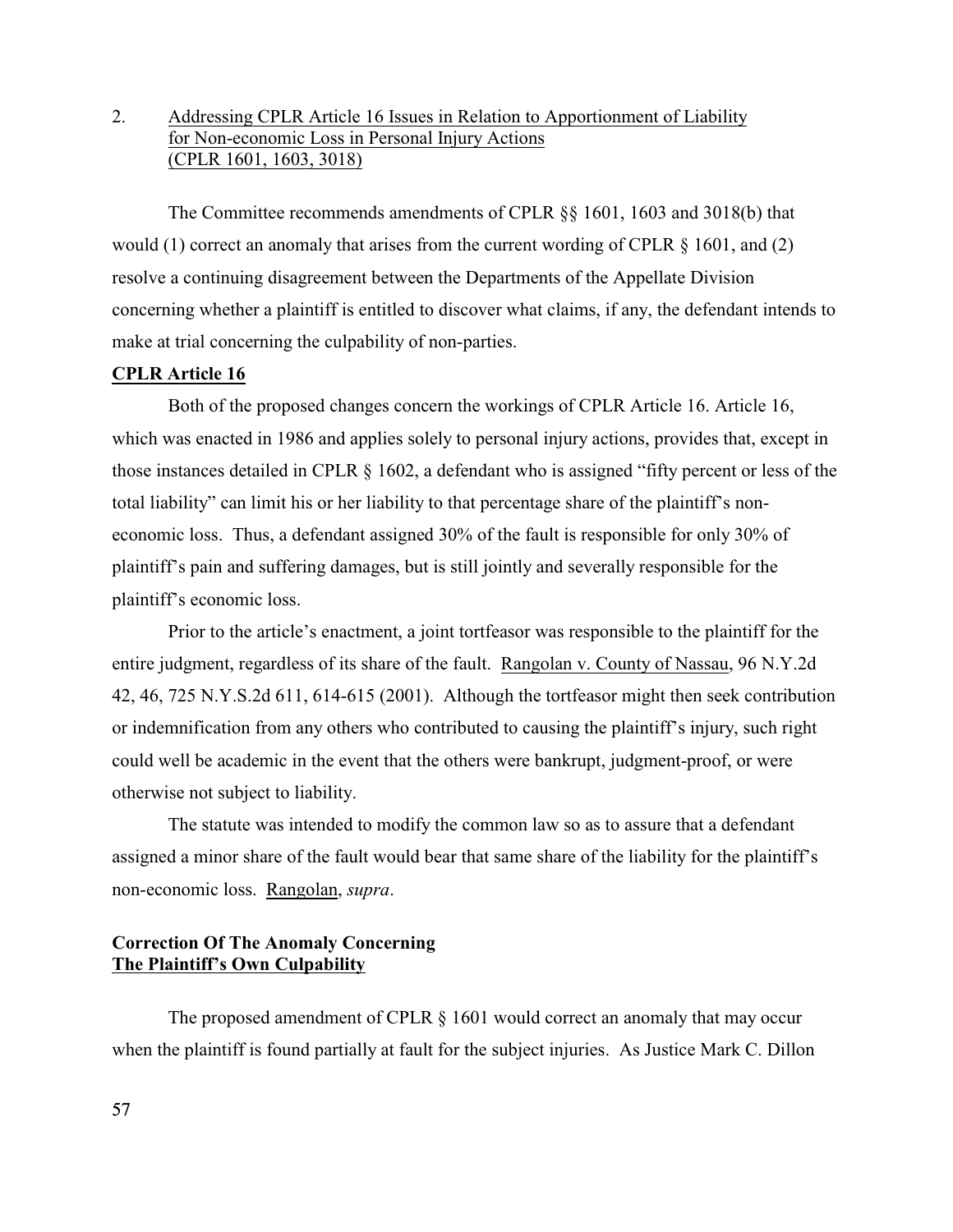## 2. Addressing CPLR Article 16 Issues in Relation to Apportionment of Liability for Non-economic Loss in Personal Injury Actions (CPLR 1601, 1603, 3018)

The Committee recommends amendments of CPLR §§ 1601, 1603 and 3018(b) that would (1) correct an anomaly that arises from the current wording of CPLR § 1601, and (2) resolve a continuing disagreement between the Departments of the Appellate Division concerning whether a plaintiff is entitled to discover what claims, if any, the defendant intends to make at trial concerning the culpability of non-parties.

### CPLR Article 16

Both of the proposed changes concern the workings of CPLR Article 16. Article 16, which was enacted in 1986 and applies solely to personal injury actions, provides that, except in those instances detailed in CPLR § 1602, a defendant who is assigned "fifty percent or less of the total liability" can limit his or her liability to that percentage share of the plaintiff's non-economic loss. Thus, a defendant assigned 30% of the fault is responsible for only 30% of plaintiff's pain and suffering damages, but is still jointly and severally responsible for the plaintiff's economic loss.

Prior to the article's enactment, a joint tortfeasor was responsible to the plaintiff for the entire judgment, regardless of its share of the fault. Rangolan v. County of Nassau, 96 N.Y.2d 42, 46, 725 N.Y.S.2d 611, 614-615 (2001). Although the tortfeasor might then seek contribution or indemnification from any others who contributed to causing the plaintiff's injury, such right could well be academic in the event that the others were bankrupt, judgment-proof, or were otherwise not subject to liability.

The statute was intended to modify the common law so as to assure that a defendant assigned a minor share of the fault would bear that same share of the liability for the plaintiff's non-economic loss. Rangolan, *supra*.

### Correction Of The Anomaly Concerning The Plaintiff's Own Culpability

The proposed amendment of CPLR § 1601 would correct an anomaly that may occur when the plaintiff is found partially at fault for the subject injuries. As Justice Mark C. Dillon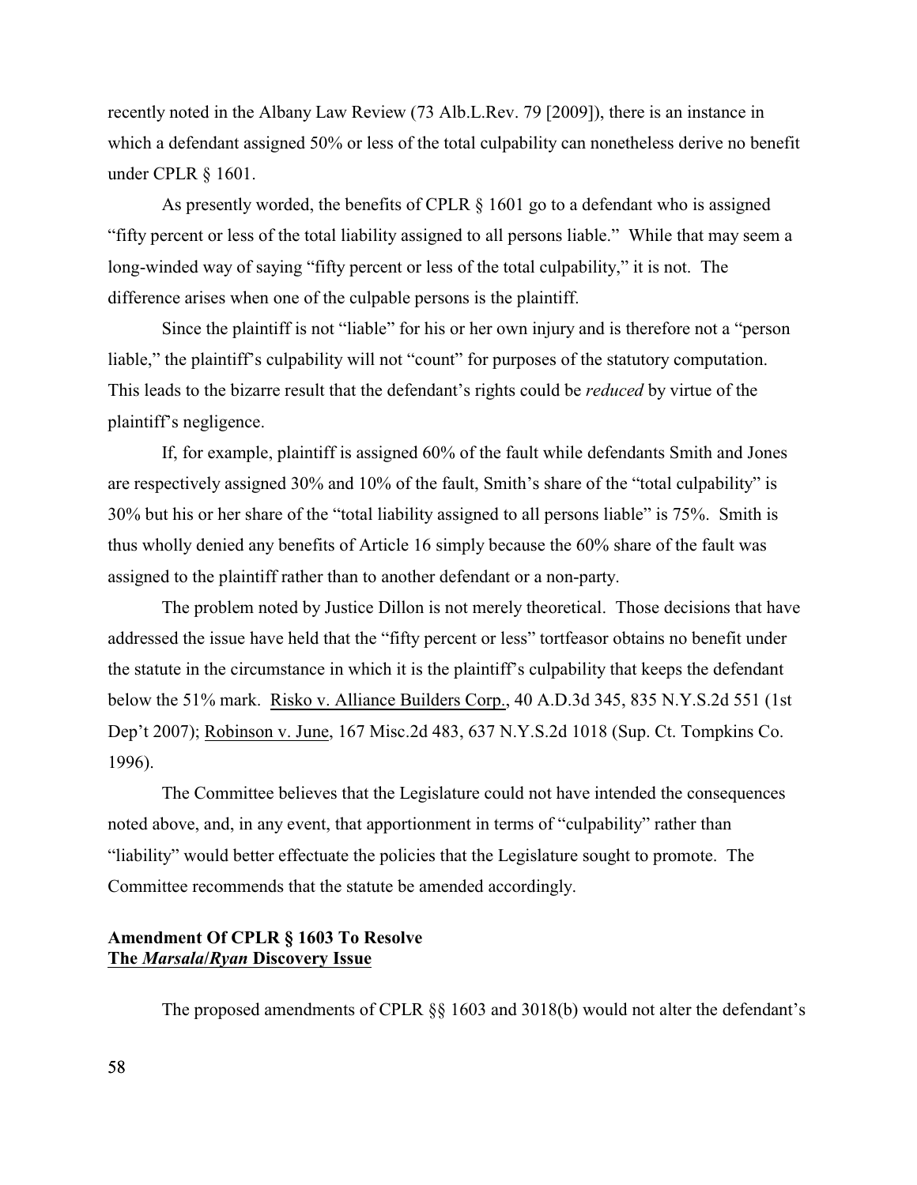recently noted in the Albany Law Review (73 Alb.L.Rev. 79 [2009]), there is an instance in which a defendant assigned 50% or less of the total culpability can nonetheless derive no benefit under CPLR § 1601.

As presently worded, the benefits of CPLR § 1601 go to a defendant who is assigned "fifty percent or less of the total liability assigned to all persons liable." While that may seem a long-winded way of saying "fifty percent or less of the total culpability," it is not. The difference arises when one of the culpable persons is the plaintiff.

Since the plaintiff is not "liable" for his or her own injury and is therefore not a "person liable," the plaintiff's culpability will not "count" for purposes of the statutory computation. This leads to the bizarre result that the defendant's rights could be *reduced* by virtue of the plaintiff's negligence.

If, for example, plaintiff is assigned 60% of the fault while defendants Smith and Jones are respectively assigned 30% and 10% of the fault, Smith's share of the "total culpability" is 30% but his or her share of the "total liability assigned to all persons liable" is 75%. Smith is thus wholly denied any benefits of Article 16 simply because the 60% share of the fault was assigned to the plaintiff rather than to another defendant or a non-party.

The problem noted by Justice Dillon is not merely theoretical. Those decisions that have addressed the issue have held that the "fifty percent or less" tortfeasor obtains no benefit under the statute in the circumstance in which it is the plaintiff's culpability that keeps the defendant below the 51% mark. Risko v. Alliance Builders Corp., 40 A.D.3d 345, 835 N.Y.S.2d 551 (1st Dep't 2007); Robinson v. June, 167 Misc.2d 483, 637 N.Y.S.2d 1018 (Sup. Ct. Tompkins Co. 1996).

The Committee believes that the Legislature could not have intended the consequences noted above, and, in any event, that apportionment in terms of "culpability" rather than "liability" would better effectuate the policies that the Legislature sought to promote. The Committee recommends that the statute be amended accordingly.

**Amendment Of CPLR § 1603 To Resolve The *Marsala/Ryan* Discovery Issue**

The proposed amendments of CPLR §§ 1603 and 3018(b) would not alter the defendant's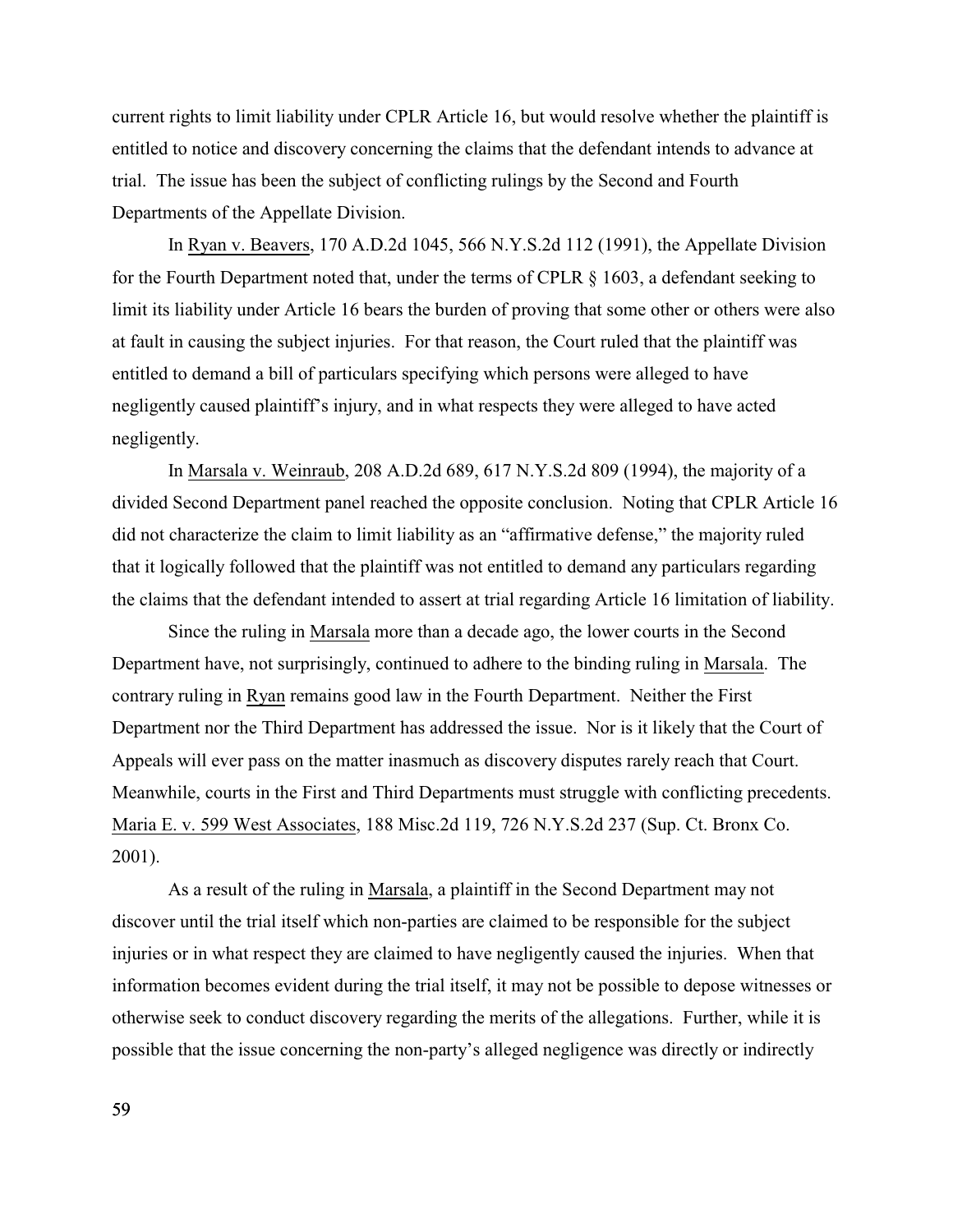current rights to limit liability under CPLR Article 16, but would resolve whether the plaintiff is entitled to notice and discovery concerning the claims that the defendant intends to advance at trial. The issue has been the subject of conflicting rulings by the Second and Fourth Departments of the Appellate Division.

In Ryan v. Beavers, 170 A.D.2d 1045, 566 N.Y.S.2d 112 (1991), the Appellate Division for the Fourth Department noted that, under the terms of CPLR § 1603, a defendant seeking to limit its liability under Article 16 bears the burden of proving that some other or others were also at fault in causing the subject injuries. For that reason, the Court ruled that the plaintiff was entitled to demand a bill of particulars specifying which persons were alleged to have negligently caused plaintiff's injury, and in what respects they were alleged to have acted negligently.

In Marsala v. Weinraub, 208 A.D.2d 689, 617 N.Y.S.2d 809 (1994), the majority of a divided Second Department panel reached the opposite conclusion. Noting that CPLR Article 16 did not characterize the claim to limit liability as an "affirmative defense," the majority ruled that it logically followed that the plaintiff was not entitled to demand any particulars regarding the claims that the defendant intended to assert at trial regarding Article 16 limitation of liability.

Since the ruling in Marsala more than a decade ago, the lower courts in the Second Department have, not surprisingly, continued to adhere to the binding ruling in Marsala. The contrary ruling in Ryan remains good law in the Fourth Department. Neither the First Department nor the Third Department has addressed the issue. Nor is it likely that the Court of Appeals will ever pass on the matter inasmuch as discovery disputes rarely reach that Court. Meanwhile, courts in the First and Third Departments must struggle with conflicting precedents. Maria E. v. 599 West Associates, 188 Misc.2d 119, 726 N.Y.S.2d 237 (Sup. Ct. Bronx Co. 2001).

As a result of the ruling in Marsala, a plaintiff in the Second Department may not discover until the trial itself which non-parties are claimed to be responsible for the subject injuries or in what respect they are claimed to have negligently caused the injuries. When that information becomes evident during the trial itself, it may not be possible to depose witnesses or otherwise seek to conduct discovery regarding the merits of the allegations. Further, while it is possible that the issue concerning the non-party's alleged negligence was directly or indirectly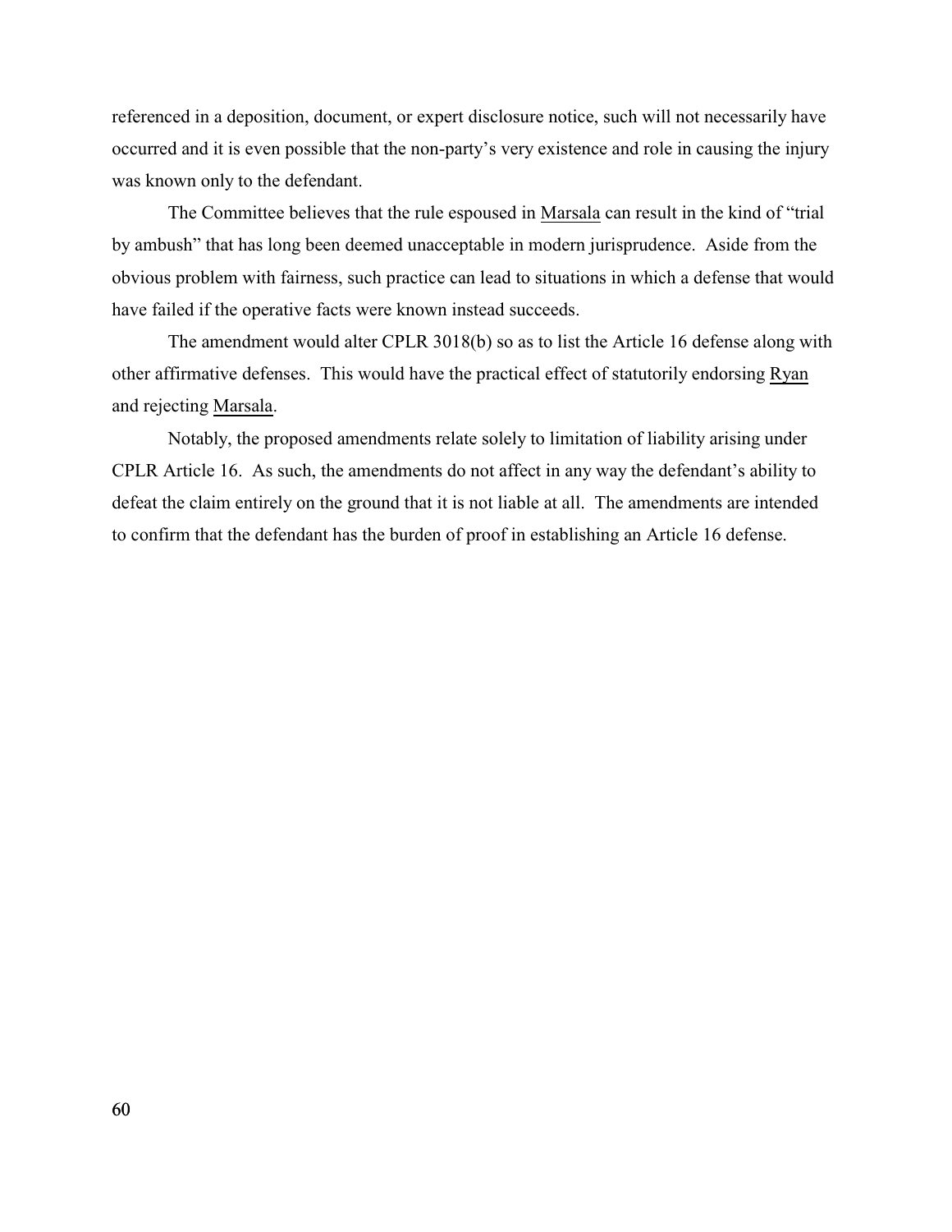referenced in a deposition, document, or expert disclosure notice, such will not necessarily have occurred and it is even possible that the non-party's very existence and role in causing the injury was known only to the defendant.

The Committee believes that the rule espoused in Marsala can result in the kind of "trial by ambush" that has long been deemed unacceptable in modern jurisprudence. Aside from the obvious problem with fairness, such practice can lead to situations in which a defense that would have failed if the operative facts were known instead succeeds.

The amendment would alter CPLR 3018(b) so as to list the Article 16 defense along with other affirmative defenses. This would have the practical effect of statutorily endorsing Ryan and rejecting Marsala.

Notably, the proposed amendments relate solely to limitation of liability arising under CPLR Article 16. As such, the amendments do not affect in any way the defendant's ability to defeat the claim entirely on the ground that it is not liable at all. The amendments are intended to confirm that the defendant has the burden of proof in establishing an Article 16 defense.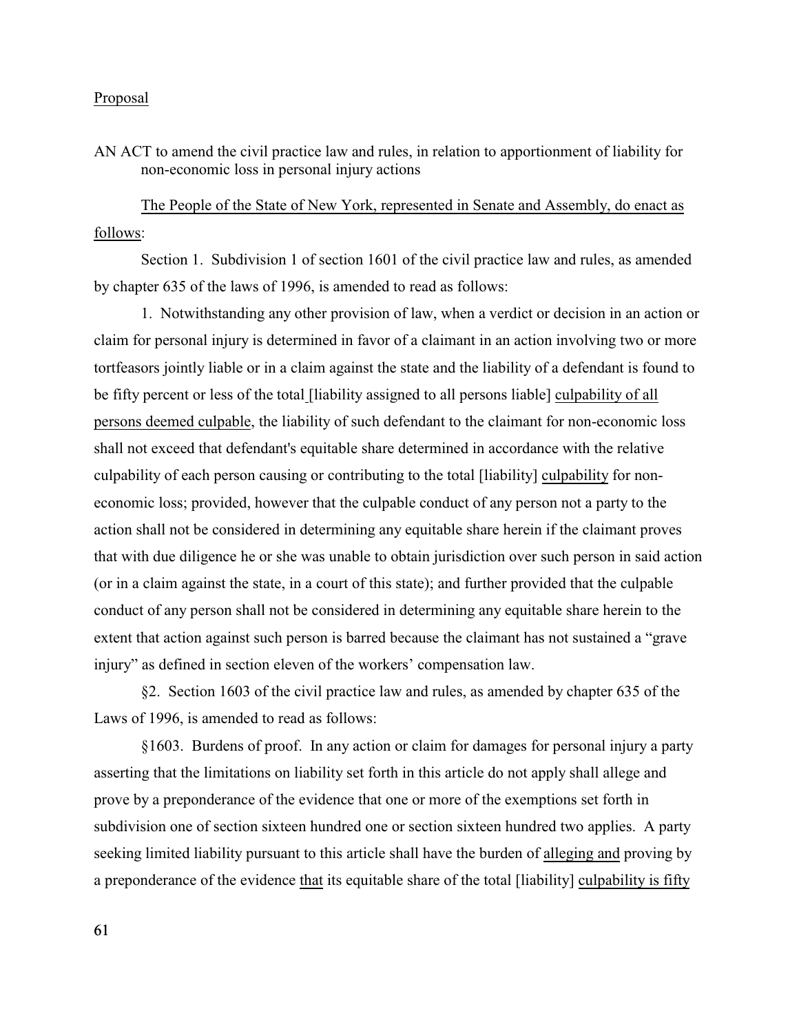Proposal

AN ACT to amend the civil practice law and rules, in relation to apportionment of liability for non-economic loss in personal injury actions

The People of the State of New York, represented in Senate and Assembly, do enact as follows:

Section 1. Subdivision 1 of section 1601 of the civil practice law and rules, as amended by chapter 635 of the laws of 1996, is amended to read as follows:

1. Notwithstanding any other provision of law, when a verdict or decision in an action or claim for personal injury is determined in favor of a claimant in an action involving two or more tortfeasors jointly liable or in a claim against the state and the liability of a defendant is found to be fifty percent or less of the total [liability assigned to all persons liable] culpability of all persons deemed culpable, the liability of such defendant to the claimant for non-economic loss shall not exceed that defendant's equitable share determined in accordance with the relative culpability of each person causing or contributing to the total [liability] culpability for non-economic loss; provided, however that the culpable conduct of any person not a party to the action shall not be considered in determining any equitable share herein if the claimant proves that with due diligence he or she was unable to obtain jurisdiction over such person in said action (or in a claim against the state, in a court of this state); and further provided that the culpable conduct of any person shall not be considered in determining any equitable share herein to the extent that action against such person is barred because the claimant has not sustained a "grave injury" as defined in section eleven of the workers' compensation law.

§2. Section 1603 of the civil practice law and rules, as amended by chapter 635 of the Laws of 1996, is amended to read as follows:

§1603. Burdens of proof. In any action or claim for damages for personal injury a party asserting that the limitations on liability set forth in this article do not apply shall allege and prove by a preponderance of the evidence that one or more of the exemptions set forth in subdivision one of section sixteen hundred one or section sixteen hundred two applies. A party seeking limited liability pursuant to this article shall have the burden of alleging and proving by a preponderance of the evidence that its equitable share of the total [liability] culpability is fifty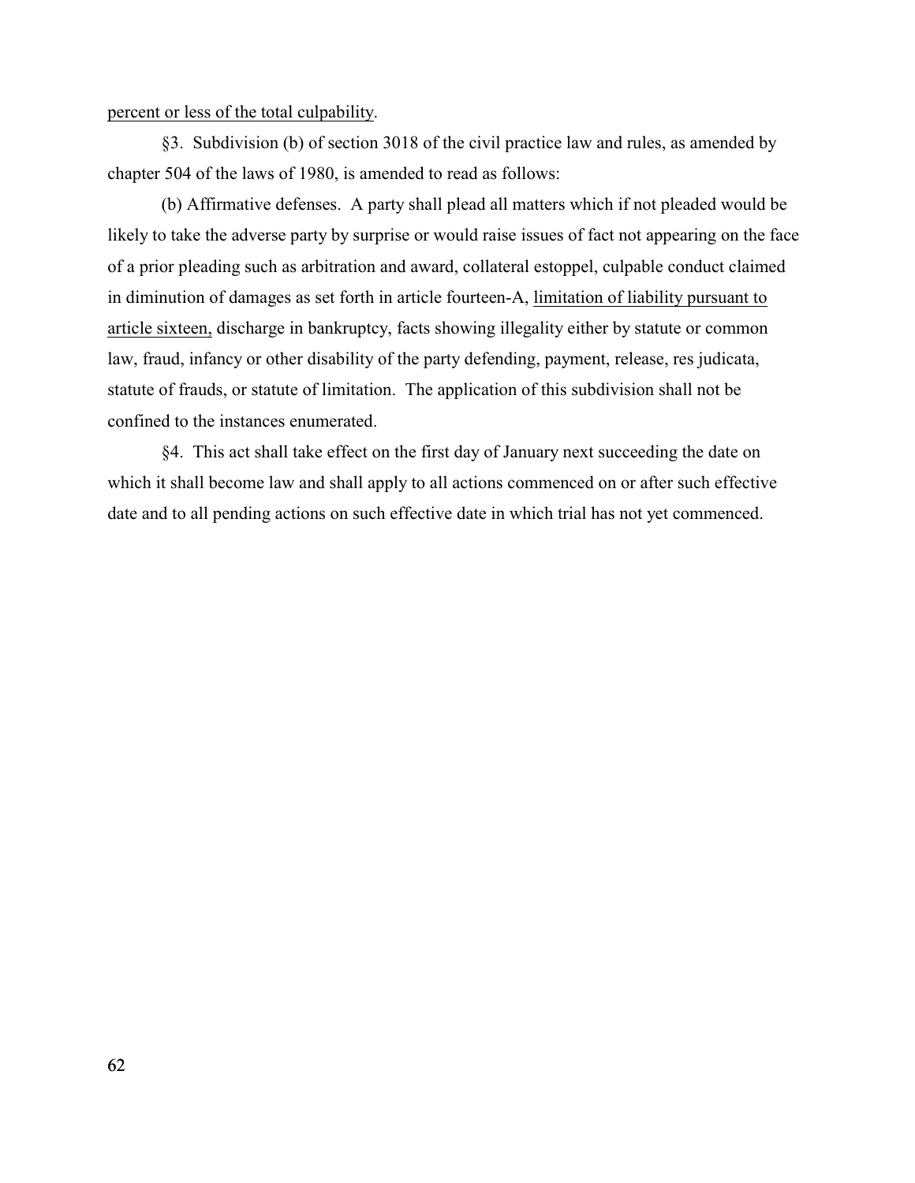<u>percent or less of the total culpability</u>.

§3. Subdivision (b) of section 3018 of the civil practice law and rules, as amended by chapter 504 of the laws of 1980, is amended to read as follows:

(b) Affirmative defenses. A party shall plead all matters which if not pleaded would be likely to take the adverse party by surprise or would raise issues of fact not appearing on the face of a prior pleading such as arbitration and award, collateral estoppel, culpable conduct claimed in diminution of damages as set forth in article fourteen-A, <u>limitation of liability pursuant to article sixteen,</u> discharge in bankruptcy, facts showing illegality either by statute or common law, fraud, infancy or other disability of the party defending, payment, release, res judicata, statute of frauds, or statute of limitation. The application of this subdivision shall not be confined to the instances enumerated.

§4. This act shall take effect on the first day of January next succeeding the date on which it shall become law and shall apply to all actions commenced on or after such effective date and to all pending actions on such effective date in which trial has not yet commenced.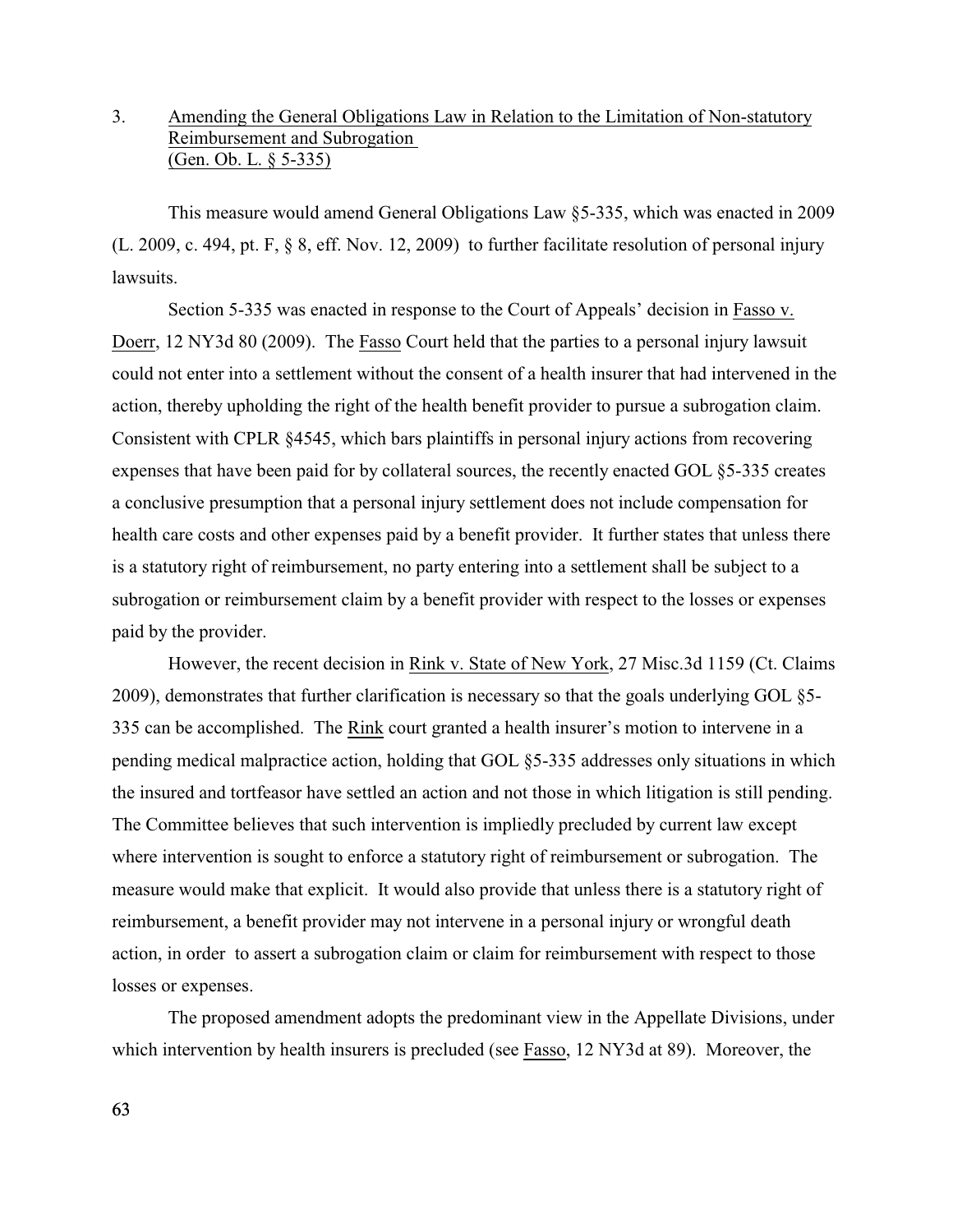3. Amending the General Obligations Law in Relation to the Limitation of Non-statutory Reimbursement and Subrogation
(Gen. Ob. L. § 5-335)

This measure would amend General Obligations Law §5-335, which was enacted in 2009 (L. 2009, c. 494, pt. F, § 8, eff. Nov. 12, 2009) to further facilitate resolution of personal injury lawsuits.

Section 5-335 was enacted in response to the Court of Appeals' decision in Fasso v. Doerr, 12 NY3d 80 (2009). The Fasso Court held that the parties to a personal injury lawsuit could not enter into a settlement without the consent of a health insurer that had intervened in the action, thereby upholding the right of the health benefit provider to pursue a subrogation claim. Consistent with CPLR §4545, which bars plaintiffs in personal injury actions from recovering expenses that have been paid for by collateral sources, the recently enacted GOL §5-335 creates a conclusive presumption that a personal injury settlement does not include compensation for health care costs and other expenses paid by a benefit provider. It further states that unless there is a statutory right of reimbursement, no party entering into a settlement shall be subject to a subrogation or reimbursement claim by a benefit provider with respect to the losses or expenses paid by the provider.

However, the recent decision in Rink v. State of New York, 27 Misc.3d 1159 (Ct. Claims 2009), demonstrates that further clarification is necessary so that the goals underlying GOL §5-335 can be accomplished. The Rink court granted a health insurer's motion to intervene in a pending medical malpractice action, holding that GOL §5-335 addresses only situations in which the insured and tortfeasor have settled an action and not those in which litigation is still pending. The Committee believes that such intervention is impliedly precluded by current law except where intervention is sought to enforce a statutory right of reimbursement or subrogation. The measure would make that explicit. It would also provide that unless there is a statutory right of reimbursement, a benefit provider may not intervene in a personal injury or wrongful death action, in order to assert a subrogation claim or claim for reimbursement with respect to those losses or expenses.

The proposed amendment adopts the predominant view in the Appellate Divisions, under which intervention by health insurers is precluded (see Fasso, 12 NY3d at 89). Moreover, the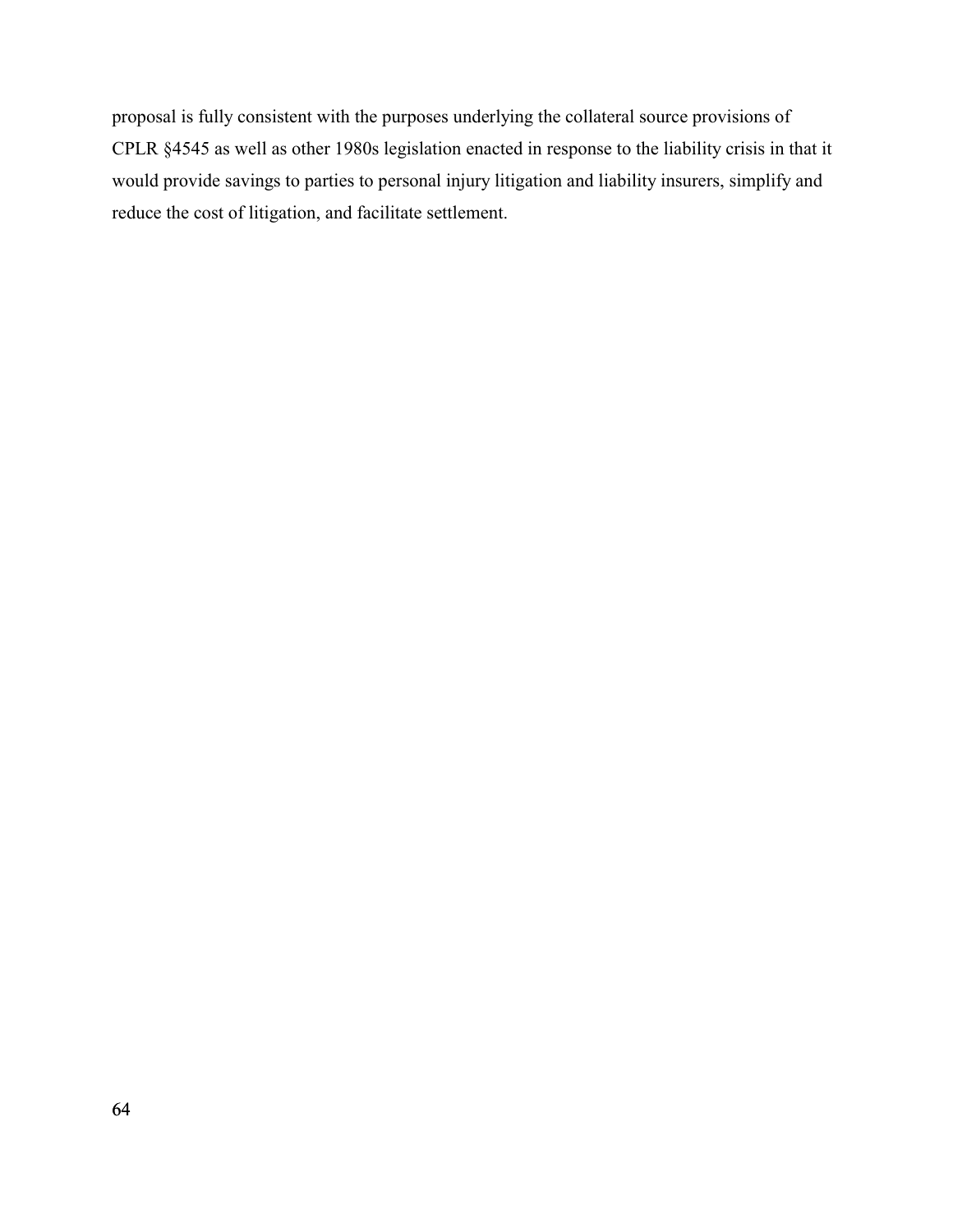proposal is fully consistent with the purposes underlying the collateral source provisions of CPLR §4545 as well as other 1980s legislation enacted in response to the liability crisis in that it would provide savings to parties to personal injury litigation and liability insurers, simplify and reduce the cost of litigation, and facilitate settlement.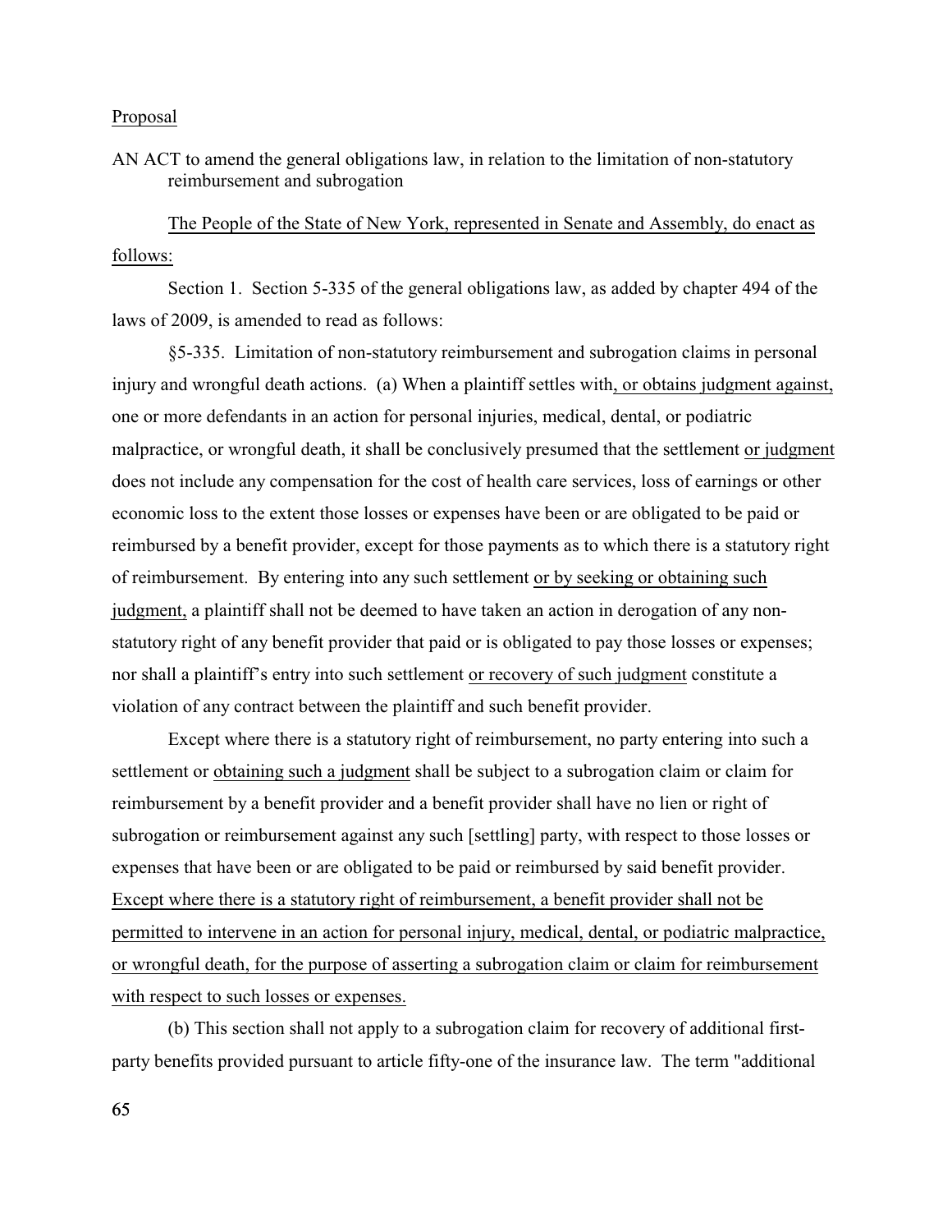Proposal

AN ACT to amend the general obligations law, in relation to the limitation of non-statutory reimbursement and subrogation

The People of the State of New York, represented in Senate and Assembly, do enact as follows:

Section 1. Section 5-335 of the general obligations law, as added by chapter 494 of the laws of 2009, is amended to read as follows:

§5-335. Limitation of non-statutory reimbursement and subrogation claims in personal injury and wrongful death actions. (a) When a plaintiff settles with, or obtains judgment against, one or more defendants in an action for personal injuries, medical, dental, or podiatric malpractice, or wrongful death, it shall be conclusively presumed that the settlement or judgment does not include any compensation for the cost of health care services, loss of earnings or other economic loss to the extent those losses or expenses have been or are obligated to be paid or reimbursed by a benefit provider, except for those payments as to which there is a statutory right of reimbursement. By entering into any such settlement or by seeking or obtaining such judgment, a plaintiff shall not be deemed to have taken an action in derogation of any non-statutory right of any benefit provider that paid or is obligated to pay those losses or expenses; nor shall a plaintiff's entry into such settlement or recovery of such judgment constitute a violation of any contract between the plaintiff and such benefit provider.

Except where there is a statutory right of reimbursement, no party entering into such a settlement or obtaining such a judgment shall be subject to a subrogation claim or claim for reimbursement by a benefit provider and a benefit provider shall have no lien or right of subrogation or reimbursement against any such [settling] party, with respect to those losses or expenses that have been or are obligated to be paid or reimbursed by said benefit provider. Except where there is a statutory right of reimbursement, a benefit provider shall not be permitted to intervene in an action for personal injury, medical, dental, or podiatric malpractice, or wrongful death, for the purpose of asserting a subrogation claim or claim for reimbursement with respect to such losses or expenses.

(b) This section shall not apply to a subrogation claim for recovery of additional first-party benefits provided pursuant to article fifty-one of the insurance law. The term "additional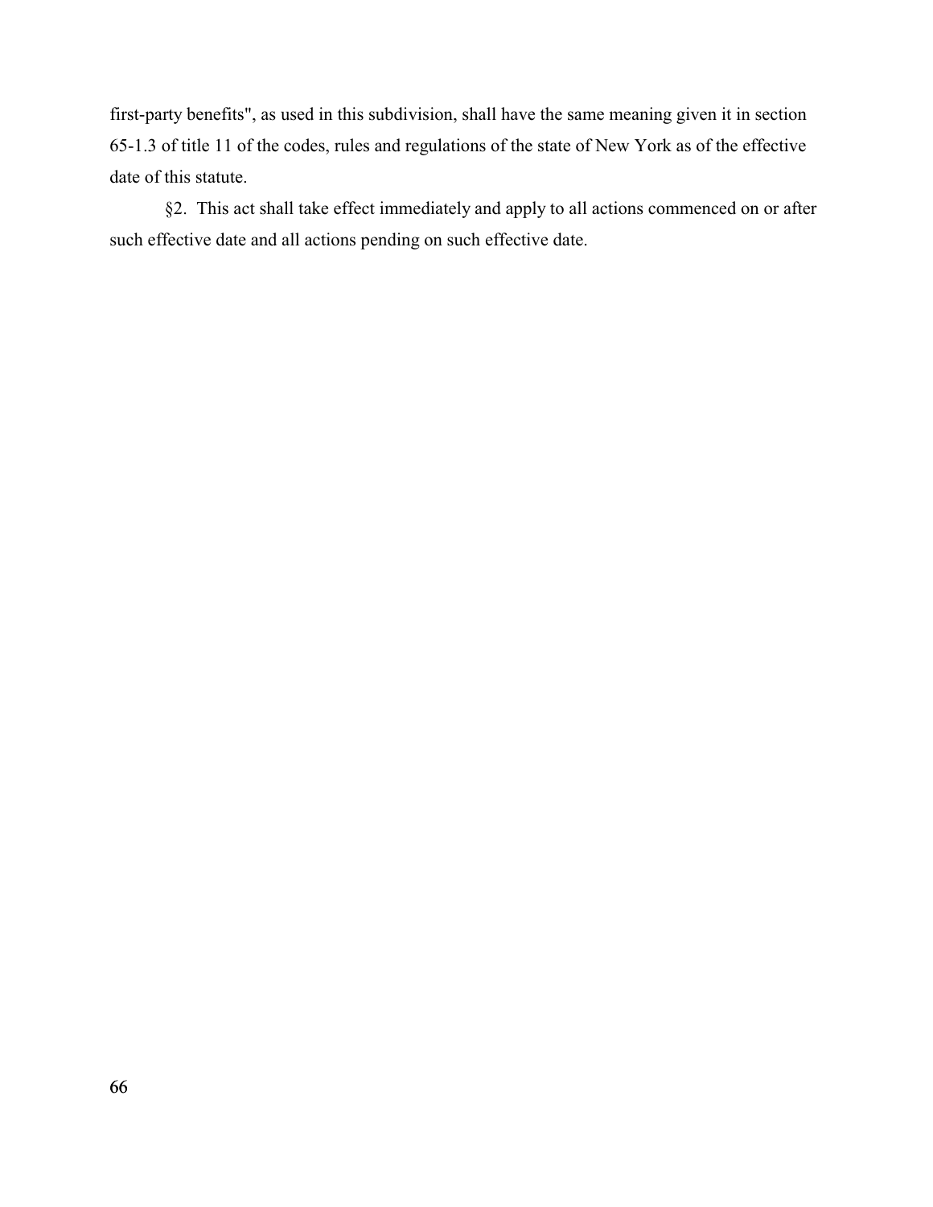first-party benefits", as used in this subdivision, shall have the same meaning given it in section 65-1.3 of title 11 of the codes, rules and regulations of the state of New York as of the effective date of this statute.

§2. This act shall take effect immediately and apply to all actions commenced on or after such effective date and all actions pending on such effective date.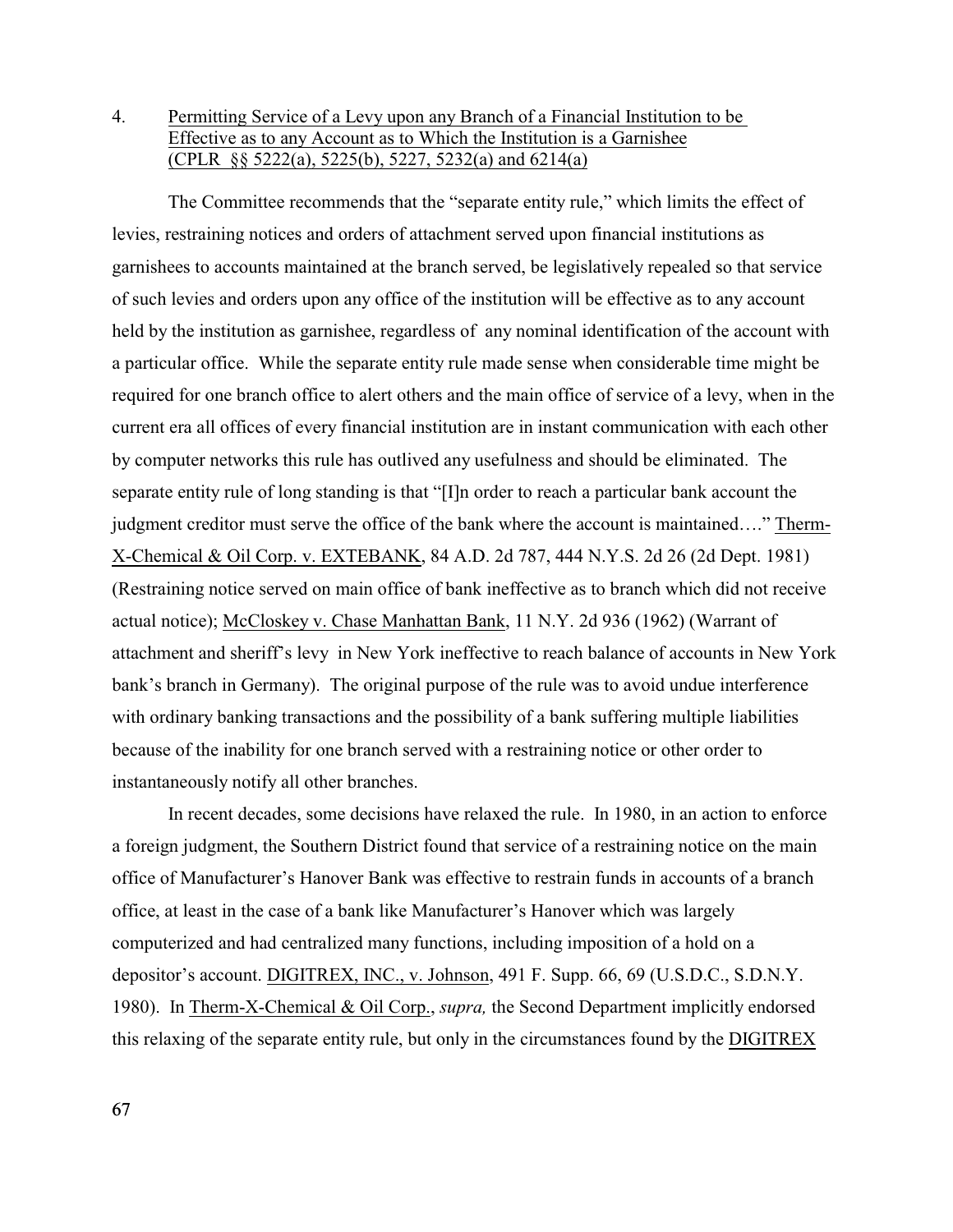4. Permitting Service of a Levy upon any Branch of a Financial Institution to be Effective as to any Account as to Which the Institution is a Garnishee (CPLR §§ 5222(a), 5225(b), 5227, 5232(a) and 6214(a)

The Committee recommends that the "separate entity rule," which limits the effect of levies, restraining notices and orders of attachment served upon financial institutions as garnishees to accounts maintained at the branch served, be legislatively repealed so that service of such levies and orders upon any office of the institution will be effective as to any account held by the institution as garnishee, regardless of any nominal identification of the account with a particular office. While the separate entity rule made sense when considerable time might be required for one branch office to alert others and the main office of service of a levy, when in the current era all offices of every financial institution are in instant communication with each other by computer networks this rule has outlived any usefulness and should be eliminated. The separate entity rule of long standing is that "[I]n order to reach a particular bank account the judgment creditor must serve the office of the bank where the account is maintained…." Therm-X-Chemical & Oil Corp. v. EXTEBANK, 84 A.D. 2d 787, 444 N.Y.S. 2d 26 (2d Dept. 1981) (Restraining notice served on main office of bank ineffective as to branch which did not receive actual notice); McCloskey v. Chase Manhattan Bank, 11 N.Y. 2d 936 (1962) (Warrant of attachment and sheriff's levy in New York ineffective to reach balance of accounts in New York bank's branch in Germany). The original purpose of the rule was to avoid undue interference with ordinary banking transactions and the possibility of a bank suffering multiple liabilities because of the inability for one branch served with a restraining notice or other order to instantaneously notify all other branches.

In recent decades, some decisions have relaxed the rule. In 1980, in an action to enforce a foreign judgment, the Southern District found that service of a restraining notice on the main office of Manufacturer's Hanover Bank was effective to restrain funds in accounts of a branch office, at least in the case of a bank like Manufacturer's Hanover which was largely computerized and had centralized many functions, including imposition of a hold on a depositor's account. DIGITREX, INC., v. Johnson, 491 F. Supp. 66, 69 (U.S.D.C., S.D.N.Y. 1980). In Therm-X-Chemical & Oil Corp., *supra,* the Second Department implicitly endorsed this relaxing of the separate entity rule, but only in the circumstances found by the DIGITREX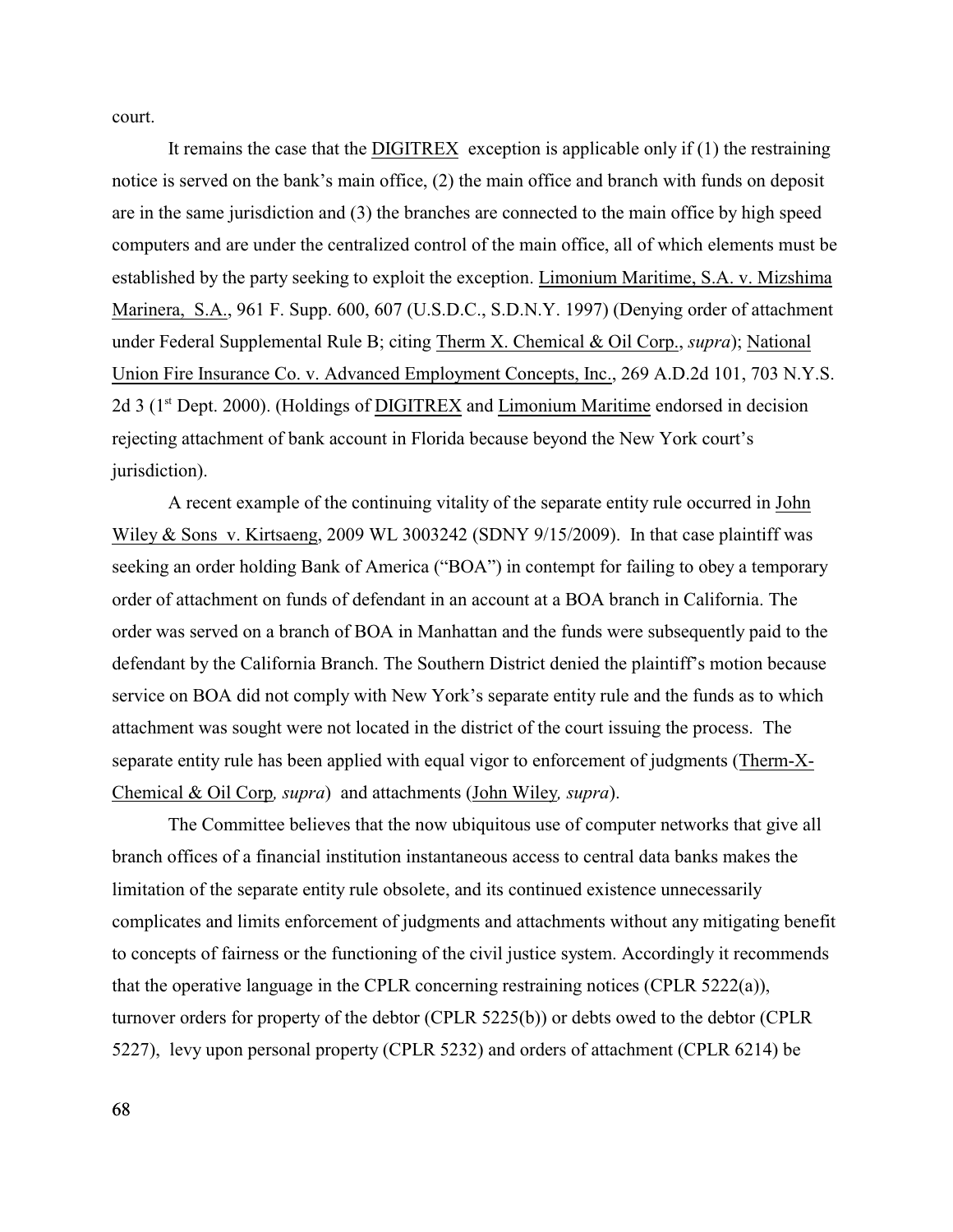court.

It remains the case that the DIGITREX exception is applicable only if (1) the restraining notice is served on the bank's main office, (2) the main office and branch with funds on deposit are in the same jurisdiction and (3) the branches are connected to the main office by high speed computers and are under the centralized control of the main office, all of which elements must be established by the party seeking to exploit the exception. Limonium Maritime, S.A. v. Mizshima Marinera, S.A., 961 F. Supp. 600, 607 (U.S.D.C., S.D.N.Y. 1997) (Denying order of attachment under Federal Supplemental Rule B; citing Therm X. Chemical & Oil Corp., *supra*); National Union Fire Insurance Co. v. Advanced Employment Concepts, Inc., 269 A.D.2d 101, 703 N.Y.S. 2d 3 (1st Dept. 2000). (Holdings of DIGITREX and Limonium Maritime endorsed in decision rejecting attachment of bank account in Florida because beyond the New York court's jurisdiction).

A recent example of the continuing vitality of the separate entity rule occurred in John Wiley & Sons v. Kirtsaeng, 2009 WL 3003242 (SDNY 9/15/2009). In that case plaintiff was seeking an order holding Bank of America ("BOA") in contempt for failing to obey a temporary order of attachment on funds of defendant in an account at a BOA branch in California. The order was served on a branch of BOA in Manhattan and the funds were subsequently paid to the defendant by the California Branch. The Southern District denied the plaintiff's motion because service on BOA did not comply with New York's separate entity rule and the funds as to which attachment was sought were not located in the district of the court issuing the process. The separate entity rule has been applied with equal vigor to enforcement of judgments (Therm-X-Chemical & Oil Corp*, supra*) and attachments (John Wiley*, supra*).

The Committee believes that the now ubiquitous use of computer networks that give all branch offices of a financial institution instantaneous access to central data banks makes the limitation of the separate entity rule obsolete, and its continued existence unnecessarily complicates and limits enforcement of judgments and attachments without any mitigating benefit to concepts of fairness or the functioning of the civil justice system. Accordingly it recommends that the operative language in the CPLR concerning restraining notices (CPLR 5222(a)), turnover orders for property of the debtor (CPLR 5225(b)) or debts owed to the debtor (CPLR 5227), levy upon personal property (CPLR 5232) and orders of attachment (CPLR 6214) be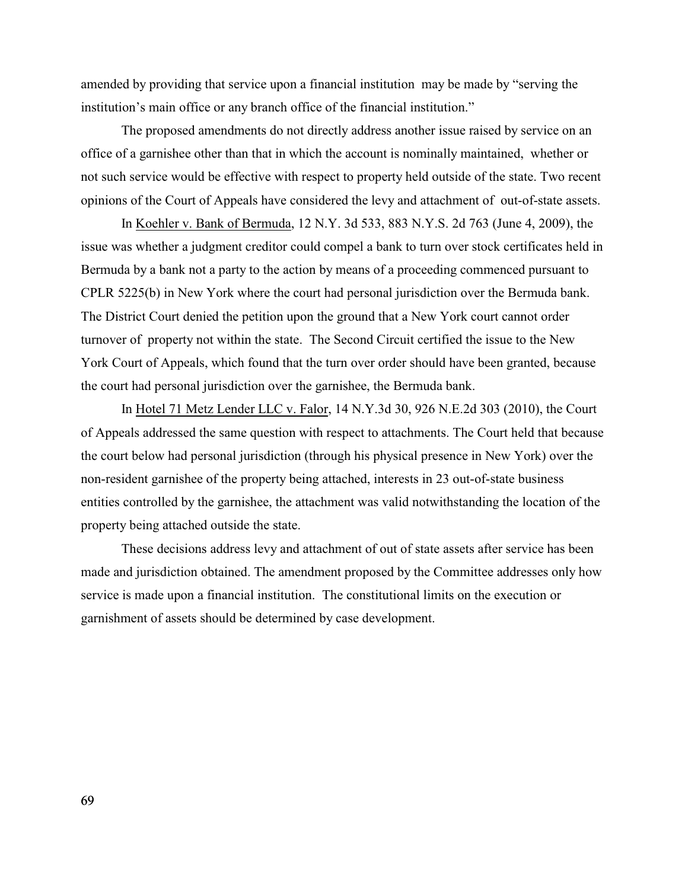amended by providing that service upon a financial institution may be made by "serving the institution's main office or any branch office of the financial institution."

The proposed amendments do not directly address another issue raised by service on an office of a garnishee other than that in which the account is nominally maintained, whether or not such service would be effective with respect to property held outside of the state. Two recent opinions of the Court of Appeals have considered the levy and attachment of out-of-state assets.

In Koehler v. Bank of Bermuda, 12 N.Y. 3d 533, 883 N.Y.S. 2d 763 (June 4, 2009), the issue was whether a judgment creditor could compel a bank to turn over stock certificates held in Bermuda by a bank not a party to the action by means of a proceeding commenced pursuant to CPLR 5225(b) in New York where the court had personal jurisdiction over the Bermuda bank. The District Court denied the petition upon the ground that a New York court cannot order turnover of property not within the state. The Second Circuit certified the issue to the New York Court of Appeals, which found that the turn over order should have been granted, because the court had personal jurisdiction over the garnishee, the Bermuda bank.

In Hotel 71 Metz Lender LLC v. Falor, 14 N.Y.3d 30, 926 N.E.2d 303 (2010), the Court of Appeals addressed the same question with respect to attachments. The Court held that because the court below had personal jurisdiction (through his physical presence in New York) over the non-resident garnishee of the property being attached, interests in 23 out-of-state business entities controlled by the garnishee, the attachment was valid notwithstanding the location of the property being attached outside the state.

These decisions address levy and attachment of out of state assets after service has been made and jurisdiction obtained. The amendment proposed by the Committee addresses only how service is made upon a financial institution. The constitutional limits on the execution or garnishment of assets should be determined by case development.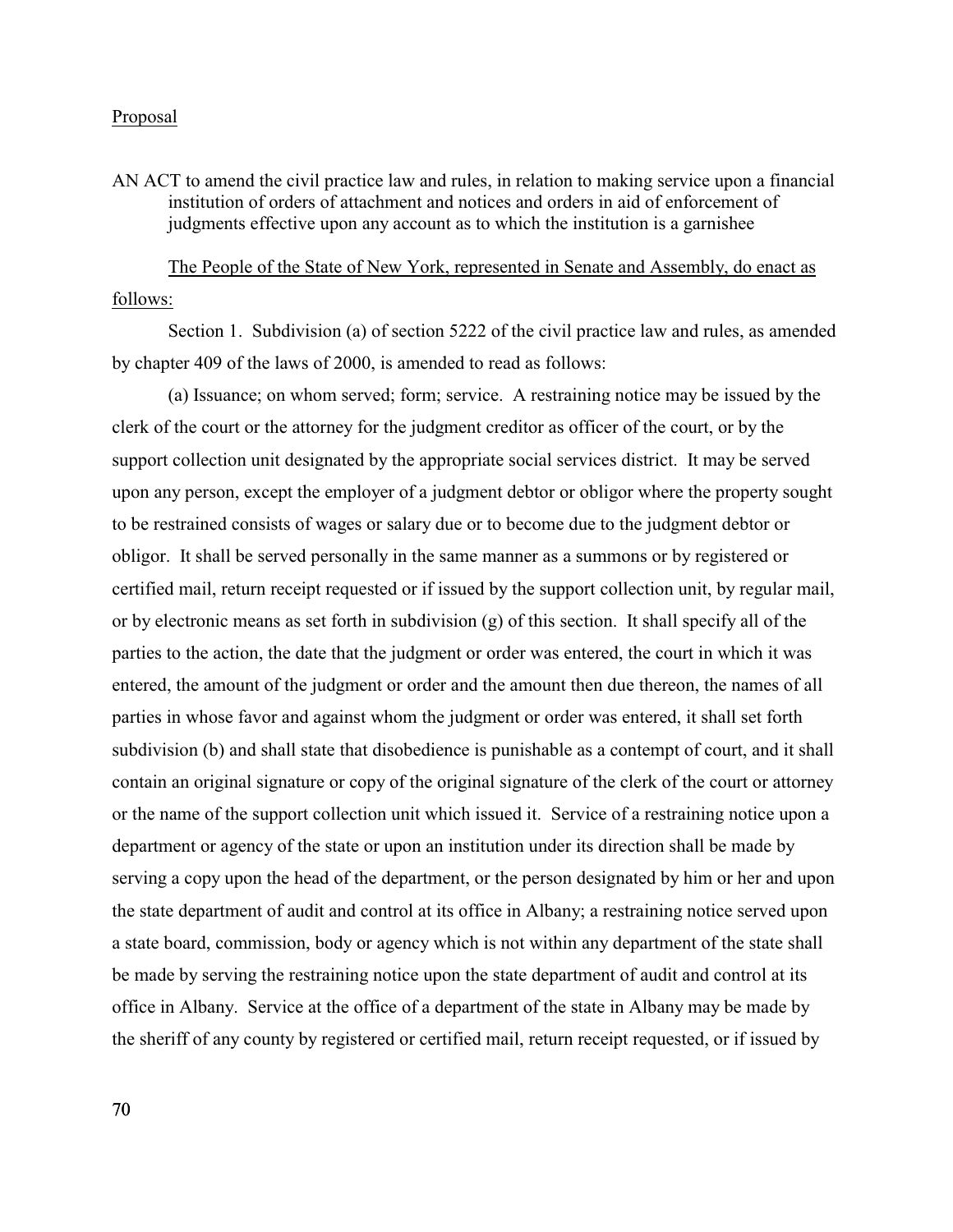Proposal

AN ACT to amend the civil practice law and rules, in relation to making service upon a financial institution of orders of attachment and notices and orders in aid of enforcement of judgments effective upon any account as to which the institution is a garnishee

The People of the State of New York, represented in Senate and Assembly, do enact as follows:

Section 1. Subdivision (a) of section 5222 of the civil practice law and rules, as amended by chapter 409 of the laws of 2000, is amended to read as follows:

(a) Issuance; on whom served; form; service. A restraining notice may be issued by the clerk of the court or the attorney for the judgment creditor as officer of the court, or by the support collection unit designated by the appropriate social services district. It may be served upon any person, except the employer of a judgment debtor or obligor where the property sought to be restrained consists of wages or salary due or to become due to the judgment debtor or obligor. It shall be served personally in the same manner as a summons or by registered or certified mail, return receipt requested or if issued by the support collection unit, by regular mail, or by electronic means as set forth in subdivision (g) of this section. It shall specify all of the parties to the action, the date that the judgment or order was entered, the court in which it was entered, the amount of the judgment or order and the amount then due thereon, the names of all parties in whose favor and against whom the judgment or order was entered, it shall set forth subdivision (b) and shall state that disobedience is punishable as a contempt of court, and it shall contain an original signature or copy of the original signature of the clerk of the court or attorney or the name of the support collection unit which issued it. Service of a restraining notice upon a department or agency of the state or upon an institution under its direction shall be made by serving a copy upon the head of the department, or the person designated by him or her and upon the state department of audit and control at its office in Albany; a restraining notice served upon a state board, commission, body or agency which is not within any department of the state shall be made by serving the restraining notice upon the state department of audit and control at its office in Albany. Service at the office of a department of the state in Albany may be made by the sheriff of any county by registered or certified mail, return receipt requested, or if issued by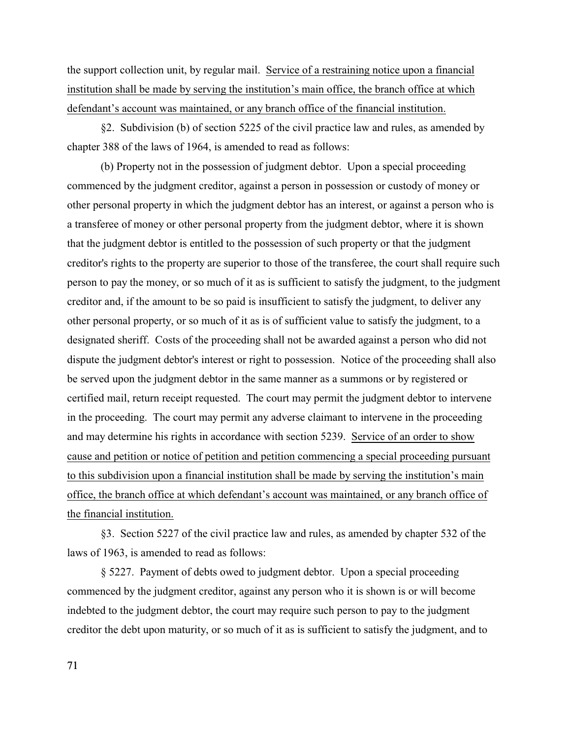the support collection unit, by regular mail. <u>Service of a restraining notice upon a financial institution shall be made by serving the institution's main office, the branch office at which defendant's account was maintained, or any branch office of the financial institution.</u>

§2. Subdivision (b) of section 5225 of the civil practice law and rules, as amended by chapter 388 of the laws of 1964, is amended to read as follows:

(b) Property not in the possession of judgment debtor. Upon a special proceeding commenced by the judgment creditor, against a person in possession or custody of money or other personal property in which the judgment debtor has an interest, or against a person who is a transferee of money or other personal property from the judgment debtor, where it is shown that the judgment debtor is entitled to the possession of such property or that the judgment creditor's rights to the property are superior to those of the transferee, the court shall require such person to pay the money, or so much of it as is sufficient to satisfy the judgment, to the judgment creditor and, if the amount to be so paid is insufficient to satisfy the judgment, to deliver any other personal property, or so much of it as is of sufficient value to satisfy the judgment, to a designated sheriff. Costs of the proceeding shall not be awarded against a person who did not dispute the judgment debtor's interest or right to possession. Notice of the proceeding shall also be served upon the judgment debtor in the same manner as a summons or by registered or certified mail, return receipt requested. The court may permit the judgment debtor to intervene in the proceeding. The court may permit any adverse claimant to intervene in the proceeding and may determine his rights in accordance with section 5239. <u>Service of an order to show cause and petition or notice of petition and petition commencing a special proceeding pursuant to this subdivision upon a financial institution shall be made by serving the institution's main office, the branch office at which defendant's account was maintained, or any branch office of the financial institution.</u>

§3. Section 5227 of the civil practice law and rules, as amended by chapter 532 of the laws of 1963, is amended to read as follows:

§ 5227. Payment of debts owed to judgment debtor. Upon a special proceeding commenced by the judgment creditor, against any person who it is shown is or will become indebted to the judgment debtor, the court may require such person to pay to the judgment creditor the debt upon maturity, or so much of it as is sufficient to satisfy the judgment, and to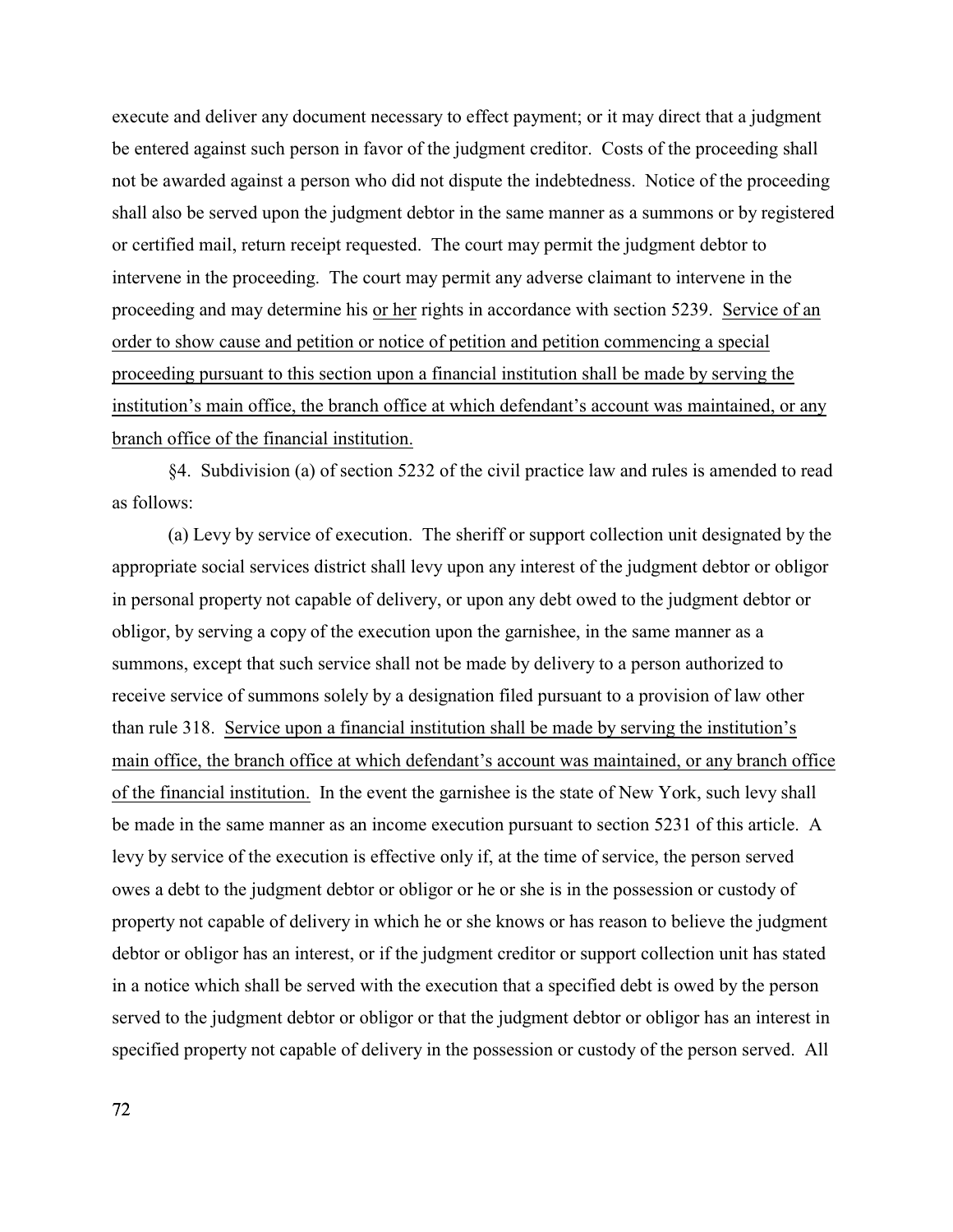execute and deliver any document necessary to effect payment; or it may direct that a judgment be entered against such person in favor of the judgment creditor. Costs of the proceeding shall not be awarded against a person who did not dispute the indebtedness. Notice of the proceeding shall also be served upon the judgment debtor in the same manner as a summons or by registered or certified mail, return receipt requested. The court may permit the judgment debtor to intervene in the proceeding. The court may permit any adverse claimant to intervene in the proceeding and may determine his <u>or her</u> rights in accordance with section 5239. <u>Service of an order to show cause and petition or notice of petition and petition commencing a special proceeding pursuant to this section upon a financial institution shall be made by serving the institution's main office, the branch office at which defendant's account was maintained, or any branch office of the financial institution.</u>

§4. Subdivision (a) of section 5232 of the civil practice law and rules is amended to read as follows:

(a) Levy by service of execution. The sheriff or support collection unit designated by the appropriate social services district shall levy upon any interest of the judgment debtor or obligor in personal property not capable of delivery, or upon any debt owed to the judgment debtor or obligor, by serving a copy of the execution upon the garnishee, in the same manner as a summons, except that such service shall not be made by delivery to a person authorized to receive service of summons solely by a designation filed pursuant to a provision of law other than rule 318. <u>Service upon a financial institution shall be made by serving the institution's main office, the branch office at which defendant's account was maintained, or any branch office of the financial institution.</u> In the event the garnishee is the state of New York, such levy shall be made in the same manner as an income execution pursuant to section 5231 of this article. A levy by service of the execution is effective only if, at the time of service, the person served owes a debt to the judgment debtor or obligor or he or she is in the possession or custody of property not capable of delivery in which he or she knows or has reason to believe the judgment debtor or obligor has an interest, or if the judgment creditor or support collection unit has stated in a notice which shall be served with the execution that a specified debt is owed by the person served to the judgment debtor or obligor or that the judgment debtor or obligor has an interest in specified property not capable of delivery in the possession or custody of the person served. All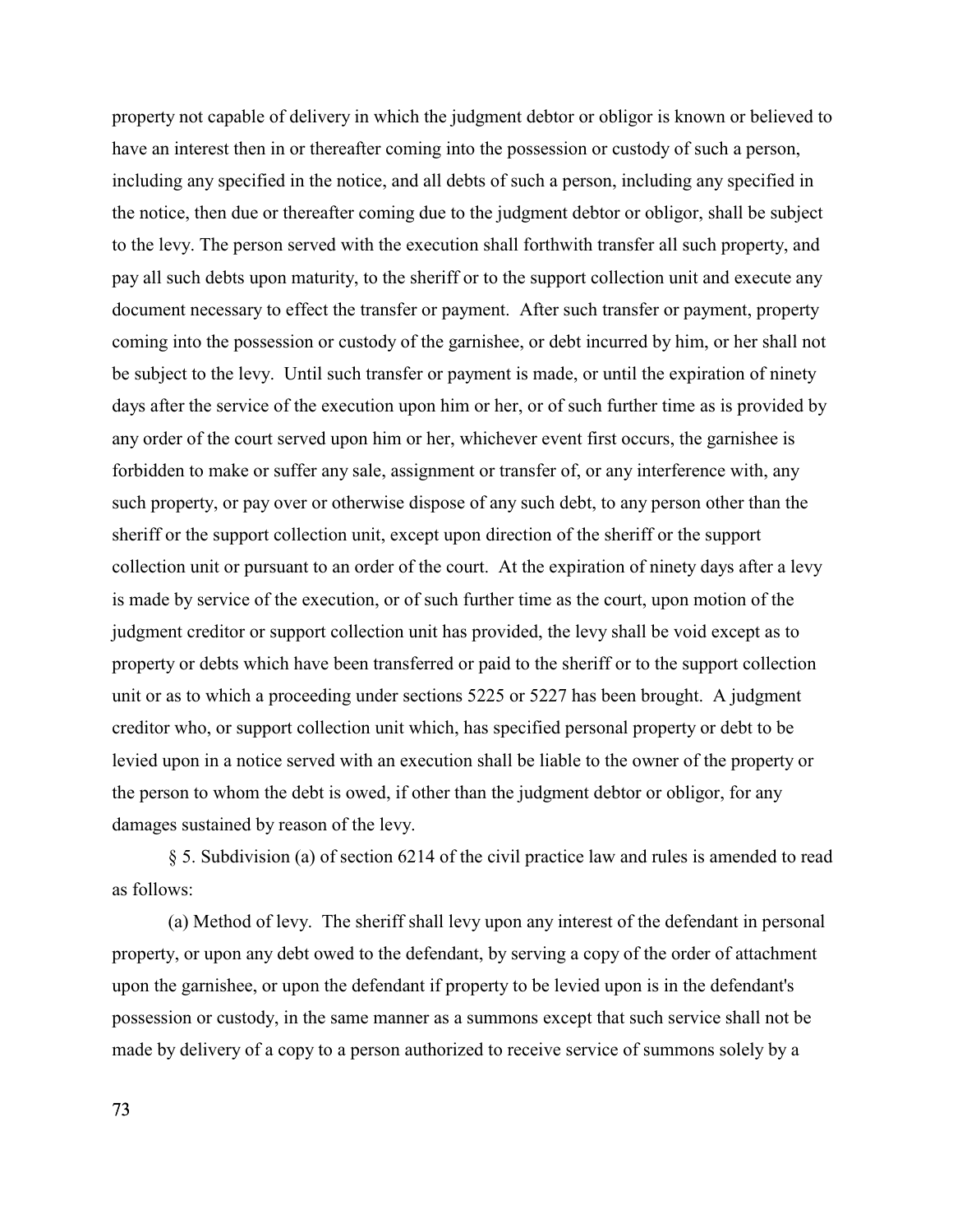property not capable of delivery in which the judgment debtor or obligor is known or believed to have an interest then in or thereafter coming into the possession or custody of such a person, including any specified in the notice, and all debts of such a person, including any specified in the notice, then due or thereafter coming due to the judgment debtor or obligor, shall be subject to the levy. The person served with the execution shall forthwith transfer all such property, and pay all such debts upon maturity, to the sheriff or to the support collection unit and execute any document necessary to effect the transfer or payment. After such transfer or payment, property coming into the possession or custody of the garnishee, or debt incurred by him, or her shall not be subject to the levy. Until such transfer or payment is made, or until the expiration of ninety days after the service of the execution upon him or her, or of such further time as is provided by any order of the court served upon him or her, whichever event first occurs, the garnishee is forbidden to make or suffer any sale, assignment or transfer of, or any interference with, any such property, or pay over or otherwise dispose of any such debt, to any person other than the sheriff or the support collection unit, except upon direction of the sheriff or the support collection unit or pursuant to an order of the court. At the expiration of ninety days after a levy is made by service of the execution, or of such further time as the court, upon motion of the judgment creditor or support collection unit has provided, the levy shall be void except as to property or debts which have been transferred or paid to the sheriff or to the support collection unit or as to which a proceeding under sections 5225 or 5227 has been brought. A judgment creditor who, or support collection unit which, has specified personal property or debt to be levied upon in a notice served with an execution shall be liable to the owner of the property or the person to whom the debt is owed, if other than the judgment debtor or obligor, for any damages sustained by reason of the levy.

§ 5. Subdivision (a) of section 6214 of the civil practice law and rules is amended to read as follows:

(a) Method of levy. The sheriff shall levy upon any interest of the defendant in personal property, or upon any debt owed to the defendant, by serving a copy of the order of attachment upon the garnishee, or upon the defendant if property to be levied upon is in the defendant's possession or custody, in the same manner as a summons except that such service shall not be made by delivery of a copy to a person authorized to receive service of summons solely by a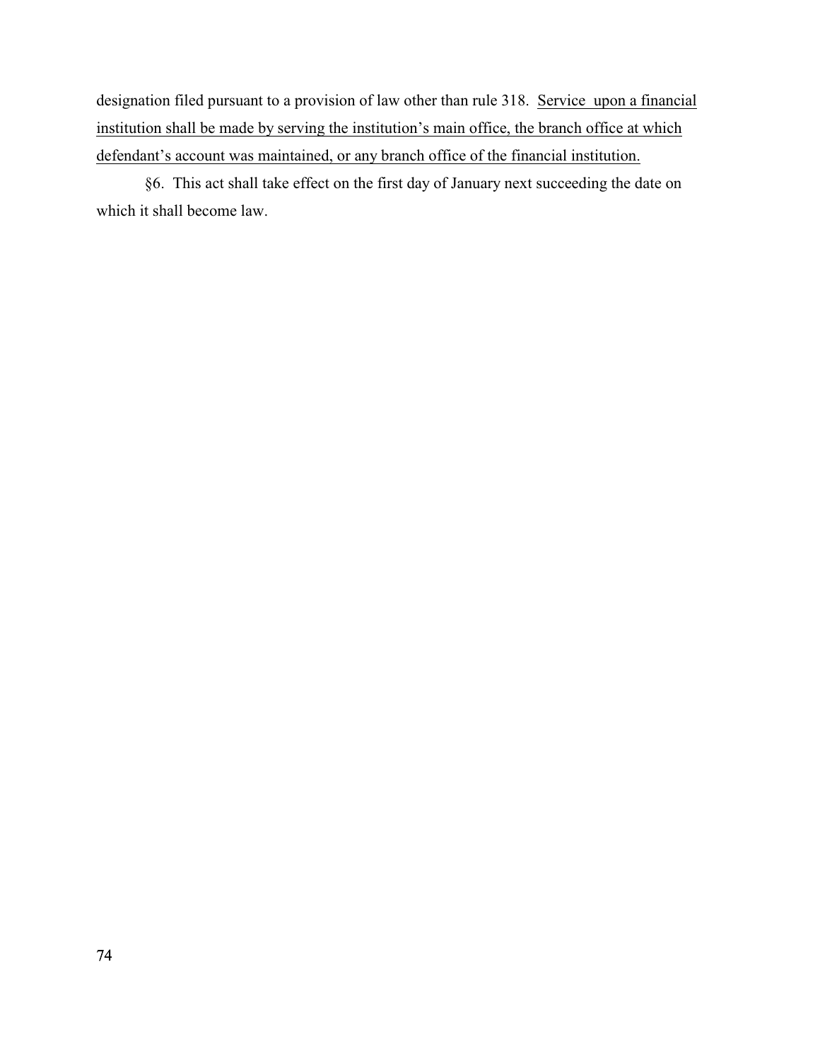designation filed pursuant to a provision of law other than rule 318. <u>Service upon a financial institution shall be made by serving the institution's main office, the branch office at which defendant's account was maintained, or any branch office of the financial institution.</u>

§6. This act shall take effect on the first day of January next succeeding the date on which it shall become law.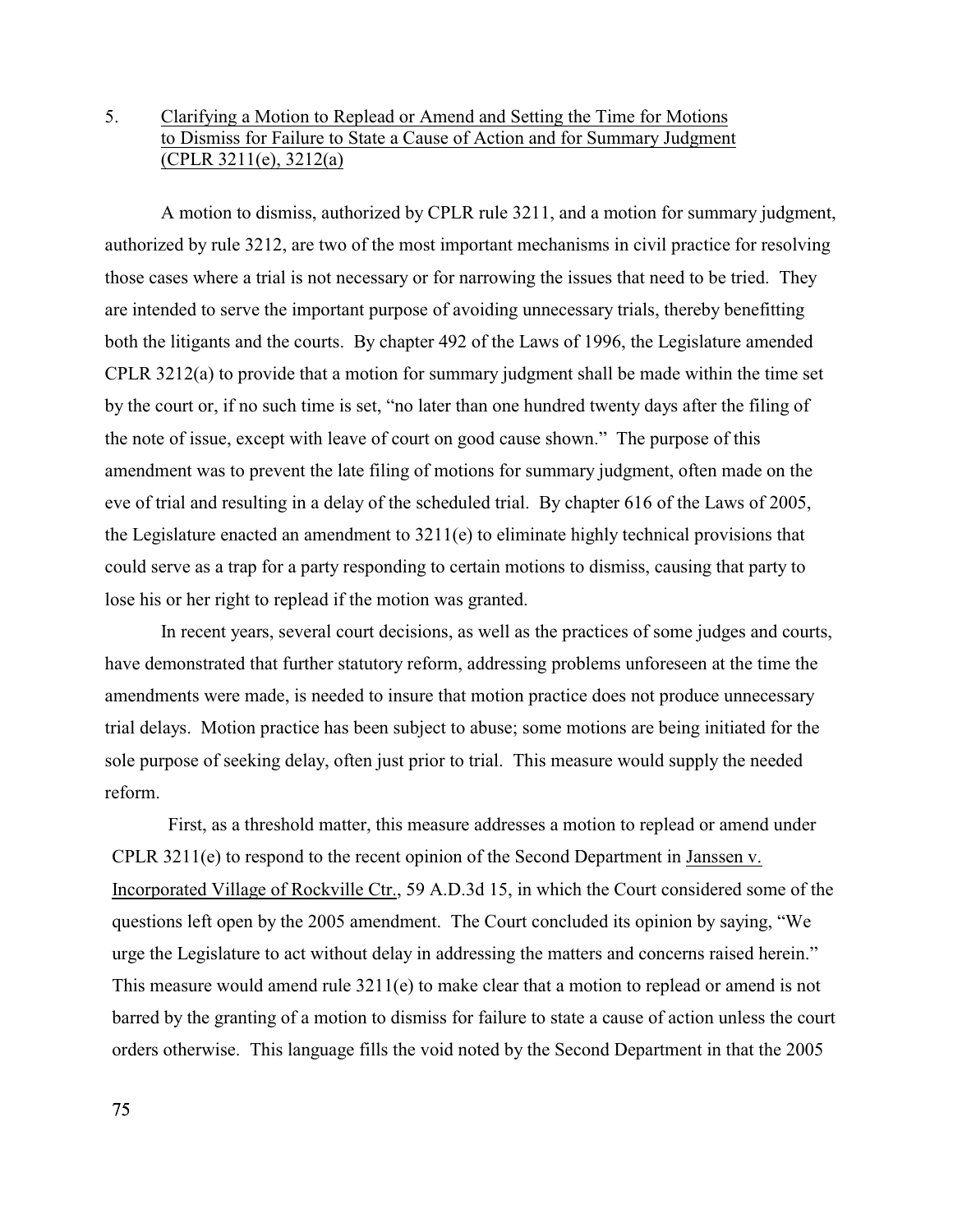5. <u>Clarifying a Motion to Replead or Amend and Setting the Time for Motions to Dismiss for Failure to State a Cause of Action and for Summary Judgment (CPLR 3211(e), 3212(a)</u>

A motion to dismiss, authorized by CPLR rule 3211, and a motion for summary judgment, authorized by rule 3212, are two of the most important mechanisms in civil practice for resolving those cases where a trial is not necessary or for narrowing the issues that need to be tried. They are intended to serve the important purpose of avoiding unnecessary trials, thereby benefitting both the litigants and the courts. By chapter 492 of the Laws of 1996, the Legislature amended CPLR 3212(a) to provide that a motion for summary judgment shall be made within the time set by the court or, if no such time is set, "no later than one hundred twenty days after the filing of the note of issue, except with leave of court on good cause shown." The purpose of this amendment was to prevent the late filing of motions for summary judgment, often made on the eve of trial and resulting in a delay of the scheduled trial. By chapter 616 of the Laws of 2005, the Legislature enacted an amendment to 3211(e) to eliminate highly technical provisions that could serve as a trap for a party responding to certain motions to dismiss, causing that party to lose his or her right to replead if the motion was granted.

In recent years, several court decisions, as well as the practices of some judges and courts, have demonstrated that further statutory reform, addressing problems unforeseen at the time the amendments were made, is needed to insure that motion practice does not produce unnecessary trial delays. Motion practice has been subject to abuse; some motions are being initiated for the sole purpose of seeking delay, often just prior to trial. This measure would supply the needed reform.

First, as a threshold matter, this measure addresses a motion to replead or amend under CPLR 3211(e) to respond to the recent opinion of the Second Department in <u>Janssen v. Incorporated Village of Rockville Ctr.</u>, 59 A.D.3d 15, in which the Court considered some of the questions left open by the 2005 amendment. The Court concluded its opinion by saying, "We urge the Legislature to act without delay in addressing the matters and concerns raised herein." This measure would amend rule 3211(e) to make clear that a motion to replead or amend is not barred by the granting of a motion to dismiss for failure to state a cause of action unless the court orders otherwise. This language fills the void noted by the Second Department in that the 2005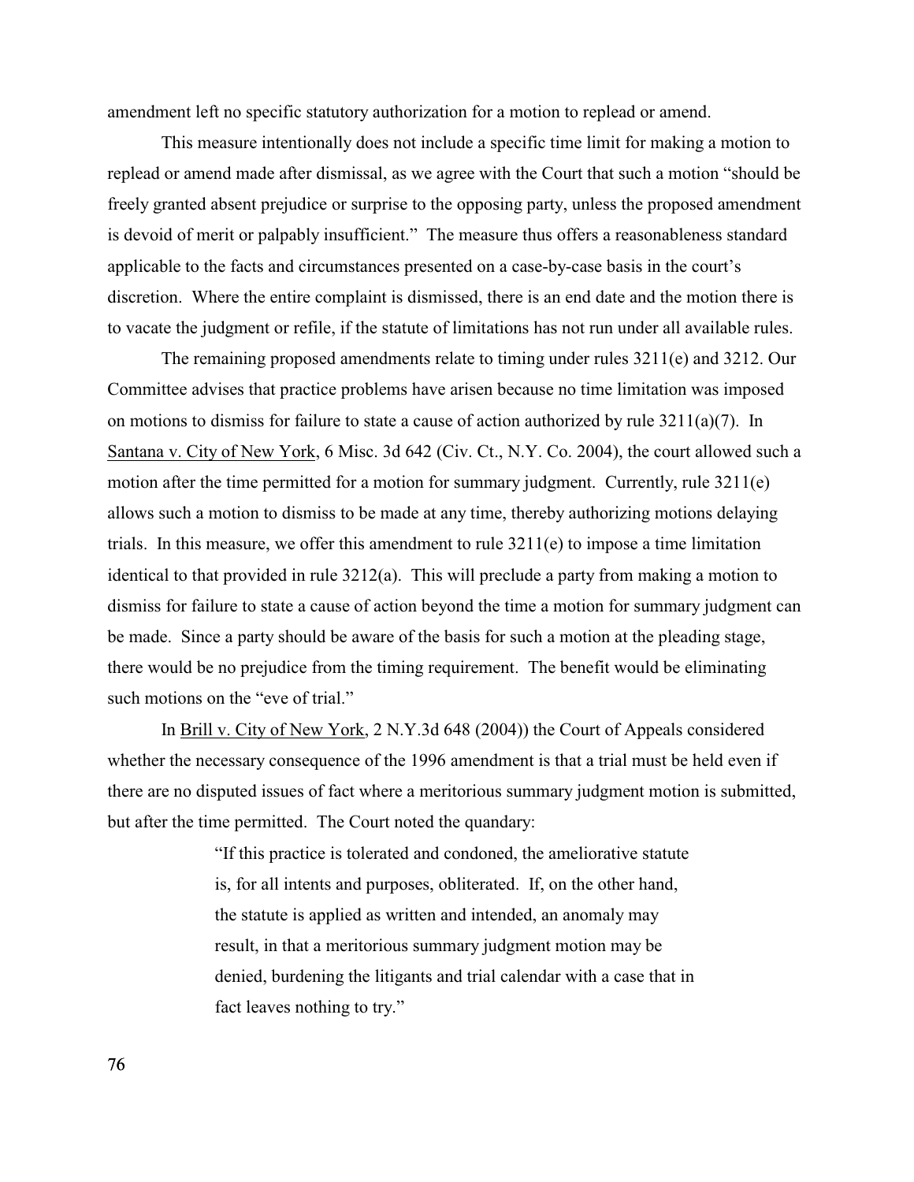amendment left no specific statutory authorization for a motion to replead or amend.

This measure intentionally does not include a specific time limit for making a motion to replead or amend made after dismissal, as we agree with the Court that such a motion "should be freely granted absent prejudice or surprise to the opposing party, unless the proposed amendment is devoid of merit or palpably insufficient." The measure thus offers a reasonableness standard applicable to the facts and circumstances presented on a case-by-case basis in the court's discretion. Where the entire complaint is dismissed, there is an end date and the motion there is to vacate the judgment or refile, if the statute of limitations has not run under all available rules.

The remaining proposed amendments relate to timing under rules 3211(e) and 3212. Our Committee advises that practice problems have arisen because no time limitation was imposed on motions to dismiss for failure to state a cause of action authorized by rule 3211(a)(7). In Santana v. City of New York, 6 Misc. 3d 642 (Civ. Ct., N.Y. Co. 2004), the court allowed such a motion after the time permitted for a motion for summary judgment. Currently, rule 3211(e) allows such a motion to dismiss to be made at any time, thereby authorizing motions delaying trials. In this measure, we offer this amendment to rule 3211(e) to impose a time limitation identical to that provided in rule 3212(a). This will preclude a party from making a motion to dismiss for failure to state a cause of action beyond the time a motion for summary judgment can be made. Since a party should be aware of the basis for such a motion at the pleading stage, there would be no prejudice from the timing requirement. The benefit would be eliminating such motions on the "eve of trial."

In Brill v. City of New York, 2 N.Y.3d 648 (2004)) the Court of Appeals considered whether the necessary consequence of the 1996 amendment is that a trial must be held even if there are no disputed issues of fact where a meritorious summary judgment motion is submitted, but after the time permitted. The Court noted the quandary:

> "If this practice is tolerated and condoned, the ameliorative statute is, for all intents and purposes, obliterated. If, on the other hand, the statute is applied as written and intended, an anomaly may result, in that a meritorious summary judgment motion may be denied, burdening the litigants and trial calendar with a case that in fact leaves nothing to try."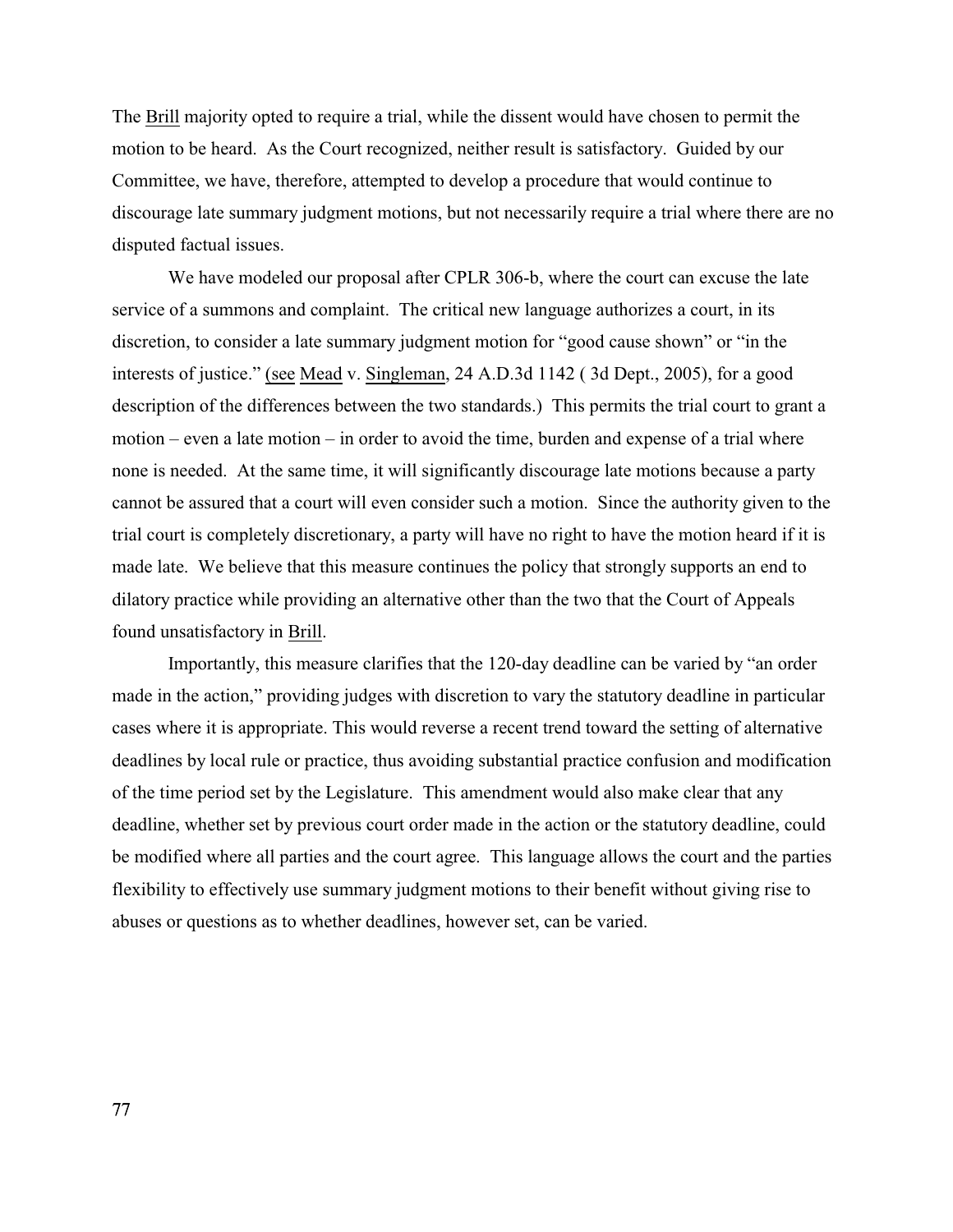The Brill majority opted to require a trial, while the dissent would have chosen to permit the motion to be heard. As the Court recognized, neither result is satisfactory. Guided by our Committee, we have, therefore, attempted to develop a procedure that would continue to discourage late summary judgment motions, but not necessarily require a trial where there are no disputed factual issues.

We have modeled our proposal after CPLR 306-b, where the court can excuse the late service of a summons and complaint. The critical new language authorizes a court, in its discretion, to consider a late summary judgment motion for "good cause shown" or "in the interests of justice." (see Mead v. Singleman, 24 A.D.3d 1142 ( 3d Dept., 2005), for a good description of the differences between the two standards.) This permits the trial court to grant a motion – even a late motion – in order to avoid the time, burden and expense of a trial where none is needed. At the same time, it will significantly discourage late motions because a party cannot be assured that a court will even consider such a motion. Since the authority given to the trial court is completely discretionary, a party will have no right to have the motion heard if it is made late. We believe that this measure continues the policy that strongly supports an end to dilatory practice while providing an alternative other than the two that the Court of Appeals found unsatisfactory in Brill.

Importantly, this measure clarifies that the 120-day deadline can be varied by "an order made in the action," providing judges with discretion to vary the statutory deadline in particular cases where it is appropriate. This would reverse a recent trend toward the setting of alternative deadlines by local rule or practice, thus avoiding substantial practice confusion and modification of the time period set by the Legislature. This amendment would also make clear that any deadline, whether set by previous court order made in the action or the statutory deadline, could be modified where all parties and the court agree. This language allows the court and the parties flexibility to effectively use summary judgment motions to their benefit without giving rise to abuses or questions as to whether deadlines, however set, can be varied.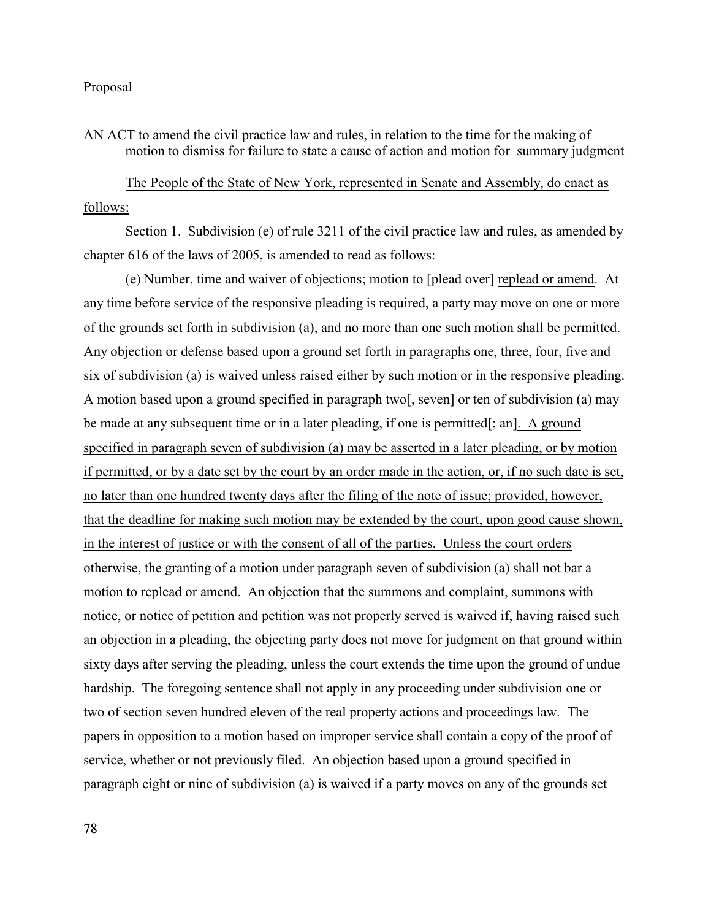Proposal

AN ACT to amend the civil practice law and rules, in relation to the time for the making of motion to dismiss for failure to state a cause of action and motion for summary judgment

The People of the State of New York, represented in Senate and Assembly, do enact as follows:

Section 1. Subdivision (e) of rule 3211 of the civil practice law and rules, as amended by chapter 616 of the laws of 2005, is amended to read as follows:

(e) Number, time and waiver of objections; motion to [plead over] replead or amend. At any time before service of the responsive pleading is required, a party may move on one or more of the grounds set forth in subdivision (a), and no more than one such motion shall be permitted. Any objection or defense based upon a ground set forth in paragraphs one, three, four, five and six of subdivision (a) is waived unless raised either by such motion or in the responsive pleading. A motion based upon a ground specified in paragraph two[, seven] or ten of subdivision (a) may be made at any subsequent time or in a later pleading, if one is permitted[; an]. A ground specified in paragraph seven of subdivision (a) may be asserted in a later pleading, or by motion if permitted, or by a date set by the court by an order made in the action, or, if no such date is set, no later than one hundred twenty days after the filing of the note of issue; provided, however, that the deadline for making such motion may be extended by the court, upon good cause shown, in the interest of justice or with the consent of all of the parties. Unless the court orders otherwise, the granting of a motion under paragraph seven of subdivision (a) shall not bar a motion to replead or amend. An objection that the summons and complaint, summons with notice, or notice of petition and petition was not properly served is waived if, having raised such an objection in a pleading, the objecting party does not move for judgment on that ground within sixty days after serving the pleading, unless the court extends the time upon the ground of undue hardship. The foregoing sentence shall not apply in any proceeding under subdivision one or two of section seven hundred eleven of the real property actions and proceedings law. The papers in opposition to a motion based on improper service shall contain a copy of the proof of service, whether or not previously filed. An objection based upon a ground specified in paragraph eight or nine of subdivision (a) is waived if a party moves on any of the grounds set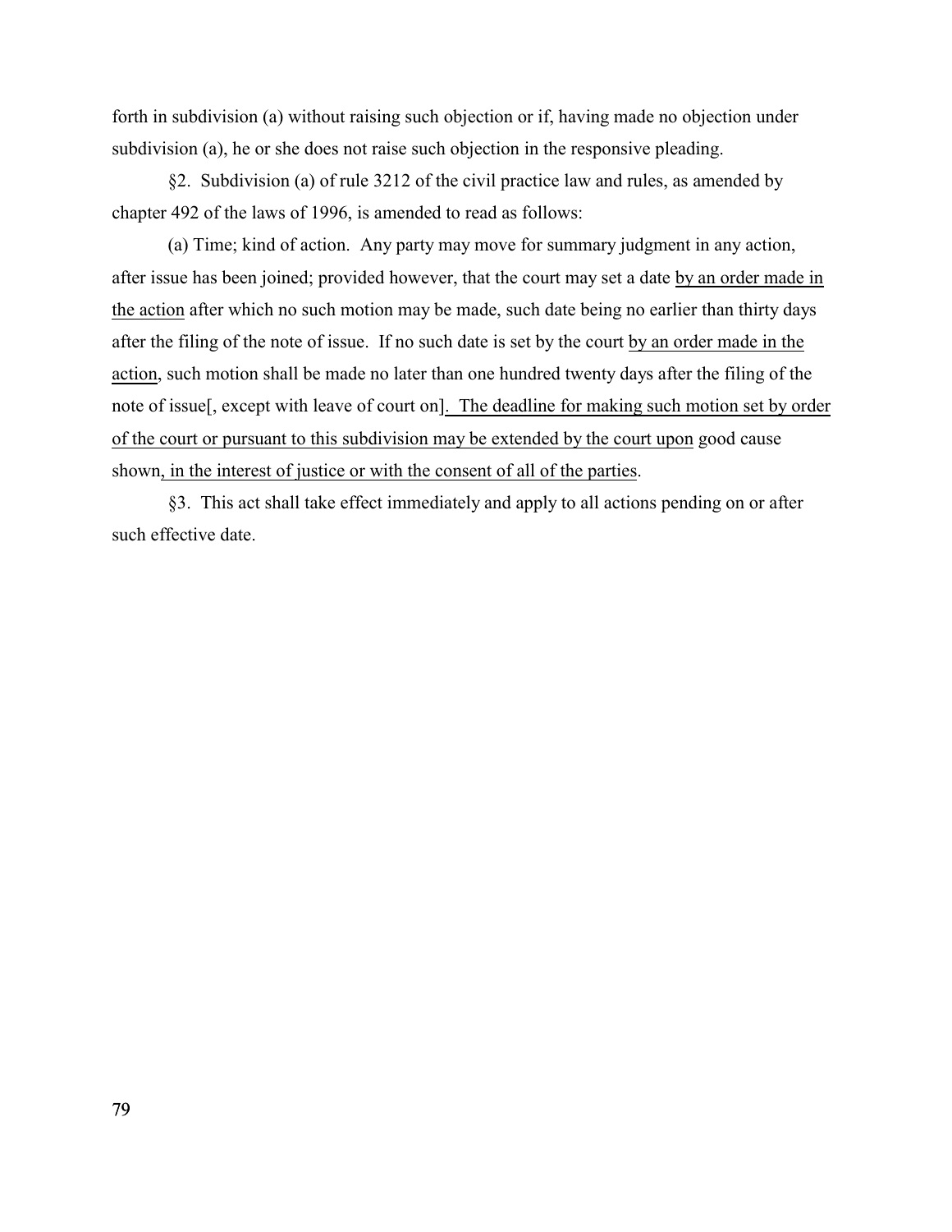forth in subdivision (a) without raising such objection or if, having made no objection under subdivision (a), he or she does not raise such objection in the responsive pleading.

§2. Subdivision (a) of rule 3212 of the civil practice law and rules, as amended by chapter 492 of the laws of 1996, is amended to read as follows:

(a) Time; kind of action. Any party may move for summary judgment in any action, after issue has been joined; provided however, that the court may set a date <u>by an order made in the action</u> after which no such motion may be made, such date being no earlier than thirty days after the filing of the note of issue. If no such date is set by the court <u>by an order made in the action</u>, such motion shall be made no later than one hundred twenty days after the filing of the note of issue[, except with leave of court on]<u>. The deadline for making such motion set by order of the court or pursuant to this subdivision may be extended by the court upon</u> good cause shown<u>, in the interest of justice or with the consent of all of the parties</u>.

§3. This act shall take effect immediately and apply to all actions pending on or after such effective date.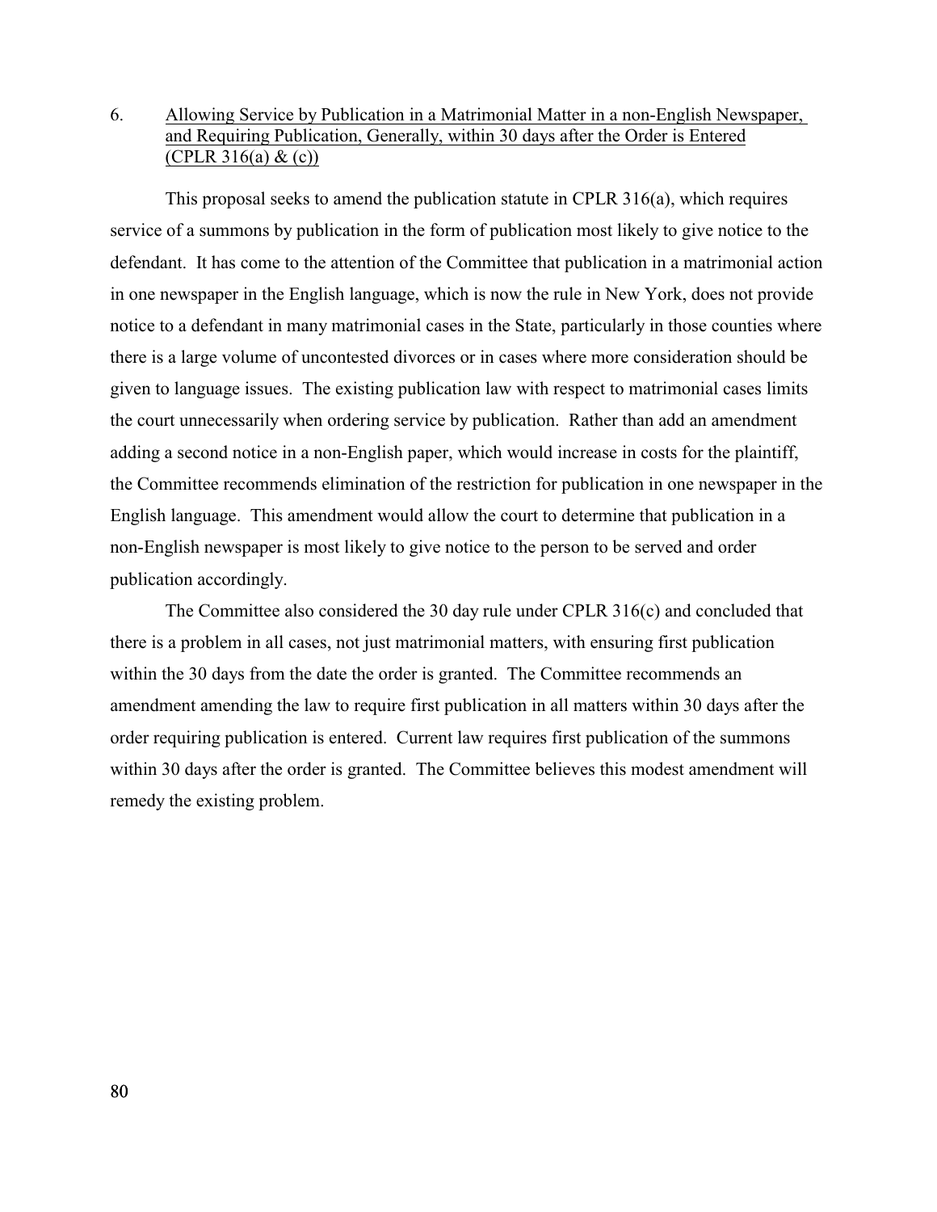6. Allowing Service by Publication in a Matrimonial Matter in a non-English Newspaper, and Requiring Publication, Generally, within 30 days after the Order is Entered (CPLR 316(a) & (c))

This proposal seeks to amend the publication statute in CPLR 316(a), which requires service of a summons by publication in the form of publication most likely to give notice to the defendant. It has come to the attention of the Committee that publication in a matrimonial action in one newspaper in the English language, which is now the rule in New York, does not provide notice to a defendant in many matrimonial cases in the State, particularly in those counties where there is a large volume of uncontested divorces or in cases where more consideration should be given to language issues. The existing publication law with respect to matrimonial cases limits the court unnecessarily when ordering service by publication. Rather than add an amendment adding a second notice in a non-English paper, which would increase in costs for the plaintiff, the Committee recommends elimination of the restriction for publication in one newspaper in the English language. This amendment would allow the court to determine that publication in a non-English newspaper is most likely to give notice to the person to be served and order publication accordingly.

The Committee also considered the 30 day rule under CPLR 316(c) and concluded that there is a problem in all cases, not just matrimonial matters, with ensuring first publication within the 30 days from the date the order is granted. The Committee recommends an amendment amending the law to require first publication in all matters within 30 days after the order requiring publication is entered. Current law requires first publication of the summons within 30 days after the order is granted. The Committee believes this modest amendment will remedy the existing problem.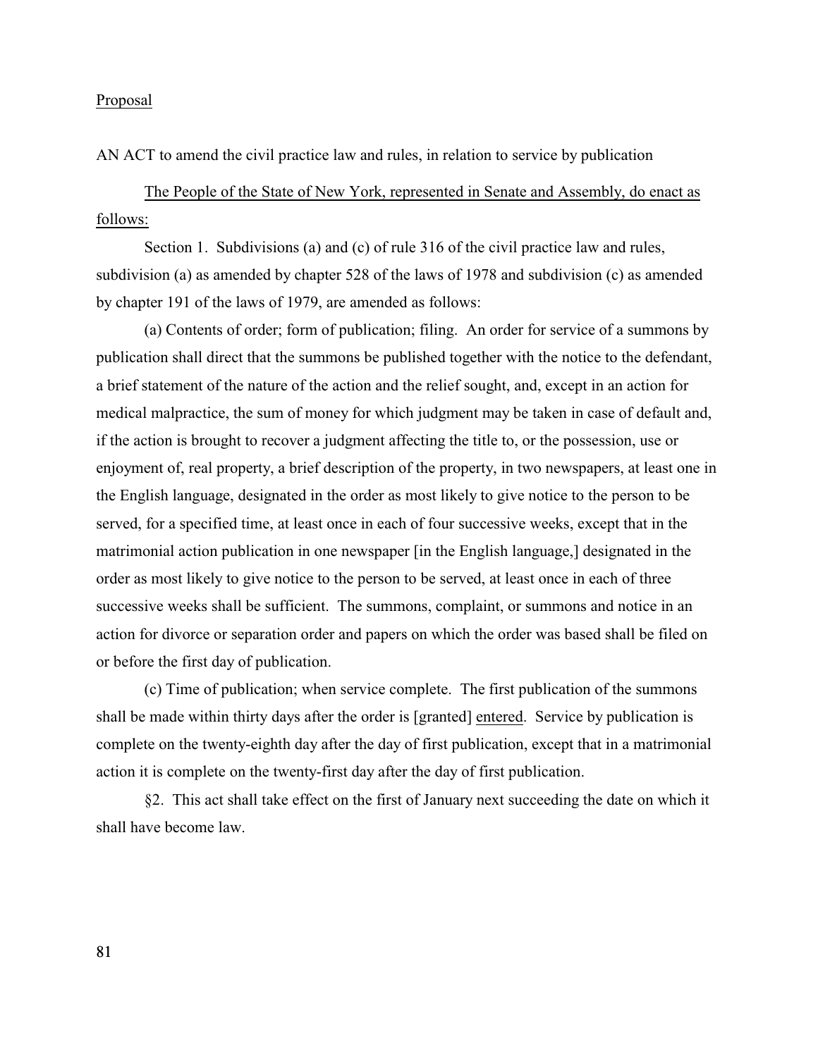Proposal

AN ACT to amend the civil practice law and rules, in relation to service by publication

The People of the State of New York, represented in Senate and Assembly, do enact as follows:

Section 1. Subdivisions (a) and (c) of rule 316 of the civil practice law and rules, subdivision (a) as amended by chapter 528 of the laws of 1978 and subdivision (c) as amended by chapter 191 of the laws of 1979, are amended as follows:

(a) Contents of order; form of publication; filing. An order for service of a summons by publication shall direct that the summons be published together with the notice to the defendant, a brief statement of the nature of the action and the relief sought, and, except in an action for medical malpractice, the sum of money for which judgment may be taken in case of default and, if the action is brought to recover a judgment affecting the title to, or the possession, use or enjoyment of, real property, a brief description of the property, in two newspapers, at least one in the English language, designated in the order as most likely to give notice to the person to be served, for a specified time, at least once in each of four successive weeks, except that in the matrimonial action publication in one newspaper [in the English language,] designated in the order as most likely to give notice to the person to be served, at least once in each of three successive weeks shall be sufficient. The summons, complaint, or summons and notice in an action for divorce or separation order and papers on which the order was based shall be filed on or before the first day of publication.

(c) Time of publication; when service complete. The first publication of the summons shall be made within thirty days after the order is [granted] entered. Service by publication is complete on the twenty-eighth day after the day of first publication, except that in a matrimonial action it is complete on the twenty-first day after the day of first publication.

§2. This act shall take effect on the first of January next succeeding the date on which it shall have become law.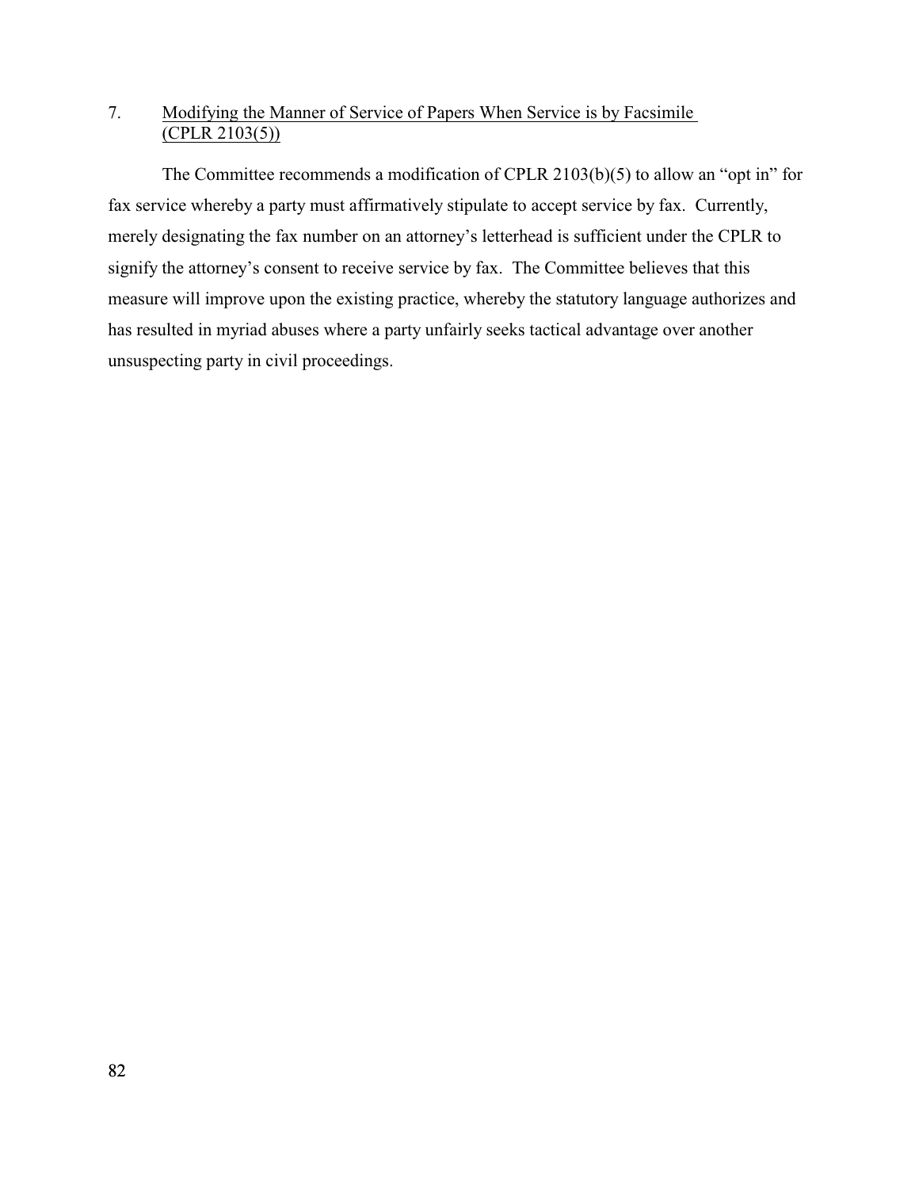7. <u>Modifying the Manner of Service of Papers When Service is by Facsimile (CPLR 2103(5))</u>

The Committee recommends a modification of CPLR 2103(b)(5) to allow an "opt in" for fax service whereby a party must affirmatively stipulate to accept service by fax. Currently, merely designating the fax number on an attorney's letterhead is sufficient under the CPLR to signify the attorney's consent to receive service by fax. The Committee believes that this measure will improve upon the existing practice, whereby the statutory language authorizes and has resulted in myriad abuses where a party unfairly seeks tactical advantage over another unsuspecting party in civil proceedings.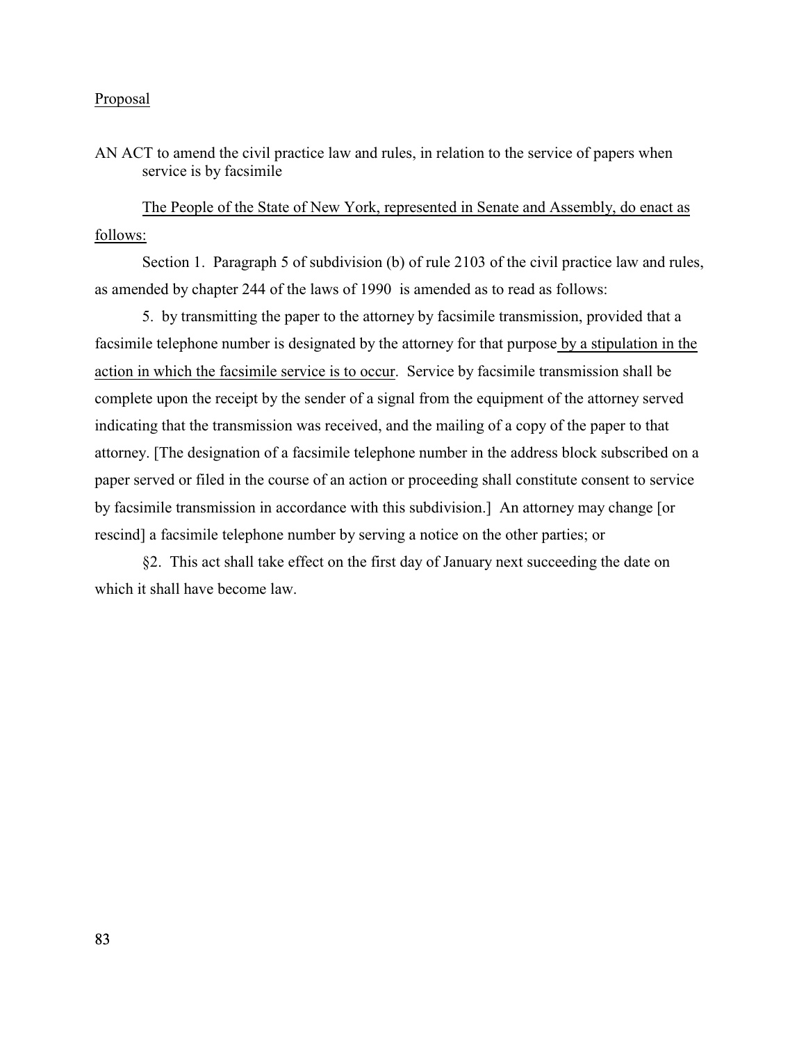Proposal

AN ACT to amend the civil practice law and rules, in relation to the service of papers when service is by facsimile

The People of the State of New York, represented in Senate and Assembly, do enact as follows:

Section 1. Paragraph 5 of subdivision (b) of rule 2103 of the civil practice law and rules, as amended by chapter 244 of the laws of 1990 is amended as to read as follows:

5. by transmitting the paper to the attorney by facsimile transmission, provided that a facsimile telephone number is designated by the attorney for that purpose by a stipulation in the action in which the facsimile service is to occur. Service by facsimile transmission shall be complete upon the receipt by the sender of a signal from the equipment of the attorney served indicating that the transmission was received, and the mailing of a copy of the paper to that attorney. [The designation of a facsimile telephone number in the address block subscribed on a paper served or filed in the course of an action or proceeding shall constitute consent to service by facsimile transmission in accordance with this subdivision.] An attorney may change [or rescind] a facsimile telephone number by serving a notice on the other parties; or

§2. This act shall take effect on the first day of January next succeeding the date on which it shall have become law.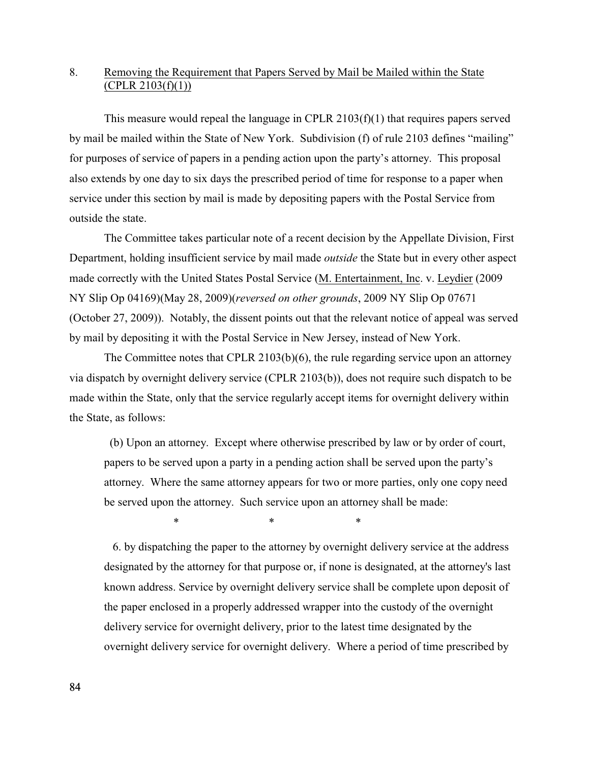8. Removing the Requirement that Papers Served by Mail be Mailed within the State (CPLR 2103(f)(1))

This measure would repeal the language in CPLR 2103(f)(1) that requires papers served by mail be mailed within the State of New York. Subdivision (f) of rule 2103 defines "mailing" for purposes of service of papers in a pending action upon the party's attorney. This proposal also extends by one day to six days the prescribed period of time for response to a paper when service under this section by mail is made by depositing papers with the Postal Service from outside the state.

The Committee takes particular note of a recent decision by the Appellate Division, First Department, holding insufficient service by mail made *outside* the State but in every other aspect made correctly with the United States Postal Service (M. Entertainment, Inc. v. Leydier (2009 NY Slip Op 04169)(May 28, 2009)(*reversed on other grounds*, 2009 NY Slip Op 07671 (October 27, 2009)). Notably, the dissent points out that the relevant notice of appeal was served by mail by depositing it with the Postal Service in New Jersey, instead of New York.

The Committee notes that CPLR 2103(b)(6), the rule regarding service upon an attorney via dispatch by overnight delivery service (CPLR 2103(b)), does not require such dispatch to be made within the State, only that the service regularly accept items for overnight delivery within the State, as follows:

> (b) Upon an attorney. Except where otherwise prescribed by law or by order of court, papers to be served upon a party in a pending action shall be served upon the party's attorney. Where the same attorney appears for two or more parties, only one copy need be served upon the attorney. Such service upon an attorney shall be made:
>
> \* \* \*
>
> 6. by dispatching the paper to the attorney by overnight delivery service at the address designated by the attorney for that purpose or, if none is designated, at the attorney's last known address. Service by overnight delivery service shall be complete upon deposit of the paper enclosed in a properly addressed wrapper into the custody of the overnight delivery service for overnight delivery, prior to the latest time designated by the overnight delivery service for overnight delivery. Where a period of time prescribed by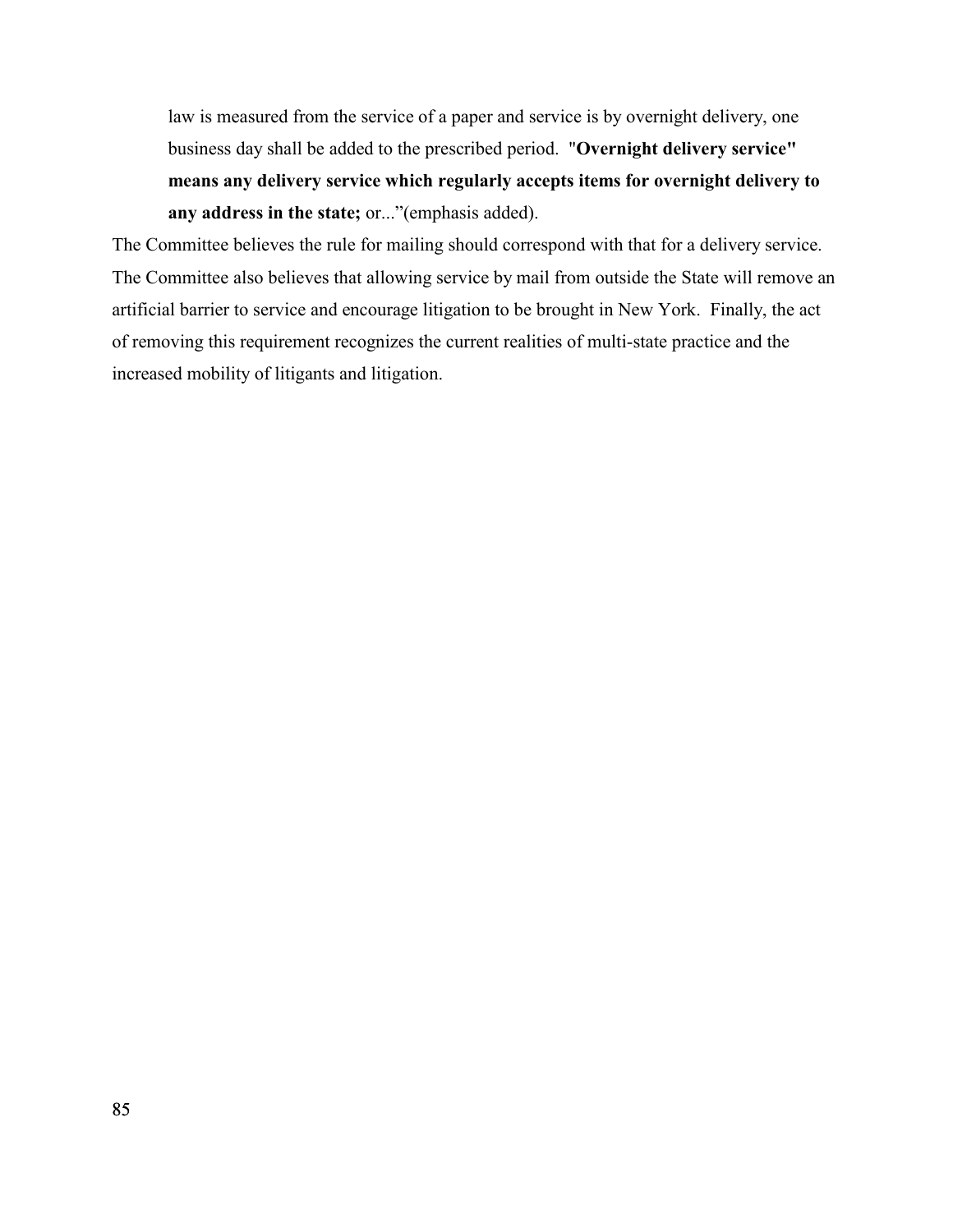> law is measured from the service of a paper and service is by overnight delivery, one business day shall be added to the prescribed period. "**Overnight delivery service" means any delivery service which regularly accepts items for overnight delivery to any address in the state;** or..."(emphasis added).

The Committee believes the rule for mailing should correspond with that for a delivery service. The Committee also believes that allowing service by mail from outside the State will remove an artificial barrier to service and encourage litigation to be brought in New York. Finally, the act of removing this requirement recognizes the current realities of multi-state practice and the increased mobility of litigants and litigation.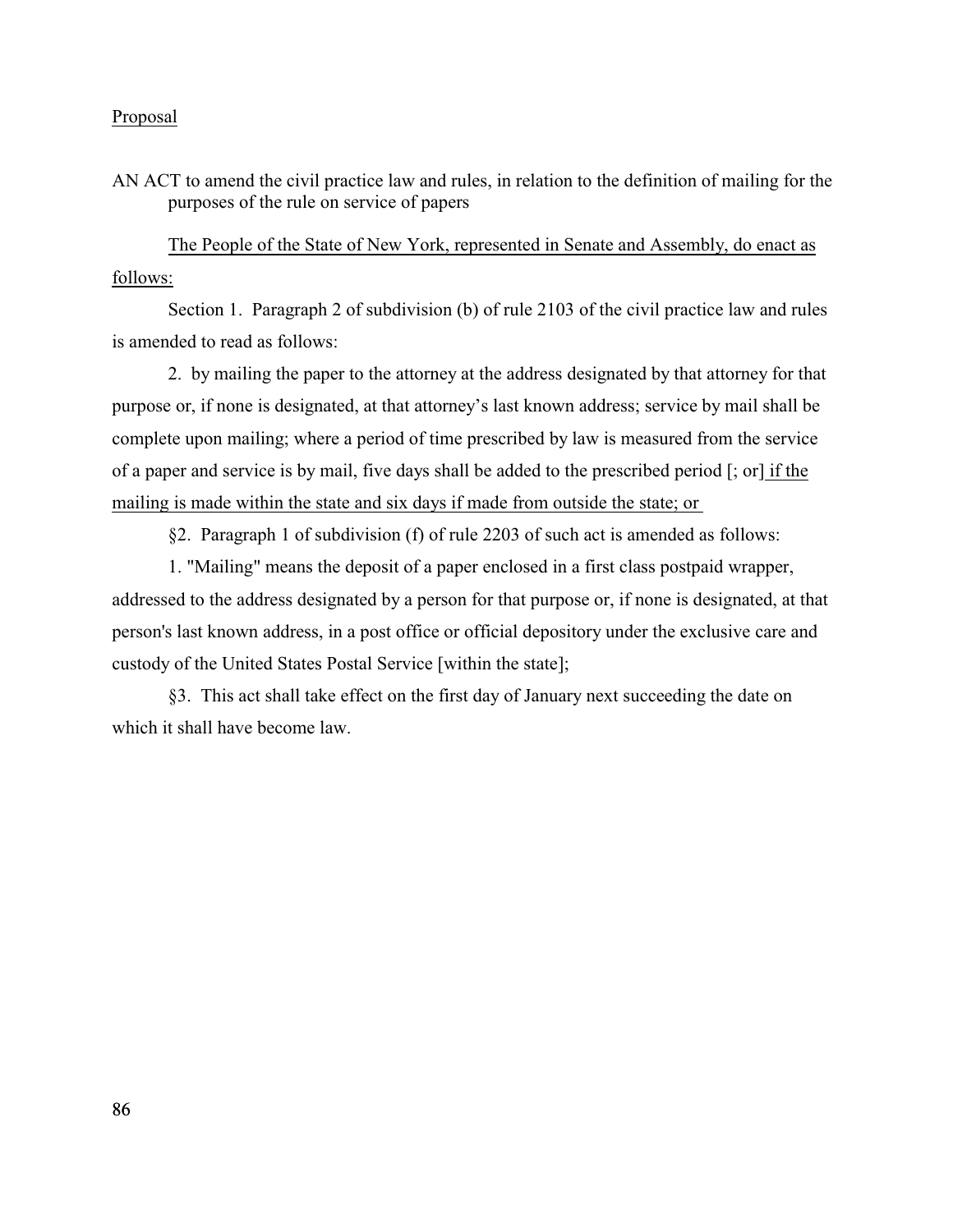Proposal

AN ACT to amend the civil practice law and rules, in relation to the definition of mailing for the purposes of the rule on service of papers

The People of the State of New York, represented in Senate and Assembly, do enact as follows:

Section 1. Paragraph 2 of subdivision (b) of rule 2103 of the civil practice law and rules is amended to read as follows:

2. by mailing the paper to the attorney at the address designated by that attorney for that purpose or, if none is designated, at that attorney's last known address; service by mail shall be complete upon mailing; where a period of time prescribed by law is measured from the service of a paper and service is by mail, five days shall be added to the prescribed period [; or] if the mailing is made within the state and six days if made from outside the state; or

§2. Paragraph 1 of subdivision (f) of rule 2203 of such act is amended as follows:

1. "Mailing" means the deposit of a paper enclosed in a first class postpaid wrapper, addressed to the address designated by a person for that purpose or, if none is designated, at that person's last known address, in a post office or official depository under the exclusive care and custody of the United States Postal Service [within the state];

§3. This act shall take effect on the first day of January next succeeding the date on which it shall have become law.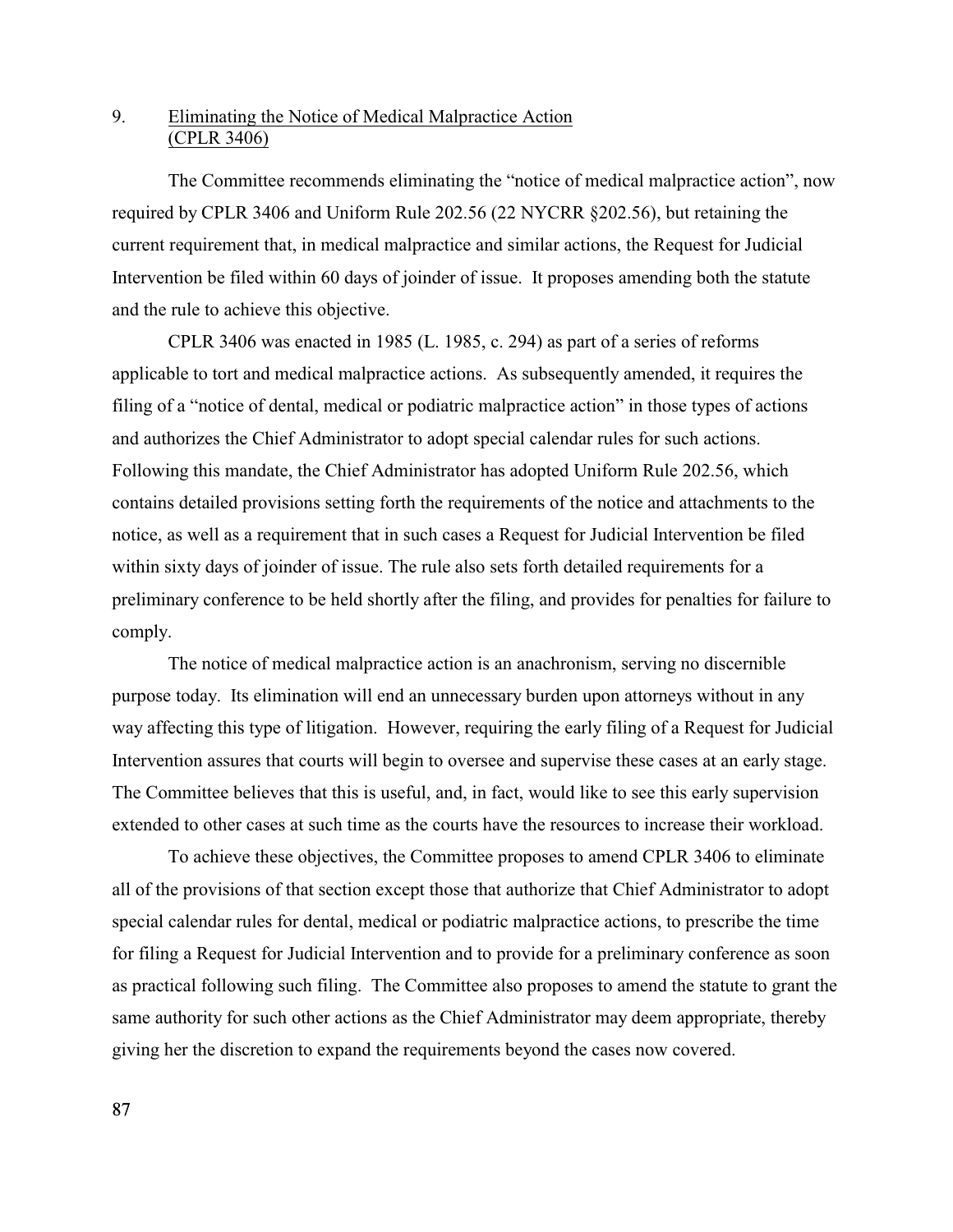## 9. Eliminating the Notice of Medical Malpractice Action (CPLR 3406)

The Committee recommends eliminating the "notice of medical malpractice action", now required by CPLR 3406 and Uniform Rule 202.56 (22 NYCRR §202.56), but retaining the current requirement that, in medical malpractice and similar actions, the Request for Judicial Intervention be filed within 60 days of joinder of issue. It proposes amending both the statute and the rule to achieve this objective.

CPLR 3406 was enacted in 1985 (L. 1985, c. 294) as part of a series of reforms applicable to tort and medical malpractice actions. As subsequently amended, it requires the filing of a "notice of dental, medical or podiatric malpractice action" in those types of actions and authorizes the Chief Administrator to adopt special calendar rules for such actions. Following this mandate, the Chief Administrator has adopted Uniform Rule 202.56, which contains detailed provisions setting forth the requirements of the notice and attachments to the notice, as well as a requirement that in such cases a Request for Judicial Intervention be filed within sixty days of joinder of issue. The rule also sets forth detailed requirements for a preliminary conference to be held shortly after the filing, and provides for penalties for failure to comply.

The notice of medical malpractice action is an anachronism, serving no discernible purpose today. Its elimination will end an unnecessary burden upon attorneys without in any way affecting this type of litigation. However, requiring the early filing of a Request for Judicial Intervention assures that courts will begin to oversee and supervise these cases at an early stage. The Committee believes that this is useful, and, in fact, would like to see this early supervision extended to other cases at such time as the courts have the resources to increase their workload.

To achieve these objectives, the Committee proposes to amend CPLR 3406 to eliminate all of the provisions of that section except those that authorize that Chief Administrator to adopt special calendar rules for dental, medical or podiatric malpractice actions, to prescribe the time for filing a Request for Judicial Intervention and to provide for a preliminary conference as soon as practical following such filing. The Committee also proposes to amend the statute to grant the same authority for such other actions as the Chief Administrator may deem appropriate, thereby giving her the discretion to expand the requirements beyond the cases now covered.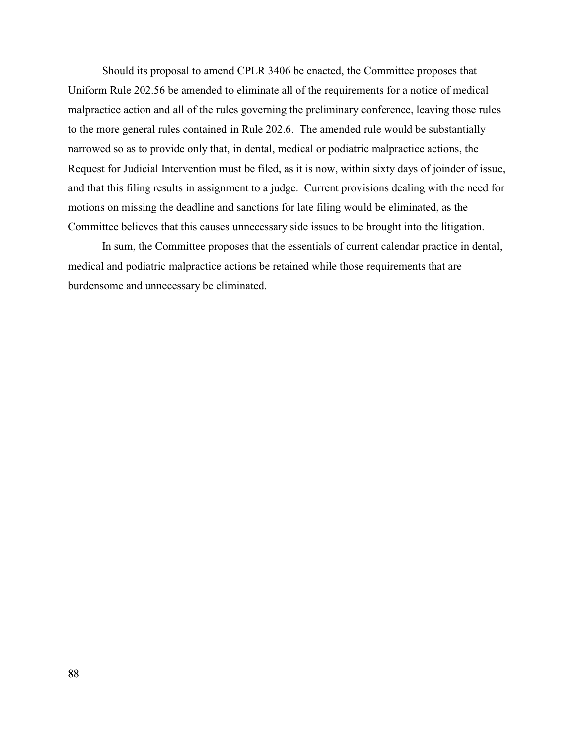Should its proposal to amend CPLR 3406 be enacted, the Committee proposes that Uniform Rule 202.56 be amended to eliminate all of the requirements for a notice of medical malpractice action and all of the rules governing the preliminary conference, leaving those rules to the more general rules contained in Rule 202.6. The amended rule would be substantially narrowed so as to provide only that, in dental, medical or podiatric malpractice actions, the Request for Judicial Intervention must be filed, as it is now, within sixty days of joinder of issue, and that this filing results in assignment to a judge. Current provisions dealing with the need for motions on missing the deadline and sanctions for late filing would be eliminated, as the Committee believes that this causes unnecessary side issues to be brought into the litigation.

In sum, the Committee proposes that the essentials of current calendar practice in dental, medical and podiatric malpractice actions be retained while those requirements that are burdensome and unnecessary be eliminated.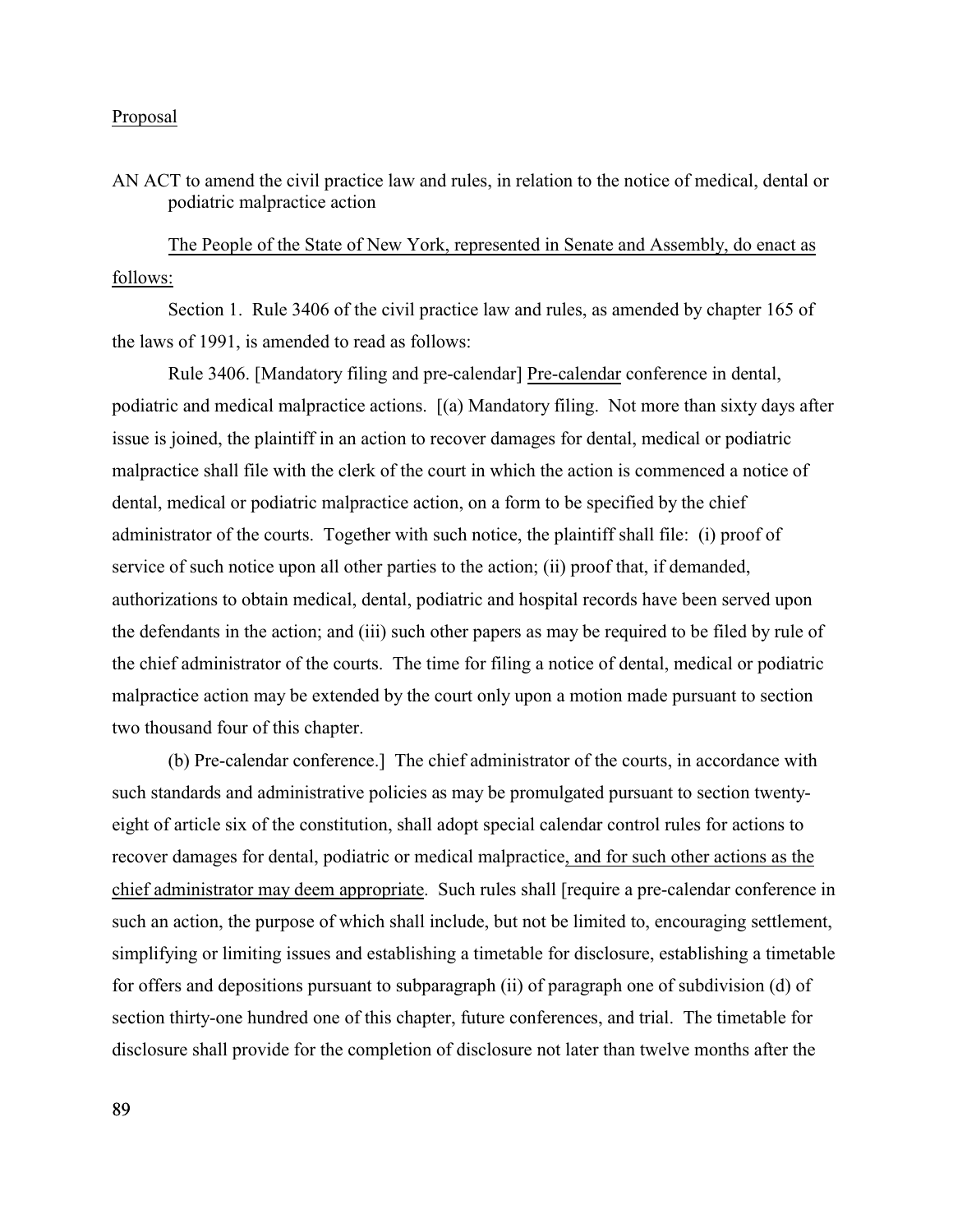Proposal

AN ACT to amend the civil practice law and rules, in relation to the notice of medical, dental or podiatric malpractice action

The People of the State of New York, represented in Senate and Assembly, do enact as follows:

Section 1. Rule 3406 of the civil practice law and rules, as amended by chapter 165 of the laws of 1991, is amended to read as follows:

Rule 3406. [Mandatory filing and pre-calendar] Pre-calendar conference in dental, podiatric and medical malpractice actions. [(a) Mandatory filing. Not more than sixty days after issue is joined, the plaintiff in an action to recover damages for dental, medical or podiatric malpractice shall file with the clerk of the court in which the action is commenced a notice of dental, medical or podiatric malpractice action, on a form to be specified by the chief administrator of the courts. Together with such notice, the plaintiff shall file: (i) proof of service of such notice upon all other parties to the action; (ii) proof that, if demanded, authorizations to obtain medical, dental, podiatric and hospital records have been served upon the defendants in the action; and (iii) such other papers as may be required to be filed by rule of the chief administrator of the courts. The time for filing a notice of dental, medical or podiatric malpractice action may be extended by the court only upon a motion made pursuant to section two thousand four of this chapter.

(b) Pre-calendar conference.] The chief administrator of the courts, in accordance with such standards and administrative policies as may be promulgated pursuant to section twenty-eight of article six of the constitution, shall adopt special calendar control rules for actions to recover damages for dental, podiatric or medical malpractice, and for such other actions as the chief administrator may deem appropriate. Such rules shall [require a pre-calendar conference in such an action, the purpose of which shall include, but not be limited to, encouraging settlement, simplifying or limiting issues and establishing a timetable for disclosure, establishing a timetable for offers and depositions pursuant to subparagraph (ii) of paragraph one of subdivision (d) of section thirty-one hundred one of this chapter, future conferences, and trial. The timetable for disclosure shall provide for the completion of disclosure not later than twelve months after the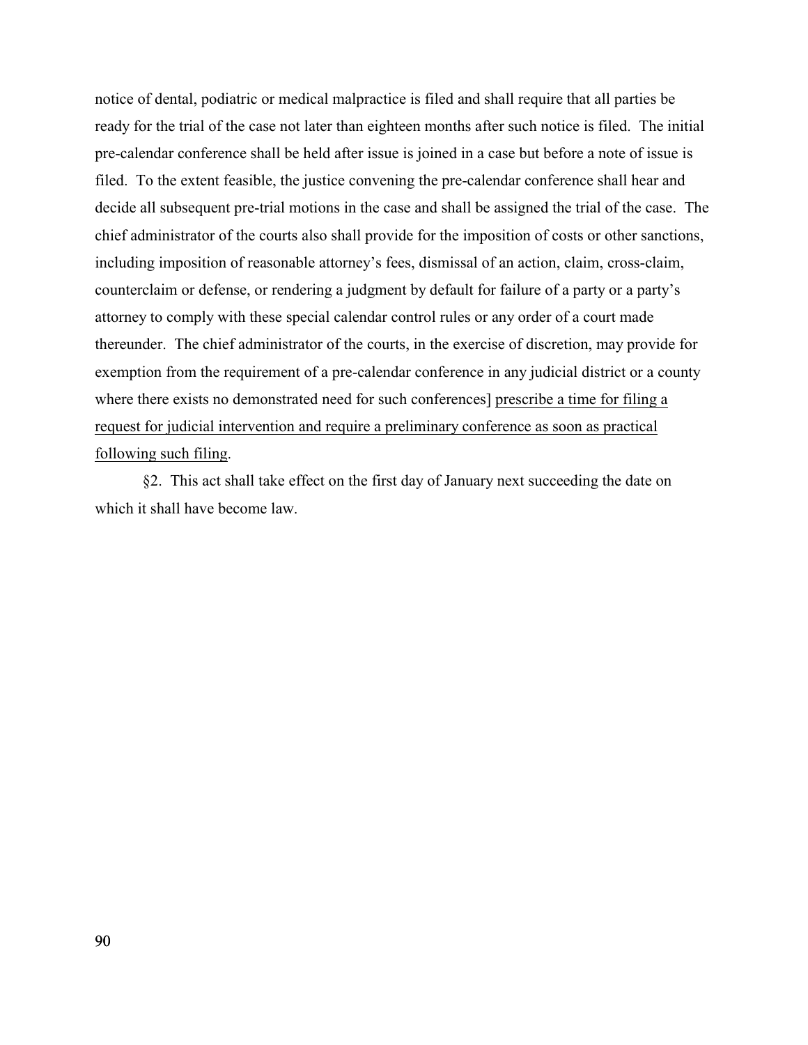notice of dental, podiatric or medical malpractice is filed and shall require that all parties be ready for the trial of the case not later than eighteen months after such notice is filed. The initial pre-calendar conference shall be held after issue is joined in a case but before a note of issue is filed. To the extent feasible, the justice convening the pre-calendar conference shall hear and decide all subsequent pre-trial motions in the case and shall be assigned the trial of the case. The chief administrator of the courts also shall provide for the imposition of costs or other sanctions, including imposition of reasonable attorney's fees, dismissal of an action, claim, cross-claim, counterclaim or defense, or rendering a judgment by default for failure of a party or a party's attorney to comply with these special calendar control rules or any order of a court made thereunder. The chief administrator of the courts, in the exercise of discretion, may provide for exemption from the requirement of a pre-calendar conference in any judicial district or a county where there exists no demonstrated need for such conferences] <u>prescribe a time for filing a request for judicial intervention and require a preliminary conference as soon as practical following such filing</u>.

§2. This act shall take effect on the first day of January next succeeding the date on which it shall have become law.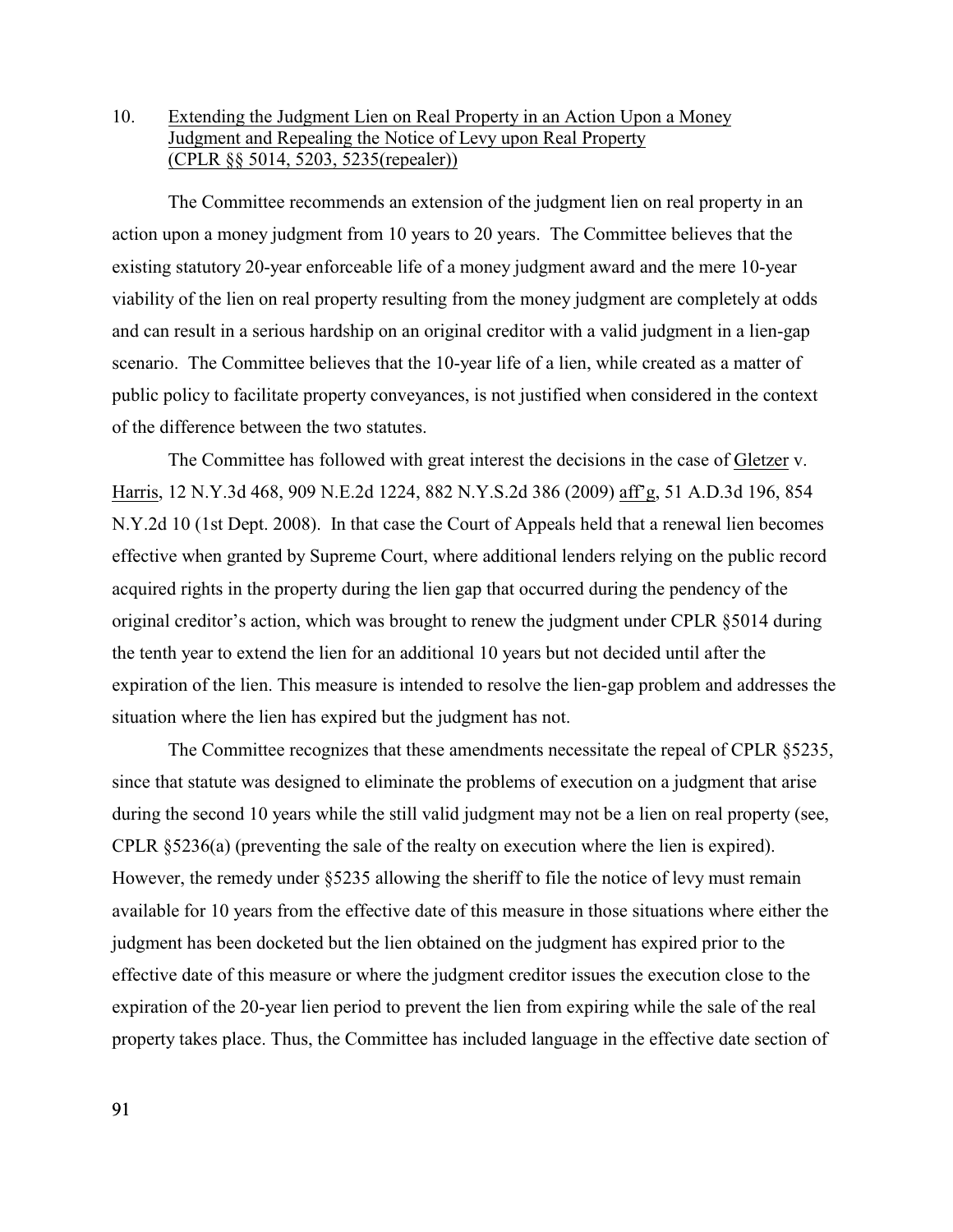10. Extending the Judgment Lien on Real Property in an Action Upon a Money Judgment and Repealing the Notice of Levy upon Real Property (CPLR §§ 5014, 5203, 5235(repealer))

The Committee recommends an extension of the judgment lien on real property in an action upon a money judgment from 10 years to 20 years. The Committee believes that the existing statutory 20-year enforceable life of a money judgment award and the mere 10-year viability of the lien on real property resulting from the money judgment are completely at odds and can result in a serious hardship on an original creditor with a valid judgment in a lien-gap scenario. The Committee believes that the 10-year life of a lien, while created as a matter of public policy to facilitate property conveyances, is not justified when considered in the context of the difference between the two statutes.

The Committee has followed with great interest the decisions in the case of Gletzer v. Harris, 12 N.Y.3d 468, 909 N.E.2d 1224, 882 N.Y.S.2d 386 (2009) aff'g, 51 A.D.3d 196, 854 N.Y.2d 10 (1st Dept. 2008). In that case the Court of Appeals held that a renewal lien becomes effective when granted by Supreme Court, where additional lenders relying on the public record acquired rights in the property during the lien gap that occurred during the pendency of the original creditor's action, which was brought to renew the judgment under CPLR §5014 during the tenth year to extend the lien for an additional 10 years but not decided until after the expiration of the lien. This measure is intended to resolve the lien-gap problem and addresses the situation where the lien has expired but the judgment has not.

The Committee recognizes that these amendments necessitate the repeal of CPLR §5235, since that statute was designed to eliminate the problems of execution on a judgment that arise during the second 10 years while the still valid judgment may not be a lien on real property (see, CPLR §5236(a) (preventing the sale of the realty on execution where the lien is expired). However, the remedy under §5235 allowing the sheriff to file the notice of levy must remain available for 10 years from the effective date of this measure in those situations where either the judgment has been docketed but the lien obtained on the judgment has expired prior to the effective date of this measure or where the judgment creditor issues the execution close to the expiration of the 20-year lien period to prevent the lien from expiring while the sale of the real property takes place. Thus, the Committee has included language in the effective date section of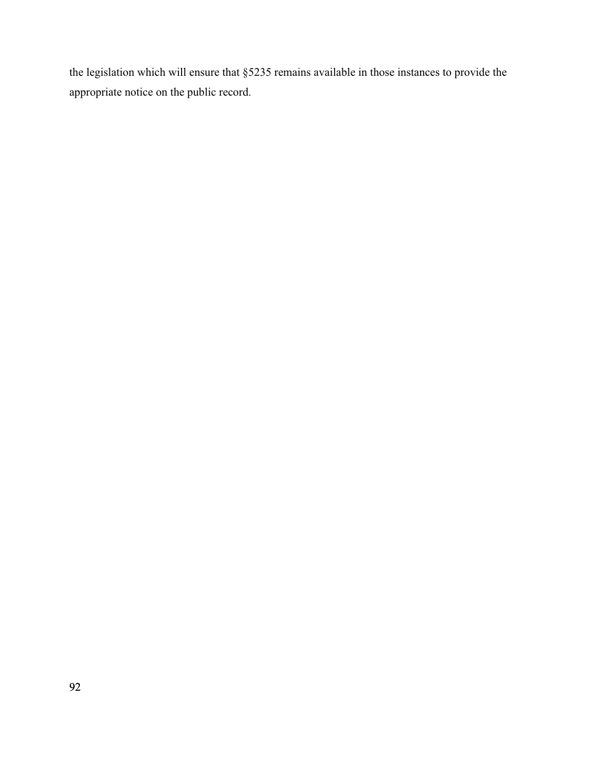the legislation which will ensure that §5235 remains available in those instances to provide the appropriate notice on the public record.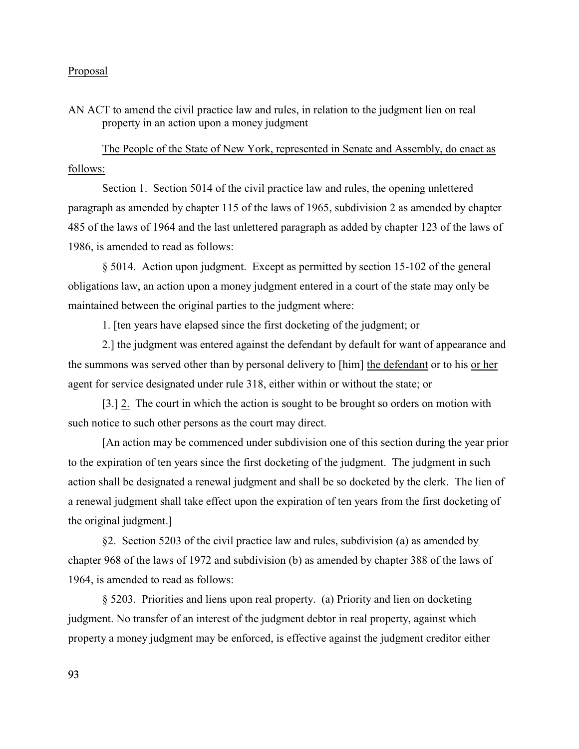Proposal

AN ACT to amend the civil practice law and rules, in relation to the judgment lien on real property in an action upon a money judgment

The People of the State of New York, represented in Senate and Assembly, do enact as follows:

Section 1. Section 5014 of the civil practice law and rules, the opening unlettered paragraph as amended by chapter 115 of the laws of 1965, subdivision 2 as amended by chapter 485 of the laws of 1964 and the last unlettered paragraph as added by chapter 123 of the laws of 1986, is amended to read as follows:

§ 5014. Action upon judgment. Except as permitted by section 15-102 of the general obligations law, an action upon a money judgment entered in a court of the state may only be maintained between the original parties to the judgment where:

1. [ten years have elapsed since the first docketing of the judgment; or

2.] the judgment was entered against the defendant by default for want of appearance and the summons was served other than by personal delivery to [him] the defendant or to his or her agent for service designated under rule 318, either within or without the state; or

[3.] 2. The court in which the action is sought to be brought so orders on motion with such notice to such other persons as the court may direct.

[An action may be commenced under subdivision one of this section during the year prior to the expiration of ten years since the first docketing of the judgment. The judgment in such action shall be designated a renewal judgment and shall be so docketed by the clerk. The lien of a renewal judgment shall take effect upon the expiration of ten years from the first docketing of the original judgment.]

§2. Section 5203 of the civil practice law and rules, subdivision (a) as amended by chapter 968 of the laws of 1972 and subdivision (b) as amended by chapter 388 of the laws of 1964, is amended to read as follows:

§ 5203. Priorities and liens upon real property. (a) Priority and lien on docketing judgment. No transfer of an interest of the judgment debtor in real property, against which property a money judgment may be enforced, is effective against the judgment creditor either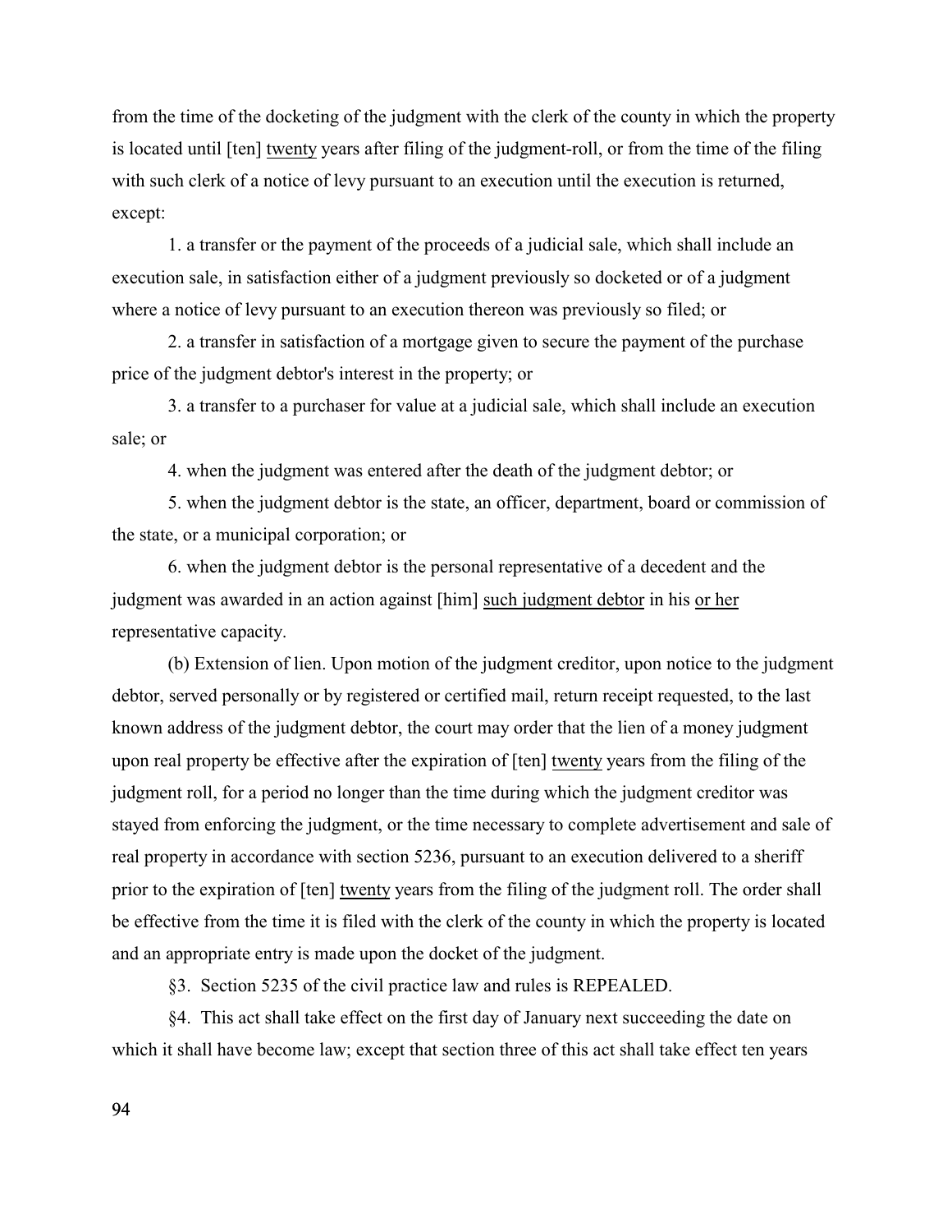from the time of the docketing of the judgment with the clerk of the county in which the property is located until [ten] <u>twenty</u> years after filing of the judgment-roll, or from the time of the filing with such clerk of a notice of levy pursuant to an execution until the execution is returned, except:

1. a transfer or the payment of the proceeds of a judicial sale, which shall include an execution sale, in satisfaction either of a judgment previously so docketed or of a judgment where a notice of levy pursuant to an execution thereon was previously so filed; or

2. a transfer in satisfaction of a mortgage given to secure the payment of the purchase price of the judgment debtor's interest in the property; or

3. a transfer to a purchaser for value at a judicial sale, which shall include an execution sale; or

4. when the judgment was entered after the death of the judgment debtor; or

5. when the judgment debtor is the state, an officer, department, board or commission of the state, or a municipal corporation; or

6. when the judgment debtor is the personal representative of a decedent and the judgment was awarded in an action against [him] <u>such judgment debtor</u> in his <u>or her</u> representative capacity.

(b) Extension of lien. Upon motion of the judgment creditor, upon notice to the judgment debtor, served personally or by registered or certified mail, return receipt requested, to the last known address of the judgment debtor, the court may order that the lien of a money judgment upon real property be effective after the expiration of [ten] <u>twenty</u> years from the filing of the judgment roll, for a period no longer than the time during which the judgment creditor was stayed from enforcing the judgment, or the time necessary to complete advertisement and sale of real property in accordance with section 5236, pursuant to an execution delivered to a sheriff prior to the expiration of [ten] <u>twenty</u> years from the filing of the judgment roll. The order shall be effective from the time it is filed with the clerk of the county in which the property is located and an appropriate entry is made upon the docket of the judgment.

§3. Section 5235 of the civil practice law and rules is REPEALED.

§4. This act shall take effect on the first day of January next succeeding the date on which it shall have become law; except that section three of this act shall take effect ten years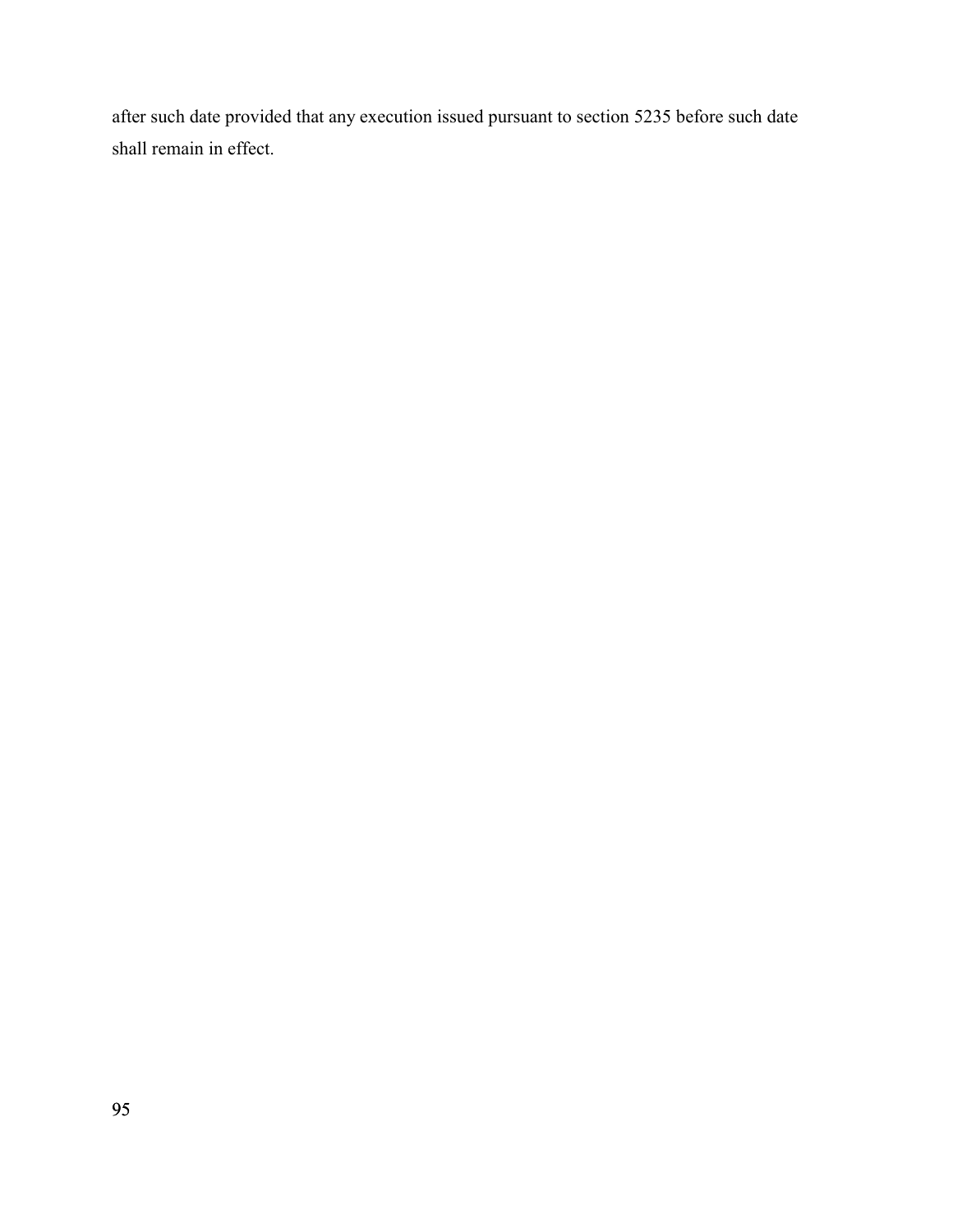after such date provided that any execution issued pursuant to section 5235 before such date shall remain in effect.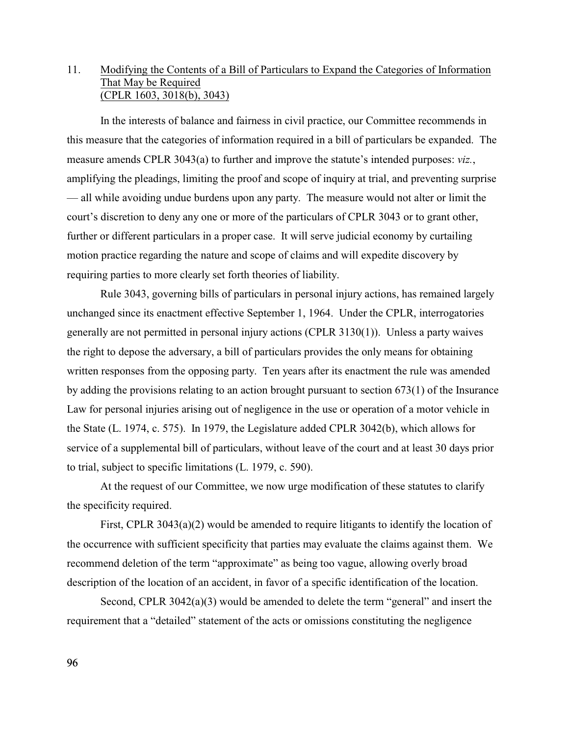11. <u>Modifying the Contents of a Bill of Particulars to Expand the Categories of Information That May be Required (CPLR 1603, 3018(b), 3043)</u>

In the interests of balance and fairness in civil practice, our Committee recommends in this measure that the categories of information required in a bill of particulars be expanded. The measure amends CPLR 3043(a) to further and improve the statute's intended purposes: *viz.*, amplifying the pleadings, limiting the proof and scope of inquiry at trial, and preventing surprise — all while avoiding undue burdens upon any party. The measure would not alter or limit the court's discretion to deny any one or more of the particulars of CPLR 3043 or to grant other, further or different particulars in a proper case. It will serve judicial economy by curtailing motion practice regarding the nature and scope of claims and will expedite discovery by requiring parties to more clearly set forth theories of liability.

Rule 3043, governing bills of particulars in personal injury actions, has remained largely unchanged since its enactment effective September 1, 1964. Under the CPLR, interrogatories generally are not permitted in personal injury actions (CPLR 3130(1)). Unless a party waives the right to depose the adversary, a bill of particulars provides the only means for obtaining written responses from the opposing party. Ten years after its enactment the rule was amended by adding the provisions relating to an action brought pursuant to section 673(1) of the Insurance Law for personal injuries arising out of negligence in the use or operation of a motor vehicle in the State (L. 1974, c. 575). In 1979, the Legislature added CPLR 3042(b), which allows for service of a supplemental bill of particulars, without leave of the court and at least 30 days prior to trial, subject to specific limitations (L. 1979, c. 590).

At the request of our Committee, we now urge modification of these statutes to clarify the specificity required.

First, CPLR 3043(a)(2) would be amended to require litigants to identify the location of the occurrence with sufficient specificity that parties may evaluate the claims against them. We recommend deletion of the term "approximate" as being too vague, allowing overly broad description of the location of an accident, in favor of a specific identification of the location.

Second, CPLR 3042(a)(3) would be amended to delete the term "general" and insert the requirement that a "detailed" statement of the acts or omissions constituting the negligence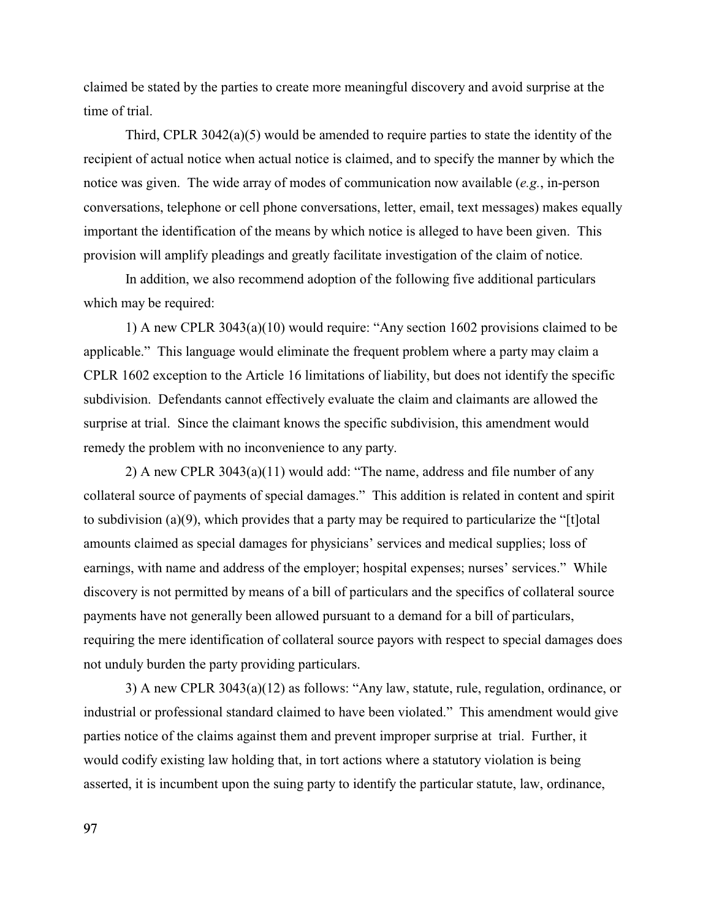claimed be stated by the parties to create more meaningful discovery and avoid surprise at the time of trial.

Third, CPLR 3042(a)(5) would be amended to require parties to state the identity of the recipient of actual notice when actual notice is claimed, and to specify the manner by which the notice was given. The wide array of modes of communication now available (*e.g.*, in-person conversations, telephone or cell phone conversations, letter, email, text messages) makes equally important the identification of the means by which notice is alleged to have been given. This provision will amplify pleadings and greatly facilitate investigation of the claim of notice.

In addition, we also recommend adoption of the following five additional particulars which may be required:

1) A new CPLR 3043(a)(10) would require: "Any section 1602 provisions claimed to be applicable." This language would eliminate the frequent problem where a party may claim a CPLR 1602 exception to the Article 16 limitations of liability, but does not identify the specific subdivision. Defendants cannot effectively evaluate the claim and claimants are allowed the surprise at trial. Since the claimant knows the specific subdivision, this amendment would remedy the problem with no inconvenience to any party.

2) A new CPLR 3043(a)(11) would add: "The name, address and file number of any collateral source of payments of special damages." This addition is related in content and spirit to subdivision (a)(9), which provides that a party may be required to particularize the "[t]otal amounts claimed as special damages for physicians' services and medical supplies; loss of earnings, with name and address of the employer; hospital expenses; nurses' services." While discovery is not permitted by means of a bill of particulars and the specifics of collateral source payments have not generally been allowed pursuant to a demand for a bill of particulars, requiring the mere identification of collateral source payors with respect to special damages does not unduly burden the party providing particulars.

3) A new CPLR 3043(a)(12) as follows: "Any law, statute, rule, regulation, ordinance, or industrial or professional standard claimed to have been violated." This amendment would give parties notice of the claims against them and prevent improper surprise at trial. Further, it would codify existing law holding that, in tort actions where a statutory violation is being asserted, it is incumbent upon the suing party to identify the particular statute, law, ordinance,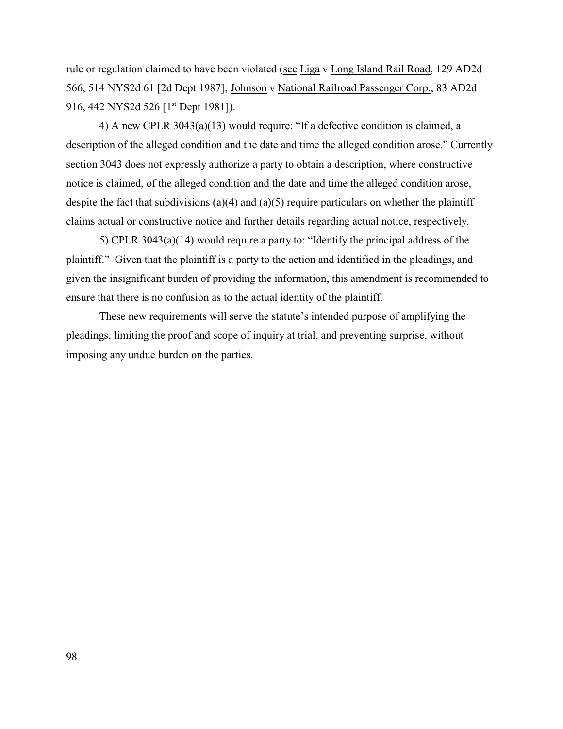rule or regulation claimed to have been violated (see Liga v Long Island Rail Road, 129 AD2d 566, 514 NYS2d 61 [2d Dept 1987]; Johnson v National Railroad Passenger Corp., 83 AD2d 916, 442 NYS2d 526 [1st Dept 1981]).

4) A new CPLR 3043(a)(13) would require: "If a defective condition is claimed, a description of the alleged condition and the date and time the alleged condition arose." Currently section 3043 does not expressly authorize a party to obtain a description, where constructive notice is claimed, of the alleged condition and the date and time the alleged condition arose, despite the fact that subdivisions (a)(4) and (a)(5) require particulars on whether the plaintiff claims actual or constructive notice and further details regarding actual notice, respectively.

5) CPLR 3043(a)(14) would require a party to: "Identify the principal address of the plaintiff." Given that the plaintiff is a party to the action and identified in the pleadings, and given the insignificant burden of providing the information, this amendment is recommended to ensure that there is no confusion as to the actual identity of the plaintiff.

These new requirements will serve the statute's intended purpose of amplifying the pleadings, limiting the proof and scope of inquiry at trial, and preventing surprise, without imposing any undue burden on the parties.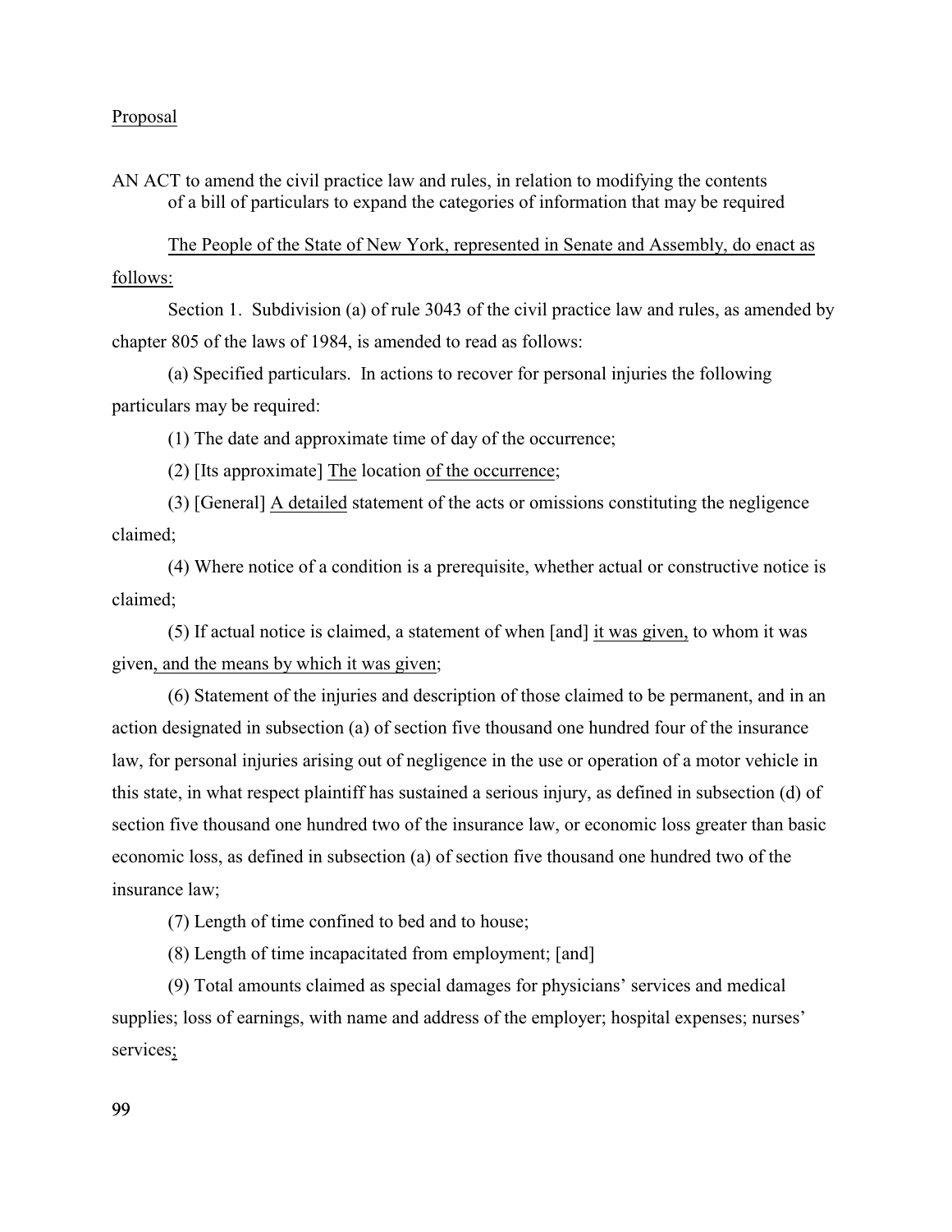Proposal

AN ACT to amend the civil practice law and rules, in relation to modifying the contents of a bill of particulars to expand the categories of information that may be required

The People of the State of New York, represented in Senate and Assembly, do enact as follows:

Section 1. Subdivision (a) of rule 3043 of the civil practice law and rules, as amended by chapter 805 of the laws of 1984, is amended to read as follows:

(a) Specified particulars. In actions to recover for personal injuries the following particulars may be required:

(1) The date and approximate time of day of the occurrence;

(2) [Its approximate] The location of the occurrence;

(3) [General] A detailed statement of the acts or omissions constituting the negligence claimed;

(4) Where notice of a condition is a prerequisite, whether actual or constructive notice is claimed;

(5) If actual notice is claimed, a statement of when [and] it was given, to whom it was given, and the means by which it was given;

(6) Statement of the injuries and description of those claimed to be permanent, and in an action designated in subsection (a) of section five thousand one hundred four of the insurance law, for personal injuries arising out of negligence in the use or operation of a motor vehicle in this state, in what respect plaintiff has sustained a serious injury, as defined in subsection (d) of section five thousand one hundred two of the insurance law, or economic loss greater than basic economic loss, as defined in subsection (a) of section five thousand one hundred two of the insurance law;

(7) Length of time confined to bed and to house;

(8) Length of time incapacitated from employment; [and]

(9) Total amounts claimed as special damages for physicians' services and medical supplies; loss of earnings, with name and address of the employer; hospital expenses; nurses' services;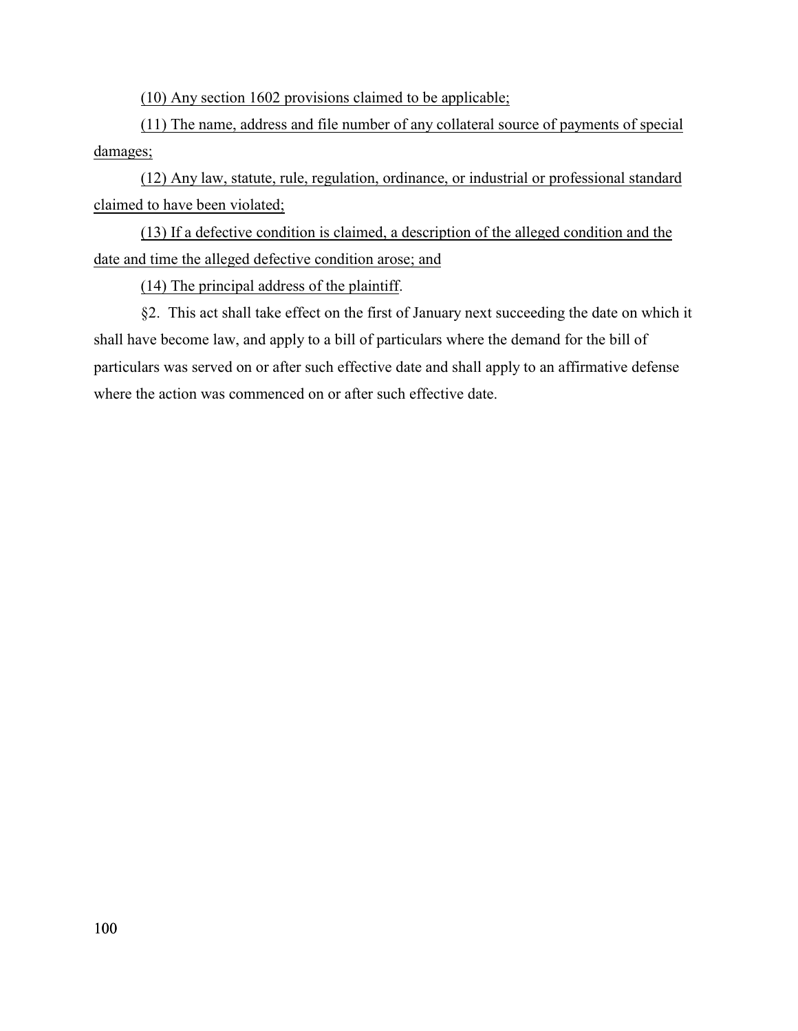<u>(10) Any section 1602 provisions claimed to be applicable;</u>

<u>(11) The name, address and file number of any collateral source of payments of special damages;</u>

<u>(12) Any law, statute, rule, regulation, ordinance, or industrial or professional standard claimed to have been violated;</u>

<u>(13) If a defective condition is claimed, a description of the alleged condition and the date and time the alleged defective condition arose; and</u>

<u>(14) The principal address of the plaintiff</u>.

§2. This act shall take effect on the first of January next succeeding the date on which it shall have become law, and apply to a bill of particulars where the demand for the bill of particulars was served on or after such effective date and shall apply to an affirmative defense where the action was commenced on or after such effective date.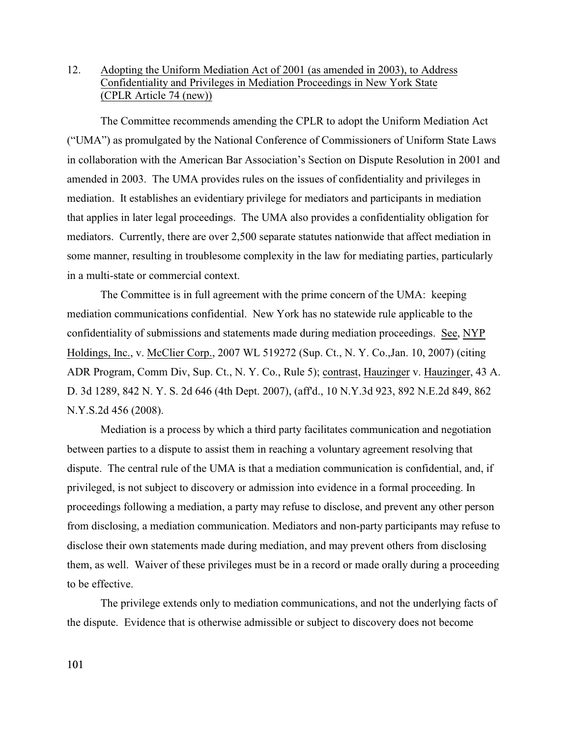12. Adopting the Uniform Mediation Act of 2001 (as amended in 2003), to Address Confidentiality and Privileges in Mediation Proceedings in New York State (CPLR Article 74 (new))

The Committee recommends amending the CPLR to adopt the Uniform Mediation Act ("UMA") as promulgated by the National Conference of Commissioners of Uniform State Laws in collaboration with the American Bar Association's Section on Dispute Resolution in 2001 and amended in 2003. The UMA provides rules on the issues of confidentiality and privileges in mediation. It establishes an evidentiary privilege for mediators and participants in mediation that applies in later legal proceedings. The UMA also provides a confidentiality obligation for mediators. Currently, there are over 2,500 separate statutes nationwide that affect mediation in some manner, resulting in troublesome complexity in the law for mediating parties, particularly in a multi-state or commercial context.

The Committee is in full agreement with the prime concern of the UMA: keeping mediation communications confidential. New York has no statewide rule applicable to the confidentiality of submissions and statements made during mediation proceedings. See, NYP Holdings, Inc., v. McClier Corp., 2007 WL 519272 (Sup. Ct., N. Y. Co.,Jan. 10, 2007) (citing ADR Program, Comm Div, Sup. Ct., N. Y. Co., Rule 5); contrast, Hauzinger v. Hauzinger, 43 A. D. 3d 1289, 842 N. Y. S. 2d 646 (4th Dept. 2007), (aff'd., 10 N.Y.3d 923, 892 N.E.2d 849, 862 N.Y.S.2d 456 (2008).

Mediation is a process by which a third party facilitates communication and negotiation between parties to a dispute to assist them in reaching a voluntary agreement resolving that dispute. The central rule of the UMA is that a mediation communication is confidential, and, if privileged, is not subject to discovery or admission into evidence in a formal proceeding. In proceedings following a mediation, a party may refuse to disclose, and prevent any other person from disclosing, a mediation communication. Mediators and non-party participants may refuse to disclose their own statements made during mediation, and may prevent others from disclosing them, as well. Waiver of these privileges must be in a record or made orally during a proceeding to be effective.

The privilege extends only to mediation communications, and not the underlying facts of the dispute. Evidence that is otherwise admissible or subject to discovery does not become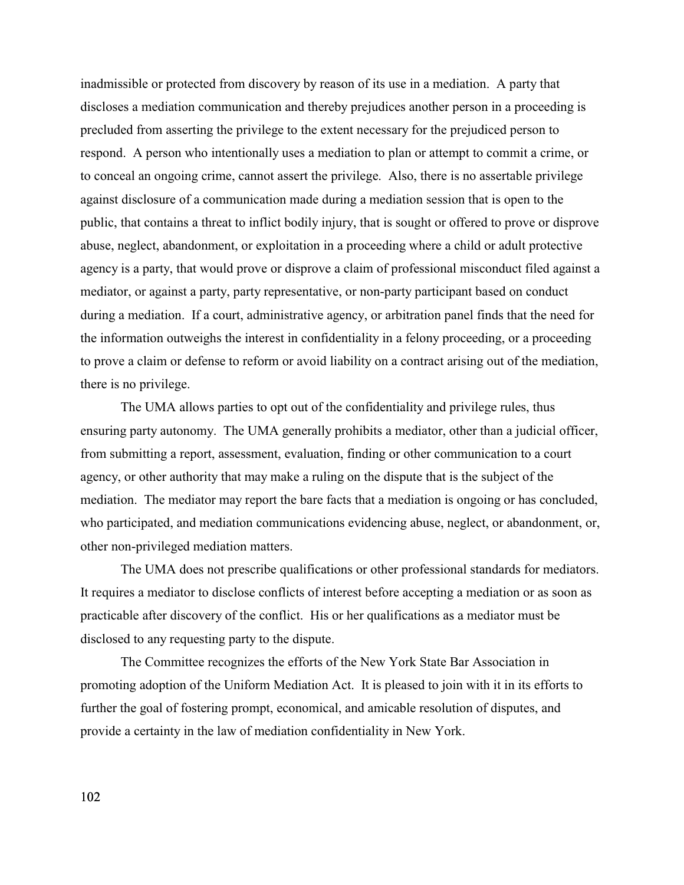inadmissible or protected from discovery by reason of its use in a mediation. A party that discloses a mediation communication and thereby prejudices another person in a proceeding is precluded from asserting the privilege to the extent necessary for the prejudiced person to respond. A person who intentionally uses a mediation to plan or attempt to commit a crime, or to conceal an ongoing crime, cannot assert the privilege. Also, there is no assertable privilege against disclosure of a communication made during a mediation session that is open to the public, that contains a threat to inflict bodily injury, that is sought or offered to prove or disprove abuse, neglect, abandonment, or exploitation in a proceeding where a child or adult protective agency is a party, that would prove or disprove a claim of professional misconduct filed against a mediator, or against a party, party representative, or non-party participant based on conduct during a mediation. If a court, administrative agency, or arbitration panel finds that the need for the information outweighs the interest in confidentiality in a felony proceeding, or a proceeding to prove a claim or defense to reform or avoid liability on a contract arising out of the mediation, there is no privilege.

The UMA allows parties to opt out of the confidentiality and privilege rules, thus ensuring party autonomy. The UMA generally prohibits a mediator, other than a judicial officer, from submitting a report, assessment, evaluation, finding or other communication to a court agency, or other authority that may make a ruling on the dispute that is the subject of the mediation. The mediator may report the bare facts that a mediation is ongoing or has concluded, who participated, and mediation communications evidencing abuse, neglect, or abandonment, or, other non-privileged mediation matters.

The UMA does not prescribe qualifications or other professional standards for mediators. It requires a mediator to disclose conflicts of interest before accepting a mediation or as soon as practicable after discovery of the conflict. His or her qualifications as a mediator must be disclosed to any requesting party to the dispute.

The Committee recognizes the efforts of the New York State Bar Association in promoting adoption of the Uniform Mediation Act. It is pleased to join with it in its efforts to further the goal of fostering prompt, economical, and amicable resolution of disputes, and provide a certainty in the law of mediation confidentiality in New York.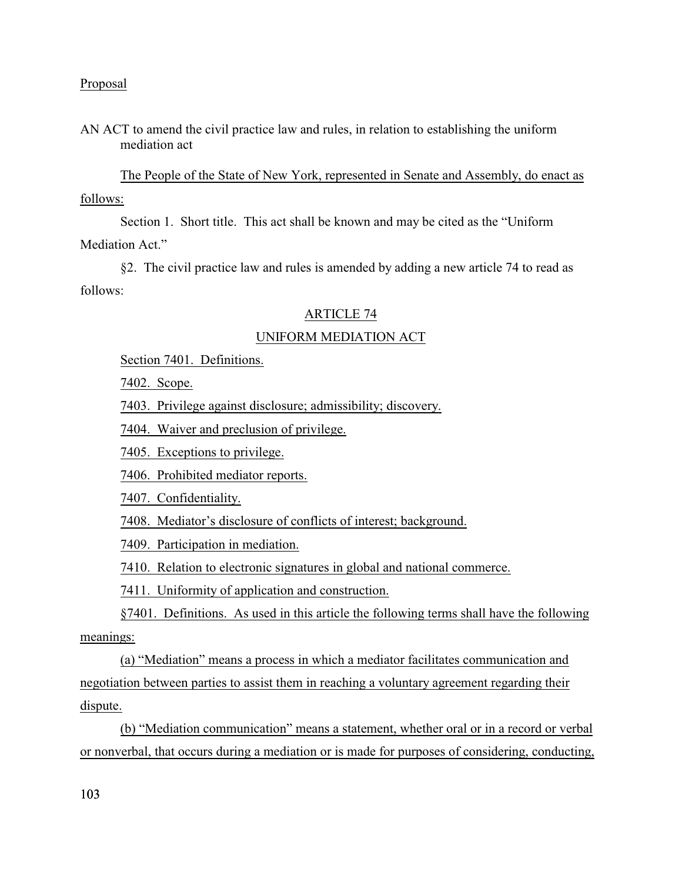Proposal

AN ACT to amend the civil practice law and rules, in relation to establishing the uniform mediation act

The People of the State of New York, represented in Senate and Assembly, do enact as follows:

Section 1. Short title. This act shall be known and may be cited as the "Uniform Mediation Act."

§2. The civil practice law and rules is amended by adding a new article 74 to read as follows:

ARTICLE 74

UNIFORM MEDIATION ACT

Section 7401. Definitions.

7402. Scope.

7403. Privilege against disclosure; admissibility; discovery.

7404. Waiver and preclusion of privilege.

7405. Exceptions to privilege.

7406. Prohibited mediator reports.

7407. Confidentiality.

7408. Mediator's disclosure of conflicts of interest; background.

7409. Participation in mediation.

7410. Relation to electronic signatures in global and national commerce.

7411. Uniformity of application and construction.

§7401. Definitions. As used in this article the following terms shall have the following meanings:

(a) "Mediation" means a process in which a mediator facilitates communication and negotiation between parties to assist them in reaching a voluntary agreement regarding their dispute.

(b) "Mediation communication" means a statement, whether oral or in a record or verbal or nonverbal, that occurs during a mediation or is made for purposes of considering, conducting,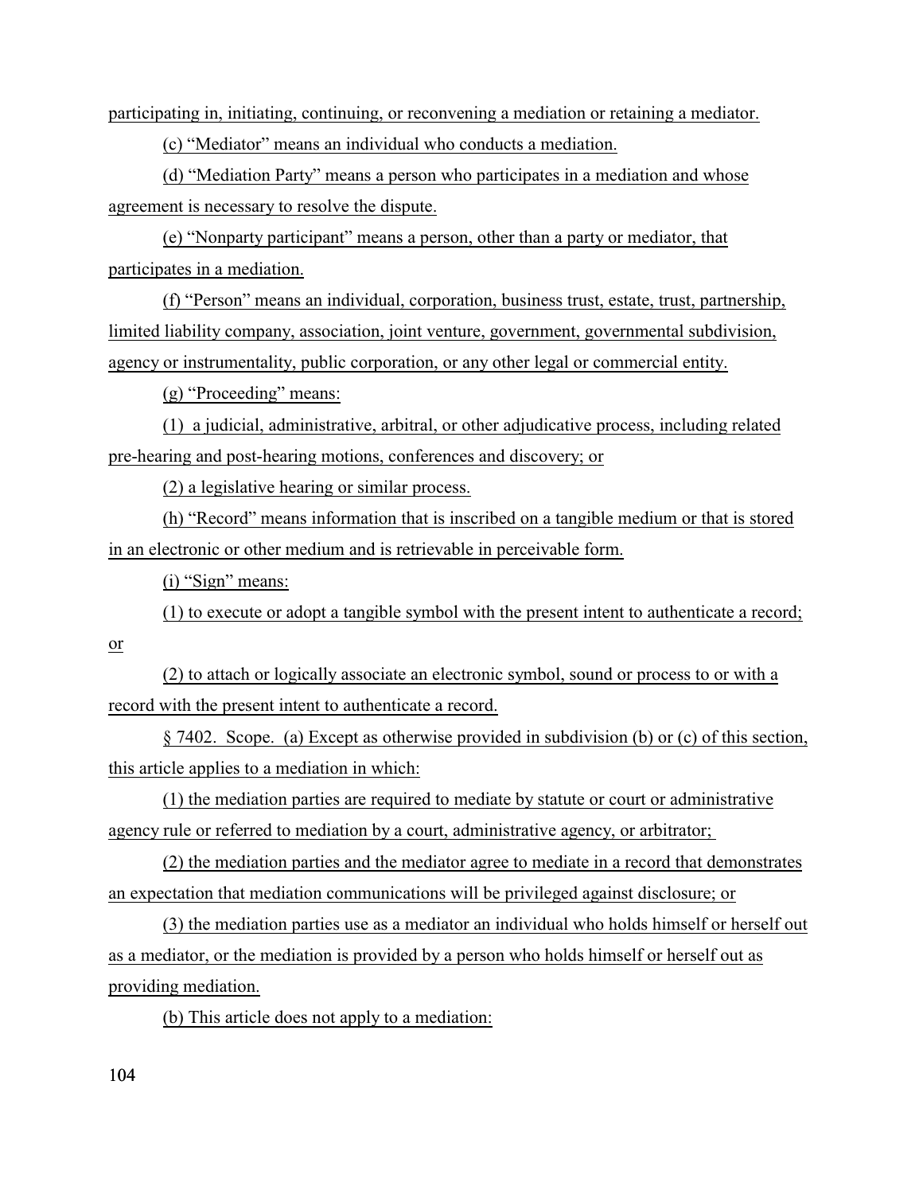participating in, initiating, continuing, or reconvening a mediation or retaining a mediator.

(c) "Mediator" means an individual who conducts a mediation.

(d) "Mediation Party" means a person who participates in a mediation and whose agreement is necessary to resolve the dispute.

(e) "Nonparty participant" means a person, other than a party or mediator, that participates in a mediation.

(f) "Person" means an individual, corporation, business trust, estate, trust, partnership, limited liability company, association, joint venture, government, governmental subdivision, agency or instrumentality, public corporation, or any other legal or commercial entity.

(g) "Proceeding" means:

(1) a judicial, administrative, arbitral, or other adjudicative process, including related pre-hearing and post-hearing motions, conferences and discovery; or

(2) a legislative hearing or similar process.

(h) "Record" means information that is inscribed on a tangible medium or that is stored in an electronic or other medium and is retrievable in perceivable form.

(i) "Sign" means:

(1) to execute or adopt a tangible symbol with the present intent to authenticate a record; or

(2) to attach or logically associate an electronic symbol, sound or process to or with a record with the present intent to authenticate a record.

§ 7402. Scope. (a) Except as otherwise provided in subdivision (b) or (c) of this section, this article applies to a mediation in which:

(1) the mediation parties are required to mediate by statute or court or administrative agency rule or referred to mediation by a court, administrative agency, or arbitrator;

(2) the mediation parties and the mediator agree to mediate in a record that demonstrates an expectation that mediation communications will be privileged against disclosure; or

(3) the mediation parties use as a mediator an individual who holds himself or herself out as a mediator, or the mediation is provided by a person who holds himself or herself out as providing mediation.

(b) This article does not apply to a mediation: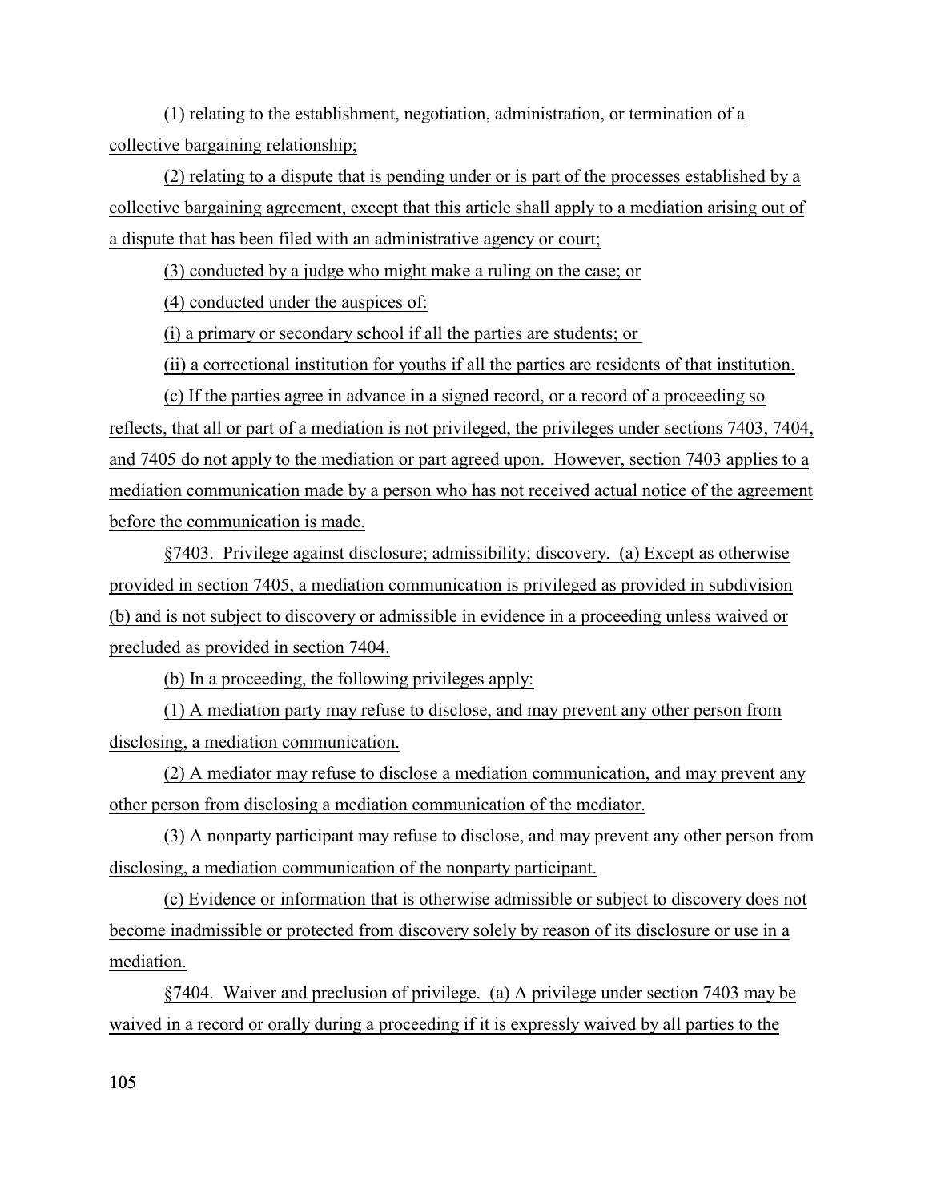(1) relating to the establishment, negotiation, administration, or termination of a collective bargaining relationship;

(2) relating to a dispute that is pending under or is part of the processes established by a collective bargaining agreement, except that this article shall apply to a mediation arising out of a dispute that has been filed with an administrative agency or court;

(3) conducted by a judge who might make a ruling on the case; or

(4) conducted under the auspices of:

(i) a primary or secondary school if all the parties are students; or

(ii) a correctional institution for youths if all the parties are residents of that institution.

(c) If the parties agree in advance in a signed record, or a record of a proceeding so reflects, that all or part of a mediation is not privileged, the privileges under sections 7403, 7404, and 7405 do not apply to the mediation or part agreed upon. However, section 7403 applies to a mediation communication made by a person who has not received actual notice of the agreement before the communication is made.

§7403. Privilege against disclosure; admissibility; discovery. (a) Except as otherwise provided in section 7405, a mediation communication is privileged as provided in subdivision (b) and is not subject to discovery or admissible in evidence in a proceeding unless waived or precluded as provided in section 7404.

(b) In a proceeding, the following privileges apply:

(1) A mediation party may refuse to disclose, and may prevent any other person from disclosing, a mediation communication.

(2) A mediator may refuse to disclose a mediation communication, and may prevent any other person from disclosing a mediation communication of the mediator.

(3) A nonparty participant may refuse to disclose, and may prevent any other person from disclosing, a mediation communication of the nonparty participant.

(c) Evidence or information that is otherwise admissible or subject to discovery does not become inadmissible or protected from discovery solely by reason of its disclosure or use in a mediation.

§7404. Waiver and preclusion of privilege. (a) A privilege under section 7403 may be waived in a record or orally during a proceeding if it is expressly waived by all parties to the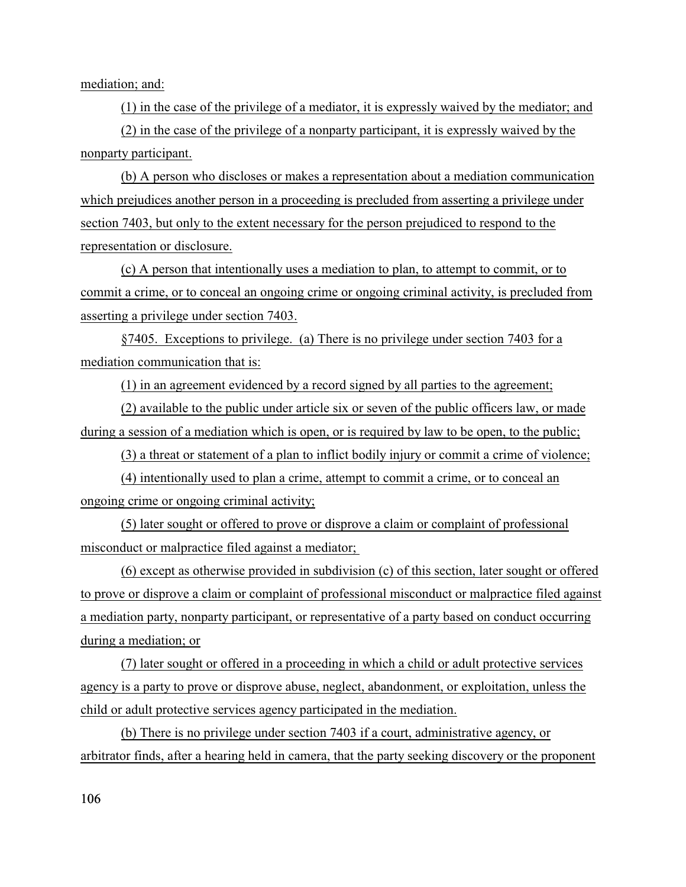mediation; and:

(1) in the case of the privilege of a mediator, it is expressly waived by the mediator; and

(2) in the case of the privilege of a nonparty participant, it is expressly waived by the nonparty participant.

(b) A person who discloses or makes a representation about a mediation communication which prejudices another person in a proceeding is precluded from asserting a privilege under section 7403, but only to the extent necessary for the person prejudiced to respond to the representation or disclosure.

(c) A person that intentionally uses a mediation to plan, to attempt to commit, or to commit a crime, or to conceal an ongoing crime or ongoing criminal activity, is precluded from asserting a privilege under section 7403.

§7405. Exceptions to privilege. (a) There is no privilege under section 7403 for a mediation communication that is:

(1) in an agreement evidenced by a record signed by all parties to the agreement;

(2) available to the public under article six or seven of the public officers law, or made during a session of a mediation which is open, or is required by law to be open, to the public;

(3) a threat or statement of a plan to inflict bodily injury or commit a crime of violence;

(4) intentionally used to plan a crime, attempt to commit a crime, or to conceal an ongoing crime or ongoing criminal activity;

(5) later sought or offered to prove or disprove a claim or complaint of professional misconduct or malpractice filed against a mediator;

(6) except as otherwise provided in subdivision (c) of this section, later sought or offered to prove or disprove a claim or complaint of professional misconduct or malpractice filed against a mediation party, nonparty participant, or representative of a party based on conduct occurring during a mediation; or

(7) later sought or offered in a proceeding in which a child or adult protective services agency is a party to prove or disprove abuse, neglect, abandonment, or exploitation, unless the child or adult protective services agency participated in the mediation.

(b) There is no privilege under section 7403 if a court, administrative agency, or arbitrator finds, after a hearing held in camera, that the party seeking discovery or the proponent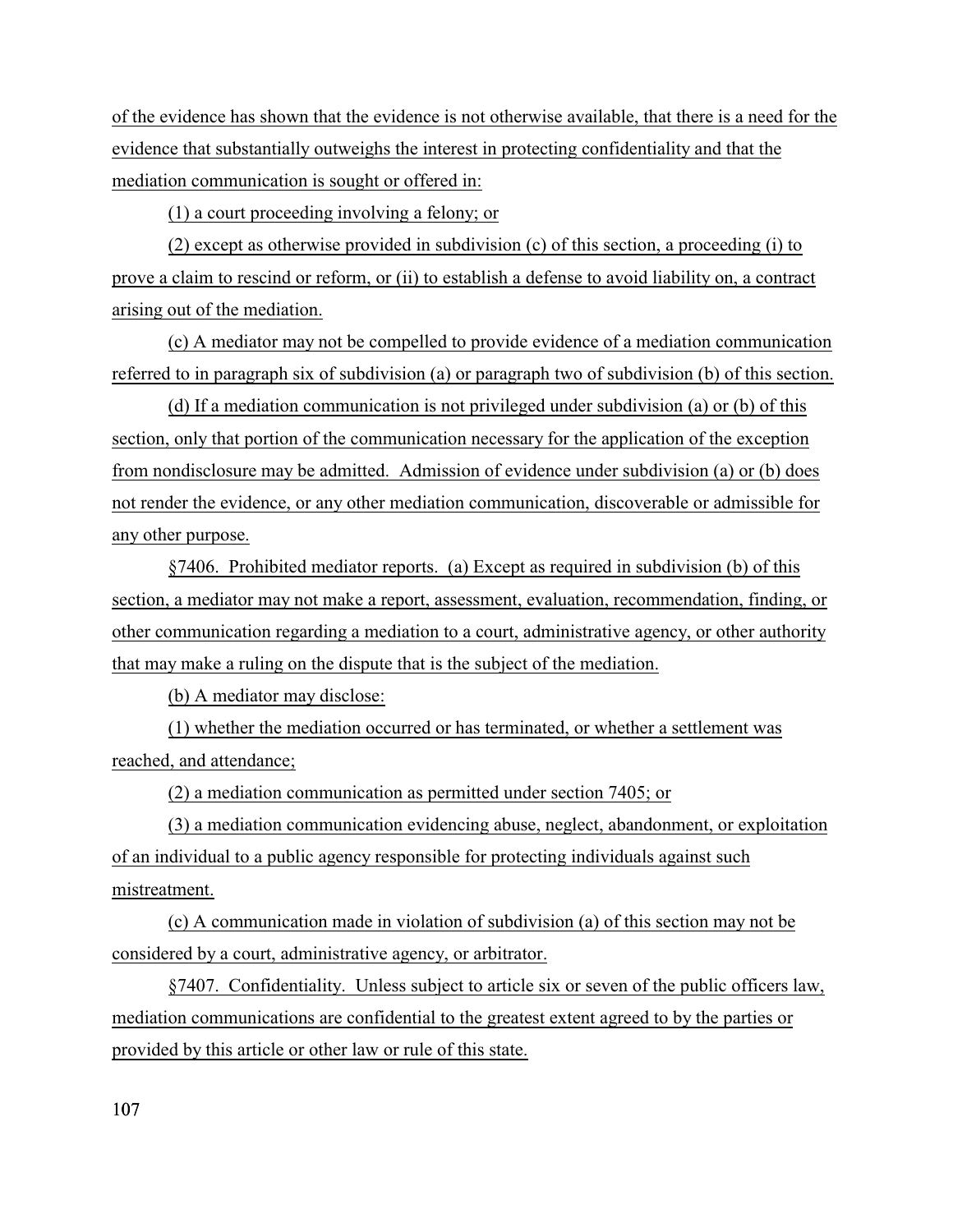of the evidence has shown that the evidence is not otherwise available, that there is a need for the evidence that substantially outweighs the interest in protecting confidentiality and that the mediation communication is sought or offered in:

(1) a court proceeding involving a felony; or

(2) except as otherwise provided in subdivision (c) of this section, a proceeding (i) to prove a claim to rescind or reform, or (ii) to establish a defense to avoid liability on, a contract arising out of the mediation.

(c) A mediator may not be compelled to provide evidence of a mediation communication referred to in paragraph six of subdivision (a) or paragraph two of subdivision (b) of this section.

(d) If a mediation communication is not privileged under subdivision (a) or (b) of this section, only that portion of the communication necessary for the application of the exception from nondisclosure may be admitted. Admission of evidence under subdivision (a) or (b) does not render the evidence, or any other mediation communication, discoverable or admissible for any other purpose.

§7406. Prohibited mediator reports. (a) Except as required in subdivision (b) of this section, a mediator may not make a report, assessment, evaluation, recommendation, finding, or other communication regarding a mediation to a court, administrative agency, or other authority that may make a ruling on the dispute that is the subject of the mediation.

(b) A mediator may disclose:

(1) whether the mediation occurred or has terminated, or whether a settlement was reached, and attendance;

(2) a mediation communication as permitted under section 7405; or

(3) a mediation communication evidencing abuse, neglect, abandonment, or exploitation of an individual to a public agency responsible for protecting individuals against such mistreatment.

(c) A communication made in violation of subdivision (a) of this section may not be considered by a court, administrative agency, or arbitrator.

§7407. Confidentiality. Unless subject to article six or seven of the public officers law, mediation communications are confidential to the greatest extent agreed to by the parties or provided by this article or other law or rule of this state.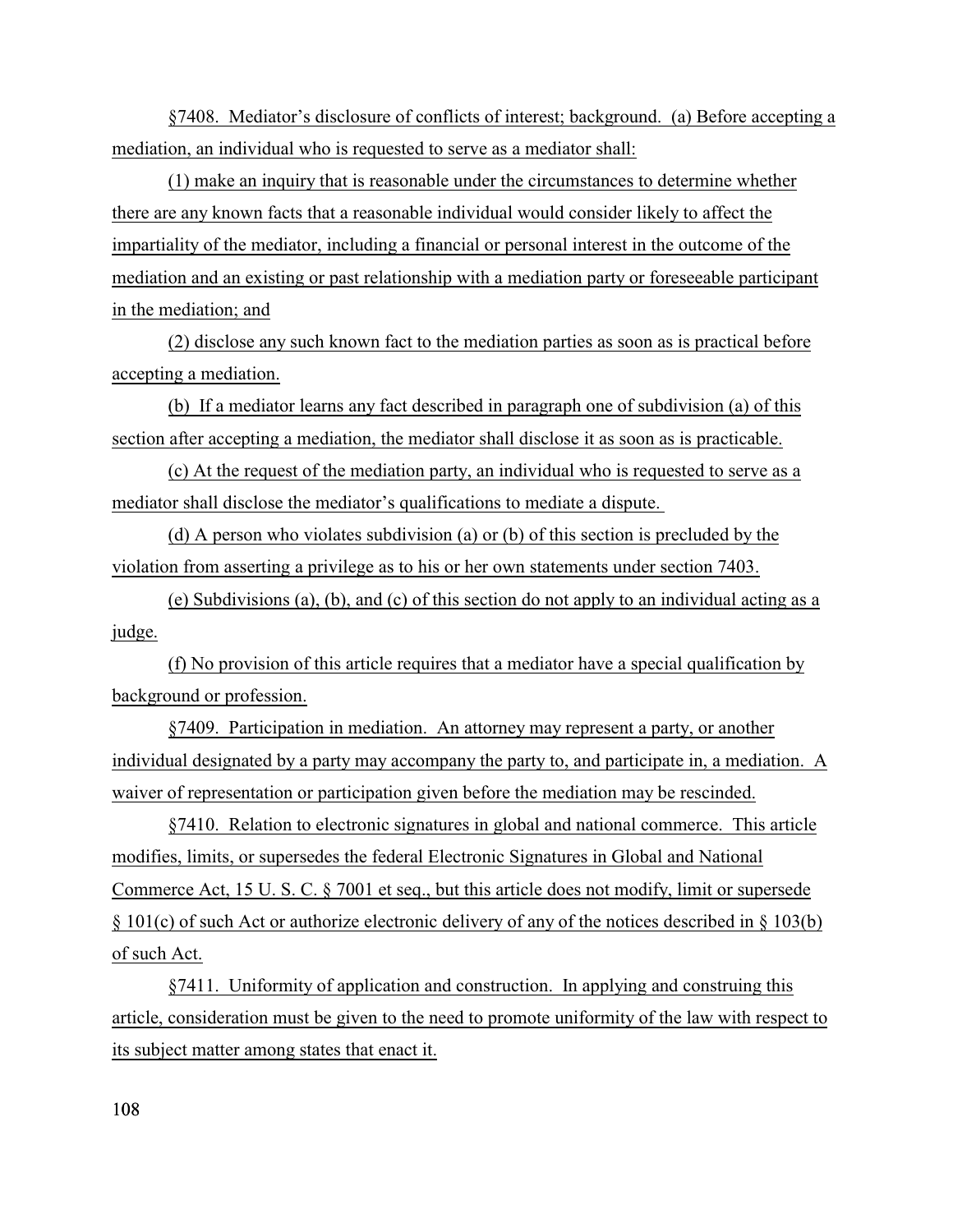§7408. Mediator's disclosure of conflicts of interest; background. (a) Before accepting a mediation, an individual who is requested to serve as a mediator shall:

(1) make an inquiry that is reasonable under the circumstances to determine whether there are any known facts that a reasonable individual would consider likely to affect the impartiality of the mediator, including a financial or personal interest in the outcome of the mediation and an existing or past relationship with a mediation party or foreseeable participant in the mediation; and

(2) disclose any such known fact to the mediation parties as soon as is practical before accepting a mediation.

(b) If a mediator learns any fact described in paragraph one of subdivision (a) of this section after accepting a mediation, the mediator shall disclose it as soon as is practicable.

(c) At the request of the mediation party, an individual who is requested to serve as a mediator shall disclose the mediator's qualifications to mediate a dispute.

(d) A person who violates subdivision (a) or (b) of this section is precluded by the violation from asserting a privilege as to his or her own statements under section 7403.

(e) Subdivisions (a), (b), and (c) of this section do not apply to an individual acting as a judge.

(f) No provision of this article requires that a mediator have a special qualification by background or profession.

§7409. Participation in mediation. An attorney may represent a party, or another individual designated by a party may accompany the party to, and participate in, a mediation. A waiver of representation or participation given before the mediation may be rescinded.

§7410. Relation to electronic signatures in global and national commerce. This article modifies, limits, or supersedes the federal Electronic Signatures in Global and National Commerce Act, 15 U. S. C. § 7001 et seq., but this article does not modify, limit or supersede § 101(c) of such Act or authorize electronic delivery of any of the notices described in § 103(b) of such Act.

§7411. Uniformity of application and construction. In applying and construing this article, consideration must be given to the need to promote uniformity of the law with respect to its subject matter among states that enact it.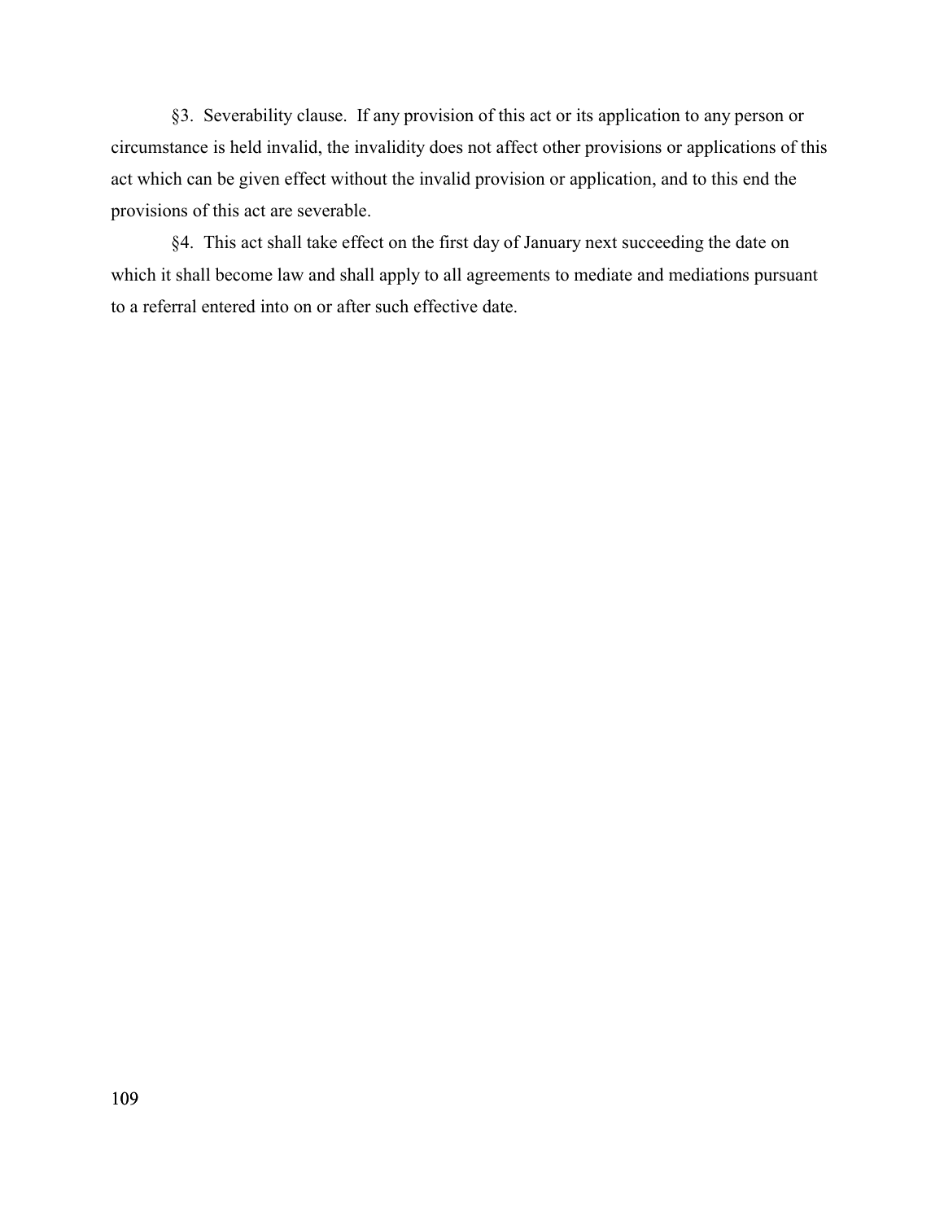§3. Severability clause. If any provision of this act or its application to any person or circumstance is held invalid, the invalidity does not affect other provisions or applications of this act which can be given effect without the invalid provision or application, and to this end the provisions of this act are severable.

§4. This act shall take effect on the first day of January next succeeding the date on which it shall become law and shall apply to all agreements to mediate and mediations pursuant to a referral entered into on or after such effective date.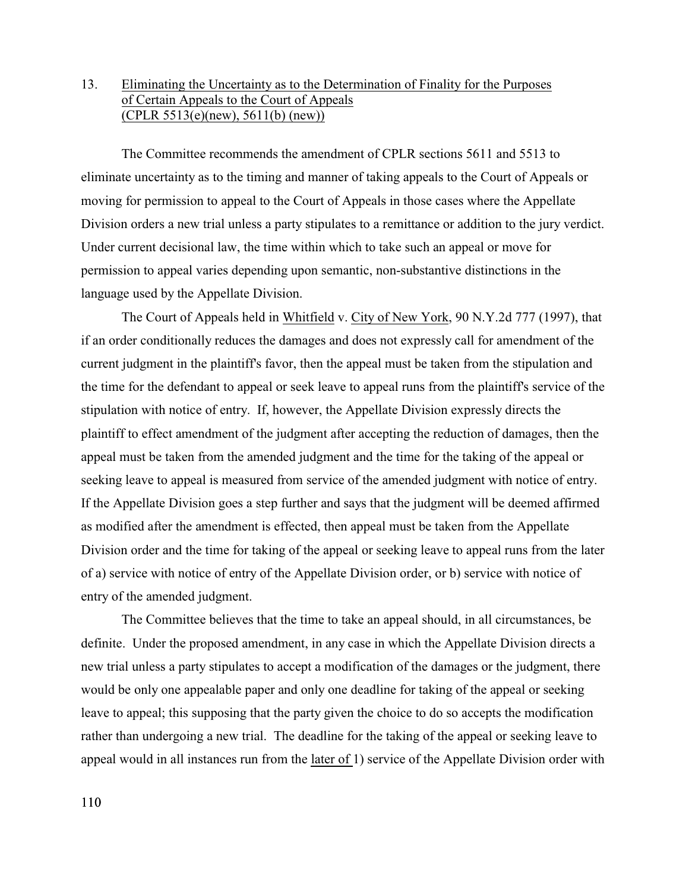13. Eliminating the Uncertainty as to the Determination of Finality for the Purposes of Certain Appeals to the Court of Appeals (CPLR 5513(e)(new), 5611(b) (new))

The Committee recommends the amendment of CPLR sections 5611 and 5513 to eliminate uncertainty as to the timing and manner of taking appeals to the Court of Appeals or moving for permission to appeal to the Court of Appeals in those cases where the Appellate Division orders a new trial unless a party stipulates to a remittance or addition to the jury verdict. Under current decisional law, the time within which to take such an appeal or move for permission to appeal varies depending upon semantic, non-substantive distinctions in the language used by the Appellate Division.

The Court of Appeals held in Whitfield v. City of New York, 90 N.Y.2d 777 (1997), that if an order conditionally reduces the damages and does not expressly call for amendment of the current judgment in the plaintiff's favor, then the appeal must be taken from the stipulation and the time for the defendant to appeal or seek leave to appeal runs from the plaintiff's service of the stipulation with notice of entry. If, however, the Appellate Division expressly directs the plaintiff to effect amendment of the judgment after accepting the reduction of damages, then the appeal must be taken from the amended judgment and the time for the taking of the appeal or seeking leave to appeal is measured from service of the amended judgment with notice of entry. If the Appellate Division goes a step further and says that the judgment will be deemed affirmed as modified after the amendment is effected, then appeal must be taken from the Appellate Division order and the time for taking of the appeal or seeking leave to appeal runs from the later of a) service with notice of entry of the Appellate Division order, or b) service with notice of entry of the amended judgment.

The Committee believes that the time to take an appeal should, in all circumstances, be definite. Under the proposed amendment, in any case in which the Appellate Division directs a new trial unless a party stipulates to accept a modification of the damages or the judgment, there would be only one appealable paper and only one deadline for taking of the appeal or seeking leave to appeal; this supposing that the party given the choice to do so accepts the modification rather than undergoing a new trial. The deadline for the taking of the appeal or seeking leave to appeal would in all instances run from the later of 1) service of the Appellate Division order with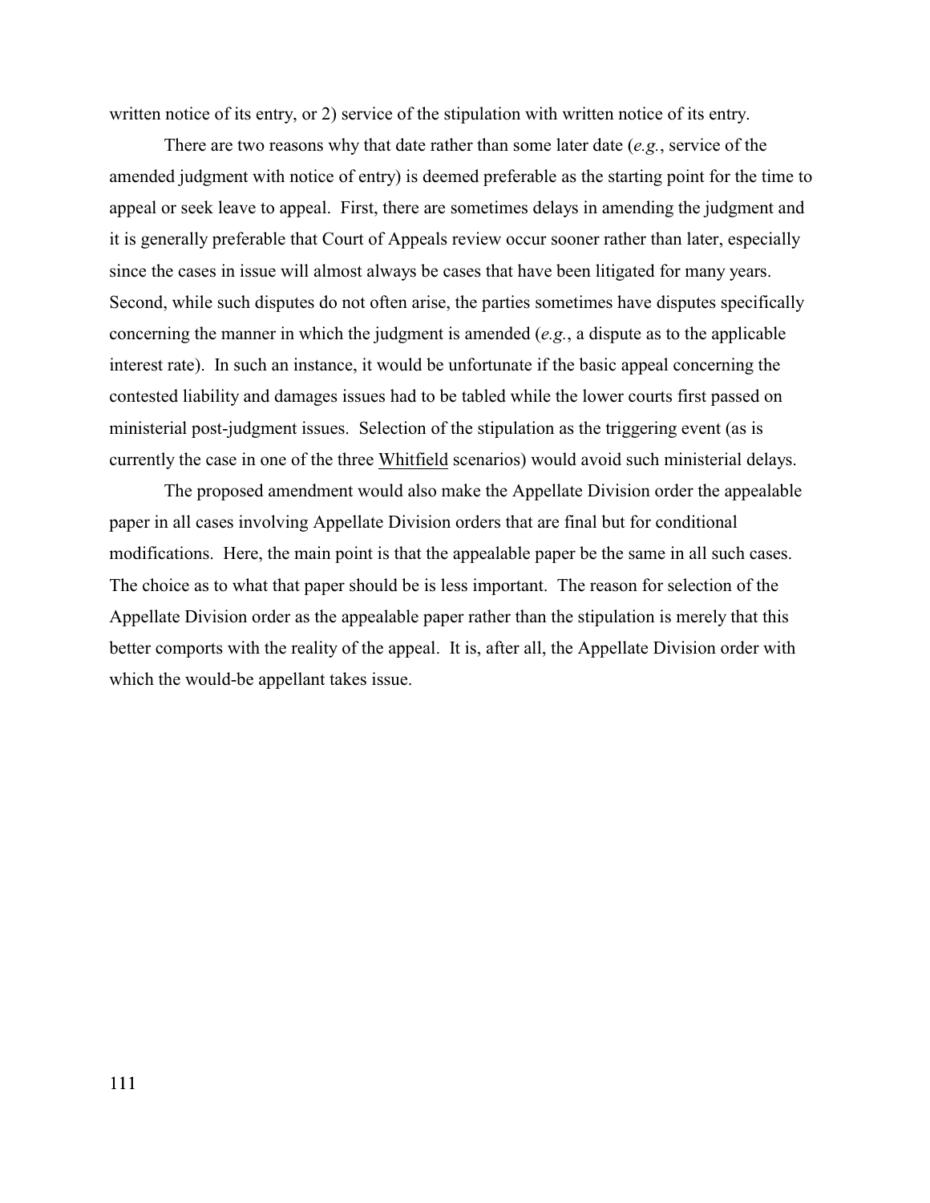written notice of its entry, or 2) service of the stipulation with written notice of its entry.

There are two reasons why that date rather than some later date (*e.g.*, service of the amended judgment with notice of entry) is deemed preferable as the starting point for the time to appeal or seek leave to appeal. First, there are sometimes delays in amending the judgment and it is generally preferable that Court of Appeals review occur sooner rather than later, especially since the cases in issue will almost always be cases that have been litigated for many years. Second, while such disputes do not often arise, the parties sometimes have disputes specifically concerning the manner in which the judgment is amended (*e.g.*, a dispute as to the applicable interest rate). In such an instance, it would be unfortunate if the basic appeal concerning the contested liability and damages issues had to be tabled while the lower courts first passed on ministerial post-judgment issues. Selection of the stipulation as the triggering event (as is currently the case in one of the three Whitfield scenarios) would avoid such ministerial delays.

The proposed amendment would also make the Appellate Division order the appealable paper in all cases involving Appellate Division orders that are final but for conditional modifications. Here, the main point is that the appealable paper be the same in all such cases. The choice as to what that paper should be is less important. The reason for selection of the Appellate Division order as the appealable paper rather than the stipulation is merely that this better comports with the reality of the appeal. It is, after all, the Appellate Division order with which the would-be appellant takes issue.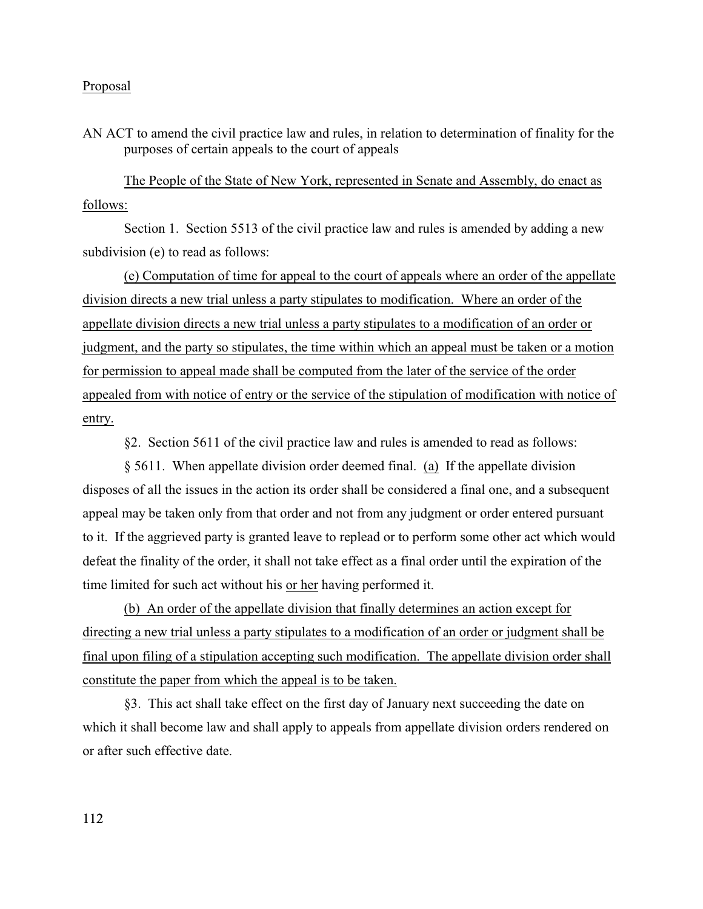Proposal

AN ACT to amend the civil practice law and rules, in relation to determination of finality for the purposes of certain appeals to the court of appeals

The People of the State of New York, represented in Senate and Assembly, do enact as follows:

Section 1. Section 5513 of the civil practice law and rules is amended by adding a new subdivision (e) to read as follows:

(e) Computation of time for appeal to the court of appeals where an order of the appellate division directs a new trial unless a party stipulates to modification. Where an order of the appellate division directs a new trial unless a party stipulates to a modification of an order or judgment, and the party so stipulates, the time within which an appeal must be taken or a motion for permission to appeal made shall be computed from the later of the service of the order appealed from with notice of entry or the service of the stipulation of modification with notice of entry.

§2. Section 5611 of the civil practice law and rules is amended to read as follows:

§ 5611. When appellate division order deemed final. (a) If the appellate division disposes of all the issues in the action its order shall be considered a final one, and a subsequent appeal may be taken only from that order and not from any judgment or order entered pursuant to it. If the aggrieved party is granted leave to replead or to perform some other act which would defeat the finality of the order, it shall not take effect as a final order until the expiration of the time limited for such act without his or her having performed it.

(b) An order of the appellate division that finally determines an action except for directing a new trial unless a party stipulates to a modification of an order or judgment shall be final upon filing of a stipulation accepting such modification. The appellate division order shall constitute the paper from which the appeal is to be taken.

§3. This act shall take effect on the first day of January next succeeding the date on which it shall become law and shall apply to appeals from appellate division orders rendered on or after such effective date.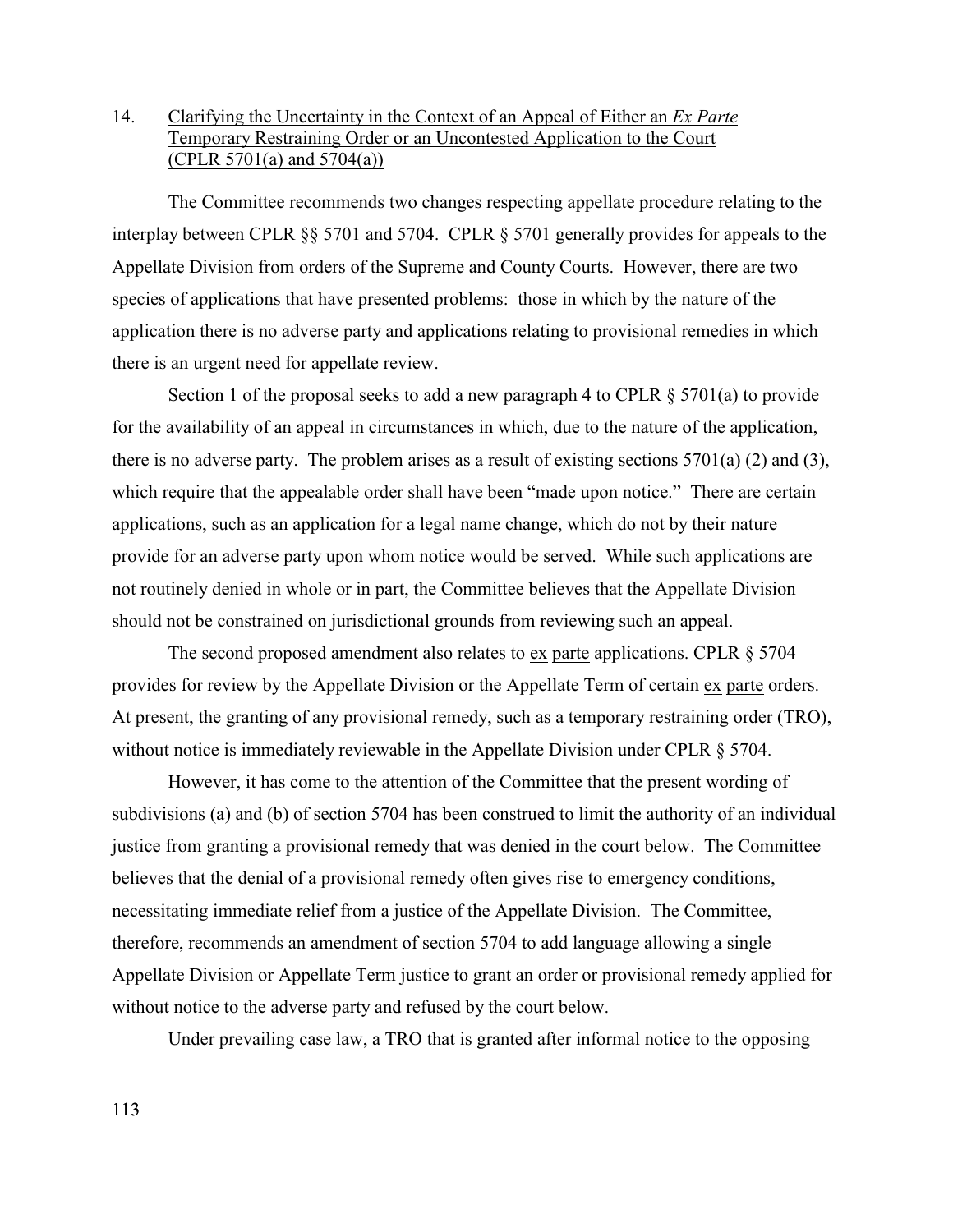14. Clarifying the Uncertainty in the Context of an Appeal of Either an *Ex Parte* Temporary Restraining Order or an Uncontested Application to the Court (CPLR 5701(a) and 5704(a))

The Committee recommends two changes respecting appellate procedure relating to the interplay between CPLR §§ 5701 and 5704. CPLR § 5701 generally provides for appeals to the Appellate Division from orders of the Supreme and County Courts. However, there are two species of applications that have presented problems: those in which by the nature of the application there is no adverse party and applications relating to provisional remedies in which there is an urgent need for appellate review.

Section 1 of the proposal seeks to add a new paragraph 4 to CPLR § 5701(a) to provide for the availability of an appeal in circumstances in which, due to the nature of the application, there is no adverse party. The problem arises as a result of existing sections 5701(a) (2) and (3), which require that the appealable order shall have been "made upon notice." There are certain applications, such as an application for a legal name change, which do not by their nature provide for an adverse party upon whom notice would be served. While such applications are not routinely denied in whole or in part, the Committee believes that the Appellate Division should not be constrained on jurisdictional grounds from reviewing such an appeal.

The second proposed amendment also relates to ex parte applications. CPLR § 5704 provides for review by the Appellate Division or the Appellate Term of certain ex parte orders. At present, the granting of any provisional remedy, such as a temporary restraining order (TRO), without notice is immediately reviewable in the Appellate Division under CPLR § 5704.

However, it has come to the attention of the Committee that the present wording of subdivisions (a) and (b) of section 5704 has been construed to limit the authority of an individual justice from granting a provisional remedy that was denied in the court below. The Committee believes that the denial of a provisional remedy often gives rise to emergency conditions, necessitating immediate relief from a justice of the Appellate Division. The Committee, therefore, recommends an amendment of section 5704 to add language allowing a single Appellate Division or Appellate Term justice to grant an order or provisional remedy applied for without notice to the adverse party and refused by the court below.

Under prevailing case law, a TRO that is granted after informal notice to the opposing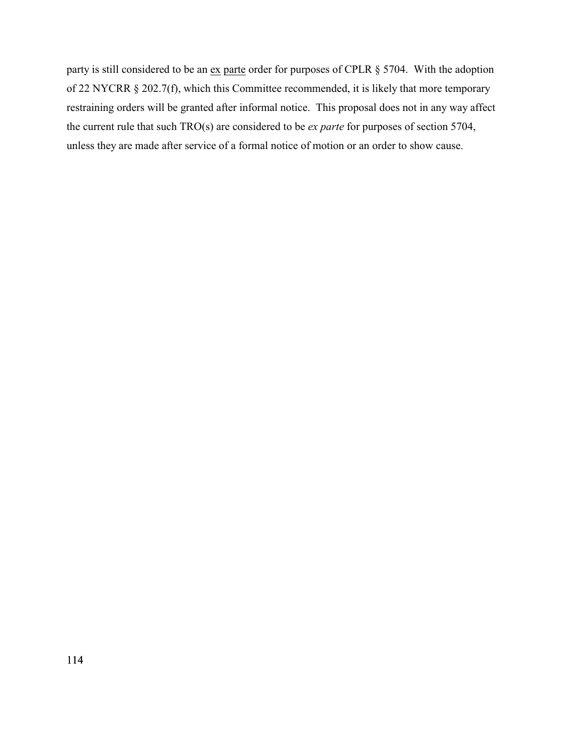party is still considered to be an ex parte order for purposes of CPLR § 5704. With the adoption of 22 NYCRR § 202.7(f), which this Committee recommended, it is likely that more temporary restraining orders will be granted after informal notice. This proposal does not in any way affect the current rule that such TRO(s) are considered to be *ex parte* for purposes of section 5704, unless they are made after service of a formal notice of motion or an order to show cause.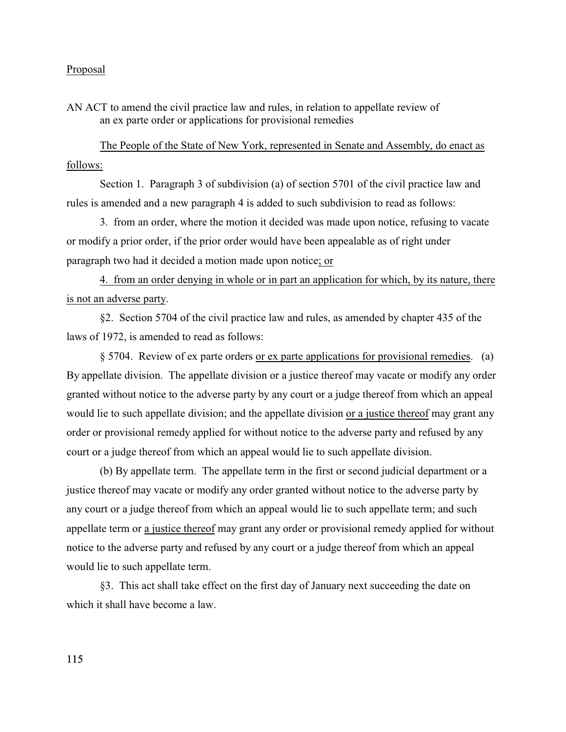Proposal

AN ACT to amend the civil practice law and rules, in relation to appellate review of an ex parte order or applications for provisional remedies

The People of the State of New York, represented in Senate and Assembly, do enact as follows:

Section 1. Paragraph 3 of subdivision (a) of section 5701 of the civil practice law and rules is amended and a new paragraph 4 is added to such subdivision to read as follows:

3. from an order, where the motion it decided was made upon notice, refusing to vacate or modify a prior order, if the prior order would have been appealable as of right under paragraph two had it decided a motion made upon notice; or

4. from an order denying in whole or in part an application for which, by its nature, there is not an adverse party.

§2. Section 5704 of the civil practice law and rules, as amended by chapter 435 of the laws of 1972, is amended to read as follows:

§ 5704. Review of ex parte orders or ex parte applications for provisional remedies. (a) By appellate division. The appellate division or a justice thereof may vacate or modify any order granted without notice to the adverse party by any court or a judge thereof from which an appeal would lie to such appellate division; and the appellate division or a justice thereof may grant any order or provisional remedy applied for without notice to the adverse party and refused by any court or a judge thereof from which an appeal would lie to such appellate division.

(b) By appellate term. The appellate term in the first or second judicial department or a justice thereof may vacate or modify any order granted without notice to the adverse party by any court or a judge thereof from which an appeal would lie to such appellate term; and such appellate term or a justice thereof may grant any order or provisional remedy applied for without notice to the adverse party and refused by any court or a judge thereof from which an appeal would lie to such appellate term.

§3. This act shall take effect on the first day of January next succeeding the date on which it shall have become a law.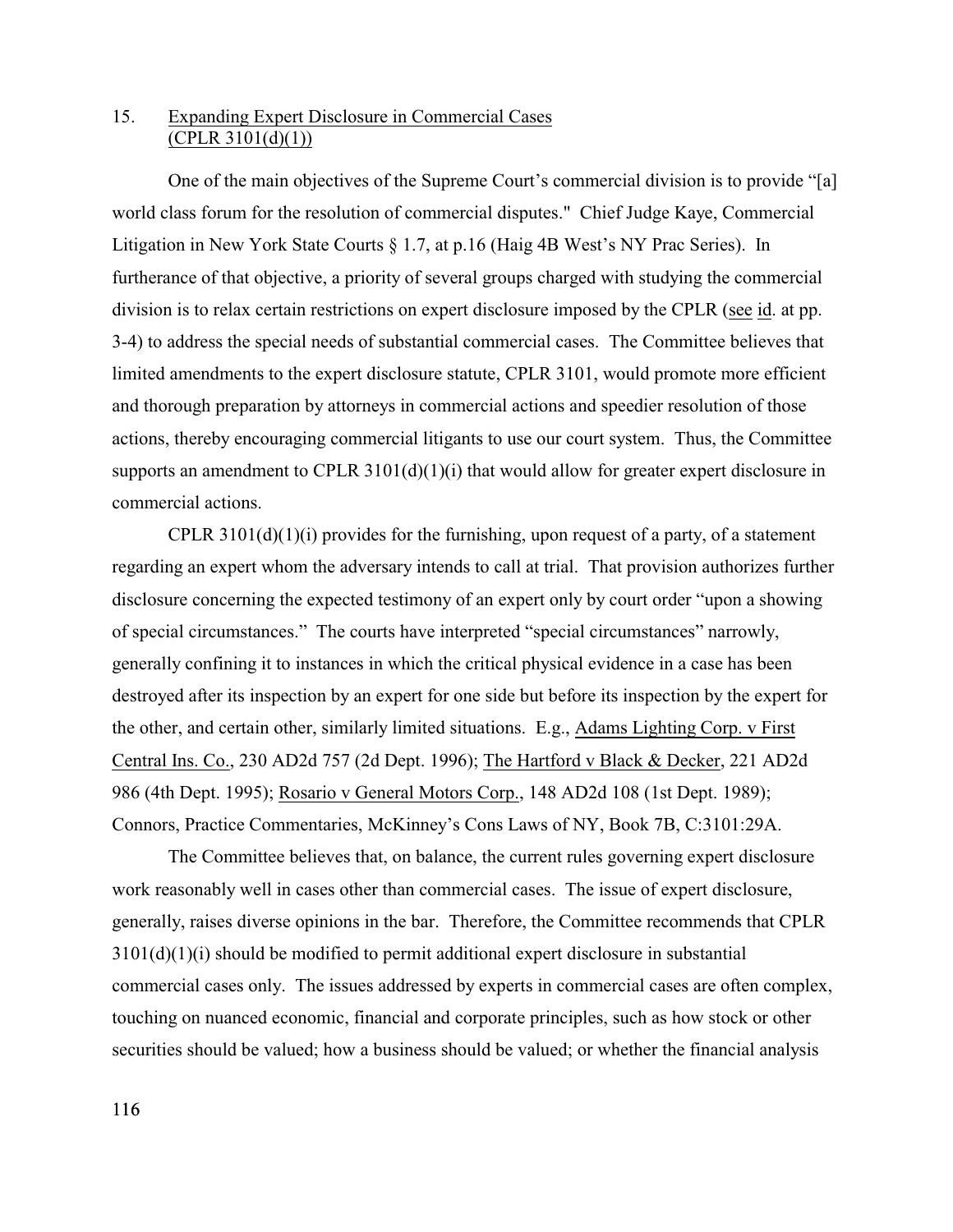15. Expanding Expert Disclosure in Commercial Cases (CPLR 3101(d)(1))

One of the main objectives of the Supreme Court's commercial division is to provide "[a] world class forum for the resolution of commercial disputes." Chief Judge Kaye, Commercial Litigation in New York State Courts § 1.7, at p.16 (Haig 4B West's NY Prac Series). In furtherance of that objective, a priority of several groups charged with studying the commercial division is to relax certain restrictions on expert disclosure imposed by the CPLR (see id. at pp. 3-4) to address the special needs of substantial commercial cases. The Committee believes that limited amendments to the expert disclosure statute, CPLR 3101, would promote more efficient and thorough preparation by attorneys in commercial actions and speedier resolution of those actions, thereby encouraging commercial litigants to use our court system. Thus, the Committee supports an amendment to CPLR 3101(d)(1)(i) that would allow for greater expert disclosure in commercial actions.

CPLR 3101(d)(1)(i) provides for the furnishing, upon request of a party, of a statement regarding an expert whom the adversary intends to call at trial. That provision authorizes further disclosure concerning the expected testimony of an expert only by court order "upon a showing of special circumstances." The courts have interpreted "special circumstances" narrowly, generally confining it to instances in which the critical physical evidence in a case has been destroyed after its inspection by an expert for one side but before its inspection by the expert for the other, and certain other, similarly limited situations. E.g., Adams Lighting Corp. v First Central Ins. Co., 230 AD2d 757 (2d Dept. 1996); The Hartford v Black & Decker, 221 AD2d 986 (4th Dept. 1995); Rosario v General Motors Corp., 148 AD2d 108 (1st Dept. 1989); Connors, Practice Commentaries, McKinney's Cons Laws of NY, Book 7B, C:3101:29A.

The Committee believes that, on balance, the current rules governing expert disclosure work reasonably well in cases other than commercial cases. The issue of expert disclosure, generally, raises diverse opinions in the bar. Therefore, the Committee recommends that CPLR 3101(d)(1)(i) should be modified to permit additional expert disclosure in substantial commercial cases only. The issues addressed by experts in commercial cases are often complex, touching on nuanced economic, financial and corporate principles, such as how stock or other securities should be valued; how a business should be valued; or whether the financial analysis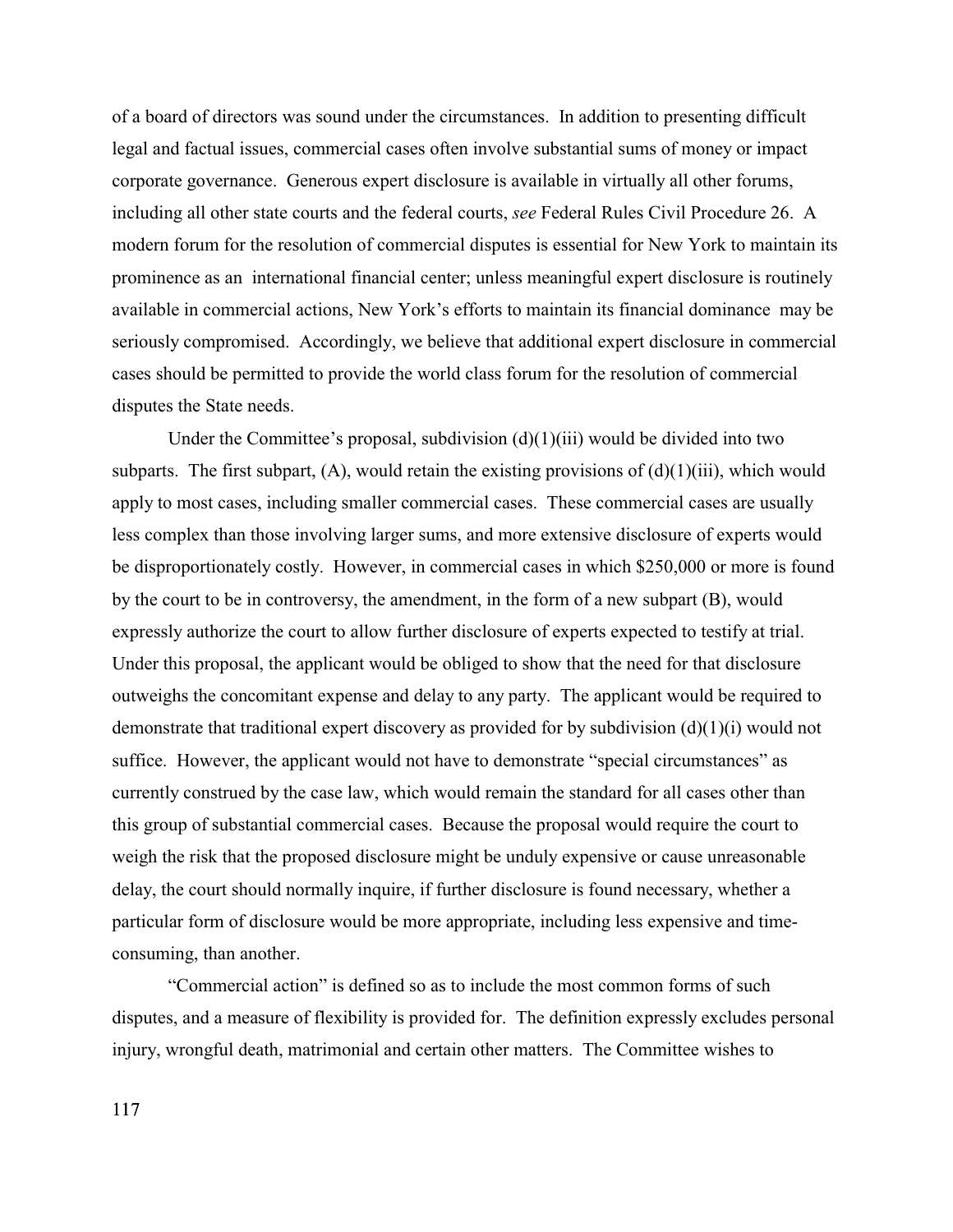of a board of directors was sound under the circumstances. In addition to presenting difficult legal and factual issues, commercial cases often involve substantial sums of money or impact corporate governance. Generous expert disclosure is available in virtually all other forums, including all other state courts and the federal courts, *see* Federal Rules Civil Procedure 26. A modern forum for the resolution of commercial disputes is essential for New York to maintain its prominence as an international financial center; unless meaningful expert disclosure is routinely available in commercial actions, New York's efforts to maintain its financial dominance may be seriously compromised. Accordingly, we believe that additional expert disclosure in commercial cases should be permitted to provide the world class forum for the resolution of commercial disputes the State needs.

Under the Committee's proposal, subdivision (d)(1)(iii) would be divided into two subparts. The first subpart, (A), would retain the existing provisions of (d)(1)(iii), which would apply to most cases, including smaller commercial cases. These commercial cases are usually less complex than those involving larger sums, and more extensive disclosure of experts would be disproportionately costly. However, in commercial cases in which $250,000 or more is found by the court to be in controversy, the amendment, in the form of a new subpart (B), would expressly authorize the court to allow further disclosure of experts expected to testify at trial. Under this proposal, the applicant would be obliged to show that the need for that disclosure outweighs the concomitant expense and delay to any party. The applicant would be required to demonstrate that traditional expert discovery as provided for by subdivision (d)(1)(i) would not suffice. However, the applicant would not have to demonstrate "special circumstances" as currently construed by the case law, which would remain the standard for all cases other than this group of substantial commercial cases. Because the proposal would require the court to weigh the risk that the proposed disclosure might be unduly expensive or cause unreasonable delay, the court should normally inquire, if further disclosure is found necessary, whether a particular form of disclosure would be more appropriate, including less expensive and time-consuming, than another.

"Commercial action" is defined so as to include the most common forms of such disputes, and a measure of flexibility is provided for. The definition expressly excludes personal injury, wrongful death, matrimonial and certain other matters. The Committee wishes to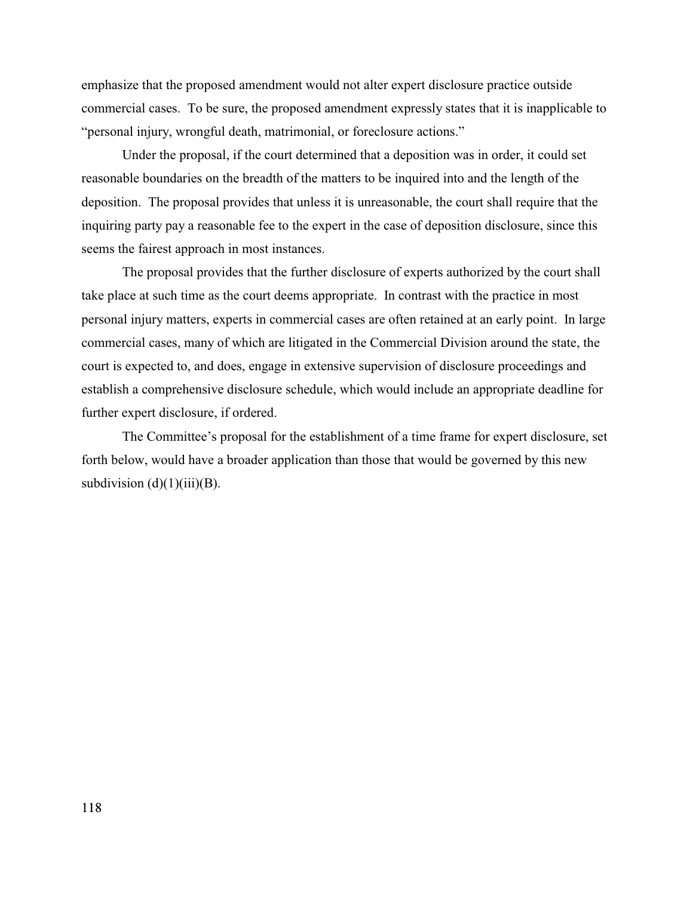emphasize that the proposed amendment would not alter expert disclosure practice outside commercial cases. To be sure, the proposed amendment expressly states that it is inapplicable to "personal injury, wrongful death, matrimonial, or foreclosure actions."

Under the proposal, if the court determined that a deposition was in order, it could set reasonable boundaries on the breadth of the matters to be inquired into and the length of the deposition. The proposal provides that unless it is unreasonable, the court shall require that the inquiring party pay a reasonable fee to the expert in the case of deposition disclosure, since this seems the fairest approach in most instances.

The proposal provides that the further disclosure of experts authorized by the court shall take place at such time as the court deems appropriate. In contrast with the practice in most personal injury matters, experts in commercial cases are often retained at an early point. In large commercial cases, many of which are litigated in the Commercial Division around the state, the court is expected to, and does, engage in extensive supervision of disclosure proceedings and establish a comprehensive disclosure schedule, which would include an appropriate deadline for further expert disclosure, if ordered.

The Committee's proposal for the establishment of a time frame for expert disclosure, set forth below, would have a broader application than those that would be governed by this new subdivision (d)(1)(iii)(B).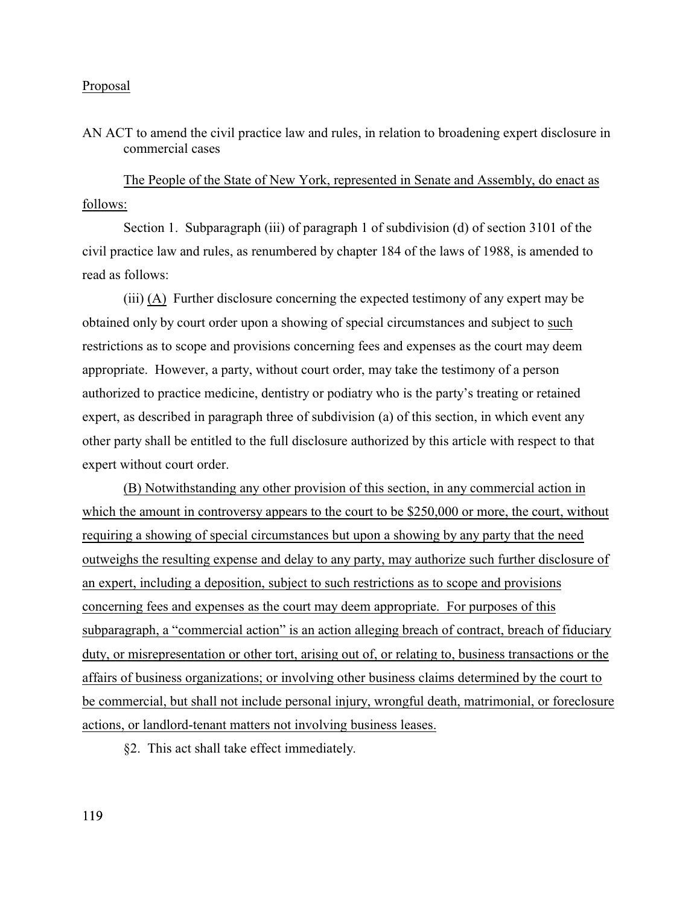Proposal

AN ACT to amend the civil practice law and rules, in relation to broadening expert disclosure in commercial cases

The People of the State of New York, represented in Senate and Assembly, do enact as follows:

Section 1. Subparagraph (iii) of paragraph 1 of subdivision (d) of section 3101 of the civil practice law and rules, as renumbered by chapter 184 of the laws of 1988, is amended to read as follows:

(iii) (A) Further disclosure concerning the expected testimony of any expert may be obtained only by court order upon a showing of special circumstances and subject to such restrictions as to scope and provisions concerning fees and expenses as the court may deem appropriate. However, a party, without court order, may take the testimony of a person authorized to practice medicine, dentistry or podiatry who is the party's treating or retained expert, as described in paragraph three of subdivision (a) of this section, in which event any other party shall be entitled to the full disclosure authorized by this article with respect to that expert without court order.

(B) Notwithstanding any other provision of this section, in any commercial action in which the amount in controversy appears to the court to be $250,000 or more, the court, without requiring a showing of special circumstances but upon a showing by any party that the need outweighs the resulting expense and delay to any party, may authorize such further disclosure of an expert, including a deposition, subject to such restrictions as to scope and provisions concerning fees and expenses as the court may deem appropriate. For purposes of this subparagraph, a "commercial action" is an action alleging breach of contract, breach of fiduciary duty, or misrepresentation or other tort, arising out of, or relating to, business transactions or the affairs of business organizations; or involving other business claims determined by the court to be commercial, but shall not include personal injury, wrongful death, matrimonial, or foreclosure actions, or landlord-tenant matters not involving business leases.

§2. This act shall take effect immediately.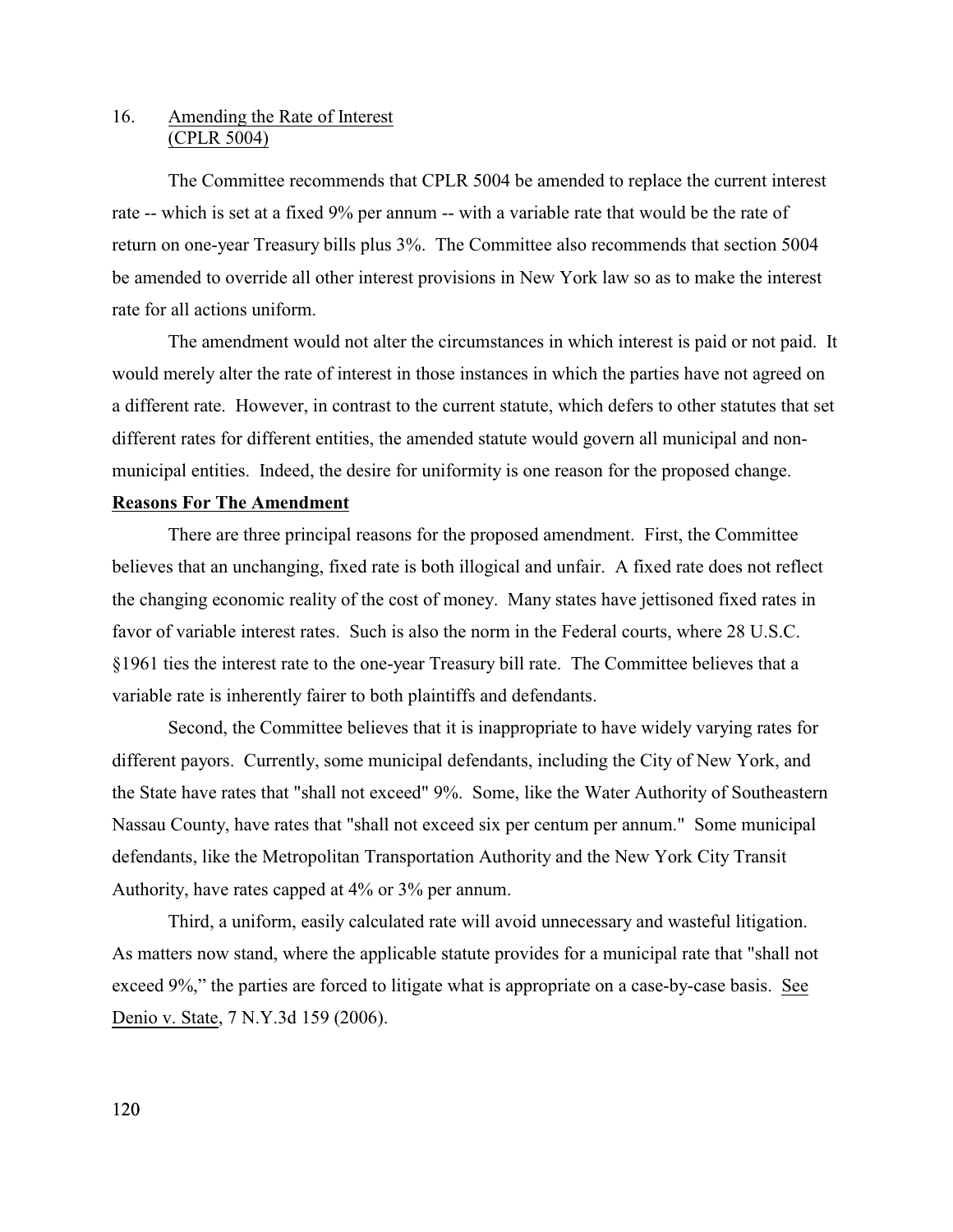## 16. Amending the Rate of Interest (CPLR 5004)

The Committee recommends that CPLR 5004 be amended to replace the current interest rate -- which is set at a fixed 9% per annum -- with a variable rate that would be the rate of return on one-year Treasury bills plus 3%. The Committee also recommends that section 5004 be amended to override all other interest provisions in New York law so as to make the interest rate for all actions uniform.

The amendment would not alter the circumstances in which interest is paid or not paid. It would merely alter the rate of interest in those instances in which the parties have not agreed on a different rate. However, in contrast to the current statute, which defers to other statutes that set different rates for different entities, the amended statute would govern all municipal and non-municipal entities. Indeed, the desire for uniformity is one reason for the proposed change.

**Reasons For The Amendment**

There are three principal reasons for the proposed amendment. First, the Committee believes that an unchanging, fixed rate is both illogical and unfair. A fixed rate does not reflect the changing economic reality of the cost of money. Many states have jettisoned fixed rates in favor of variable interest rates. Such is also the norm in the Federal courts, where 28 U.S.C. §1961 ties the interest rate to the one-year Treasury bill rate. The Committee believes that a variable rate is inherently fairer to both plaintiffs and defendants.

Second, the Committee believes that it is inappropriate to have widely varying rates for different payors. Currently, some municipal defendants, including the City of New York, and the State have rates that "shall not exceed" 9%. Some, like the Water Authority of Southeastern Nassau County, have rates that "shall not exceed six per centum per annum." Some municipal defendants, like the Metropolitan Transportation Authority and the New York City Transit Authority, have rates capped at 4% or 3% per annum.

Third, a uniform, easily calculated rate will avoid unnecessary and wasteful litigation. As matters now stand, where the applicable statute provides for a municipal rate that "shall not exceed 9%," the parties are forced to litigate what is appropriate on a case-by-case basis. See Denio v. State, 7 N.Y.3d 159 (2006).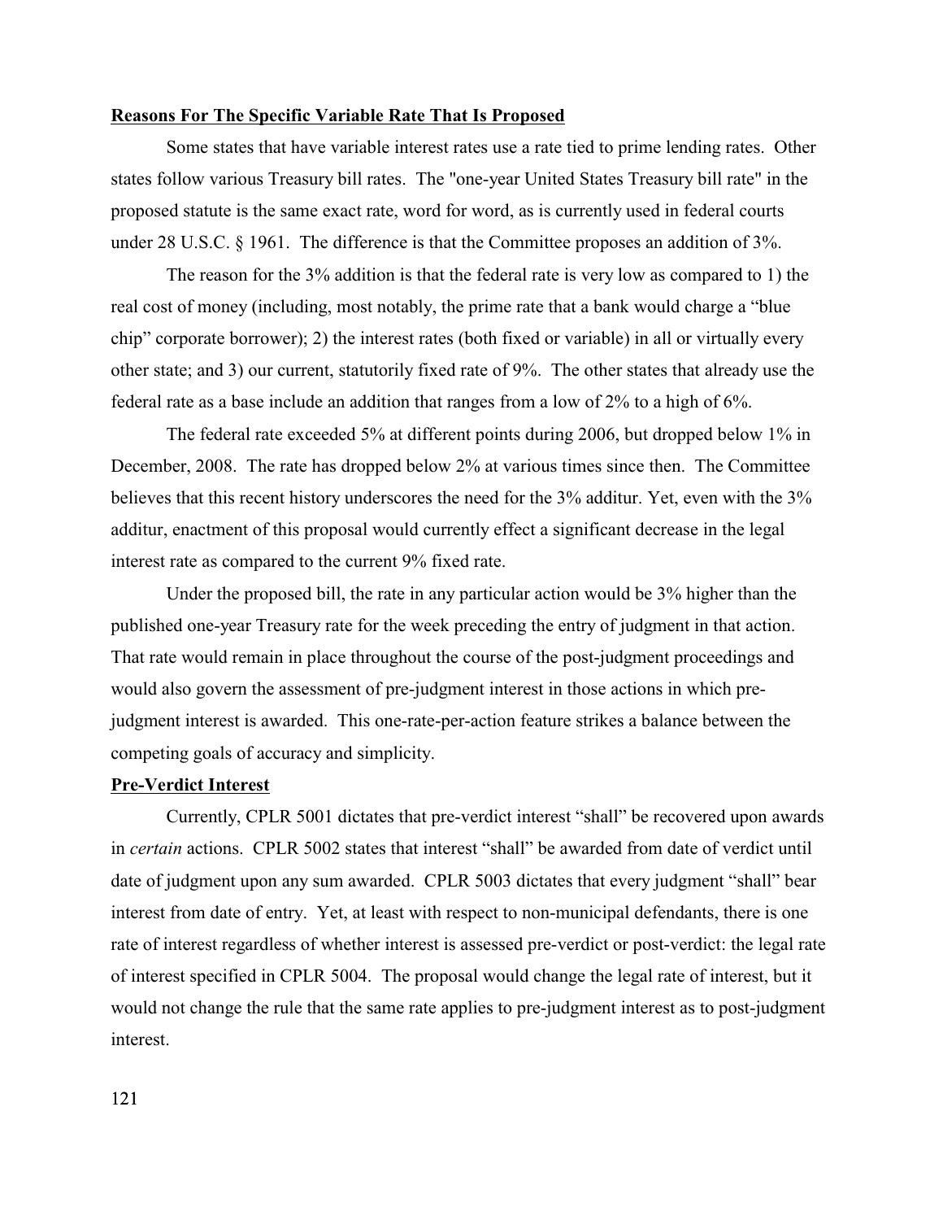**Reasons For The Specific Variable Rate That Is Proposed**

Some states that have variable interest rates use a rate tied to prime lending rates. Other states follow various Treasury bill rates. The "one-year United States Treasury bill rate" in the proposed statute is the same exact rate, word for word, as is currently used in federal courts under 28 U.S.C. § 1961. The difference is that the Committee proposes an addition of 3%.

The reason for the 3% addition is that the federal rate is very low as compared to 1) the real cost of money (including, most notably, the prime rate that a bank would charge a "blue chip" corporate borrower); 2) the interest rates (both fixed or variable) in all or virtually every other state; and 3) our current, statutorily fixed rate of 9%. The other states that already use the federal rate as a base include an addition that ranges from a low of 2% to a high of 6%.

The federal rate exceeded 5% at different points during 2006, but dropped below 1% in December, 2008. The rate has dropped below 2% at various times since then. The Committee believes that this recent history underscores the need for the 3% additur. Yet, even with the 3% additur, enactment of this proposal would currently effect a significant decrease in the legal interest rate as compared to the current 9% fixed rate.

Under the proposed bill, the rate in any particular action would be 3% higher than the published one-year Treasury rate for the week preceding the entry of judgment in that action. That rate would remain in place throughout the course of the post-judgment proceedings and would also govern the assessment of pre-judgment interest in those actions in which pre-judgment interest is awarded. This one-rate-per-action feature strikes a balance between the competing goals of accuracy and simplicity.

**Pre-Verdict Interest**

Currently, CPLR 5001 dictates that pre-verdict interest "shall" be recovered upon awards in *certain* actions. CPLR 5002 states that interest "shall" be awarded from date of verdict until date of judgment upon any sum awarded. CPLR 5003 dictates that every judgment "shall" bear interest from date of entry. Yet, at least with respect to non-municipal defendants, there is one rate of interest regardless of whether interest is assessed pre-verdict or post-verdict: the legal rate of interest specified in CPLR 5004. The proposal would change the legal rate of interest, but it would not change the rule that the same rate applies to pre-judgment interest as to post-judgment interest.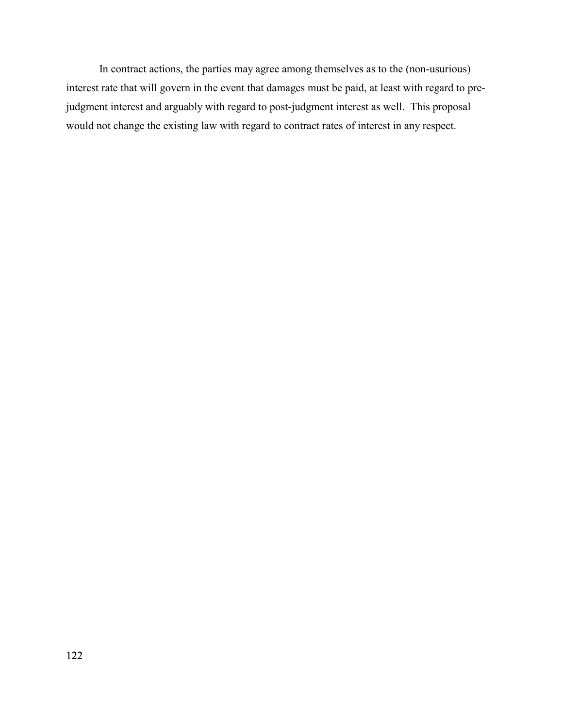In contract actions, the parties may agree among themselves as to the (non-usurious) interest rate that will govern in the event that damages must be paid, at least with regard to pre-judgment interest and arguably with regard to post-judgment interest as well. This proposal would not change the existing law with regard to contract rates of interest in any respect.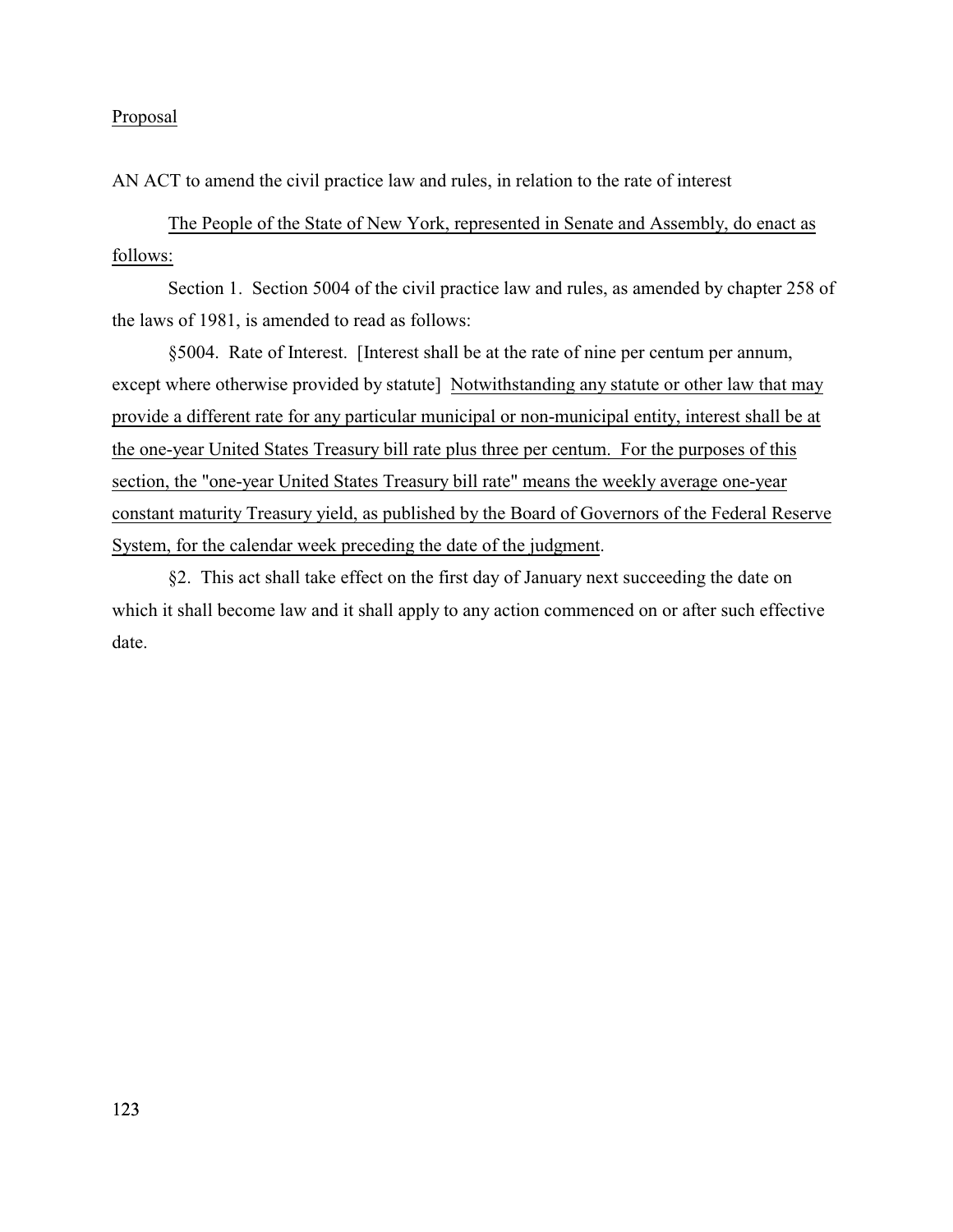Proposal

AN ACT to amend the civil practice law and rules, in relation to the rate of interest

The People of the State of New York, represented in Senate and Assembly, do enact as follows:

Section 1. Section 5004 of the civil practice law and rules, as amended by chapter 258 of the laws of 1981, is amended to read as follows:

§5004. Rate of Interest. [Interest shall be at the rate of nine per centum per annum, except where otherwise provided by statute] Notwithstanding any statute or other law that may provide a different rate for any particular municipal or non-municipal entity, interest shall be at the one-year United States Treasury bill rate plus three per centum. For the purposes of this section, the "one-year United States Treasury bill rate" means the weekly average one-year constant maturity Treasury yield, as published by the Board of Governors of the Federal Reserve System, for the calendar week preceding the date of the judgment.

§2. This act shall take effect on the first day of January next succeeding the date on which it shall become law and it shall apply to any action commenced on or after such effective date.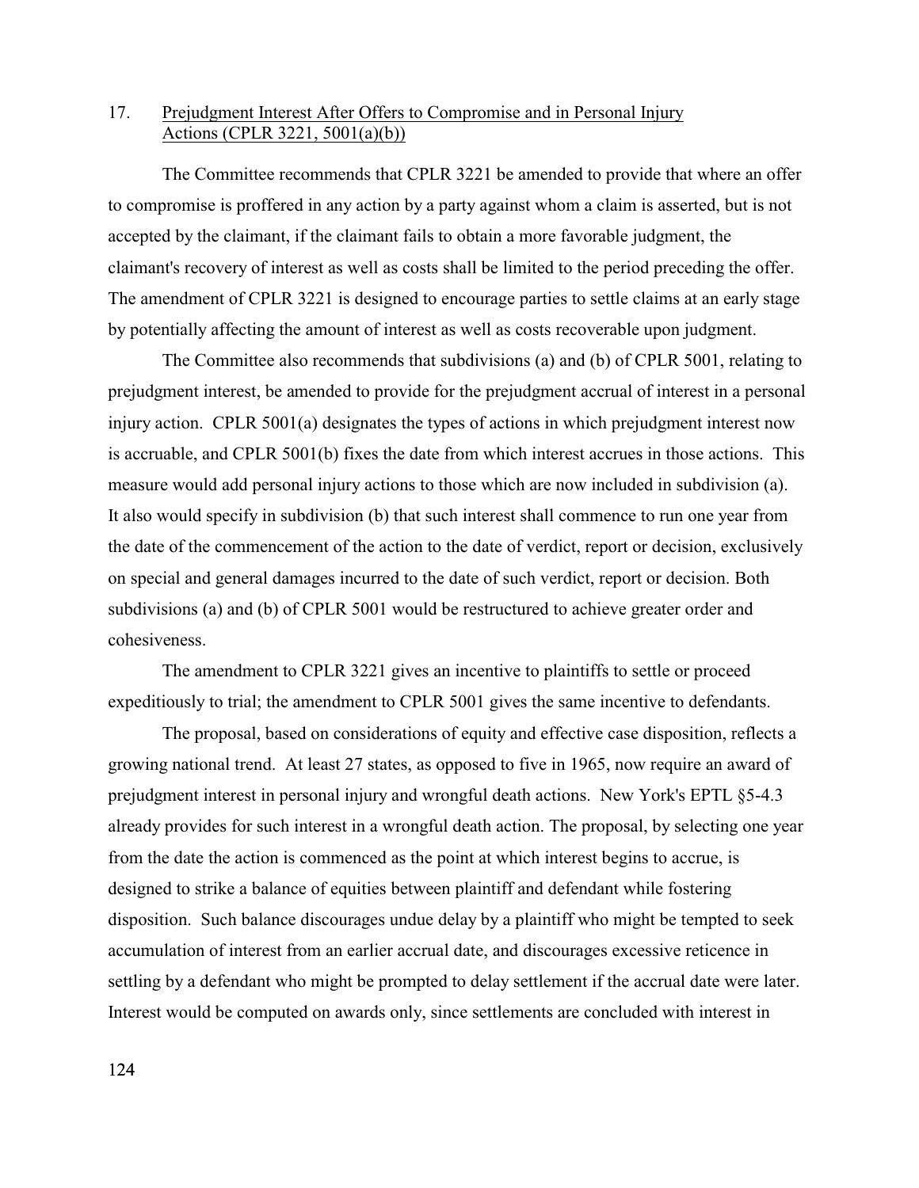## 17. Prejudgment Interest After Offers to Compromise and in Personal Injury Actions (CPLR 3221, 5001(a)(b))

The Committee recommends that CPLR 3221 be amended to provide that where an offer to compromise is proffered in any action by a party against whom a claim is asserted, but is not accepted by the claimant, if the claimant fails to obtain a more favorable judgment, the claimant's recovery of interest as well as costs shall be limited to the period preceding the offer. The amendment of CPLR 3221 is designed to encourage parties to settle claims at an early stage by potentially affecting the amount of interest as well as costs recoverable upon judgment.

The Committee also recommends that subdivisions (a) and (b) of CPLR 5001, relating to prejudgment interest, be amended to provide for the prejudgment accrual of interest in a personal injury action. CPLR 5001(a) designates the types of actions in which prejudgment interest now is accruable, and CPLR 5001(b) fixes the date from which interest accrues in those actions. This measure would add personal injury actions to those which are now included in subdivision (a). It also would specify in subdivision (b) that such interest shall commence to run one year from the date of the commencement of the action to the date of verdict, report or decision, exclusively on special and general damages incurred to the date of such verdict, report or decision. Both subdivisions (a) and (b) of CPLR 5001 would be restructured to achieve greater order and cohesiveness.

The amendment to CPLR 3221 gives an incentive to plaintiffs to settle or proceed expeditiously to trial; the amendment to CPLR 5001 gives the same incentive to defendants.

The proposal, based on considerations of equity and effective case disposition, reflects a growing national trend. At least 27 states, as opposed to five in 1965, now require an award of prejudgment interest in personal injury and wrongful death actions. New York's EPTL §5-4.3 already provides for such interest in a wrongful death action. The proposal, by selecting one year from the date the action is commenced as the point at which interest begins to accrue, is designed to strike a balance of equities between plaintiff and defendant while fostering disposition. Such balance discourages undue delay by a plaintiff who might be tempted to seek accumulation of interest from an earlier accrual date, and discourages excessive reticence in settling by a defendant who might be prompted to delay settlement if the accrual date were later. Interest would be computed on awards only, since settlements are concluded with interest in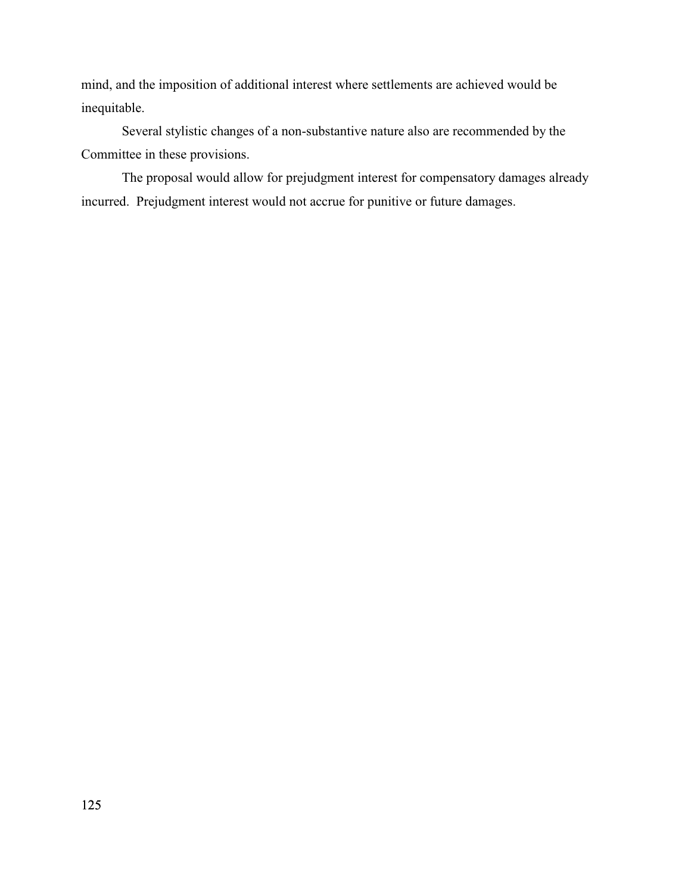mind, and the imposition of additional interest where settlements are achieved would be inequitable.

Several stylistic changes of a non-substantive nature also are recommended by the Committee in these provisions.

The proposal would allow for prejudgment interest for compensatory damages already incurred. Prejudgment interest would not accrue for punitive or future damages.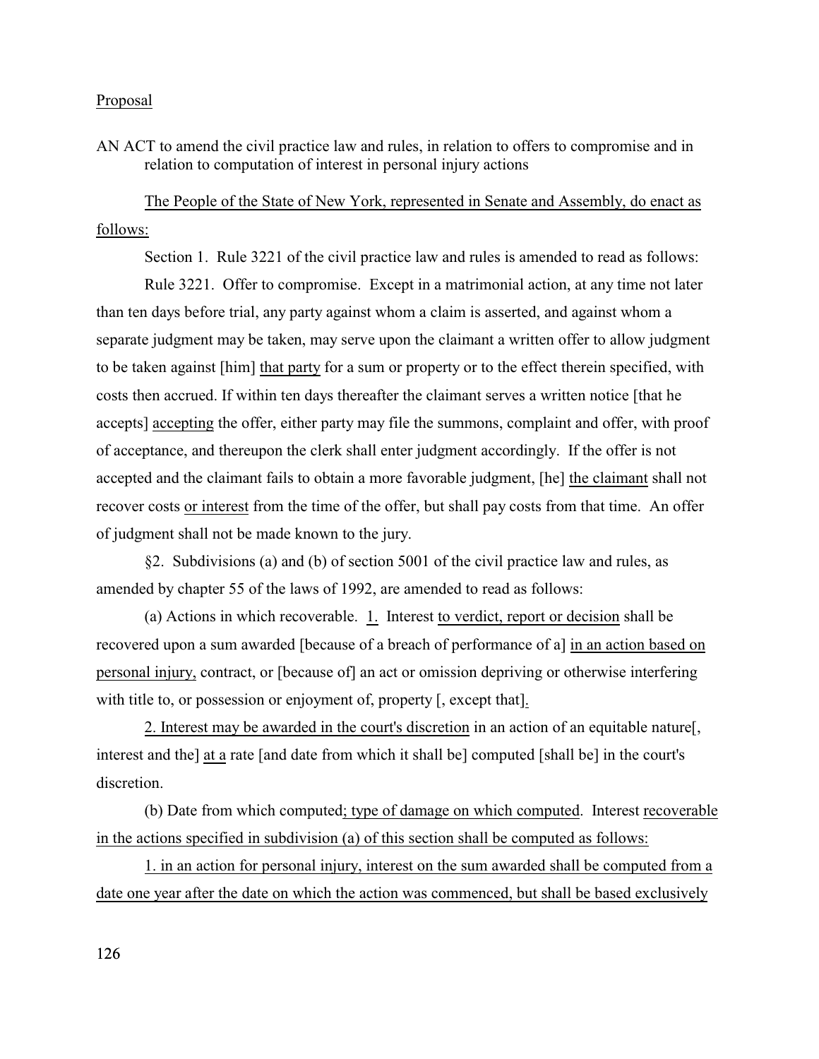Proposal

AN ACT to amend the civil practice law and rules, in relation to offers to compromise and in relation to computation of interest in personal injury actions

The People of the State of New York, represented in Senate and Assembly, do enact as follows:

Section 1. Rule 3221 of the civil practice law and rules is amended to read as follows:

Rule 3221. Offer to compromise. Except in a matrimonial action, at any time not later than ten days before trial, any party against whom a claim is asserted, and against whom a separate judgment may be taken, may serve upon the claimant a written offer to allow judgment to be taken against [him] that party for a sum or property or to the effect therein specified, with costs then accrued. If within ten days thereafter the claimant serves a written notice [that he accepts] accepting the offer, either party may file the summons, complaint and offer, with proof of acceptance, and thereupon the clerk shall enter judgment accordingly. If the offer is not accepted and the claimant fails to obtain a more favorable judgment, [he] the claimant shall not recover costs or interest from the time of the offer, but shall pay costs from that time. An offer of judgment shall not be made known to the jury.

§2. Subdivisions (a) and (b) of section 5001 of the civil practice law and rules, as amended by chapter 55 of the laws of 1992, are amended to read as follows:

(a) Actions in which recoverable. 1. Interest to verdict, report or decision shall be recovered upon a sum awarded [because of a breach of performance of a] in an action based on personal injury, contract, or [because of] an act or omission depriving or otherwise interfering with title to, or possession or enjoyment of, property [, except that].

2. Interest may be awarded in the court's discretion in an action of an equitable nature[, interest and the] at a rate [and date from which it shall be] computed [shall be] in the court's discretion.

(b) Date from which computed; type of damage on which computed. Interest recoverable in the actions specified in subdivision (a) of this section shall be computed as follows:

1. in an action for personal injury, interest on the sum awarded shall be computed from a date one year after the date on which the action was commenced, but shall be based exclusively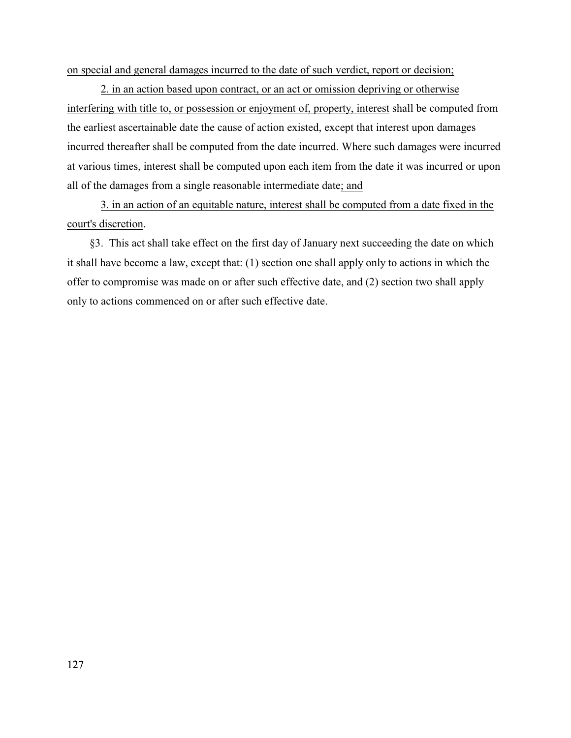on special and general damages incurred to the date of such verdict, report or decision;

2. in an action based upon contract, or an act or omission depriving or otherwise interfering with title to, or possession or enjoyment of, property, interest shall be computed from the earliest ascertainable date the cause of action existed, except that interest upon damages incurred thereafter shall be computed from the date incurred. Where such damages were incurred at various times, interest shall be computed upon each item from the date it was incurred or upon all of the damages from a single reasonable intermediate date; and

3. in an action of an equitable nature, interest shall be computed from a date fixed in the court's discretion.

§3. This act shall take effect on the first day of January next succeeding the date on which it shall have become a law, except that: (1) section one shall apply only to actions in which the offer to compromise was made on or after such effective date, and (2) section two shall apply only to actions commenced on or after such effective date.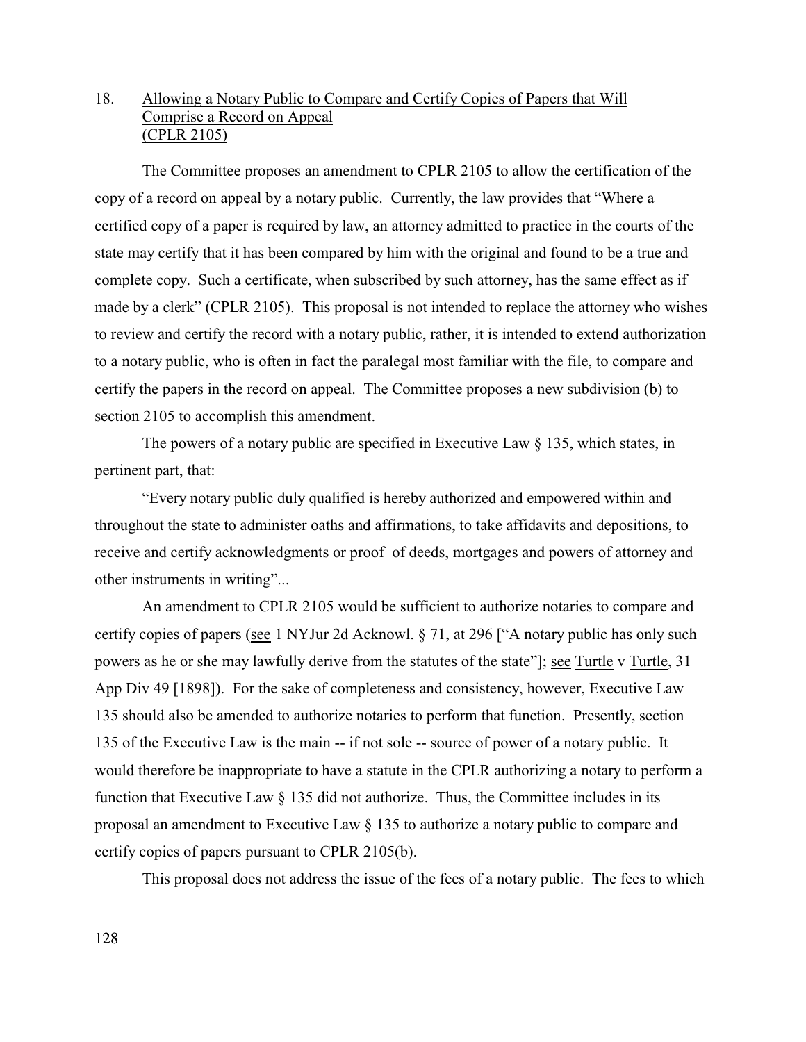18. Allowing a Notary Public to Compare and Certify Copies of Papers that Will Comprise a Record on Appeal (CPLR 2105)

The Committee proposes an amendment to CPLR 2105 to allow the certification of the copy of a record on appeal by a notary public. Currently, the law provides that "Where a certified copy of a paper is required by law, an attorney admitted to practice in the courts of the state may certify that it has been compared by him with the original and found to be a true and complete copy. Such a certificate, when subscribed by such attorney, has the same effect as if made by a clerk" (CPLR 2105). This proposal is not intended to replace the attorney who wishes to review and certify the record with a notary public, rather, it is intended to extend authorization to a notary public, who is often in fact the paralegal most familiar with the file, to compare and certify the papers in the record on appeal. The Committee proposes a new subdivision (b) to section 2105 to accomplish this amendment.

The powers of a notary public are specified in Executive Law § 135, which states, in pertinent part, that:

"Every notary public duly qualified is hereby authorized and empowered within and throughout the state to administer oaths and affirmations, to take affidavits and depositions, to receive and certify acknowledgments or proof of deeds, mortgages and powers of attorney and other instruments in writing"...

An amendment to CPLR 2105 would be sufficient to authorize notaries to compare and certify copies of papers (see 1 NYJur 2d Acknowl. § 71, at 296 ["A notary public has only such powers as he or she may lawfully derive from the statutes of the state"]; see Turtle v Turtle, 31 App Div 49 [1898]). For the sake of completeness and consistency, however, Executive Law 135 should also be amended to authorize notaries to perform that function. Presently, section 135 of the Executive Law is the main -- if not sole -- source of power of a notary public. It would therefore be inappropriate to have a statute in the CPLR authorizing a notary to perform a function that Executive Law § 135 did not authorize. Thus, the Committee includes in its proposal an amendment to Executive Law § 135 to authorize a notary public to compare and certify copies of papers pursuant to CPLR 2105(b).

This proposal does not address the issue of the fees of a notary public. The fees to which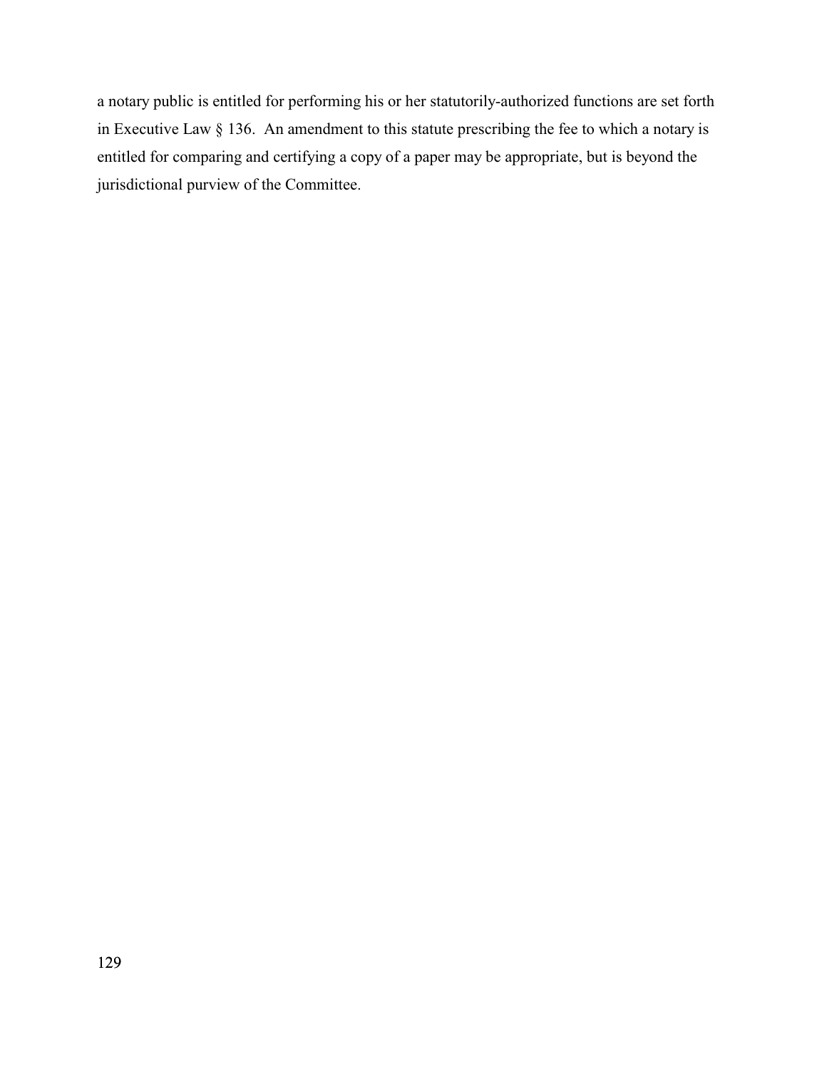a notary public is entitled for performing his or her statutorily-authorized functions are set forth in Executive Law § 136. An amendment to this statute prescribing the fee to which a notary is entitled for comparing and certifying a copy of a paper may be appropriate, but is beyond the jurisdictional purview of the Committee.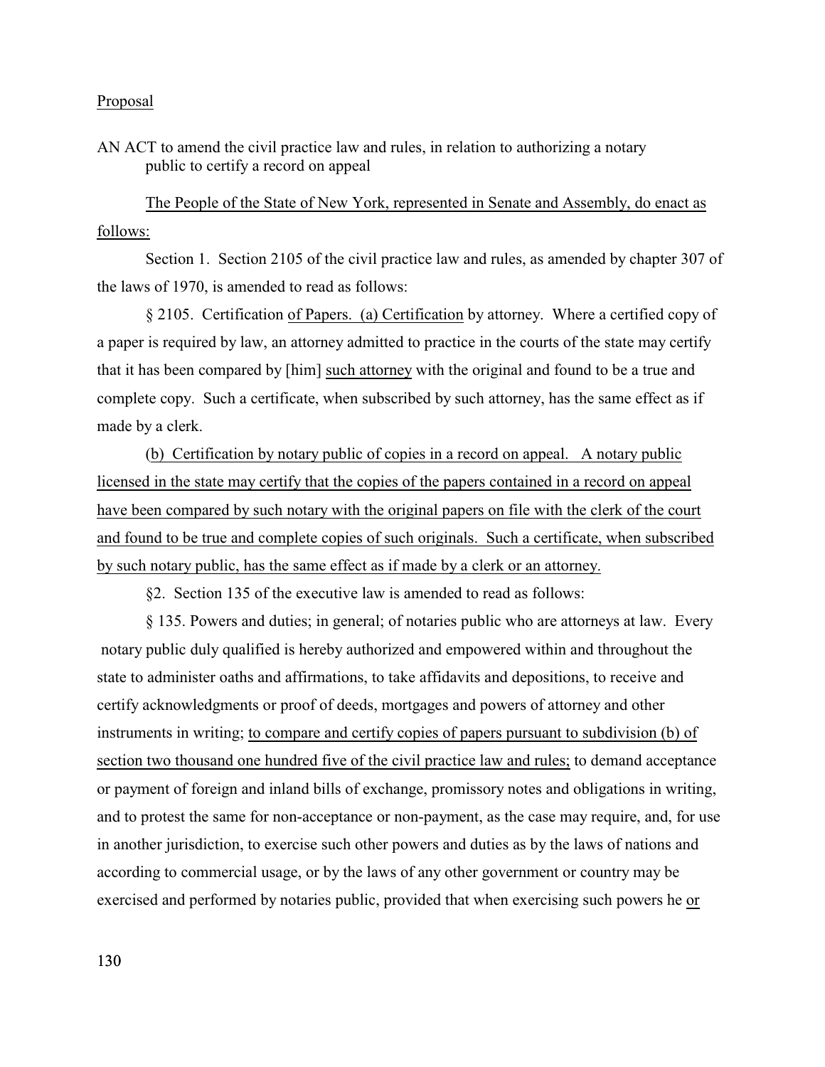<u>Proposal</u>

AN ACT to amend the civil practice law and rules, in relation to authorizing a notary public to certify a record on appeal

<u>The People of the State of New York, represented in Senate and Assembly, do enact as follows:</u>

Section 1. Section 2105 of the civil practice law and rules, as amended by chapter 307 of the laws of 1970, is amended to read as follows:

§ 2105. Certification <u>of Papers. (a) Certification</u> by attorney. Where a certified copy of a paper is required by law, an attorney admitted to practice in the courts of the state may certify that it has been compared by [him] <u>such attorney</u> with the original and found to be a true and complete copy. Such a certificate, when subscribed by such attorney, has the same effect as if made by a clerk.

<u>(b) Certification by notary public of copies in a record on appeal. A notary public licensed in the state may certify that the copies of the papers contained in a record on appeal have been compared by such notary with the original papers on file with the clerk of the court and found to be true and complete copies of such originals. Such a certificate, when subscribed by such notary public, has the same effect as if made by a clerk or an attorney.</u>

§2. Section 135 of the executive law is amended to read as follows:

§ 135. Powers and duties; in general; of notaries public who are attorneys at law. Every notary public duly qualified is hereby authorized and empowered within and throughout the state to administer oaths and affirmations, to take affidavits and depositions, to receive and certify acknowledgments or proof of deeds, mortgages and powers of attorney and other instruments in writing; <u>to compare and certify copies of papers pursuant to subdivision (b) of section two thousand one hundred five of the civil practice law and rules;</u> to demand acceptance or payment of foreign and inland bills of exchange, promissory notes and obligations in writing, and to protest the same for non-acceptance or non-payment, as the case may require, and, for use in another jurisdiction, to exercise such other powers and duties as by the laws of nations and according to commercial usage, or by the laws of any other government or country may be exercised and performed by notaries public, provided that when exercising such powers he <u>or</u>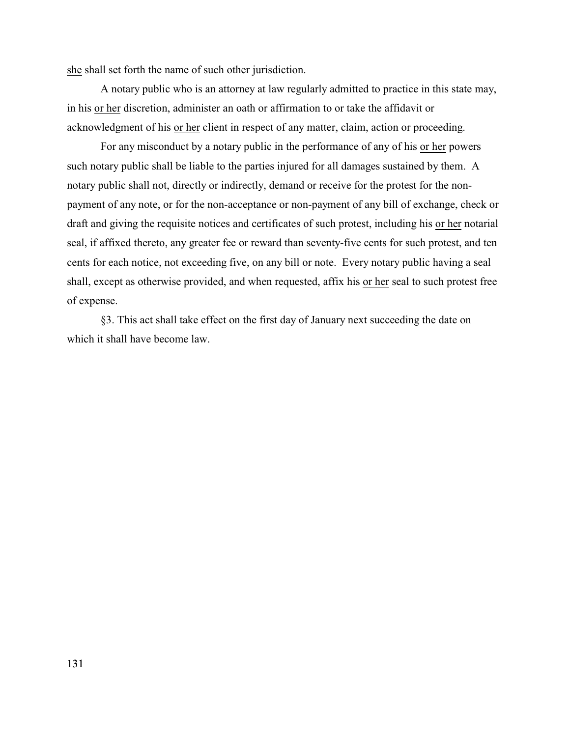she shall set forth the name of such other jurisdiction.

A notary public who is an attorney at law regularly admitted to practice in this state may, in his or her discretion, administer an oath or affirmation to or take the affidavit or acknowledgment of his or her client in respect of any matter, claim, action or proceeding.

For any misconduct by a notary public in the performance of any of his or her powers such notary public shall be liable to the parties injured for all damages sustained by them. A notary public shall not, directly or indirectly, demand or receive for the protest for the non-payment of any note, or for the non-acceptance or non-payment of any bill of exchange, check or draft and giving the requisite notices and certificates of such protest, including his or her notarial seal, if affixed thereto, any greater fee or reward than seventy-five cents for such protest, and ten cents for each notice, not exceeding five, on any bill or note. Every notary public having a seal shall, except as otherwise provided, and when requested, affix his or her seal to such protest free of expense.

§3. This act shall take effect on the first day of January next succeeding the date on which it shall have become law.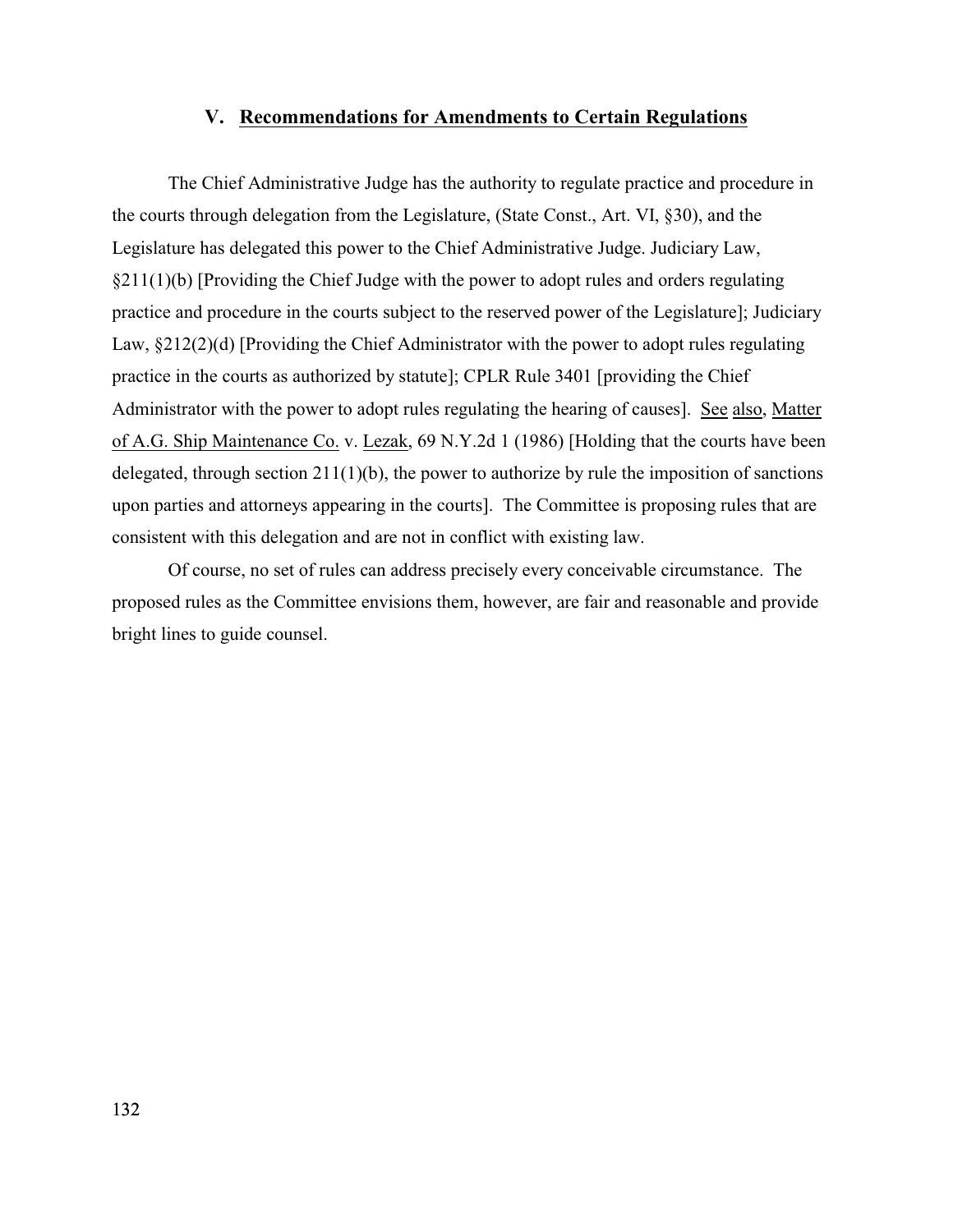## V. Recommendations for Amendments to Certain Regulations

The Chief Administrative Judge has the authority to regulate practice and procedure in the courts through delegation from the Legislature, (State Const., Art. VI, §30), and the Legislature has delegated this power to the Chief Administrative Judge. Judiciary Law, §211(1)(b) [Providing the Chief Judge with the power to adopt rules and orders regulating practice and procedure in the courts subject to the reserved power of the Legislature]; Judiciary Law, §212(2)(d) [Providing the Chief Administrator with the power to adopt rules regulating practice in the courts as authorized by statute]; CPLR Rule 3401 [providing the Chief Administrator with the power to adopt rules regulating the hearing of causes]. See also, Matter of A.G. Ship Maintenance Co. v. Lezak, 69 N.Y.2d 1 (1986) [Holding that the courts have been delegated, through section 211(1)(b), the power to authorize by rule the imposition of sanctions upon parties and attorneys appearing in the courts]. The Committee is proposing rules that are consistent with this delegation and are not in conflict with existing law.

Of course, no set of rules can address precisely every conceivable circumstance. The proposed rules as the Committee envisions them, however, are fair and reasonable and provide bright lines to guide counsel.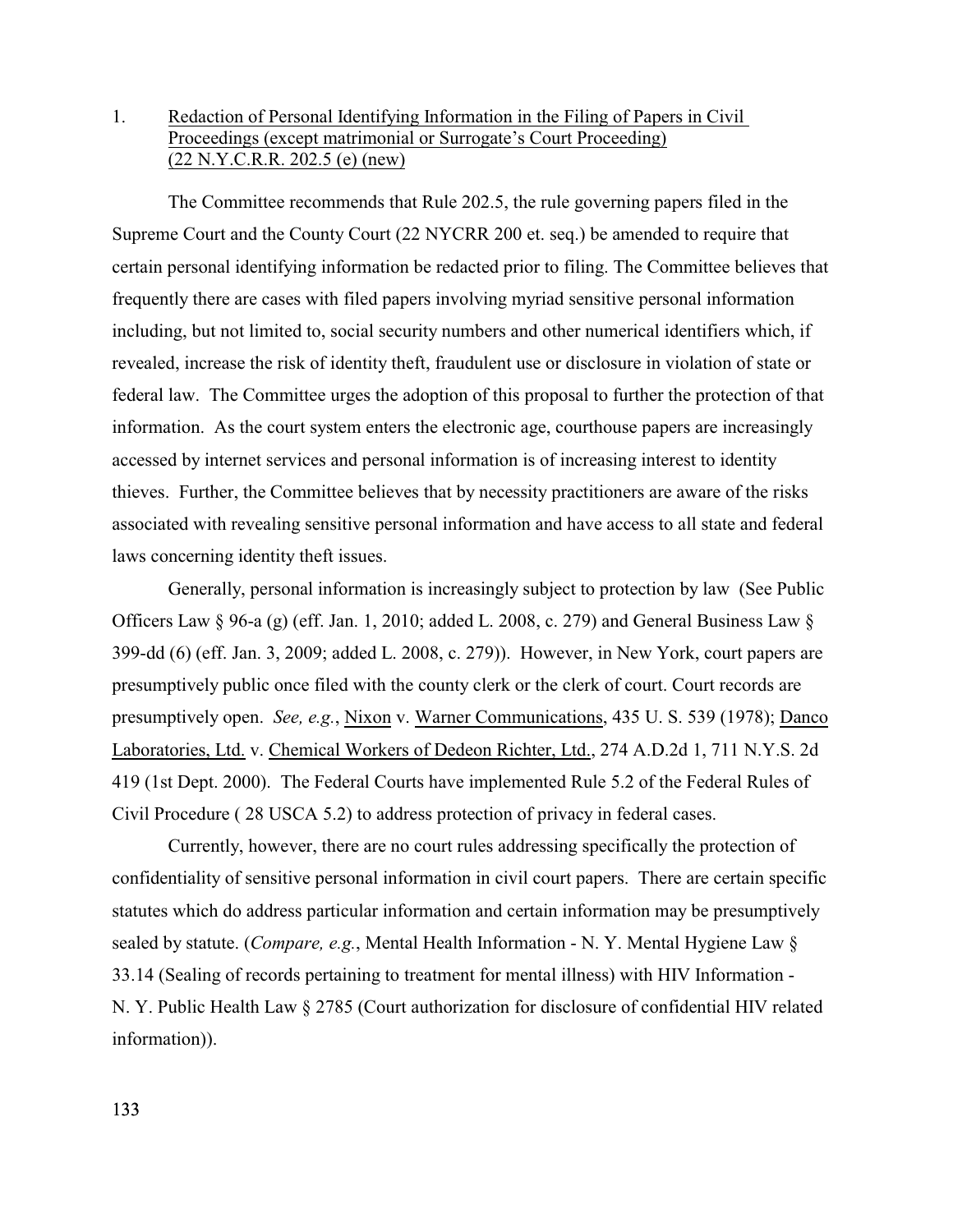1. Redaction of Personal Identifying Information in the Filing of Papers in Civil Proceedings (except matrimonial or Surrogate's Court Proceeding) (22 N.Y.C.R.R. 202.5 (e) (new)

The Committee recommends that Rule 202.5, the rule governing papers filed in the Supreme Court and the County Court (22 NYCRR 200 et. seq.) be amended to require that certain personal identifying information be redacted prior to filing. The Committee believes that frequently there are cases with filed papers involving myriad sensitive personal information including, but not limited to, social security numbers and other numerical identifiers which, if revealed, increase the risk of identity theft, fraudulent use or disclosure in violation of state or federal law. The Committee urges the adoption of this proposal to further the protection of that information. As the court system enters the electronic age, courthouse papers are increasingly accessed by internet services and personal information is of increasing interest to identity thieves. Further, the Committee believes that by necessity practitioners are aware of the risks associated with revealing sensitive personal information and have access to all state and federal laws concerning identity theft issues.

Generally, personal information is increasingly subject to protection by law (See Public Officers Law § 96-a (g) (eff. Jan. 1, 2010; added L. 2008, c. 279) and General Business Law § 399-dd (6) (eff. Jan. 3, 2009; added L. 2008, c. 279)). However, in New York, court papers are presumptively public once filed with the county clerk or the clerk of court. Court records are presumptively open. *See, e.g.*, Nixon v. Warner Communications, 435 U. S. 539 (1978); Danco Laboratories, Ltd. v. Chemical Workers of Dedeon Richter, Ltd., 274 A.D.2d 1, 711 N.Y.S. 2d 419 (1st Dept. 2000). The Federal Courts have implemented Rule 5.2 of the Federal Rules of Civil Procedure ( 28 USCA 5.2) to address protection of privacy in federal cases.

Currently, however, there are no court rules addressing specifically the protection of confidentiality of sensitive personal information in civil court papers. There are certain specific statutes which do address particular information and certain information may be presumptively sealed by statute. (*Compare, e.g.*, Mental Health Information - N. Y. Mental Hygiene Law § 33.14 (Sealing of records pertaining to treatment for mental illness) with HIV Information - N. Y. Public Health Law § 2785 (Court authorization for disclosure of confidential HIV related information)).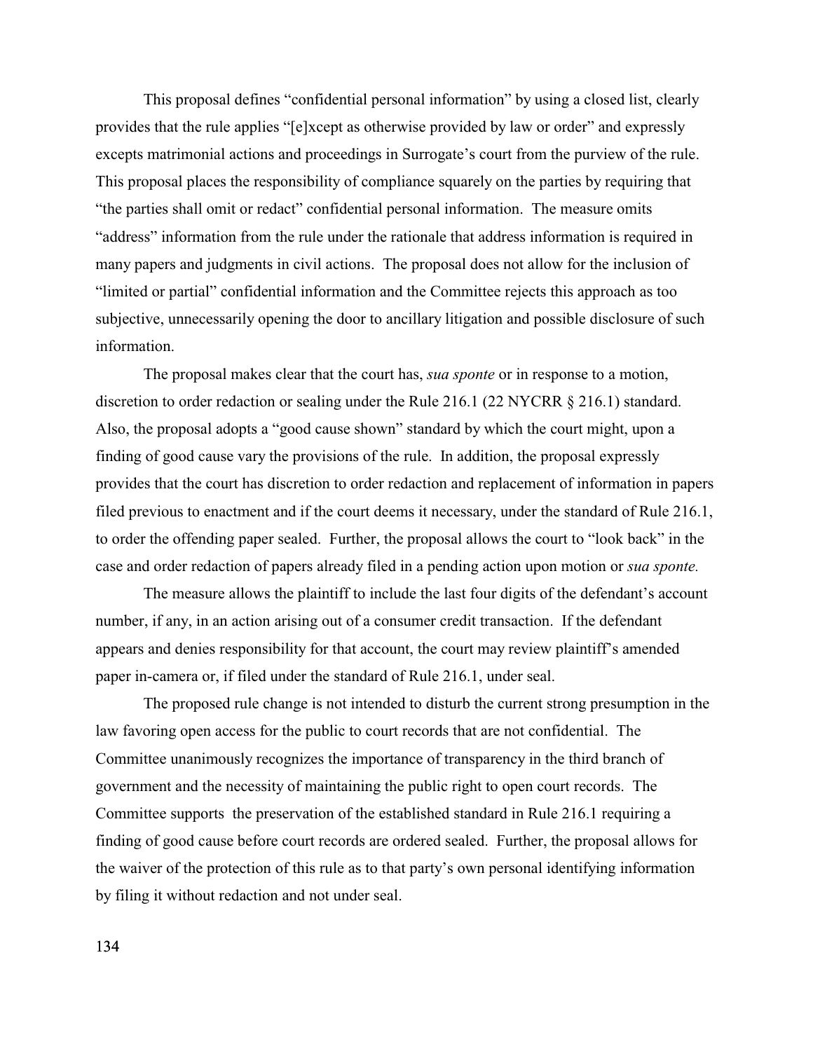This proposal defines "confidential personal information" by using a closed list, clearly provides that the rule applies "[e]xcept as otherwise provided by law or order" and expressly excepts matrimonial actions and proceedings in Surrogate's court from the purview of the rule. This proposal places the responsibility of compliance squarely on the parties by requiring that "the parties shall omit or redact" confidential personal information. The measure omits "address" information from the rule under the rationale that address information is required in many papers and judgments in civil actions. The proposal does not allow for the inclusion of "limited or partial" confidential information and the Committee rejects this approach as too subjective, unnecessarily opening the door to ancillary litigation and possible disclosure of such information.

The proposal makes clear that the court has, *sua sponte* or in response to a motion, discretion to order redaction or sealing under the Rule 216.1 (22 NYCRR § 216.1) standard. Also, the proposal adopts a "good cause shown" standard by which the court might, upon a finding of good cause vary the provisions of the rule. In addition, the proposal expressly provides that the court has discretion to order redaction and replacement of information in papers filed previous to enactment and if the court deems it necessary, under the standard of Rule 216.1, to order the offending paper sealed. Further, the proposal allows the court to "look back" in the case and order redaction of papers already filed in a pending action upon motion or *sua sponte.*

The measure allows the plaintiff to include the last four digits of the defendant's account number, if any, in an action arising out of a consumer credit transaction. If the defendant appears and denies responsibility for that account, the court may review plaintiff's amended paper in-camera or, if filed under the standard of Rule 216.1, under seal.

The proposed rule change is not intended to disturb the current strong presumption in the law favoring open access for the public to court records that are not confidential. The Committee unanimously recognizes the importance of transparency in the third branch of government and the necessity of maintaining the public right to open court records. The Committee supports the preservation of the established standard in Rule 216.1 requiring a finding of good cause before court records are ordered sealed. Further, the proposal allows for the waiver of the protection of this rule as to that party's own personal identifying information by filing it without redaction and not under seal.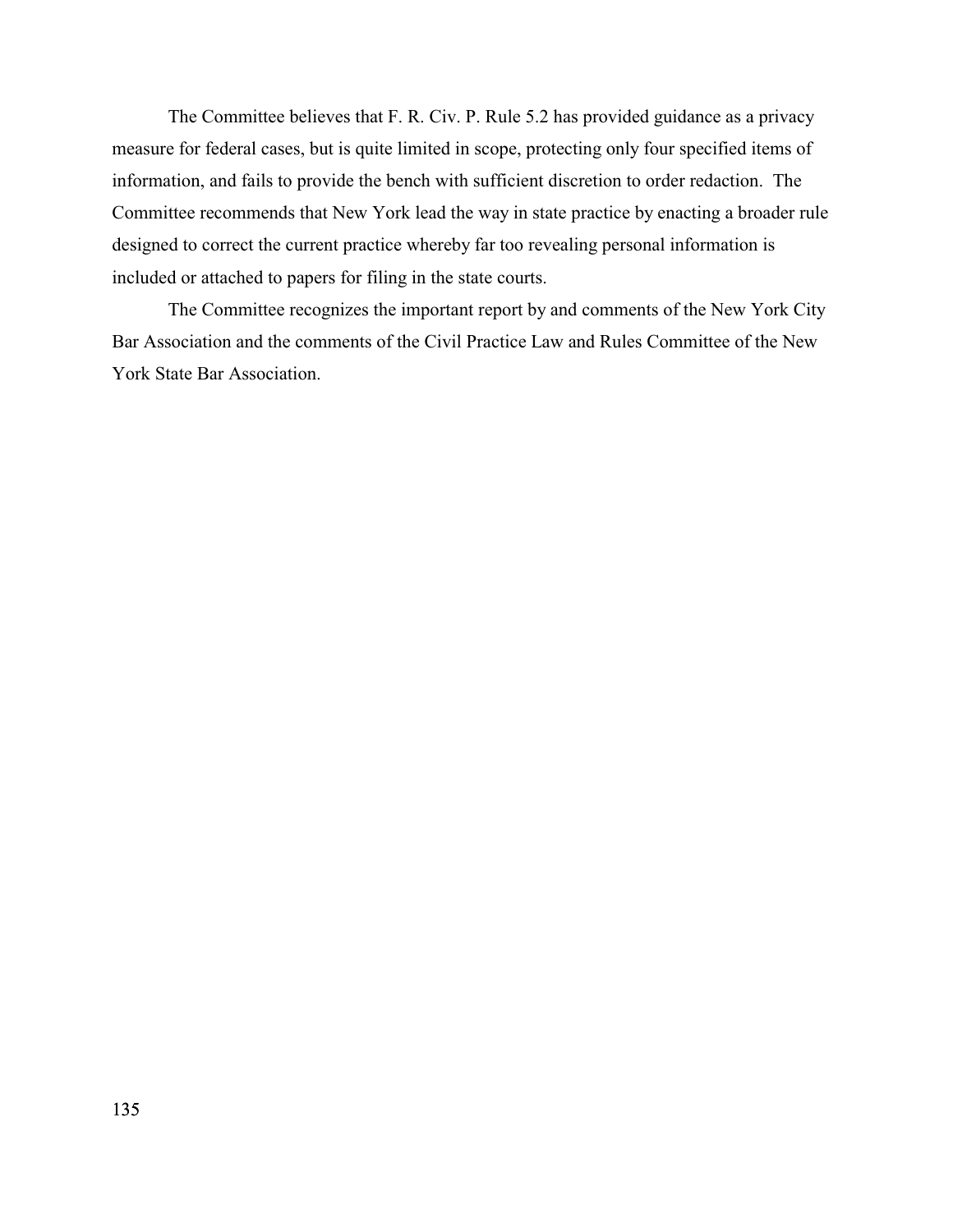The Committee believes that F. R. Civ. P. Rule 5.2 has provided guidance as a privacy measure for federal cases, but is quite limited in scope, protecting only four specified items of information, and fails to provide the bench with sufficient discretion to order redaction. The Committee recommends that New York lead the way in state practice by enacting a broader rule designed to correct the current practice whereby far too revealing personal information is included or attached to papers for filing in the state courts.

The Committee recognizes the important report by and comments of the New York City Bar Association and the comments of the Civil Practice Law and Rules Committee of the New York State Bar Association.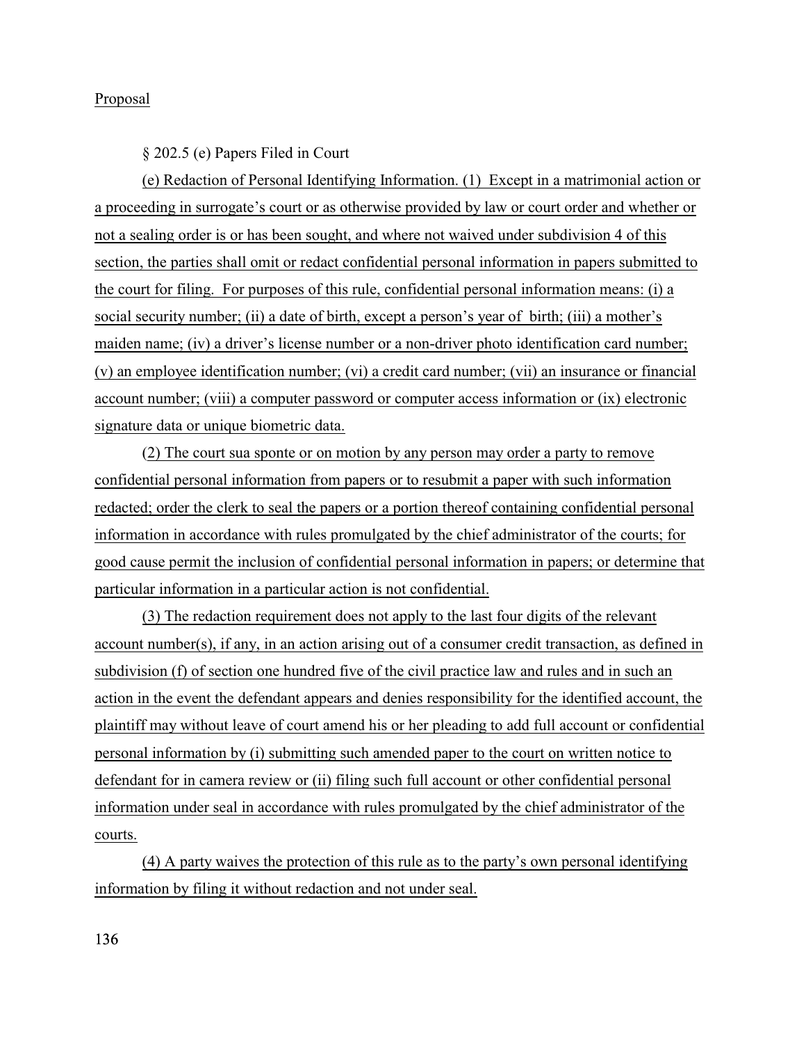Proposal

§ 202.5 (e) Papers Filed in Court

(e) Redaction of Personal Identifying Information. (1) Except in a matrimonial action or a proceeding in surrogate's court or as otherwise provided by law or court order and whether or not a sealing order is or has been sought, and where not waived under subdivision 4 of this section, the parties shall omit or redact confidential personal information in papers submitted to the court for filing. For purposes of this rule, confidential personal information means: (i) a social security number; (ii) a date of birth, except a person's year of birth; (iii) a mother's maiden name; (iv) a driver's license number or a non-driver photo identification card number; (v) an employee identification number; (vi) a credit card number; (vii) an insurance or financial account number; (viii) a computer password or computer access information or (ix) electronic signature data or unique biometric data.

(2) The court sua sponte or on motion by any person may order a party to remove confidential personal information from papers or to resubmit a paper with such information redacted; order the clerk to seal the papers or a portion thereof containing confidential personal information in accordance with rules promulgated by the chief administrator of the courts; for good cause permit the inclusion of confidential personal information in papers; or determine that particular information in a particular action is not confidential.

(3) The redaction requirement does not apply to the last four digits of the relevant account number(s), if any, in an action arising out of a consumer credit transaction, as defined in subdivision (f) of section one hundred five of the civil practice law and rules and in such an action in the event the defendant appears and denies responsibility for the identified account, the plaintiff may without leave of court amend his or her pleading to add full account or confidential personal information by (i) submitting such amended paper to the court on written notice to defendant for in camera review or (ii) filing such full account or other confidential personal information under seal in accordance with rules promulgated by the chief administrator of the courts.

(4) A party waives the protection of this rule as to the party's own personal identifying information by filing it without redaction and not under seal.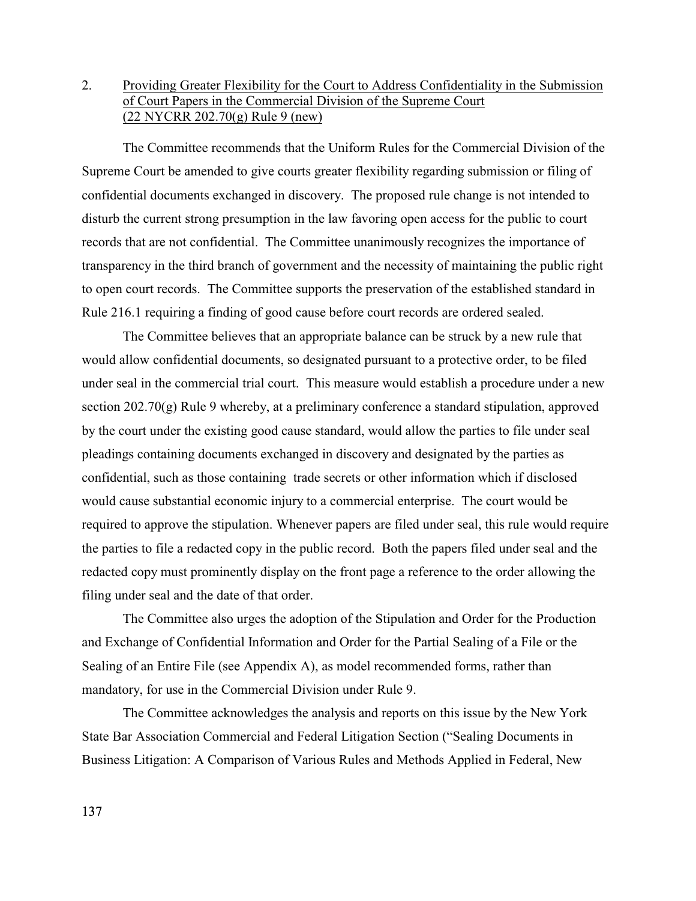2. Providing Greater Flexibility for the Court to Address Confidentiality in the Submission of Court Papers in the Commercial Division of the Supreme Court (22 NYCRR 202.70(g) Rule 9 (new))

The Committee recommends that the Uniform Rules for the Commercial Division of the Supreme Court be amended to give courts greater flexibility regarding submission or filing of confidential documents exchanged in discovery. The proposed rule change is not intended to disturb the current strong presumption in the law favoring open access for the public to court records that are not confidential. The Committee unanimously recognizes the importance of transparency in the third branch of government and the necessity of maintaining the public right to open court records. The Committee supports the preservation of the established standard in Rule 216.1 requiring a finding of good cause before court records are ordered sealed.

The Committee believes that an appropriate balance can be struck by a new rule that would allow confidential documents, so designated pursuant to a protective order, to be filed under seal in the commercial trial court. This measure would establish a procedure under a new section 202.70(g) Rule 9 whereby, at a preliminary conference a standard stipulation, approved by the court under the existing good cause standard, would allow the parties to file under seal pleadings containing documents exchanged in discovery and designated by the parties as confidential, such as those containing trade secrets or other information which if disclosed would cause substantial economic injury to a commercial enterprise. The court would be required to approve the stipulation. Whenever papers are filed under seal, this rule would require the parties to file a redacted copy in the public record. Both the papers filed under seal and the redacted copy must prominently display on the front page a reference to the order allowing the filing under seal and the date of that order.

The Committee also urges the adoption of the Stipulation and Order for the Production and Exchange of Confidential Information and Order for the Partial Sealing of a File or the Sealing of an Entire File (see Appendix A), as model recommended forms, rather than mandatory, for use in the Commercial Division under Rule 9.

The Committee acknowledges the analysis and reports on this issue by the New York State Bar Association Commercial and Federal Litigation Section ("Sealing Documents in Business Litigation: A Comparison of Various Rules and Methods Applied in Federal, New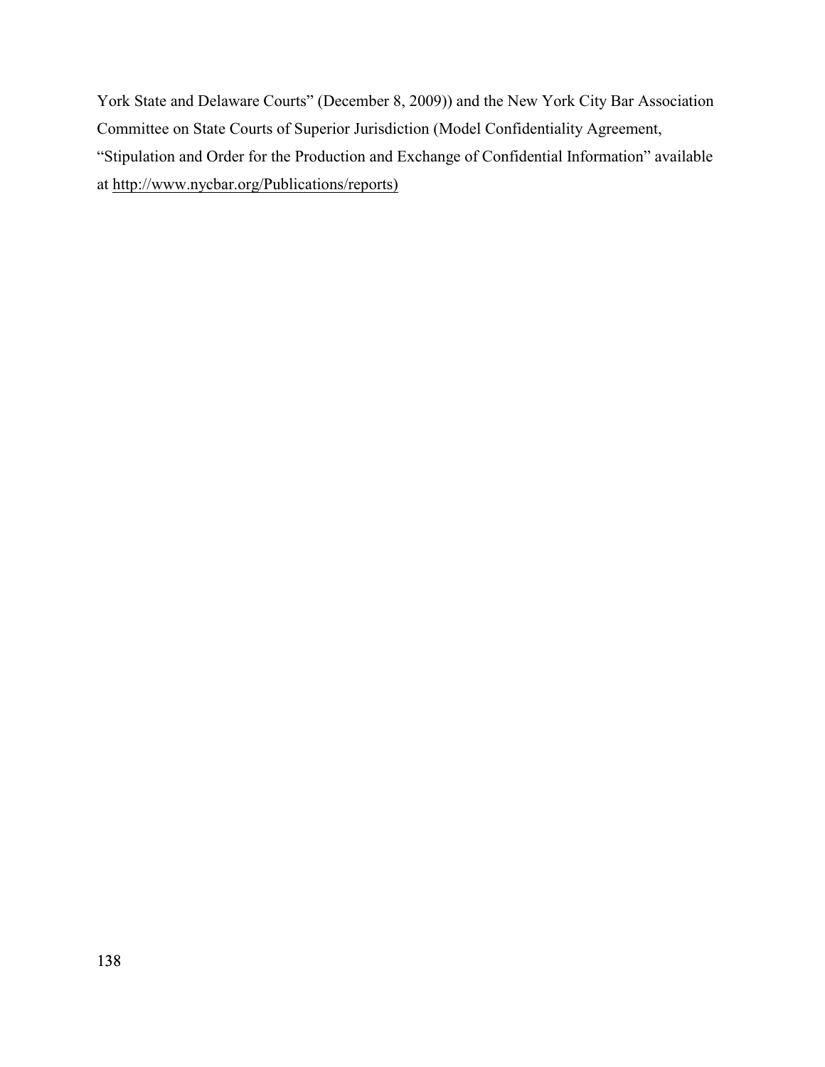York State and Delaware Courts" (December 8, 2009)) and the New York City Bar Association Committee on State Courts of Superior Jurisdiction (Model Confidentiality Agreement, "Stipulation and Order for the Production and Exchange of Confidential Information" available at http://www.nycbar.org/Publications/reports)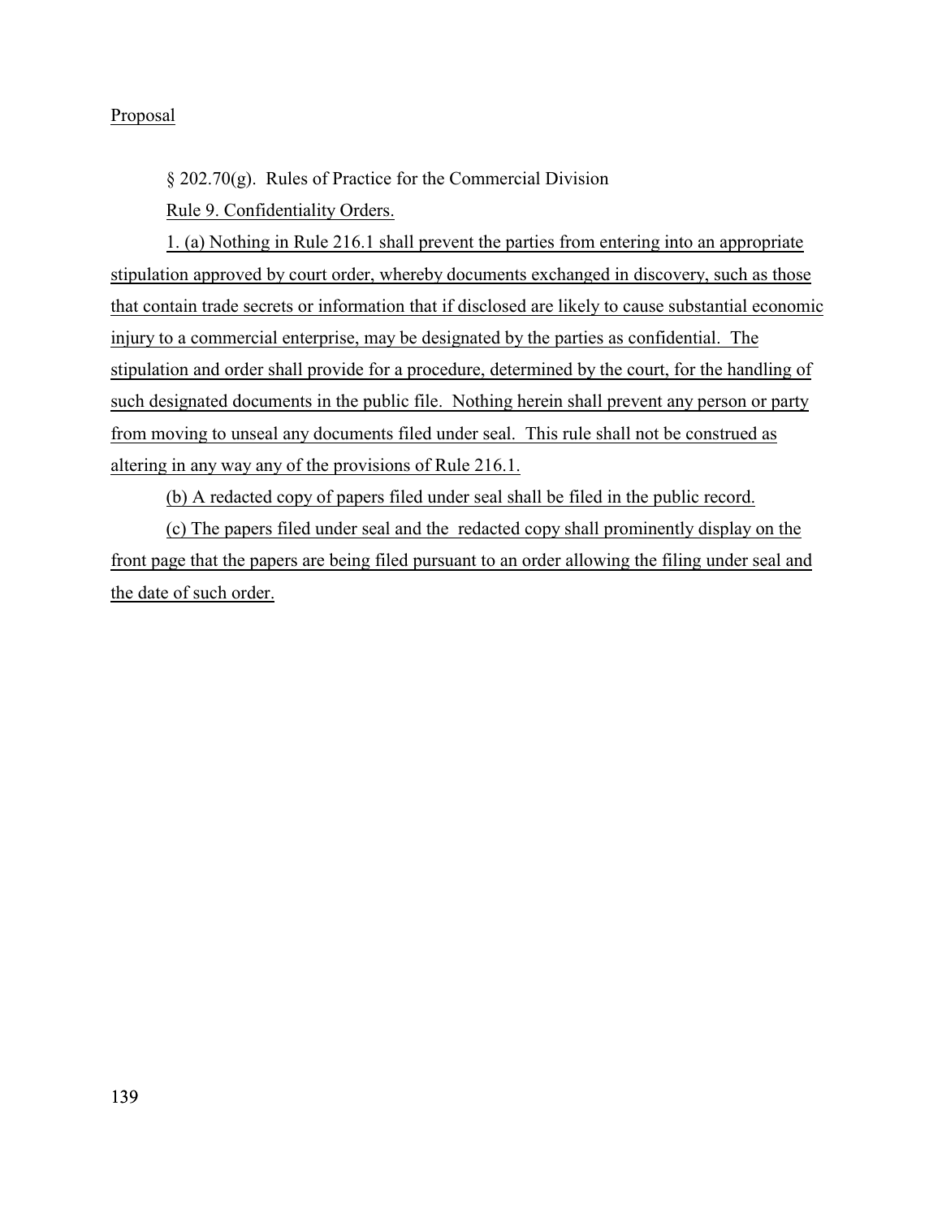Proposal

§ 202.70(g). Rules of Practice for the Commercial Division

Rule 9. Confidentiality Orders.

1. (a) Nothing in Rule 216.1 shall prevent the parties from entering into an appropriate stipulation approved by court order, whereby documents exchanged in discovery, such as those that contain trade secrets or information that if disclosed are likely to cause substantial economic injury to a commercial enterprise, may be designated by the parties as confidential. The stipulation and order shall provide for a procedure, determined by the court, for the handling of such designated documents in the public file. Nothing herein shall prevent any person or party from moving to unseal any documents filed under seal. This rule shall not be construed as altering in any way any of the provisions of Rule 216.1.

(b) A redacted copy of papers filed under seal shall be filed in the public record.

(c) The papers filed under seal and the redacted copy shall prominently display on the front page that the papers are being filed pursuant to an order allowing the filing under seal and the date of such order.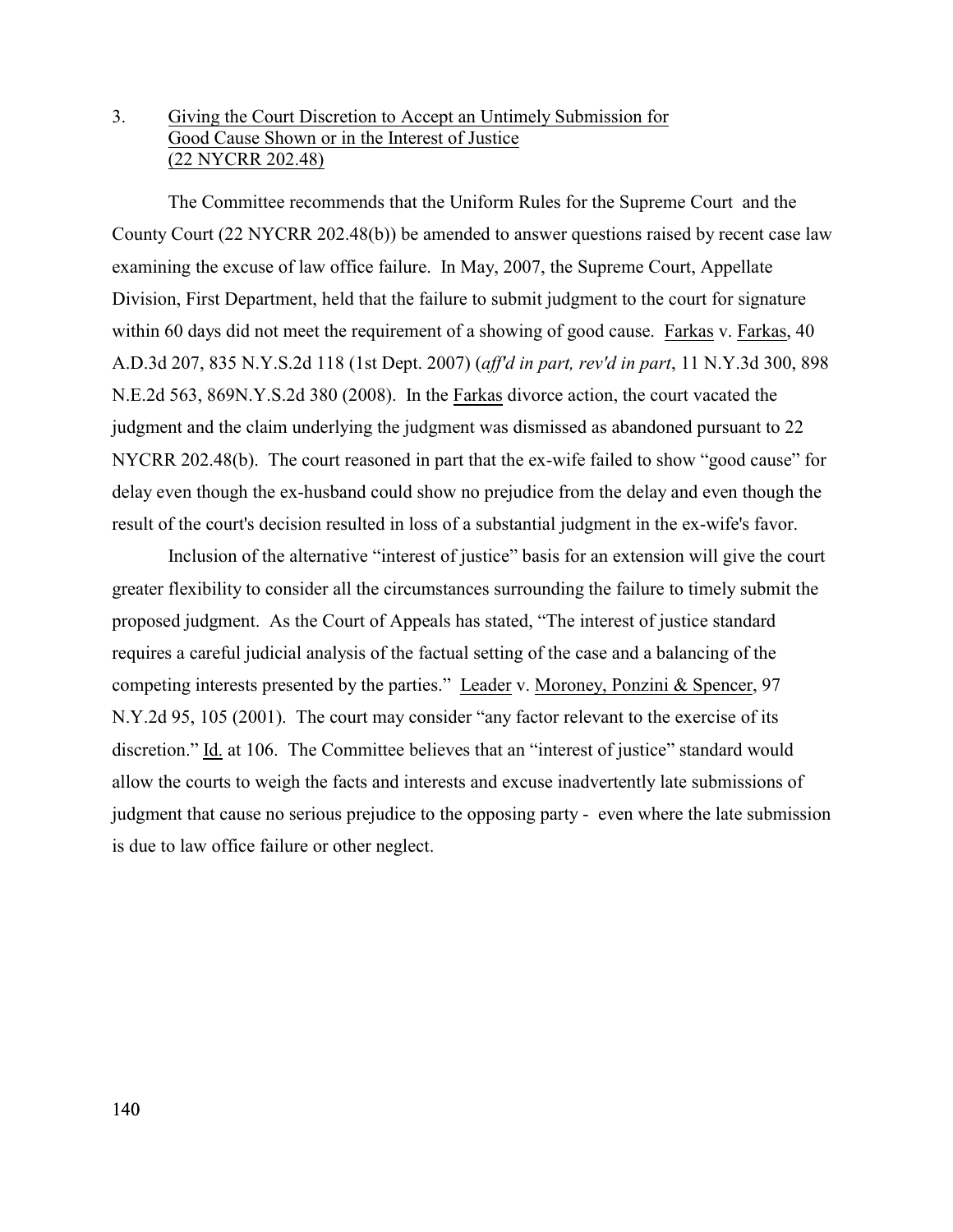### 3. Giving the Court Discretion to Accept an Untimely Submission for Good Cause Shown or in the Interest of Justice (22 NYCRR 202.48)

The Committee recommends that the Uniform Rules for the Supreme Court and the County Court (22 NYCRR 202.48(b)) be amended to answer questions raised by recent case law examining the excuse of law office failure. In May, 2007, the Supreme Court, Appellate Division, First Department, held that the failure to submit judgment to the court for signature within 60 days did not meet the requirement of a showing of good cause. Farkas v. Farkas, 40 A.D.3d 207, 835 N.Y.S.2d 118 (1st Dept. 2007) (*aff'd in part, rev'd in part*, 11 N.Y.3d 300, 898 N.E.2d 563, 869N.Y.S.2d 380 (2008). In the Farkas divorce action, the court vacated the judgment and the claim underlying the judgment was dismissed as abandoned pursuant to 22 NYCRR 202.48(b). The court reasoned in part that the ex-wife failed to show "good cause" for delay even though the ex-husband could show no prejudice from the delay and even though the result of the court's decision resulted in loss of a substantial judgment in the ex-wife's favor.

Inclusion of the alternative "interest of justice" basis for an extension will give the court greater flexibility to consider all the circumstances surrounding the failure to timely submit the proposed judgment. As the Court of Appeals has stated, "The interest of justice standard requires a careful judicial analysis of the factual setting of the case and a balancing of the competing interests presented by the parties." Leader v. Moroney, Ponzini & Spencer, 97 N.Y.2d 95, 105 (2001). The court may consider "any factor relevant to the exercise of its discretion." Id. at 106. The Committee believes that an "interest of justice" standard would allow the courts to weigh the facts and interests and excuse inadvertently late submissions of judgment that cause no serious prejudice to the opposing party - even where the late submission is due to law office failure or other neglect.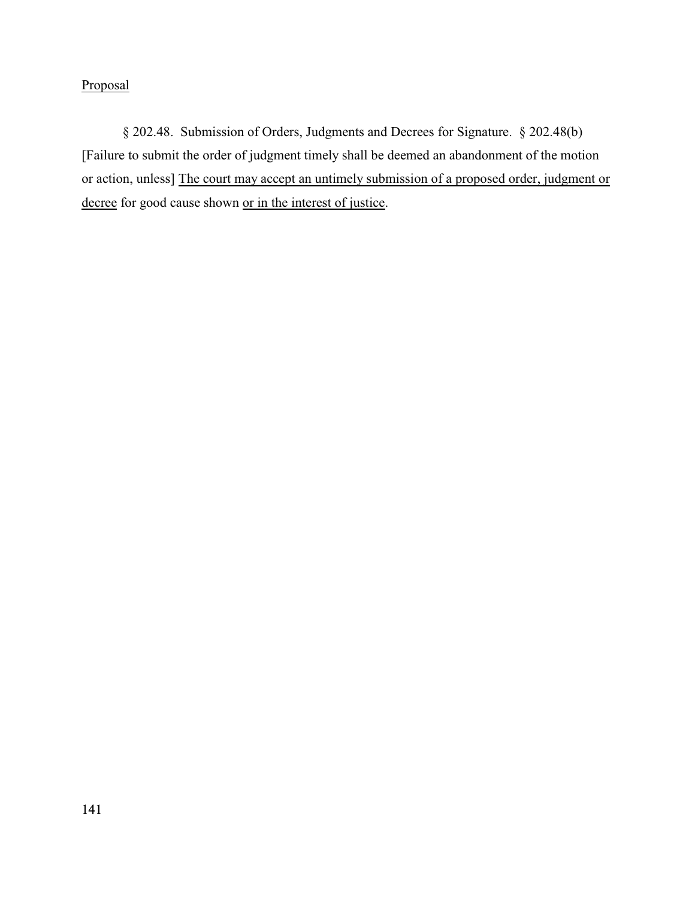<u>Proposal</u>

§ 202.48. Submission of Orders, Judgments and Decrees for Signature. § 202.48(b) [Failure to submit the order of judgment timely shall be deemed an abandonment of the motion or action, unless] <u>The court may accept an untimely submission of a proposed order, judgment or decree</u> for good cause shown <u>or in the interest of justice</u>.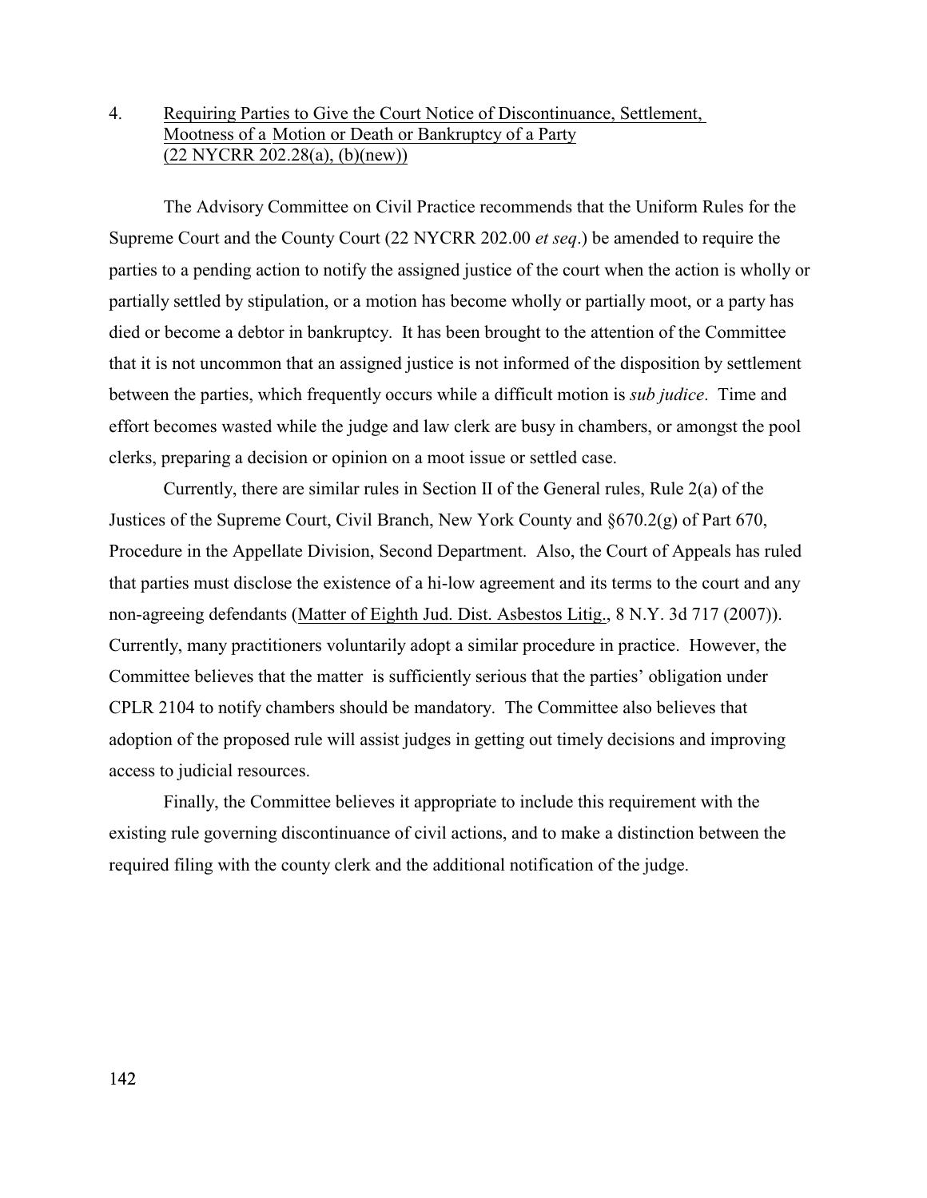4. Requiring Parties to Give the Court Notice of Discontinuance, Settlement, Mootness of a Motion or Death or Bankruptcy of a Party (22 NYCRR 202.28(a), (b)(new))

The Advisory Committee on Civil Practice recommends that the Uniform Rules for the Supreme Court and the County Court (22 NYCRR 202.00 *et seq*.) be amended to require the parties to a pending action to notify the assigned justice of the court when the action is wholly or partially settled by stipulation, or a motion has become wholly or partially moot, or a party has died or become a debtor in bankruptcy. It has been brought to the attention of the Committee that it is not uncommon that an assigned justice is not informed of the disposition by settlement between the parties, which frequently occurs while a difficult motion is *sub judice*. Time and effort becomes wasted while the judge and law clerk are busy in chambers, or amongst the pool clerks, preparing a decision or opinion on a moot issue or settled case.

Currently, there are similar rules in Section II of the General rules, Rule 2(a) of the Justices of the Supreme Court, Civil Branch, New York County and §670.2(g) of Part 670, Procedure in the Appellate Division, Second Department. Also, the Court of Appeals has ruled that parties must disclose the existence of a hi-low agreement and its terms to the court and any non-agreeing defendants (Matter of Eighth Jud. Dist. Asbestos Litig., 8 N.Y. 3d 717 (2007)). Currently, many practitioners voluntarily adopt a similar procedure in practice. However, the Committee believes that the matter is sufficiently serious that the parties' obligation under CPLR 2104 to notify chambers should be mandatory. The Committee also believes that adoption of the proposed rule will assist judges in getting out timely decisions and improving access to judicial resources.

Finally, the Committee believes it appropriate to include this requirement with the existing rule governing discontinuance of civil actions, and to make a distinction between the required filing with the county clerk and the additional notification of the judge.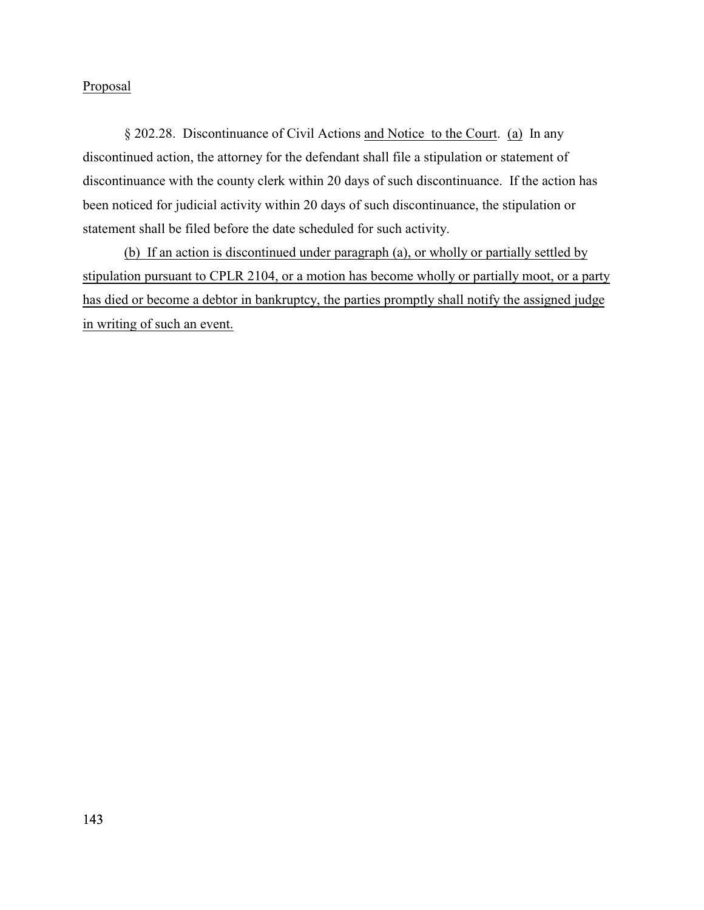<u>Proposal</u>

§ 202.28. Discontinuance of Civil Actions <u>and Notice to the Court</u>. <u>(a)</u> In any discontinued action, the attorney for the defendant shall file a stipulation or statement of discontinuance with the county clerk within 20 days of such discontinuance. If the action has been noticed for judicial activity within 20 days of such discontinuance, the stipulation or statement shall be filed before the date scheduled for such activity.

<u>(b) If an action is discontinued under paragraph (a), or wholly or partially settled by stipulation pursuant to CPLR 2104, or a motion has become wholly or partially moot, or a party has died or become a debtor in bankruptcy, the parties promptly shall notify the assigned judge in writing of such an event.</u>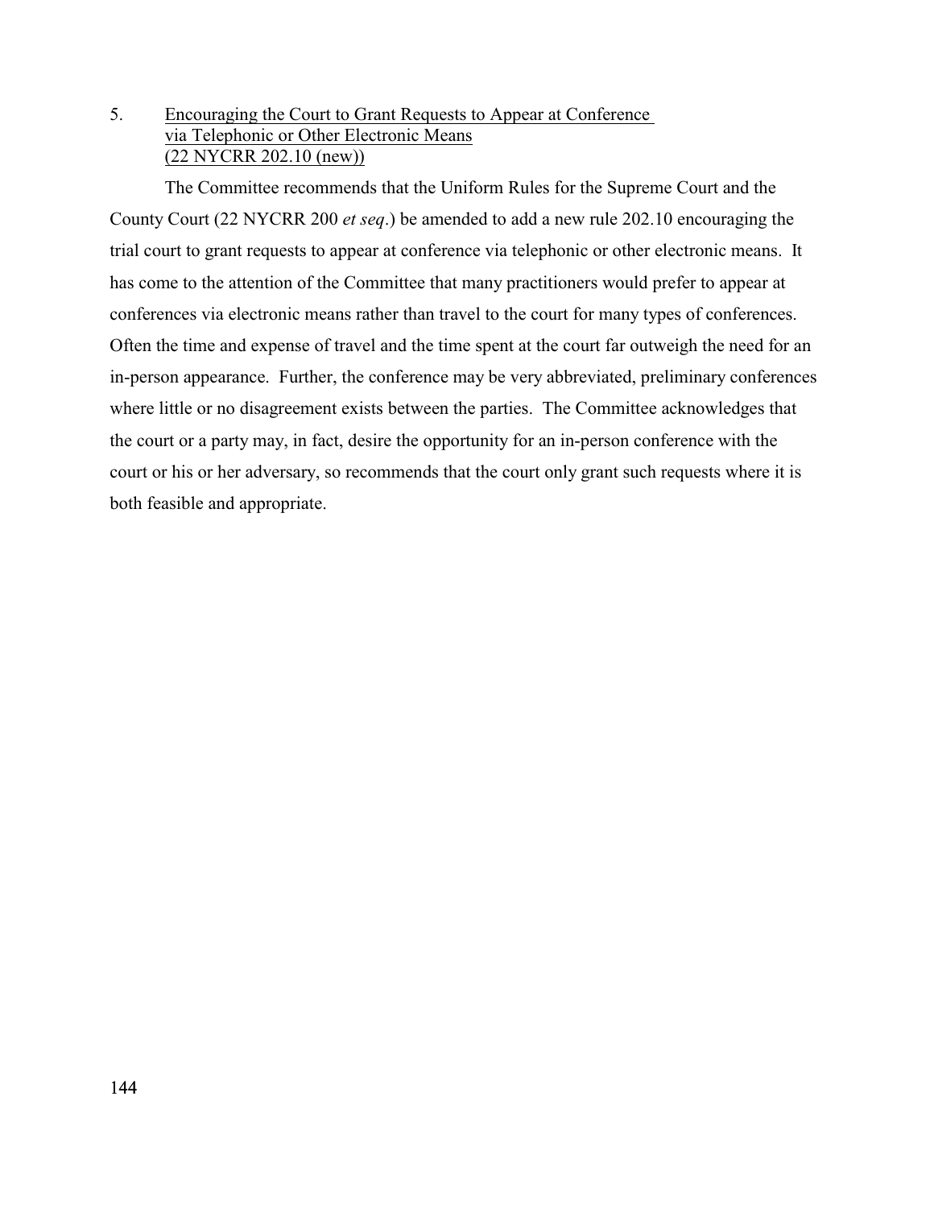5. Encouraging the Court to Grant Requests to Appear at Conference via Telephonic or Other Electronic Means (22 NYCRR 202.10 (new))

The Committee recommends that the Uniform Rules for the Supreme Court and the County Court (22 NYCRR 200 *et seq*.) be amended to add a new rule 202.10 encouraging the trial court to grant requests to appear at conference via telephonic or other electronic means. It has come to the attention of the Committee that many practitioners would prefer to appear at conferences via electronic means rather than travel to the court for many types of conferences. Often the time and expense of travel and the time spent at the court far outweigh the need for an in-person appearance. Further, the conference may be very abbreviated, preliminary conferences where little or no disagreement exists between the parties. The Committee acknowledges that the court or a party may, in fact, desire the opportunity for an in-person conference with the court or his or her adversary, so recommends that the court only grant such requests where it is both feasible and appropriate.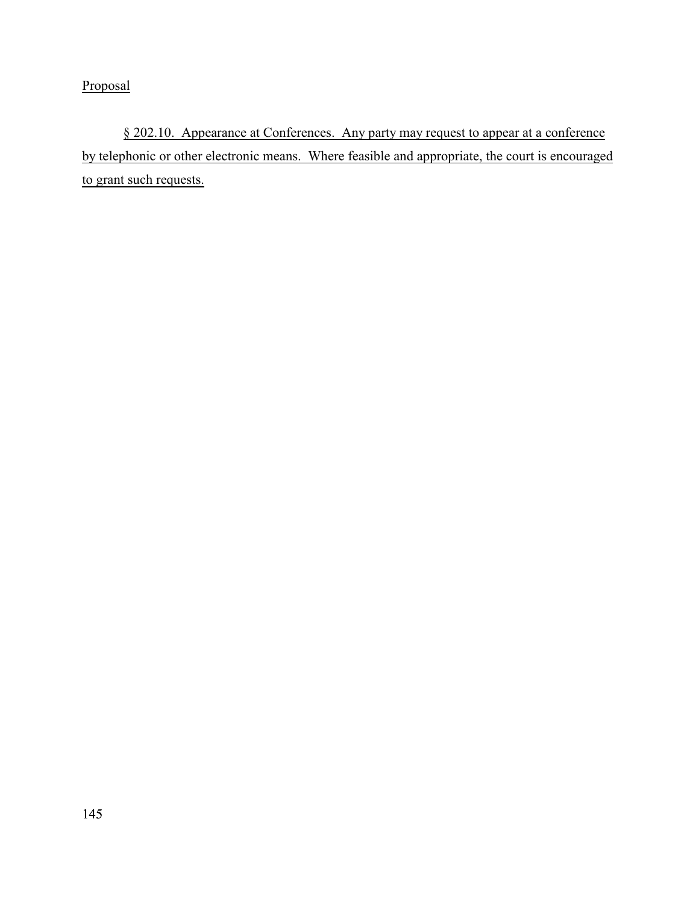Proposal

§ 202.10. Appearance at Conferences. Any party may request to appear at a conference by telephonic or other electronic means. Where feasible and appropriate, the court is encouraged to grant such requests.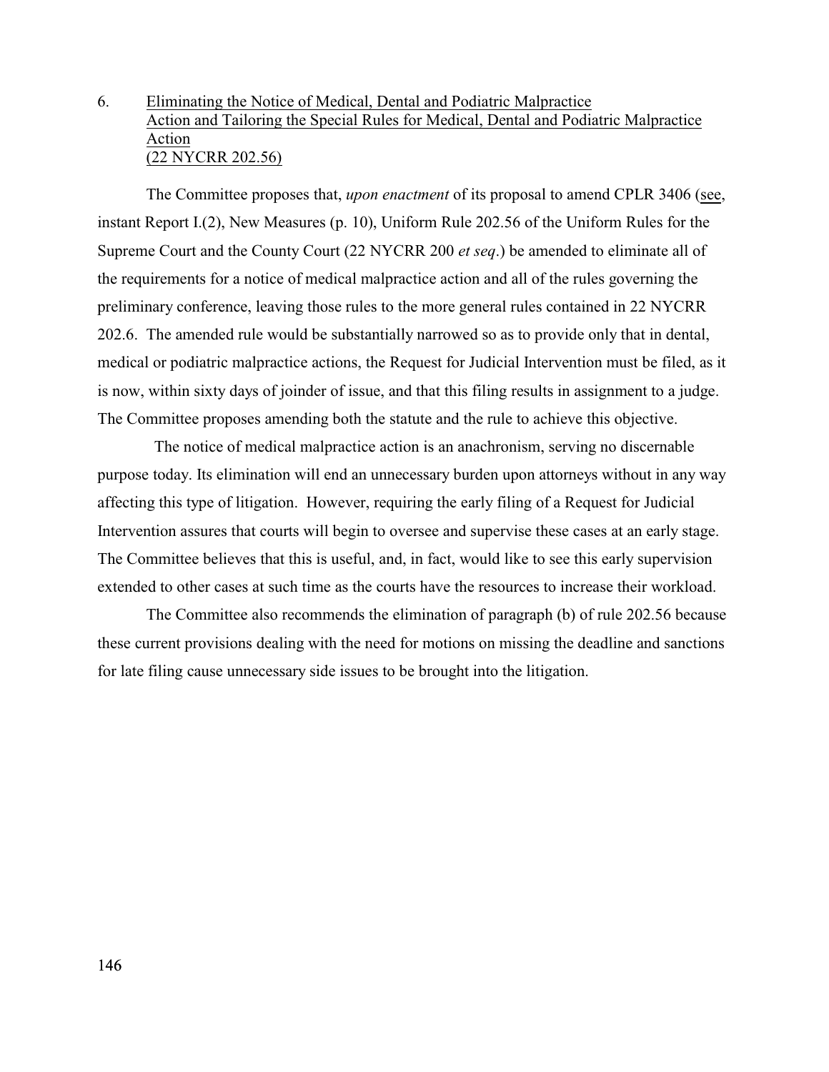6. Eliminating the Notice of Medical, Dental and Podiatric Malpractice Action and Tailoring the Special Rules for Medical, Dental and Podiatric Malpractice Action (22 NYCRR 202.56)

The Committee proposes that, *upon enactment* of its proposal to amend CPLR 3406 (see, instant Report I.(2), New Measures (p. 10), Uniform Rule 202.56 of the Uniform Rules for the Supreme Court and the County Court (22 NYCRR 200 *et seq*.) be amended to eliminate all of the requirements for a notice of medical malpractice action and all of the rules governing the preliminary conference, leaving those rules to the more general rules contained in 22 NYCRR 202.6. The amended rule would be substantially narrowed so as to provide only that in dental, medical or podiatric malpractice actions, the Request for Judicial Intervention must be filed, as it is now, within sixty days of joinder of issue, and that this filing results in assignment to a judge. The Committee proposes amending both the statute and the rule to achieve this objective.

The notice of medical malpractice action is an anachronism, serving no discernable purpose today. Its elimination will end an unnecessary burden upon attorneys without in any way affecting this type of litigation. However, requiring the early filing of a Request for Judicial Intervention assures that courts will begin to oversee and supervise these cases at an early stage. The Committee believes that this is useful, and, in fact, would like to see this early supervision extended to other cases at such time as the courts have the resources to increase their workload.

The Committee also recommends the elimination of paragraph (b) of rule 202.56 because these current provisions dealing with the need for motions on missing the deadline and sanctions for late filing cause unnecessary side issues to be brought into the litigation.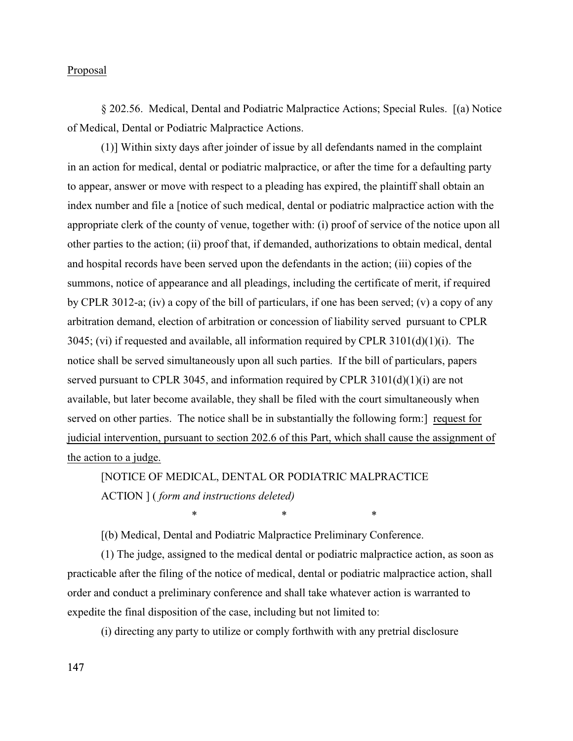Proposal

§ 202.56. Medical, Dental and Podiatric Malpractice Actions; Special Rules. [(a) Notice of Medical, Dental or Podiatric Malpractice Actions.

(1)] Within sixty days after joinder of issue by all defendants named in the complaint in an action for medical, dental or podiatric malpractice, or after the time for a defaulting party to appear, answer or move with respect to a pleading has expired, the plaintiff shall obtain an index number and file a [notice of such medical, dental or podiatric malpractice action with the appropriate clerk of the county of venue, together with: (i) proof of service of the notice upon all other parties to the action; (ii) proof that, if demanded, authorizations to obtain medical, dental and hospital records have been served upon the defendants in the action; (iii) copies of the summons, notice of appearance and all pleadings, including the certificate of merit, if required by CPLR 3012-a; (iv) a copy of the bill of particulars, if one has been served; (v) a copy of any arbitration demand, election of arbitration or concession of liability served pursuant to CPLR 3045; (vi) if requested and available, all information required by CPLR 3101(d)(1)(i). The notice shall be served simultaneously upon all such parties. If the bill of particulars, papers served pursuant to CPLR 3045, and information required by CPLR 3101(d)(1)(i) are not available, but later become available, they shall be filed with the court simultaneously when served on other parties. The notice shall be in substantially the following form:] <u>request for judicial intervention, pursuant to section 202.6 of this Part, which shall cause the assignment of the action to a judge.</u>

[NOTICE OF MEDICAL, DENTAL OR PODIATRIC MALPRACTICE ACTION ] ( *form and instructions deleted)*

\* \* \*

[(b) Medical, Dental and Podiatric Malpractice Preliminary Conference.

(1) The judge, assigned to the medical dental or podiatric malpractice action, as soon as practicable after the filing of the notice of medical, dental or podiatric malpractice action, shall order and conduct a preliminary conference and shall take whatever action is warranted to expedite the final disposition of the case, including but not limited to:

(i) directing any party to utilize or comply forthwith with any pretrial disclosure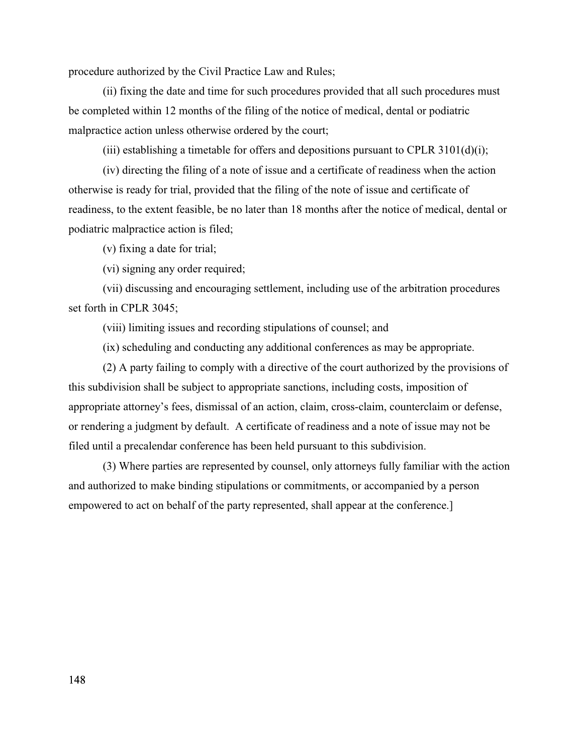procedure authorized by the Civil Practice Law and Rules;

(ii) fixing the date and time for such procedures provided that all such procedures must be completed within 12 months of the filing of the notice of medical, dental or podiatric malpractice action unless otherwise ordered by the court;

(iii) establishing a timetable for offers and depositions pursuant to CPLR 3101(d)(i);

(iv) directing the filing of a note of issue and a certificate of readiness when the action otherwise is ready for trial, provided that the filing of the note of issue and certificate of readiness, to the extent feasible, be no later than 18 months after the notice of medical, dental or podiatric malpractice action is filed;

(v) fixing a date for trial;

(vi) signing any order required;

(vii) discussing and encouraging settlement, including use of the arbitration procedures set forth in CPLR 3045;

(viii) limiting issues and recording stipulations of counsel; and

(ix) scheduling and conducting any additional conferences as may be appropriate.

(2) A party failing to comply with a directive of the court authorized by the provisions of this subdivision shall be subject to appropriate sanctions, including costs, imposition of appropriate attorney's fees, dismissal of an action, claim, cross-claim, counterclaim or defense, or rendering a judgment by default. A certificate of readiness and a note of issue may not be filed until a precalendar conference has been held pursuant to this subdivision.

(3) Where parties are represented by counsel, only attorneys fully familiar with the action and authorized to make binding stipulations or commitments, or accompanied by a person empowered to act on behalf of the party represented, shall appear at the conference.]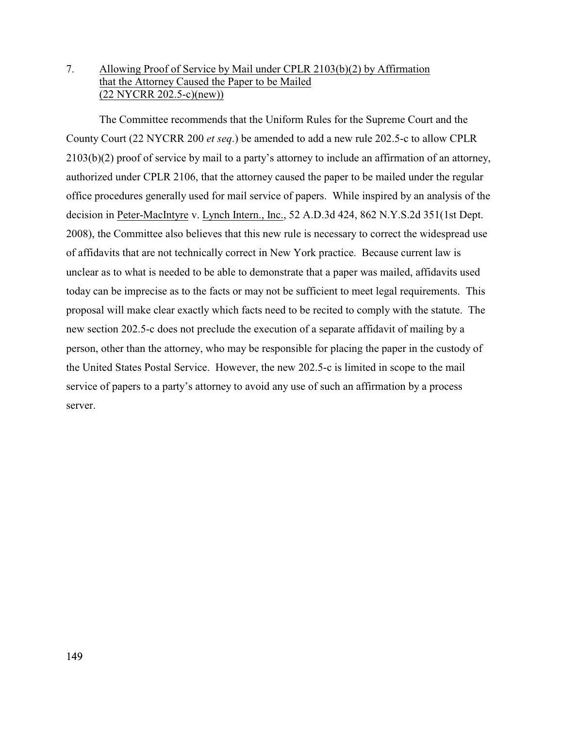7. Allowing Proof of Service by Mail under CPLR 2103(b)(2) by Affirmation that the Attorney Caused the Paper to be Mailed (22 NYCRR 202.5-c)(new))

The Committee recommends that the Uniform Rules for the Supreme Court and the County Court (22 NYCRR 200 *et seq*.) be amended to add a new rule 202.5-c to allow CPLR 2103(b)(2) proof of service by mail to a party's attorney to include an affirmation of an attorney, authorized under CPLR 2106, that the attorney caused the paper to be mailed under the regular office procedures generally used for mail service of papers. While inspired by an analysis of the decision in Peter-MacIntyre v. Lynch Intern., Inc., 52 A.D.3d 424, 862 N.Y.S.2d 351(1st Dept. 2008), the Committee also believes that this new rule is necessary to correct the widespread use of affidavits that are not technically correct in New York practice. Because current law is unclear as to what is needed to be able to demonstrate that a paper was mailed, affidavits used today can be imprecise as to the facts or may not be sufficient to meet legal requirements. This proposal will make clear exactly which facts need to be recited to comply with the statute. The new section 202.5-c does not preclude the execution of a separate affidavit of mailing by a person, other than the attorney, who may be responsible for placing the paper in the custody of the United States Postal Service. However, the new 202.5-c is limited in scope to the mail service of papers to a party's attorney to avoid any use of such an affirmation by a process server.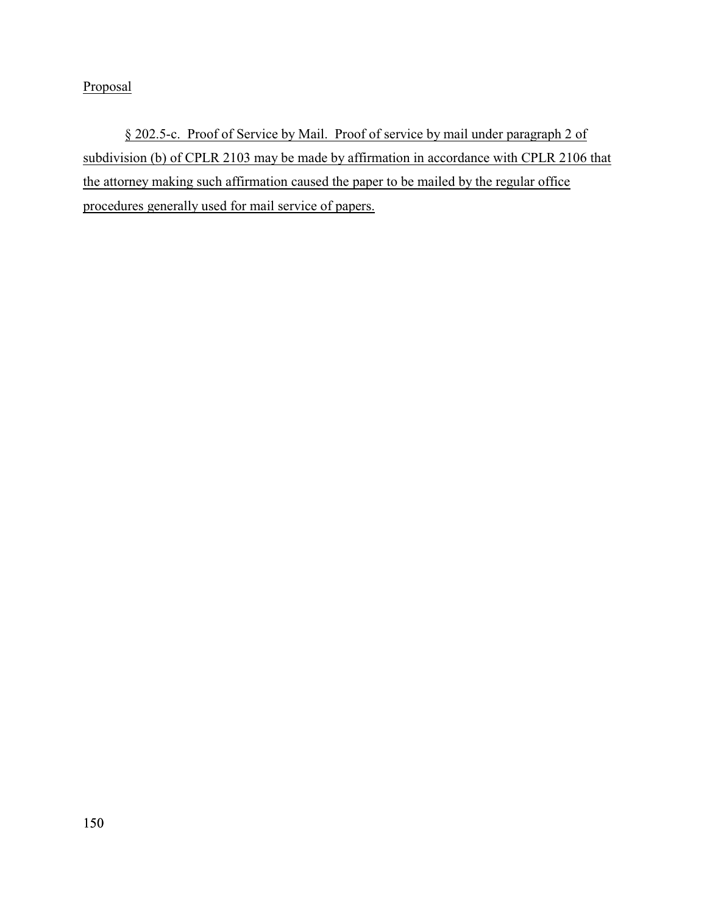Proposal

§ 202.5-c. Proof of Service by Mail. Proof of service by mail under paragraph 2 of subdivision (b) of CPLR 2103 may be made by affirmation in accordance with CPLR 2106 that the attorney making such affirmation caused the paper to be mailed by the regular office procedures generally used for mail service of papers.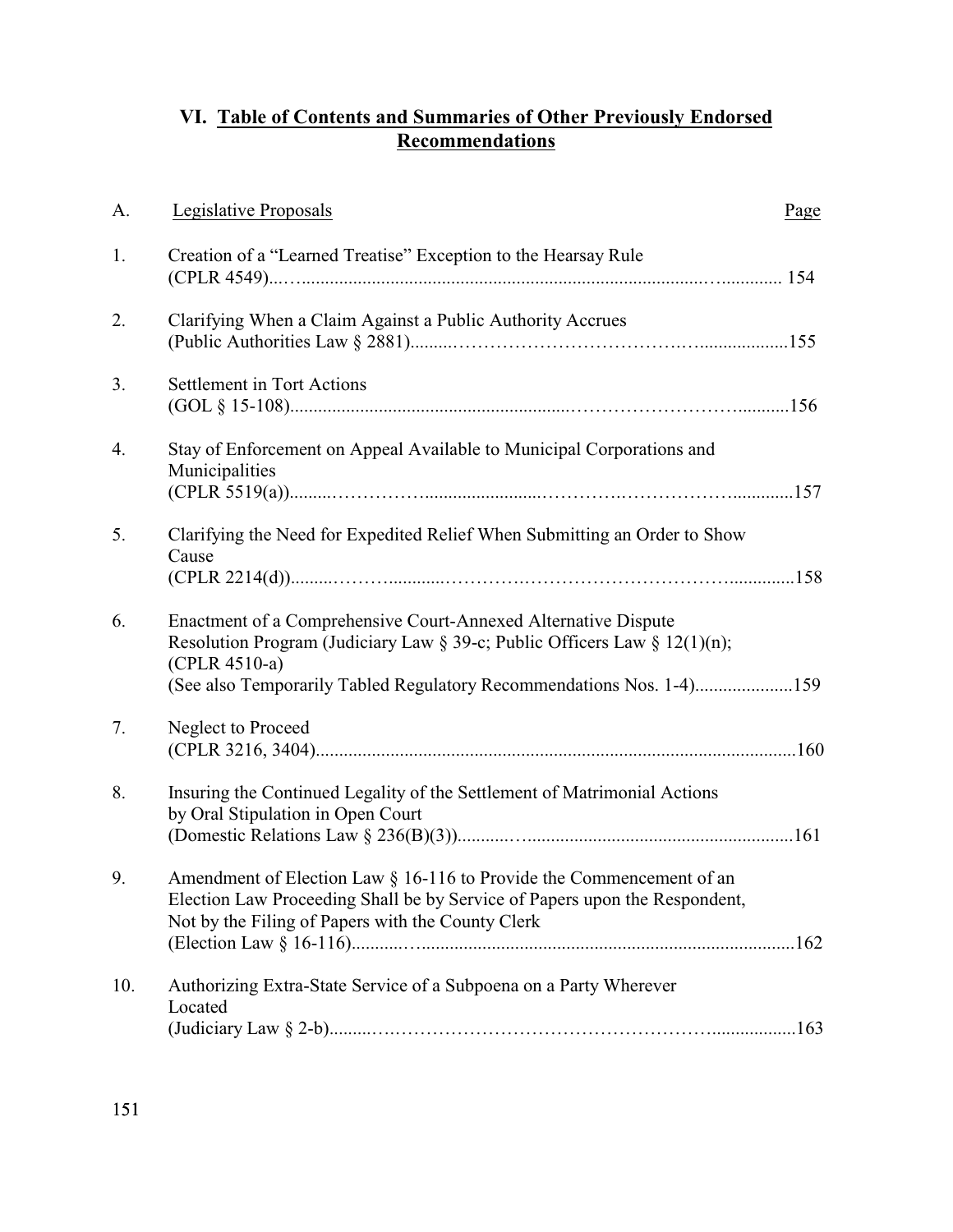## VI. Table of Contents and Summaries of Other Previously Endorsed Recommendations

| A. | Legislative Proposals | Page |
|---|---|---|
| 1. | Creation of a "Learned Treatise" Exception to the Hearsay Rule (CPLR 4549) | 154 |
| 2. | Clarifying When a Claim Against a Public Authority Accrues (Public Authorities Law § 2881) | 155 |
| 3. | Settlement in Tort Actions (GOL § 15-108) | 156 |
| 4. | Stay of Enforcement on Appeal Available to Municipal Corporations and Municipalities (CPLR 5519(a)) | 157 |
| 5. | Clarifying the Need for Expedited Relief When Submitting an Order to Show Cause (CPLR 2214(d)) | 158 |
| 6. | Enactment of a Comprehensive Court-Annexed Alternative Dispute Resolution Program (Judiciary Law § 39-c; Public Officers Law § 12(1)(n); (CPLR 4510-a) (See also Temporarily Tabled Regulatory Recommendations Nos. 1-4) | 159 |
| 7. | Neglect to Proceed (CPLR 3216, 3404) | 160 |
| 8. | Insuring the Continued Legality of the Settlement of Matrimonial Actions by Oral Stipulation in Open Court (Domestic Relations Law § 236(B)(3)) | 161 |
| 9. | Amendment of Election Law § 16-116 to Provide the Commencement of an Election Law Proceeding Shall be by Service of Papers upon the Respondent, Not by the Filing of Papers with the County Clerk (Election Law § 16-116) | 162 |
| 10. | Authorizing Extra-State Service of a Subpoena on a Party Wherever Located (Judiciary Law § 2-b) | 163 |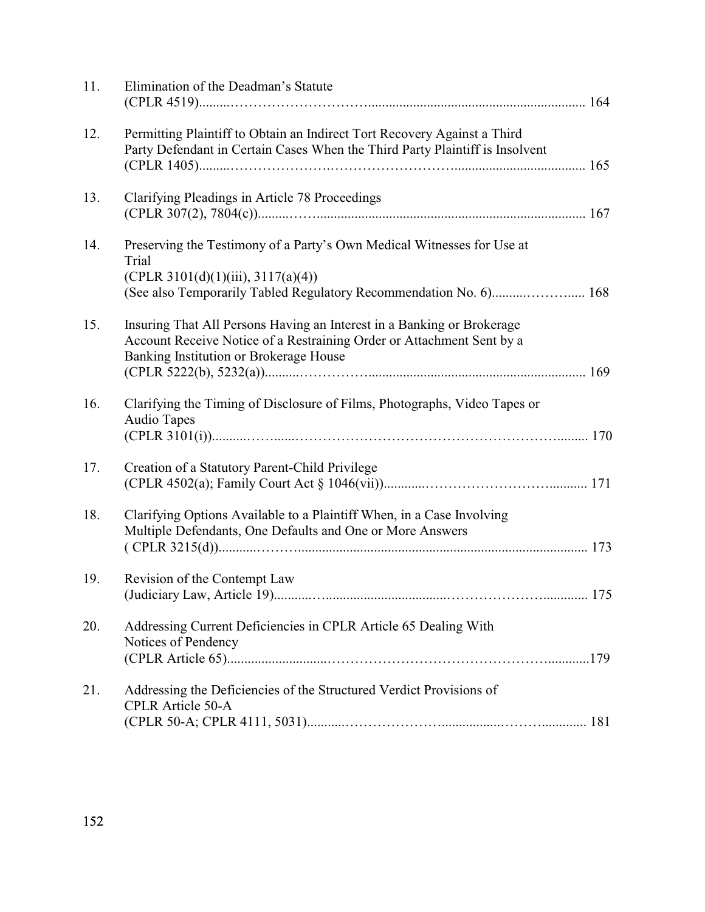11. Elimination of the Deadman's Statute
    (CPLR 4519)........................................................................................ 164

12. Permitting Plaintiff to Obtain an Indirect Tort Recovery Against a Third Party Defendant in Certain Cases When the Third Party Plaintiff is Insolvent
    (CPLR 1405)........................................................................................ 165

13. Clarifying Pleadings in Article 78 Proceedings
    (CPLR 307(2), 7804(c))........................................................................ 167

14. Preserving the Testimony of a Party's Own Medical Witnesses for Use at Trial
    (CPLR 3101(d)(1)(iii), 3117(a)(4))
    (See also Temporarily Tabled Regulatory Recommendation No. 6)................ 168

15. Insuring That All Persons Having an Interest in a Banking or Brokerage Account Receive Notice of a Restraining Order or Attachment Sent by a Banking Institution or Brokerage House
    (CPLR 5222(b), 5232(a))...................................................................... 169

16. Clarifying the Timing of Disclosure of Films, Photographs, Video Tapes or Audio Tapes
    (CPLR 3101(i))...................................................................................... 170

17. Creation of a Statutory Parent-Child Privilege
    (CPLR 4502(a); Family Court Act § 1046(vii))........................................ 171

18. Clarifying Options Available to a Plaintiff When, in a Case Involving Multiple Defendants, One Defaults and One or More Answers
    ( CPLR 3215(d))..................................................................................... 173

19. Revision of the Contempt Law
    (Judiciary Law, Article 19).................................................................... 175

20. Addressing Current Deficiencies in CPLR Article 65 Dealing With Notices of Pendency
    (CPLR Article 65)................................................................................... 179

21. Addressing the Deficiencies of the Structured Verdict Provisions of CPLR Article 50-A
    (CPLR 50-A; CPLR 4111, 5031)............................................................ 181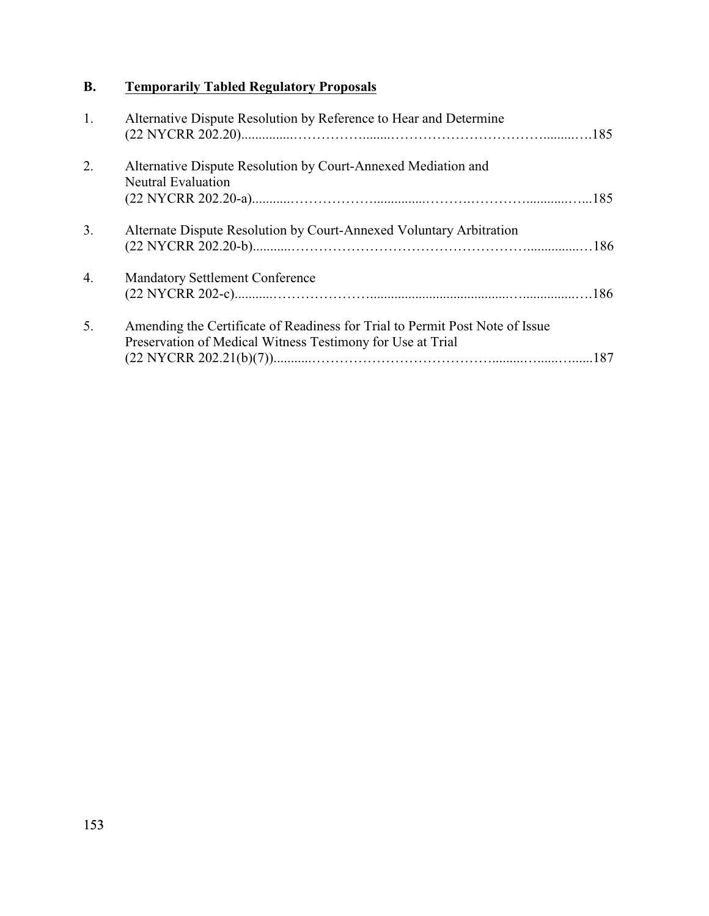## B. Temporarily Tabled Regulatory Proposals

1. Alternative Dispute Resolution by Reference to Hear and Determine (22 NYCRR 202.20)....185

2. Alternative Dispute Resolution by Court-Annexed Mediation and Neutral Evaluation (22 NYCRR 202.20-a)....185

3. Alternate Dispute Resolution by Court-Annexed Voluntary Arbitration (22 NYCRR 202.20-b)....186

4. Mandatory Settlement Conference (22 NYCRR 202-c)....186

5. Amending the Certificate of Readiness for Trial to Permit Post Note of Issue Preservation of Medical Witness Testimony for Use at Trial (22 NYCRR 202.21(b)(7))....187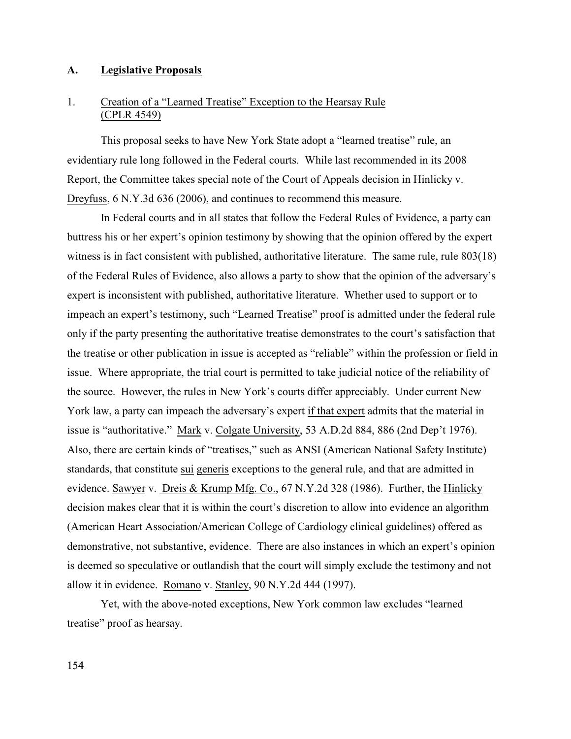## A. Legislative Proposals

### 1. Creation of a "Learned Treatise" Exception to the Hearsay Rule (CPLR 4549)

This proposal seeks to have New York State adopt a "learned treatise" rule, an evidentiary rule long followed in the Federal courts. While last recommended in its 2008 Report, the Committee takes special note of the Court of Appeals decision in Hinlicky v. Dreyfuss, 6 N.Y.3d 636 (2006), and continues to recommend this measure.

In Federal courts and in all states that follow the Federal Rules of Evidence, a party can buttress his or her expert's opinion testimony by showing that the opinion offered by the expert witness is in fact consistent with published, authoritative literature. The same rule, rule 803(18) of the Federal Rules of Evidence, also allows a party to show that the opinion of the adversary's expert is inconsistent with published, authoritative literature. Whether used to support or to impeach an expert's testimony, such "Learned Treatise" proof is admitted under the federal rule only if the party presenting the authoritative treatise demonstrates to the court's satisfaction that the treatise or other publication in issue is accepted as "reliable" within the profession or field in issue. Where appropriate, the trial court is permitted to take judicial notice of the reliability of the source. However, the rules in New York's courts differ appreciably. Under current New York law, a party can impeach the adversary's expert if that expert admits that the material in issue is "authoritative." Mark v. Colgate University, 53 A.D.2d 884, 886 (2nd Dep't 1976). Also, there are certain kinds of "treatises," such as ANSI (American National Safety Institute) standards, that constitute sui generis exceptions to the general rule, and that are admitted in evidence. Sawyer v. Dreis & Krump Mfg. Co., 67 N.Y.2d 328 (1986). Further, the Hinlicky decision makes clear that it is within the court's discretion to allow into evidence an algorithm (American Heart Association/American College of Cardiology clinical guidelines) offered as demonstrative, not substantive, evidence. There are also instances in which an expert's opinion is deemed so speculative or outlandish that the court will simply exclude the testimony and not allow it in evidence. Romano v. Stanley, 90 N.Y.2d 444 (1997).

Yet, with the above-noted exceptions, New York common law excludes "learned treatise" proof as hearsay.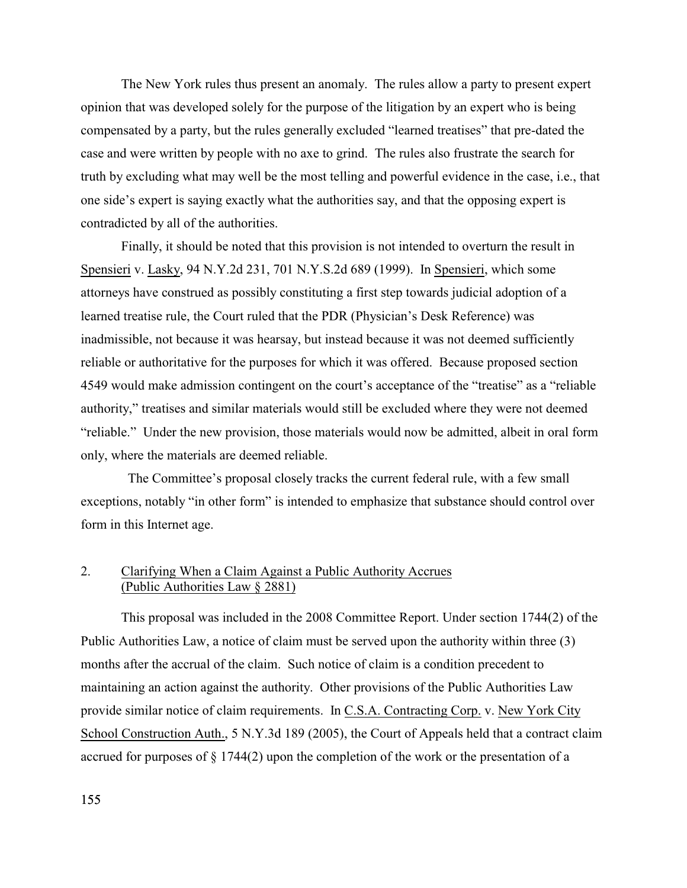The New York rules thus present an anomaly. The rules allow a party to present expert opinion that was developed solely for the purpose of the litigation by an expert who is being compensated by a party, but the rules generally excluded "learned treatises" that pre-dated the case and were written by people with no axe to grind. The rules also frustrate the search for truth by excluding what may well be the most telling and powerful evidence in the case, i.e., that one side's expert is saying exactly what the authorities say, and that the opposing expert is contradicted by all of the authorities.

Finally, it should be noted that this provision is not intended to overturn the result in Spensieri v. Lasky, 94 N.Y.2d 231, 701 N.Y.S.2d 689 (1999). In Spensieri, which some attorneys have construed as possibly constituting a first step towards judicial adoption of a learned treatise rule, the Court ruled that the PDR (Physician's Desk Reference) was inadmissible, not because it was hearsay, but instead because it was not deemed sufficiently reliable or authoritative for the purposes for which it was offered. Because proposed section 4549 would make admission contingent on the court's acceptance of the "treatise" as a "reliable authority," treatises and similar materials would still be excluded where they were not deemed "reliable." Under the new provision, those materials would now be admitted, albeit in oral form only, where the materials are deemed reliable.

The Committee's proposal closely tracks the current federal rule, with a few small exceptions, notably "in other form" is intended to emphasize that substance should control over form in this Internet age.

## 2. Clarifying When a Claim Against a Public Authority Accrues (Public Authorities Law § 2881)

This proposal was included in the 2008 Committee Report. Under section 1744(2) of the Public Authorities Law, a notice of claim must be served upon the authority within three (3) months after the accrual of the claim. Such notice of claim is a condition precedent to maintaining an action against the authority. Other provisions of the Public Authorities Law provide similar notice of claim requirements. In C.S.A. Contracting Corp. v. New York City School Construction Auth., 5 N.Y.3d 189 (2005), the Court of Appeals held that a contract claim accrued for purposes of § 1744(2) upon the completion of the work or the presentation of a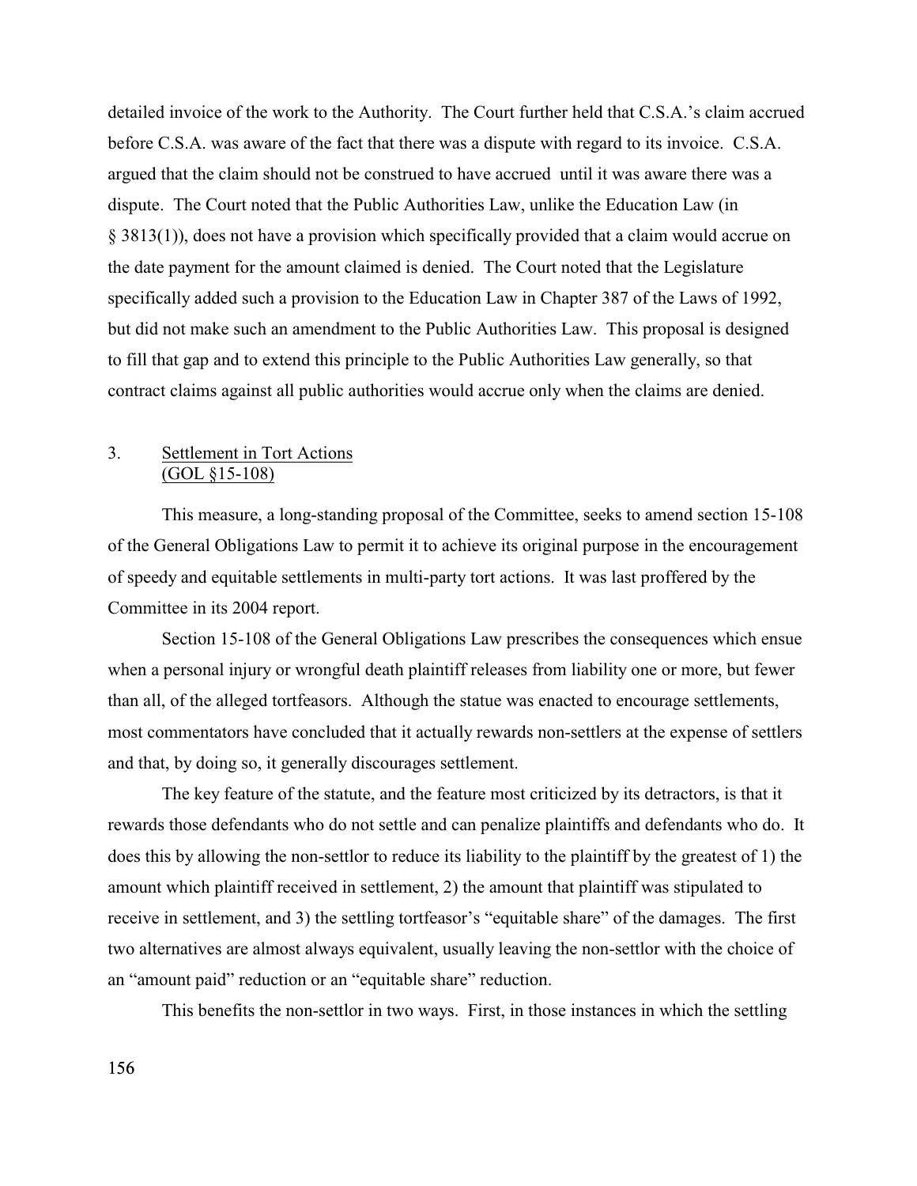detailed invoice of the work to the Authority. The Court further held that C.S.A.'s claim accrued before C.S.A. was aware of the fact that there was a dispute with regard to its invoice. C.S.A. argued that the claim should not be construed to have accrued until it was aware there was a dispute. The Court noted that the Public Authorities Law, unlike the Education Law (in § 3813(1)), does not have a provision which specifically provided that a claim would accrue on the date payment for the amount claimed is denied. The Court noted that the Legislature specifically added such a provision to the Education Law in Chapter 387 of the Laws of 1992, but did not make such an amendment to the Public Authorities Law. This proposal is designed to fill that gap and to extend this principle to the Public Authorities Law generally, so that contract claims against all public authorities would accrue only when the claims are denied.

### 3. Settlement in Tort Actions (GOL §15-108)

This measure, a long-standing proposal of the Committee, seeks to amend section 15-108 of the General Obligations Law to permit it to achieve its original purpose in the encouragement of speedy and equitable settlements in multi-party tort actions. It was last proffered by the Committee in its 2004 report.

Section 15-108 of the General Obligations Law prescribes the consequences which ensue when a personal injury or wrongful death plaintiff releases from liability one or more, but fewer than all, of the alleged tortfeasors. Although the statue was enacted to encourage settlements, most commentators have concluded that it actually rewards non-settlers at the expense of settlers and that, by doing so, it generally discourages settlement.

The key feature of the statute, and the feature most criticized by its detractors, is that it rewards those defendants who do not settle and can penalize plaintiffs and defendants who do. It does this by allowing the non-settlor to reduce its liability to the plaintiff by the greatest of 1) the amount which plaintiff received in settlement, 2) the amount that plaintiff was stipulated to receive in settlement, and 3) the settling tortfeasor's "equitable share" of the damages. The first two alternatives are almost always equivalent, usually leaving the non-settlor with the choice of an "amount paid" reduction or an "equitable share" reduction.

This benefits the non-settlor in two ways. First, in those instances in which the settling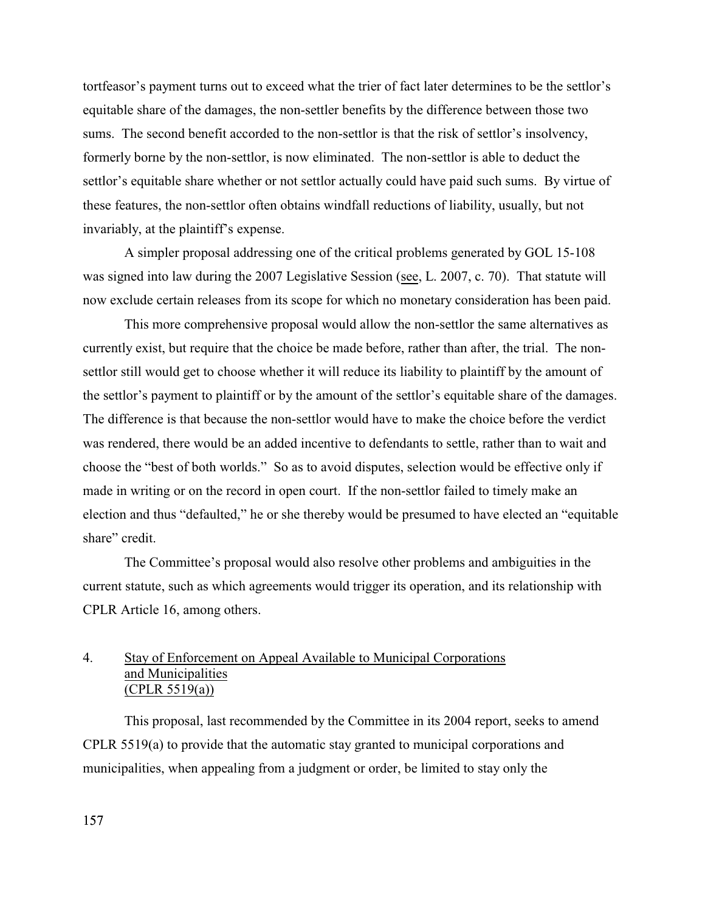tortfeasor's payment turns out to exceed what the trier of fact later determines to be the settlor's equitable share of the damages, the non-settler benefits by the difference between those two sums. The second benefit accorded to the non-settlor is that the risk of settlor's insolvency, formerly borne by the non-settlor, is now eliminated. The non-settlor is able to deduct the settlor's equitable share whether or not settlor actually could have paid such sums. By virtue of these features, the non-settlor often obtains windfall reductions of liability, usually, but not invariably, at the plaintiff's expense.

A simpler proposal addressing one of the critical problems generated by GOL 15-108 was signed into law during the 2007 Legislative Session (see, L. 2007, c. 70). That statute will now exclude certain releases from its scope for which no monetary consideration has been paid.

This more comprehensive proposal would allow the non-settlor the same alternatives as currently exist, but require that the choice be made before, rather than after, the trial. The non-settlor still would get to choose whether it will reduce its liability to plaintiff by the amount of the settlor's payment to plaintiff or by the amount of the settlor's equitable share of the damages. The difference is that because the non-settlor would have to make the choice before the verdict was rendered, there would be an added incentive to defendants to settle, rather than to wait and choose the "best of both worlds." So as to avoid disputes, selection would be effective only if made in writing or on the record in open court. If the non-settlor failed to timely make an election and thus "defaulted," he or she thereby would be presumed to have elected an "equitable share" credit.

The Committee's proposal would also resolve other problems and ambiguities in the current statute, such as which agreements would trigger its operation, and its relationship with CPLR Article 16, among others.

## 4. Stay of Enforcement on Appeal Available to Municipal Corporations and Municipalities (CPLR 5519(a))

This proposal, last recommended by the Committee in its 2004 report, seeks to amend CPLR 5519(a) to provide that the automatic stay granted to municipal corporations and municipalities, when appealing from a judgment or order, be limited to stay only the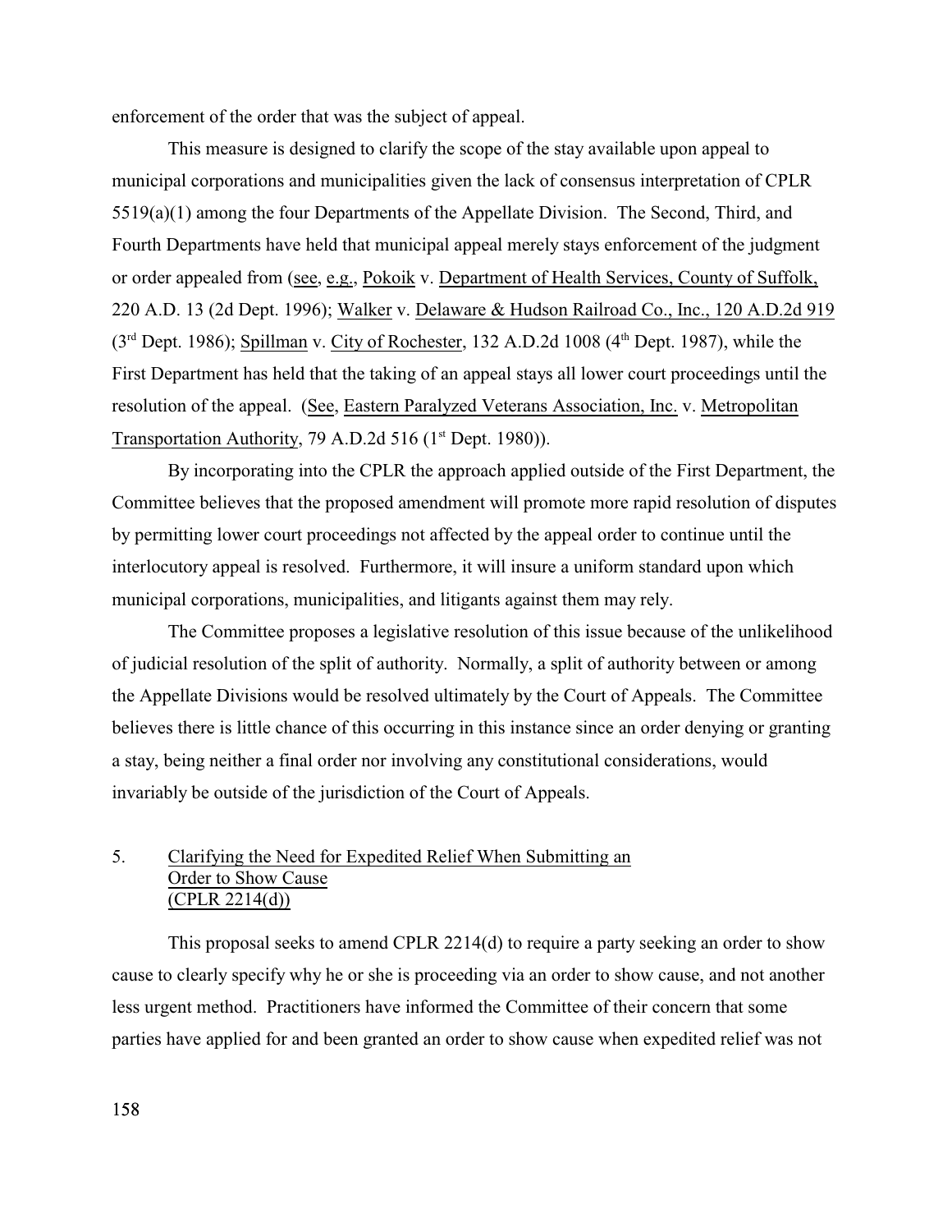enforcement of the order that was the subject of appeal.

This measure is designed to clarify the scope of the stay available upon appeal to municipal corporations and municipalities given the lack of consensus interpretation of CPLR 5519(a)(1) among the four Departments of the Appellate Division. The Second, Third, and Fourth Departments have held that municipal appeal merely stays enforcement of the judgment or order appealed from (see, e.g., Pokoik v. Department of Health Services, County of Suffolk, 220 A.D. 13 (2d Dept. 1996); Walker v. Delaware & Hudson Railroad Co., Inc., 120 A.D.2d 919 (3rd Dept. 1986); Spillman v. City of Rochester, 132 A.D.2d 1008 (4th Dept. 1987), while the First Department has held that the taking of an appeal stays all lower court proceedings until the resolution of the appeal. (See, Eastern Paralyzed Veterans Association, Inc. v. Metropolitan Transportation Authority, 79 A.D.2d 516 (1st Dept. 1980)).

By incorporating into the CPLR the approach applied outside of the First Department, the Committee believes that the proposed amendment will promote more rapid resolution of disputes by permitting lower court proceedings not affected by the appeal order to continue until the interlocutory appeal is resolved. Furthermore, it will insure a uniform standard upon which municipal corporations, municipalities, and litigants against them may rely.

The Committee proposes a legislative resolution of this issue because of the unlikelihood of judicial resolution of the split of authority. Normally, a split of authority between or among the Appellate Divisions would be resolved ultimately by the Court of Appeals. The Committee believes there is little chance of this occurring in this instance since an order denying or granting a stay, being neither a final order nor involving any constitutional considerations, would invariably be outside of the jurisdiction of the Court of Appeals.

## 5. Clarifying the Need for Expedited Relief When Submitting an Order to Show Cause (CPLR 2214(d))

This proposal seeks to amend CPLR 2214(d) to require a party seeking an order to show cause to clearly specify why he or she is proceeding via an order to show cause, and not another less urgent method. Practitioners have informed the Committee of their concern that some parties have applied for and been granted an order to show cause when expedited relief was not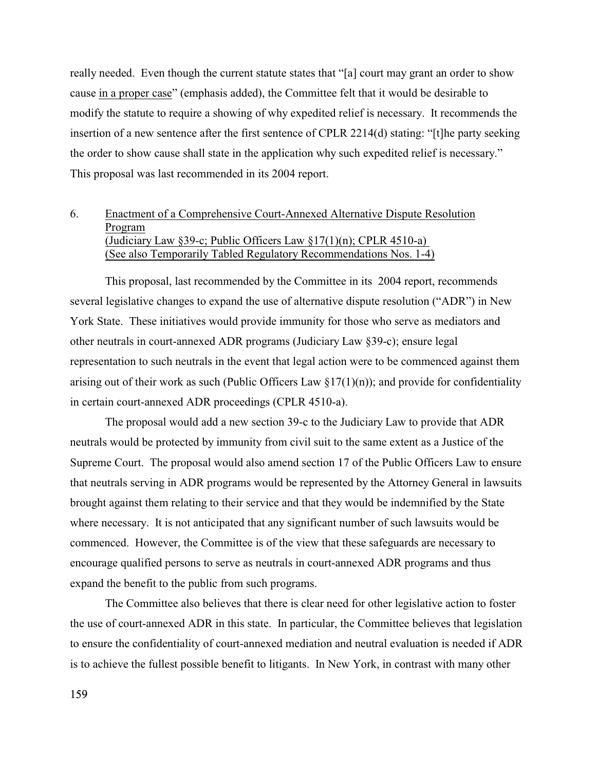really needed. Even though the current statute states that "[a] court may grant an order to show cause in a proper case" (emphasis added), the Committee felt that it would be desirable to modify the statute to require a showing of why expedited relief is necessary. It recommends the insertion of a new sentence after the first sentence of CPLR 2214(d) stating: "[t]he party seeking the order to show cause shall state in the application why such expedited relief is necessary." This proposal was last recommended in its 2004 report.

6. Enactment of a Comprehensive Court-Annexed Alternative Dispute Resolution Program
(Judiciary Law §39-c; Public Officers Law §17(1)(n); CPLR 4510-a)
(See also Temporarily Tabled Regulatory Recommendations Nos. 1-4)

This proposal, last recommended by the Committee in its 2004 report, recommends several legislative changes to expand the use of alternative dispute resolution ("ADR") in New York State. These initiatives would provide immunity for those who serve as mediators and other neutrals in court-annexed ADR programs (Judiciary Law §39-c); ensure legal representation to such neutrals in the event that legal action were to be commenced against them arising out of their work as such (Public Officers Law §17(1)(n)); and provide for confidentiality in certain court-annexed ADR proceedings (CPLR 4510-a).

The proposal would add a new section 39-c to the Judiciary Law to provide that ADR neutrals would be protected by immunity from civil suit to the same extent as a Justice of the Supreme Court. The proposal would also amend section 17 of the Public Officers Law to ensure that neutrals serving in ADR programs would be represented by the Attorney General in lawsuits brought against them relating to their service and that they would be indemnified by the State where necessary. It is not anticipated that any significant number of such lawsuits would be commenced. However, the Committee is of the view that these safeguards are necessary to encourage qualified persons to serve as neutrals in court-annexed ADR programs and thus expand the benefit to the public from such programs.

The Committee also believes that there is clear need for other legislative action to foster the use of court-annexed ADR in this state. In particular, the Committee believes that legislation to ensure the confidentiality of court-annexed mediation and neutral evaluation is needed if ADR is to achieve the fullest possible benefit to litigants. In New York, in contrast with many other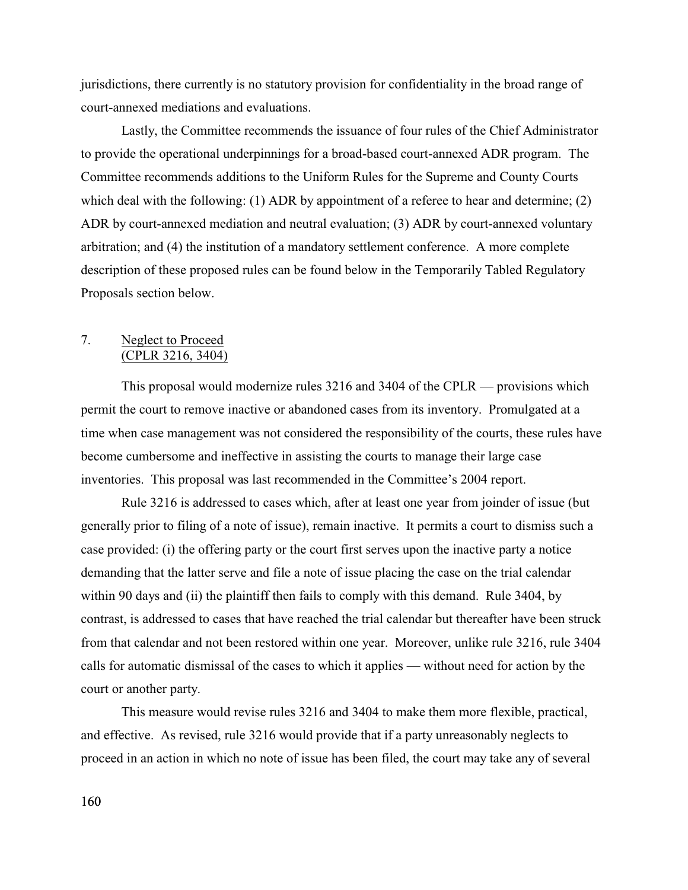jurisdictions, there currently is no statutory provision for confidentiality in the broad range of court-annexed mediations and evaluations.

Lastly, the Committee recommends the issuance of four rules of the Chief Administrator to provide the operational underpinnings for a broad-based court-annexed ADR program. The Committee recommends additions to the Uniform Rules for the Supreme and County Courts which deal with the following: (1) ADR by appointment of a referee to hear and determine; (2) ADR by court-annexed mediation and neutral evaluation; (3) ADR by court-annexed voluntary arbitration; and (4) the institution of a mandatory settlement conference. A more complete description of these proposed rules can be found below in the Temporarily Tabled Regulatory Proposals section below.

### 7. Neglect to Proceed (CPLR 3216, 3404)

This proposal would modernize rules 3216 and 3404 of the CPLR — provisions which permit the court to remove inactive or abandoned cases from its inventory. Promulgated at a time when case management was not considered the responsibility of the courts, these rules have become cumbersome and ineffective in assisting the courts to manage their large case inventories. This proposal was last recommended in the Committee's 2004 report.

Rule 3216 is addressed to cases which, after at least one year from joinder of issue (but generally prior to filing of a note of issue), remain inactive. It permits a court to dismiss such a case provided: (i) the offering party or the court first serves upon the inactive party a notice demanding that the latter serve and file a note of issue placing the case on the trial calendar within 90 days and (ii) the plaintiff then fails to comply with this demand. Rule 3404, by contrast, is addressed to cases that have reached the trial calendar but thereafter have been struck from that calendar and not been restored within one year. Moreover, unlike rule 3216, rule 3404 calls for automatic dismissal of the cases to which it applies — without need for action by the court or another party.

This measure would revise rules 3216 and 3404 to make them more flexible, practical, and effective. As revised, rule 3216 would provide that if a party unreasonably neglects to proceed in an action in which no note of issue has been filed, the court may take any of several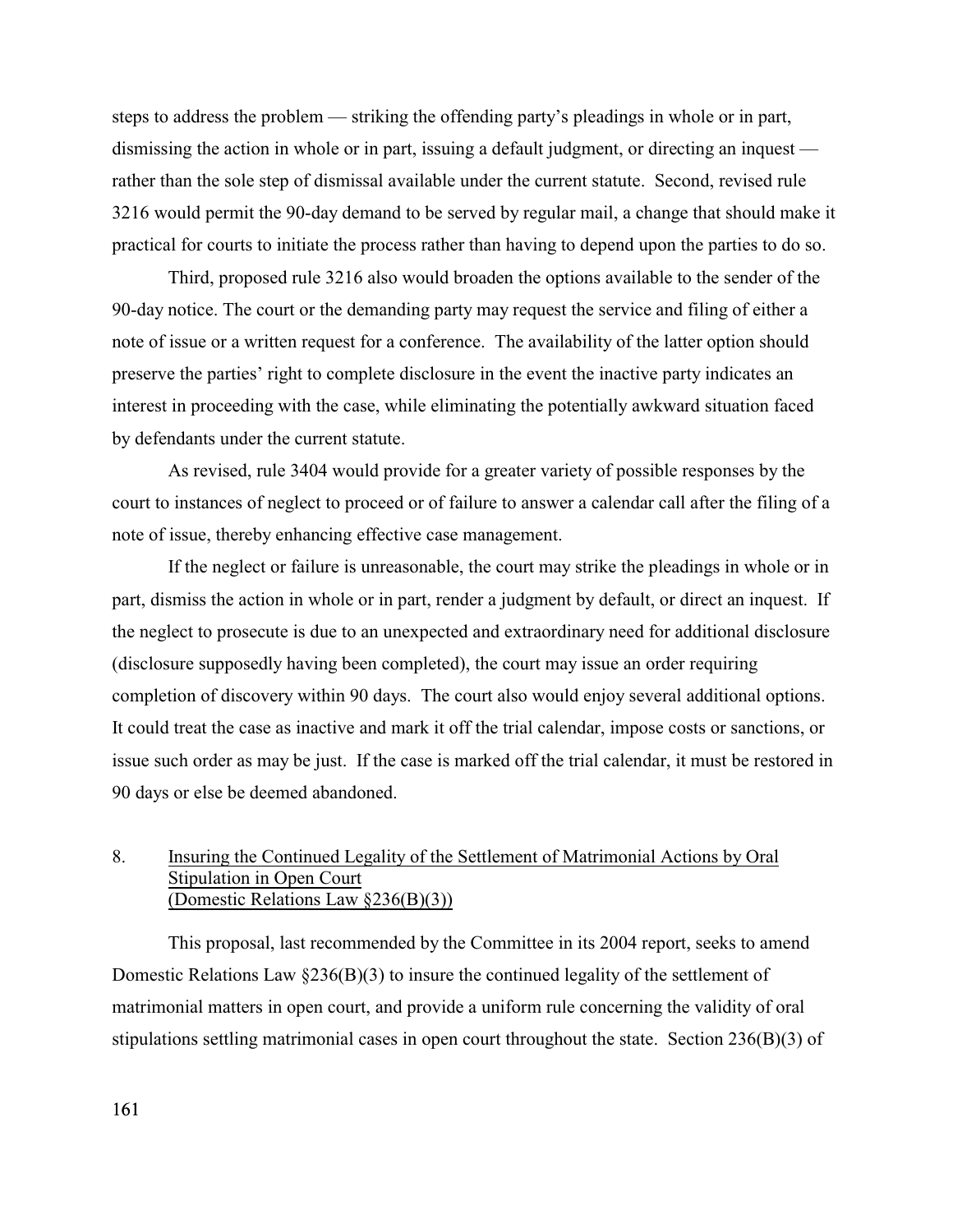steps to address the problem — striking the offending party's pleadings in whole or in part, dismissing the action in whole or in part, issuing a default judgment, or directing an inquest — rather than the sole step of dismissal available under the current statute. Second, revised rule 3216 would permit the 90-day demand to be served by regular mail, a change that should make it practical for courts to initiate the process rather than having to depend upon the parties to do so.

Third, proposed rule 3216 also would broaden the options available to the sender of the 90-day notice. The court or the demanding party may request the service and filing of either a note of issue or a written request for a conference. The availability of the latter option should preserve the parties' right to complete disclosure in the event the inactive party indicates an interest in proceeding with the case, while eliminating the potentially awkward situation faced by defendants under the current statute.

As revised, rule 3404 would provide for a greater variety of possible responses by the court to instances of neglect to proceed or of failure to answer a calendar call after the filing of a note of issue, thereby enhancing effective case management.

If the neglect or failure is unreasonable, the court may strike the pleadings in whole or in part, dismiss the action in whole or in part, render a judgment by default, or direct an inquest. If the neglect to prosecute is due to an unexpected and extraordinary need for additional disclosure (disclosure supposedly having been completed), the court may issue an order requiring completion of discovery within 90 days. The court also would enjoy several additional options. It could treat the case as inactive and mark it off the trial calendar, impose costs or sanctions, or issue such order as may be just. If the case is marked off the trial calendar, it must be restored in 90 days or else be deemed abandoned.

## 8. Insuring the Continued Legality of the Settlement of Matrimonial Actions by Oral Stipulation in Open Court (Domestic Relations Law §236(B)(3))

This proposal, last recommended by the Committee in its 2004 report, seeks to amend Domestic Relations Law §236(B)(3) to insure the continued legality of the settlement of matrimonial matters in open court, and provide a uniform rule concerning the validity of oral stipulations settling matrimonial cases in open court throughout the state. Section 236(B)(3) of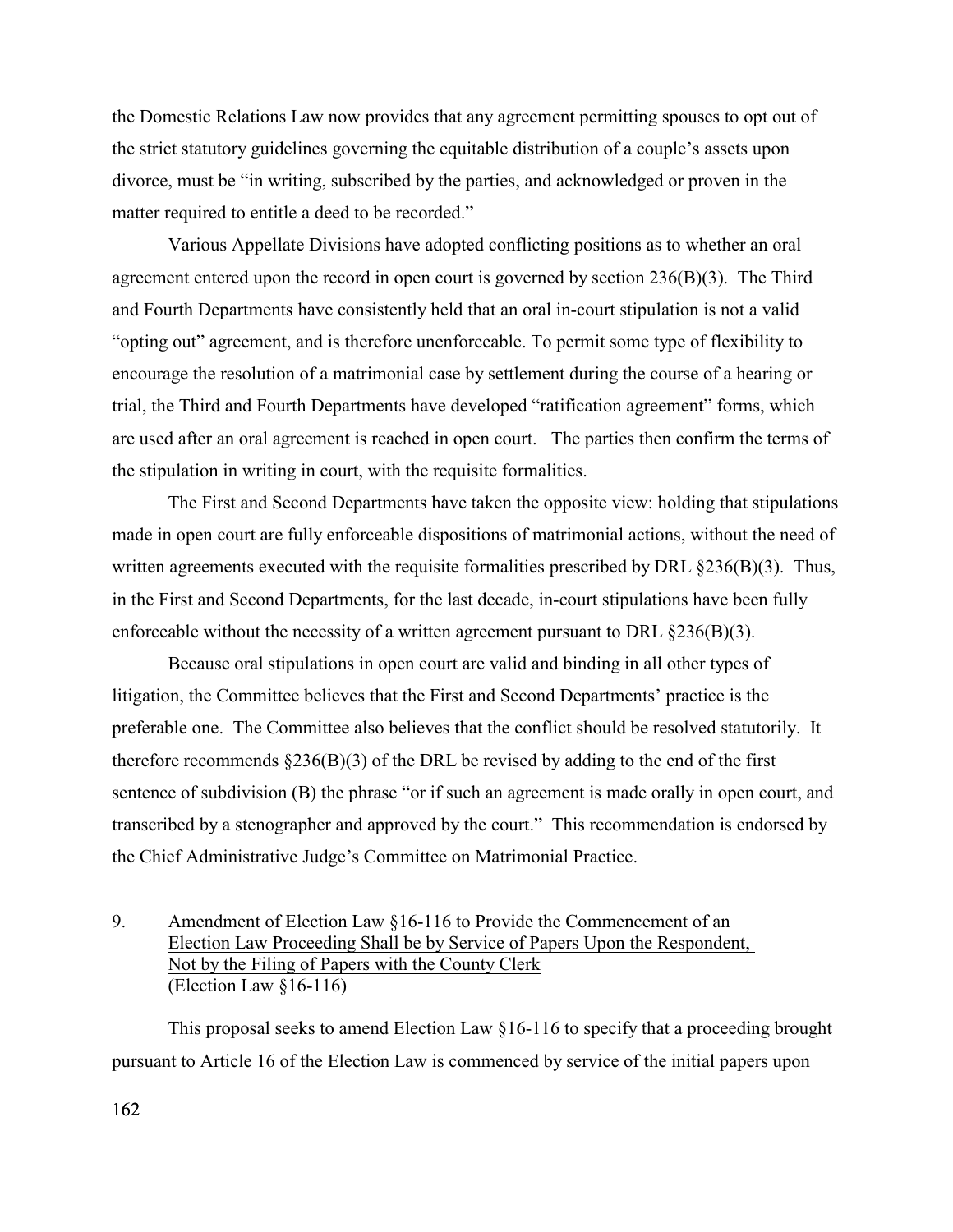the Domestic Relations Law now provides that any agreement permitting spouses to opt out of the strict statutory guidelines governing the equitable distribution of a couple's assets upon divorce, must be "in writing, subscribed by the parties, and acknowledged or proven in the matter required to entitle a deed to be recorded."

Various Appellate Divisions have adopted conflicting positions as to whether an oral agreement entered upon the record in open court is governed by section 236(B)(3). The Third and Fourth Departments have consistently held that an oral in-court stipulation is not a valid "opting out" agreement, and is therefore unenforceable. To permit some type of flexibility to encourage the resolution of a matrimonial case by settlement during the course of a hearing or trial, the Third and Fourth Departments have developed "ratification agreement" forms, which are used after an oral agreement is reached in open court. The parties then confirm the terms of the stipulation in writing in court, with the requisite formalities.

The First and Second Departments have taken the opposite view: holding that stipulations made in open court are fully enforceable dispositions of matrimonial actions, without the need of written agreements executed with the requisite formalities prescribed by DRL §236(B)(3). Thus, in the First and Second Departments, for the last decade, in-court stipulations have been fully enforceable without the necessity of a written agreement pursuant to DRL §236(B)(3).

Because oral stipulations in open court are valid and binding in all other types of litigation, the Committee believes that the First and Second Departments' practice is the preferable one. The Committee also believes that the conflict should be resolved statutorily. It therefore recommends §236(B)(3) of the DRL be revised by adding to the end of the first sentence of subdivision (B) the phrase "or if such an agreement is made orally in open court, and transcribed by a stenographer and approved by the court." This recommendation is endorsed by the Chief Administrative Judge's Committee on Matrimonial Practice.

9. <u>Amendment of Election Law §16-116 to Provide the Commencement of an Election Law Proceeding Shall be by Service of Papers Upon the Respondent, Not by the Filing of Papers with the County Clerk (Election Law §16-116)</u>

This proposal seeks to amend Election Law §16-116 to specify that a proceeding brought pursuant to Article 16 of the Election Law is commenced by service of the initial papers upon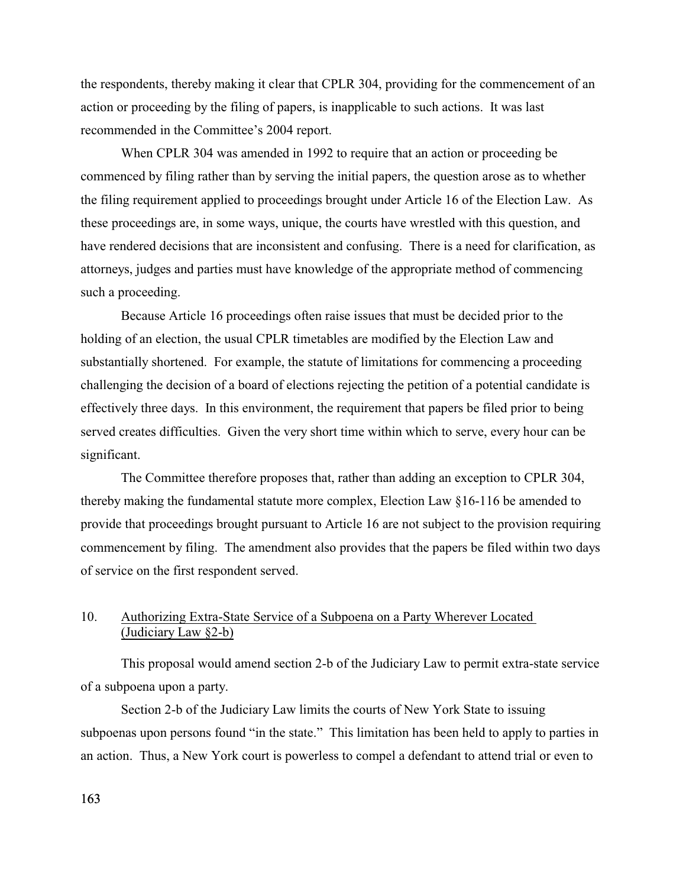the respondents, thereby making it clear that CPLR 304, providing for the commencement of an action or proceeding by the filing of papers, is inapplicable to such actions. It was last recommended in the Committee's 2004 report.

When CPLR 304 was amended in 1992 to require that an action or proceeding be commenced by filing rather than by serving the initial papers, the question arose as to whether the filing requirement applied to proceedings brought under Article 16 of the Election Law. As these proceedings are, in some ways, unique, the courts have wrestled with this question, and have rendered decisions that are inconsistent and confusing. There is a need for clarification, as attorneys, judges and parties must have knowledge of the appropriate method of commencing such a proceeding.

Because Article 16 proceedings often raise issues that must be decided prior to the holding of an election, the usual CPLR timetables are modified by the Election Law and substantially shortened. For example, the statute of limitations for commencing a proceeding challenging the decision of a board of elections rejecting the petition of a potential candidate is effectively three days. In this environment, the requirement that papers be filed prior to being served creates difficulties. Given the very short time within which to serve, every hour can be significant.

The Committee therefore proposes that, rather than adding an exception to CPLR 304, thereby making the fundamental statute more complex, Election Law §16-116 be amended to provide that proceedings brought pursuant to Article 16 are not subject to the provision requiring commencement by filing. The amendment also provides that the papers be filed within two days of service on the first respondent served.

## 10. Authorizing Extra-State Service of a Subpoena on a Party Wherever Located (Judiciary Law §2-b)

This proposal would amend section 2-b of the Judiciary Law to permit extra-state service of a subpoena upon a party.

Section 2-b of the Judiciary Law limits the courts of New York State to issuing subpoenas upon persons found "in the state." This limitation has been held to apply to parties in an action. Thus, a New York court is powerless to compel a defendant to attend trial or even to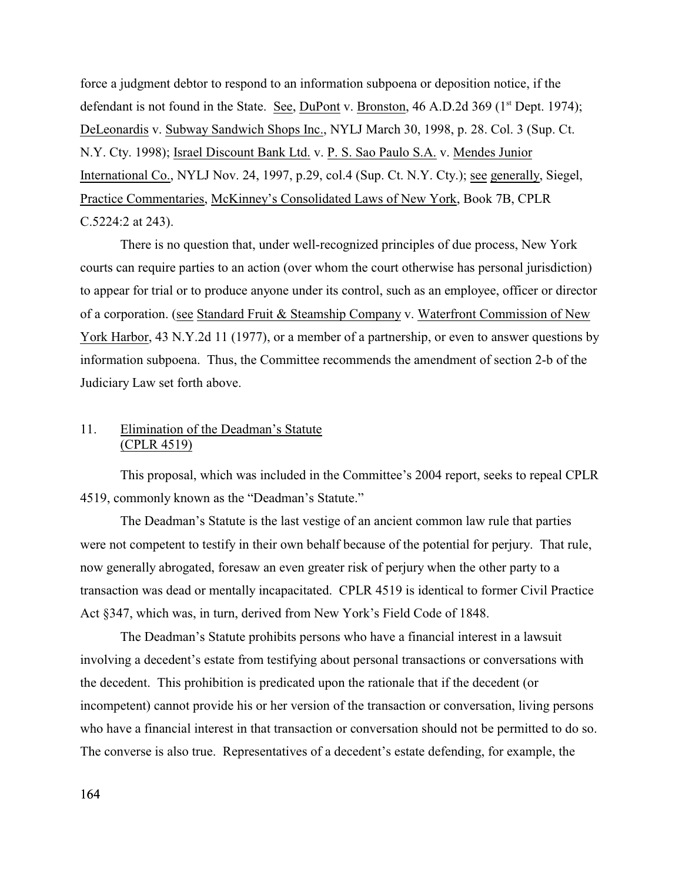force a judgment debtor to respond to an information subpoena or deposition notice, if the defendant is not found in the State. See, DuPont v. Bronston, 46 A.D.2d 369 (1st Dept. 1974); DeLeonardis v. Subway Sandwich Shops Inc., NYLJ March 30, 1998, p. 28. Col. 3 (Sup. Ct. N.Y. Cty. 1998); Israel Discount Bank Ltd. v. P. S. Sao Paulo S.A. v. Mendes Junior International Co., NYLJ Nov. 24, 1997, p.29, col.4 (Sup. Ct. N.Y. Cty.); see generally, Siegel, Practice Commentaries, McKinney's Consolidated Laws of New York, Book 7B, CPLR C.5224:2 at 243).

There is no question that, under well-recognized principles of due process, New York courts can require parties to an action (over whom the court otherwise has personal jurisdiction) to appear for trial or to produce anyone under its control, such as an employee, officer or director of a corporation. (see Standard Fruit & Steamship Company v. Waterfront Commission of New York Harbor, 43 N.Y.2d 11 (1977), or a member of a partnership, or even to answer questions by information subpoena. Thus, the Committee recommends the amendment of section 2-b of the Judiciary Law set forth above.

## 11. Elimination of the Deadman's Statute (CPLR 4519)

This proposal, which was included in the Committee's 2004 report, seeks to repeal CPLR 4519, commonly known as the "Deadman's Statute."

The Deadman's Statute is the last vestige of an ancient common law rule that parties were not competent to testify in their own behalf because of the potential for perjury. That rule, now generally abrogated, foresaw an even greater risk of perjury when the other party to a transaction was dead or mentally incapacitated. CPLR 4519 is identical to former Civil Practice Act §347, which was, in turn, derived from New York's Field Code of 1848.

The Deadman's Statute prohibits persons who have a financial interest in a lawsuit involving a decedent's estate from testifying about personal transactions or conversations with the decedent. This prohibition is predicated upon the rationale that if the decedent (or incompetent) cannot provide his or her version of the transaction or conversation, living persons who have a financial interest in that transaction or conversation should not be permitted to do so. The converse is also true. Representatives of a decedent's estate defending, for example, the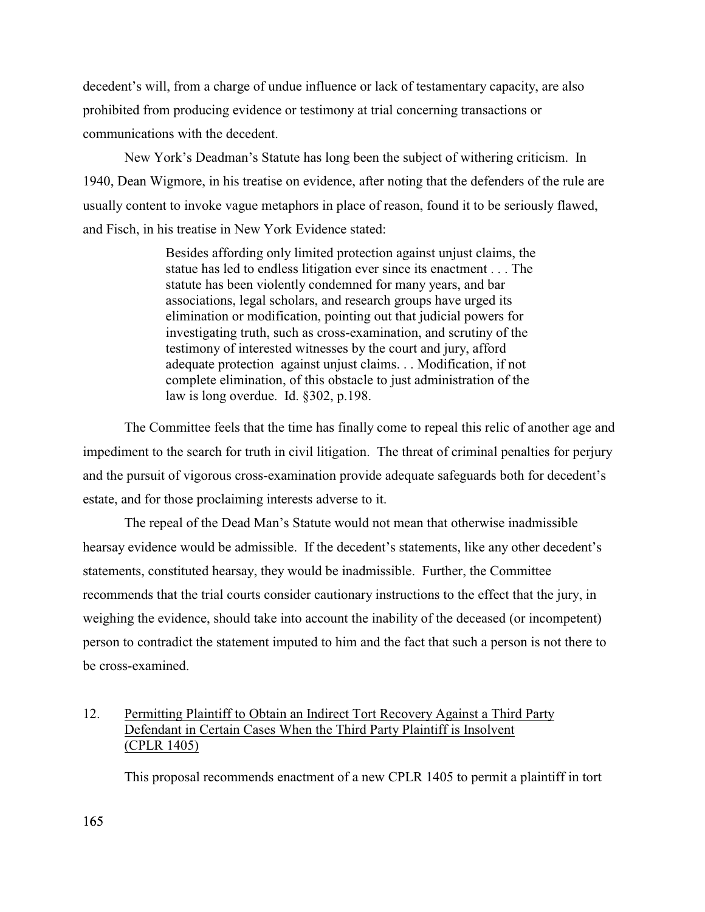decedent's will, from a charge of undue influence or lack of testamentary capacity, are also prohibited from producing evidence or testimony at trial concerning transactions or communications with the decedent.

New York's Deadman's Statute has long been the subject of withering criticism. In 1940, Dean Wigmore, in his treatise on evidence, after noting that the defenders of the rule are usually content to invoke vague metaphors in place of reason, found it to be seriously flawed, and Fisch, in his treatise in New York Evidence stated:

> Besides affording only limited protection against unjust claims, the statue has led to endless litigation ever since its enactment . . . The statute has been violently condemned for many years, and bar associations, legal scholars, and research groups have urged its elimination or modification, pointing out that judicial powers for investigating truth, such as cross-examination, and scrutiny of the testimony of interested witnesses by the court and jury, afford adequate protection against unjust claims. . . Modification, if not complete elimination, of this obstacle to just administration of the law is long overdue. Id. §302, p.198.

The Committee feels that the time has finally come to repeal this relic of another age and impediment to the search for truth in civil litigation. The threat of criminal penalties for perjury and the pursuit of vigorous cross-examination provide adequate safeguards both for decedent's estate, and for those proclaiming interests adverse to it.

The repeal of the Dead Man's Statute would not mean that otherwise inadmissible hearsay evidence would be admissible. If the decedent's statements, like any other decedent's statements, constituted hearsay, they would be inadmissible. Further, the Committee recommends that the trial courts consider cautionary instructions to the effect that the jury, in weighing the evidence, should take into account the inability of the deceased (or incompetent) person to contradict the statement imputed to him and the fact that such a person is not there to be cross-examined.

12. <u>Permitting Plaintiff to Obtain an Indirect Tort Recovery Against a Third Party Defendant in Certain Cases When the Third Party Plaintiff is Insolvent (CPLR 1405)</u>

This proposal recommends enactment of a new CPLR 1405 to permit a plaintiff in tort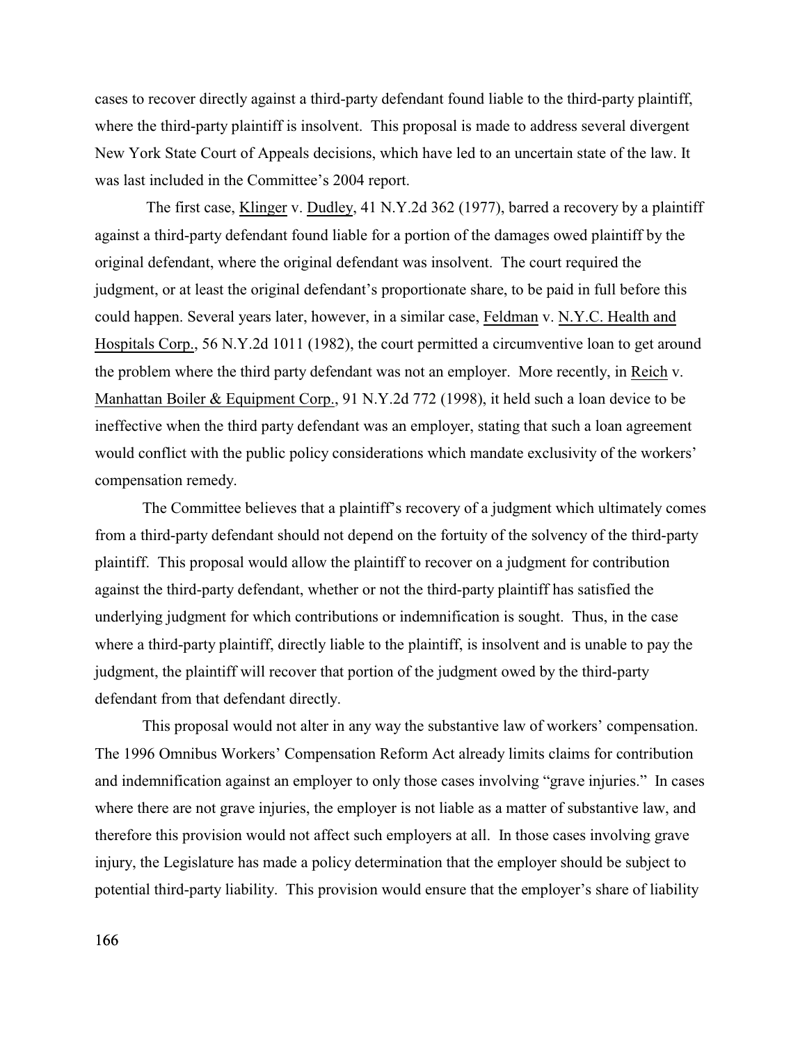cases to recover directly against a third-party defendant found liable to the third-party plaintiff, where the third-party plaintiff is insolvent. This proposal is made to address several divergent New York State Court of Appeals decisions, which have led to an uncertain state of the law. It was last included in the Committee's 2004 report.

The first case, Klinger v. Dudley, 41 N.Y.2d 362 (1977), barred a recovery by a plaintiff against a third-party defendant found liable for a portion of the damages owed plaintiff by the original defendant, where the original defendant was insolvent. The court required the judgment, or at least the original defendant's proportionate share, to be paid in full before this could happen. Several years later, however, in a similar case, Feldman v. N.Y.C. Health and Hospitals Corp., 56 N.Y.2d 1011 (1982), the court permitted a circumventive loan to get around the problem where the third party defendant was not an employer. More recently, in Reich v. Manhattan Boiler & Equipment Corp., 91 N.Y.2d 772 (1998), it held such a loan device to be ineffective when the third party defendant was an employer, stating that such a loan agreement would conflict with the public policy considerations which mandate exclusivity of the workers' compensation remedy.

The Committee believes that a plaintiff's recovery of a judgment which ultimately comes from a third-party defendant should not depend on the fortuity of the solvency of the third-party plaintiff. This proposal would allow the plaintiff to recover on a judgment for contribution against the third-party defendant, whether or not the third-party plaintiff has satisfied the underlying judgment for which contributions or indemnification is sought. Thus, in the case where a third-party plaintiff, directly liable to the plaintiff, is insolvent and is unable to pay the judgment, the plaintiff will recover that portion of the judgment owed by the third-party defendant from that defendant directly.

This proposal would not alter in any way the substantive law of workers' compensation. The 1996 Omnibus Workers' Compensation Reform Act already limits claims for contribution and indemnification against an employer to only those cases involving "grave injuries." In cases where there are not grave injuries, the employer is not liable as a matter of substantive law, and therefore this provision would not affect such employers at all. In those cases involving grave injury, the Legislature has made a policy determination that the employer should be subject to potential third-party liability. This provision would ensure that the employer's share of liability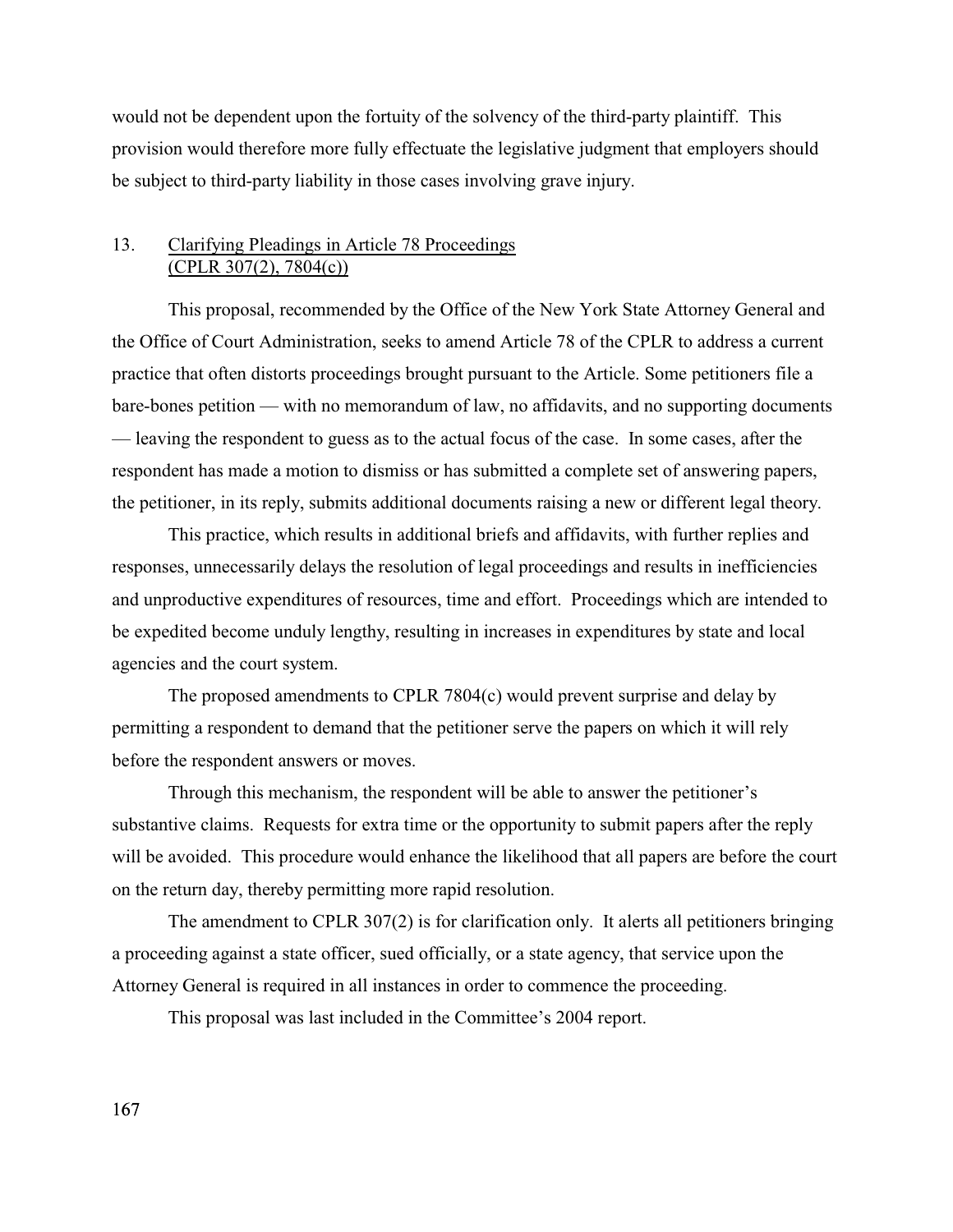would not be dependent upon the fortuity of the solvency of the third-party plaintiff. This provision would therefore more fully effectuate the legislative judgment that employers should be subject to third-party liability in those cases involving grave injury.

## 13. Clarifying Pleadings in Article 78 Proceedings (CPLR 307(2), 7804(c))

This proposal, recommended by the Office of the New York State Attorney General and the Office of Court Administration, seeks to amend Article 78 of the CPLR to address a current practice that often distorts proceedings brought pursuant to the Article. Some petitioners file a bare-bones petition — with no memorandum of law, no affidavits, and no supporting documents — leaving the respondent to guess as to the actual focus of the case. In some cases, after the respondent has made a motion to dismiss or has submitted a complete set of answering papers, the petitioner, in its reply, submits additional documents raising a new or different legal theory.

This practice, which results in additional briefs and affidavits, with further replies and responses, unnecessarily delays the resolution of legal proceedings and results in inefficiencies and unproductive expenditures of resources, time and effort. Proceedings which are intended to be expedited become unduly lengthy, resulting in increases in expenditures by state and local agencies and the court system.

The proposed amendments to CPLR 7804(c) would prevent surprise and delay by permitting a respondent to demand that the petitioner serve the papers on which it will rely before the respondent answers or moves.

Through this mechanism, the respondent will be able to answer the petitioner's substantive claims. Requests for extra time or the opportunity to submit papers after the reply will be avoided. This procedure would enhance the likelihood that all papers are before the court on the return day, thereby permitting more rapid resolution.

The amendment to CPLR 307(2) is for clarification only. It alerts all petitioners bringing a proceeding against a state officer, sued officially, or a state agency, that service upon the Attorney General is required in all instances in order to commence the proceeding.

This proposal was last included in the Committee's 2004 report.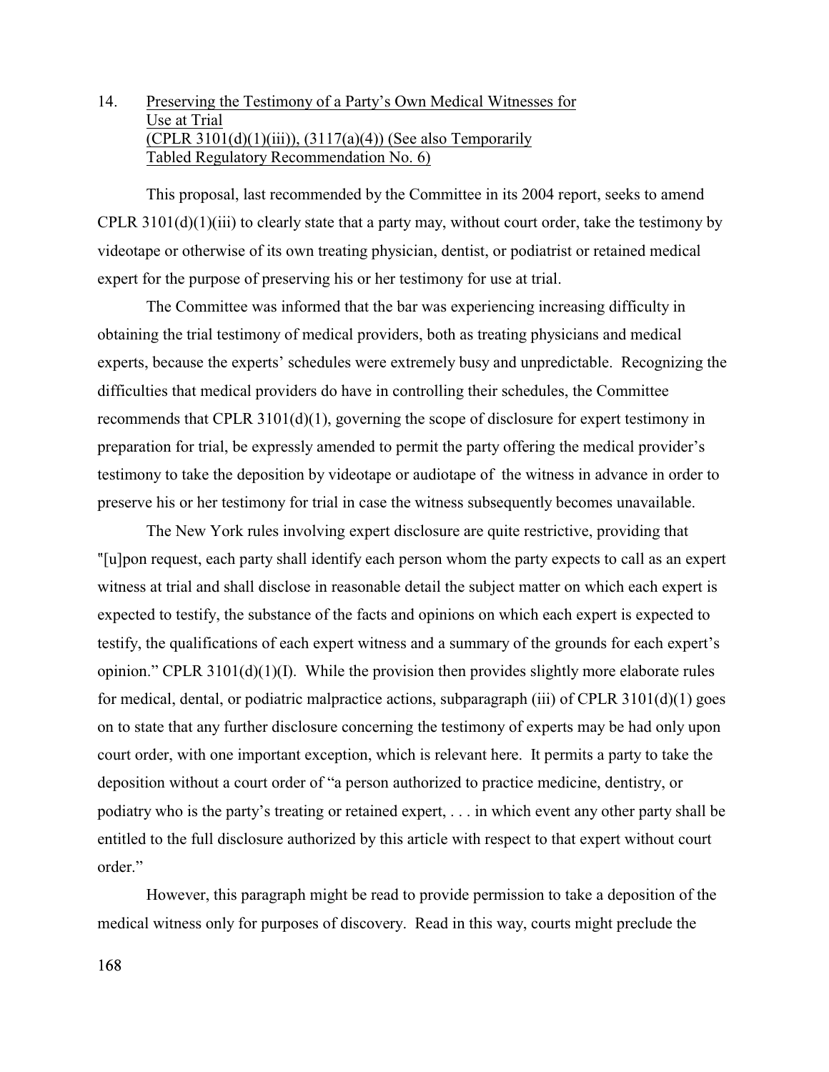14. Preserving the Testimony of a Party's Own Medical Witnesses for Use at Trial (CPLR 3101(d)(1)(iii)), (3117(a)(4)) (See also Temporarily Tabled Regulatory Recommendation No. 6)

This proposal, last recommended by the Committee in its 2004 report, seeks to amend CPLR 3101(d)(1)(iii) to clearly state that a party may, without court order, take the testimony by videotape or otherwise of its own treating physician, dentist, or podiatrist or retained medical expert for the purpose of preserving his or her testimony for use at trial.

The Committee was informed that the bar was experiencing increasing difficulty in obtaining the trial testimony of medical providers, both as treating physicians and medical experts, because the experts' schedules were extremely busy and unpredictable. Recognizing the difficulties that medical providers do have in controlling their schedules, the Committee recommends that CPLR 3101(d)(1), governing the scope of disclosure for expert testimony in preparation for trial, be expressly amended to permit the party offering the medical provider's testimony to take the deposition by videotape or audiotape of the witness in advance in order to preserve his or her testimony for trial in case the witness subsequently becomes unavailable.

The New York rules involving expert disclosure are quite restrictive, providing that "[u]pon request, each party shall identify each person whom the party expects to call as an expert witness at trial and shall disclose in reasonable detail the subject matter on which each expert is expected to testify, the substance of the facts and opinions on which each expert is expected to testify, the qualifications of each expert witness and a summary of the grounds for each expert's opinion." CPLR 3101(d)(1)(I). While the provision then provides slightly more elaborate rules for medical, dental, or podiatric malpractice actions, subparagraph (iii) of CPLR 3101(d)(1) goes on to state that any further disclosure concerning the testimony of experts may be had only upon court order, with one important exception, which is relevant here. It permits a party to take the deposition without a court order of "a person authorized to practice medicine, dentistry, or podiatry who is the party's treating or retained expert, . . . in which event any other party shall be entitled to the full disclosure authorized by this article with respect to that expert without court order."

However, this paragraph might be read to provide permission to take a deposition of the medical witness only for purposes of discovery. Read in this way, courts might preclude the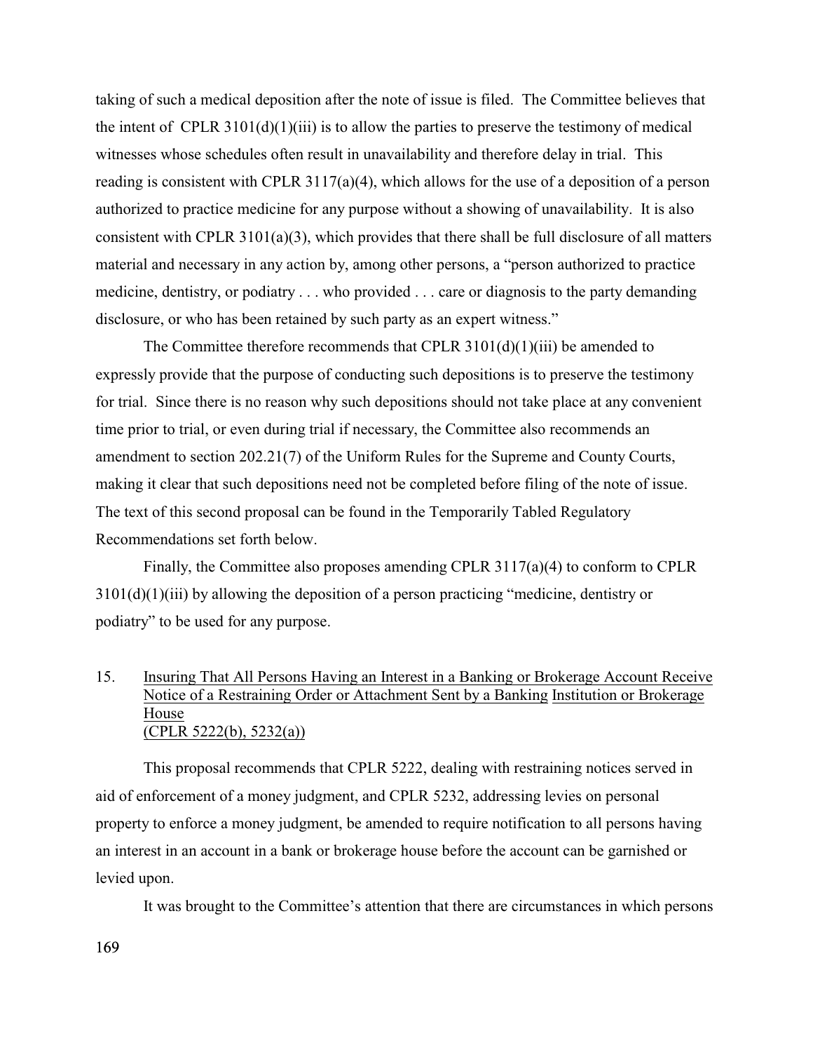taking of such a medical deposition after the note of issue is filed. The Committee believes that the intent of CPLR 3101(d)(1)(iii) is to allow the parties to preserve the testimony of medical witnesses whose schedules often result in unavailability and therefore delay in trial. This reading is consistent with CPLR 3117(a)(4), which allows for the use of a deposition of a person authorized to practice medicine for any purpose without a showing of unavailability. It is also consistent with CPLR 3101(a)(3), which provides that there shall be full disclosure of all matters material and necessary in any action by, among other persons, a "person authorized to practice medicine, dentistry, or podiatry . . . who provided . . . care or diagnosis to the party demanding disclosure, or who has been retained by such party as an expert witness."

The Committee therefore recommends that CPLR 3101(d)(1)(iii) be amended to expressly provide that the purpose of conducting such depositions is to preserve the testimony for trial. Since there is no reason why such depositions should not take place at any convenient time prior to trial, or even during trial if necessary, the Committee also recommends an amendment to section 202.21(7) of the Uniform Rules for the Supreme and County Courts, making it clear that such depositions need not be completed before filing of the note of issue. The text of this second proposal can be found in the Temporarily Tabled Regulatory Recommendations set forth below.

Finally, the Committee also proposes amending CPLR 3117(a)(4) to conform to CPLR 3101(d)(1)(iii) by allowing the deposition of a person practicing "medicine, dentistry or podiatry" to be used for any purpose.

## 15. Insuring That All Persons Having an Interest in a Banking or Brokerage Account Receive Notice of a Restraining Order or Attachment Sent by a Banking Institution or Brokerage House (CPLR 5222(b), 5232(a))

This proposal recommends that CPLR 5222, dealing with restraining notices served in aid of enforcement of a money judgment, and CPLR 5232, addressing levies on personal property to enforce a money judgment, be amended to require notification to all persons having an interest in an account in a bank or brokerage house before the account can be garnished or levied upon.

It was brought to the Committee's attention that there are circumstances in which persons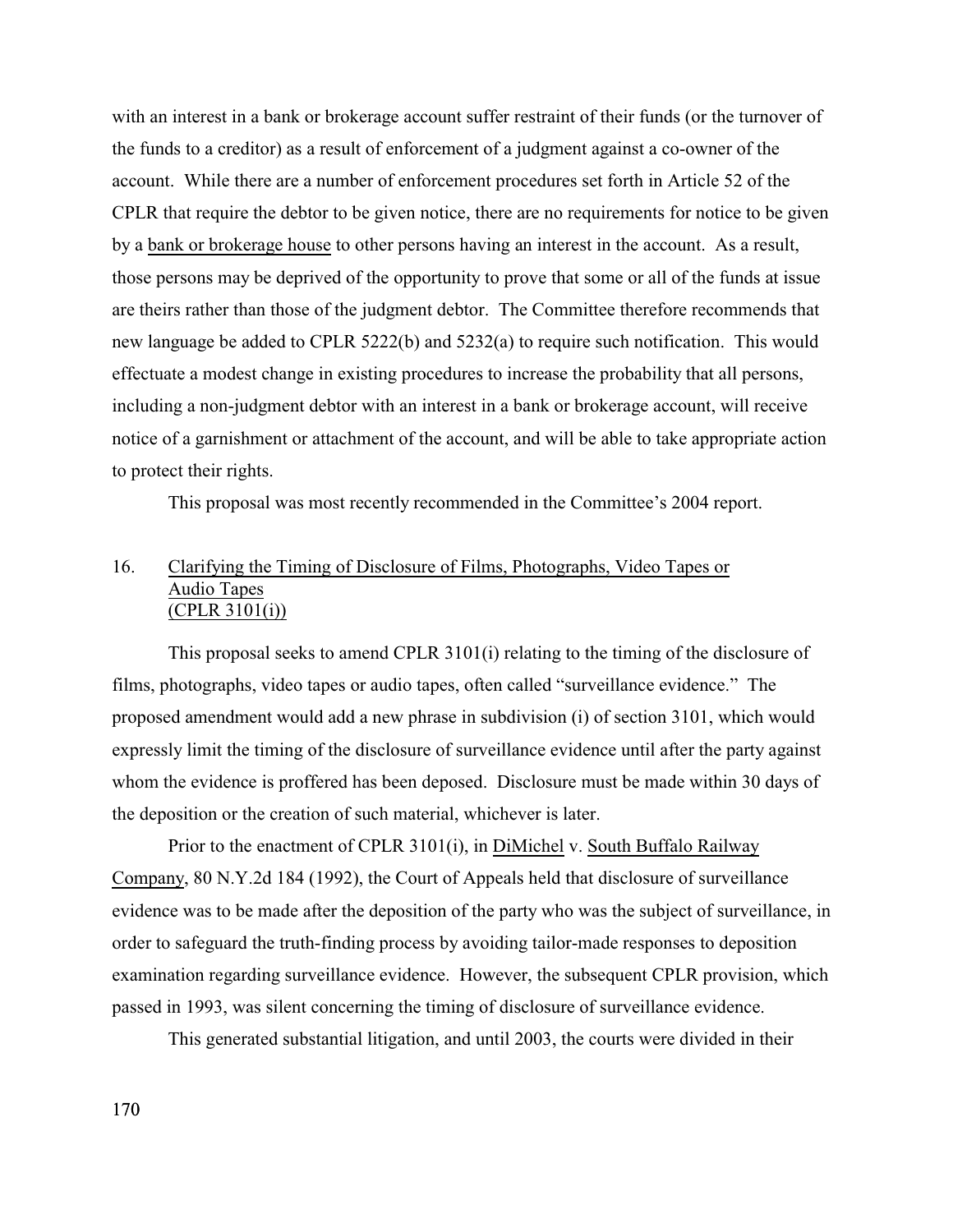with an interest in a bank or brokerage account suffer restraint of their funds (or the turnover of the funds to a creditor) as a result of enforcement of a judgment against a co-owner of the account. While there are a number of enforcement procedures set forth in Article 52 of the CPLR that require the debtor to be given notice, there are no requirements for notice to be given by a bank or brokerage house to other persons having an interest in the account. As a result, those persons may be deprived of the opportunity to prove that some or all of the funds at issue are theirs rather than those of the judgment debtor. The Committee therefore recommends that new language be added to CPLR 5222(b) and 5232(a) to require such notification. This would effectuate a modest change in existing procedures to increase the probability that all persons, including a non-judgment debtor with an interest in a bank or brokerage account, will receive notice of a garnishment or attachment of the account, and will be able to take appropriate action to protect their rights.

This proposal was most recently recommended in the Committee's 2004 report.

### 16. Clarifying the Timing of Disclosure of Films, Photographs, Video Tapes or Audio Tapes (CPLR 3101(i))

This proposal seeks to amend CPLR 3101(i) relating to the timing of the disclosure of films, photographs, video tapes or audio tapes, often called "surveillance evidence." The proposed amendment would add a new phrase in subdivision (i) of section 3101, which would expressly limit the timing of the disclosure of surveillance evidence until after the party against whom the evidence is proffered has been deposed. Disclosure must be made within 30 days of the deposition or the creation of such material, whichever is later.

Prior to the enactment of CPLR 3101(i), in DiMichel v. South Buffalo Railway Company, 80 N.Y.2d 184 (1992), the Court of Appeals held that disclosure of surveillance evidence was to be made after the deposition of the party who was the subject of surveillance, in order to safeguard the truth-finding process by avoiding tailor-made responses to deposition examination regarding surveillance evidence. However, the subsequent CPLR provision, which passed in 1993, was silent concerning the timing of disclosure of surveillance evidence.

This generated substantial litigation, and until 2003, the courts were divided in their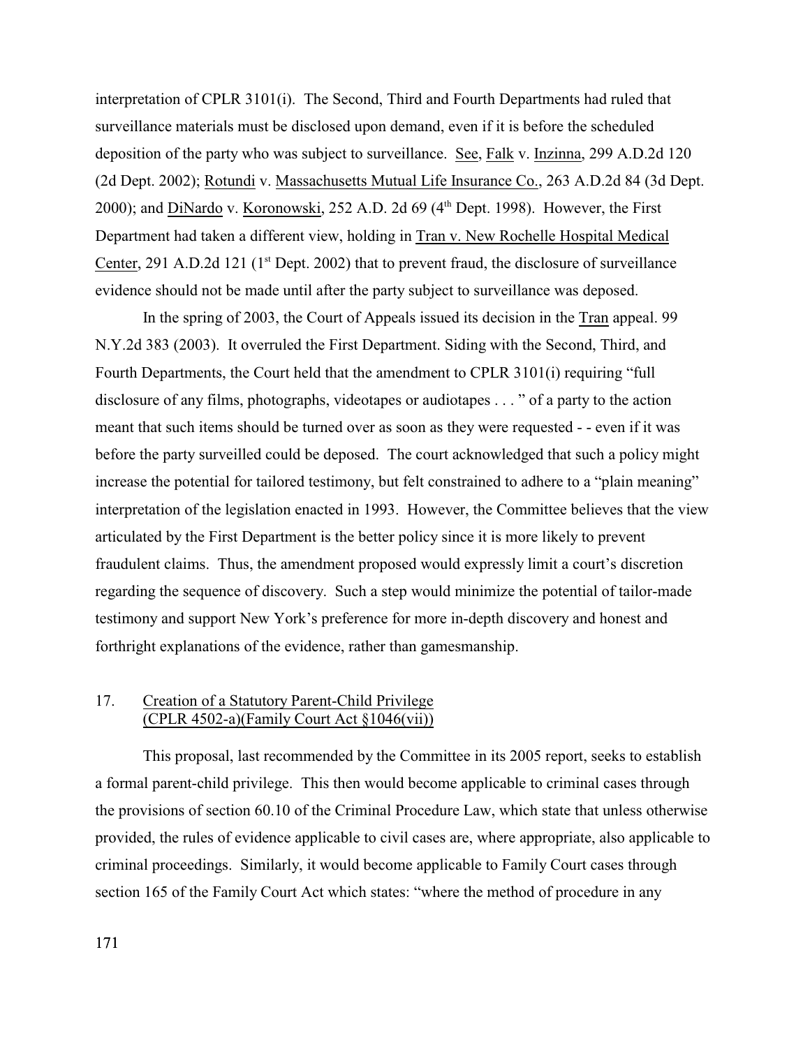interpretation of CPLR 3101(i). The Second, Third and Fourth Departments had ruled that surveillance materials must be disclosed upon demand, even if it is before the scheduled deposition of the party who was subject to surveillance. See, Falk v. Inzinna, 299 A.D.2d 120 (2d Dept. 2002); Rotundi v. Massachusetts Mutual Life Insurance Co., 263 A.D.2d 84 (3d Dept. 2000); and DiNardo v. Koronowski, 252 A.D. 2d 69 (4th Dept. 1998). However, the First Department had taken a different view, holding in Tran v. New Rochelle Hospital Medical Center, 291 A.D.2d 121 (1st Dept. 2002) that to prevent fraud, the disclosure of surveillance evidence should not be made until after the party subject to surveillance was deposed.

In the spring of 2003, the Court of Appeals issued its decision in the Tran appeal. 99 N.Y.2d 383 (2003). It overruled the First Department. Siding with the Second, Third, and Fourth Departments, the Court held that the amendment to CPLR 3101(i) requiring "full disclosure of any films, photographs, videotapes or audiotapes . . . " of a party to the action meant that such items should be turned over as soon as they were requested - - even if it was before the party surveilled could be deposed. The court acknowledged that such a policy might increase the potential for tailored testimony, but felt constrained to adhere to a "plain meaning" interpretation of the legislation enacted in 1993. However, the Committee believes that the view articulated by the First Department is the better policy since it is more likely to prevent fraudulent claims. Thus, the amendment proposed would expressly limit a court's discretion regarding the sequence of discovery. Such a step would minimize the potential of tailor-made testimony and support New York's preference for more in-depth discovery and honest and forthright explanations of the evidence, rather than gamesmanship.

17. Creation of a Statutory Parent-Child Privilege (CPLR 4502-a)(Family Court Act §1046(vii))

This proposal, last recommended by the Committee in its 2005 report, seeks to establish a formal parent-child privilege. This then would become applicable to criminal cases through the provisions of section 60.10 of the Criminal Procedure Law, which state that unless otherwise provided, the rules of evidence applicable to civil cases are, where appropriate, also applicable to criminal proceedings. Similarly, it would become applicable to Family Court cases through section 165 of the Family Court Act which states: "where the method of procedure in any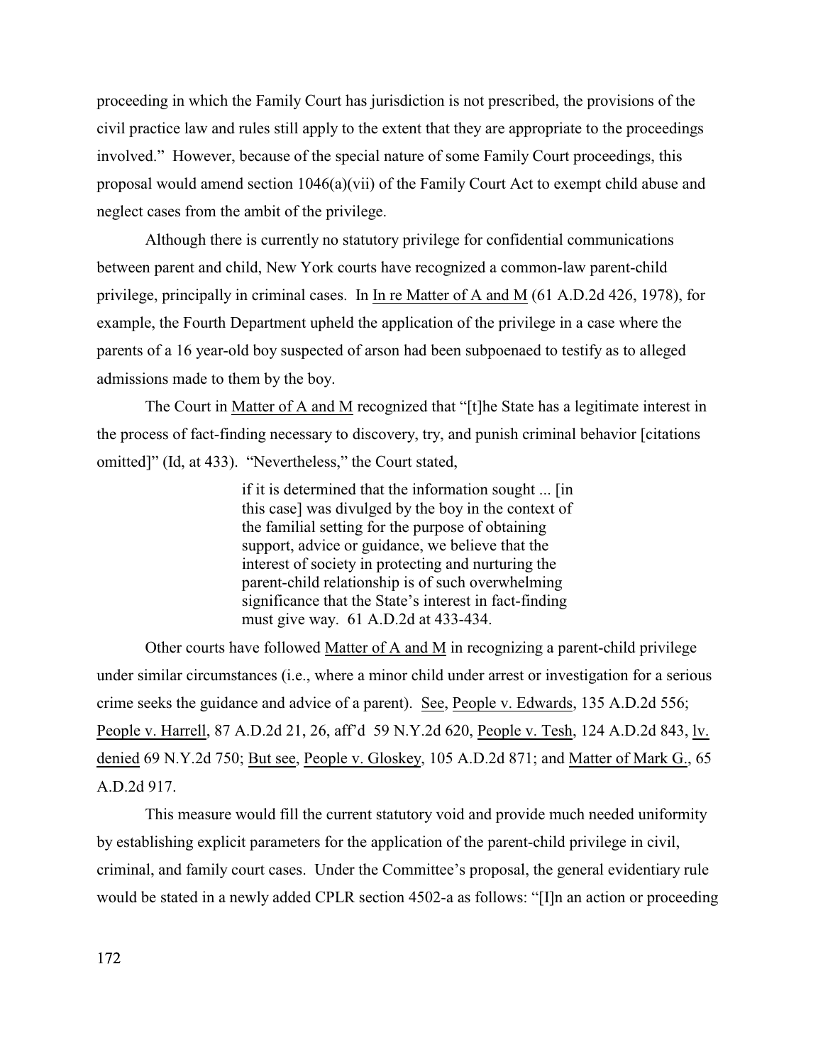proceeding in which the Family Court has jurisdiction is not prescribed, the provisions of the civil practice law and rules still apply to the extent that they are appropriate to the proceedings involved." However, because of the special nature of some Family Court proceedings, this proposal would amend section 1046(a)(vii) of the Family Court Act to exempt child abuse and neglect cases from the ambit of the privilege.

Although there is currently no statutory privilege for confidential communications between parent and child, New York courts have recognized a common-law parent-child privilege, principally in criminal cases. In In re Matter of A and M (61 A.D.2d 426, 1978), for example, the Fourth Department upheld the application of the privilege in a case where the parents of a 16 year-old boy suspected of arson had been subpoenaed to testify as to alleged admissions made to them by the boy.

The Court in Matter of A and M recognized that "[t]he State has a legitimate interest in the process of fact-finding necessary to discovery, try, and punish criminal behavior [citations omitted]" (Id, at 433). "Nevertheless," the Court stated,

> if it is determined that the information sought ... [in this case] was divulged by the boy in the context of the familial setting for the purpose of obtaining support, advice or guidance, we believe that the interest of society in protecting and nurturing the parent-child relationship is of such overwhelming significance that the State's interest in fact-finding must give way. 61 A.D.2d at 433-434.

Other courts have followed Matter of A and M in recognizing a parent-child privilege under similar circumstances (i.e., where a minor child under arrest or investigation for a serious crime seeks the guidance and advice of a parent). See, People v. Edwards, 135 A.D.2d 556; People v. Harrell, 87 A.D.2d 21, 26, aff'd 59 N.Y.2d 620, People v. Tesh, 124 A.D.2d 843, lv. denied 69 N.Y.2d 750; But see, People v. Gloskey, 105 A.D.2d 871; and Matter of Mark G., 65 A.D.2d 917.

This measure would fill the current statutory void and provide much needed uniformity by establishing explicit parameters for the application of the parent-child privilege in civil, criminal, and family court cases. Under the Committee's proposal, the general evidentiary rule would be stated in a newly added CPLR section 4502-a as follows: "[I]n an action or proceeding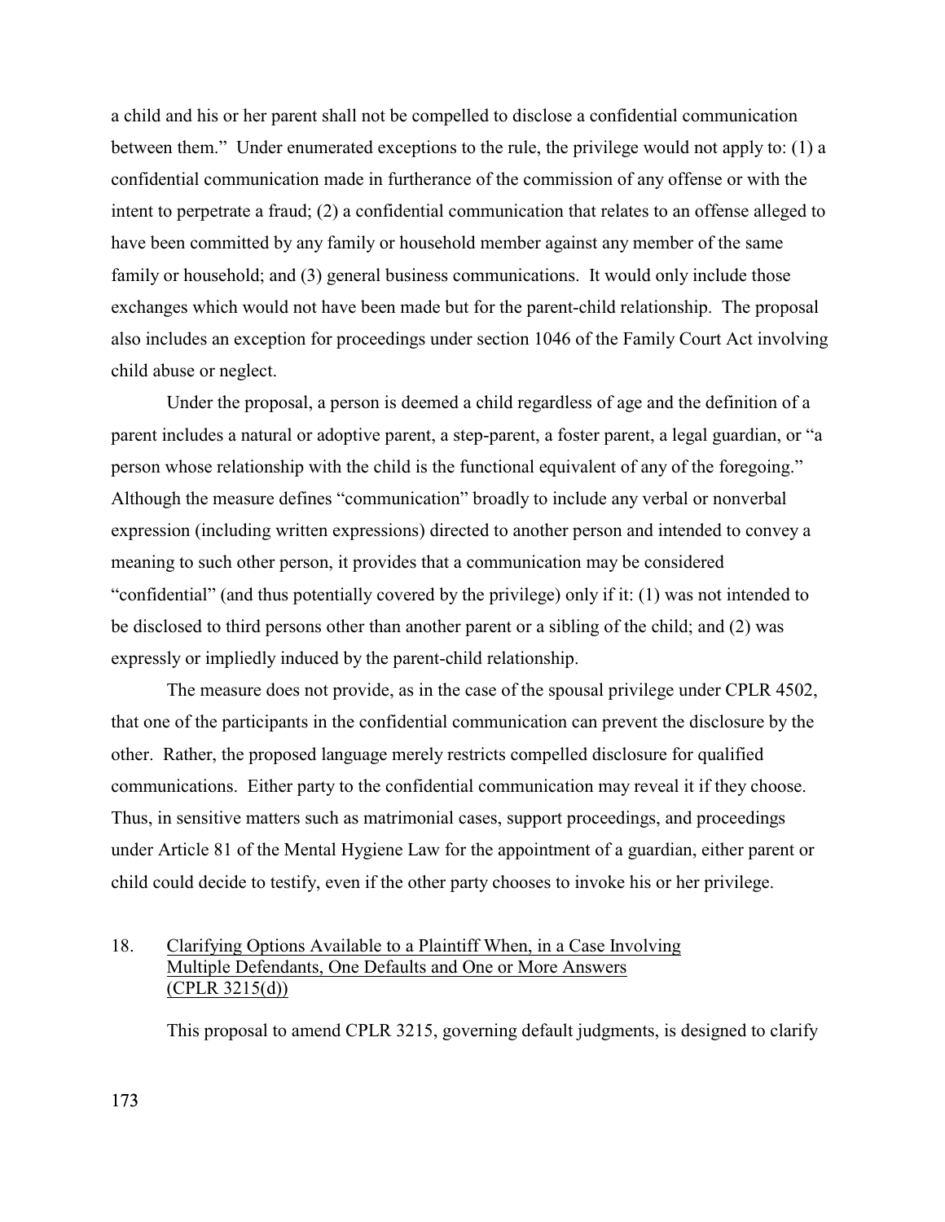a child and his or her parent shall not be compelled to disclose a confidential communication between them." Under enumerated exceptions to the rule, the privilege would not apply to: (1) a confidential communication made in furtherance of the commission of any offense or with the intent to perpetrate a fraud; (2) a confidential communication that relates to an offense alleged to have been committed by any family or household member against any member of the same family or household; and (3) general business communications. It would only include those exchanges which would not have been made but for the parent-child relationship. The proposal also includes an exception for proceedings under section 1046 of the Family Court Act involving child abuse or neglect.

Under the proposal, a person is deemed a child regardless of age and the definition of a parent includes a natural or adoptive parent, a step-parent, a foster parent, a legal guardian, or "a person whose relationship with the child is the functional equivalent of any of the foregoing." Although the measure defines "communication" broadly to include any verbal or nonverbal expression (including written expressions) directed to another person and intended to convey a meaning to such other person, it provides that a communication may be considered "confidential" (and thus potentially covered by the privilege) only if it: (1) was not intended to be disclosed to third persons other than another parent or a sibling of the child; and (2) was expressly or impliedly induced by the parent-child relationship.

The measure does not provide, as in the case of the spousal privilege under CPLR 4502, that one of the participants in the confidential communication can prevent the disclosure by the other. Rather, the proposed language merely restricts compelled disclosure for qualified communications. Either party to the confidential communication may reveal it if they choose. Thus, in sensitive matters such as matrimonial cases, support proceedings, and proceedings under Article 81 of the Mental Hygiene Law for the appointment of a guardian, either parent or child could decide to testify, even if the other party chooses to invoke his or her privilege.

## 18. Clarifying Options Available to a Plaintiff When, in a Case Involving Multiple Defendants, One Defaults and One or More Answers (CPLR 3215(d))

This proposal to amend CPLR 3215, governing default judgments, is designed to clarify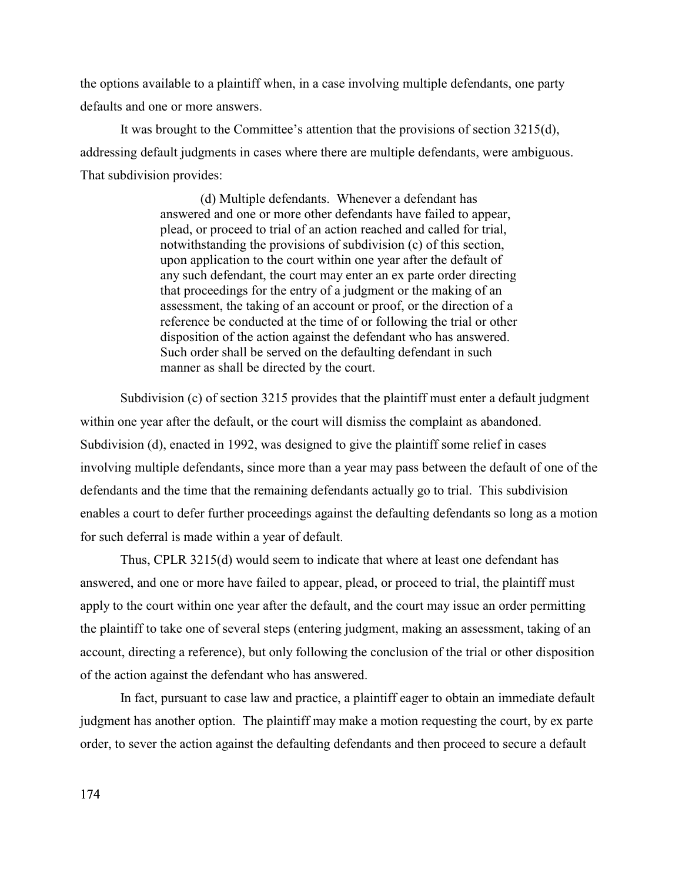the options available to a plaintiff when, in a case involving multiple defendants, one party defaults and one or more answers.

It was brought to the Committee's attention that the provisions of section 3215(d), addressing default judgments in cases where there are multiple defendants, were ambiguous. That subdivision provides:

> (d) Multiple defendants. Whenever a defendant has answered and one or more other defendants have failed to appear, plead, or proceed to trial of an action reached and called for trial, notwithstanding the provisions of subdivision (c) of this section, upon application to the court within one year after the default of any such defendant, the court may enter an ex parte order directing that proceedings for the entry of a judgment or the making of an assessment, the taking of an account or proof, or the direction of a reference be conducted at the time of or following the trial or other disposition of the action against the defendant who has answered. Such order shall be served on the defaulting defendant in such manner as shall be directed by the court.

Subdivision (c) of section 3215 provides that the plaintiff must enter a default judgment within one year after the default, or the court will dismiss the complaint as abandoned. Subdivision (d), enacted in 1992, was designed to give the plaintiff some relief in cases involving multiple defendants, since more than a year may pass between the default of one of the defendants and the time that the remaining defendants actually go to trial. This subdivision enables a court to defer further proceedings against the defaulting defendants so long as a motion for such deferral is made within a year of default.

Thus, CPLR 3215(d) would seem to indicate that where at least one defendant has answered, and one or more have failed to appear, plead, or proceed to trial, the plaintiff must apply to the court within one year after the default, and the court may issue an order permitting the plaintiff to take one of several steps (entering judgment, making an assessment, taking of an account, directing a reference), but only following the conclusion of the trial or other disposition of the action against the defendant who has answered.

In fact, pursuant to case law and practice, a plaintiff eager to obtain an immediate default judgment has another option. The plaintiff may make a motion requesting the court, by ex parte order, to sever the action against the defaulting defendants and then proceed to secure a default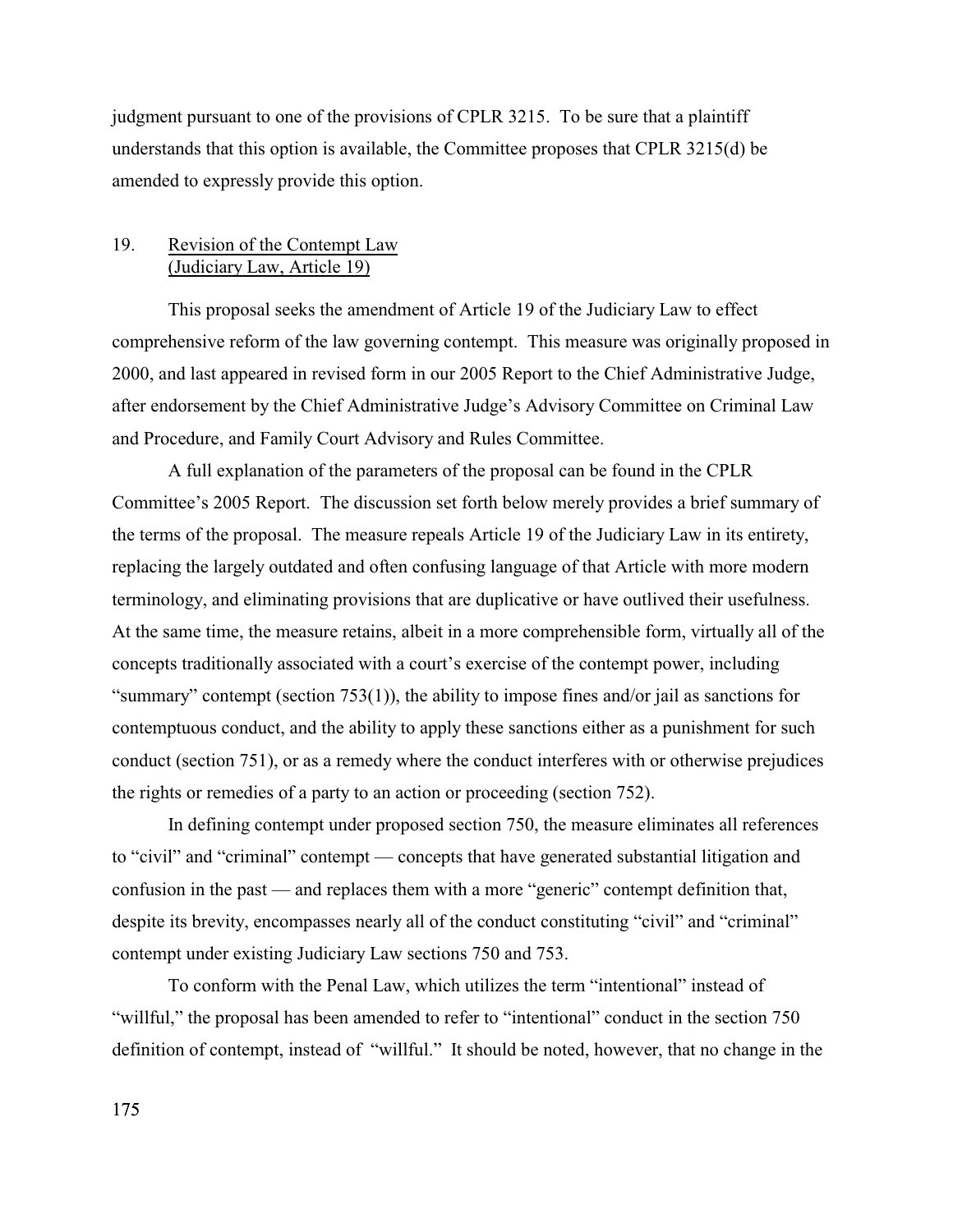judgment pursuant to one of the provisions of CPLR 3215. To be sure that a plaintiff understands that this option is available, the Committee proposes that CPLR 3215(d) be amended to expressly provide this option.

## 19. Revision of the Contempt Law (Judiciary Law, Article 19)

This proposal seeks the amendment of Article 19 of the Judiciary Law to effect comprehensive reform of the law governing contempt. This measure was originally proposed in 2000, and last appeared in revised form in our 2005 Report to the Chief Administrative Judge, after endorsement by the Chief Administrative Judge's Advisory Committee on Criminal Law and Procedure, and Family Court Advisory and Rules Committee.

A full explanation of the parameters of the proposal can be found in the CPLR Committee's 2005 Report. The discussion set forth below merely provides a brief summary of the terms of the proposal. The measure repeals Article 19 of the Judiciary Law in its entirety, replacing the largely outdated and often confusing language of that Article with more modern terminology, and eliminating provisions that are duplicative or have outlived their usefulness. At the same time, the measure retains, albeit in a more comprehensible form, virtually all of the concepts traditionally associated with a court's exercise of the contempt power, including "summary" contempt (section 753(1)), the ability to impose fines and/or jail as sanctions for contemptuous conduct, and the ability to apply these sanctions either as a punishment for such conduct (section 751), or as a remedy where the conduct interferes with or otherwise prejudices the rights or remedies of a party to an action or proceeding (section 752).

In defining contempt under proposed section 750, the measure eliminates all references to "civil" and "criminal" contempt — concepts that have generated substantial litigation and confusion in the past — and replaces them with a more "generic" contempt definition that, despite its brevity, encompasses nearly all of the conduct constituting "civil" and "criminal" contempt under existing Judiciary Law sections 750 and 753.

To conform with the Penal Law, which utilizes the term "intentional" instead of "willful," the proposal has been amended to refer to "intentional" conduct in the section 750 definition of contempt, instead of "willful." It should be noted, however, that no change in the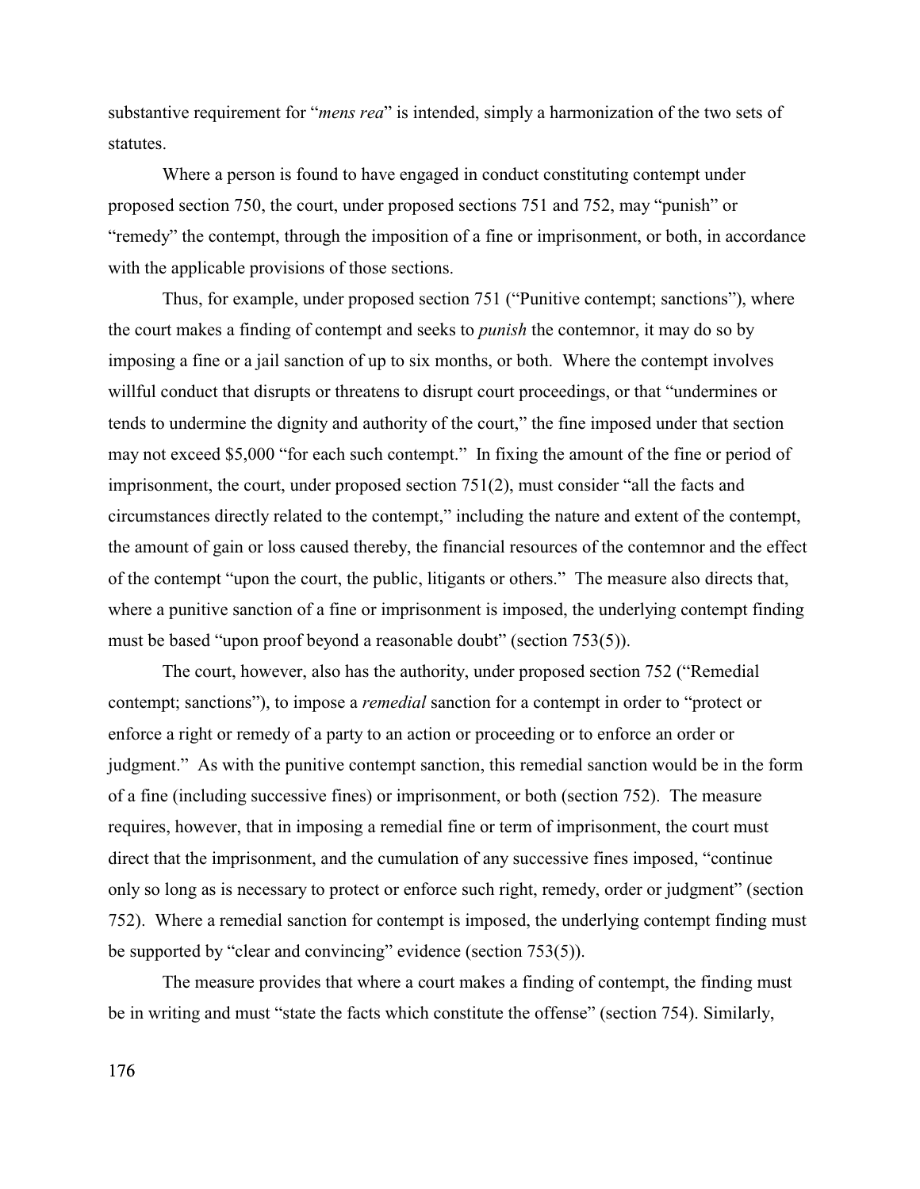substantive requirement for "*mens rea*" is intended, simply a harmonization of the two sets of statutes.

Where a person is found to have engaged in conduct constituting contempt under proposed section 750, the court, under proposed sections 751 and 752, may "punish" or "remedy" the contempt, through the imposition of a fine or imprisonment, or both, in accordance with the applicable provisions of those sections.

Thus, for example, under proposed section 751 ("Punitive contempt; sanctions"), where the court makes a finding of contempt and seeks to *punish* the contemnor, it may do so by imposing a fine or a jail sanction of up to six months, or both. Where the contempt involves willful conduct that disrupts or threatens to disrupt court proceedings, or that "undermines or tends to undermine the dignity and authority of the court," the fine imposed under that section may not exceed $5,000 "for each such contempt." In fixing the amount of the fine or period of imprisonment, the court, under proposed section 751(2), must consider "all the facts and circumstances directly related to the contempt," including the nature and extent of the contempt, the amount of gain or loss caused thereby, the financial resources of the contemnor and the effect of the contempt "upon the court, the public, litigants or others." The measure also directs that, where a punitive sanction of a fine or imprisonment is imposed, the underlying contempt finding must be based "upon proof beyond a reasonable doubt" (section 753(5)).

The court, however, also has the authority, under proposed section 752 ("Remedial contempt; sanctions"), to impose a *remedial* sanction for a contempt in order to "protect or enforce a right or remedy of a party to an action or proceeding or to enforce an order or judgment." As with the punitive contempt sanction, this remedial sanction would be in the form of a fine (including successive fines) or imprisonment, or both (section 752). The measure requires, however, that in imposing a remedial fine or term of imprisonment, the court must direct that the imprisonment, and the cumulation of any successive fines imposed, "continue only so long as is necessary to protect or enforce such right, remedy, order or judgment" (section 752). Where a remedial sanction for contempt is imposed, the underlying contempt finding must be supported by "clear and convincing" evidence (section 753(5)).

The measure provides that where a court makes a finding of contempt, the finding must be in writing and must "state the facts which constitute the offense" (section 754). Similarly,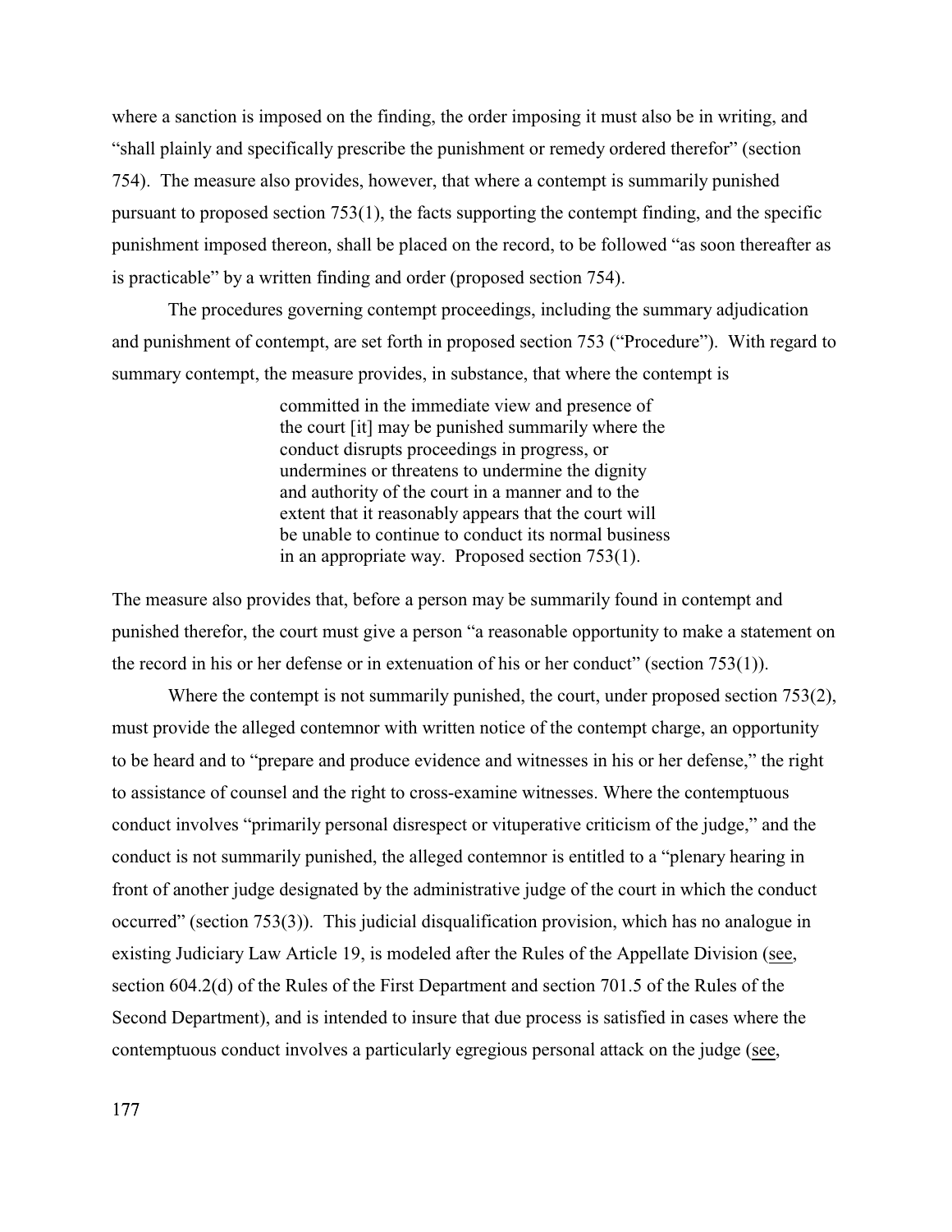where a sanction is imposed on the finding, the order imposing it must also be in writing, and "shall plainly and specifically prescribe the punishment or remedy ordered therefor" (section 754). The measure also provides, however, that where a contempt is summarily punished pursuant to proposed section 753(1), the facts supporting the contempt finding, and the specific punishment imposed thereon, shall be placed on the record, to be followed "as soon thereafter as is practicable" by a written finding and order (proposed section 754).

The procedures governing contempt proceedings, including the summary adjudication and punishment of contempt, are set forth in proposed section 753 ("Procedure"). With regard to summary contempt, the measure provides, in substance, that where the contempt is

> committed in the immediate view and presence of the court [it] may be punished summarily where the conduct disrupts proceedings in progress, or undermines or threatens to undermine the dignity and authority of the court in a manner and to the extent that it reasonably appears that the court will be unable to continue to conduct its normal business in an appropriate way. Proposed section 753(1).

The measure also provides that, before a person may be summarily found in contempt and punished therefor, the court must give a person "a reasonable opportunity to make a statement on the record in his or her defense or in extenuation of his or her conduct" (section 753(1)).

Where the contempt is not summarily punished, the court, under proposed section 753(2), must provide the alleged contemnor with written notice of the contempt charge, an opportunity to be heard and to "prepare and produce evidence and witnesses in his or her defense," the right to assistance of counsel and the right to cross-examine witnesses. Where the contemptuous conduct involves "primarily personal disrespect or vituperative criticism of the judge," and the conduct is not summarily punished, the alleged contemnor is entitled to a "plenary hearing in front of another judge designated by the administrative judge of the court in which the conduct occurred" (section 753(3)). This judicial disqualification provision, which has no analogue in existing Judiciary Law Article 19, is modeled after the Rules of the Appellate Division (see, section 604.2(d) of the Rules of the First Department and section 701.5 of the Rules of the Second Department), and is intended to insure that due process is satisfied in cases where the contemptuous conduct involves a particularly egregious personal attack on the judge (see,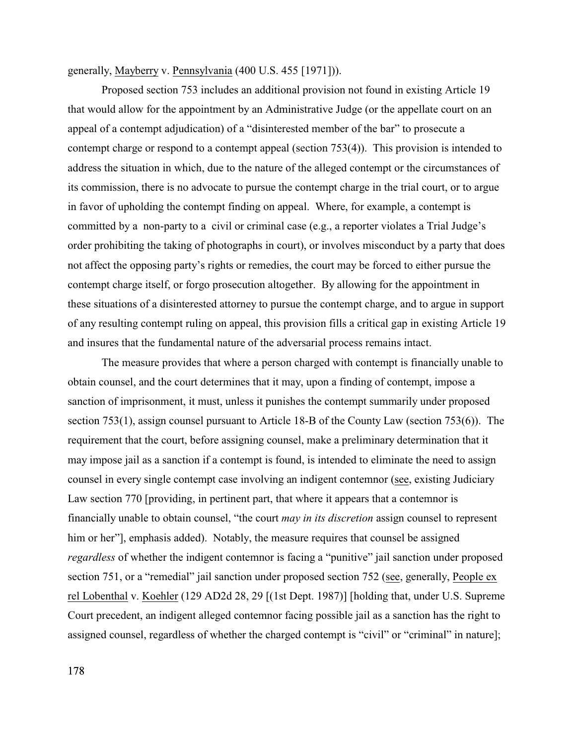generally, Mayberry v. Pennsylvania (400 U.S. 455 [1971])).

Proposed section 753 includes an additional provision not found in existing Article 19 that would allow for the appointment by an Administrative Judge (or the appellate court on an appeal of a contempt adjudication) of a "disinterested member of the bar" to prosecute a contempt charge or respond to a contempt appeal (section 753(4)). This provision is intended to address the situation in which, due to the nature of the alleged contempt or the circumstances of its commission, there is no advocate to pursue the contempt charge in the trial court, or to argue in favor of upholding the contempt finding on appeal. Where, for example, a contempt is committed by a non-party to a civil or criminal case (e.g., a reporter violates a Trial Judge's order prohibiting the taking of photographs in court), or involves misconduct by a party that does not affect the opposing party's rights or remedies, the court may be forced to either pursue the contempt charge itself, or forgo prosecution altogether. By allowing for the appointment in these situations of a disinterested attorney to pursue the contempt charge, and to argue in support of any resulting contempt ruling on appeal, this provision fills a critical gap in existing Article 19 and insures that the fundamental nature of the adversarial process remains intact.

The measure provides that where a person charged with contempt is financially unable to obtain counsel, and the court determines that it may, upon a finding of contempt, impose a sanction of imprisonment, it must, unless it punishes the contempt summarily under proposed section 753(1), assign counsel pursuant to Article 18-B of the County Law (section 753(6)). The requirement that the court, before assigning counsel, make a preliminary determination that it may impose jail as a sanction if a contempt is found, is intended to eliminate the need to assign counsel in every single contempt case involving an indigent contemnor (see, existing Judiciary Law section 770 [providing, in pertinent part, that where it appears that a contemnor is financially unable to obtain counsel, "the court *may in its discretion* assign counsel to represent him or her"], emphasis added). Notably, the measure requires that counsel be assigned *regardless* of whether the indigent contemnor is facing a "punitive" jail sanction under proposed section 751, or a "remedial" jail sanction under proposed section 752 (see, generally, People ex rel Lobenthal v. Koehler (129 AD2d 28, 29 [(1st Dept. 1987)] [holding that, under U.S. Supreme Court precedent, an indigent alleged contemnor facing possible jail as a sanction has the right to assigned counsel, regardless of whether the charged contempt is "civil" or "criminal" in nature];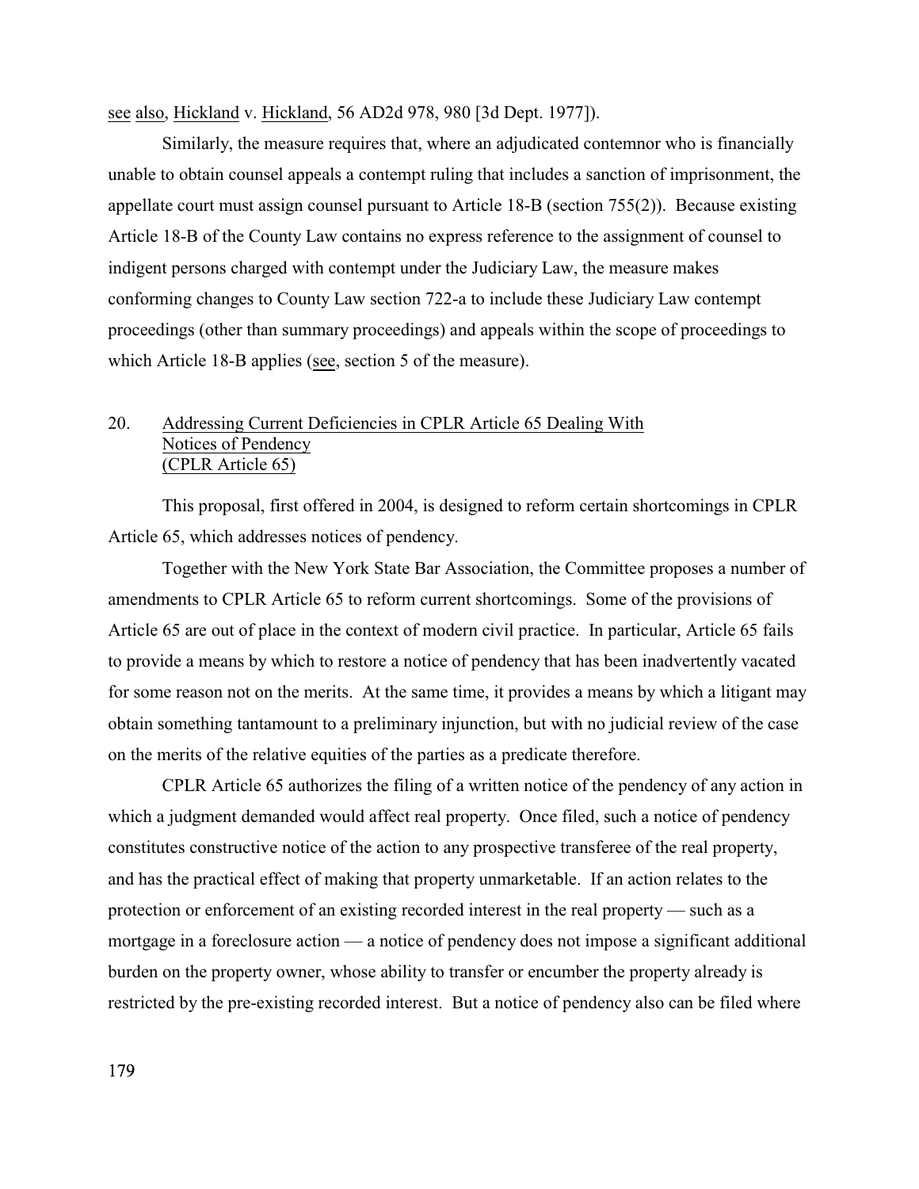see also, Hickland v. Hickland, 56 AD2d 978, 980 [3d Dept. 1977]).

Similarly, the measure requires that, where an adjudicated contemnor who is financially unable to obtain counsel appeals a contempt ruling that includes a sanction of imprisonment, the appellate court must assign counsel pursuant to Article 18-B (section 755(2)). Because existing Article 18-B of the County Law contains no express reference to the assignment of counsel to indigent persons charged with contempt under the Judiciary Law, the measure makes conforming changes to County Law section 722-a to include these Judiciary Law contempt proceedings (other than summary proceedings) and appeals within the scope of proceedings to which Article 18-B applies (see, section 5 of the measure).

## 20. Addressing Current Deficiencies in CPLR Article 65 Dealing With Notices of Pendency (CPLR Article 65)

This proposal, first offered in 2004, is designed to reform certain shortcomings in CPLR Article 65, which addresses notices of pendency.

Together with the New York State Bar Association, the Committee proposes a number of amendments to CPLR Article 65 to reform current shortcomings. Some of the provisions of Article 65 are out of place in the context of modern civil practice. In particular, Article 65 fails to provide a means by which to restore a notice of pendency that has been inadvertently vacated for some reason not on the merits. At the same time, it provides a means by which a litigant may obtain something tantamount to a preliminary injunction, but with no judicial review of the case on the merits of the relative equities of the parties as a predicate therefore.

CPLR Article 65 authorizes the filing of a written notice of the pendency of any action in which a judgment demanded would affect real property. Once filed, such a notice of pendency constitutes constructive notice of the action to any prospective transferee of the real property, and has the practical effect of making that property unmarketable. If an action relates to the protection or enforcement of an existing recorded interest in the real property — such as a mortgage in a foreclosure action — a notice of pendency does not impose a significant additional burden on the property owner, whose ability to transfer or encumber the property already is restricted by the pre-existing recorded interest. But a notice of pendency also can be filed where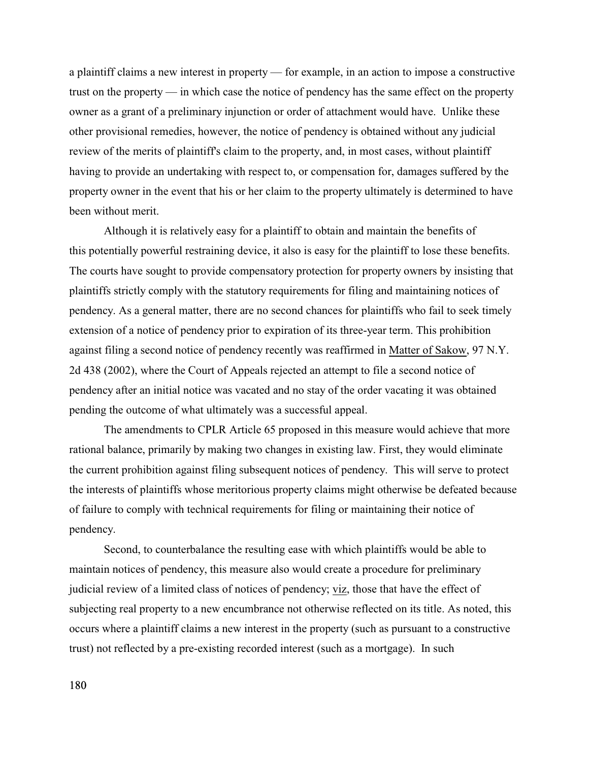a plaintiff claims a new interest in property — for example, in an action to impose a constructive trust on the property — in which case the notice of pendency has the same effect on the property owner as a grant of a preliminary injunction or order of attachment would have. Unlike these other provisional remedies, however, the notice of pendency is obtained without any judicial review of the merits of plaintiff's claim to the property, and, in most cases, without plaintiff having to provide an undertaking with respect to, or compensation for, damages suffered by the property owner in the event that his or her claim to the property ultimately is determined to have been without merit.

Although it is relatively easy for a plaintiff to obtain and maintain the benefits of this potentially powerful restraining device, it also is easy for the plaintiff to lose these benefits. The courts have sought to provide compensatory protection for property owners by insisting that plaintiffs strictly comply with the statutory requirements for filing and maintaining notices of pendency. As a general matter, there are no second chances for plaintiffs who fail to seek timely extension of a notice of pendency prior to expiration of its three-year term. This prohibition against filing a second notice of pendency recently was reaffirmed in Matter of Sakow, 97 N.Y. 2d 438 (2002), where the Court of Appeals rejected an attempt to file a second notice of pendency after an initial notice was vacated and no stay of the order vacating it was obtained pending the outcome of what ultimately was a successful appeal.

The amendments to CPLR Article 65 proposed in this measure would achieve that more rational balance, primarily by making two changes in existing law. First, they would eliminate the current prohibition against filing subsequent notices of pendency. This will serve to protect the interests of plaintiffs whose meritorious property claims might otherwise be defeated because of failure to comply with technical requirements for filing or maintaining their notice of pendency.

Second, to counterbalance the resulting ease with which plaintiffs would be able to maintain notices of pendency, this measure also would create a procedure for preliminary judicial review of a limited class of notices of pendency; viz, those that have the effect of subjecting real property to a new encumbrance not otherwise reflected on its title. As noted, this occurs where a plaintiff claims a new interest in the property (such as pursuant to a constructive trust) not reflected by a pre-existing recorded interest (such as a mortgage). In such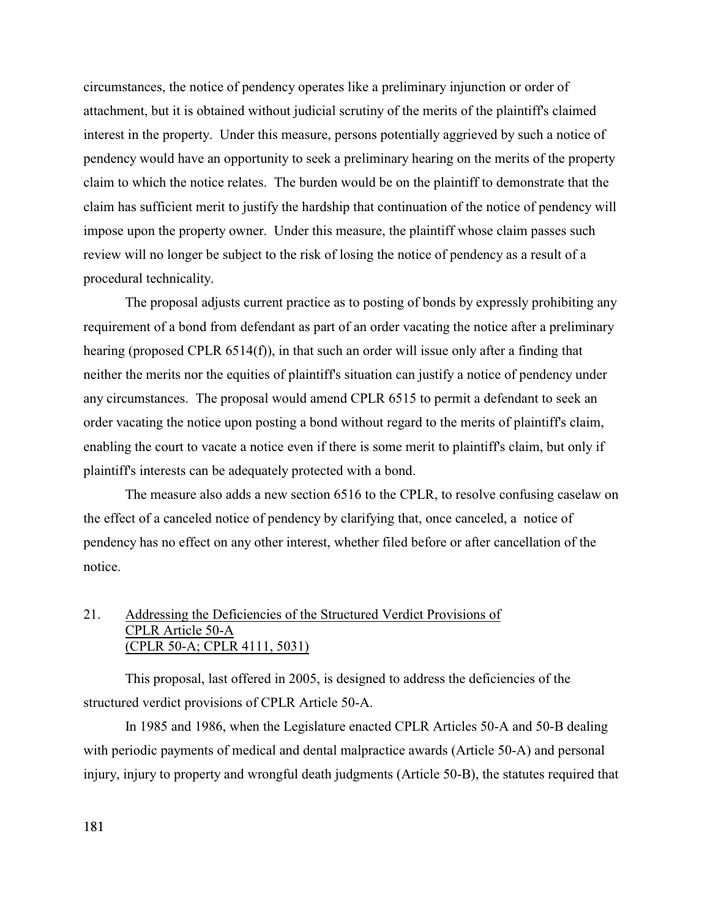circumstances, the notice of pendency operates like a preliminary injunction or order of attachment, but it is obtained without judicial scrutiny of the merits of the plaintiff's claimed interest in the property. Under this measure, persons potentially aggrieved by such a notice of pendency would have an opportunity to seek a preliminary hearing on the merits of the property claim to which the notice relates. The burden would be on the plaintiff to demonstrate that the claim has sufficient merit to justify the hardship that continuation of the notice of pendency will impose upon the property owner. Under this measure, the plaintiff whose claim passes such review will no longer be subject to the risk of losing the notice of pendency as a result of a procedural technicality.

The proposal adjusts current practice as to posting of bonds by expressly prohibiting any requirement of a bond from defendant as part of an order vacating the notice after a preliminary hearing (proposed CPLR 6514(f)), in that such an order will issue only after a finding that neither the merits nor the equities of plaintiff's situation can justify a notice of pendency under any circumstances. The proposal would amend CPLR 6515 to permit a defendant to seek an order vacating the notice upon posting a bond without regard to the merits of plaintiff's claim, enabling the court to vacate a notice even if there is some merit to plaintiff's claim, but only if plaintiff's interests can be adequately protected with a bond.

The measure also adds a new section 6516 to the CPLR, to resolve confusing caselaw on the effect of a canceled notice of pendency by clarifying that, once canceled, a notice of pendency has no effect on any other interest, whether filed before or after cancellation of the notice.

## 21. Addressing the Deficiencies of the Structured Verdict Provisions of CPLR Article 50-A (CPLR 50-A; CPLR 4111, 5031)

This proposal, last offered in 2005, is designed to address the deficiencies of the structured verdict provisions of CPLR Article 50-A.

In 1985 and 1986, when the Legislature enacted CPLR Articles 50-A and 50-B dealing with periodic payments of medical and dental malpractice awards (Article 50-A) and personal injury, injury to property and wrongful death judgments (Article 50-B), the statutes required that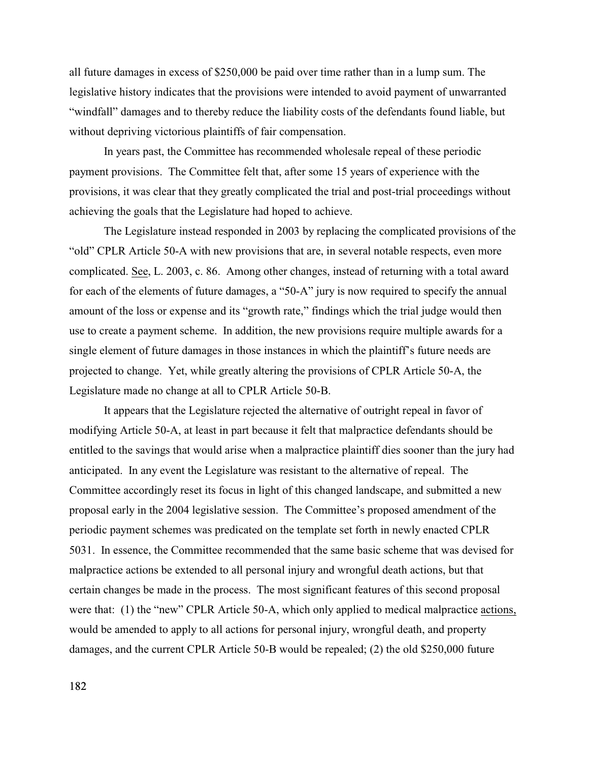all future damages in excess of $250,000 be paid over time rather than in a lump sum. The legislative history indicates that the provisions were intended to avoid payment of unwarranted "windfall" damages and to thereby reduce the liability costs of the defendants found liable, but without depriving victorious plaintiffs of fair compensation.

In years past, the Committee has recommended wholesale repeal of these periodic payment provisions. The Committee felt that, after some 15 years of experience with the provisions, it was clear that they greatly complicated the trial and post-trial proceedings without achieving the goals that the Legislature had hoped to achieve.

The Legislature instead responded in 2003 by replacing the complicated provisions of the "old" CPLR Article 50-A with new provisions that are, in several notable respects, even more complicated. See, L. 2003, c. 86. Among other changes, instead of returning with a total award for each of the elements of future damages, a "50-A" jury is now required to specify the annual amount of the loss or expense and its "growth rate," findings which the trial judge would then use to create a payment scheme. In addition, the new provisions require multiple awards for a single element of future damages in those instances in which the plaintiff's future needs are projected to change. Yet, while greatly altering the provisions of CPLR Article 50-A, the Legislature made no change at all to CPLR Article 50-B.

It appears that the Legislature rejected the alternative of outright repeal in favor of modifying Article 50-A, at least in part because it felt that malpractice defendants should be entitled to the savings that would arise when a malpractice plaintiff dies sooner than the jury had anticipated. In any event the Legislature was resistant to the alternative of repeal. The Committee accordingly reset its focus in light of this changed landscape, and submitted a new proposal early in the 2004 legislative session. The Committee's proposed amendment of the periodic payment schemes was predicated on the template set forth in newly enacted CPLR 5031. In essence, the Committee recommended that the same basic scheme that was devised for malpractice actions be extended to all personal injury and wrongful death actions, but that certain changes be made in the process. The most significant features of this second proposal were that: (1) the "new" CPLR Article 50-A, which only applied to medical malpractice actions, would be amended to apply to all actions for personal injury, wrongful death, and property damages, and the current CPLR Article 50-B would be repealed; (2) the old $250,000 future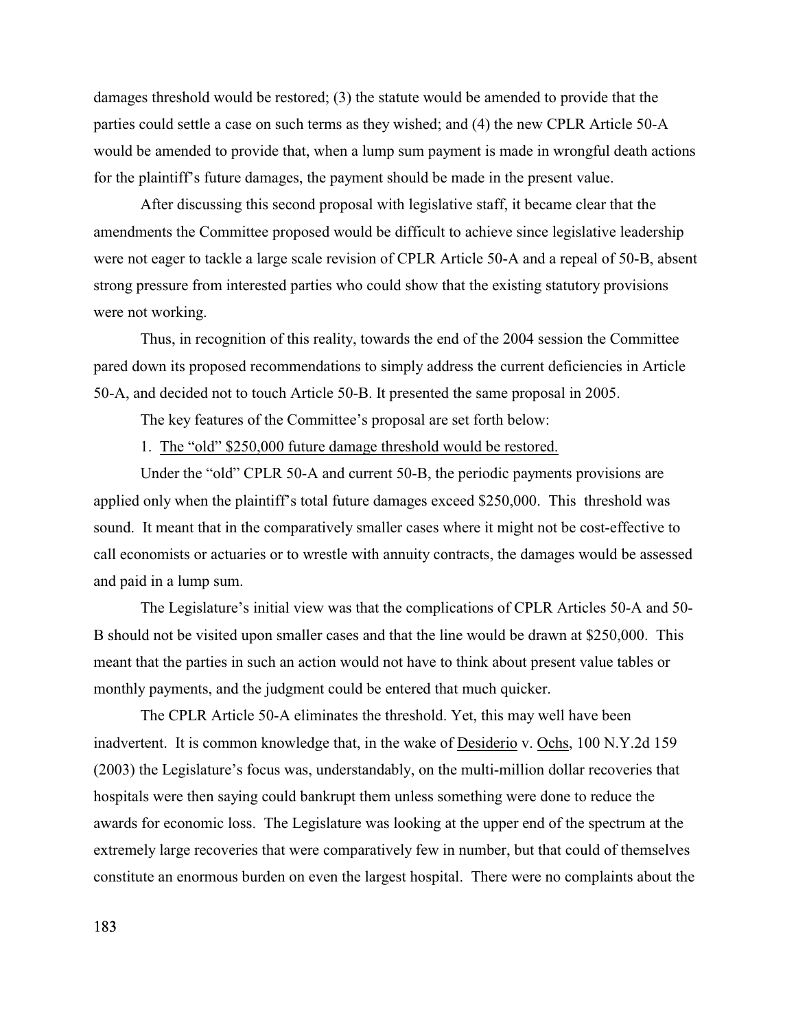damages threshold would be restored; (3) the statute would be amended to provide that the parties could settle a case on such terms as they wished; and (4) the new CPLR Article 50-A would be amended to provide that, when a lump sum payment is made in wrongful death actions for the plaintiff's future damages, the payment should be made in the present value.

After discussing this second proposal with legislative staff, it became clear that the amendments the Committee proposed would be difficult to achieve since legislative leadership were not eager to tackle a large scale revision of CPLR Article 50-A and a repeal of 50-B, absent strong pressure from interested parties who could show that the existing statutory provisions were not working.

Thus, in recognition of this reality, towards the end of the 2004 session the Committee pared down its proposed recommendations to simply address the current deficiencies in Article 50-A, and decided not to touch Article 50-B. It presented the same proposal in 2005.

The key features of the Committee's proposal are set forth below:

1. <u>The "old" \$250,000 future damage threshold would be restored.</u>

Under the "old" CPLR 50-A and current 50-B, the periodic payments provisions are applied only when the plaintiff's total future damages exceed \$250,000. This threshold was sound. It meant that in the comparatively smaller cases where it might not be cost-effective to call economists or actuaries or to wrestle with annuity contracts, the damages would be assessed and paid in a lump sum.

The Legislature's initial view was that the complications of CPLR Articles 50-A and 50-B should not be visited upon smaller cases and that the line would be drawn at \$250,000. This meant that the parties in such an action would not have to think about present value tables or monthly payments, and the judgment could be entered that much quicker.

The CPLR Article 50-A eliminates the threshold. Yet, this may well have been inadvertent. It is common knowledge that, in the wake of <u>Desiderio</u> v. <u>Ochs</u>, 100 N.Y.2d 159 (2003) the Legislature's focus was, understandably, on the multi-million dollar recoveries that hospitals were then saying could bankrupt them unless something were done to reduce the awards for economic loss. The Legislature was looking at the upper end of the spectrum at the extremely large recoveries that were comparatively few in number, but that could of themselves constitute an enormous burden on even the largest hospital. There were no complaints about the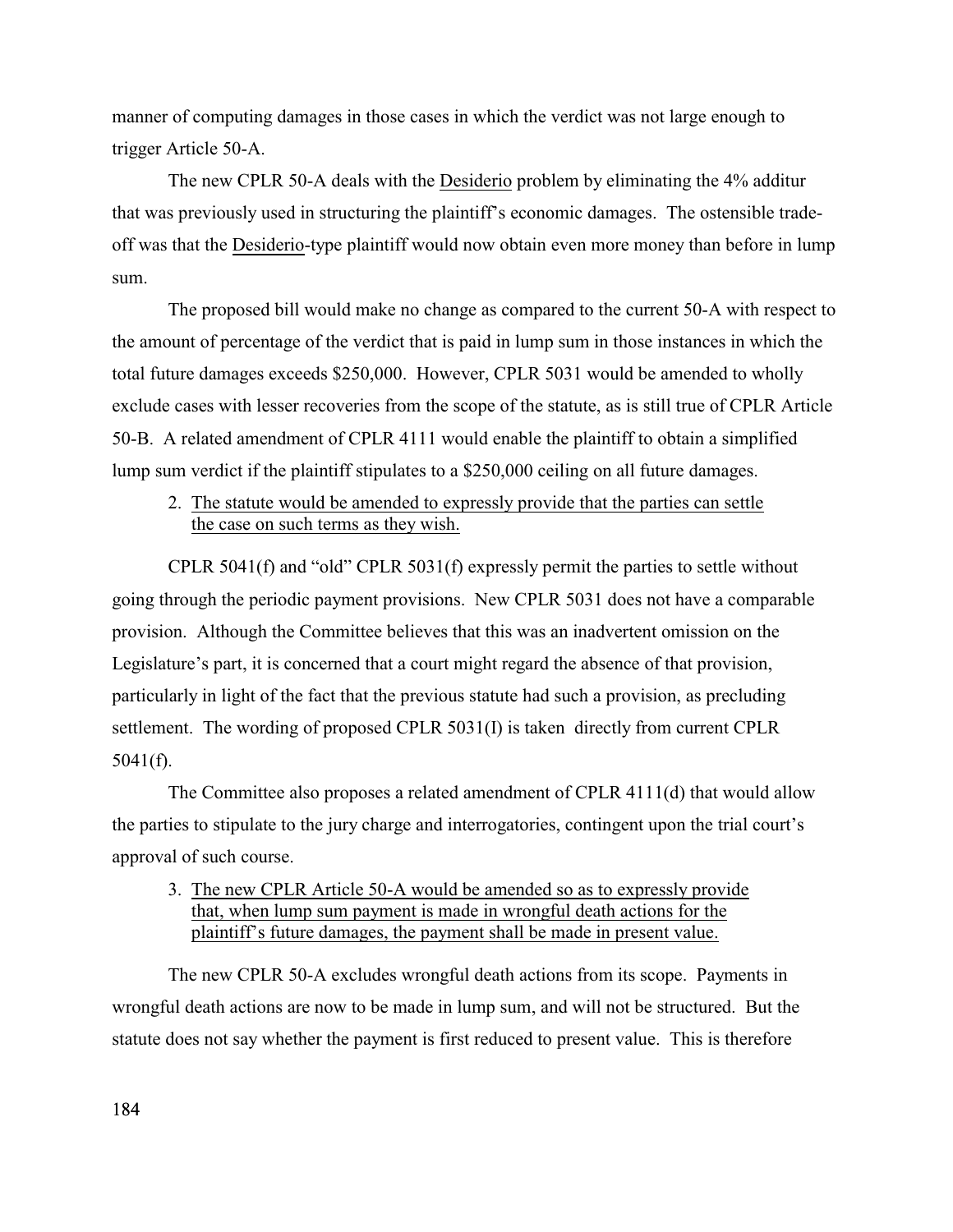manner of computing damages in those cases in which the verdict was not large enough to trigger Article 50-A.

The new CPLR 50-A deals with the Desiderio problem by eliminating the 4% additur that was previously used in structuring the plaintiff's economic damages. The ostensible trade-off was that the Desiderio-type plaintiff would now obtain even more money than before in lump sum.

The proposed bill would make no change as compared to the current 50-A with respect to the amount of percentage of the verdict that is paid in lump sum in those instances in which the total future damages exceeds $250,000. However, CPLR 5031 would be amended to wholly exclude cases with lesser recoveries from the scope of the statute, as is still true of CPLR Article 50-B. A related amendment of CPLR 4111 would enable the plaintiff to obtain a simplified lump sum verdict if the plaintiff stipulates to a $250,000 ceiling on all future damages.

2. <u>The statute would be amended to expressly provide that the parties can settle the case on such terms as they wish.</u>

CPLR 5041(f) and "old" CPLR 5031(f) expressly permit the parties to settle without going through the periodic payment provisions. New CPLR 5031 does not have a comparable provision. Although the Committee believes that this was an inadvertent omission on the Legislature's part, it is concerned that a court might regard the absence of that provision, particularly in light of the fact that the previous statute had such a provision, as precluding settlement. The wording of proposed CPLR 5031(I) is taken directly from current CPLR 5041(f).

The Committee also proposes a related amendment of CPLR 4111(d) that would allow the parties to stipulate to the jury charge and interrogatories, contingent upon the trial court's approval of such course.

3. <u>The new CPLR Article 50-A would be amended so as to expressly provide that, when lump sum payment is made in wrongful death actions for the plaintiff's future damages, the payment shall be made in present value.</u>

The new CPLR 50-A excludes wrongful death actions from its scope. Payments in wrongful death actions are now to be made in lump sum, and will not be structured. But the statute does not say whether the payment is first reduced to present value. This is therefore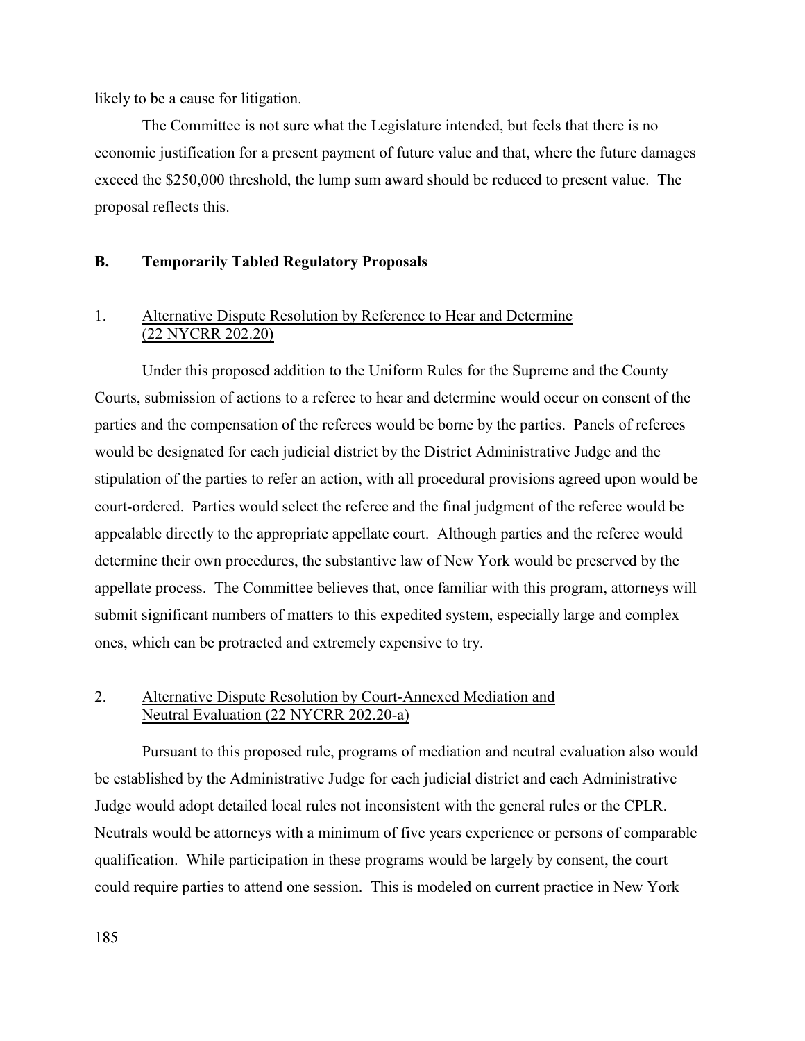likely to be a cause for litigation.

The Committee is not sure what the Legislature intended, but feels that there is no economic justification for a present payment of future value and that, where the future damages exceed the $250,000 threshold, the lump sum award should be reduced to present value. The proposal reflects this.

### B. Temporarily Tabled Regulatory Proposals

#### 1. Alternative Dispute Resolution by Reference to Hear and Determine (22 NYCRR 202.20)

Under this proposed addition to the Uniform Rules for the Supreme and the County Courts, submission of actions to a referee to hear and determine would occur on consent of the parties and the compensation of the referees would be borne by the parties. Panels of referees would be designated for each judicial district by the District Administrative Judge and the stipulation of the parties to refer an action, with all procedural provisions agreed upon would be court-ordered. Parties would select the referee and the final judgment of the referee would be appealable directly to the appropriate appellate court. Although parties and the referee would determine their own procedures, the substantive law of New York would be preserved by the appellate process. The Committee believes that, once familiar with this program, attorneys will submit significant numbers of matters to this expedited system, especially large and complex ones, which can be protracted and extremely expensive to try.

#### 2. Alternative Dispute Resolution by Court-Annexed Mediation and Neutral Evaluation (22 NYCRR 202.20-a)

Pursuant to this proposed rule, programs of mediation and neutral evaluation also would be established by the Administrative Judge for each judicial district and each Administrative Judge would adopt detailed local rules not inconsistent with the general rules or the CPLR. Neutrals would be attorneys with a minimum of five years experience or persons of comparable qualification. While participation in these programs would be largely by consent, the court could require parties to attend one session. This is modeled on current practice in New York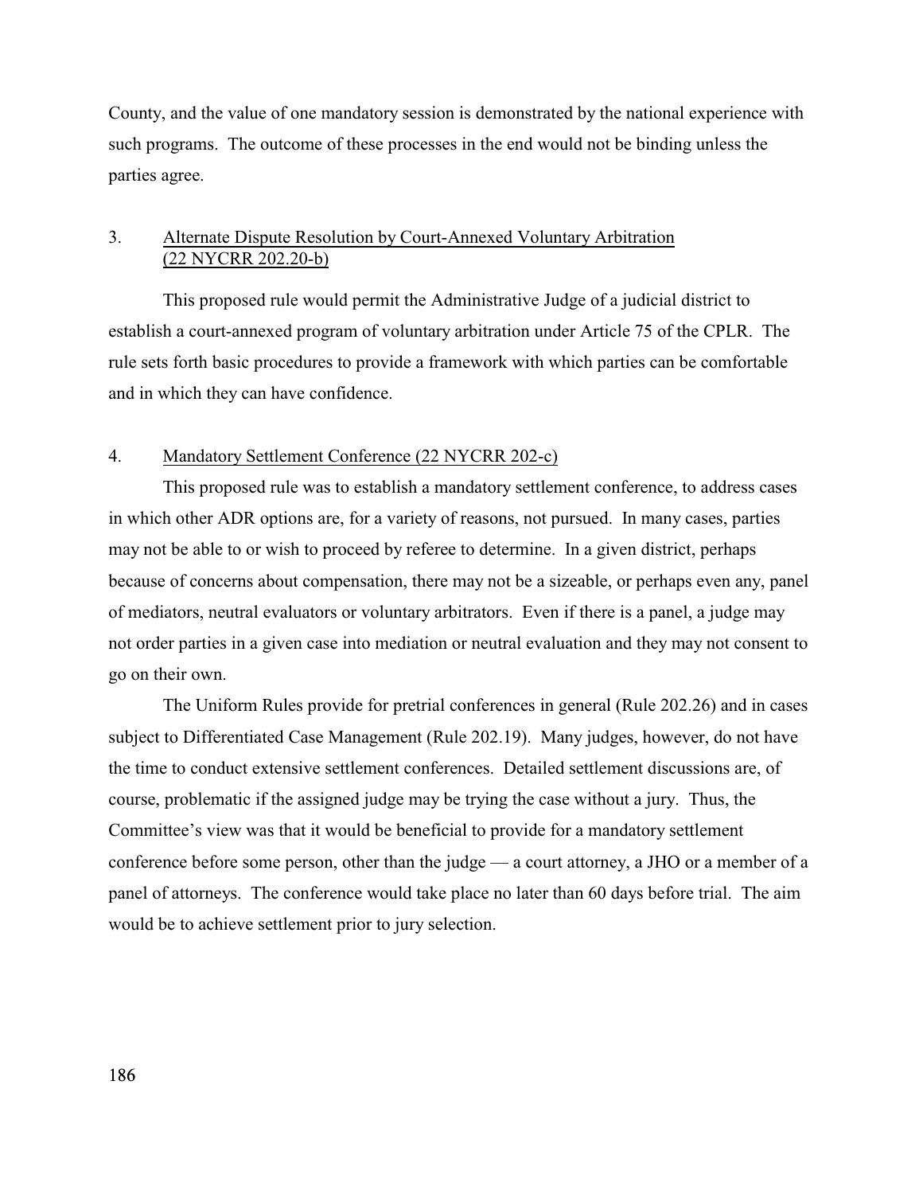County, and the value of one mandatory session is demonstrated by the national experience with such programs. The outcome of these processes in the end would not be binding unless the parties agree.

3. Alternate Dispute Resolution by Court-Annexed Voluntary Arbitration (22 NYCRR 202.20-b)

This proposed rule would permit the Administrative Judge of a judicial district to establish a court-annexed program of voluntary arbitration under Article 75 of the CPLR. The rule sets forth basic procedures to provide a framework with which parties can be comfortable and in which they can have confidence.

4. Mandatory Settlement Conference (22 NYCRR 202-c)

This proposed rule was to establish a mandatory settlement conference, to address cases in which other ADR options are, for a variety of reasons, not pursued. In many cases, parties may not be able to or wish to proceed by referee to determine. In a given district, perhaps because of concerns about compensation, there may not be a sizeable, or perhaps even any, panel of mediators, neutral evaluators or voluntary arbitrators. Even if there is a panel, a judge may not order parties in a given case into mediation or neutral evaluation and they may not consent to go on their own.

The Uniform Rules provide for pretrial conferences in general (Rule 202.26) and in cases subject to Differentiated Case Management (Rule 202.19). Many judges, however, do not have the time to conduct extensive settlement conferences. Detailed settlement discussions are, of course, problematic if the assigned judge may be trying the case without a jury. Thus, the Committee's view was that it would be beneficial to provide for a mandatory settlement conference before some person, other than the judge — a court attorney, a JHO or a member of a panel of attorneys. The conference would take place no later than 60 days before trial. The aim would be to achieve settlement prior to jury selection.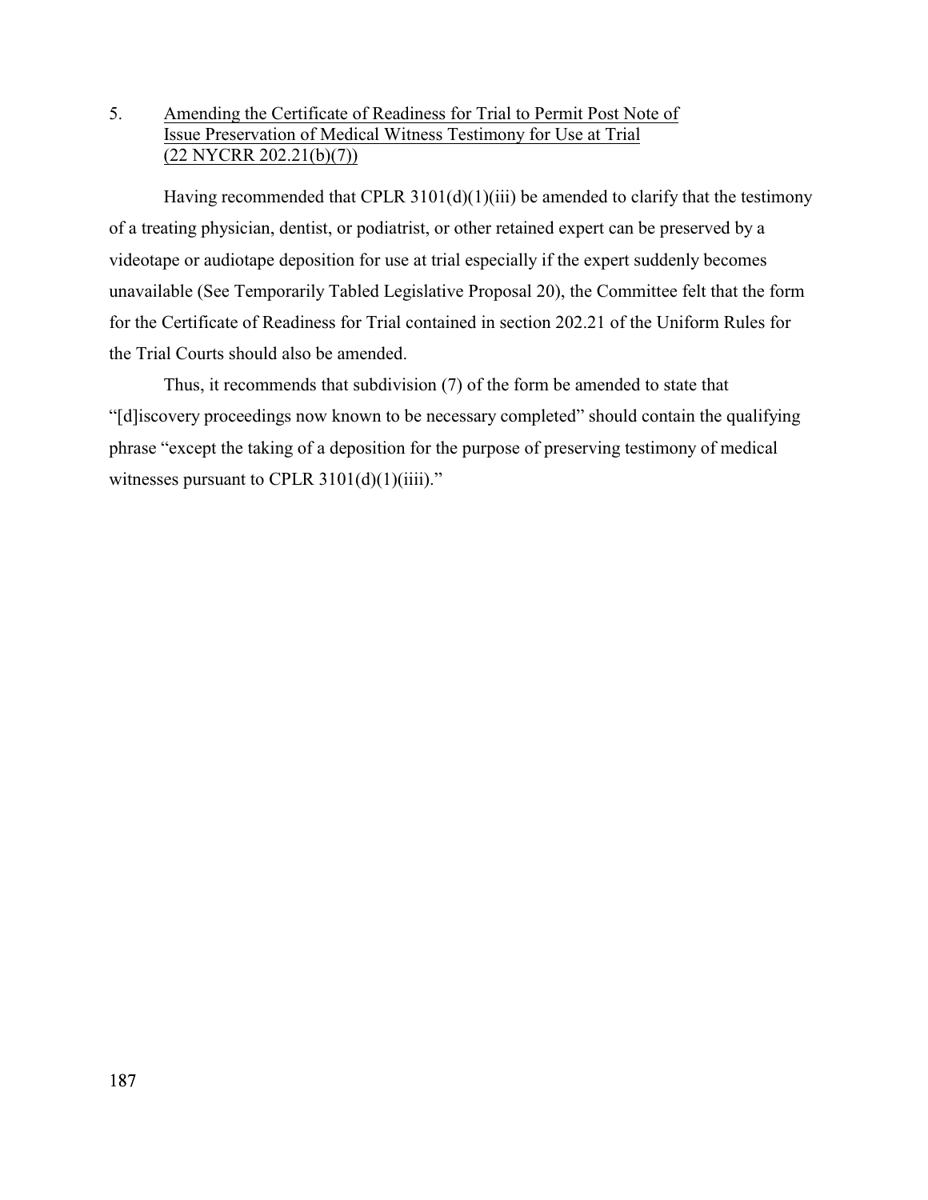## 5. Amending the Certificate of Readiness for Trial to Permit Post Note of Issue Preservation of Medical Witness Testimony for Use at Trial (22 NYCRR 202.21(b)(7))

Having recommended that CPLR 3101(d)(1)(iii) be amended to clarify that the testimony of a treating physician, dentist, or podiatrist, or other retained expert can be preserved by a videotape or audiotape deposition for use at trial especially if the expert suddenly becomes unavailable (See Temporarily Tabled Legislative Proposal 20), the Committee felt that the form for the Certificate of Readiness for Trial contained in section 202.21 of the Uniform Rules for the Trial Courts should also be amended.

Thus, it recommends that subdivision (7) of the form be amended to state that "[d]iscovery proceedings now known to be necessary completed" should contain the qualifying phrase "except the taking of a deposition for the purpose of preserving testimony of medical witnesses pursuant to CPLR 3101(d)(1)(iiii)."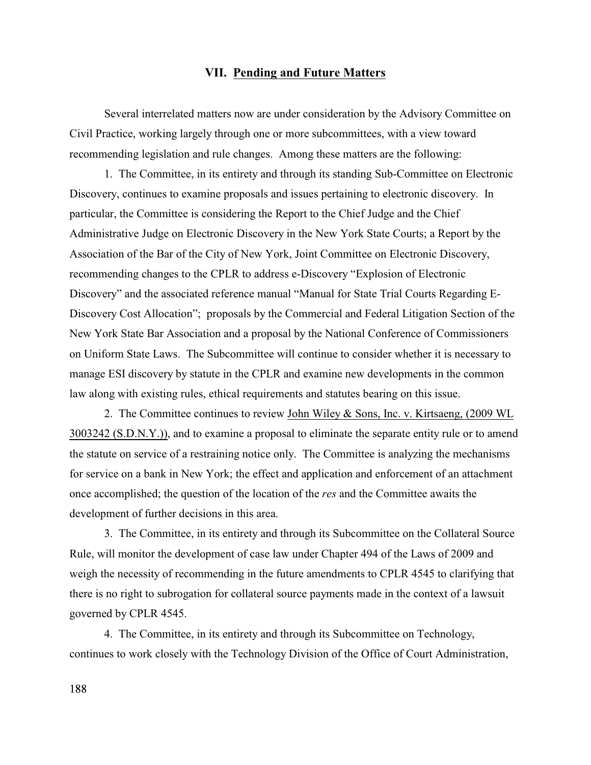## VII. Pending and Future Matters

Several interrelated matters now are under consideration by the Advisory Committee on Civil Practice, working largely through one or more subcommittees, with a view toward recommending legislation and rule changes. Among these matters are the following:

1. The Committee, in its entirety and through its standing Sub-Committee on Electronic Discovery, continues to examine proposals and issues pertaining to electronic discovery. In particular, the Committee is considering the Report to the Chief Judge and the Chief Administrative Judge on Electronic Discovery in the New York State Courts; a Report by the Association of the Bar of the City of New York, Joint Committee on Electronic Discovery, recommending changes to the CPLR to address e-Discovery "Explosion of Electronic Discovery" and the associated reference manual "Manual for State Trial Courts Regarding E-Discovery Cost Allocation"; proposals by the Commercial and Federal Litigation Section of the New York State Bar Association and a proposal by the National Conference of Commissioners on Uniform State Laws. The Subcommittee will continue to consider whether it is necessary to manage ESI discovery by statute in the CPLR and examine new developments in the common law along with existing rules, ethical requirements and statutes bearing on this issue.

2. The Committee continues to review John Wiley & Sons, Inc. v. Kirtsaeng, (2009 WL 3003242 (S.D.N.Y.)), and to examine a proposal to eliminate the separate entity rule or to amend the statute on service of a restraining notice only. The Committee is analyzing the mechanisms for service on a bank in New York; the effect and application and enforcement of an attachment once accomplished; the question of the location of the *res* and the Committee awaits the development of further decisions in this area.

3. The Committee, in its entirety and through its Subcommittee on the Collateral Source Rule, will monitor the development of case law under Chapter 494 of the Laws of 2009 and weigh the necessity of recommending in the future amendments to CPLR 4545 to clarifying that there is no right to subrogation for collateral source payments made in the context of a lawsuit governed by CPLR 4545.

4. The Committee, in its entirety and through its Subcommittee on Technology, continues to work closely with the Technology Division of the Office of Court Administration,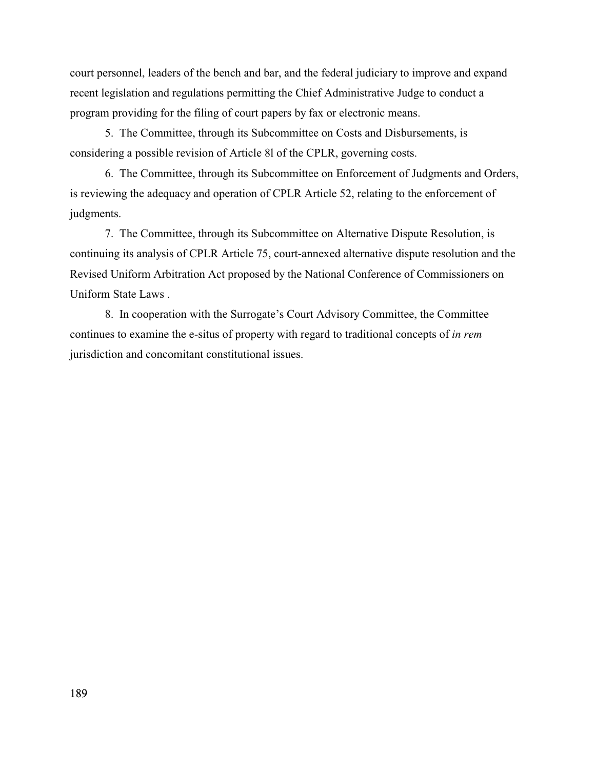court personnel, leaders of the bench and bar, and the federal judiciary to improve and expand recent legislation and regulations permitting the Chief Administrative Judge to conduct a program providing for the filing of court papers by fax or electronic means.

5. The Committee, through its Subcommittee on Costs and Disbursements, is considering a possible revision of Article 8l of the CPLR, governing costs.

6. The Committee, through its Subcommittee on Enforcement of Judgments and Orders, is reviewing the adequacy and operation of CPLR Article 52, relating to the enforcement of judgments.

7. The Committee, through its Subcommittee on Alternative Dispute Resolution, is continuing its analysis of CPLR Article 75, court-annexed alternative dispute resolution and the Revised Uniform Arbitration Act proposed by the National Conference of Commissioners on Uniform State Laws .

8. In cooperation with the Surrogate's Court Advisory Committee, the Committee continues to examine the e-situs of property with regard to traditional concepts of *in rem* jurisdiction and concomitant constitutional issues.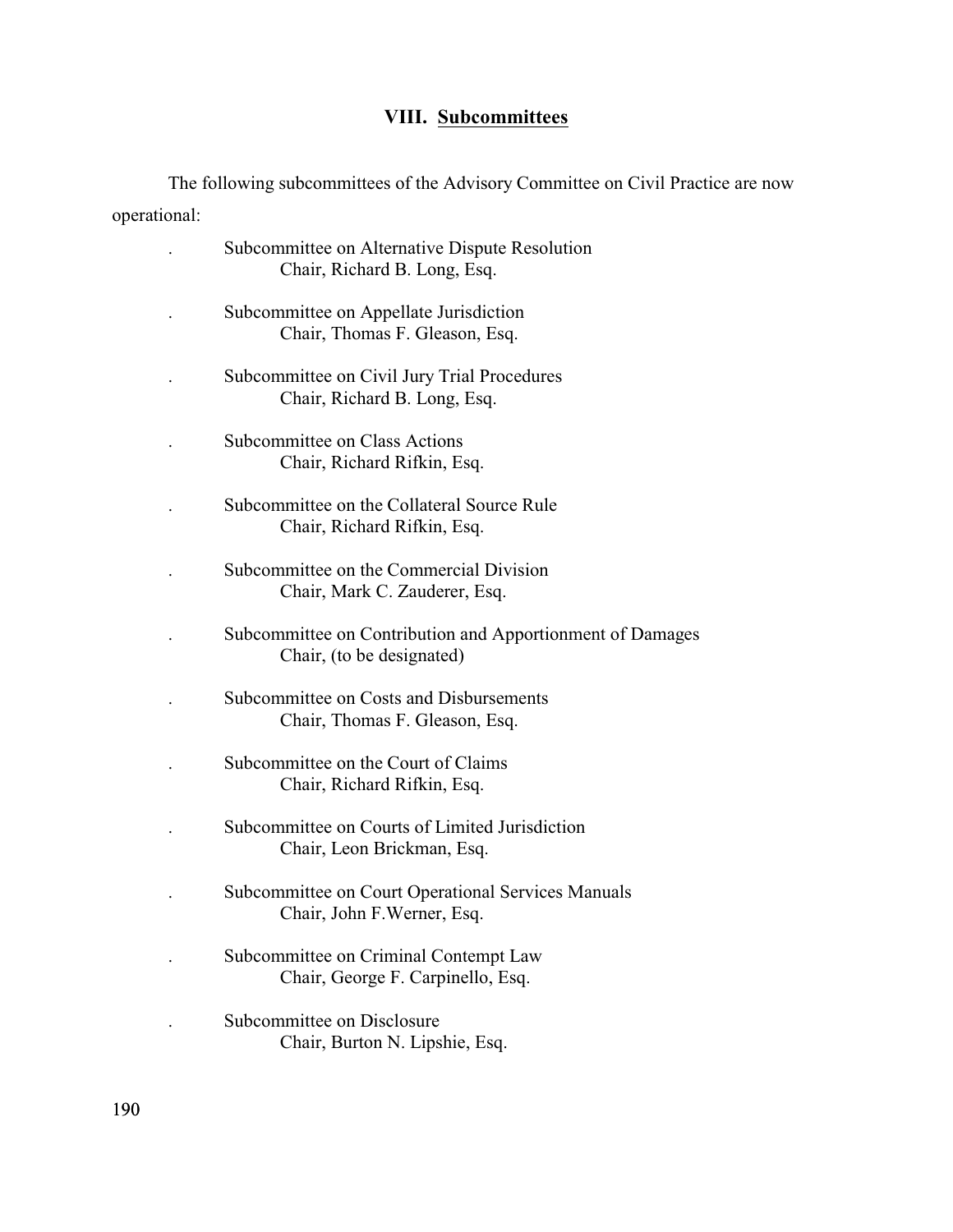## VIII. Subcommittees

The following subcommittees of the Advisory Committee on Civil Practice are now operational:

- Subcommittee on Alternative Dispute Resolution
  Chair, Richard B. Long, Esq.
- Subcommittee on Appellate Jurisdiction
  Chair, Thomas F. Gleason, Esq.
- Subcommittee on Civil Jury Trial Procedures
  Chair, Richard B. Long, Esq.
- Subcommittee on Class Actions
  Chair, Richard Rifkin, Esq.
- Subcommittee on the Collateral Source Rule
  Chair, Richard Rifkin, Esq.
- Subcommittee on the Commercial Division
  Chair, Mark C. Zauderer, Esq.
- Subcommittee on Contribution and Apportionment of Damages
  Chair, (to be designated)
- Subcommittee on Costs and Disbursements
  Chair, Thomas F. Gleason, Esq.
- Subcommittee on the Court of Claims
  Chair, Richard Rifkin, Esq.
- Subcommittee on Courts of Limited Jurisdiction
  Chair, Leon Brickman, Esq.
- Subcommittee on Court Operational Services Manuals
  Chair, John F.Werner, Esq.
- Subcommittee on Criminal Contempt Law
  Chair, George F. Carpinello, Esq.
- Subcommittee on Disclosure
  Chair, Burton N. Lipshie, Esq.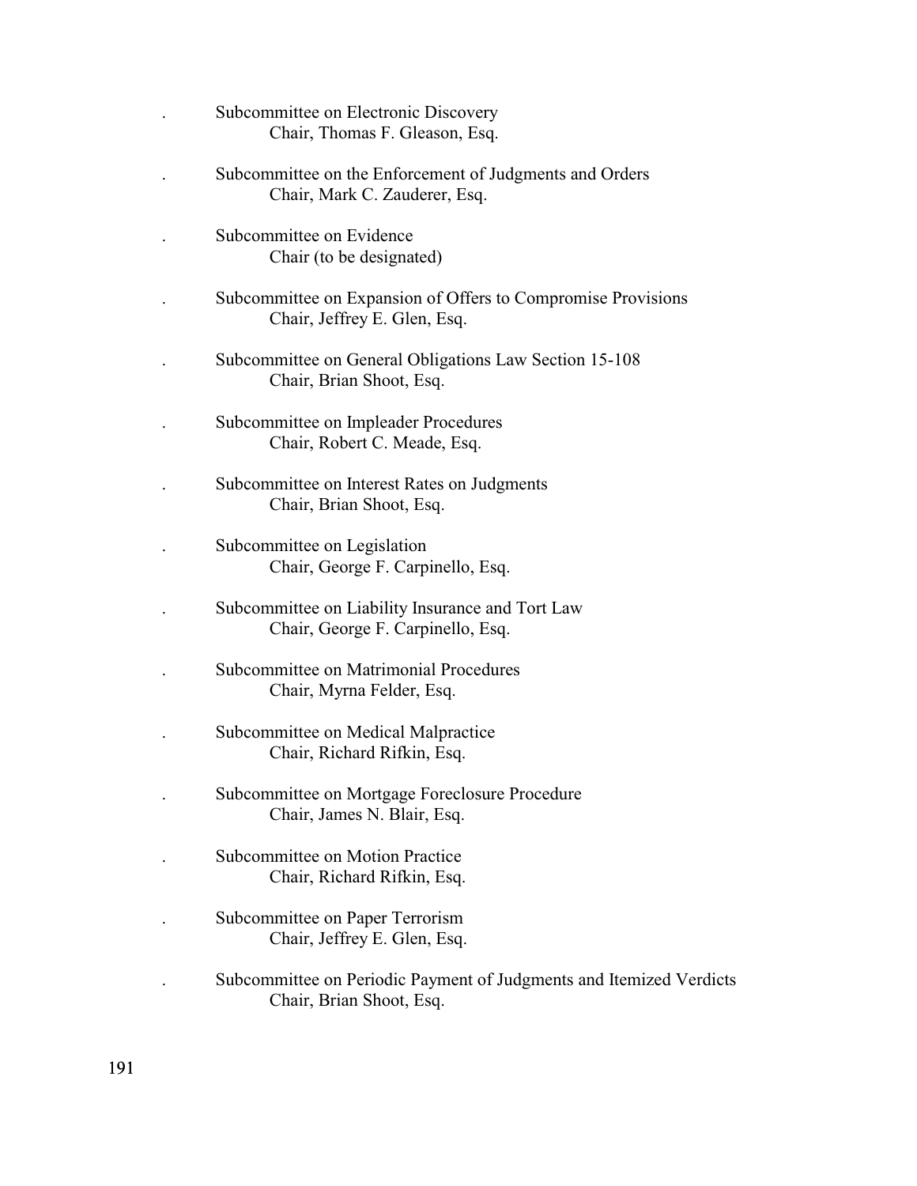- Subcommittee on Electronic Discovery
  Chair, Thomas F. Gleason, Esq.

- Subcommittee on the Enforcement of Judgments and Orders
  Chair, Mark C. Zauderer, Esq.

- Subcommittee on Evidence
  Chair (to be designated)

- Subcommittee on Expansion of Offers to Compromise Provisions
  Chair, Jeffrey E. Glen, Esq.

- Subcommittee on General Obligations Law Section 15-108
  Chair, Brian Shoot, Esq.

- Subcommittee on Impleader Procedures
  Chair, Robert C. Meade, Esq.

- Subcommittee on Interest Rates on Judgments
  Chair, Brian Shoot, Esq.

- Subcommittee on Legislation
  Chair, George F. Carpinello, Esq.

- Subcommittee on Liability Insurance and Tort Law
  Chair, George F. Carpinello, Esq.

- Subcommittee on Matrimonial Procedures
  Chair, Myrna Felder, Esq.

- Subcommittee on Medical Malpractice
  Chair, Richard Rifkin, Esq.

- Subcommittee on Mortgage Foreclosure Procedure
  Chair, James N. Blair, Esq.

- Subcommittee on Motion Practice
  Chair, Richard Rifkin, Esq.

- Subcommittee on Paper Terrorism
  Chair, Jeffrey E. Glen, Esq.

- Subcommittee on Periodic Payment of Judgments and Itemized Verdicts
  Chair, Brian Shoot, Esq.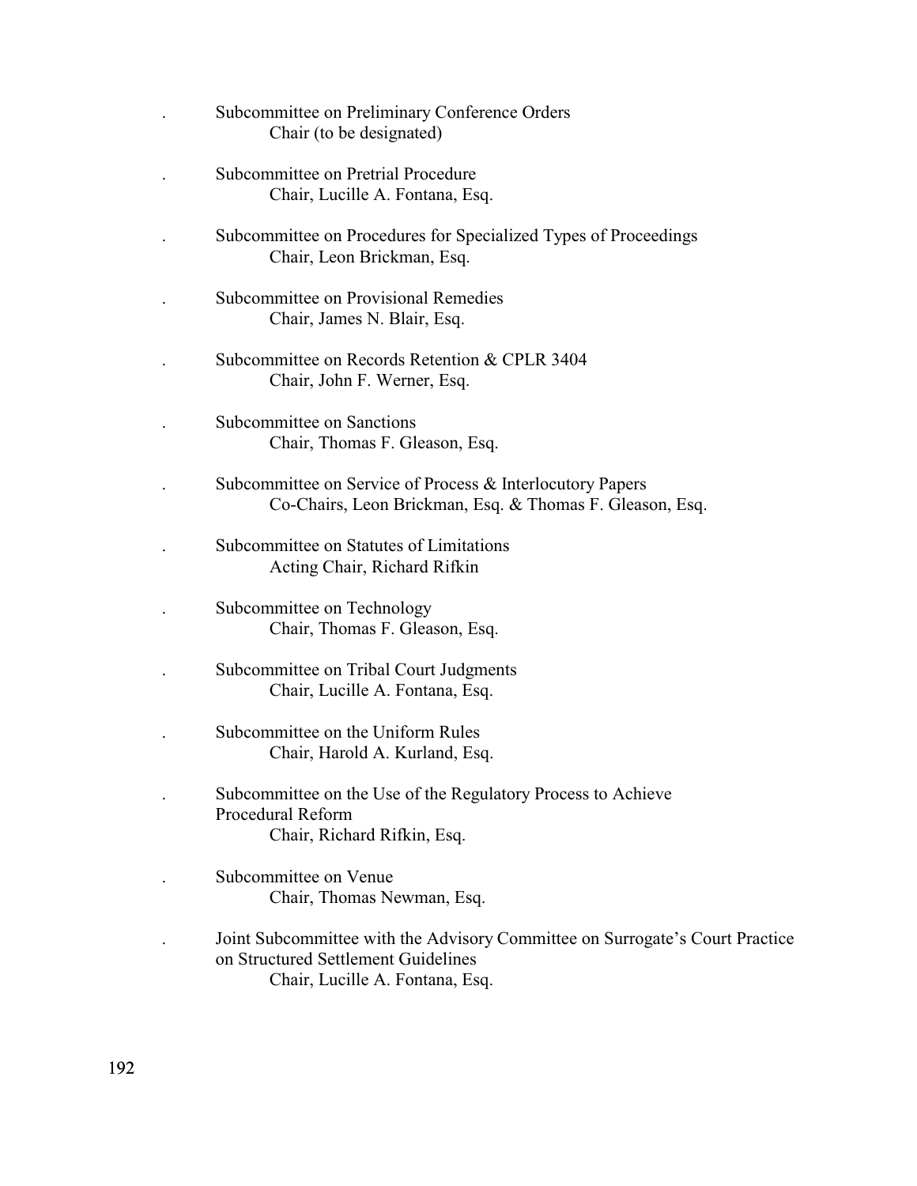- Subcommittee on Preliminary Conference Orders
  Chair (to be designated)

- Subcommittee on Pretrial Procedure
  Chair, Lucille A. Fontana, Esq.

- Subcommittee on Procedures for Specialized Types of Proceedings
  Chair, Leon Brickman, Esq.

- Subcommittee on Provisional Remedies
  Chair, James N. Blair, Esq.

- Subcommittee on Records Retention & CPLR 3404
  Chair, John F. Werner, Esq.

- Subcommittee on Sanctions
  Chair, Thomas F. Gleason, Esq.

- Subcommittee on Service of Process & Interlocutory Papers
  Co-Chairs, Leon Brickman, Esq. & Thomas F. Gleason, Esq.

- Subcommittee on Statutes of Limitations
  Acting Chair, Richard Rifkin

- Subcommittee on Technology
  Chair, Thomas F. Gleason, Esq.

- Subcommittee on Tribal Court Judgments
  Chair, Lucille A. Fontana, Esq.

- Subcommittee on the Uniform Rules
  Chair, Harold A. Kurland, Esq.

- Subcommittee on the Use of the Regulatory Process to Achieve Procedural Reform
  Chair, Richard Rifkin, Esq.

- Subcommittee on Venue
  Chair, Thomas Newman, Esq.

- Joint Subcommittee with the Advisory Committee on Surrogate's Court Practice on Structured Settlement Guidelines
  Chair, Lucille A. Fontana, Esq.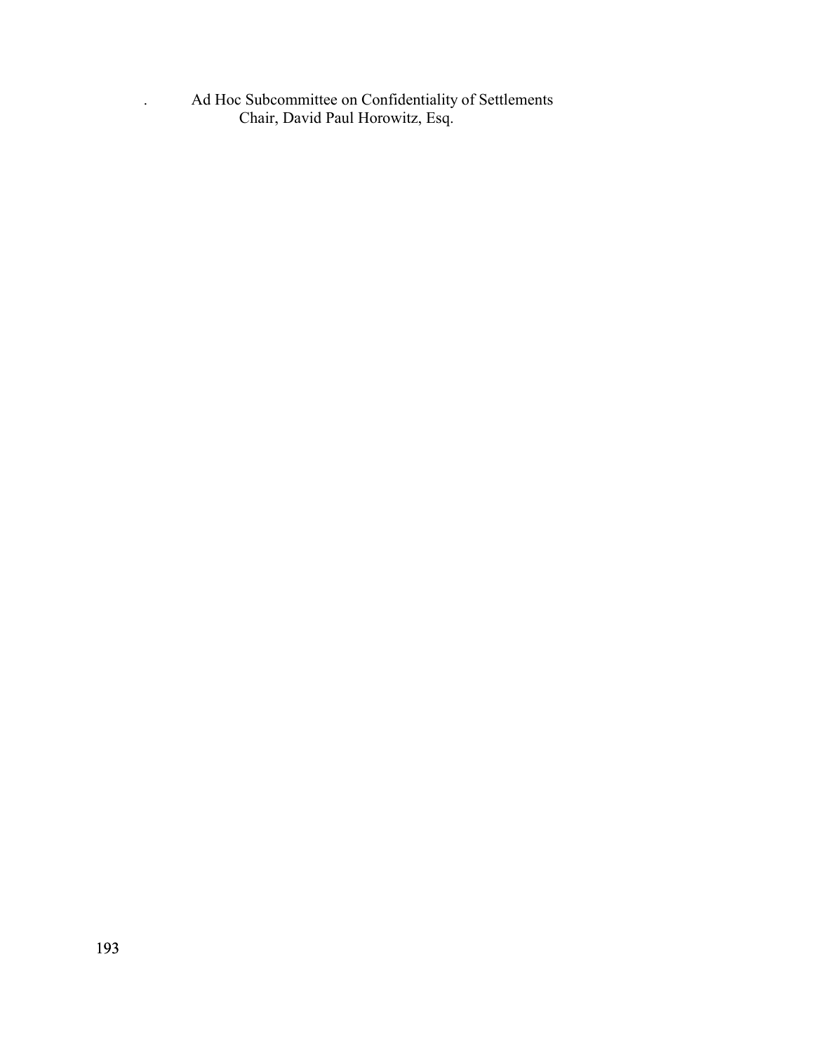. Ad Hoc Subcommittee on Confidentiality of Settlements

Chair, David Paul Horowitz, Esq.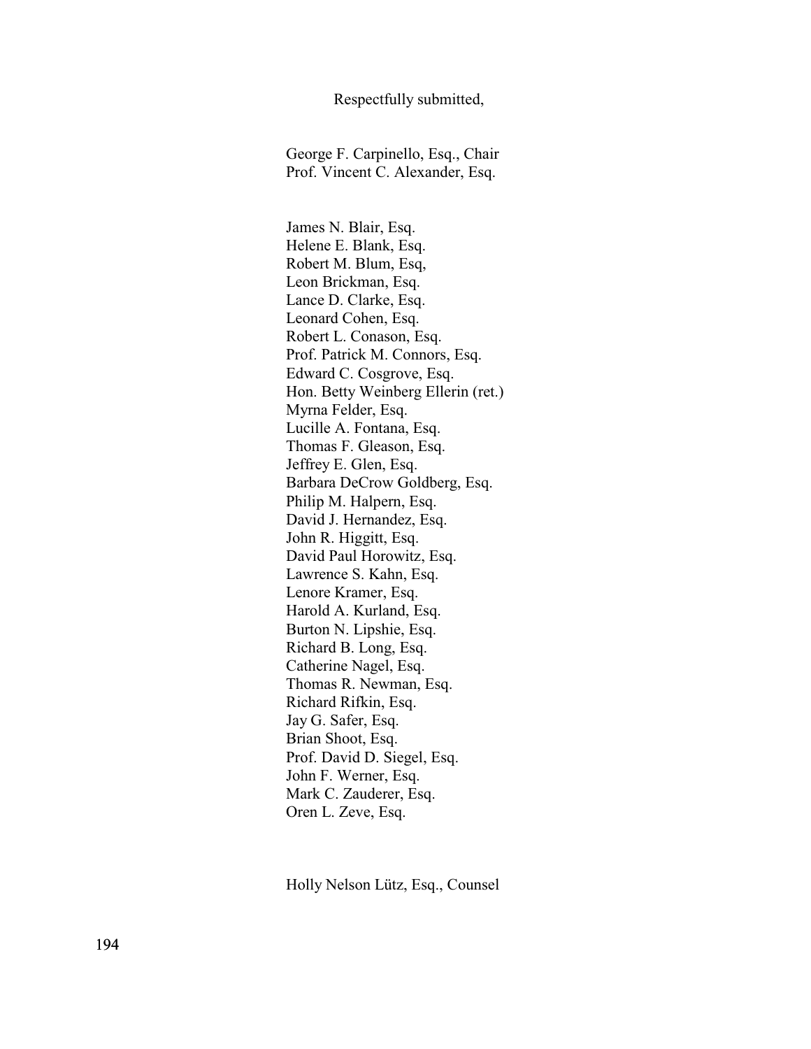Respectfully submitted,

George F. Carpinello, Esq., Chair
Prof. Vincent C. Alexander, Esq.

James N. Blair, Esq.
Helene E. Blank, Esq.
Robert M. Blum, Esq,
Leon Brickman, Esq.
Lance D. Clarke, Esq.
Leonard Cohen, Esq.
Robert L. Conason, Esq.
Prof. Patrick M. Connors, Esq.
Edward C. Cosgrove, Esq.
Hon. Betty Weinberg Ellerin (ret.)
Myrna Felder, Esq.
Lucille A. Fontana, Esq.
Thomas F. Gleason, Esq.
Jeffrey E. Glen, Esq.
Barbara DeCrow Goldberg, Esq.
Philip M. Halpern, Esq.
David J. Hernandez, Esq.
John R. Higgitt, Esq.
David Paul Horowitz, Esq.
Lawrence S. Kahn, Esq.
Lenore Kramer, Esq.
Harold A. Kurland, Esq.
Burton N. Lipshie, Esq.
Richard B. Long, Esq.
Catherine Nagel, Esq.
Thomas R. Newman, Esq.
Richard Rifkin, Esq.
Jay G. Safer, Esq.
Brian Shoot, Esq.
Prof. David D. Siegel, Esq.
John F. Werner, Esq.
Mark C. Zauderer, Esq.
Oren L. Zeve, Esq.

Holly Nelson Lütz, Esq., Counsel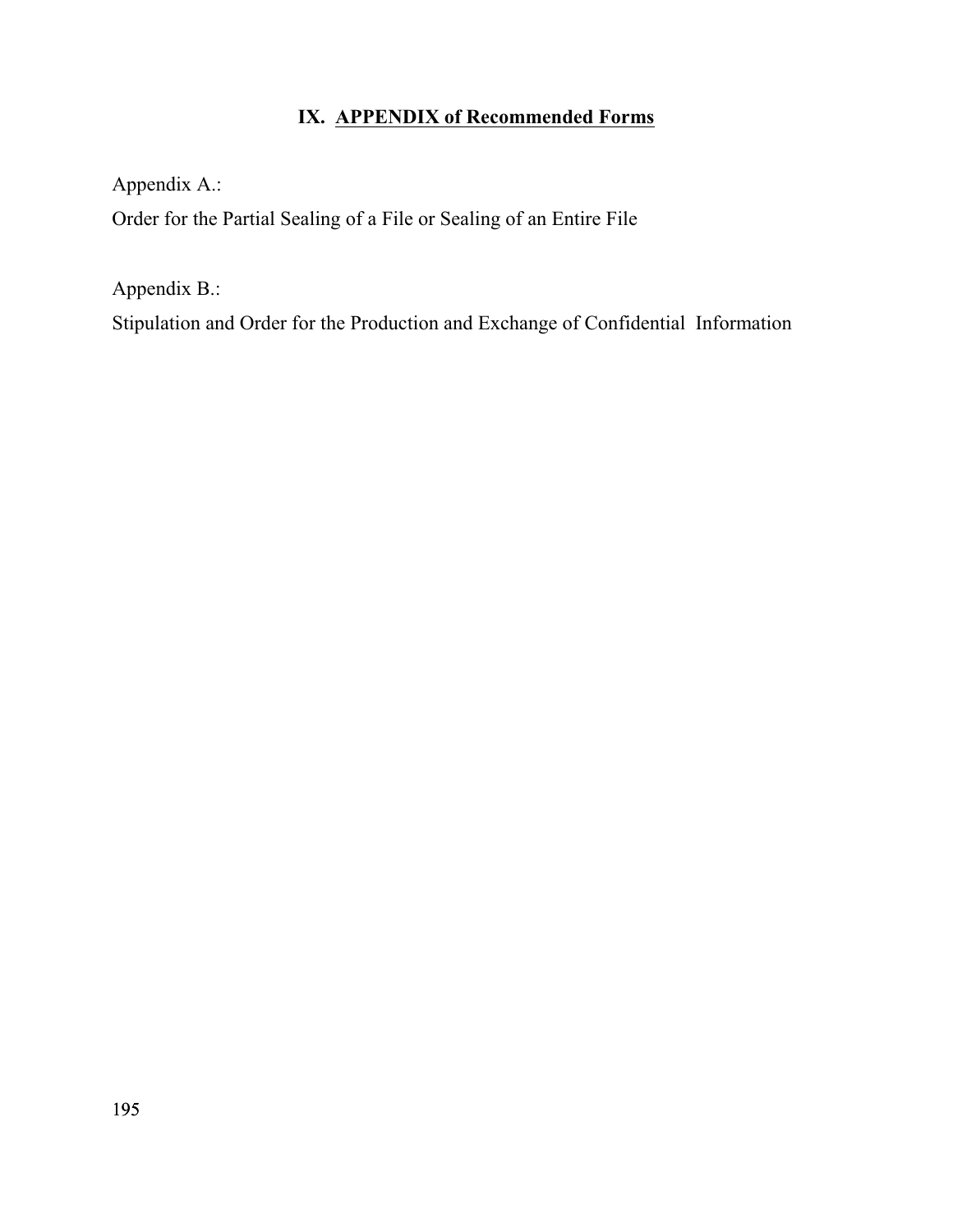# IX. APPENDIX of Recommended Forms

Appendix A.:

Order for the Partial Sealing of a File or Sealing of an Entire File

Appendix B.:

Stipulation and Order for the Production and Exchange of Confidential Information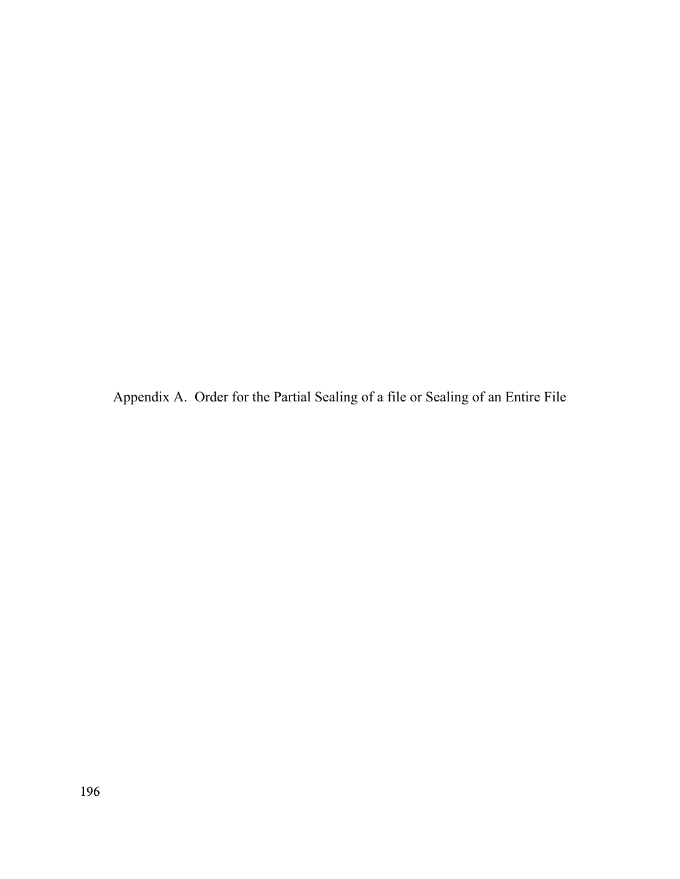# Appendix A. Order for the Partial Sealing of a file or Sealing of an Entire File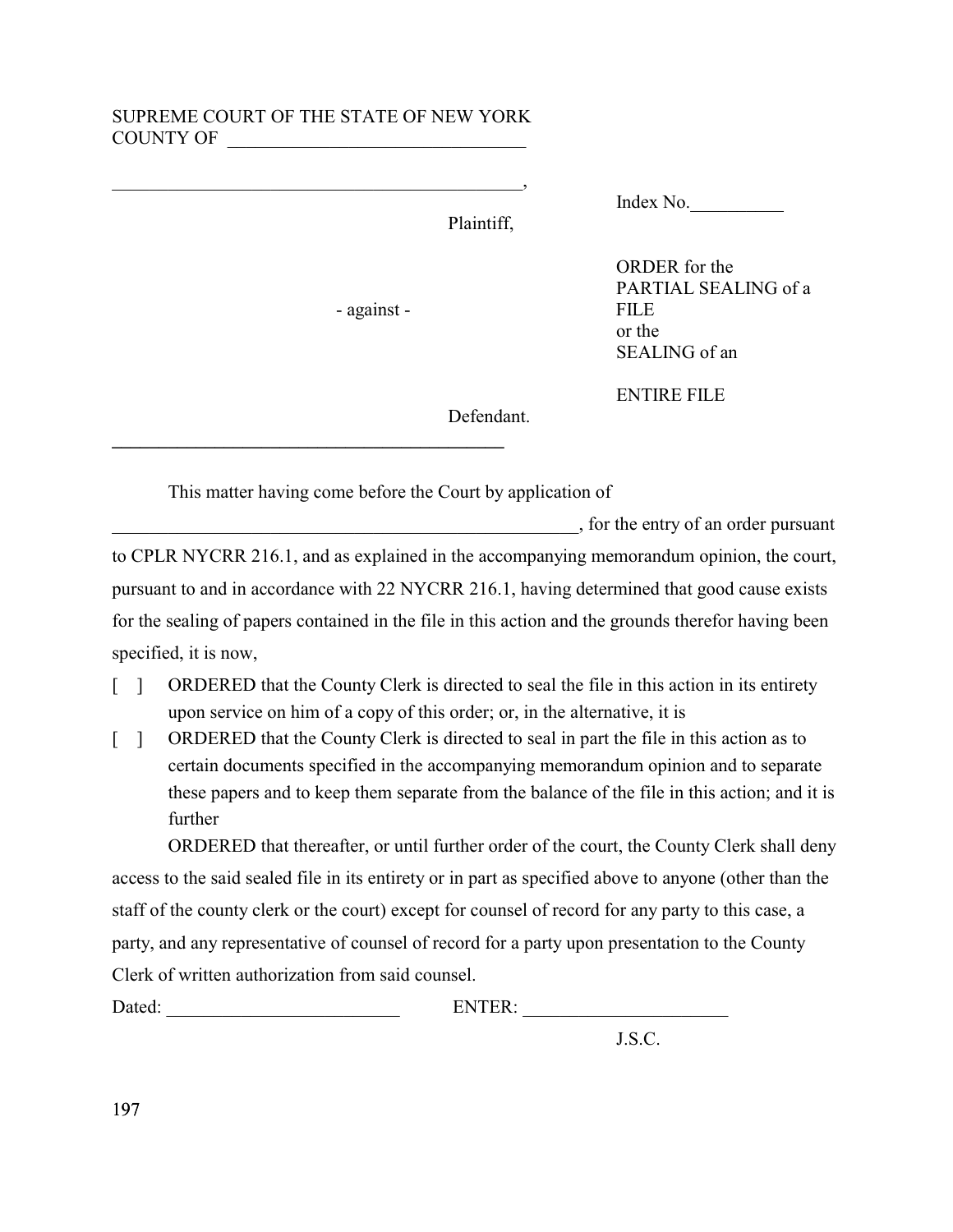SUPREME COURT OF THE STATE OF NEW YORK
COUNTY OF ________________________________

____________________________________________,

Plaintiff,

- against -

Defendant.

Index No.__________

ORDER for the PARTIAL SEALING of a FILE or the SEALING of an ENTIRE FILE

---

This matter having come before the Court by application of ____________________________________________________, for the entry of an order pursuant to CPLR NYCRR 216.1, and as explained in the accompanying memorandum opinion, the court, pursuant to and in accordance with 22 NYCRR 216.1, having determined that good cause exists for the sealing of papers contained in the file in this action and the grounds therefor having been specified, it is now,

[ ] ORDERED that the County Clerk is directed to seal the file in this action in its entirety upon service on him of a copy of this order; or, in the alternative, it is

[ ] ORDERED that the County Clerk is directed to seal in part the file in this action as to certain documents specified in the accompanying memorandum opinion and to separate these papers and to keep them separate from the balance of the file in this action; and it is further

ORDERED that thereafter, or until further order of the court, the County Clerk shall deny access to the said sealed file in its entirety or in part as specified above to anyone (other than the staff of the county clerk or the court) except for counsel of record for any party to this case, a party, and any representative of counsel of record for a party upon presentation to the County Clerk of written authorization from said counsel.

Dated: _________________________ ENTER: ______________________

J.S.C.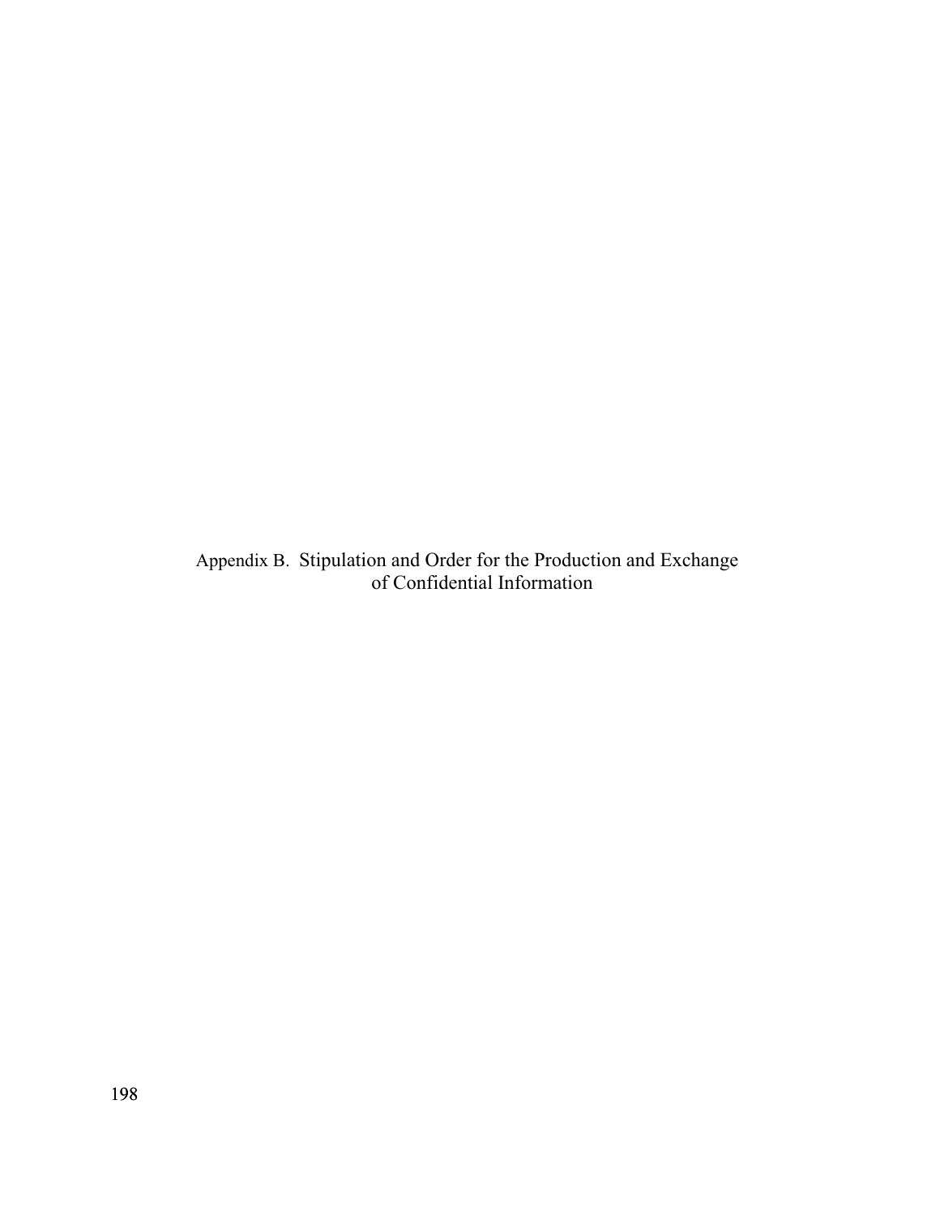# Appendix B. Stipulation and Order for the Production and Exchange of Confidential Information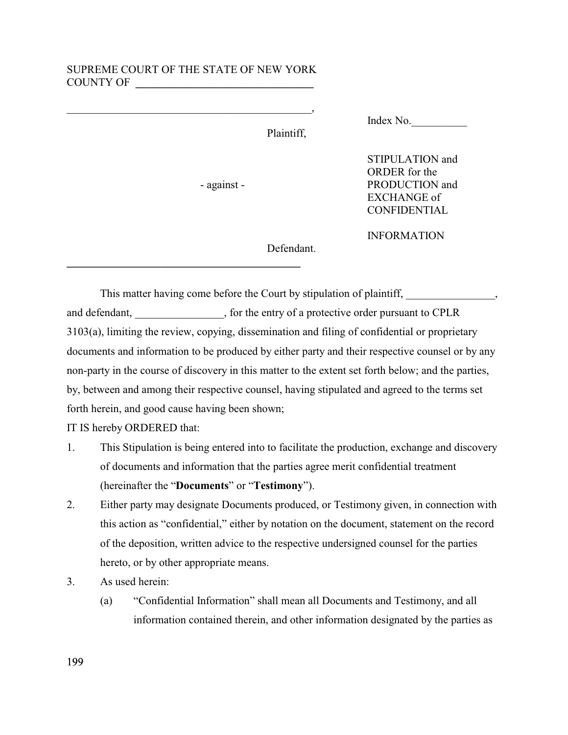SUPREME COURT OF THE STATE OF NEW YORK
COUNTY OF ________________________________

____________________________________________,

Plaintiff,

- against -

Defendant.

____________________________________________

Index No.__________

STIPULATION and ORDER for the PRODUCTION and EXCHANGE of CONFIDENTIAL

INFORMATION

This matter having come before the Court by stipulation of plaintiff, ________________, and defendant, ________________, for the entry of a protective order pursuant to CPLR 3103(a), limiting the review, copying, dissemination and filing of confidential or proprietary documents and information to be produced by either party and their respective counsel or by any non-party in the course of discovery in this matter to the extent set forth below; and the parties, by, between and among their respective counsel, having stipulated and agreed to the terms set forth herein, and good cause having been shown;

IT IS hereby ORDERED that:

1. This Stipulation is being entered into to facilitate the production, exchange and discovery of documents and information that the parties agree merit confidential treatment (hereinafter the "**Documents**" or "**Testimony**").

2. Either party may designate Documents produced, or Testimony given, in connection with this action as "confidential," either by notation on the document, statement on the record of the deposition, written advice to the respective undersigned counsel for the parties hereto, or by other appropriate means.

3. As used herein:

   (a) "Confidential Information" shall mean all Documents and Testimony, and all information contained therein, and other information designated by the parties as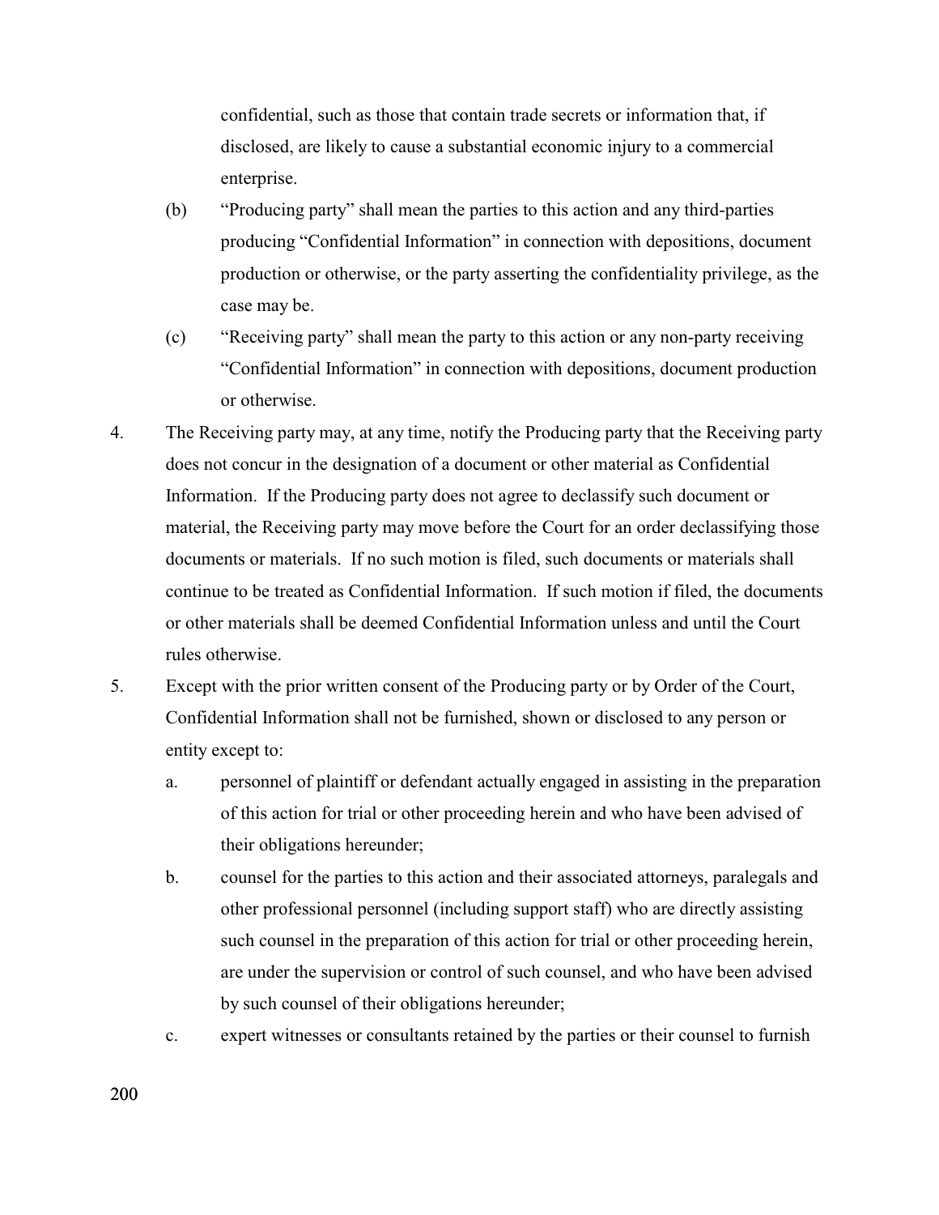confidential, such as those that contain trade secrets or information that, if disclosed, are likely to cause a substantial economic injury to a commercial enterprise.

(b) "Producing party" shall mean the parties to this action and any third-parties producing "Confidential Information" in connection with depositions, document production or otherwise, or the party asserting the confidentiality privilege, as the case may be.

(c) "Receiving party" shall mean the party to this action or any non-party receiving "Confidential Information" in connection with depositions, document production or otherwise.

4. The Receiving party may, at any time, notify the Producing party that the Receiving party does not concur in the designation of a document or other material as Confidential Information. If the Producing party does not agree to declassify such document or material, the Receiving party may move before the Court for an order declassifying those documents or materials. If no such motion is filed, such documents or materials shall continue to be treated as Confidential Information. If such motion if filed, the documents or other materials shall be deemed Confidential Information unless and until the Court rules otherwise.

5. Except with the prior written consent of the Producing party or by Order of the Court, Confidential Information shall not be furnished, shown or disclosed to any person or entity except to:

   a. personnel of plaintiff or defendant actually engaged in assisting in the preparation of this action for trial or other proceeding herein and who have been advised of their obligations hereunder;

   b. counsel for the parties to this action and their associated attorneys, paralegals and other professional personnel (including support staff) who are directly assisting such counsel in the preparation of this action for trial or other proceeding herein, are under the supervision or control of such counsel, and who have been advised by such counsel of their obligations hereunder;

   c. expert witnesses or consultants retained by the parties or their counsel to furnish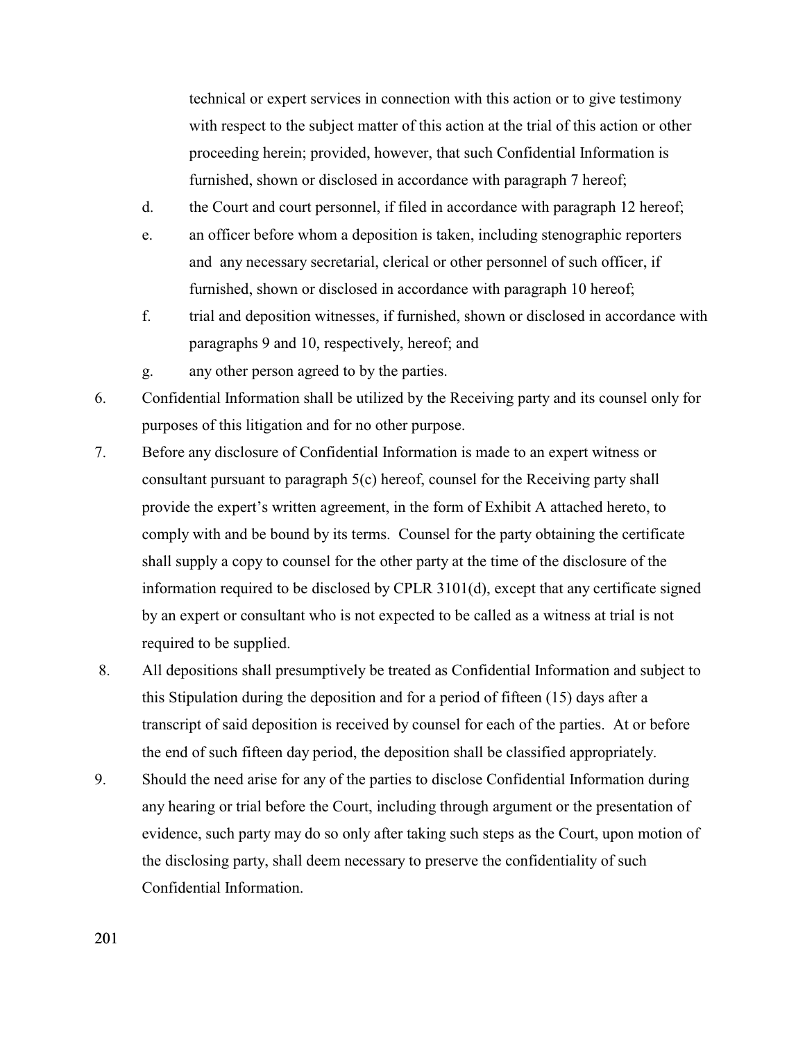technical or expert services in connection with this action or to give testimony with respect to the subject matter of this action at the trial of this action or other proceeding herein; provided, however, that such Confidential Information is furnished, shown or disclosed in accordance with paragraph 7 hereof;

d. the Court and court personnel, if filed in accordance with paragraph 12 hereof;

e. an officer before whom a deposition is taken, including stenographic reporters and any necessary secretarial, clerical or other personnel of such officer, if furnished, shown or disclosed in accordance with paragraph 10 hereof;

f. trial and deposition witnesses, if furnished, shown or disclosed in accordance with paragraphs 9 and 10, respectively, hereof; and

g. any other person agreed to by the parties.

6. Confidential Information shall be utilized by the Receiving party and its counsel only for purposes of this litigation and for no other purpose.

7. Before any disclosure of Confidential Information is made to an expert witness or consultant pursuant to paragraph 5(c) hereof, counsel for the Receiving party shall provide the expert's written agreement, in the form of Exhibit A attached hereto, to comply with and be bound by its terms. Counsel for the party obtaining the certificate shall supply a copy to counsel for the other party at the time of the disclosure of the information required to be disclosed by CPLR 3101(d), except that any certificate signed by an expert or consultant who is not expected to be called as a witness at trial is not required to be supplied.

8. All depositions shall presumptively be treated as Confidential Information and subject to this Stipulation during the deposition and for a period of fifteen (15) days after a transcript of said deposition is received by counsel for each of the parties. At or before the end of such fifteen day period, the deposition shall be classified appropriately.

9. Should the need arise for any of the parties to disclose Confidential Information during any hearing or trial before the Court, including through argument or the presentation of evidence, such party may do so only after taking such steps as the Court, upon motion of the disclosing party, shall deem necessary to preserve the confidentiality of such Confidential Information.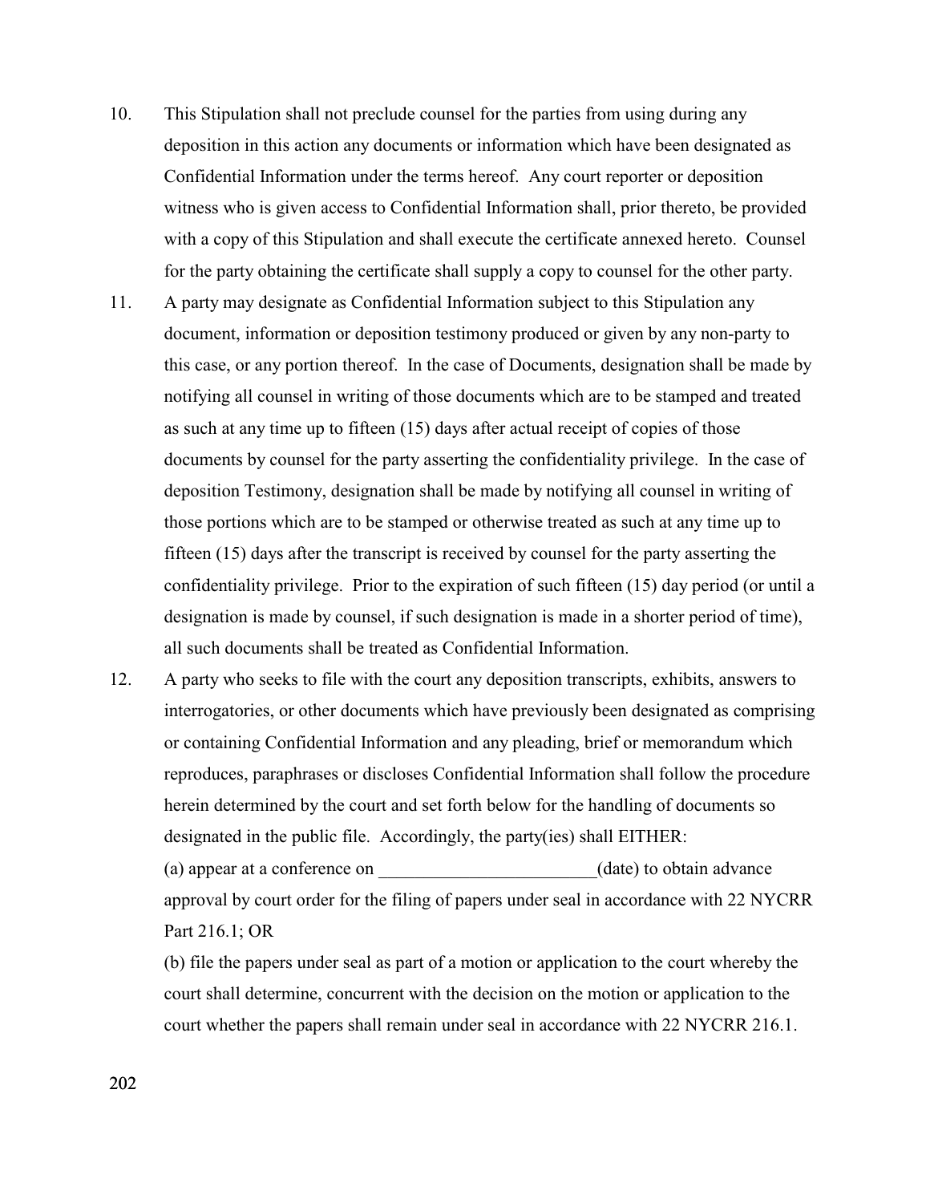10. This Stipulation shall not preclude counsel for the parties from using during any deposition in this action any documents or information which have been designated as Confidential Information under the terms hereof. Any court reporter or deposition witness who is given access to Confidential Information shall, prior thereto, be provided with a copy of this Stipulation and shall execute the certificate annexed hereto. Counsel for the party obtaining the certificate shall supply a copy to counsel for the other party.

11. A party may designate as Confidential Information subject to this Stipulation any document, information or deposition testimony produced or given by any non-party to this case, or any portion thereof. In the case of Documents, designation shall be made by notifying all counsel in writing of those documents which are to be stamped and treated as such at any time up to fifteen (15) days after actual receipt of copies of those documents by counsel for the party asserting the confidentiality privilege. In the case of deposition Testimony, designation shall be made by notifying all counsel in writing of those portions which are to be stamped or otherwise treated as such at any time up to fifteen (15) days after the transcript is received by counsel for the party asserting the confidentiality privilege. Prior to the expiration of such fifteen (15) day period (or until a designation is made by counsel, if such designation is made in a shorter period of time), all such documents shall be treated as Confidential Information.

12. A party who seeks to file with the court any deposition transcripts, exhibits, answers to interrogatories, or other documents which have previously been designated as comprising or containing Confidential Information and any pleading, brief or memorandum which reproduces, paraphrases or discloses Confidential Information shall follow the procedure herein determined by the court and set forth below for the handling of documents so designated in the public file. Accordingly, the party(ies) shall EITHER:

    (a) appear at a conference on ________________________(date) to obtain advance approval by court order for the filing of papers under seal in accordance with 22 NYCRR Part 216.1; OR

    (b) file the papers under seal as part of a motion or application to the court whereby the court shall determine, concurrent with the decision on the motion or application to the court whether the papers shall remain under seal in accordance with 22 NYCRR 216.1.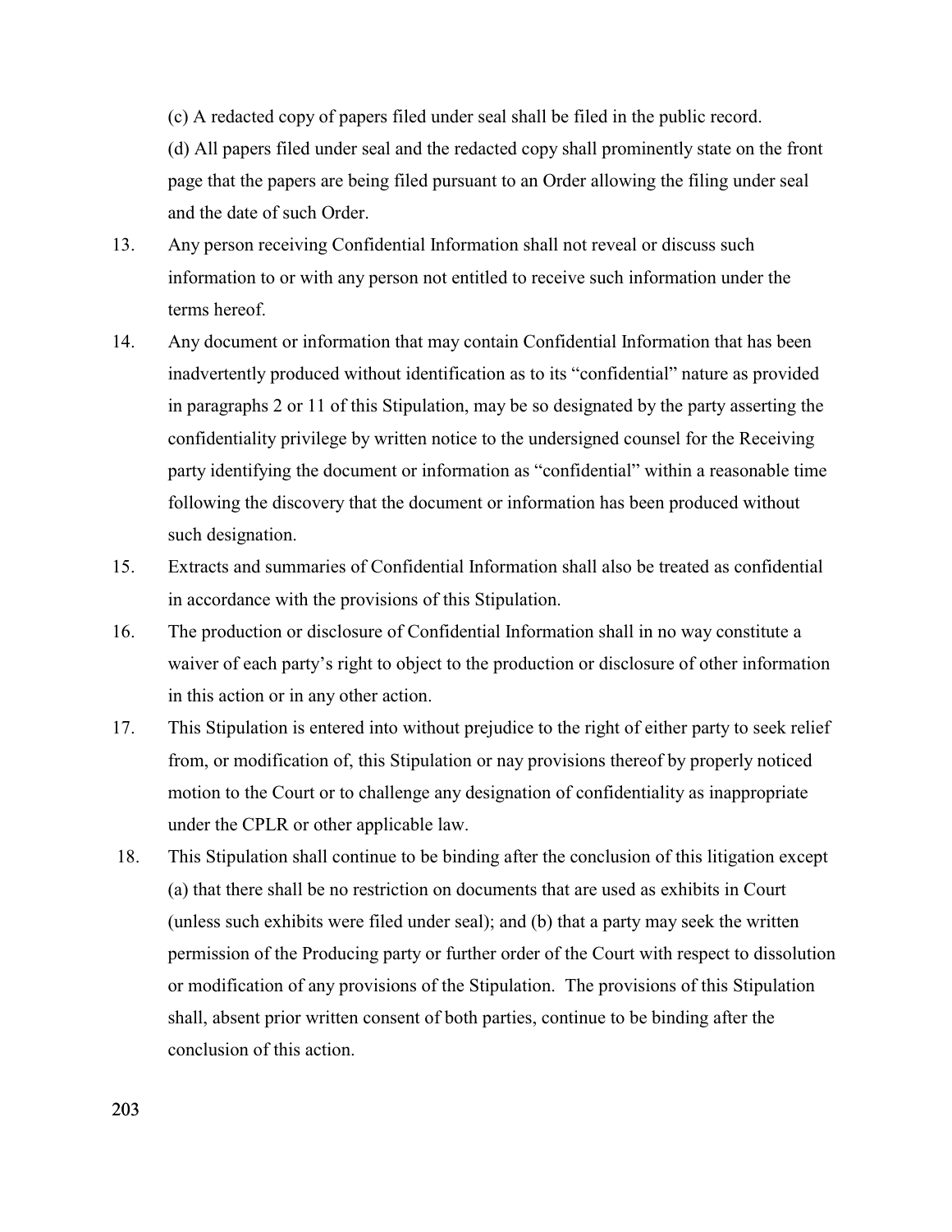(c) A redacted copy of papers filed under seal shall be filed in the public record.

(d) All papers filed under seal and the redacted copy shall prominently state on the front page that the papers are being filed pursuant to an Order allowing the filing under seal and the date of such Order.

13. Any person receiving Confidential Information shall not reveal or discuss such information to or with any person not entitled to receive such information under the terms hereof.

14. Any document or information that may contain Confidential Information that has been inadvertently produced without identification as to its "confidential" nature as provided in paragraphs 2 or 11 of this Stipulation, may be so designated by the party asserting the confidentiality privilege by written notice to the undersigned counsel for the Receiving party identifying the document or information as "confidential" within a reasonable time following the discovery that the document or information has been produced without such designation.

15. Extracts and summaries of Confidential Information shall also be treated as confidential in accordance with the provisions of this Stipulation.

16. The production or disclosure of Confidential Information shall in no way constitute a waiver of each party's right to object to the production or disclosure of other information in this action or in any other action.

17. This Stipulation is entered into without prejudice to the right of either party to seek relief from, or modification of, this Stipulation or nay provisions thereof by properly noticed motion to the Court or to challenge any designation of confidentiality as inappropriate under the CPLR or other applicable law.

18. This Stipulation shall continue to be binding after the conclusion of this litigation except (a) that there shall be no restriction on documents that are used as exhibits in Court (unless such exhibits were filed under seal); and (b) that a party may seek the written permission of the Producing party or further order of the Court with respect to dissolution or modification of any provisions of the Stipulation. The provisions of this Stipulation shall, absent prior written consent of both parties, continue to be binding after the conclusion of this action.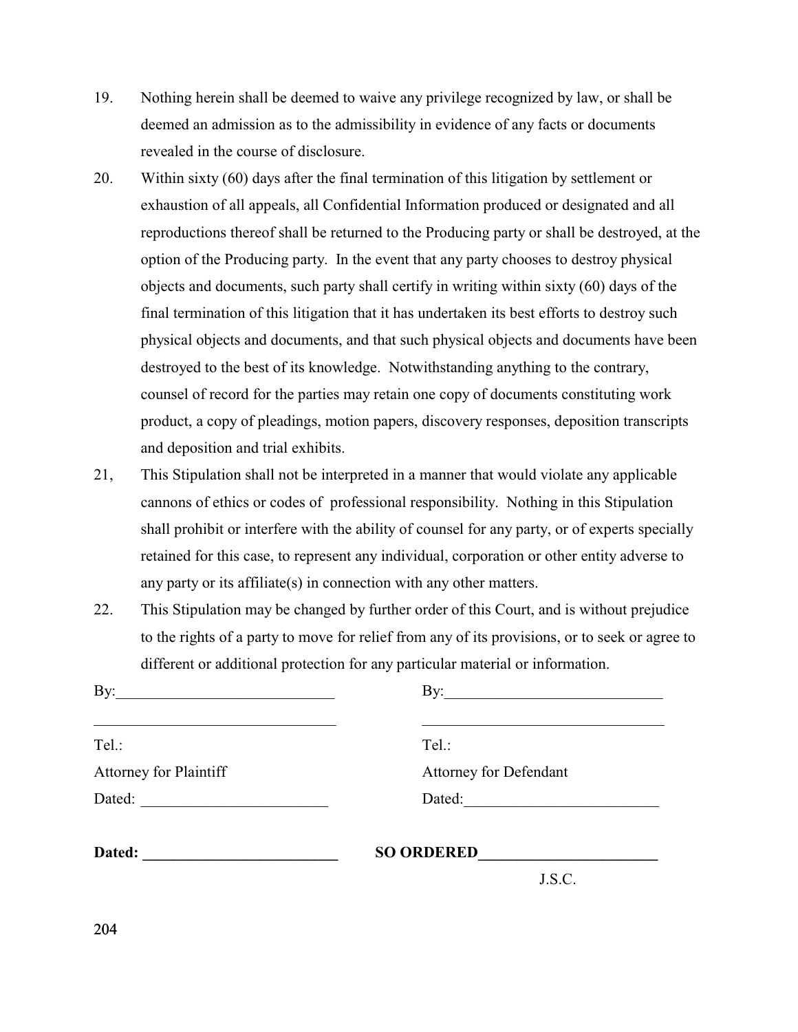19. Nothing herein shall be deemed to waive any privilege recognized by law, or shall be deemed an admission as to the admissibility in evidence of any facts or documents revealed in the course of disclosure.

20. Within sixty (60) days after the final termination of this litigation by settlement or exhaustion of all appeals, all Confidential Information produced or designated and all reproductions thereof shall be returned to the Producing party or shall be destroyed, at the option of the Producing party. In the event that any party chooses to destroy physical objects and documents, such party shall certify in writing within sixty (60) days of the final termination of this litigation that it has undertaken its best efforts to destroy such physical objects and documents, and that such physical objects and documents have been destroyed to the best of its knowledge. Notwithstanding anything to the contrary, counsel of record for the parties may retain one copy of documents constituting work product, a copy of pleadings, motion papers, discovery responses, deposition transcripts and deposition and trial exhibits.

21, This Stipulation shall not be interpreted in a manner that would violate any applicable cannons of ethics or codes of professional responsibility. Nothing in this Stipulation shall prohibit or interfere with the ability of counsel for any party, or of experts specially retained for this case, to represent any individual, corporation or other entity adverse to any party or its affiliate(s) in connection with any other matters.

22. This Stipulation may be changed by further order of this Court, and is without prejudice to the rights of a party to move for relief from any of its provisions, or to seek or agree to different or additional protection for any particular material or information.

By:____________________________

________________________________

Tel.:

Attorney for Plaintiff

Dated: ________________________

By:____________________________

________________________________

Tel.:

Attorney for Defendant

Dated:_________________________

**Dated: _________________________**

**SO ORDERED_______________________**

J.S.C.